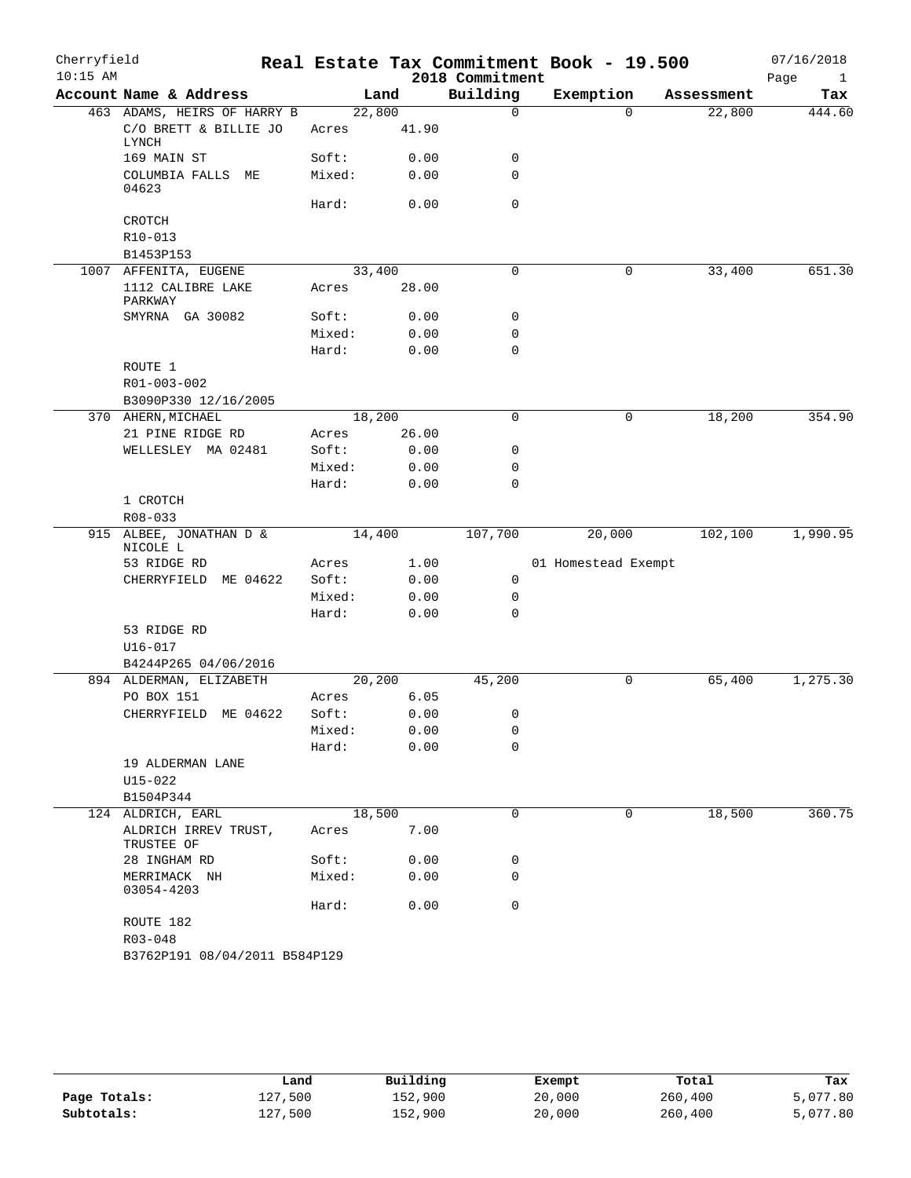Cherryfield 10:15 AM

# Real Estate Tax Commitment Book - 19.500

2018 Commitment

07/16/2018

| Account Name & Address | | Land | Building | Exemption | Assessment | Tax |
|---|---|---|---|---|---|---|
| 463 ADAMS, HEIRS OF HARRY B | | 22,800 | 0 | 0 | 22,800 | 444.60 |
| C/O BRETT & BILLIE JO LYNCH | Acres | 41.90 | | | | |
| 169 MAIN ST | Soft: | 0.00 | 0 | | | |
| COLUMBIA FALLS ME 04623 | Mixed: | 0.00 | 0 | | | |
| | Hard: | 0.00 | 0 | | | |
| CROTCH | | | | | | |
| R10-013 | | | | | | |
| B1453P153 | | | | | | |
| 1007 AFFENITA, EUGENE | | 33,400 | 0 | 0 | 33,400 | 651.30 |
| 1112 CALIBRE LAKE PARKWAY | Acres | 28.00 | | | | |
| SMYRNA GA 30082 | Soft: | 0.00 | 0 | | | |
| | Mixed: | 0.00 | 0 | | | |
| | Hard: | 0.00 | 0 | | | |
| ROUTE 1 | | | | | | |
| R01-003-002 | | | | | | |
| B3090P330 12/16/2005 | | | | | | |
| 370 AHERN, MICHAEL | | 18,200 | 0 | 0 | 18,200 | 354.90 |
| 21 PINE RIDGE RD | Acres | 26.00 | | | | |
| WELLESLEY MA 02481 | Soft: | 0.00 | 0 | | | |
| | Mixed: | 0.00 | 0 | | | |
| | Hard: | 0.00 | 0 | | | |
| 1 CROTCH | | | | | | |
| R08-033 | | | | | | |
| 915 ALBEE, JONATHAN D & NICOLE L | | 14,400 | 107,700 | 20,000 | 102,100 | 1,990.95 |
| 53 RIDGE RD | Acres | 1.00 | | 01 Homestead Exempt | | |
| CHERRYFIELD ME 04622 | Soft: | 0.00 | 0 | | | |
| | Mixed: | 0.00 | 0 | | | |
| | Hard: | 0.00 | 0 | | | |
| 53 RIDGE RD | | | | | | |
| U16-017 | | | | | | |
| B4244P265 04/06/2016 | | | | | | |
| 894 ALDERMAN, ELIZABETH | | 20,200 | 45,200 | 0 | 65,400 | 1,275.30 |
| PO BOX 151 | Acres | 6.05 | | | | |
| CHERRYFIELD ME 04622 | Soft: | 0.00 | 0 | | | |
| | Mixed: | 0.00 | 0 | | | |
| | Hard: | 0.00 | 0 | | | |
| 19 ALDERMAN LANE | | | | | | |
| U15-022 | | | | | | |
| B1504P344 | | | | | | |
| 124 ALDRICH, EARL | | 18,500 | 0 | 0 | 18,500 | 360.75 |
| ALDRICH IRREV TRUST, TRUSTEE OF | Acres | 7.00 | | | | |
| 28 INGHAM RD | Soft: | 0.00 | 0 | | | |
| MERRIMACK NH 03054-4203 | Mixed: | 0.00 | 0 | | | |
| | Hard: | 0.00 | 0 | | | |
| ROUTE 182 | | | | | | |
| R03-048 | | | | | | |
| B3762P191 08/04/2011 B584P129 | | | | | | |

| | Land | Building | Exempt | Total | Tax |
|---|---|---|---|---|---|
| Page Totals: | 127,500 | 152,900 | 20,000 | 260,400 | 5,077.80 |
| Subtotals: | 127,500 | 152,900 | 20,000 | 260,400 | 5,077.80 |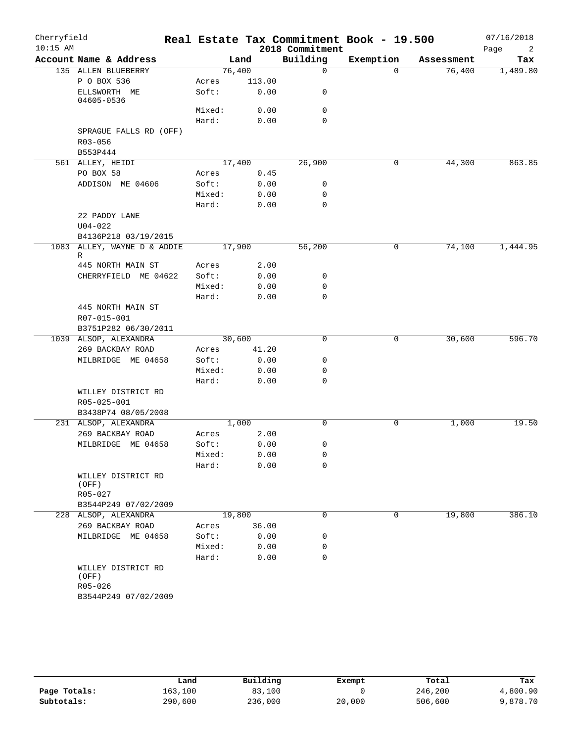# Real Estate Tax Commitment Book - 19.500

Cherryfield
10:15 AM
2018 Commitment
07/16/2018

| Account Name & Address | | Land | Building | Exemption | Assessment | Tax |
|---|---|---|---|---|---|---|
| 135 ALLEN BLUEBERRY | | 76,400 | 0 | 0 | 76,400 | 1,489.80 |
| P O BOX 536 | Acres | 113.00 | | | | |
| ELLSWORTH ME 04605-0536 | Soft: | 0.00 | 0 | | | |
| | Mixed: | 0.00 | 0 | | | |
| | Hard: | 0.00 | 0 | | | |
| SPRAGUE FALLS RD (OFF) | | | | | | |
| R03-056 | | | | | | |
| B553P444 | | | | | | |
| 561 ALLEY, HEIDI | | 17,400 | 26,900 | 0 | 44,300 | 863.85 |
| PO BOX 58 | Acres | 0.45 | | | | |
| ADDISON ME 04606 | Soft: | 0.00 | 0 | | | |
| | Mixed: | 0.00 | 0 | | | |
| | Hard: | 0.00 | 0 | | | |
| 22 PADDY LANE | | | | | | |
| U04-022 | | | | | | |
| B4136P218 03/19/2015 | | | | | | |
| 1083 ALLEY, WAYNE D & ADDIE R | | 17,900 | 56,200 | 0 | 74,100 | 1,444.95 |
| 445 NORTH MAIN ST | Acres | 2.00 | | | | |
| CHERRYFIELD ME 04622 | Soft: | 0.00 | 0 | | | |
| | Mixed: | 0.00 | 0 | | | |
| | Hard: | 0.00 | 0 | | | |
| 445 NORTH MAIN ST | | | | | | |
| R07-015-001 | | | | | | |
| B3751P282 06/30/2011 | | | | | | |
| 1039 ALSOP, ALEXANDRA | | 30,600 | 0 | 0 | 30,600 | 596.70 |
| 269 BACKBAY ROAD | Acres | 41.20 | | | | |
| MILBRIDGE ME 04658 | Soft: | 0.00 | 0 | | | |
| | Mixed: | 0.00 | 0 | | | |
| | Hard: | 0.00 | 0 | | | |
| WILLEY DISTRICT RD | | | | | | |
| R05-025-001 | | | | | | |
| B3438P74 08/05/2008 | | | | | | |
| 231 ALSOP, ALEXANDRA | | 1,000 | 0 | 0 | 1,000 | 19.50 |
| 269 BACKBAY ROAD | Acres | 2.00 | | | | |
| MILBRIDGE ME 04658 | Soft: | 0.00 | 0 | | | |
| | Mixed: | 0.00 | 0 | | | |
| | Hard: | 0.00 | 0 | | | |
| WILLEY DISTRICT RD (OFF) | | | | | | |
| R05-027 | | | | | | |
| B3544P249 07/02/2009 | | | | | | |
| 228 ALSOP, ALEXANDRA | | 19,800 | 0 | 0 | 19,800 | 386.10 |
| 269 BACKBAY ROAD | Acres | 36.00 | | | | |
| MILBRIDGE ME 04658 | Soft: | 0.00 | 0 | | | |
| | Mixed: | 0.00 | 0 | | | |
| | Hard: | 0.00 | 0 | | | |
| WILLEY DISTRICT RD (OFF) | | | | | | |
| R05-026 | | | | | | |
| B3544P249 07/02/2009 | | | | | | |

| | Land | Building | Exempt | Total | Tax |
|---|---|---|---|---|---|
| Page Totals: | 163,100 | 83,100 | 0 | 246,200 | 4,800.90 |
| Subtotals: | 290,600 | 236,000 | 20,000 | 506,600 | 9,878.70 |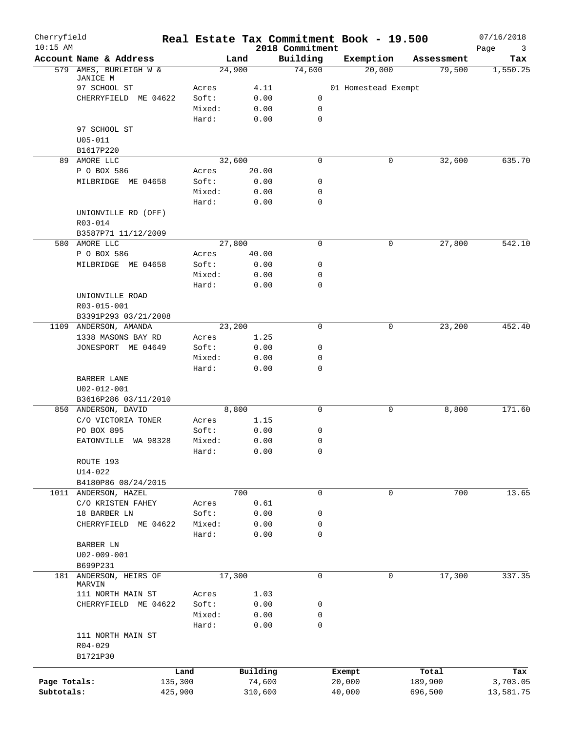Cherryfield **Real Estate Tax Commitment Book - 19.500** 07/16/2018
10:15 AM 2018 Commitment

| Account | Name & Address | | Land | Building | Exemption | Assessment | Tax |
|---|---|---|---|---|---|---|---|
| 579 | AMES, BURLEIGH W & JANICE M | | 24,900 | 74,600 | 20,000 | 79,500 | 1,550.25 |
| | 97 SCHOOL ST | Acres | 4.11 | | 01 Homestead Exempt | | |
| | CHERRYFIELD ME 04622 | Soft: | 0.00 | 0 | | | |
| | | Mixed: | 0.00 | 0 | | | |
| | | Hard: | 0.00 | 0 | | | |
| | 97 SCHOOL ST | | | | | | |
| | U05-011 | | | | | | |
| | B1617P220 | | | | | | |
| 89 | AMORE LLC | | 32,600 | 0 | 0 | 32,600 | 635.70 |
| | P O BOX 586 | Acres | 20.00 | | | | |
| | MILBRIDGE ME 04658 | Soft: | 0.00 | 0 | | | |
| | | Mixed: | 0.00 | 0 | | | |
| | | Hard: | 0.00 | 0 | | | |
| | UNIONVILLE RD (OFF) | | | | | | |
| | R03-014 | | | | | | |
| | B3587P71 11/12/2009 | | | | | | |
| 580 | AMORE LLC | | 27,800 | 0 | 0 | 27,800 | 542.10 |
| | P O BOX 586 | Acres | 40.00 | | | | |
| | MILBRIDGE ME 04658 | Soft: | 0.00 | 0 | | | |
| | | Mixed: | 0.00 | 0 | | | |
| | | Hard: | 0.00 | 0 | | | |
| | UNIONVILLE ROAD | | | | | | |
| | R03-015-001 | | | | | | |
| | B3391P293 03/21/2008 | | | | | | |
| 1109 | ANDERSON, AMANDA | | 23,200 | 0 | 0 | 23,200 | 452.40 |
| | 1338 MASONS BAY RD | Acres | 1.25 | | | | |
| | JONESPORT ME 04649 | Soft: | 0.00 | 0 | | | |
| | | Mixed: | 0.00 | 0 | | | |
| | | Hard: | 0.00 | 0 | | | |
| | BARBER LANE | | | | | | |
| | U02-012-001 | | | | | | |
| | B3616P286 03/11/2010 | | | | | | |
| 850 | ANDERSON, DAVID | | 8,800 | 0 | 0 | 8,800 | 171.60 |
| | C/O VICTORIA TONER | Acres | 1.15 | | | | |
| | PO BOX 895 | Soft: | 0.00 | 0 | | | |
| | EATONVILLE WA 98328 | Mixed: | 0.00 | 0 | | | |
| | | Hard: | 0.00 | 0 | | | |
| | ROUTE 193 | | | | | | |
| | U14-022 | | | | | | |
| | B4180P86 08/24/2015 | | | | | | |
| 1011 | ANDERSON, HAZEL | | 700 | 0 | 0 | 700 | 13.65 |
| | C/O KRISTEN FAHEY | Acres | 0.61 | | | | |
| | 18 BARBER LN | Soft: | 0.00 | 0 | | | |
| | CHERRYFIELD ME 04622 | Mixed: | 0.00 | 0 | | | |
| | | Hard: | 0.00 | 0 | | | |
| | BARBER LN | | | | | | |
| | U02-009-001 | | | | | | |
| | B699P231 | | | | | | |
| 181 | ANDERSON, HEIRS OF MARVIN | | 17,300 | 0 | 0 | 17,300 | 337.35 |
| | 111 NORTH MAIN ST | Acres | 1.03 | | | | |
| | CHERRYFIELD ME 04622 | Soft: | 0.00 | 0 | | | |
| | | Mixed: | 0.00 | 0 | | | |
| | | Hard: | 0.00 | 0 | | | |
| | 111 NORTH MAIN ST | | | | | | |
| | R04-029 | | | | | | |
| | B1721P30 | | | | | | |

| | Land | Building | Exempt | Total | Tax |
|---|---|---|---|---|---|
| Page Totals: | 135,300 | 74,600 | 20,000 | 189,900 | 3,703.05 |
| Subtotals: | 425,900 | 310,600 | 40,000 | 696,500 | 13,581.75 |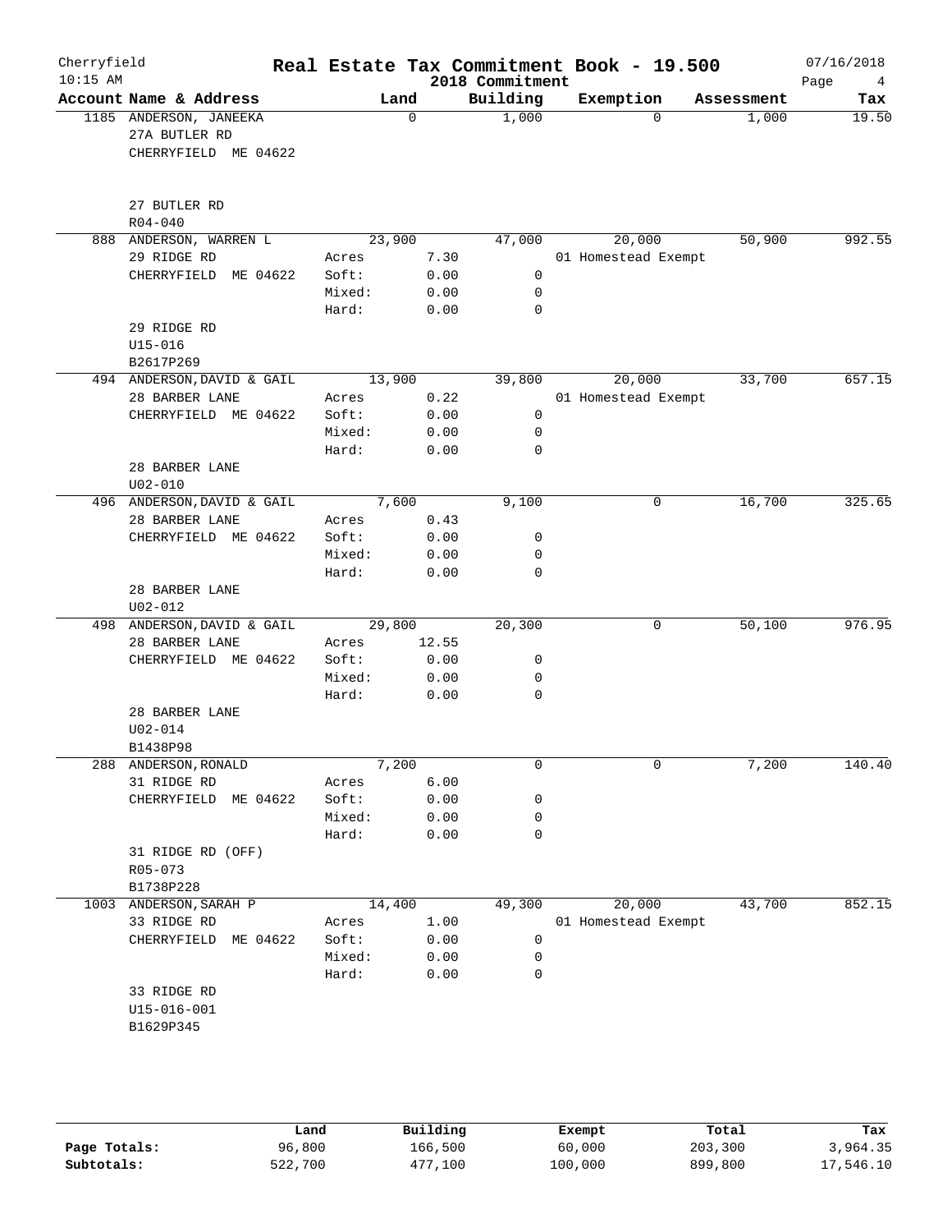Cherryfield **Real Estate Tax Commitment Book - 19.500** 07/16/2018
10:15 AM **2018 Commitment**

| Account Name & Address | Land | | Building | Exemption | Assessment | Tax |
|---|---|---|---|---|---|---|
| 1185 ANDERSON, JANEEKA | 0 | | 1,000 | 0 | 1,000 | 19.50 |
| 27A BUTLER RD | | | | | | |
| CHERRYFIELD ME 04622 | | | | | | |
| 27 BUTLER RD | | | | | | |
| R04-040 | | | | | | |
| 888 ANDERSON, WARREN L | 23,900 | | 47,000 | 20,000 | 50,900 | 992.55 |
| 29 RIDGE RD | Acres | 7.30 | | 01 Homestead Exempt | | |
| CHERRYFIELD ME 04622 | Soft: | 0.00 | 0 | | | |
| | Mixed: | 0.00 | 0 | | | |
| | Hard: | 0.00 | 0 | | | |
| 29 RIDGE RD | | | | | | |
| U15-016 | | | | | | |
| B2617P269 | | | | | | |
| 494 ANDERSON,DAVID & GAIL | 13,900 | | 39,800 | 20,000 | 33,700 | 657.15 |
| 28 BARBER LANE | Acres | 0.22 | | 01 Homestead Exempt | | |
| CHERRYFIELD ME 04622 | Soft: | 0.00 | 0 | | | |
| | Mixed: | 0.00 | 0 | | | |
| | Hard: | 0.00 | 0 | | | |
| 28 BARBER LANE | | | | | | |
| U02-010 | | | | | | |
| 496 ANDERSON,DAVID & GAIL | 7,600 | | 9,100 | 0 | 16,700 | 325.65 |
| 28 BARBER LANE | Acres | 0.43 | | | | |
| CHERRYFIELD ME 04622 | Soft: | 0.00 | 0 | | | |
| | Mixed: | 0.00 | 0 | | | |
| | Hard: | 0.00 | 0 | | | |
| 28 BARBER LANE | | | | | | |
| U02-012 | | | | | | |
| 498 ANDERSON,DAVID & GAIL | 29,800 | | 20,300 | 0 | 50,100 | 976.95 |
| 28 BARBER LANE | Acres | 12.55 | | | | |
| CHERRYFIELD ME 04622 | Soft: | 0.00 | 0 | | | |
| | Mixed: | 0.00 | 0 | | | |
| | Hard: | 0.00 | 0 | | | |
| 28 BARBER LANE | | | | | | |
| U02-014 | | | | | | |
| B1438P98 | | | | | | |
| 288 ANDERSON,RONALD | 7,200 | | 0 | 0 | 7,200 | 140.40 |
| 31 RIDGE RD | Acres | 6.00 | | | | |
| CHERRYFIELD ME 04622 | Soft: | 0.00 | 0 | | | |
| | Mixed: | 0.00 | 0 | | | |
| | Hard: | 0.00 | 0 | | | |
| 31 RIDGE RD (OFF) | | | | | | |
| R05-073 | | | | | | |
| B1738P228 | | | | | | |
| 1003 ANDERSON,SARAH P | 14,400 | | 49,300 | 20,000 | 43,700 | 852.15 |
| 33 RIDGE RD | Acres | 1.00 | | 01 Homestead Exempt | | |
| CHERRYFIELD ME 04622 | Soft: | 0.00 | 0 | | | |
| | Mixed: | 0.00 | 0 | | | |
| | Hard: | 0.00 | 0 | | | |
| 33 RIDGE RD | | | | | | |
| U15-016-001 | | | | | | |
| B1629P345 | | | | | | |

| | Land | Building | Exempt | Total | Tax |
|---|---|---|---|---|---|
| **Page Totals:** | 96,800 | 166,500 | 60,000 | 203,300 | 3,964.35 |
| **Subtotals:** | 522,700 | 477,100 | 100,000 | 899,800 | 17,546.10 |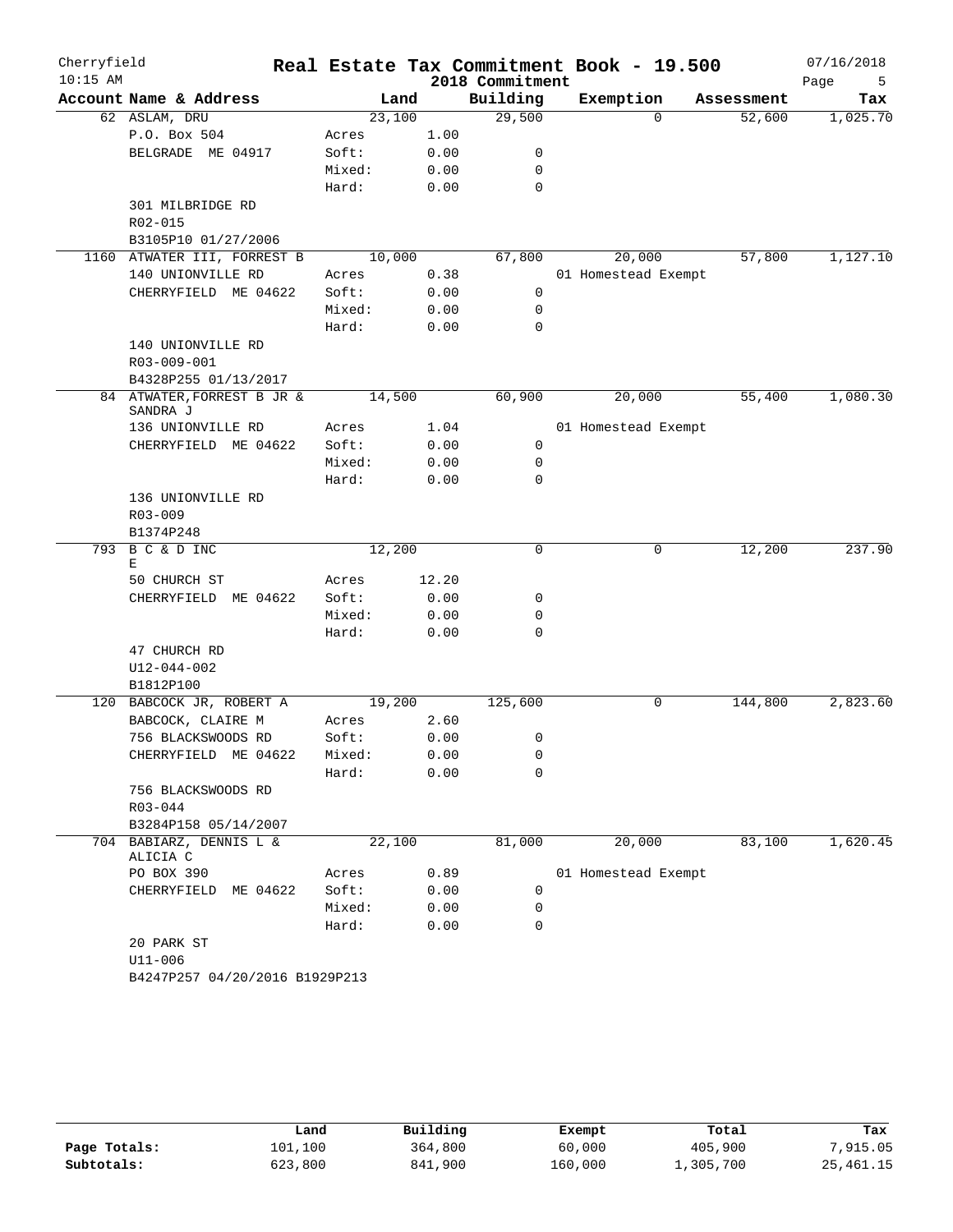# Cherryfield — Real Estate Tax Commitment Book - 19.500

10:15 AM — 2018 Commitment — 07/16/2018

| Account Name & Address | | Land | Building | Exemption | Assessment | Tax |
|---|---|---|---|---|---|---|
| 62 ASLAM, DRU | | 23,100 | 29,500 | 0 | 52,600 | 1,025.70 |
| P.O. Box 504 | Acres | 1.00 | | | | |
| BELGRADE ME 04917 | Soft: | 0.00 | 0 | | | |
| | Mixed: | 0.00 | 0 | | | |
| | Hard: | 0.00 | 0 | | | |
| 301 MILBRIDGE RD | | | | | | |
| R02-015 | | | | | | |
| B3105P10 01/27/2006 | | | | | | |
| 1160 ATWATER III, FORREST B | | 10,000 | 67,800 | 20,000 | 57,800 | 1,127.10 |
| 140 UNIONVILLE RD | Acres | 0.38 | | 01 Homestead Exempt | | |
| CHERRYFIELD ME 04622 | Soft: | 0.00 | 0 | | | |
| | Mixed: | 0.00 | 0 | | | |
| | Hard: | 0.00 | 0 | | | |
| 140 UNIONVILLE RD | | | | | | |
| R03-009-001 | | | | | | |
| B4328P255 01/13/2017 | | | | | | |
| 84 ATWATER,FORREST B JR & SANDRA J | | 14,500 | 60,900 | 20,000 | 55,400 | 1,080.30 |
| 136 UNIONVILLE RD | Acres | 1.04 | | 01 Homestead Exempt | | |
| CHERRYFIELD ME 04622 | Soft: | 0.00 | 0 | | | |
| | Mixed: | 0.00 | 0 | | | |
| | Hard: | 0.00 | 0 | | | |
| 136 UNIONVILLE RD | | | | | | |
| R03-009 | | | | | | |
| B1374P248 | | | | | | |
| 793 B C & D INC E | | 12,200 | 0 | 0 | 12,200 | 237.90 |
| 50 CHURCH ST | Acres | 12.20 | | | | |
| CHERRYFIELD ME 04622 | Soft: | 0.00 | 0 | | | |
| | Mixed: | 0.00 | 0 | | | |
| | Hard: | 0.00 | 0 | | | |
| 47 CHURCH RD | | | | | | |
| U12-044-002 | | | | | | |
| B1812P100 | | | | | | |
| 120 BABCOCK JR, ROBERT A | | 19,200 | 125,600 | 0 | 144,800 | 2,823.60 |
| BABCOCK, CLAIRE M | Acres | 2.60 | | | | |
| 756 BLACKSWOODS RD | Soft: | 0.00 | 0 | | | |
| CHERRYFIELD ME 04622 | Mixed: | 0.00 | 0 | | | |
| | Hard: | 0.00 | 0 | | | |
| 756 BLACKSWOODS RD | | | | | | |
| R03-044 | | | | | | |
| B3284P158 05/14/2007 | | | | | | |
| 704 BABIARZ, DENNIS L & ALICIA C | | 22,100 | 81,000 | 20,000 | 83,100 | 1,620.45 |
| PO BOX 390 | Acres | 0.89 | | 01 Homestead Exempt | | |
| CHERRYFIELD ME 04622 | Soft: | 0.00 | 0 | | | |
| | Mixed: | 0.00 | 0 | | | |
| | Hard: | 0.00 | 0 | | | |
| 20 PARK ST | | | | | | |
| U11-006 | | | | | | |
| B4247P257 04/20/2016 B1929P213 | | | | | | |

| | Land | Building | Exempt | Total | Tax |
|---|---|---|---|---|---|
| **Page Totals:** | 101,100 | 364,800 | 60,000 | 405,900 | 7,915.05 |
| **Subtotals:** | 623,800 | 841,900 | 160,000 | 1,305,700 | 25,461.15 |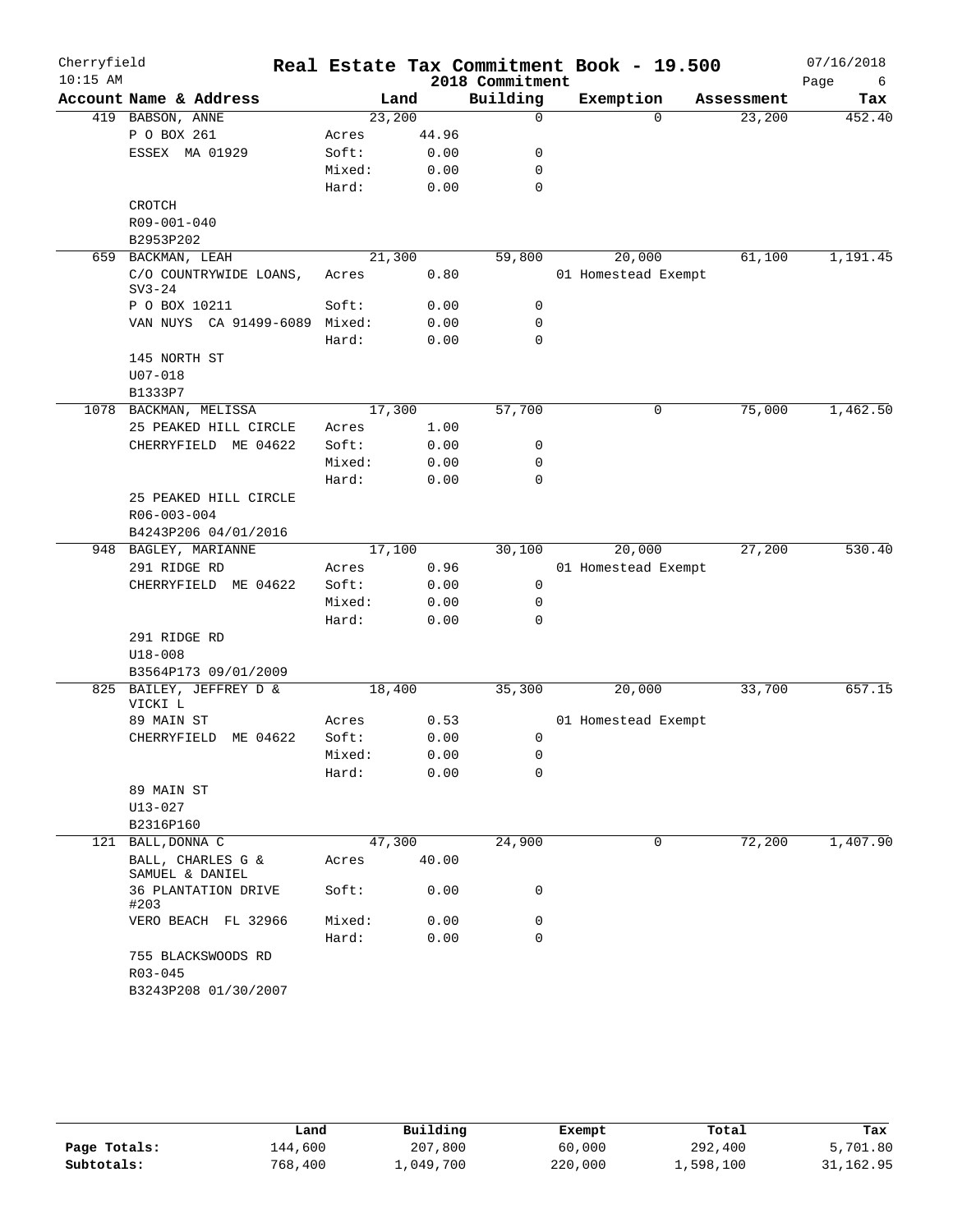Cherryfield 10:15 AM

# Real Estate Tax Commitment Book - 19.500

2018 Commitment

07/16/2018

| Account Name & Address | | Land | Building | Exemption | Assessment | Tax |
|---|---|---|---|---|---|---|
| 419 BABSON, ANNE | | 23,200 | 0 | 0 | 23,200 | 452.40 |
| P O BOX 261 | Acres | 44.96 | | | | |
| ESSEX MA 01929 | Soft: | 0.00 | 0 | | | |
| | Mixed: | 0.00 | 0 | | | |
| | Hard: | 0.00 | 0 | | | |
| CROTCH | | | | | | |
| R09-001-040 | | | | | | |
| B2953P202 | | | | | | |
| 659 BACKMAN, LEAH | | 21,300 | 59,800 | 20,000 | 61,100 | 1,191.45 |
| C/O COUNTRYWIDE LOANS, SV3-24 | Acres | 0.80 | | 01 Homestead Exempt | | |
| P O BOX 10211 | Soft: | 0.00 | 0 | | | |
| VAN NUYS CA 91499-6089 | Mixed: | 0.00 | 0 | | | |
| | Hard: | 0.00 | 0 | | | |
| 145 NORTH ST | | | | | | |
| U07-018 | | | | | | |
| B1333P7 | | | | | | |
| 1078 BACKMAN, MELISSA | | 17,300 | 57,700 | 0 | 75,000 | 1,462.50 |
| 25 PEAKED HILL CIRCLE | Acres | 1.00 | | | | |
| CHERRYFIELD ME 04622 | Soft: | 0.00 | 0 | | | |
| | Mixed: | 0.00 | 0 | | | |
| | Hard: | 0.00 | 0 | | | |
| 25 PEAKED HILL CIRCLE | | | | | | |
| R06-003-004 | | | | | | |
| B4243P206 04/01/2016 | | | | | | |
| 948 BAGLEY, MARIANNE | | 17,100 | 30,100 | 20,000 | 27,200 | 530.40 |
| 291 RIDGE RD | Acres | 0.96 | | 01 Homestead Exempt | | |
| CHERRYFIELD ME 04622 | Soft: | 0.00 | 0 | | | |
| | Mixed: | 0.00 | 0 | | | |
| | Hard: | 0.00 | 0 | | | |
| 291 RIDGE RD | | | | | | |
| U18-008 | | | | | | |
| B3564P173 09/01/2009 | | | | | | |
| 825 BAILEY, JEFFREY D & VICKI L | | 18,400 | 35,300 | 20,000 | 33,700 | 657.15 |
| 89 MAIN ST | Acres | 0.53 | | 01 Homestead Exempt | | |
| CHERRYFIELD ME 04622 | Soft: | 0.00 | 0 | | | |
| | Mixed: | 0.00 | 0 | | | |
| | Hard: | 0.00 | 0 | | | |
| 89 MAIN ST | | | | | | |
| U13-027 | | | | | | |
| B2316P160 | | | | | | |
| 121 BALL, DONNA C | | 47,300 | 24,900 | 0 | 72,200 | 1,407.90 |
| BALL, CHARLES G & SAMUEL & DANIEL | Acres | 40.00 | | | | |
| 36 PLANTATION DRIVE #203 | Soft: | 0.00 | 0 | | | |
| VERO BEACH FL 32966 | Mixed: | 0.00 | 0 | | | |
| | Hard: | 0.00 | 0 | | | |
| 755 BLACKSWOODS RD | | | | | | |
| R03-045 | | | | | | |
| B3243P208 01/30/2007 | | | | | | |

| | Land | Building | Exempt | Total | Tax |
|---|---|---|---|---|---|
| Page Totals: | 144,600 | 207,800 | 60,000 | 292,400 | 5,701.80 |
| Subtotals: | 768,400 | 1,049,700 | 220,000 | 1,598,100 | 31,162.95 |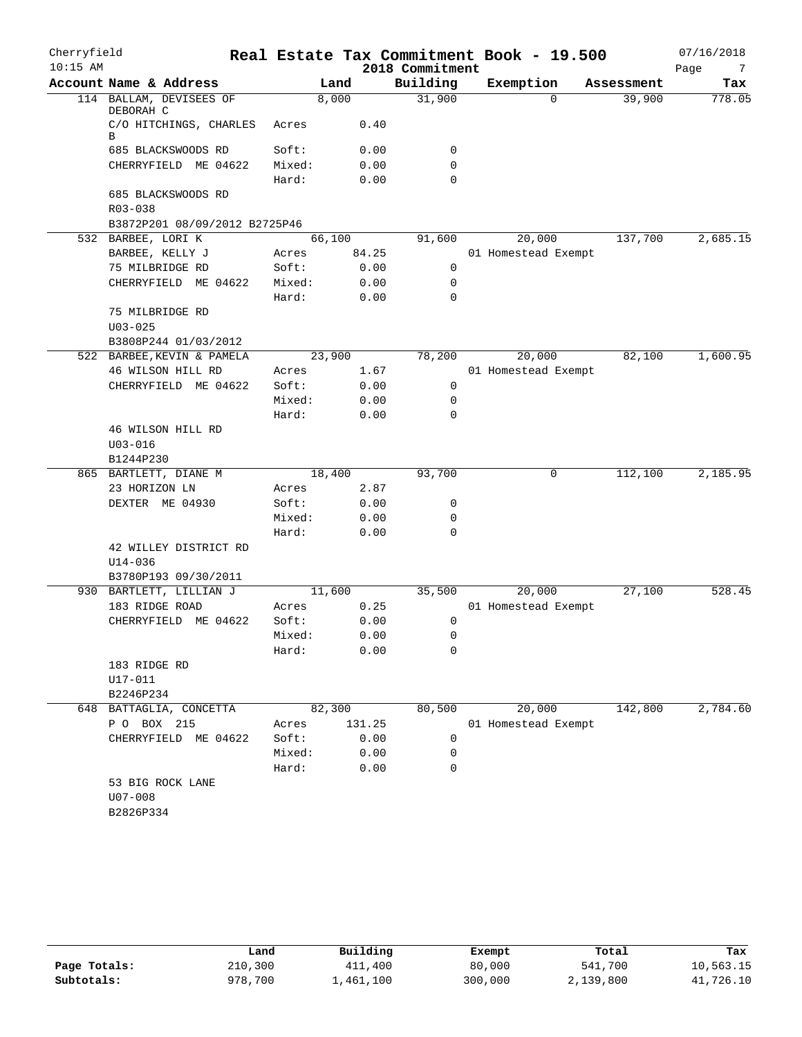Cherryfield 10:15 AM

# Real Estate Tax Commitment Book - 19.500

2018 Commitment

07/16/2018

| Account Name & Address | | Land | Building | Exemption | Assessment | Tax |
|---|---|---|---|---|---|---|
| 114 BALLAM, DEVISEES OF DEBORAH C | | 8,000 | 31,900 | 0 | 39,900 | 778.05 |
| C/O HITCHINGS, CHARLES B | Acres | 0.40 | | | | |
| 685 BLACKSWOODS RD | Soft: | 0.00 | 0 | | | |
| CHERRYFIELD ME 04622 | Mixed: | 0.00 | 0 | | | |
| | Hard: | 0.00 | 0 | | | |
| 685 BLACKSWOODS RD | | | | | | |
| R03-038 | | | | | | |
| B3872P201 08/09/2012 B2725P46 | | | | | | |
| 532 BARBEE, LORI K | | 66,100 | 91,600 | 20,000 | 137,700 | 2,685.15 |
| BARBEE, KELLY J | Acres | 84.25 | | 01 Homestead Exempt | | |
| 75 MILBRIDGE RD | Soft: | 0.00 | 0 | | | |
| CHERRYFIELD ME 04622 | Mixed: | 0.00 | 0 | | | |
| | Hard: | 0.00 | 0 | | | |
| 75 MILBRIDGE RD | | | | | | |
| U03-025 | | | | | | |
| B3808P244 01/03/2012 | | | | | | |
| 522 BARBEE,KEVIN & PAMELA | | 23,900 | 78,200 | 20,000 | 82,100 | 1,600.95 |
| 46 WILSON HILL RD | Acres | 1.67 | | 01 Homestead Exempt | | |
| CHERRYFIELD ME 04622 | Soft: | 0.00 | 0 | | | |
| | Mixed: | 0.00 | 0 | | | |
| | Hard: | 0.00 | 0 | | | |
| 46 WILSON HILL RD | | | | | | |
| U03-016 | | | | | | |
| B1244P230 | | | | | | |
| 865 BARTLETT, DIANE M | | 18,400 | 93,700 | 0 | 112,100 | 2,185.95 |
| 23 HORIZON LN | Acres | 2.87 | | | | |
| DEXTER ME 04930 | Soft: | 0.00 | 0 | | | |
| | Mixed: | 0.00 | 0 | | | |
| | Hard: | 0.00 | 0 | | | |
| 42 WILLEY DISTRICT RD | | | | | | |
| U14-036 | | | | | | |
| B3780P193 09/30/2011 | | | | | | |
| 930 BARTLETT, LILLIAN J | | 11,600 | 35,500 | 20,000 | 27,100 | 528.45 |
| 183 RIDGE ROAD | Acres | 0.25 | | 01 Homestead Exempt | | |
| CHERRYFIELD ME 04622 | Soft: | 0.00 | 0 | | | |
| | Mixed: | 0.00 | 0 | | | |
| | Hard: | 0.00 | 0 | | | |
| 183 RIDGE RD | | | | | | |
| U17-011 | | | | | | |
| B2246P234 | | | | | | |
| 648 BATTAGLIA, CONCETTA | | 82,300 | 80,500 | 20,000 | 142,800 | 2,784.60 |
| P O BOX 215 | Acres | 131.25 | | 01 Homestead Exempt | | |
| CHERRYFIELD ME 04622 | Soft: | 0.00 | 0 | | | |
| | Mixed: | 0.00 | 0 | | | |
| | Hard: | 0.00 | 0 | | | |
| 53 BIG ROCK LANE | | | | | | |
| U07-008 | | | | | | |
| B2826P334 | | | | | | |

| | Land | Building | Exempt | Total | Tax |
|---|---|---|---|---|---|
| Page Totals: | 210,300 | 411,400 | 80,000 | 541,700 | 10,563.15 |
| Subtotals: | 978,700 | 1,461,100 | 300,000 | 2,139,800 | 41,726.10 |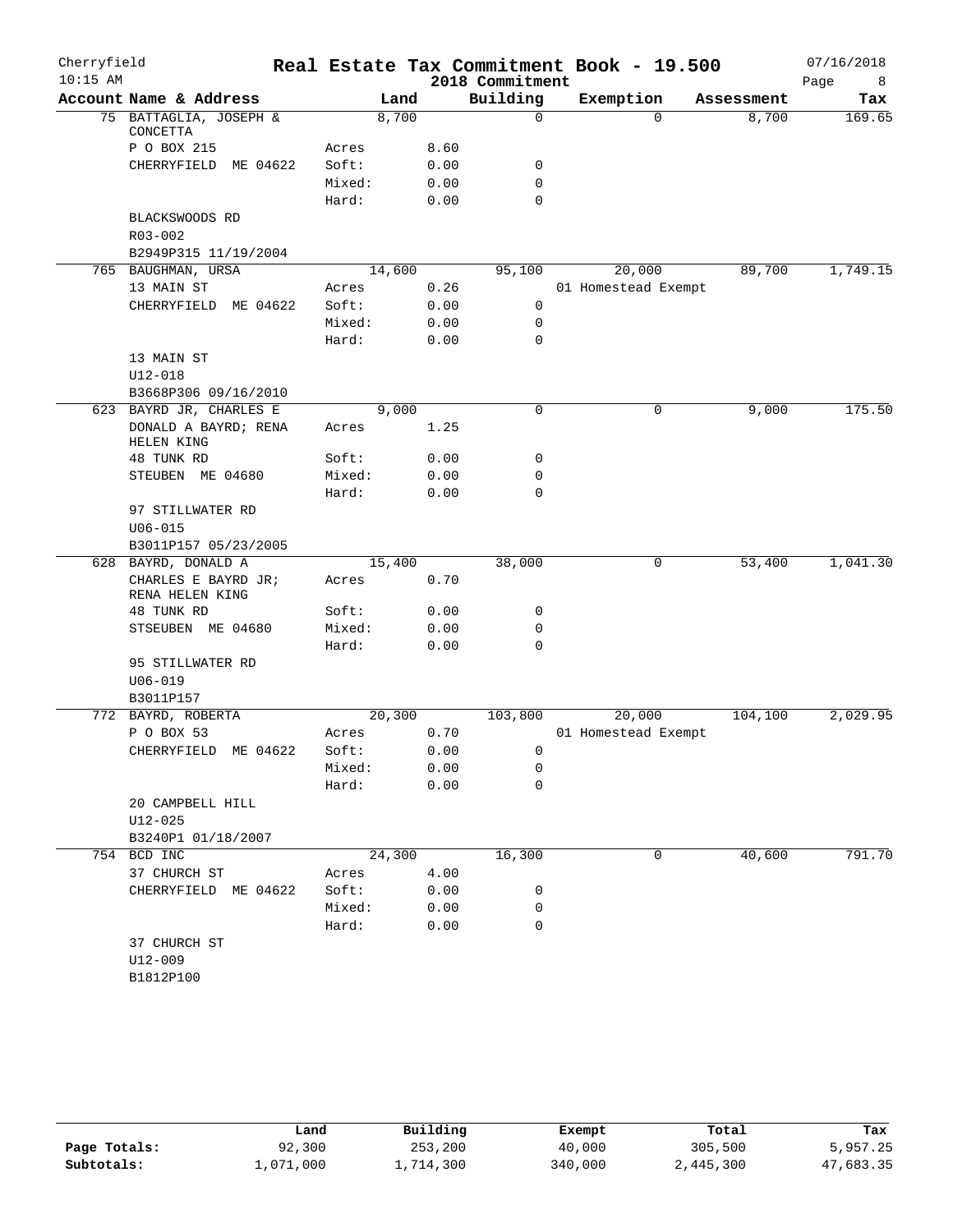# Real Estate Tax Commitment Book - 19.500

Cherryfield 10:15 AM — 2018 Commitment — 07/16/2018

| Account Name & Address | | Land | Building | Exemption | Assessment | Tax |
|---|---|---|---|---|---|---|
| 75 BATTAGLIA, JOSEPH & CONCETTA | | 8,700 | 0 | 0 | 8,700 | 169.65 |
| P O BOX 215 | Acres | 8.60 | | | | |
| CHERRYFIELD ME 04622 | Soft: | 0.00 | 0 | | | |
| | Mixed: | 0.00 | 0 | | | |
| | Hard: | 0.00 | 0 | | | |
| BLACKSWOODS RD | | | | | | |
| R03-002 | | | | | | |
| B2949P315 11/19/2004 | | | | | | |
| 765 BAUGHMAN, URSA | | 14,600 | 95,100 | 20,000 | 89,700 | 1,749.15 |
| 13 MAIN ST | Acres | 0.26 | | 01 Homestead Exempt | | |
| CHERRYFIELD ME 04622 | Soft: | 0.00 | 0 | | | |
| | Mixed: | 0.00 | 0 | | | |
| | Hard: | 0.00 | 0 | | | |
| 13 MAIN ST | | | | | | |
| U12-018 | | | | | | |
| B3668P306 09/16/2010 | | | | | | |
| 623 BAYRD JR, CHARLES E | | 9,000 | 0 | 0 | 9,000 | 175.50 |
| DONALD A BAYRD; RENA HELEN KING | Acres | 1.25 | | | | |
| 48 TUNK RD | Soft: | 0.00 | 0 | | | |
| STEUBEN ME 04680 | Mixed: | 0.00 | 0 | | | |
| | Hard: | 0.00 | 0 | | | |
| 97 STILLWATER RD | | | | | | |
| U06-015 | | | | | | |
| B3011P157 05/23/2005 | | | | | | |
| 628 BAYRD, DONALD A | | 15,400 | 38,000 | 0 | 53,400 | 1,041.30 |
| CHARLES E BAYRD JR; RENA HELEN KING | Acres | 0.70 | | | | |
| 48 TUNK RD | Soft: | 0.00 | 0 | | | |
| STSEUBEN ME 04680 | Mixed: | 0.00 | 0 | | | |
| | Hard: | 0.00 | 0 | | | |
| 95 STILLWATER RD | | | | | | |
| U06-019 | | | | | | |
| B3011P157 | | | | | | |
| 772 BAYRD, ROBERTA | | 20,300 | 103,800 | 20,000 | 104,100 | 2,029.95 |
| P O BOX 53 | Acres | 0.70 | | 01 Homestead Exempt | | |
| CHERRYFIELD ME 04622 | Soft: | 0.00 | 0 | | | |
| | Mixed: | 0.00 | 0 | | | |
| | Hard: | 0.00 | 0 | | | |
| 20 CAMPBELL HILL | | | | | | |
| U12-025 | | | | | | |
| B3240P1 01/18/2007 | | | | | | |
| 754 BCD INC | | 24,300 | 16,300 | 0 | 40,600 | 791.70 |
| 37 CHURCH ST | Acres | 4.00 | | | | |
| CHERRYFIELD ME 04622 | Soft: | 0.00 | 0 | | | |
| | Mixed: | 0.00 | 0 | | | |
| | Hard: | 0.00 | 0 | | | |
| 37 CHURCH ST | | | | | | |
| U12-009 | | | | | | |
| B1812P100 | | | | | | |

| | Land | Building | Exempt | Total | Tax |
|---|---|---|---|---|---|
| Page Totals: | 92,300 | 253,200 | 40,000 | 305,500 | 5,957.25 |
| Subtotals: | 1,071,000 | 1,714,300 | 340,000 | 2,445,300 | 47,683.35 |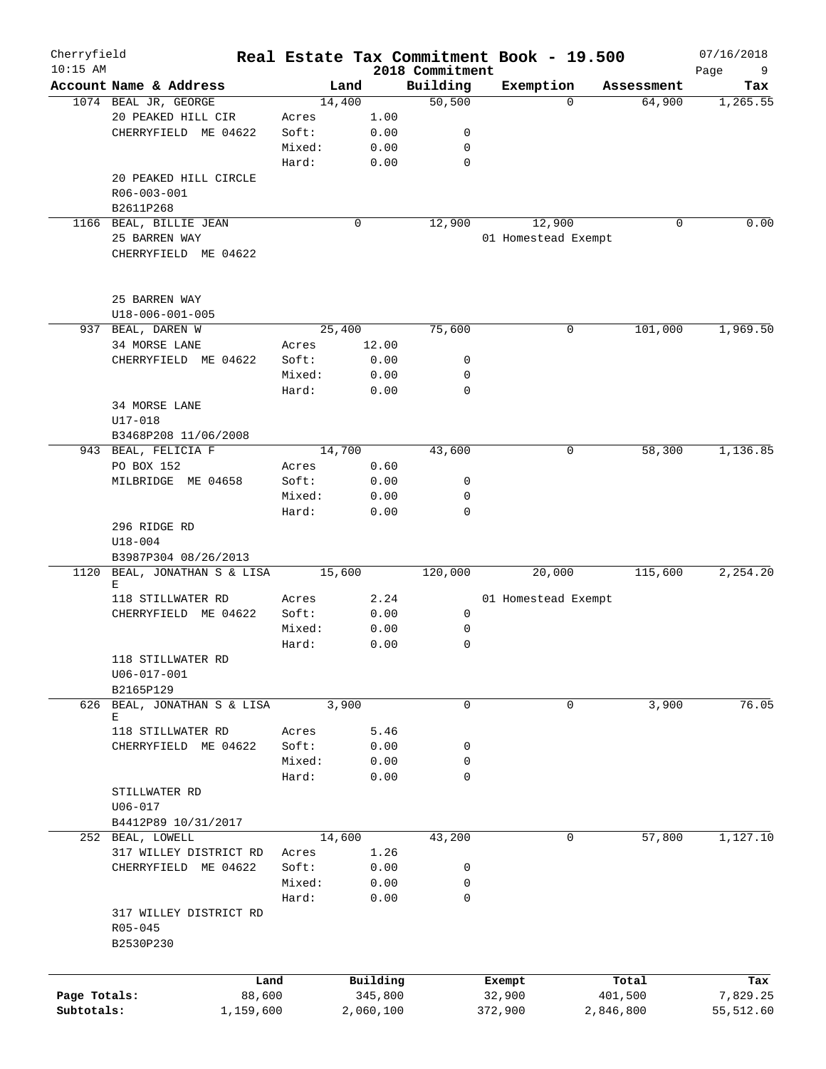Cherryfield
10:15 AM

# Real Estate Tax Commitment Book - 19.500

2018 Commitment

07/16/2018

| Account | Name & Address | | Land | Building | Exemption | Assessment | Tax |
|---|---|---|---|---|---|---|---|
| 1074 | BEAL JR, GEORGE | | 14,400 | 50,500 | 0 | 64,900 | 1,265.55 |
| | 20 PEAKED HILL CIR | Acres | 1.00 | | | | |
| | CHERRYFIELD ME 04622 | Soft: | 0.00 | 0 | | | |
| | | Mixed: | 0.00 | 0 | | | |
| | | Hard: | 0.00 | 0 | | | |
| | 20 PEAKED HILL CIRCLE | | | | | | |
| | R06-003-001 | | | | | | |
| | B2611P268 | | | | | | |
| 1166 | BEAL, BILLIE JEAN | | 0 | 12,900 | 12,900 | 0 | 0.00 |
| | 25 BARREN WAY | | | | 01 Homestead Exempt | | |
| | CHERRYFIELD ME 04622 | | | | | | |
| | 25 BARREN WAY | | | | | | |
| | U18-006-001-005 | | | | | | |
| 937 | BEAL, DAREN W | | 25,400 | 75,600 | 0 | 101,000 | 1,969.50 |
| | 34 MORSE LANE | Acres | 12.00 | | | | |
| | CHERRYFIELD ME 04622 | Soft: | 0.00 | 0 | | | |
| | | Mixed: | 0.00 | 0 | | | |
| | | Hard: | 0.00 | 0 | | | |
| | 34 MORSE LANE | | | | | | |
| | U17-018 | | | | | | |
| | B3468P208 11/06/2008 | | | | | | |
| 943 | BEAL, FELICIA F | | 14,700 | 43,600 | 0 | 58,300 | 1,136.85 |
| | PO BOX 152 | Acres | 0.60 | | | | |
| | MILBRIDGE ME 04658 | Soft: | 0.00 | 0 | | | |
| | | Mixed: | 0.00 | 0 | | | |
| | | Hard: | 0.00 | 0 | | | |
| | 296 RIDGE RD | | | | | | |
| | U18-004 | | | | | | |
| | B3987P304 08/26/2013 | | | | | | |
| 1120 | BEAL, JONATHAN S & LISA E | | 15,600 | 120,000 | 20,000 | 115,600 | 2,254.20 |
| | 118 STILLWATER RD | Acres | 2.24 | | 01 Homestead Exempt | | |
| | CHERRYFIELD ME 04622 | Soft: | 0.00 | 0 | | | |
| | | Mixed: | 0.00 | 0 | | | |
| | | Hard: | 0.00 | 0 | | | |
| | 118 STILLWATER RD | | | | | | |
| | U06-017-001 | | | | | | |
| | B2165P129 | | | | | | |
| 626 | BEAL, JONATHAN S & LISA E | | 3,900 | 0 | 0 | 3,900 | 76.05 |
| | 118 STILLWATER RD | Acres | 5.46 | | | | |
| | CHERRYFIELD ME 04622 | Soft: | 0.00 | 0 | | | |
| | | Mixed: | 0.00 | 0 | | | |
| | | Hard: | 0.00 | 0 | | | |
| | STILLWATER RD | | | | | | |
| | U06-017 | | | | | | |
| | B4412P89 10/31/2017 | | | | | | |
| 252 | BEAL, LOWELL | | 14,600 | 43,200 | 0 | 57,800 | 1,127.10 |
| | 317 WILLEY DISTRICT RD | Acres | 1.26 | | | | |
| | CHERRYFIELD ME 04622 | Soft: | 0.00 | 0 | | | |
| | | Mixed: | 0.00 | 0 | | | |
| | | Hard: | 0.00 | 0 | | | |
| | 317 WILLEY DISTRICT RD | | | | | | |
| | R05-045 | | | | | | |
| | B2530P230 | | | | | | |

| | Land | Building | Exempt | Total | Tax |
|---|---|---|---|---|---|
| Page Totals: | 88,600 | 345,800 | 32,900 | 401,500 | 7,829.25 |
| Subtotals: | 1,159,600 | 2,060,100 | 372,900 | 2,846,800 | 55,512.60 |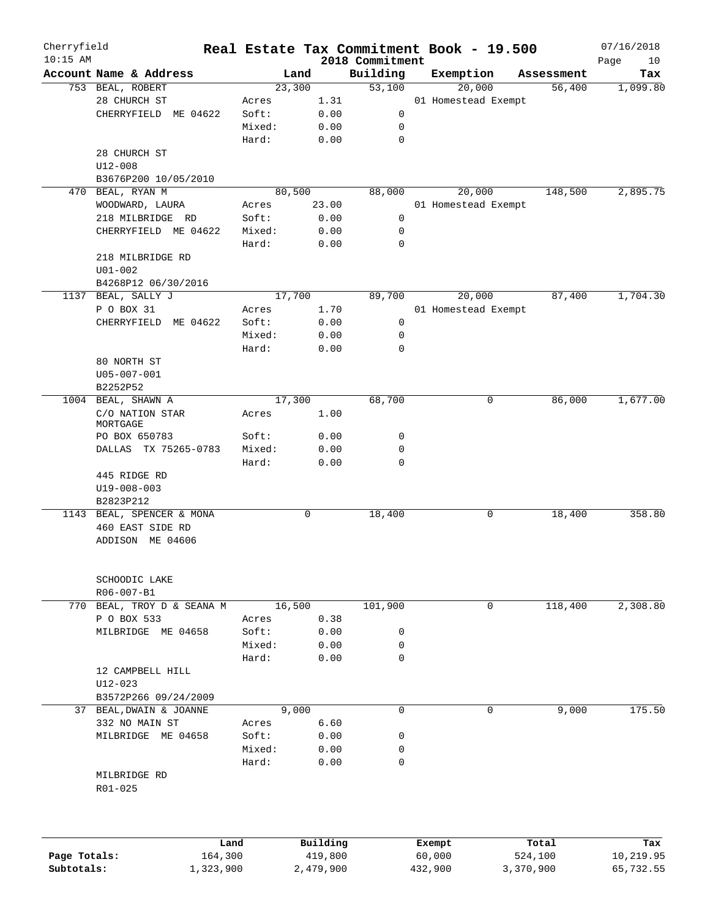Cherryfield — Real Estate Tax Commitment Book - 19.500 — 07/16/2018
10:15 AM — 2018 Commitment

| Account Name & Address | Land | | Building | Exemption | Assessment | Tax |
|---|---|---|---|---|---|---|
| 753 BEAL, ROBERT | | 23,300 | 53,100 | 20,000 | 56,400 | 1,099.80 |
| 28 CHURCH ST | Acres | 1.31 | | 01 Homestead Exempt | | |
| CHERRYFIELD ME 04622 | Soft: | 0.00 | 0 | | | |
| | Mixed: | 0.00 | 0 | | | |
| | Hard: | 0.00 | 0 | | | |
| 28 CHURCH ST | | | | | | |
| U12-008 | | | | | | |
| B3676P200 10/05/2010 | | | | | | |
| 470 BEAL, RYAN M | | 80,500 | 88,000 | 20,000 | 148,500 | 2,895.75 |
| WOODWARD, LAURA | Acres | 23.00 | | 01 Homestead Exempt | | |
| 218 MILBRIDGE RD | Soft: | 0.00 | 0 | | | |
| CHERRYFIELD ME 04622 | Mixed: | 0.00 | 0 | | | |
| | Hard: | 0.00 | 0 | | | |
| 218 MILBRIDGE RD | | | | | | |
| U01-002 | | | | | | |
| B4268P12 06/30/2016 | | | | | | |
| 1137 BEAL, SALLY J | | 17,700 | 89,700 | 20,000 | 87,400 | 1,704.30 |
| P O BOX 31 | Acres | 1.70 | | 01 Homestead Exempt | | |
| CHERRYFIELD ME 04622 | Soft: | 0.00 | 0 | | | |
| | Mixed: | 0.00 | 0 | | | |
| | Hard: | 0.00 | 0 | | | |
| 80 NORTH ST | | | | | | |
| U05-007-001 | | | | | | |
| B2252P52 | | | | | | |
| 1004 BEAL, SHAWN A | | 17,300 | 68,700 | 0 | 86,000 | 1,677.00 |
| C/O NATION STAR MORTGAGE | Acres | 1.00 | | | | |
| PO BOX 650783 | Soft: | 0.00 | 0 | | | |
| DALLAS TX 75265-0783 | Mixed: | 0.00 | 0 | | | |
| | Hard: | 0.00 | 0 | | | |
| 445 RIDGE RD | | | | | | |
| U19-008-003 | | | | | | |
| B2823P212 | | | | | | |
| 1143 BEAL, SPENCER & MONA | | 0 | 18,400 | 0 | 18,400 | 358.80 |
| 460 EAST SIDE RD | | | | | | |
| ADDISON ME 04606 | | | | | | |
| SCHOODIC LAKE | | | | | | |
| R06-007-B1 | | | | | | |
| 770 BEAL, TROY D & SEANA M | | 16,500 | 101,900 | 0 | 118,400 | 2,308.80 |
| P O BOX 533 | Acres | 0.38 | | | | |
| MILBRIDGE ME 04658 | Soft: | 0.00 | 0 | | | |
| | Mixed: | 0.00 | 0 | | | |
| | Hard: | 0.00 | 0 | | | |
| 12 CAMPBELL HILL | | | | | | |
| U12-023 | | | | | | |
| B3572P266 09/24/2009 | | | | | | |
| 37 BEAL,DWAIN & JOANNE | | 9,000 | 0 | 0 | 9,000 | 175.50 |
| 332 NO MAIN ST | Acres | 6.60 | | | | |
| MILBRIDGE ME 04658 | Soft: | 0.00 | 0 | | | |
| | Mixed: | 0.00 | 0 | | | |
| | Hard: | 0.00 | 0 | | | |
| MILBRIDGE RD | | | | | | |
| R01-025 | | | | | | |

| | Land | Building | Exempt | Total | Tax |
|---|---|---|---|---|---|
| Page Totals: | 164,300 | 419,800 | 60,000 | 524,100 | 10,219.95 |
| Subtotals: | 1,323,900 | 2,479,900 | 432,900 | 3,370,900 | 65,732.55 |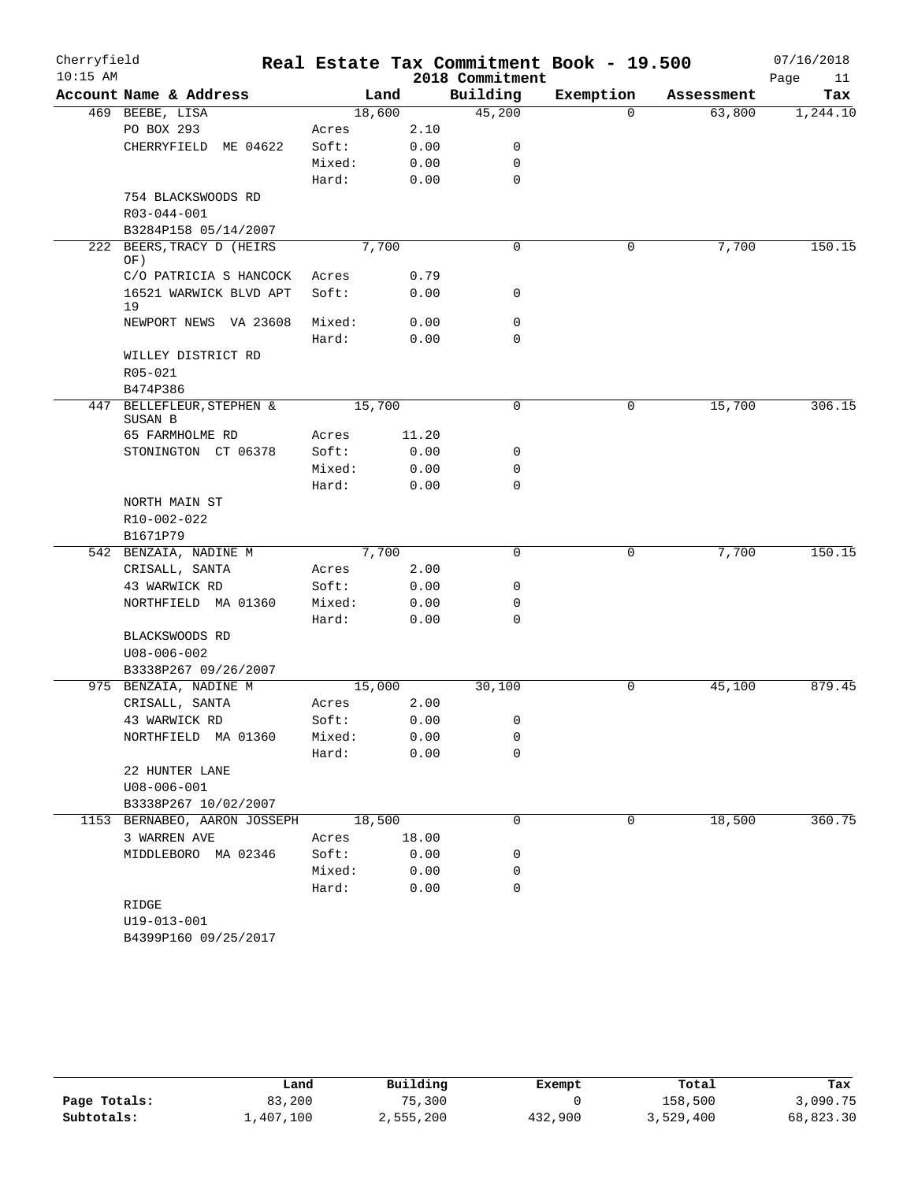# Real Estate Tax Commitment Book - 19.500

Cherryfield
10:15 AM

2018 Commitment

07/16/2018

| Account Name & Address | | Land | Building | Exemption | Assessment | Tax |
|---|---|---|---|---|---|---|
| 469 BEEBE, LISA | | 18,600 | 45,200 | 0 | 63,800 | 1,244.10 |
| PO BOX 293 | Acres | 2.10 | | | | |
| CHERRYFIELD ME 04622 | Soft: | 0.00 | 0 | | | |
| | Mixed: | 0.00 | 0 | | | |
| | Hard: | 0.00 | 0 | | | |
| 754 BLACKSWOODS RD | | | | | | |
| R03-044-001 | | | | | | |
| B3284P158 05/14/2007 | | | | | | |
| 222 BEERS, TRACY D (HEIRS OF) | | 7,700 | 0 | 0 | 7,700 | 150.15 |
| C/O PATRICIA S HANCOCK | Acres | 0.79 | | | | |
| 16521 WARWICK BLVD APT 19 | Soft: | 0.00 | 0 | | | |
| NEWPORT NEWS VA 23608 | Mixed: | 0.00 | 0 | | | |
| | Hard: | 0.00 | 0 | | | |
| WILLEY DISTRICT RD | | | | | | |
| R05-021 | | | | | | |
| B474P386 | | | | | | |
| 447 BELLEFLEUR, STEPHEN & SUSAN B | | 15,700 | 0 | 0 | 15,700 | 306.15 |
| 65 FARMHOLME RD | Acres | 11.20 | | | | |
| STONINGTON CT 06378 | Soft: | 0.00 | 0 | | | |
| | Mixed: | 0.00 | 0 | | | |
| | Hard: | 0.00 | 0 | | | |
| NORTH MAIN ST | | | | | | |
| R10-002-022 | | | | | | |
| B1671P79 | | | | | | |
| 542 BENZAIA, NADINE M | | 7,700 | 0 | 0 | 7,700 | 150.15 |
| CRISALL, SANTA | Acres | 2.00 | | | | |
| 43 WARWICK RD | Soft: | 0.00 | 0 | | | |
| NORTHFIELD MA 01360 | Mixed: | 0.00 | 0 | | | |
| | Hard: | 0.00 | 0 | | | |
| BLACKSWOODS RD | | | | | | |
| U08-006-002 | | | | | | |
| B3338P267 09/26/2007 | | | | | | |
| 975 BENZAIA, NADINE M | | 15,000 | 30,100 | 0 | 45,100 | 879.45 |
| CRISALL, SANTA | Acres | 2.00 | | | | |
| 43 WARWICK RD | Soft: | 0.00 | 0 | | | |
| NORTHFIELD MA 01360 | Mixed: | 0.00 | 0 | | | |
| | Hard: | 0.00 | 0 | | | |
| 22 HUNTER LANE | | | | | | |
| U08-006-001 | | | | | | |
| B3338P267 10/02/2007 | | | | | | |
| 1153 BERNABEO, AARON JOSSEPH | | 18,500 | 0 | 0 | 18,500 | 360.75 |
| 3 WARREN AVE | Acres | 18.00 | | | | |
| MIDDLEBORO MA 02346 | Soft: | 0.00 | 0 | | | |
| | Mixed: | 0.00 | 0 | | | |
| | Hard: | 0.00 | 0 | | | |
| RIDGE | | | | | | |
| U19-013-001 | | | | | | |
| B4399P160 09/25/2017 | | | | | | |

| | Land | Building | Exempt | Total | Tax |
|---|---|---|---|---|---|
| Page Totals: | 83,200 | 75,300 | 0 | 158,500 | 3,090.75 |
| Subtotals: | 1,407,100 | 2,555,200 | 432,900 | 3,529,400 | 68,823.30 |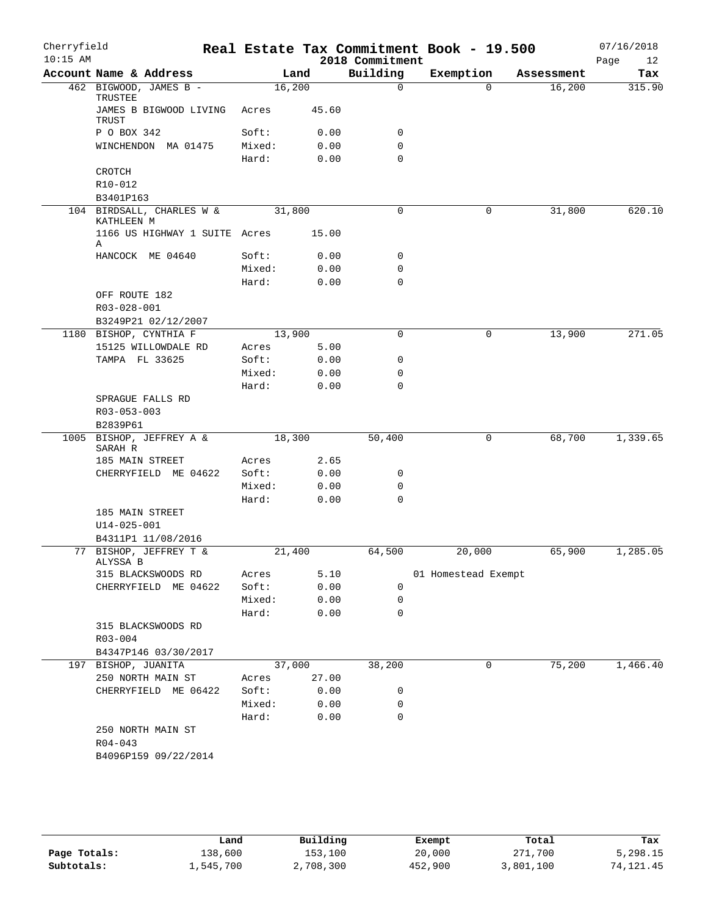Cherryfield 10:15 AM

# Real Estate Tax Commitment Book - 19.500

2018 Commitment

07/16/2018

| Account Name & Address | | Land | Building | Exemption | Assessment | Tax |
|---|---|---|---|---|---|---|
| 462 BIGWOOD, JAMES B - TRUSTEE | | 16,200 | 0 | 0 | 16,200 | 315.90 |
| JAMES B BIGWOOD LIVING TRUST | Acres | 45.60 | | | | |
| P O BOX 342 | Soft: | 0.00 | 0 | | | |
| WINCHENDON MA 01475 | Mixed: | 0.00 | 0 | | | |
| | Hard: | 0.00 | 0 | | | |
| CROTCH | | | | | | |
| R10-012 | | | | | | |
| B3401P163 | | | | | | |
| 104 BIRDSALL, CHARLES W & KATHLEEN M | | 31,800 | 0 | 0 | 31,800 | 620.10 |
| 1166 US HIGHWAY 1 SUITE A | Acres | 15.00 | | | | |
| HANCOCK ME 04640 | Soft: | 0.00 | 0 | | | |
| | Mixed: | 0.00 | 0 | | | |
| | Hard: | 0.00 | 0 | | | |
| OFF ROUTE 182 | | | | | | |
| R03-028-001 | | | | | | |
| B3249P21 02/12/2007 | | | | | | |
| 1180 BISHOP, CYNTHIA F | | 13,900 | 0 | 0 | 13,900 | 271.05 |
| 15125 WILLOWDALE RD | Acres | 5.00 | | | | |
| TAMPA FL 33625 | Soft: | 0.00 | 0 | | | |
| | Mixed: | 0.00 | 0 | | | |
| | Hard: | 0.00 | 0 | | | |
| SPRAGUE FALLS RD | | | | | | |
| R03-053-003 | | | | | | |
| B2839P61 | | | | | | |
| 1005 BISHOP, JEFFREY A & SARAH R | | 18,300 | 50,400 | 0 | 68,700 | 1,339.65 |
| 185 MAIN STREET | Acres | 2.65 | | | | |
| CHERRYFIELD ME 04622 | Soft: | 0.00 | 0 | | | |
| | Mixed: | 0.00 | 0 | | | |
| | Hard: | 0.00 | 0 | | | |
| 185 MAIN STREET | | | | | | |
| U14-025-001 | | | | | | |
| B4311P1 11/08/2016 | | | | | | |
| 77 BISHOP, JEFFREY T & ALYSSA B | | 21,400 | 64,500 | 20,000 | 65,900 | 1,285.05 |
| 315 BLACKSWOODS RD | Acres | 5.10 | | 01 Homestead Exempt | | |
| CHERRYFIELD ME 04622 | Soft: | 0.00 | 0 | | | |
| | Mixed: | 0.00 | 0 | | | |
| | Hard: | 0.00 | 0 | | | |
| 315 BLACKSWOODS RD | | | | | | |
| R03-004 | | | | | | |
| B4347P146 03/30/2017 | | | | | | |
| 197 BISHOP, JUANITA | | 37,000 | 38,200 | 0 | 75,200 | 1,466.40 |
| 250 NORTH MAIN ST | Acres | 27.00 | | | | |
| CHERRYFIELD ME 06422 | Soft: | 0.00 | 0 | | | |
| | Mixed: | 0.00 | 0 | | | |
| | Hard: | 0.00 | 0 | | | |
| 250 NORTH MAIN ST | | | | | | |
| R04-043 | | | | | | |
| B4096P159 09/22/2014 | | | | | | |

| | Land | Building | Exempt | Total | Tax |
|---|---|---|---|---|---|
| Page Totals: | 138,600 | 153,100 | 20,000 | 271,700 | 5,298.15 |
| Subtotals: | 1,545,700 | 2,708,300 | 452,900 | 3,801,100 | 74,121.45 |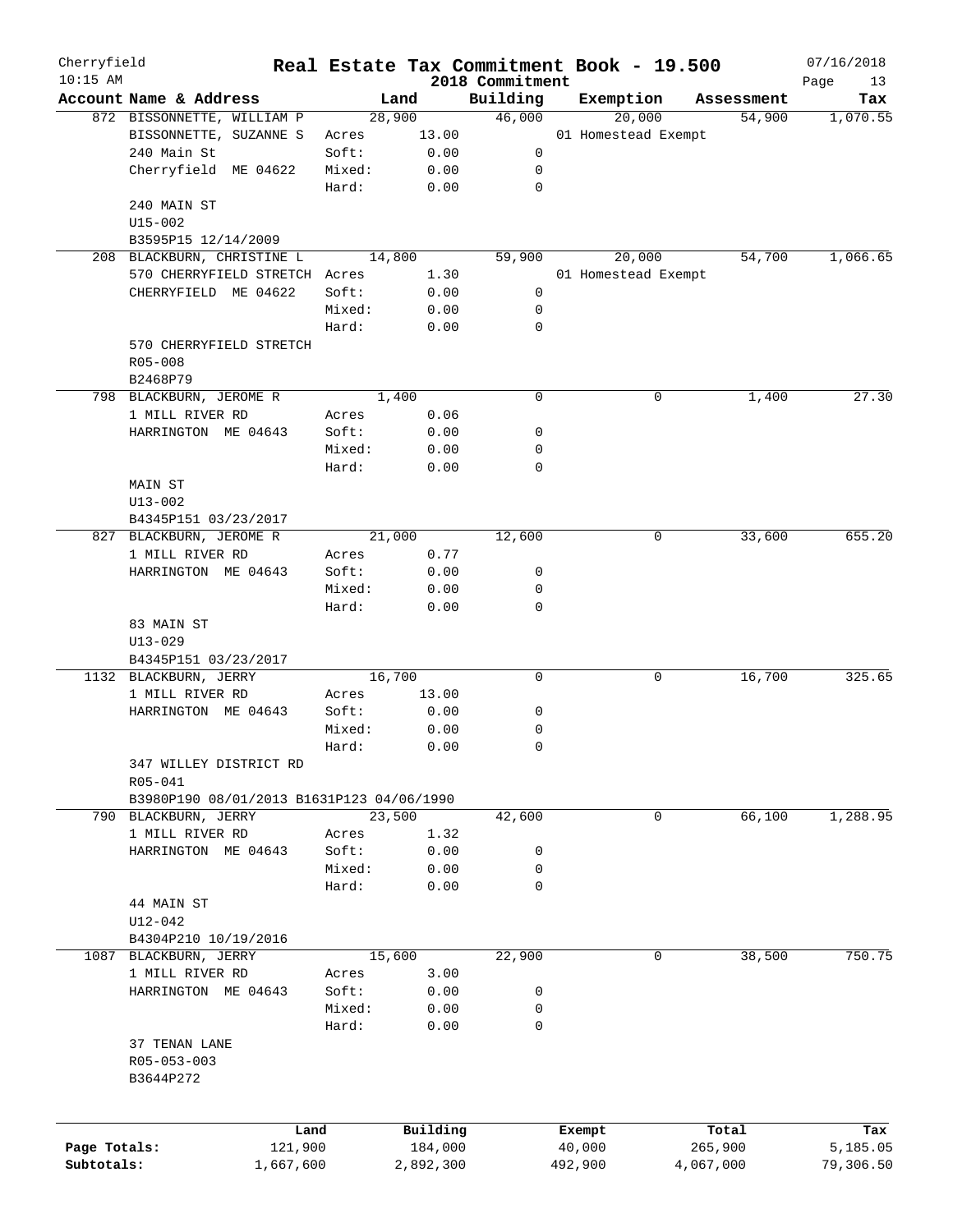# Cherryfield — Real Estate Tax Commitment Book - 19.500

2018 Commitment

| Account Name & Address | Land | | Building | Exemption | Assessment | Tax |
|---|---|---|---|---|---|---|
| 872 BISSONNETTE, WILLIAM P | 28,900 | | 46,000 | 20,000 | 54,900 | 1,070.55 |
| BISSONNETTE, SUZANNE S | Acres | 13.00 | | 01 Homestead Exempt | | |
| 240 Main St | Soft: | 0.00 | 0 | | | |
| Cherryfield ME 04622 | Mixed: | 0.00 | 0 | | | |
| | Hard: | 0.00 | 0 | | | |
| 240 MAIN ST | | | | | | |
| U15-002 | | | | | | |
| B3595P15 12/14/2009 | | | | | | |
| 208 BLACKBURN, CHRISTINE L | 14,800 | | 59,900 | 20,000 | 54,700 | 1,066.65 |
| 570 CHERRYFIELD STRETCH | Acres | 1.30 | | 01 Homestead Exempt | | |
| CHERRYFIELD ME 04622 | Soft: | 0.00 | 0 | | | |
| | Mixed: | 0.00 | 0 | | | |
| | Hard: | 0.00 | 0 | | | |
| 570 CHERRYFIELD STRETCH | | | | | | |
| R05-008 | | | | | | |
| B2468P79 | | | | | | |
| 798 BLACKBURN, JEROME R | 1,400 | | 0 | 0 | 1,400 | 27.30 |
| 1 MILL RIVER RD | Acres | 0.06 | | | | |
| HARRINGTON ME 04643 | Soft: | 0.00 | 0 | | | |
| | Mixed: | 0.00 | 0 | | | |
| | Hard: | 0.00 | 0 | | | |
| MAIN ST | | | | | | |
| U13-002 | | | | | | |
| B4345P151 03/23/2017 | | | | | | |
| 827 BLACKBURN, JEROME R | 21,000 | | 12,600 | 0 | 33,600 | 655.20 |
| 1 MILL RIVER RD | Acres | 0.77 | | | | |
| HARRINGTON ME 04643 | Soft: | 0.00 | 0 | | | |
| | Mixed: | 0.00 | 0 | | | |
| | Hard: | 0.00 | 0 | | | |
| 83 MAIN ST | | | | | | |
| U13-029 | | | | | | |
| B4345P151 03/23/2017 | | | | | | |
| 1132 BLACKBURN, JERRY | 16,700 | | 0 | 0 | 16,700 | 325.65 |
| 1 MILL RIVER RD | Acres | 13.00 | | | | |
| HARRINGTON ME 04643 | Soft: | 0.00 | 0 | | | |
| | Mixed: | 0.00 | 0 | | | |
| | Hard: | 0.00 | 0 | | | |
| 347 WILLEY DISTRICT RD | | | | | | |
| R05-041 | | | | | | |
| B3980P190 08/01/2013 B1631P123 04/06/1990 | | | | | | |
| 790 BLACKBURN, JERRY | 23,500 | | 42,600 | 0 | 66,100 | 1,288.95 |
| 1 MILL RIVER RD | Acres | 1.32 | | | | |
| HARRINGTON ME 04643 | Soft: | 0.00 | 0 | | | |
| | Mixed: | 0.00 | 0 | | | |
| | Hard: | 0.00 | 0 | | | |
| 44 MAIN ST | | | | | | |
| U12-042 | | | | | | |
| B4304P210 10/19/2016 | | | | | | |
| 1087 BLACKBURN, JERRY | 15,600 | | 22,900 | 0 | 38,500 | 750.75 |
| 1 MILL RIVER RD | Acres | 3.00 | | | | |
| HARRINGTON ME 04643 | Soft: | 0.00 | 0 | | | |
| | Mixed: | 0.00 | 0 | | | |
| | Hard: | 0.00 | 0 | | | |
| 37 TENAN LANE | | | | | | |
| R05-053-003 | | | | | | |
| B3644P272 | | | | | | |

| | Land | Building | Exempt | Total | Tax |
|---|---|---|---|---|---|
| Page Totals: | 121,900 | 184,000 | 40,000 | 265,900 | 5,185.05 |
| Subtotals: | 1,667,600 | 2,892,300 | 492,900 | 4,067,000 | 79,306.50 |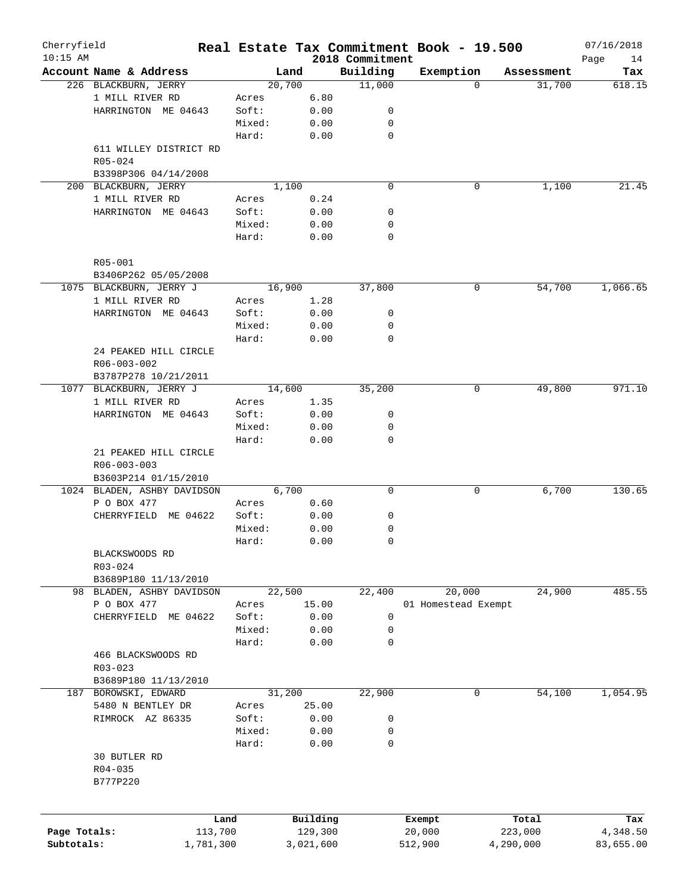# Cherryfield — Real Estate Tax Commitment Book - 19.500

10:15 AM — 2018 Commitment — 07/16/2018

| Account Name & Address | | Land | Building | Exemption | Assessment | Tax |
|---|---|---|---|---|---|---|
| 226 BLACKBURN, JERRY | | 20,700 | 11,000 | 0 | 31,700 | 618.15 |
| 1 MILL RIVER RD | Acres | 6.80 | | | | |
| HARRINGTON ME 04643 | Soft: | 0.00 | 0 | | | |
| | Mixed: | 0.00 | 0 | | | |
| | Hard: | 0.00 | 0 | | | |
| 611 WILLEY DISTRICT RD | | | | | | |
| R05-024 | | | | | | |
| B3398P306 04/14/2008 | | | | | | |
| 200 BLACKBURN, JERRY | | 1,100 | 0 | 0 | 1,100 | 21.45 |
| 1 MILL RIVER RD | Acres | 0.24 | | | | |
| HARRINGTON ME 04643 | Soft: | 0.00 | 0 | | | |
| | Mixed: | 0.00 | 0 | | | |
| | Hard: | 0.00 | 0 | | | |
| R05-001 | | | | | | |
| B3406P262 05/05/2008 | | | | | | |
| 1075 BLACKBURN, JERRY J | | 16,900 | 37,800 | 0 | 54,700 | 1,066.65 |
| 1 MILL RIVER RD | Acres | 1.28 | | | | |
| HARRINGTON ME 04643 | Soft: | 0.00 | 0 | | | |
| | Mixed: | 0.00 | 0 | | | |
| | Hard: | 0.00 | 0 | | | |
| 24 PEAKED HILL CIRCLE | | | | | | |
| R06-003-002 | | | | | | |
| B3787P278 10/21/2011 | | | | | | |
| 1077 BLACKBURN, JERRY J | | 14,600 | 35,200 | 0 | 49,800 | 971.10 |
| 1 MILL RIVER RD | Acres | 1.35 | | | | |
| HARRINGTON ME 04643 | Soft: | 0.00 | 0 | | | |
| | Mixed: | 0.00 | 0 | | | |
| | Hard: | 0.00 | 0 | | | |
| 21 PEAKED HILL CIRCLE | | | | | | |
| R06-003-003 | | | | | | |
| B3603P214 01/15/2010 | | | | | | |
| 1024 BLADEN, ASHBY DAVIDSON | | 6,700 | 0 | 0 | 6,700 | 130.65 |
| P O BOX 477 | Acres | 0.60 | | | | |
| CHERRYFIELD ME 04622 | Soft: | 0.00 | 0 | | | |
| | Mixed: | 0.00 | 0 | | | |
| | Hard: | 0.00 | 0 | | | |
| BLACKSWOODS RD | | | | | | |
| R03-024 | | | | | | |
| B3689P180 11/13/2010 | | | | | | |
| 98 BLADEN, ASHBY DAVIDSON | | 22,500 | 22,400 | 20,000 | 24,900 | 485.55 |
| P O BOX 477 | Acres | 15.00 | | 01 Homestead Exempt | | |
| CHERRYFIELD ME 04622 | Soft: | 0.00 | 0 | | | |
| | Mixed: | 0.00 | 0 | | | |
| | Hard: | 0.00 | 0 | | | |
| 466 BLACKSWOODS RD | | | | | | |
| R03-023 | | | | | | |
| B3689P180 11/13/2010 | | | | | | |
| 187 BOROWSKI, EDWARD | | 31,200 | 22,900 | 0 | 54,100 | 1,054.95 |
| 5480 N BENTLEY DR | Acres | 25.00 | | | | |
| RIMROCK AZ 86335 | Soft: | 0.00 | 0 | | | |
| | Mixed: | 0.00 | 0 | | | |
| | Hard: | 0.00 | 0 | | | |
| 30 BUTLER RD | | | | | | |
| R04-035 | | | | | | |
| B777P220 | | | | | | |

| | Land | Building | Exempt | Total | Tax |
|---|---|---|---|---|---|
| Page Totals: | 113,700 | 129,300 | 20,000 | 223,000 | 4,348.50 |
| Subtotals: | 1,781,300 | 3,021,600 | 512,900 | 4,290,000 | 83,655.00 |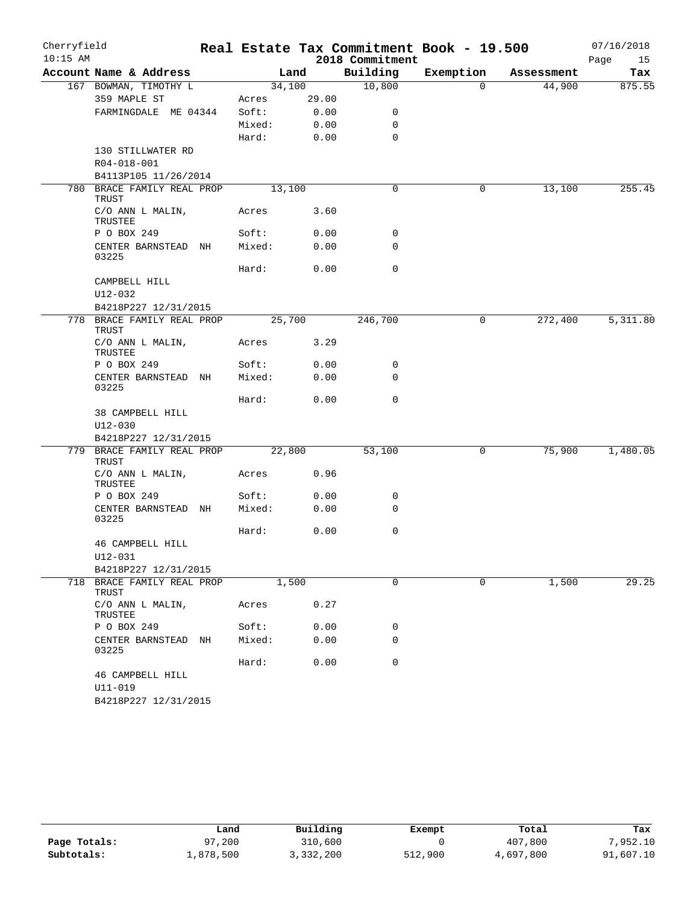Cherryfield 10:15 AM

# Real Estate Tax Commitment Book - 19.500

2018 Commitment

07/16/2018

| Account Name & Address | Land | | Building | Exemption | Assessment | Tax |
|---|---|---|---|---|---|---|
| 167 BOWMAN, TIMOTHY L | 34,100 | | 10,800 | 0 | 44,900 | 875.55 |
| 359 MAPLE ST | Acres | 29.00 | | | | |
| FARMINGDALE ME 04344 | Soft: | 0.00 | 0 | | | |
| | Mixed: | 0.00 | 0 | | | |
| | Hard: | 0.00 | 0 | | | |
| 130 STILLWATER RD | | | | | | |
| R04-018-001 | | | | | | |
| B4113P105 11/26/2014 | | | | | | |
| 780 BRACE FAMILY REAL PROP TRUST | 13,100 | | 0 | 0 | 13,100 | 255.45 |
| C/O ANN L MALIN, TRUSTEE | Acres | 3.60 | | | | |
| P O BOX 249 | Soft: | 0.00 | 0 | | | |
| CENTER BARNSTEAD NH 03225 | Mixed: | 0.00 | 0 | | | |
| | Hard: | 0.00 | 0 | | | |
| CAMPBELL HILL | | | | | | |
| U12-032 | | | | | | |
| B4218P227 12/31/2015 | | | | | | |
| 778 BRACE FAMILY REAL PROP TRUST | 25,700 | | 246,700 | 0 | 272,400 | 5,311.80 |
| C/O ANN L MALIN, TRUSTEE | Acres | 3.29 | | | | |
| P O BOX 249 | Soft: | 0.00 | 0 | | | |
| CENTER BARNSTEAD NH 03225 | Mixed: | 0.00 | 0 | | | |
| | Hard: | 0.00 | 0 | | | |
| 38 CAMPBELL HILL | | | | | | |
| U12-030 | | | | | | |
| B4218P227 12/31/2015 | | | | | | |
| 779 BRACE FAMILY REAL PROP TRUST | 22,800 | | 53,100 | 0 | 75,900 | 1,480.05 |
| C/O ANN L MALIN, TRUSTEE | Acres | 0.96 | | | | |
| P O BOX 249 | Soft: | 0.00 | 0 | | | |
| CENTER BARNSTEAD NH 03225 | Mixed: | 0.00 | 0 | | | |
| | Hard: | 0.00 | 0 | | | |
| 46 CAMPBELL HILL | | | | | | |
| U12-031 | | | | | | |
| B4218P227 12/31/2015 | | | | | | |
| 718 BRACE FAMILY REAL PROP TRUST | 1,500 | | 0 | 0 | 1,500 | 29.25 |
| C/O ANN L MALIN, TRUSTEE | Acres | 0.27 | | | | |
| P O BOX 249 | Soft: | 0.00 | 0 | | | |
| CENTER BARNSTEAD NH 03225 | Mixed: | 0.00 | 0 | | | |
| | Hard: | 0.00 | 0 | | | |
| 46 CAMPBELL HILL | | | | | | |
| U11-019 | | | | | | |
| B4218P227 12/31/2015 | | | | | | |

| | Land | Building | Exempt | Total | Tax |
|---|---|---|---|---|---|
| Page Totals: | 97,200 | 310,600 | 0 | 407,800 | 7,952.10 |
| Subtotals: | 1,878,500 | 3,332,200 | 512,900 | 4,697,800 | 91,607.10 |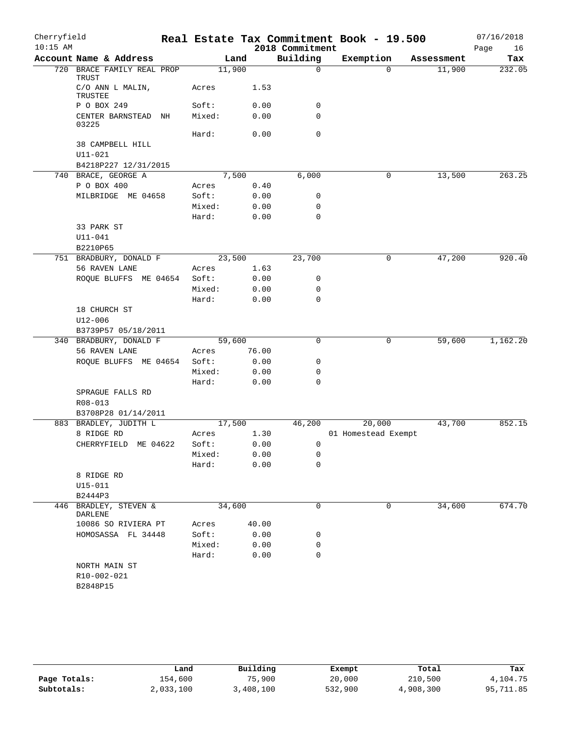# Real Estate Tax Commitment Book - 19.500

Cherryfield — 2018 Commitment — 07/16/2018 10:15 AM

| Account Name & Address | Land | Building | Exemption | Assessment | Tax |
|---|---|---|---|---|---|
| 720 BRACE FAMILY REAL PROP TRUST | 11,900 | 0 | 0 | 11,900 | 232.05 |
| C/O ANN L MALIN, TRUSTEE | Acres 1.53 | | | | |
| P O BOX 249 | Soft: 0.00 | 0 | | | |
| CENTER BARNSTEAD NH 03225 | Mixed: 0.00 | 0 | | | |
| | Hard: 0.00 | 0 | | | |
| 38 CAMPBELL HILL | | | | | |
| U11-021 | | | | | |
| B4218P227 12/31/2015 | | | | | |
| 740 BRACE, GEORGE A | 7,500 | 6,000 | 0 | 13,500 | 263.25 |
| P O BOX 400 | Acres 0.40 | | | | |
| MILBRIDGE ME 04658 | Soft: 0.00 | 0 | | | |
| | Mixed: 0.00 | 0 | | | |
| | Hard: 0.00 | 0 | | | |
| 33 PARK ST | | | | | |
| U11-041 | | | | | |
| B2210P65 | | | | | |
| 751 BRADBURY, DONALD F | 23,500 | 23,700 | 0 | 47,200 | 920.40 |
| 56 RAVEN LANE | Acres 1.63 | | | | |
| ROQUE BLUFFS ME 04654 | Soft: 0.00 | 0 | | | |
| | Mixed: 0.00 | 0 | | | |
| | Hard: 0.00 | 0 | | | |
| 18 CHURCH ST | | | | | |
| U12-006 | | | | | |
| B3739P57 05/18/2011 | | | | | |
| 340 BRADBURY, DONALD F | 59,600 | 0 | 0 | 59,600 | 1,162.20 |
| 56 RAVEN LANE | Acres 76.00 | | | | |
| ROQUE BLUFFS ME 04654 | Soft: 0.00 | 0 | | | |
| | Mixed: 0.00 | 0 | | | |
| | Hard: 0.00 | 0 | | | |
| SPRAGUE FALLS RD | | | | | |
| R08-013 | | | | | |
| B3708P28 01/14/2011 | | | | | |
| 883 BRADLEY, JUDITH L | 17,500 | 46,200 | 20,000 | 43,700 | 852.15 |
| 8 RIDGE RD | Acres 1.30 | | 01 Homestead Exempt | | |
| CHERRYFIELD ME 04622 | Soft: 0.00 | 0 | | | |
| | Mixed: 0.00 | 0 | | | |
| | Hard: 0.00 | 0 | | | |
| 8 RIDGE RD | | | | | |
| U15-011 | | | | | |
| B2444P3 | | | | | |
| 446 BRADLEY, STEVEN & DARLENE | 34,600 | 0 | 0 | 34,600 | 674.70 |
| 10086 SO RIVIERA PT | Acres 40.00 | | | | |
| HOMOSASSA FL 34448 | Soft: 0.00 | 0 | | | |
| | Mixed: 0.00 | 0 | | | |
| | Hard: 0.00 | 0 | | | |
| NORTH MAIN ST | | | | | |
| R10-002-021 | | | | | |
| B2848P15 | | | | | |

| | Land | Building | Exempt | Total | Tax |
|---|---|---|---|---|---|
| Page Totals: | 154,600 | 75,900 | 20,000 | 210,500 | 4,104.75 |
| Subtotals: | 2,033,100 | 3,408,100 | 532,900 | 4,908,300 | 95,711.85 |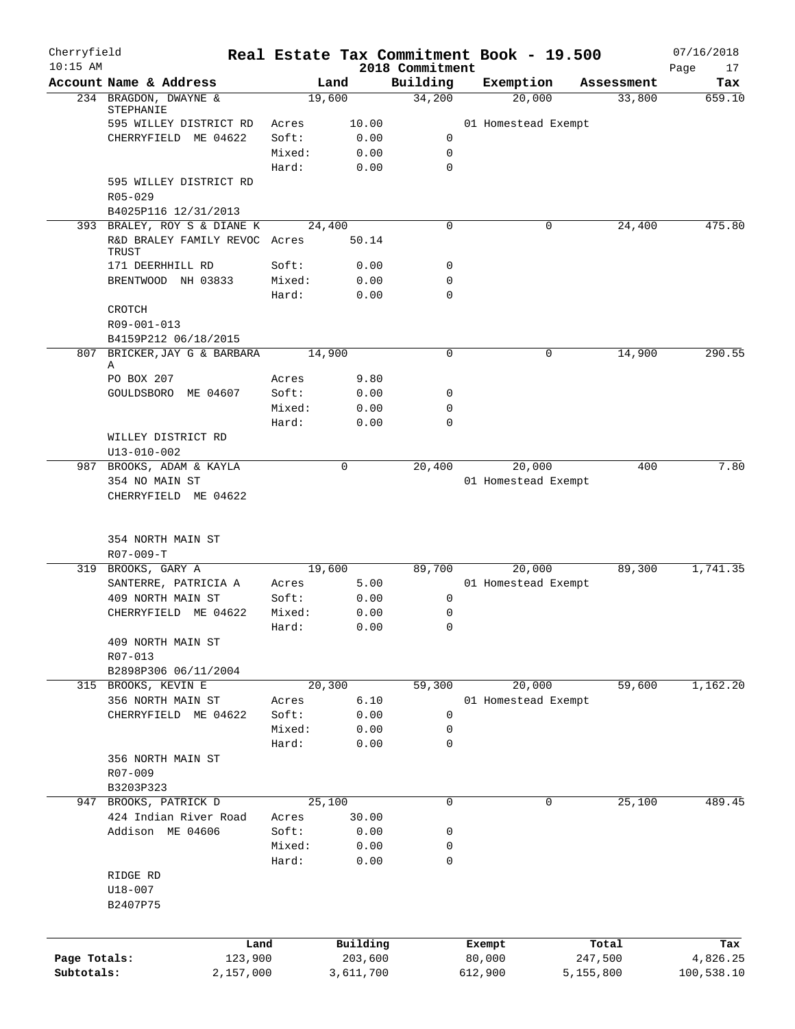# Real Estate Tax Commitment Book - 19.500

Cherryfield 10:15 AM — 2018 Commitment — 07/16/2018

| Account Name & Address | Land | | Building | Exemption | Assessment | Tax |
|---|---|---|---|---|---|---|
| 234 BRAGDON, DWAYNE & STEPHANIE | 19,600 | | 34,200 | 20,000 | 33,800 | 659.10 |
| 595 WILLEY DISTRICT RD | Acres | 10.00 | | 01 Homestead Exempt | | |
| CHERRYFIELD ME 04622 | Soft: | 0.00 | 0 | | | |
| | Mixed: | 0.00 | 0 | | | |
| | Hard: | 0.00 | 0 | | | |
| 595 WILLEY DISTRICT RD | | | | | | |
| R05-029 | | | | | | |
| B4025P116 12/31/2013 | | | | | | |
| 393 BRALEY, ROY S & DIANE K | 24,400 | | 0 | 0 | 24,400 | 475.80 |
| R&D BRALEY FAMILY REVOC TRUST | Acres | 50.14 | | | | |
| 171 DEERHHILL RD | Soft: | 0.00 | 0 | | | |
| BRENTWOOD NH 03833 | Mixed: | 0.00 | 0 | | | |
| | Hard: | 0.00 | 0 | | | |
| CROTCH | | | | | | |
| R09-001-013 | | | | | | |
| B4159P212 06/18/2015 | | | | | | |
| 807 BRICKER, JAY G & BARBARA A | 14,900 | | 0 | 0 | 14,900 | 290.55 |
| PO BOX 207 | Acres | 9.80 | | | | |
| GOULDSBORO ME 04607 | Soft: | 0.00 | 0 | | | |
| | Mixed: | 0.00 | 0 | | | |
| | Hard: | 0.00 | 0 | | | |
| WILLEY DISTRICT RD | | | | | | |
| U13-010-002 | | | | | | |
| 987 BROOKS, ADAM & KAYLA | 0 | | 20,400 | 20,000 | 400 | 7.80 |
| 354 NO MAIN ST | | | | 01 Homestead Exempt | | |
| CHERRYFIELD ME 04622 | | | | | | |
| 354 NORTH MAIN ST | | | | | | |
| R07-009-T | | | | | | |
| 319 BROOKS, GARY A | 19,600 | | 89,700 | 20,000 | 89,300 | 1,741.35 |
| SANTERRE, PATRICIA A | Acres | 5.00 | | 01 Homestead Exempt | | |
| 409 NORTH MAIN ST | Soft: | 0.00 | 0 | | | |
| CHERRYFIELD ME 04622 | Mixed: | 0.00 | 0 | | | |
| | Hard: | 0.00 | 0 | | | |
| 409 NORTH MAIN ST | | | | | | |
| R07-013 | | | | | | |
| B2898P306 06/11/2004 | | | | | | |
| 315 BROOKS, KEVIN E | 20,300 | | 59,300 | 20,000 | 59,600 | 1,162.20 |
| 356 NORTH MAIN ST | Acres | 6.10 | | 01 Homestead Exempt | | |
| CHERRYFIELD ME 04622 | Soft: | 0.00 | 0 | | | |
| | Mixed: | 0.00 | 0 | | | |
| | Hard: | 0.00 | 0 | | | |
| 356 NORTH MAIN ST | | | | | | |
| R07-009 | | | | | | |
| B3203P323 | | | | | | |
| 947 BROOKS, PATRICK D | 25,100 | | 0 | 0 | 25,100 | 489.45 |
| 424 Indian River Road | Acres | 30.00 | | | | |
| Addison ME 04606 | Soft: | 0.00 | 0 | | | |
| | Mixed: | 0.00 | 0 | | | |
| | Hard: | 0.00 | 0 | | | |
| RIDGE RD | | | | | | |
| U18-007 | | | | | | |
| B2407P75 | | | | | | |

| | Land | Building | Exempt | Total | Tax |
|---|---|---|---|---|---|
| Page Totals: | 123,900 | 203,600 | 80,000 | 247,500 | 4,826.25 |
| Subtotals: | 2,157,000 | 3,611,700 | 612,900 | 5,155,800 | 100,538.10 |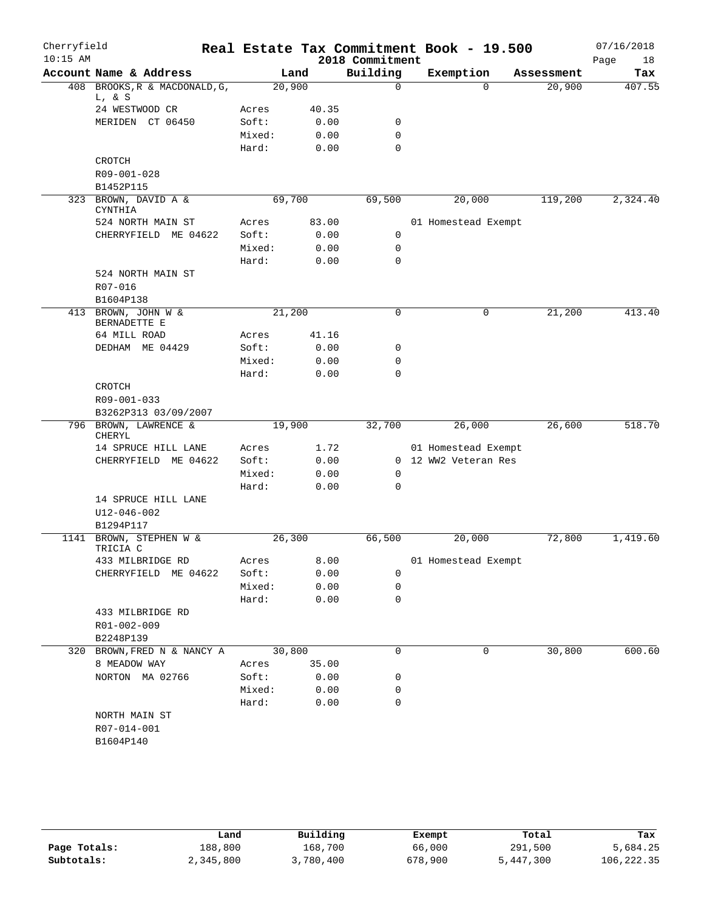# Real Estate Tax Commitment Book - 19.500

Cherryfield
10:15 AM

2018 Commitment

07/16/2018

| Account | Name & Address | | Land | Building | Exemption | Assessment | Tax |
|---|---|---|---|---|---|---|---|
| 408 | BROOKS,R & MACDONALD,G, L, & S | | 20,900 | 0 | 0 | 20,900 | 407.55 |
| | 24 WESTWOOD CR | Acres | 40.35 | | | | |
| | MERIDEN CT 06450 | Soft: | 0.00 | 0 | | | |
| | | Mixed: | 0.00 | 0 | | | |
| | | Hard: | 0.00 | 0 | | | |
| | CROTCH | | | | | | |
| | R09-001-028 | | | | | | |
| | B1452P115 | | | | | | |
| 323 | BROWN, DAVID A & CYNTHIA | | 69,700 | 69,500 | 20,000 | 119,200 | 2,324.40 |
| | 524 NORTH MAIN ST | Acres | 83.00 | | 01 Homestead Exempt | | |
| | CHERRYFIELD ME 04622 | Soft: | 0.00 | 0 | | | |
| | | Mixed: | 0.00 | 0 | | | |
| | | Hard: | 0.00 | 0 | | | |
| | 524 NORTH MAIN ST | | | | | | |
| | R07-016 | | | | | | |
| | B1604P138 | | | | | | |
| 413 | BROWN, JOHN W & BERNADETTE E | | 21,200 | 0 | 0 | 21,200 | 413.40 |
| | 64 MILL ROAD | Acres | 41.16 | | | | |
| | DEDHAM ME 04429 | Soft: | 0.00 | 0 | | | |
| | | Mixed: | 0.00 | 0 | | | |
| | | Hard: | 0.00 | 0 | | | |
| | CROTCH | | | | | | |
| | R09-001-033 | | | | | | |
| | B3262P313 03/09/2007 | | | | | | |
| 796 | BROWN, LAWRENCE & CHERYL | | 19,900 | 32,700 | 26,000 | 26,600 | 518.70 |
| | 14 SPRUCE HILL LANE | Acres | 1.72 | | 01 Homestead Exempt | | |
| | CHERRYFIELD ME 04622 | Soft: | 0.00 | 0 | 12 WW2 Veteran Res | | |
| | | Mixed: | 0.00 | 0 | | | |
| | | Hard: | 0.00 | 0 | | | |
| | 14 SPRUCE HILL LANE | | | | | | |
| | U12-046-002 | | | | | | |
| | B1294P117 | | | | | | |
| 1141 | BROWN, STEPHEN W & TRICIA C | | 26,300 | 66,500 | 20,000 | 72,800 | 1,419.60 |
| | 433 MILBRIDGE RD | Acres | 8.00 | | 01 Homestead Exempt | | |
| | CHERRYFIELD ME 04622 | Soft: | 0.00 | 0 | | | |
| | | Mixed: | 0.00 | 0 | | | |
| | | Hard: | 0.00 | 0 | | | |
| | 433 MILBRIDGE RD | | | | | | |
| | R01-002-009 | | | | | | |
| | B2248P139 | | | | | | |
| 320 | BROWN,FRED N & NANCY A | | 30,800 | 0 | 0 | 30,800 | 600.60 |
| | 8 MEADOW WAY | Acres | 35.00 | | | | |
| | NORTON MA 02766 | Soft: | 0.00 | 0 | | | |
| | | Mixed: | 0.00 | 0 | | | |
| | | Hard: | 0.00 | 0 | | | |
| | NORTH MAIN ST | | | | | | |
| | R07-014-001 | | | | | | |
| | B1604P140 | | | | | | |

| | Land | Building | Exempt | Total | Tax |
|---|---|---|---|---|---|
| Page Totals: | 188,800 | 168,700 | 66,000 | 291,500 | 5,684.25 |
| Subtotals: | 2,345,800 | 3,780,400 | 678,900 | 5,447,300 | 106,222.35 |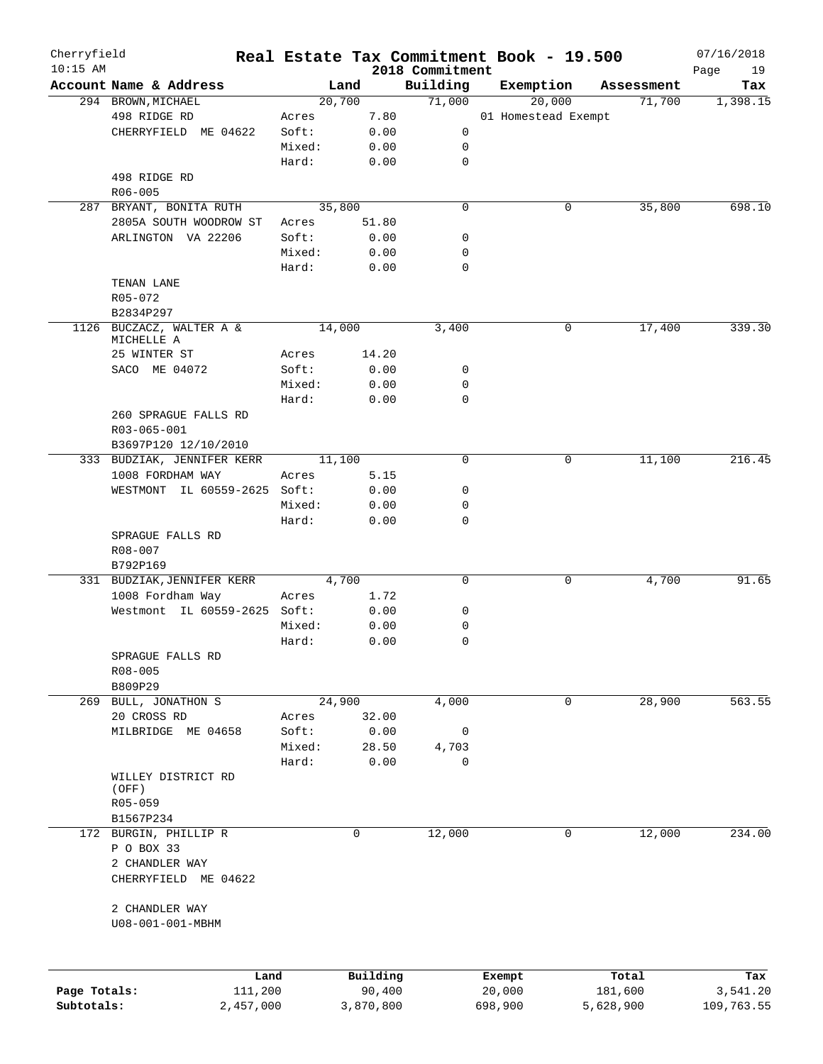Cherryfield 10:15 AM

# Real Estate Tax Commitment Book - 19.500

2018 Commitment

07/16/2018

| Account Name & Address | | Land | Building | Exemption | Assessment | Tax |
|---|---|---|---|---|---|---|
| 294 BROWN, MICHAEL | | 20,700 | 71,000 | 20,000 | 71,700 | 1,398.15 |
| 498 RIDGE RD | Acres | 7.80 | | 01 Homestead Exempt | | |
| CHERRYFIELD ME 04622 | Soft: | 0.00 | 0 | | | |
| | Mixed: | 0.00 | 0 | | | |
| | Hard: | 0.00 | 0 | | | |
| 498 RIDGE RD | | | | | | |
| R06-005 | | | | | | |
| 287 BRYANT, BONITA RUTH | | 35,800 | 0 | 0 | 35,800 | 698.10 |
| 2805A SOUTH WOODROW ST | Acres | 51.80 | | | | |
| ARLINGTON VA 22206 | Soft: | 0.00 | 0 | | | |
| | Mixed: | 0.00 | 0 | | | |
| | Hard: | 0.00 | 0 | | | |
| TENAN LANE | | | | | | |
| R05-072 | | | | | | |
| B2834P297 | | | | | | |
| 1126 BUCZACZ, WALTER A & MICHELLE A | | 14,000 | 3,400 | 0 | 17,400 | 339.30 |
| 25 WINTER ST | Acres | 14.20 | | | | |
| SACO ME 04072 | Soft: | 0.00 | 0 | | | |
| | Mixed: | 0.00 | 0 | | | |
| | Hard: | 0.00 | 0 | | | |
| 260 SPRAGUE FALLS RD | | | | | | |
| R03-065-001 | | | | | | |
| B3697P120 12/10/2010 | | | | | | |
| 333 BUDZIAK, JENNIFER KERR | | 11,100 | 0 | 0 | 11,100 | 216.45 |
| 1008 FORDHAM WAY | Acres | 5.15 | | | | |
| WESTMONT IL 60559-2625 | Soft: | 0.00 | 0 | | | |
| | Mixed: | 0.00 | 0 | | | |
| | Hard: | 0.00 | 0 | | | |
| SPRAGUE FALLS RD | | | | | | |
| R08-007 | | | | | | |
| B792P169 | | | | | | |
| 331 BUDZIAK, JENNIFER KERR | | 4,700 | 0 | 0 | 4,700 | 91.65 |
| 1008 Fordham Way | Acres | 1.72 | | | | |
| Westmont IL 60559-2625 | Soft: | 0.00 | 0 | | | |
| | Mixed: | 0.00 | 0 | | | |
| | Hard: | 0.00 | 0 | | | |
| SPRAGUE FALLS RD | | | | | | |
| R08-005 | | | | | | |
| B809P29 | | | | | | |
| 269 BULL, JONATHON S | | 24,900 | 4,000 | 0 | 28,900 | 563.55 |
| 20 CROSS RD | Acres | 32.00 | | | | |
| MILBRIDGE ME 04658 | Soft: | 0.00 | 0 | | | |
| | Mixed: | 28.50 | 4,703 | | | |
| | Hard: | 0.00 | 0 | | | |
| WILLEY DISTRICT RD (OFF) | | | | | | |
| R05-059 | | | | | | |
| B1567P234 | | | | | | |
| 172 BURGIN, PHILLIP R | | 0 | 12,000 | 0 | 12,000 | 234.00 |
| P O BOX 33 | | | | | | |
| 2 CHANDLER WAY | | | | | | |
| CHERRYFIELD ME 04622 | | | | | | |
| 2 CHANDLER WAY | | | | | | |
| U08-001-001-MBHM | | | | | | |

| | Land | Building | Exempt | Total | Tax |
|---|---|---|---|---|---|
| Page Totals: | 111,200 | 90,400 | 20,000 | 181,600 | 3,541.20 |
| Subtotals: | 2,457,000 | 3,870,800 | 698,900 | 5,628,900 | 109,763.55 |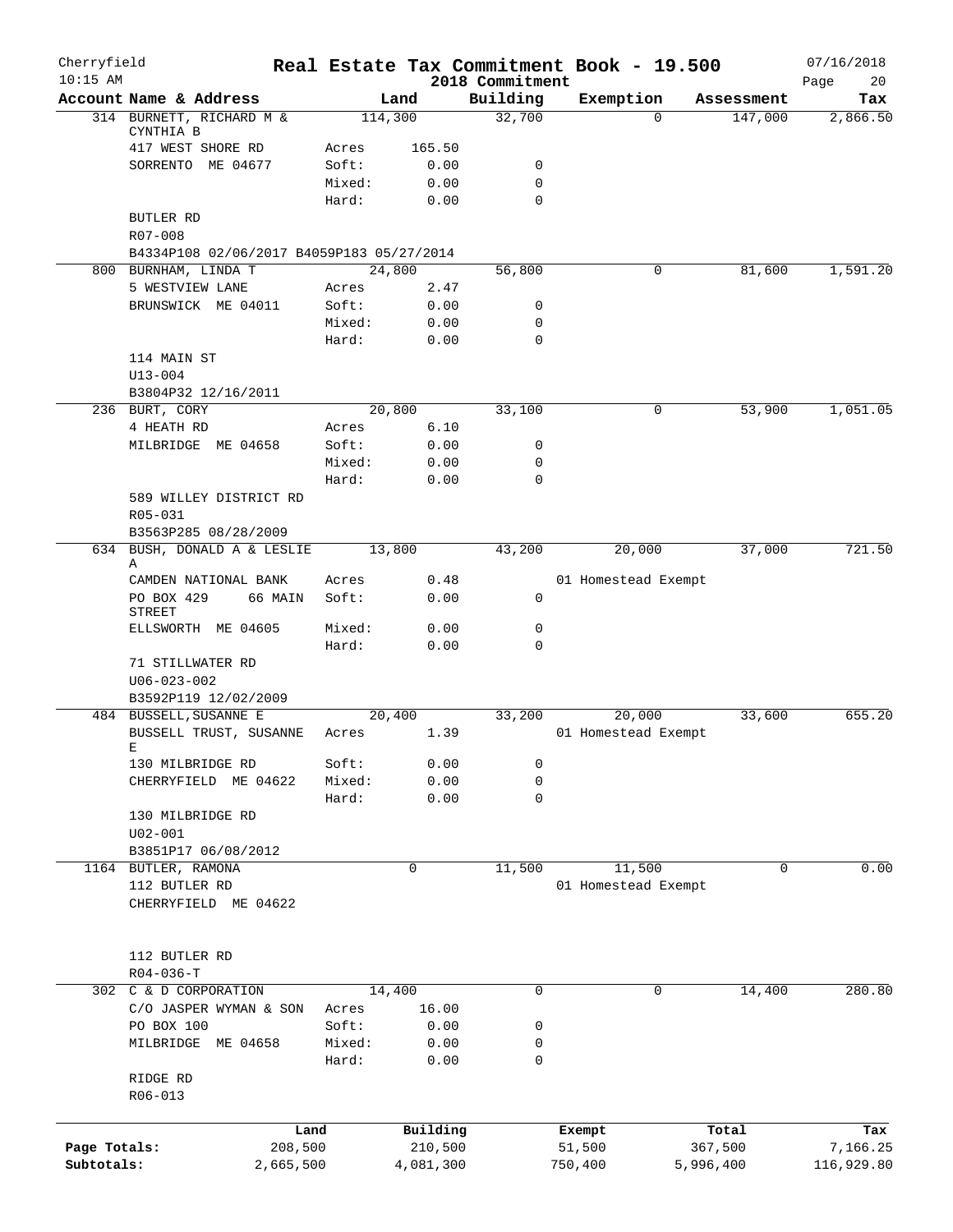Cherryfield
10:15 AM

**Real Estate Tax Commitment Book - 19.500**
**2018 Commitment**

07/16/2018

| Account Name & Address | Land | | Building | Exemption | Assessment | Tax |
|---|---|---|---|---|---|---|
| 314 BURNETT, RICHARD M & CYNTHIA B | 114,300 | | 32,700 | 0 | 147,000 | 2,866.50 |
| 417 WEST SHORE RD | Acres | 165.50 | | | | |
| SORRENTO ME 04677 | Soft: | 0.00 | 0 | | | |
| | Mixed: | 0.00 | 0 | | | |
| | Hard: | 0.00 | 0 | | | |
| BUTLER RD | | | | | | |
| R07-008 | | | | | | |
| B4334P108 02/06/2017 B4059P183 05/27/2014 | | | | | | |
| 800 BURNHAM, LINDA T | 24,800 | | 56,800 | 0 | 81,600 | 1,591.20 |
| 5 WESTVIEW LANE | Acres | 2.47 | | | | |
| BRUNSWICK ME 04011 | Soft: | 0.00 | 0 | | | |
| | Mixed: | 0.00 | 0 | | | |
| | Hard: | 0.00 | 0 | | | |
| 114 MAIN ST | | | | | | |
| U13-004 | | | | | | |
| B3804P32 12/16/2011 | | | | | | |
| 236 BURT, CORY | 20,800 | | 33,100 | 0 | 53,900 | 1,051.05 |
| 4 HEATH RD | Acres | 6.10 | | | | |
| MILBRIDGE ME 04658 | Soft: | 0.00 | 0 | | | |
| | Mixed: | 0.00 | 0 | | | |
| | Hard: | 0.00 | 0 | | | |
| 589 WILLEY DISTRICT RD | | | | | | |
| R05-031 | | | | | | |
| B3563P285 08/28/2009 | | | | | | |
| 634 BUSH, DONALD A & LESLIE A | 13,800 | | 43,200 | 20,000 | 37,000 | 721.50 |
| CAMDEN NATIONAL BANK | Acres | 0.48 | | 01 Homestead Exempt | | |
| PO BOX 429 66 MAIN STREET | Soft: | 0.00 | 0 | | | |
| ELLSWORTH ME 04605 | Mixed: | 0.00 | 0 | | | |
| | Hard: | 0.00 | 0 | | | |
| 71 STILLWATER RD | | | | | | |
| U06-023-002 | | | | | | |
| B3592P119 12/02/2009 | | | | | | |
| 484 BUSSELL,SUSANNE E | 20,400 | | 33,200 | 20,000 | 33,600 | 655.20 |
| BUSSELL TRUST, SUSANNE E | Acres | 1.39 | | 01 Homestead Exempt | | |
| 130 MILBRIDGE RD | Soft: | 0.00 | 0 | | | |
| CHERRYFIELD ME 04622 | Mixed: | 0.00 | 0 | | | |
| | Hard: | 0.00 | 0 | | | |
| 130 MILBRIDGE RD | | | | | | |
| U02-001 | | | | | | |
| B3851P17 06/08/2012 | | | | | | |
| 1164 BUTLER, RAMONA | 0 | | 11,500 | 11,500 | 0 | 0.00 |
| 112 BUTLER RD | | | | 01 Homestead Exempt | | |
| CHERRYFIELD ME 04622 | | | | | | |
| 112 BUTLER RD | | | | | | |
| R04-036-T | | | | | | |
| 302 C & D CORPORATION | 14,400 | | 0 | 0 | 14,400 | 280.80 |
| C/O JASPER WYMAN & SON | Acres | 16.00 | | | | |
| PO BOX 100 | Soft: | 0.00 | 0 | | | |
| MILBRIDGE ME 04658 | Mixed: | 0.00 | 0 | | | |
| | Hard: | 0.00 | 0 | | | |
| RIDGE RD | | | | | | |
| R06-013 | | | | | | |

| | Land | Building | Exempt | Total | Tax |
|---|---|---|---|---|---|
| Page Totals: | 208,500 | 210,500 | 51,500 | 367,500 | 7,166.25 |
| Subtotals: | 2,665,500 | 4,081,300 | 750,400 | 5,996,400 | 116,929.80 |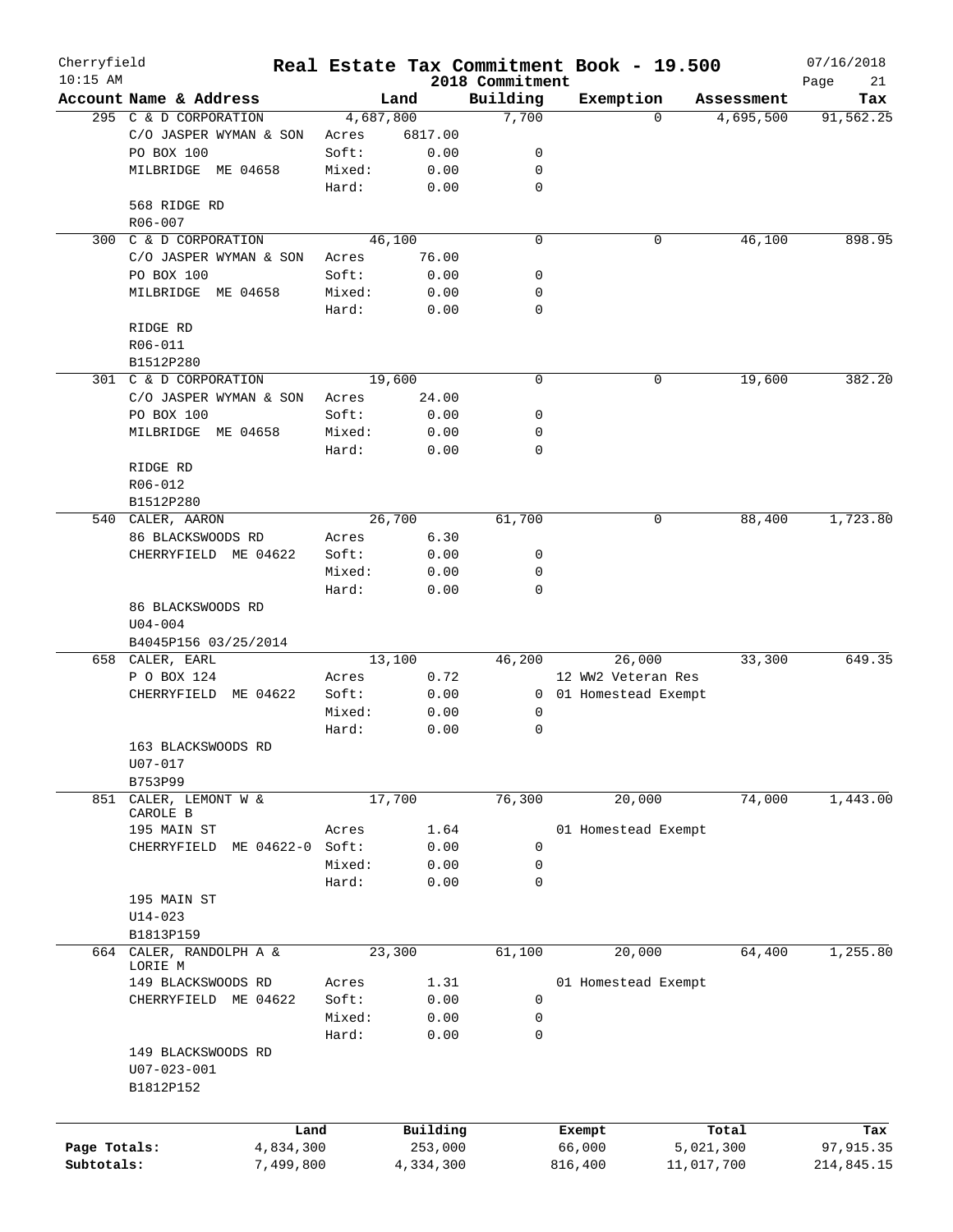Cherryfield

10:15 AM

# Real Estate Tax Commitment Book - 19.500

2018 Commitment

07/16/2018

| Account | Name & Address | Land | | Building | Exemption | Assessment | Tax |
|---|---|---|---|---|---|---|---|
| 295 | C & D CORPORATION | 4,687,800 | | 7,700 | 0 | 4,695,500 | 91,562.25 |
| | C/O JASPER WYMAN & SON | Acres | 6817.00 | | | | |
| | PO BOX 100 | Soft: | 0.00 | 0 | | | |
| | MILBRIDGE ME 04658 | Mixed: | 0.00 | 0 | | | |
| | | Hard: | 0.00 | 0 | | | |
| | 568 RIDGE RD | | | | | | |
| | R06-007 | | | | | | |
| 300 | C & D CORPORATION | 46,100 | | 0 | 0 | 46,100 | 898.95 |
| | C/O JASPER WYMAN & SON | Acres | 76.00 | | | | |
| | PO BOX 100 | Soft: | 0.00 | 0 | | | |
| | MILBRIDGE ME 04658 | Mixed: | 0.00 | 0 | | | |
| | | Hard: | 0.00 | 0 | | | |
| | RIDGE RD | | | | | | |
| | R06-011 | | | | | | |
| | B1512P280 | | | | | | |
| 301 | C & D CORPORATION | 19,600 | | 0 | 0 | 19,600 | 382.20 |
| | C/O JASPER WYMAN & SON | Acres | 24.00 | | | | |
| | PO BOX 100 | Soft: | 0.00 | 0 | | | |
| | MILBRIDGE ME 04658 | Mixed: | 0.00 | 0 | | | |
| | | Hard: | 0.00 | 0 | | | |
| | RIDGE RD | | | | | | |
| | R06-012 | | | | | | |
| | B1512P280 | | | | | | |
| 540 | CALER, AARON | 26,700 | | 61,700 | 0 | 88,400 | 1,723.80 |
| | 86 BLACKSWOODS RD | Acres | 6.30 | | | | |
| | CHERRYFIELD ME 04622 | Soft: | 0.00 | 0 | | | |
| | | Mixed: | 0.00 | 0 | | | |
| | | Hard: | 0.00 | 0 | | | |
| | 86 BLACKSWOODS RD | | | | | | |
| | U04-004 | | | | | | |
| | B4045P156 03/25/2014 | | | | | | |
| 658 | CALER, EARL | 13,100 | | 46,200 | 26,000 | 33,300 | 649.35 |
| | P O BOX 124 | Acres | 0.72 | | 12 WW2 Veteran Res | | |
| | CHERRYFIELD ME 04622 | Soft: | 0.00 | 0 | 01 Homestead Exempt | | |
| | | Mixed: | 0.00 | 0 | | | |
| | | Hard: | 0.00 | 0 | | | |
| | 163 BLACKSWOODS RD | | | | | | |
| | U07-017 | | | | | | |
| | B753P99 | | | | | | |
| 851 | CALER, LEMONT W & CAROLE B | 17,700 | | 76,300 | 20,000 | 74,000 | 1,443.00 |
| | 195 MAIN ST | Acres | 1.64 | | 01 Homestead Exempt | | |
| | CHERRYFIELD ME 04622-0 | Soft: | 0.00 | 0 | | | |
| | | Mixed: | 0.00 | 0 | | | |
| | | Hard: | 0.00 | 0 | | | |
| | 195 MAIN ST | | | | | | |
| | U14-023 | | | | | | |
| | B1813P159 | | | | | | |
| 664 | CALER, RANDOLPH A & LORIE M | 23,300 | | 61,100 | 20,000 | 64,400 | 1,255.80 |
| | 149 BLACKSWOODS RD | Acres | 1.31 | | 01 Homestead Exempt | | |
| | CHERRYFIELD ME 04622 | Soft: | 0.00 | 0 | | | |
| | | Mixed: | 0.00 | 0 | | | |
| | | Hard: | 0.00 | 0 | | | |
| | 149 BLACKSWOODS RD | | | | | | |
| | U07-023-001 | | | | | | |
| | B1812P152 | | | | | | |

| | Land | Building | Exempt | Total | Tax |
|---|---|---|---|---|---|
| Page Totals: | 4,834,300 | 253,000 | 66,000 | 5,021,300 | 97,915.35 |
| Subtotals: | 7,499,800 | 4,334,300 | 816,400 | 11,017,700 | 214,845.15 |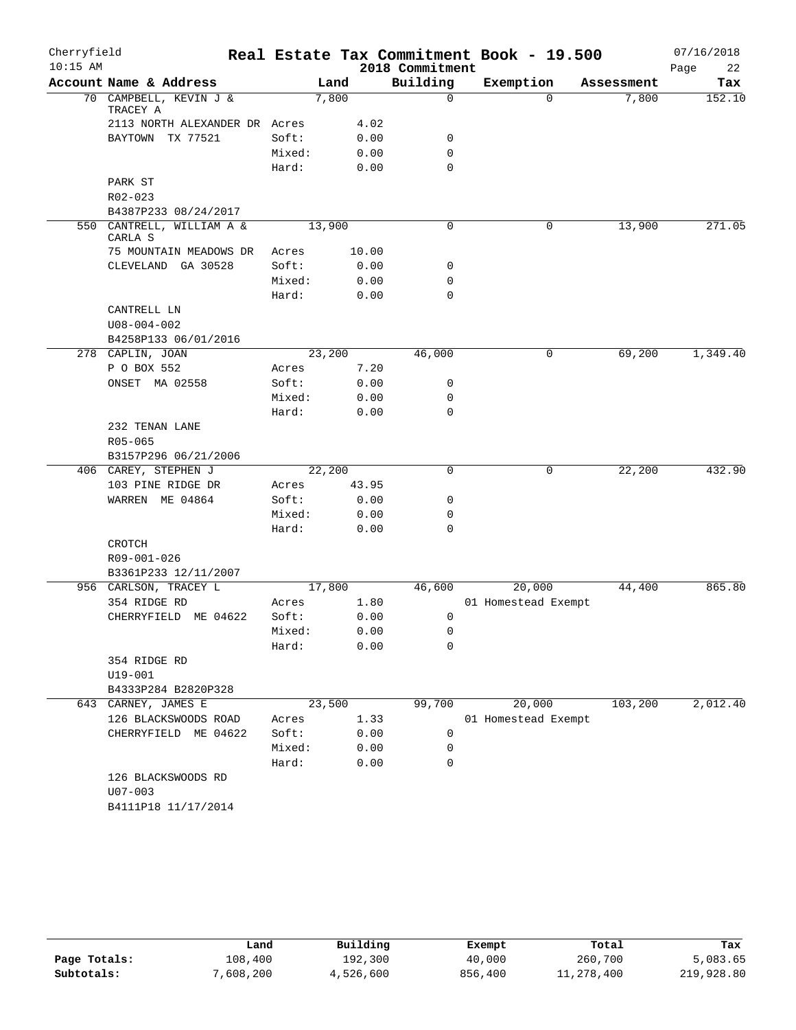# Real Estate Tax Commitment Book - 19.500

Cherryfield
10:15 AM

2018 Commitment

07/16/2018

| Account Name & Address | Land | | Building | Exemption | Assessment | Tax |
|---|---|---|---|---|---|---|
| 70 CAMPBELL, KEVIN J & TRACEY A | 7,800 | | 0 | 0 | 7,800 | 152.10 |
| 2113 NORTH ALEXANDER DR | Acres | 4.02 | | | | |
| BAYTOWN TX 77521 | Soft: | 0.00 | 0 | | | |
| | Mixed: | 0.00 | 0 | | | |
| | Hard: | 0.00 | 0 | | | |
| PARK ST | | | | | | |
| R02-023 | | | | | | |
| B4387P233 08/24/2017 | | | | | | |
| 550 CANTRELL, WILLIAM A & CARLA S | 13,900 | | 0 | 0 | 13,900 | 271.05 |
| 75 MOUNTAIN MEADOWS DR | Acres | 10.00 | | | | |
| CLEVELAND GA 30528 | Soft: | 0.00 | 0 | | | |
| | Mixed: | 0.00 | 0 | | | |
| | Hard: | 0.00 | 0 | | | |
| CANTRELL LN | | | | | | |
| U08-004-002 | | | | | | |
| B4258P133 06/01/2016 | | | | | | |
| 278 CAPLIN, JOAN | 23,200 | | 46,000 | 0 | 69,200 | 1,349.40 |
| P O BOX 552 | Acres | 7.20 | | | | |
| ONSET MA 02558 | Soft: | 0.00 | 0 | | | |
| | Mixed: | 0.00 | 0 | | | |
| | Hard: | 0.00 | 0 | | | |
| 232 TENAN LANE | | | | | | |
| R05-065 | | | | | | |
| B3157P296 06/21/2006 | | | | | | |
| 406 CAREY, STEPHEN J | 22,200 | | 0 | 0 | 22,200 | 432.90 |
| 103 PINE RIDGE DR | Acres | 43.95 | | | | |
| WARREN ME 04864 | Soft: | 0.00 | 0 | | | |
| | Mixed: | 0.00 | 0 | | | |
| | Hard: | 0.00 | 0 | | | |
| CROTCH | | | | | | |
| R09-001-026 | | | | | | |
| B3361P233 12/11/2007 | | | | | | |
| 956 CARLSON, TRACEY L | 17,800 | | 46,600 | 20,000 | 44,400 | 865.80 |
| 354 RIDGE RD | Acres | 1.80 | | 01 Homestead Exempt | | |
| CHERRYFIELD ME 04622 | Soft: | 0.00 | 0 | | | |
| | Mixed: | 0.00 | 0 | | | |
| | Hard: | 0.00 | 0 | | | |
| 354 RIDGE RD | | | | | | |
| U19-001 | | | | | | |
| B4333P284 B2820P328 | | | | | | |
| 643 CARNEY, JAMES E | 23,500 | | 99,700 | 20,000 | 103,200 | 2,012.40 |
| 126 BLACKSWOODS ROAD | Acres | 1.33 | | 01 Homestead Exempt | | |
| CHERRYFIELD ME 04622 | Soft: | 0.00 | 0 | | | |
| | Mixed: | 0.00 | 0 | | | |
| | Hard: | 0.00 | 0 | | | |
| 126 BLACKSWOODS RD | | | | | | |
| U07-003 | | | | | | |
| B4111P18 11/17/2014 | | | | | | |

| | Land | Building | Exempt | Total | Tax |
|---|---|---|---|---|---|
| Page Totals: | 108,400 | 192,300 | 40,000 | 260,700 | 5,083.65 |
| Subtotals: | 7,608,200 | 4,526,600 | 856,400 | 11,278,400 | 219,928.80 |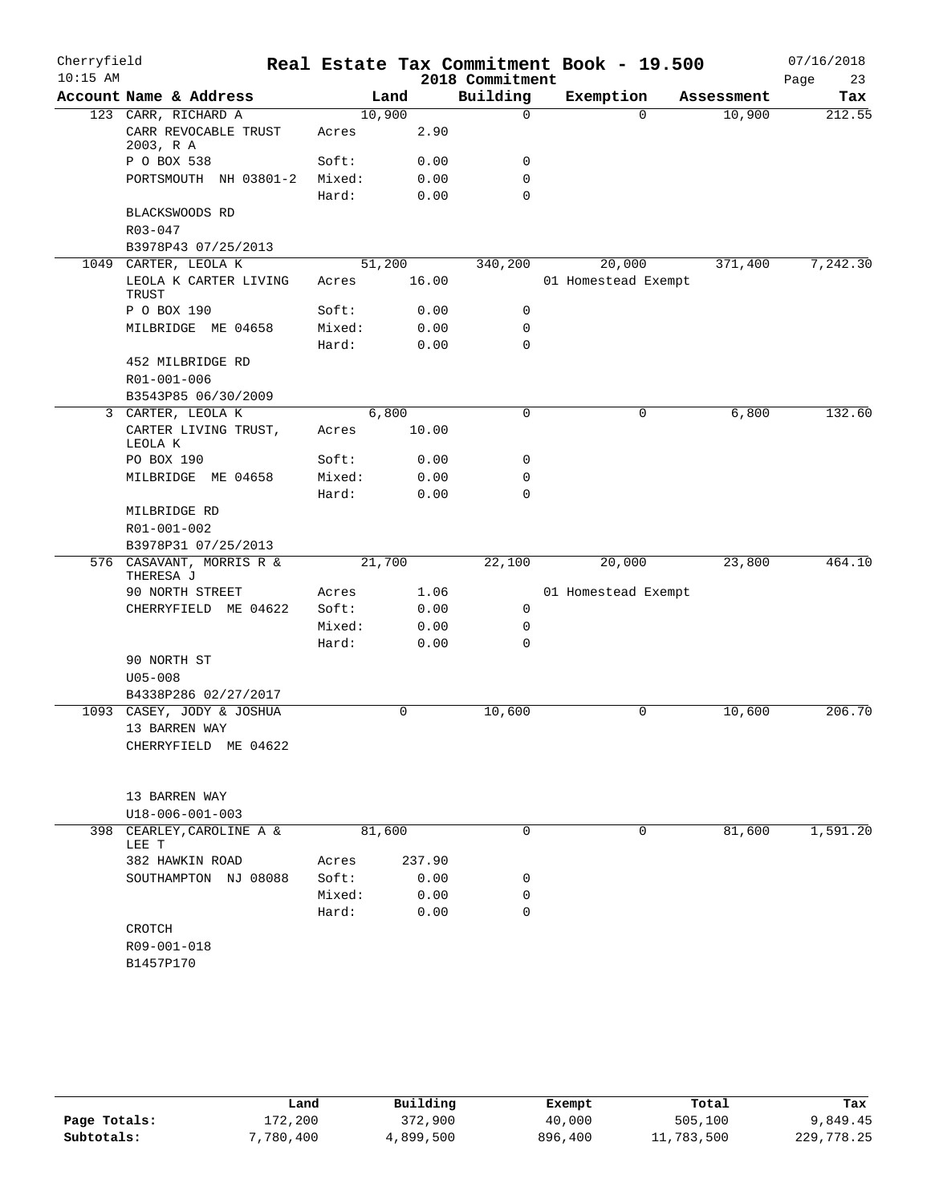# Real Estate Tax Commitment Book - 19.500

Cherryfield
10:15 AM

2018 Commitment

07/16/2018

| Account | Name & Address | Land | Building | Exemption | Assessment | Tax |
|---|---|---|---|---|---|---|
| 123 | CARR, RICHARD A | 10,900 | 0 | 0 | 10,900 | 212.55 |
| | CARR REVOCABLE TRUST 2003, R A | Acres 2.90 | | | | |
| | P O BOX 538 | Soft: 0.00 | 0 | | | |
| | PORTSMOUTH NH 03801-2 | Mixed: 0.00 | 0 | | | |
| | | Hard: 0.00 | 0 | | | |
| | BLACKSWOODS RD | | | | | |
| | R03-047 | | | | | |
| | B3978P43 07/25/2013 | | | | | |
| 1049 | CARTER, LEOLA K | 51,200 | 340,200 | 20,000 | 371,400 | 7,242.30 |
| | LEOLA K CARTER LIVING TRUST | Acres 16.00 | | 01 Homestead Exempt | | |
| | P O BOX 190 | Soft: 0.00 | 0 | | | |
| | MILBRIDGE ME 04658 | Mixed: 0.00 | 0 | | | |
| | | Hard: 0.00 | 0 | | | |
| | 452 MILBRIDGE RD | | | | | |
| | R01-001-006 | | | | | |
| | B3543P85 06/30/2009 | | | | | |
| 3 | CARTER, LEOLA K | 6,800 | 0 | 0 | 6,800 | 132.60 |
| | CARTER LIVING TRUST, LEOLA K | Acres 10.00 | | | | |
| | PO BOX 190 | Soft: 0.00 | 0 | | | |
| | MILBRIDGE ME 04658 | Mixed: 0.00 | 0 | | | |
| | | Hard: 0.00 | 0 | | | |
| | MILBRIDGE RD | | | | | |
| | R01-001-002 | | | | | |
| | B3978P31 07/25/2013 | | | | | |
| 576 | CASAVANT, MORRIS R & THERESA J | 21,700 | 22,100 | 20,000 | 23,800 | 464.10 |
| | 90 NORTH STREET | Acres 1.06 | | 01 Homestead Exempt | | |
| | CHERRYFIELD ME 04622 | Soft: 0.00 | 0 | | | |
| | | Mixed: 0.00 | 0 | | | |
| | | Hard: 0.00 | 0 | | | |
| | 90 NORTH ST | | | | | |
| | U05-008 | | | | | |
| | B4338P286 02/27/2017 | | | | | |
| 1093 | CASEY, JODY & JOSHUA | 0 | 10,600 | 0 | 10,600 | 206.70 |
| | 13 BARREN WAY | | | | | |
| | CHERRYFIELD ME 04622 | | | | | |
| | 13 BARREN WAY | | | | | |
| | U18-006-001-003 | | | | | |
| 398 | CEARLEY, CAROLINE A & LEE T | 81,600 | 0 | 0 | 81,600 | 1,591.20 |
| | 382 HAWKIN ROAD | Acres 237.90 | | | | |
| | SOUTHAMPTON NJ 08088 | Soft: 0.00 | 0 | | | |
| | | Mixed: 0.00 | 0 | | | |
| | | Hard: 0.00 | 0 | | | |
| | CROTCH | | | | | |
| | R09-001-018 | | | | | |
| | B1457P170 | | | | | |

| | Land | Building | Exempt | Total | Tax |
|---|---|---|---|---|---|
| Page Totals: | 172,200 | 372,900 | 40,000 | 505,100 | 9,849.45 |
| Subtotals: | 7,780,400 | 4,899,500 | 896,400 | 11,783,500 | 229,778.25 |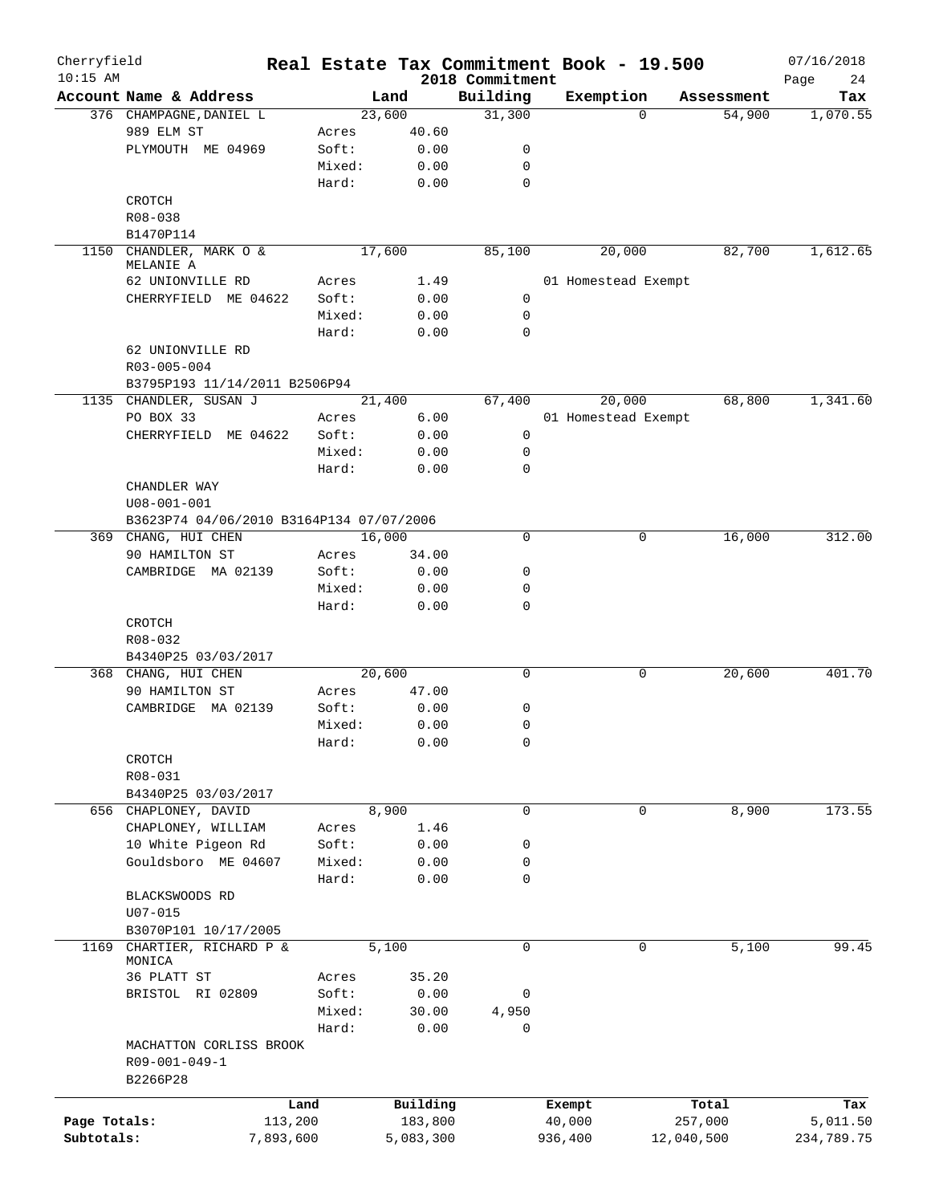# Cherryfield — Real Estate Tax Commitment Book - 19.500

10:15 AM — 2018 Commitment — 07/16/2018

| Account Name & Address | | Land | Building | Exemption | Assessment | Tax |
|---|---|---|---|---|---|---|
| 376 CHAMPAGNE, DANIEL L | | 23,600 | 31,300 | 0 | 54,900 | 1,070.55 |
| 989 ELM ST | Acres | 40.60 | | | | |
| PLYMOUTH ME 04969 | Soft: | 0.00 | 0 | | | |
| | Mixed: | 0.00 | 0 | | | |
| | Hard: | 0.00 | 0 | | | |
| CROTCH | | | | | | |
| R08-038 | | | | | | |
| B1470P114 | | | | | | |
| 1150 CHANDLER, MARK O & MELANIE A | | 17,600 | 85,100 | 20,000 | 82,700 | 1,612.65 |
| 62 UNIONVILLE RD | Acres | 1.49 | | 01 Homestead Exempt | | |
| CHERRYFIELD ME 04622 | Soft: | 0.00 | 0 | | | |
| | Mixed: | 0.00 | 0 | | | |
| | Hard: | 0.00 | 0 | | | |
| 62 UNIONVILLE RD | | | | | | |
| R03-005-004 | | | | | | |
| B3795P193 11/14/2011 B2506P94 | | | | | | |
| 1135 CHANDLER, SUSAN J | | 21,400 | 67,400 | 20,000 | 68,800 | 1,341.60 |
| PO BOX 33 | Acres | 6.00 | | 01 Homestead Exempt | | |
| CHERRYFIELD ME 04622 | Soft: | 0.00 | 0 | | | |
| | Mixed: | 0.00 | 0 | | | |
| | Hard: | 0.00 | 0 | | | |
| CHANDLER WAY | | | | | | |
| U08-001-001 | | | | | | |
| B3623P74 04/06/2010 B3164P134 07/07/2006 | | | | | | |
| 369 CHANG, HUI CHEN | | 16,000 | 0 | 0 | 16,000 | 312.00 |
| 90 HAMILTON ST | Acres | 34.00 | | | | |
| CAMBRIDGE MA 02139 | Soft: | 0.00 | 0 | | | |
| | Mixed: | 0.00 | 0 | | | |
| | Hard: | 0.00 | 0 | | | |
| CROTCH | | | | | | |
| R08-032 | | | | | | |
| B4340P25 03/03/2017 | | | | | | |
| 368 CHANG, HUI CHEN | | 20,600 | 0 | 0 | 20,600 | 401.70 |
| 90 HAMILTON ST | Acres | 47.00 | | | | |
| CAMBRIDGE MA 02139 | Soft: | 0.00 | 0 | | | |
| | Mixed: | 0.00 | 0 | | | |
| | Hard: | 0.00 | 0 | | | |
| CROTCH | | | | | | |
| R08-031 | | | | | | |
| B4340P25 03/03/2017 | | | | | | |
| 656 CHAPLONEY, DAVID | | 8,900 | 0 | 0 | 8,900 | 173.55 |
| CHAPLONEY, WILLIAM | Acres | 1.46 | | | | |
| 10 White Pigeon Rd | Soft: | 0.00 | 0 | | | |
| Gouldsboro ME 04607 | Mixed: | 0.00 | 0 | | | |
| | Hard: | 0.00 | 0 | | | |
| BLACKSWOODS RD | | | | | | |
| U07-015 | | | | | | |
| B3070P101 10/17/2005 | | | | | | |
| 1169 CHARTIER, RICHARD P & MONICA | | 5,100 | 0 | 0 | 5,100 | 99.45 |
| 36 PLATT ST | Acres | 35.20 | | | | |
| BRISTOL RI 02809 | Soft: | 0.00 | 0 | | | |
| | Mixed: | 30.00 | 4,950 | | | |
| | Hard: | 0.00 | 0 | | | |
| MACHATTON CORLISS BROOK | | | | | | |
| R09-001-049-1 | | | | | | |
| B2266P28 | | | | | | |

| | Land | Building | Exempt | Total | Tax |
|---|---|---|---|---|---|
| Page Totals: | 113,200 | 183,800 | 40,000 | 257,000 | 5,011.50 |
| Subtotals: | 7,893,600 | 5,083,300 | 936,400 | 12,040,500 | 234,789.75 |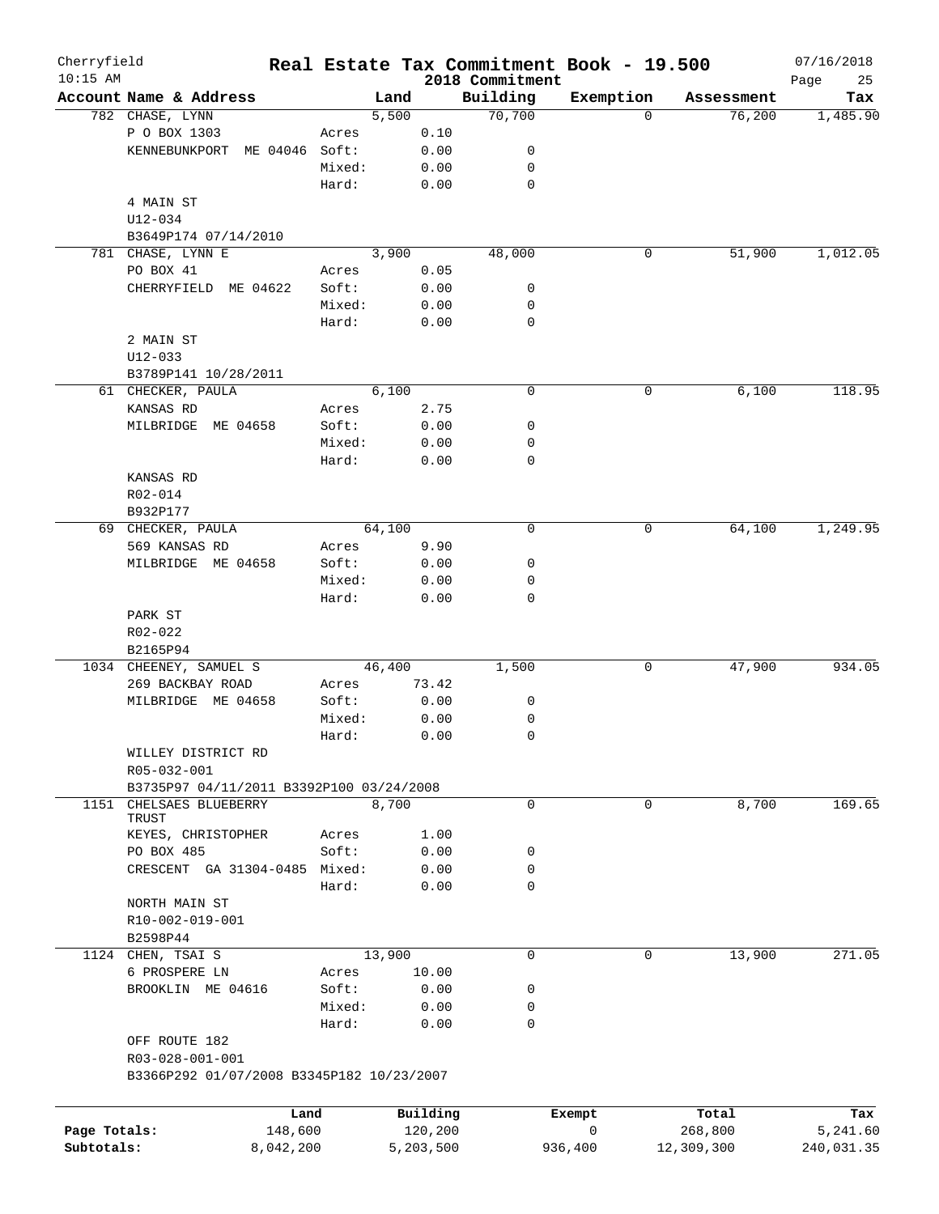Cherryfield — Real Estate Tax Commitment Book - 19.500 — 07/16/2018
10:15 AM — 2018 Commitment

| Account Name & Address | | Land | Building | Exemption | Assessment | Tax |
|---|---|---|---|---|---|---|
| 782 CHASE, LYNN | | 5,500 | 70,700 | 0 | 76,200 | 1,485.90 |
| P O BOX 1303 | Acres | 0.10 | | | | |
| KENNEBUNKPORT ME 04046 | Soft: | 0.00 | 0 | | | |
| | Mixed: | 0.00 | 0 | | | |
| | Hard: | 0.00 | 0 | | | |
| 4 MAIN ST | | | | | | |
| U12-034 | | | | | | |
| B3649P174 07/14/2010 | | | | | | |
| 781 CHASE, LYNN E | | 3,900 | 48,000 | 0 | 51,900 | 1,012.05 |
| PO BOX 41 | Acres | 0.05 | | | | |
| CHERRYFIELD ME 04622 | Soft: | 0.00 | 0 | | | |
| | Mixed: | 0.00 | 0 | | | |
| | Hard: | 0.00 | 0 | | | |
| 2 MAIN ST | | | | | | |
| U12-033 | | | | | | |
| B3789P141 10/28/2011 | | | | | | |
| 61 CHECKER, PAULA | | 6,100 | 0 | 0 | 6,100 | 118.95 |
| KANSAS RD | Acres | 2.75 | | | | |
| MILBRIDGE ME 04658 | Soft: | 0.00 | 0 | | | |
| | Mixed: | 0.00 | 0 | | | |
| | Hard: | 0.00 | 0 | | | |
| KANSAS RD | | | | | | |
| R02-014 | | | | | | |
| B932P177 | | | | | | |
| 69 CHECKER, PAULA | | 64,100 | 0 | 0 | 64,100 | 1,249.95 |
| 569 KANSAS RD | Acres | 9.90 | | | | |
| MILBRIDGE ME 04658 | Soft: | 0.00 | 0 | | | |
| | Mixed: | 0.00 | 0 | | | |
| | Hard: | 0.00 | 0 | | | |
| PARK ST | | | | | | |
| R02-022 | | | | | | |
| B2165P94 | | | | | | |
| 1034 CHEENEY, SAMUEL S | | 46,400 | 1,500 | 0 | 47,900 | 934.05 |
| 269 BACKBAY ROAD | Acres | 73.42 | | | | |
| MILBRIDGE ME 04658 | Soft: | 0.00 | 0 | | | |
| | Mixed: | 0.00 | 0 | | | |
| | Hard: | 0.00 | 0 | | | |
| WILLEY DISTRICT RD | | | | | | |
| R05-032-001 | | | | | | |
| B3735P97 04/11/2011 B3392P100 03/24/2008 | | | | | | |
| 1151 CHELSAES BLUEBERRY TRUST | | 8,700 | 0 | 0 | 8,700 | 169.65 |
| KEYES, CHRISTOPHER | Acres | 1.00 | | | | |
| PO BOX 485 | Soft: | 0.00 | 0 | | | |
| CRESCENT GA 31304-0485 | Mixed: | 0.00 | 0 | | | |
| | Hard: | 0.00 | 0 | | | |
| NORTH MAIN ST | | | | | | |
| R10-002-019-001 | | | | | | |
| B2598P44 | | | | | | |
| 1124 CHEN, TSAI S | | 13,900 | 0 | 0 | 13,900 | 271.05 |
| 6 PROSPERE LN | Acres | 10.00 | | | | |
| BROOKLIN ME 04616 | Soft: | 0.00 | 0 | | | |
| | Mixed: | 0.00 | 0 | | | |
| | Hard: | 0.00 | 0 | | | |
| OFF ROUTE 182 | | | | | | |
| R03-028-001-001 | | | | | | |
| B3366P292 01/07/2008 B3345P182 10/23/2007 | | | | | | |

| | Land | Building | Exempt | Total | Tax |
|---|---|---|---|---|---|
| Page Totals: | 148,600 | 120,200 | 0 | 268,800 | 5,241.60 |
| Subtotals: | 8,042,200 | 5,203,500 | 936,400 | 12,309,300 | 240,031.35 |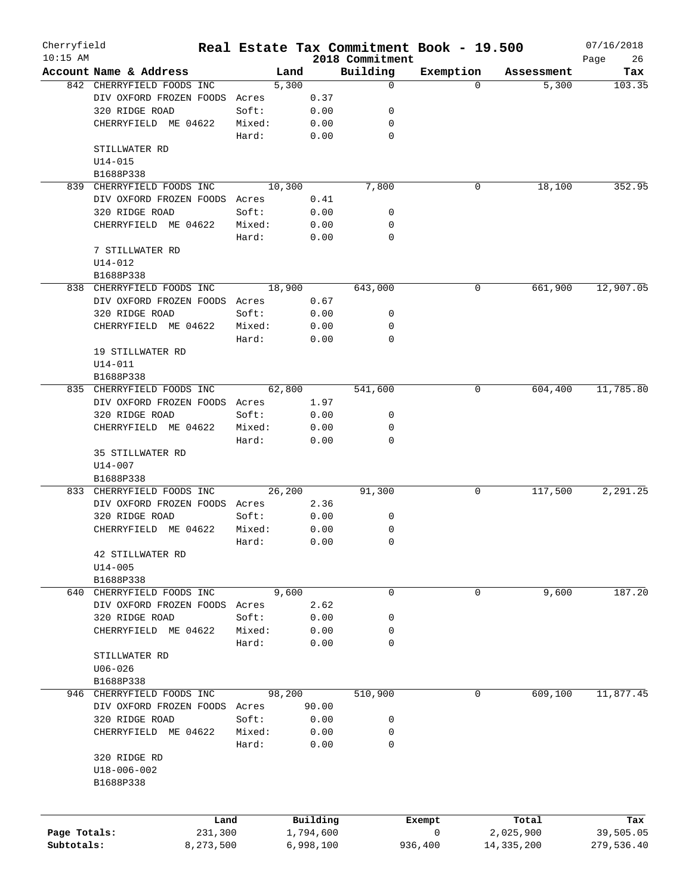# Real Estate Tax Commitment Book - 19.500

Cherryfield
10:15 AM

2018 Commitment

07/16/2018

| Account Name & Address | | Land | Building | Exemption | Assessment | Tax |
|---|---|---|---|---|---|---|
| 842 CHERRYFIELD FOODS INC | | 5,300 | 0 | 0 | 5,300 | 103.35 |
| DIV OXFORD FROZEN FOODS | Acres | 0.37 | | | | |
| 320 RIDGE ROAD | Soft: | 0.00 | 0 | | | |
| CHERRYFIELD ME 04622 | Mixed: | 0.00 | 0 | | | |
| | Hard: | 0.00 | 0 | | | |
| STILLWATER RD | | | | | | |
| U14-015 | | | | | | |
| B1688P338 | | | | | | |
| 839 CHERRYFIELD FOODS INC | | 10,300 | 7,800 | 0 | 18,100 | 352.95 |
| DIV OXFORD FROZEN FOODS | Acres | 0.41 | | | | |
| 320 RIDGE ROAD | Soft: | 0.00 | 0 | | | |
| CHERRYFIELD ME 04622 | Mixed: | 0.00 | 0 | | | |
| | Hard: | 0.00 | 0 | | | |
| 7 STILLWATER RD | | | | | | |
| U14-012 | | | | | | |
| B1688P338 | | | | | | |
| 838 CHERRYFIELD FOODS INC | | 18,900 | 643,000 | 0 | 661,900 | 12,907.05 |
| DIV OXFORD FROZEN FOODS | Acres | 0.67 | | | | |
| 320 RIDGE ROAD | Soft: | 0.00 | 0 | | | |
| CHERRYFIELD ME 04622 | Mixed: | 0.00 | 0 | | | |
| | Hard: | 0.00 | 0 | | | |
| 19 STILLWATER RD | | | | | | |
| U14-011 | | | | | | |
| B1688P338 | | | | | | |
| 835 CHERRYFIELD FOODS INC | | 62,800 | 541,600 | 0 | 604,400 | 11,785.80 |
| DIV OXFORD FROZEN FOODS | Acres | 1.97 | | | | |
| 320 RIDGE ROAD | Soft: | 0.00 | 0 | | | |
| CHERRYFIELD ME 04622 | Mixed: | 0.00 | 0 | | | |
| | Hard: | 0.00 | 0 | | | |
| 35 STILLWATER RD | | | | | | |
| U14-007 | | | | | | |
| B1688P338 | | | | | | |
| 833 CHERRYFIELD FOODS INC | | 26,200 | 91,300 | 0 | 117,500 | 2,291.25 |
| DIV OXFORD FROZEN FOODS | Acres | 2.36 | | | | |
| 320 RIDGE ROAD | Soft: | 0.00 | 0 | | | |
| CHERRYFIELD ME 04622 | Mixed: | 0.00 | 0 | | | |
| | Hard: | 0.00 | 0 | | | |
| 42 STILLWATER RD | | | | | | |
| U14-005 | | | | | | |
| B1688P338 | | | | | | |
| 640 CHERRYFIELD FOODS INC | | 9,600 | 0 | 0 | 9,600 | 187.20 |
| DIV OXFORD FROZEN FOODS | Acres | 2.62 | | | | |
| 320 RIDGE ROAD | Soft: | 0.00 | 0 | | | |
| CHERRYFIELD ME 04622 | Mixed: | 0.00 | 0 | | | |
| | Hard: | 0.00 | 0 | | | |
| STILLWATER RD | | | | | | |
| U06-026 | | | | | | |
| B1688P338 | | | | | | |
| 946 CHERRYFIELD FOODS INC | | 98,200 | 510,900 | 0 | 609,100 | 11,877.45 |
| DIV OXFORD FROZEN FOODS | Acres | 90.00 | | | | |
| 320 RIDGE ROAD | Soft: | 0.00 | 0 | | | |
| CHERRYFIELD ME 04622 | Mixed: | 0.00 | 0 | | | |
| | Hard: | 0.00 | 0 | | | |
| 320 RIDGE RD | | | | | | |
| U18-006-002 | | | | | | |
| B1688P338 | | | | | | |

| | Land | Building | Exempt | Total | Tax |
|---|---|---|---|---|---|
| Page Totals: | 231,300 | 1,794,600 | 0 | 2,025,900 | 39,505.05 |
| Subtotals: | 8,273,500 | 6,998,100 | 936,400 | 14,335,200 | 279,536.40 |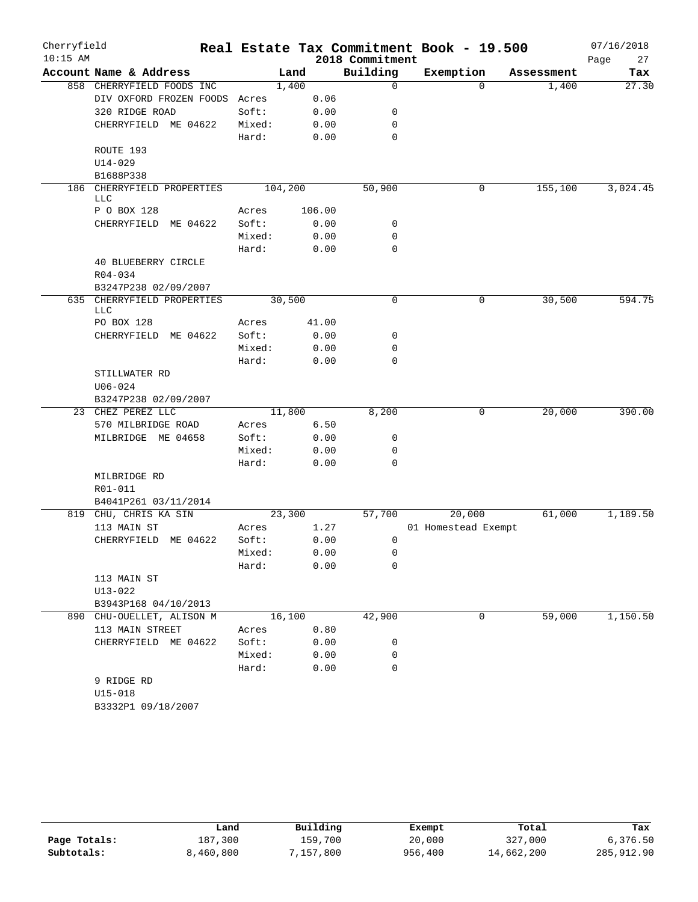Cherryfield 10:15 AM

# Real Estate Tax Commitment Book - 19.500
## 2018 Commitment

07/16/2018

| Account Name & Address | | Land | Building | Exemption | Assessment | Tax |
|---|---|---|---|---|---|---|
| 858 CHERRYFIELD FOODS INC | | 1,400 | 0 | 0 | 1,400 | 27.30 |
| DIV OXFORD FROZEN FOODS | Acres | 0.06 | | | | |
| 320 RIDGE ROAD | Soft: | 0.00 | 0 | | | |
| CHERRYFIELD ME 04622 | Mixed: | 0.00 | 0 | | | |
| | Hard: | 0.00 | 0 | | | |
| ROUTE 193 | | | | | | |
| U14-029 | | | | | | |
| B1688P338 | | | | | | |
| 186 CHERRYFIELD PROPERTIES LLC | | 104,200 | 50,900 | 0 | 155,100 | 3,024.45 |
| P O BOX 128 | Acres | 106.00 | | | | |
| CHERRYFIELD ME 04622 | Soft: | 0.00 | 0 | | | |
| | Mixed: | 0.00 | 0 | | | |
| | Hard: | 0.00 | 0 | | | |
| 40 BLUEBERRY CIRCLE | | | | | | |
| R04-034 | | | | | | |
| B3247P238 02/09/2007 | | | | | | |
| 635 CHERRYFIELD PROPERTIES LLC | | 30,500 | 0 | 0 | 30,500 | 594.75 |
| PO BOX 128 | Acres | 41.00 | | | | |
| CHERRYFIELD ME 04622 | Soft: | 0.00 | 0 | | | |
| | Mixed: | 0.00 | 0 | | | |
| | Hard: | 0.00 | 0 | | | |
| STILLWATER RD | | | | | | |
| U06-024 | | | | | | |
| B3247P238 02/09/2007 | | | | | | |
| 23 CHEZ PEREZ LLC | | 11,800 | 8,200 | 0 | 20,000 | 390.00 |
| 570 MILBRIDGE ROAD | Acres | 6.50 | | | | |
| MILBRIDGE ME 04658 | Soft: | 0.00 | 0 | | | |
| | Mixed: | 0.00 | 0 | | | |
| | Hard: | 0.00 | 0 | | | |
| MILBRIDGE RD | | | | | | |
| R01-011 | | | | | | |
| B4041P261 03/11/2014 | | | | | | |
| 819 CHU, CHRIS KA SIN | | 23,300 | 57,700 | 20,000 | 61,000 | 1,189.50 |
| 113 MAIN ST | Acres | 1.27 | | 01 Homestead Exempt | | |
| CHERRYFIELD ME 04622 | Soft: | 0.00 | 0 | | | |
| | Mixed: | 0.00 | 0 | | | |
| | Hard: | 0.00 | 0 | | | |
| 113 MAIN ST | | | | | | |
| U13-022 | | | | | | |
| B3943P168 04/10/2013 | | | | | | |
| 890 CHU-OUELLET, ALISON M | | 16,100 | 42,900 | 0 | 59,000 | 1,150.50 |
| 113 MAIN STREET | Acres | 0.80 | | | | |
| CHERRYFIELD ME 04622 | Soft: | 0.00 | 0 | | | |
| | Mixed: | 0.00 | 0 | | | |
| | Hard: | 0.00 | 0 | | | |
| 9 RIDGE RD | | | | | | |
| U15-018 | | | | | | |
| B3332P1 09/18/2007 | | | | | | |

| | Land | Building | Exempt | Total | Tax |
|---|---|---|---|---|---|
| Page Totals: | 187,300 | 159,700 | 20,000 | 327,000 | 6,376.50 |
| Subtotals: | 8,460,800 | 7,157,800 | 956,400 | 14,662,200 | 285,912.90 |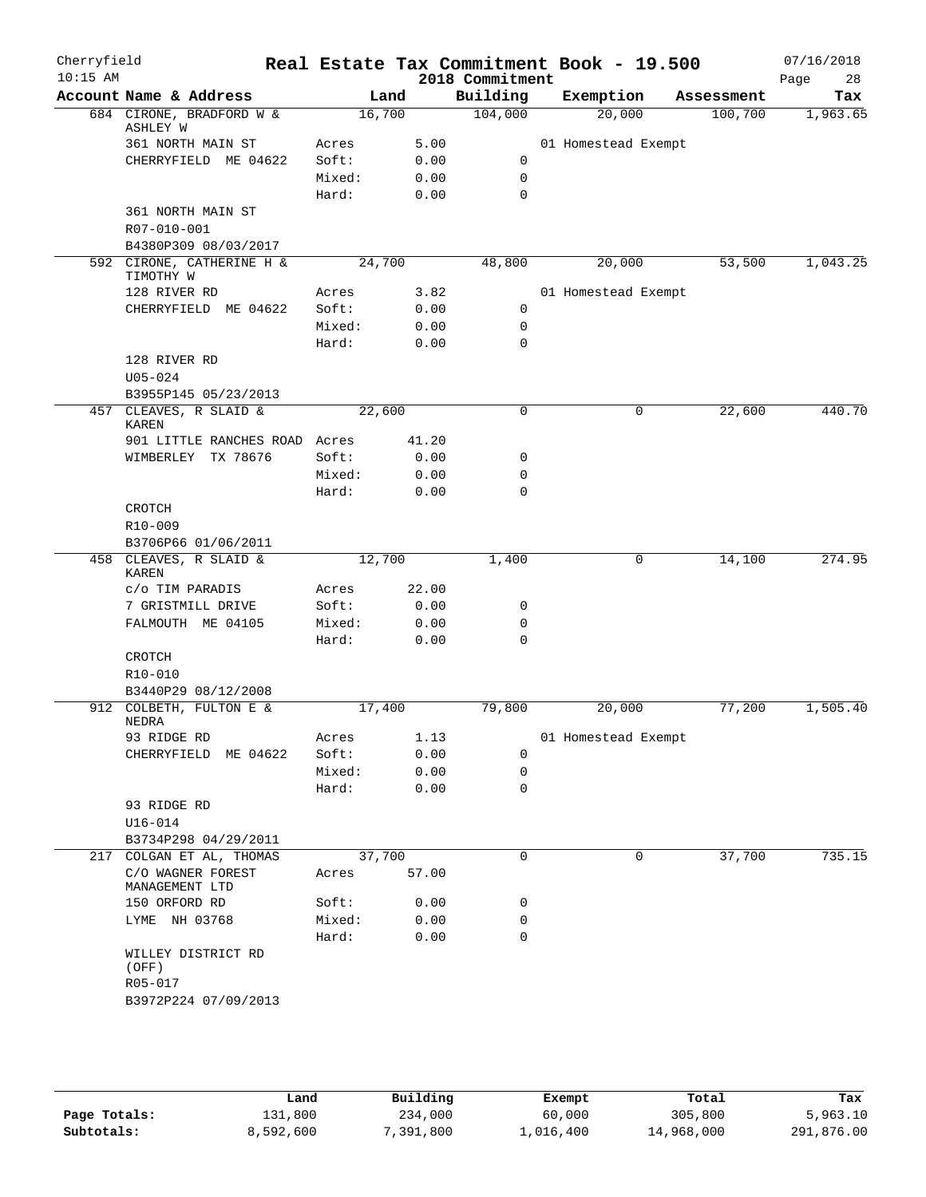# Cherryfield — Real Estate Tax Commitment Book - 19.500

10:15 AM — 2018 Commitment — 07/16/2018

| Account | Name & Address | Land | Building | Exemption | Assessment | Tax |
|---|---|---|---|---|---|---|
| 684 | CIRONE, BRADFORD W & ASHLEY W | 16,700 | 104,000 | 20,000 | 100,700 | 1,963.65 |
| | 361 NORTH MAIN ST | Acres 5.00 | | 01 Homestead Exempt | | |
| | CHERRYFIELD ME 04622 | Soft: 0.00 | 0 | | | |
| | | Mixed: 0.00 | 0 | | | |
| | | Hard: 0.00 | 0 | | | |
| | 361 NORTH MAIN ST | | | | | |
| | R07-010-001 | | | | | |
| | B4380P309 08/03/2017 | | | | | |
| 592 | CIRONE, CATHERINE H & TIMOTHY W | 24,700 | 48,800 | 20,000 | 53,500 | 1,043.25 |
| | 128 RIVER RD | Acres 3.82 | | 01 Homestead Exempt | | |
| | CHERRYFIELD ME 04622 | Soft: 0.00 | 0 | | | |
| | | Mixed: 0.00 | 0 | | | |
| | | Hard: 0.00 | 0 | | | |
| | 128 RIVER RD | | | | | |
| | U05-024 | | | | | |
| | B3955P145 05/23/2013 | | | | | |
| 457 | CLEAVES, R SLAID & KAREN | 22,600 | 0 | 0 | 22,600 | 440.70 |
| | 901 LITTLE RANCHES ROAD | Acres 41.20 | | | | |
| | WIMBERLEY TX 78676 | Soft: 0.00 | 0 | | | |
| | | Mixed: 0.00 | 0 | | | |
| | | Hard: 0.00 | 0 | | | |
| | CROTCH | | | | | |
| | R10-009 | | | | | |
| | B3706P66 01/06/2011 | | | | | |
| 458 | CLEAVES, R SLAID & KAREN | 12,700 | 1,400 | 0 | 14,100 | 274.95 |
| | c/o TIM PARADIS | Acres 22.00 | | | | |
| | 7 GRISTMILL DRIVE | Soft: 0.00 | 0 | | | |
| | FALMOUTH ME 04105 | Mixed: 0.00 | 0 | | | |
| | | Hard: 0.00 | 0 | | | |
| | CROTCH | | | | | |
| | R10-010 | | | | | |
| | B3440P29 08/12/2008 | | | | | |
| 912 | COLBETH, FULTON E & NEDRA | 17,400 | 79,800 | 20,000 | 77,200 | 1,505.40 |
| | 93 RIDGE RD | Acres 1.13 | | 01 Homestead Exempt | | |
| | CHERRYFIELD ME 04622 | Soft: 0.00 | 0 | | | |
| | | Mixed: 0.00 | 0 | | | |
| | | Hard: 0.00 | 0 | | | |
| | 93 RIDGE RD | | | | | |
| | U16-014 | | | | | |
| | B3734P298 04/29/2011 | | | | | |
| 217 | COLGAN ET AL, THOMAS | 37,700 | 0 | 0 | 37,700 | 735.15 |
| | C/O WAGNER FOREST MANAGEMENT LTD | Acres 57.00 | | | | |
| | 150 ORFORD RD | Soft: 0.00 | 0 | | | |
| | LYME NH 03768 | Mixed: 0.00 | 0 | | | |
| | | Hard: 0.00 | 0 | | | |
| | WILLEY DISTRICT RD (OFF) | | | | | |
| | R05-017 | | | | | |
| | B3972P224 07/09/2013 | | | | | |

| | Land | Building | Exempt | Total | Tax |
|---|---|---|---|---|---|
| Page Totals: | 131,800 | 234,000 | 60,000 | 305,800 | 5,963.10 |
| Subtotals: | 8,592,600 | 7,391,800 | 1,016,400 | 14,968,000 | 291,876.00 |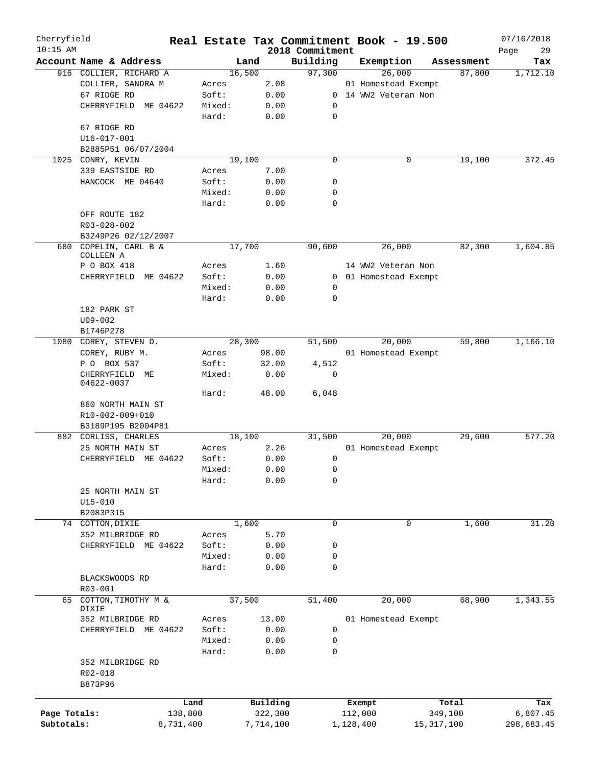# Cherryfield — Real Estate Tax Commitment Book - 19.500

10:15 AM — 2018 Commitment — 07/16/2018

| Account | Name & Address | | Land | Building | Exemption | Assessment | Tax |
|---|---|---|---|---|---|---|---|
| 916 | COLLIER, RICHARD A | | 16,500 | 97,300 | 26,000 | 87,800 | 1,712.10 |
| | COLLIER, SANDRA M | Acres | 2.08 | | 01 Homestead Exempt | | |
| | 67 RIDGE RD | Soft: | 0.00 | 0 | 14 WW2 Veteran Non | | |
| | CHERRYFIELD ME 04622 | Mixed: | 0.00 | 0 | | | |
| | | Hard: | 0.00 | 0 | | | |
| | 67 RIDGE RD | | | | | | |
| | U16-017-001 | | | | | | |
| | B2885P51 06/07/2004 | | | | | | |
| 1025 | CONRY, KEVIN | | 19,100 | 0 | 0 | 19,100 | 372.45 |
| | 339 EASTSIDE RD | Acres | 7.00 | | | | |
| | HANCOCK ME 04640 | Soft: | 0.00 | 0 | | | |
| | | Mixed: | 0.00 | 0 | | | |
| | | Hard: | 0.00 | 0 | | | |
| | OFF ROUTE 182 | | | | | | |
| | R03-028-002 | | | | | | |
| | B3249P26 02/12/2007 | | | | | | |
| 680 | COPELIN, CARL B & COLLEEN A | | 17,700 | 90,600 | 26,000 | 82,300 | 1,604.85 |
| | P O BOX 418 | Acres | 1.60 | | 14 WW2 Veteran Non | | |
| | CHERRYFIELD ME 04622 | Soft: | 0.00 | 0 | 01 Homestead Exempt | | |
| | | Mixed: | 0.00 | 0 | | | |
| | | Hard: | 0.00 | 0 | | | |
| | 182 PARK ST | | | | | | |
| | U09-002 | | | | | | |
| | B1746P278 | | | | | | |
| 1080 | COREY, STEVEN D. | | 28,300 | 51,500 | 20,000 | 59,800 | 1,166.10 |
| | COREY, RUBY M. | Acres | 98.00 | | 01 Homestead Exempt | | |
| | P O BOX 537 | Soft: | 32.00 | 4,512 | | | |
| | CHERRYFIELD ME 04622-0037 | Mixed: | 0.00 | 0 | | | |
| | | Hard: | 48.00 | 6,048 | | | |
| | 860 NORTH MAIN ST | | | | | | |
| | R10-002-009+010 | | | | | | |
| | B3189P195 B2004P81 | | | | | | |
| 882 | CORLISS, CHARLES | | 18,100 | 31,500 | 20,000 | 29,600 | 577.20 |
| | 25 NORTH MAIN ST | Acres | 2.26 | | 01 Homestead Exempt | | |
| | CHERRYFIELD ME 04622 | Soft: | 0.00 | 0 | | | |
| | | Mixed: | 0.00 | 0 | | | |
| | | Hard: | 0.00 | 0 | | | |
| | 25 NORTH MAIN ST | | | | | | |
| | U15-010 | | | | | | |
| | B2083P315 | | | | | | |
| 74 | COTTON, DIXIE | | 1,600 | 0 | 0 | 1,600 | 31.20 |
| | 352 MILBRIDGE RD | Acres | 5.70 | | | | |
| | CHERRYFIELD ME 04622 | Soft: | 0.00 | 0 | | | |
| | | Mixed: | 0.00 | 0 | | | |
| | | Hard: | 0.00 | 0 | | | |
| | BLACKSWOODS RD | | | | | | |
| | R03-001 | | | | | | |
| 65 | COTTON, TIMOTHY M & DIXIE | | 37,500 | 51,400 | 20,000 | 68,900 | 1,343.55 |
| | 352 MILBRIDGE RD | Acres | 13.00 | | 01 Homestead Exempt | | |
| | CHERRYFIELD ME 04622 | Soft: | 0.00 | 0 | | | |
| | | Mixed: | 0.00 | 0 | | | |
| | | Hard: | 0.00 | 0 | | | |
| | 352 MILBRIDGE RD | | | | | | |
| | R02-018 | | | | | | |
| | B873P96 | | | | | | |

| | Land | Building | Exempt | Total | Tax |
|---|---|---|---|---|---|
| Page Totals: | 138,800 | 322,300 | 112,000 | 349,100 | 6,807.45 |
| Subtotals: | 8,731,400 | 7,714,100 | 1,128,400 | 15,317,100 | 298,683.45 |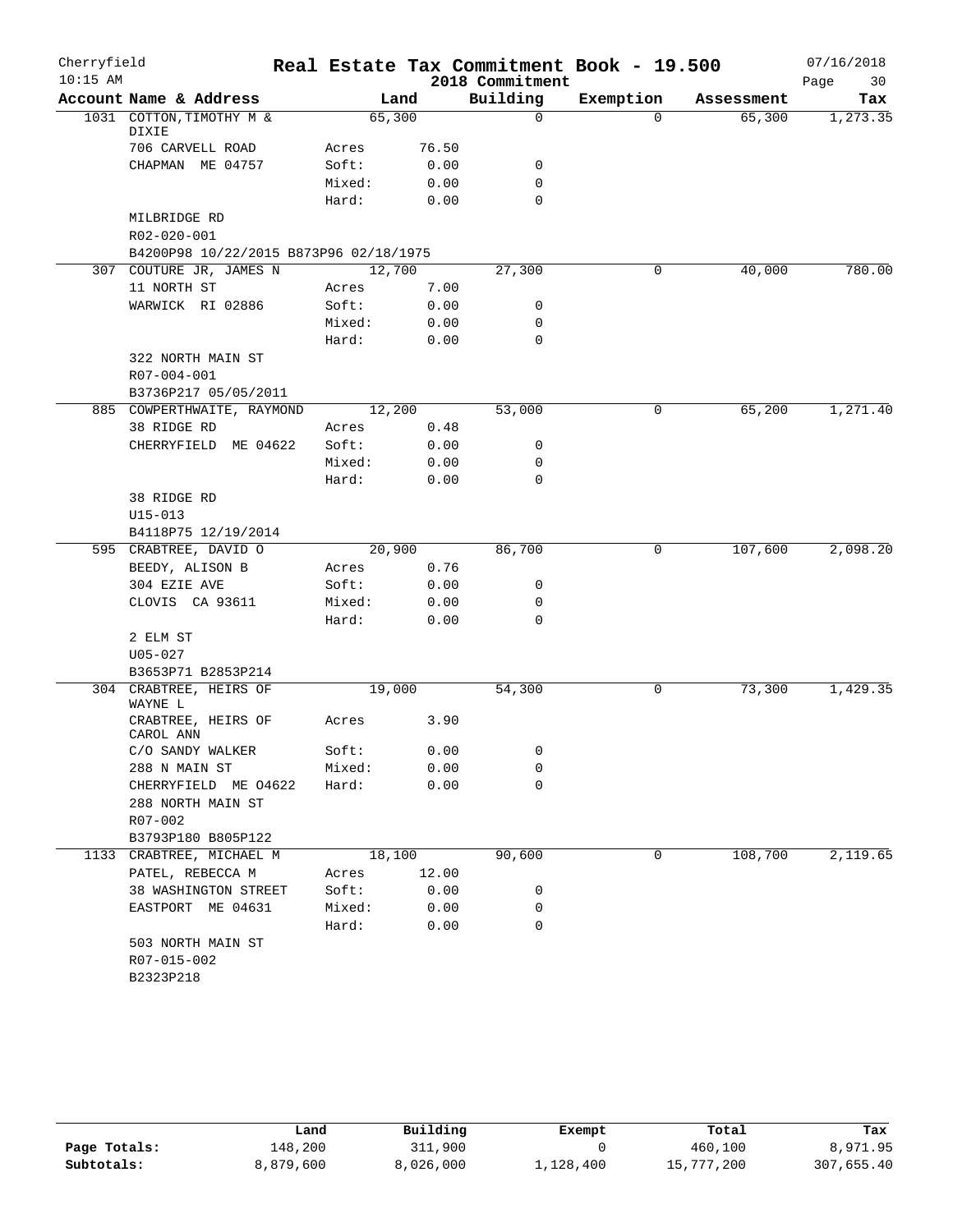Cherryfield 10:15 AM

# Real Estate Tax Commitment Book - 19.500

## 2018 Commitment

07/16/2018

| Account Name & Address | | Land | Building | Exemption | Assessment | Tax |
|---|---|---|---|---|---|---|
| 1031 COTTON,TIMOTHY M & DIXIE | | 65,300 | 0 | 0 | 65,300 | 1,273.35 |
| 706 CARVELL ROAD | Acres | 76.50 | | | | |
| CHAPMAN ME 04757 | Soft: | 0.00 | 0 | | | |
| | Mixed: | 0.00 | 0 | | | |
| | Hard: | 0.00 | 0 | | | |
| MILBRIDGE RD | | | | | | |
| R02-020-001 | | | | | | |
| B4200P98 10/22/2015 B873P96 02/18/1975 | | | | | | |
| 307 COUTURE JR, JAMES N | | 12,700 | 27,300 | 0 | 40,000 | 780.00 |
| 11 NORTH ST | Acres | 7.00 | | | | |
| WARWICK RI 02886 | Soft: | 0.00 | 0 | | | |
| | Mixed: | 0.00 | 0 | | | |
| | Hard: | 0.00 | 0 | | | |
| 322 NORTH MAIN ST | | | | | | |
| R07-004-001 | | | | | | |
| B3736P217 05/05/2011 | | | | | | |
| 885 COWPERTHWAITE, RAYMOND | | 12,200 | 53,000 | 0 | 65,200 | 1,271.40 |
| 38 RIDGE RD | Acres | 0.48 | | | | |
| CHERRYFIELD ME 04622 | Soft: | 0.00 | 0 | | | |
| | Mixed: | 0.00 | 0 | | | |
| | Hard: | 0.00 | 0 | | | |
| 38 RIDGE RD | | | | | | |
| U15-013 | | | | | | |
| B4118P75 12/19/2014 | | | | | | |
| 595 CRABTREE, DAVID O | | 20,900 | 86,700 | 0 | 107,600 | 2,098.20 |
| BEEDY, ALISON B | Acres | 0.76 | | | | |
| 304 EZIE AVE | Soft: | 0.00 | 0 | | | |
| CLOVIS CA 93611 | Mixed: | 0.00 | 0 | | | |
| | Hard: | 0.00 | 0 | | | |
| 2 ELM ST | | | | | | |
| U05-027 | | | | | | |
| B3653P71 B2853P214 | | | | | | |
| 304 CRABTREE, HEIRS OF WAYNE L | | 19,000 | 54,300 | 0 | 73,300 | 1,429.35 |
| CRABTREE, HEIRS OF CAROL ANN | Acres | 3.90 | | | | |
| C/O SANDY WALKER | Soft: | 0.00 | 0 | | | |
| 288 N MAIN ST | Mixed: | 0.00 | 0 | | | |
| CHERRYFIELD ME 04622 | Hard: | 0.00 | 0 | | | |
| 288 NORTH MAIN ST | | | | | | |
| R07-002 | | | | | | |
| B3793P180 B805P122 | | | | | | |
| 1133 CRABTREE, MICHAEL M | | 18,100 | 90,600 | 0 | 108,700 | 2,119.65 |
| PATEL, REBECCA M | Acres | 12.00 | | | | |
| 38 WASHINGTON STREET | Soft: | 0.00 | 0 | | | |
| EASTPORT ME 04631 | Mixed: | 0.00 | 0 | | | |
| | Hard: | 0.00 | 0 | | | |
| 503 NORTH MAIN ST | | | | | | |
| R07-015-002 | | | | | | |
| B2323P218 | | | | | | |

| | Land | Building | Exempt | Total | Tax |
|---|---|---|---|---|---|
| Page Totals: | 148,200 | 311,900 | 0 | 460,100 | 8,971.95 |
| Subtotals: | 8,879,600 | 8,026,000 | 1,128,400 | 15,777,200 | 307,655.40 |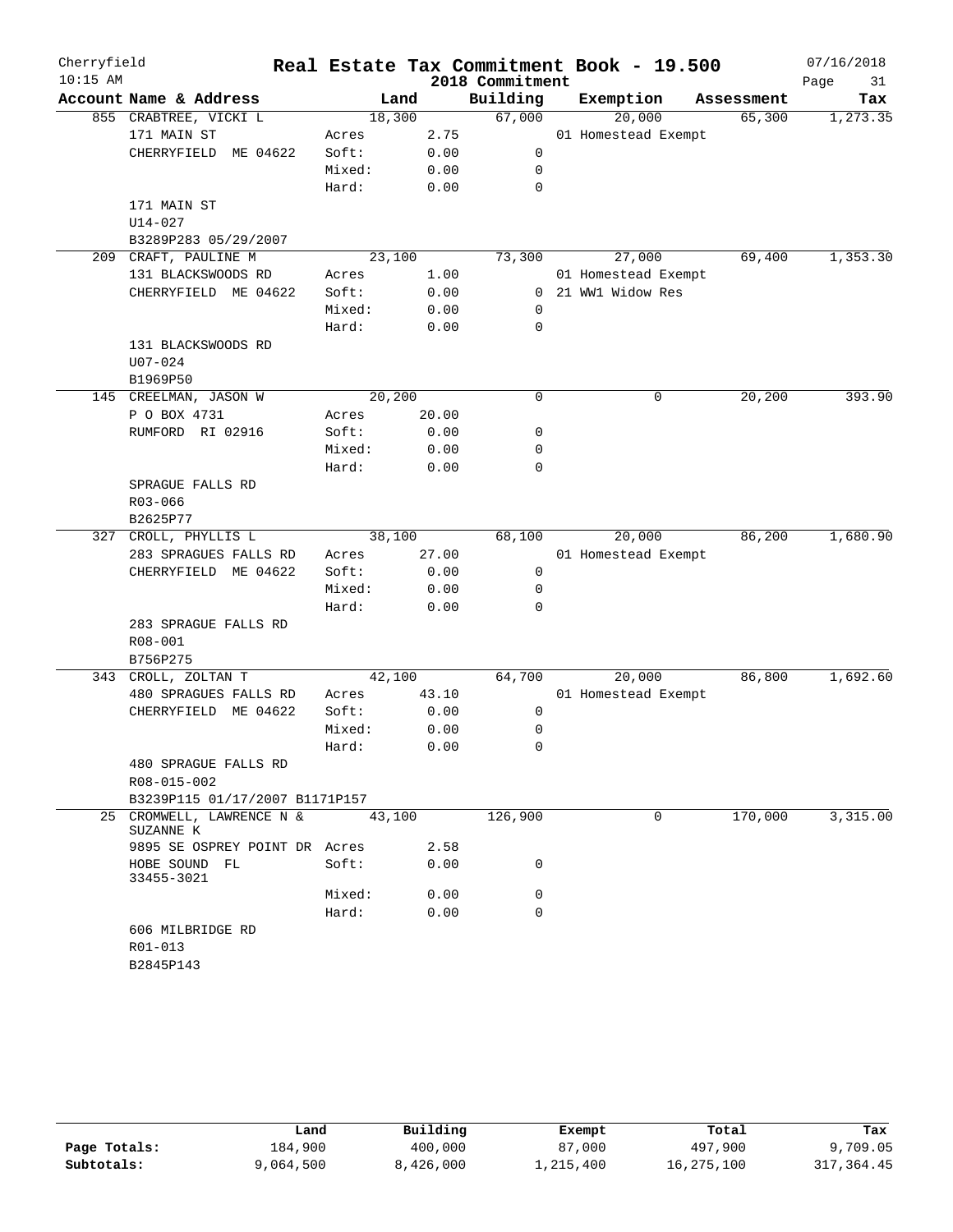Cherryfield 10:15 AM

# Real Estate Tax Commitment Book - 19.500

2018 Commitment

07/16/2018

| Account | Name & Address | Land | | Building | Exemption | Assessment | Tax |
|---|---|---|---|---|---|---|---|
| 855 | CRABTREE, VICKI L | 18,300 | | 67,000 | 20,000 | 65,300 | 1,273.35 |
| | 171 MAIN ST | Acres | 2.75 | | 01 Homestead Exempt | | |
| | CHERRYFIELD ME 04622 | Soft: | 0.00 | 0 | | | |
| | | Mixed: | 0.00 | 0 | | | |
| | | Hard: | 0.00 | 0 | | | |
| | 171 MAIN ST | | | | | | |
| | U14-027 | | | | | | |
| | B3289P283 05/29/2007 | | | | | | |
| 209 | CRAFT, PAULINE M | 23,100 | | 73,300 | 27,000 | 69,400 | 1,353.30 |
| | 131 BLACKSWOODS RD | Acres | 1.00 | | 01 Homestead Exempt | | |
| | CHERRYFIELD ME 04622 | Soft: | 0.00 | 0 | 21 WW1 Widow Res | | |
| | | Mixed: | 0.00 | 0 | | | |
| | | Hard: | 0.00 | 0 | | | |
| | 131 BLACKSWOODS RD | | | | | | |
| | U07-024 | | | | | | |
| | B1969P50 | | | | | | |
| 145 | CREELMAN, JASON W | 20,200 | | 0 | 0 | 20,200 | 393.90 |
| | P O BOX 4731 | Acres | 20.00 | | | | |
| | RUMFORD RI 02916 | Soft: | 0.00 | 0 | | | |
| | | Mixed: | 0.00 | 0 | | | |
| | | Hard: | 0.00 | 0 | | | |
| | SPRAGUE FALLS RD | | | | | | |
| | R03-066 | | | | | | |
| | B2625P77 | | | | | | |
| 327 | CROLL, PHYLLIS L | 38,100 | | 68,100 | 20,000 | 86,200 | 1,680.90 |
| | 283 SPRAGUES FALLS RD | Acres | 27.00 | | 01 Homestead Exempt | | |
| | CHERRYFIELD ME 04622 | Soft: | 0.00 | 0 | | | |
| | | Mixed: | 0.00 | 0 | | | |
| | | Hard: | 0.00 | 0 | | | |
| | 283 SPRAGUE FALLS RD | | | | | | |
| | R08-001 | | | | | | |
| | B756P275 | | | | | | |
| 343 | CROLL, ZOLTAN T | 42,100 | | 64,700 | 20,000 | 86,800 | 1,692.60 |
| | 480 SPRAGUES FALLS RD | Acres | 43.10 | | 01 Homestead Exempt | | |
| | CHERRYFIELD ME 04622 | Soft: | 0.00 | 0 | | | |
| | | Mixed: | 0.00 | 0 | | | |
| | | Hard: | 0.00 | 0 | | | |
| | 480 SPRAGUE FALLS RD | | | | | | |
| | R08-015-002 | | | | | | |
| | B3239P115 01/17/2007 B1171P157 | | | | | | |
| 25 | CROMWELL, LAWRENCE N & SUZANNE K | 43,100 | | 126,900 | 0 | 170,000 | 3,315.00 |
| | 9895 SE OSPREY POINT DR | Acres | 2.58 | | | | |
| | HOBE SOUND FL 33455-3021 | Soft: | 0.00 | 0 | | | |
| | | Mixed: | 0.00 | 0 | | | |
| | | Hard: | 0.00 | 0 | | | |
| | 606 MILBRIDGE RD | | | | | | |
| | R01-013 | | | | | | |
| | B2845P143 | | | | | | |

| | Land | Building | Exempt | Total | Tax |
|---|---|---|---|---|---|
| Page Totals: | 184,900 | 400,000 | 87,000 | 497,900 | 9,709.05 |
| Subtotals: | 9,064,500 | 8,426,000 | 1,215,400 | 16,275,100 | 317,364.45 |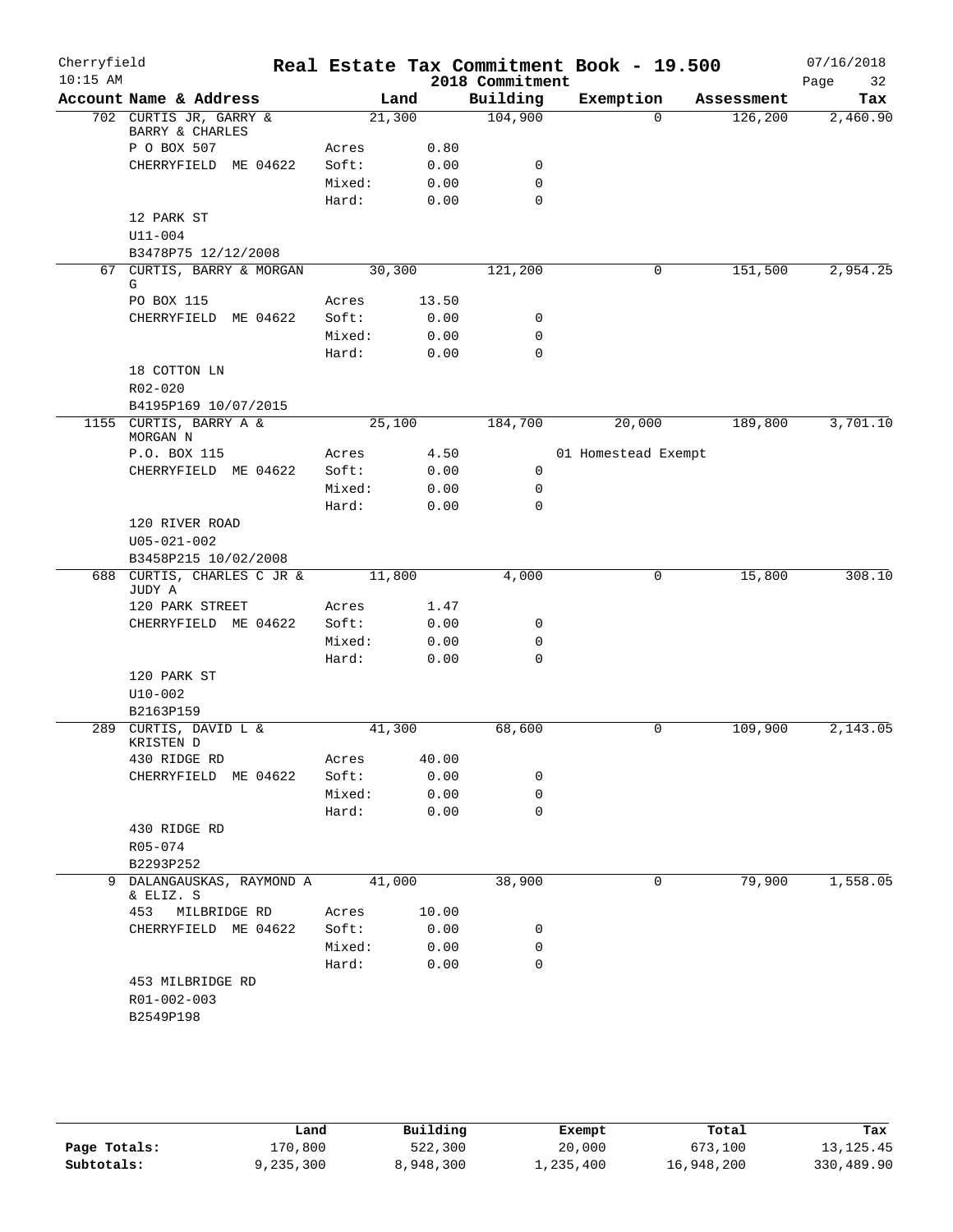Cherryfield 10:15 AM

# Real Estate Tax Commitment Book - 19.500

2018 Commitment

07/16/2018

| Account Name & Address | Land | | Building | Exemption | Assessment | Tax |
|---|---|---|---|---|---|---|
| 702 CURTIS JR, GARRY & BARRY & CHARLES | 21,300 | | 104,900 | 0 | 126,200 | 2,460.90 |
| P O BOX 507 | Acres | 0.80 | | | | |
| CHERRYFIELD ME 04622 | Soft: | 0.00 | 0 | | | |
| | Mixed: | 0.00 | 0 | | | |
| | Hard: | 0.00 | 0 | | | |
| 12 PARK ST | | | | | | |
| U11-004 | | | | | | |
| B3478P75 12/12/2008 | | | | | | |
| 67 CURTIS, BARRY & MORGAN G | 30,300 | | 121,200 | 0 | 151,500 | 2,954.25 |
| PO BOX 115 | Acres | 13.50 | | | | |
| CHERRYFIELD ME 04622 | Soft: | 0.00 | 0 | | | |
| | Mixed: | 0.00 | 0 | | | |
| | Hard: | 0.00 | 0 | | | |
| 18 COTTON LN | | | | | | |
| R02-020 | | | | | | |
| B4195P169 10/07/2015 | | | | | | |
| 1155 CURTIS, BARRY A & MORGAN N | 25,100 | | 184,700 | 20,000 | 189,800 | 3,701.10 |
| P.O. BOX 115 | Acres | 4.50 | | 01 Homestead Exempt | | |
| CHERRYFIELD ME 04622 | Soft: | 0.00 | 0 | | | |
| | Mixed: | 0.00 | 0 | | | |
| | Hard: | 0.00 | 0 | | | |
| 120 RIVER ROAD | | | | | | |
| U05-021-002 | | | | | | |
| B3458P215 10/02/2008 | | | | | | |
| 688 CURTIS, CHARLES C JR & JUDY A | 11,800 | | 4,000 | 0 | 15,800 | 308.10 |
| 120 PARK STREET | Acres | 1.47 | | | | |
| CHERRYFIELD ME 04622 | Soft: | 0.00 | 0 | | | |
| | Mixed: | 0.00 | 0 | | | |
| | Hard: | 0.00 | 0 | | | |
| 120 PARK ST | | | | | | |
| U10-002 | | | | | | |
| B2163P159 | | | | | | |
| 289 CURTIS, DAVID L & KRISTEN D | 41,300 | | 68,600 | 0 | 109,900 | 2,143.05 |
| 430 RIDGE RD | Acres | 40.00 | | | | |
| CHERRYFIELD ME 04622 | Soft: | 0.00 | 0 | | | |
| | Mixed: | 0.00 | 0 | | | |
| | Hard: | 0.00 | 0 | | | |
| 430 RIDGE RD | | | | | | |
| R05-074 | | | | | | |
| B2293P252 | | | | | | |
| 9 DALANGAUSKAS, RAYMOND A & ELIZ. S | 41,000 | | 38,900 | 0 | 79,900 | 1,558.05 |
| 453 MILBRIDGE RD | Acres | 10.00 | | | | |
| CHERRYFIELD ME 04622 | Soft: | 0.00 | 0 | | | |
| | Mixed: | 0.00 | 0 | | | |
| | Hard: | 0.00 | 0 | | | |
| 453 MILBRIDGE RD | | | | | | |
| R01-002-003 | | | | | | |
| B2549P198 | | | | | | |

| | Land | Building | Exempt | Total | Tax |
|---|---|---|---|---|---|
| Page Totals: | 170,800 | 522,300 | 20,000 | 673,100 | 13,125.45 |
| Subtotals: | 9,235,300 | 8,948,300 | 1,235,400 | 16,948,200 | 330,489.90 |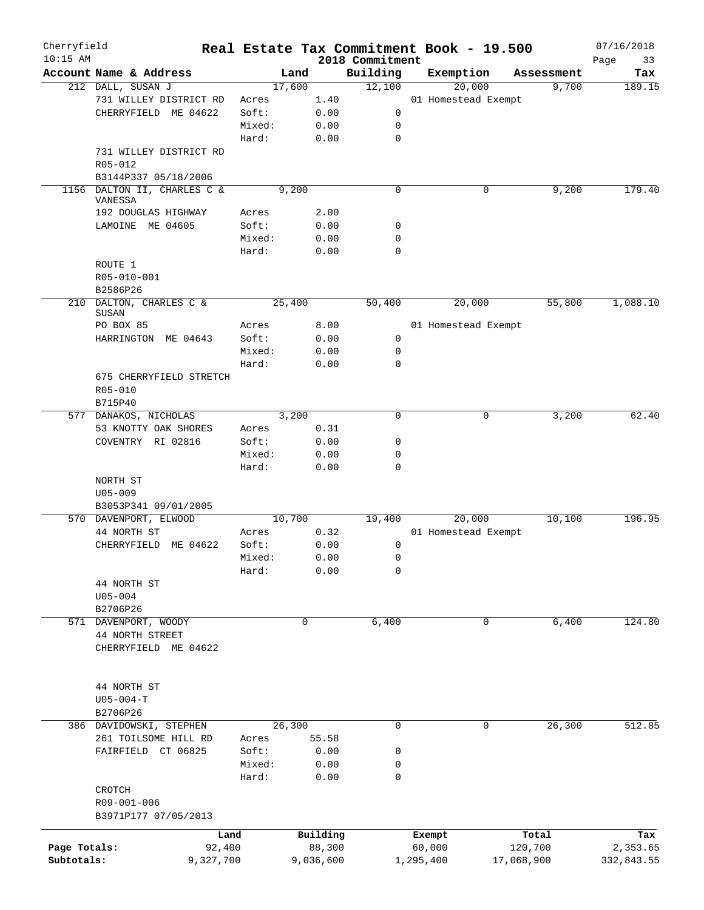# Real Estate Tax Commitment Book - 19.500

Cherryfield
10:15 AM

2018 Commitment

07/16/2018

| Account | Name & Address | | Land | Building | Exemption | Assessment | Tax |
|---|---|---|---|---|---|---|---|
| 212 | DALL, SUSAN J | | 17,600 | 12,100 | 20,000 | 9,700 | 189.15 |
| | 731 WILLEY DISTRICT RD | Acres | 1.40 | | 01 Homestead Exempt | | |
| | CHERRYFIELD ME 04622 | Soft: | 0.00 | 0 | | | |
| | | Mixed: | 0.00 | 0 | | | |
| | | Hard: | 0.00 | 0 | | | |
| | 731 WILLEY DISTRICT RD | | | | | | |
| | R05-012 | | | | | | |
| | B3144P337 05/18/2006 | | | | | | |
| 1156 | DALTON II, CHARLES C & VANESSA | | 9,200 | 0 | 0 | 9,200 | 179.40 |
| | 192 DOUGLAS HIGHWAY | Acres | 2.00 | | | | |
| | LAMOINE ME 04605 | Soft: | 0.00 | 0 | | | |
| | | Mixed: | 0.00 | 0 | | | |
| | | Hard: | 0.00 | 0 | | | |
| | ROUTE 1 | | | | | | |
| | R05-010-001 | | | | | | |
| | B2586P26 | | | | | | |
| 210 | DALTON, CHARLES C & SUSAN | | 25,400 | 50,400 | 20,000 | 55,800 | 1,088.10 |
| | PO BOX 85 | Acres | 8.00 | | 01 Homestead Exempt | | |
| | HARRINGTON ME 04643 | Soft: | 0.00 | 0 | | | |
| | | Mixed: | 0.00 | 0 | | | |
| | | Hard: | 0.00 | 0 | | | |
| | 675 CHERRYFIELD STRETCH | | | | | | |
| | R05-010 | | | | | | |
| | B715P40 | | | | | | |
| 577 | DANAKOS, NICHOLAS | | 3,200 | 0 | 0 | 3,200 | 62.40 |
| | 53 KNOTTY OAK SHORES | Acres | 0.31 | | | | |
| | COVENTRY RI 02816 | Soft: | 0.00 | 0 | | | |
| | | Mixed: | 0.00 | 0 | | | |
| | | Hard: | 0.00 | 0 | | | |
| | NORTH ST | | | | | | |
| | U05-009 | | | | | | |
| | B3053P341 09/01/2005 | | | | | | |
| 570 | DAVENPORT, ELWOOD | | 10,700 | 19,400 | 20,000 | 10,100 | 196.95 |
| | 44 NORTH ST | Acres | 0.32 | | 01 Homestead Exempt | | |
| | CHERRYFIELD ME 04622 | Soft: | 0.00 | 0 | | | |
| | | Mixed: | 0.00 | 0 | | | |
| | | Hard: | 0.00 | 0 | | | |
| | 44 NORTH ST | | | | | | |
| | U05-004 | | | | | | |
| | B2706P26 | | | | | | |
| 571 | DAVENPORT, WOODY | | 0 | 6,400 | 0 | 6,400 | 124.80 |
| | 44 NORTH STREET | | | | | | |
| | CHERRYFIELD ME 04622 | | | | | | |
| | 44 NORTH ST | | | | | | |
| | U05-004-T | | | | | | |
| | B2706P26 | | | | | | |
| 386 | DAVIDOWSKI, STEPHEN | | 26,300 | 0 | 0 | 26,300 | 512.85 |
| | 261 TOILSOME HILL RD | Acres | 55.58 | | | | |
| | FAIRFIELD CT 06825 | Soft: | 0.00 | 0 | | | |
| | | Mixed: | 0.00 | 0 | | | |
| | | Hard: | 0.00 | 0 | | | |
| | CROTCH | | | | | | |
| | R09-001-006 | | | | | | |
| | B3971P177 07/05/2013 | | | | | | |

| | Land | Building | Exempt | Total | Tax |
|---|---|---|---|---|---|
| Page Totals: | 92,400 | 88,300 | 60,000 | 120,700 | 2,353.65 |
| Subtotals: | 9,327,700 | 9,036,600 | 1,295,400 | 17,068,900 | 332,843.55 |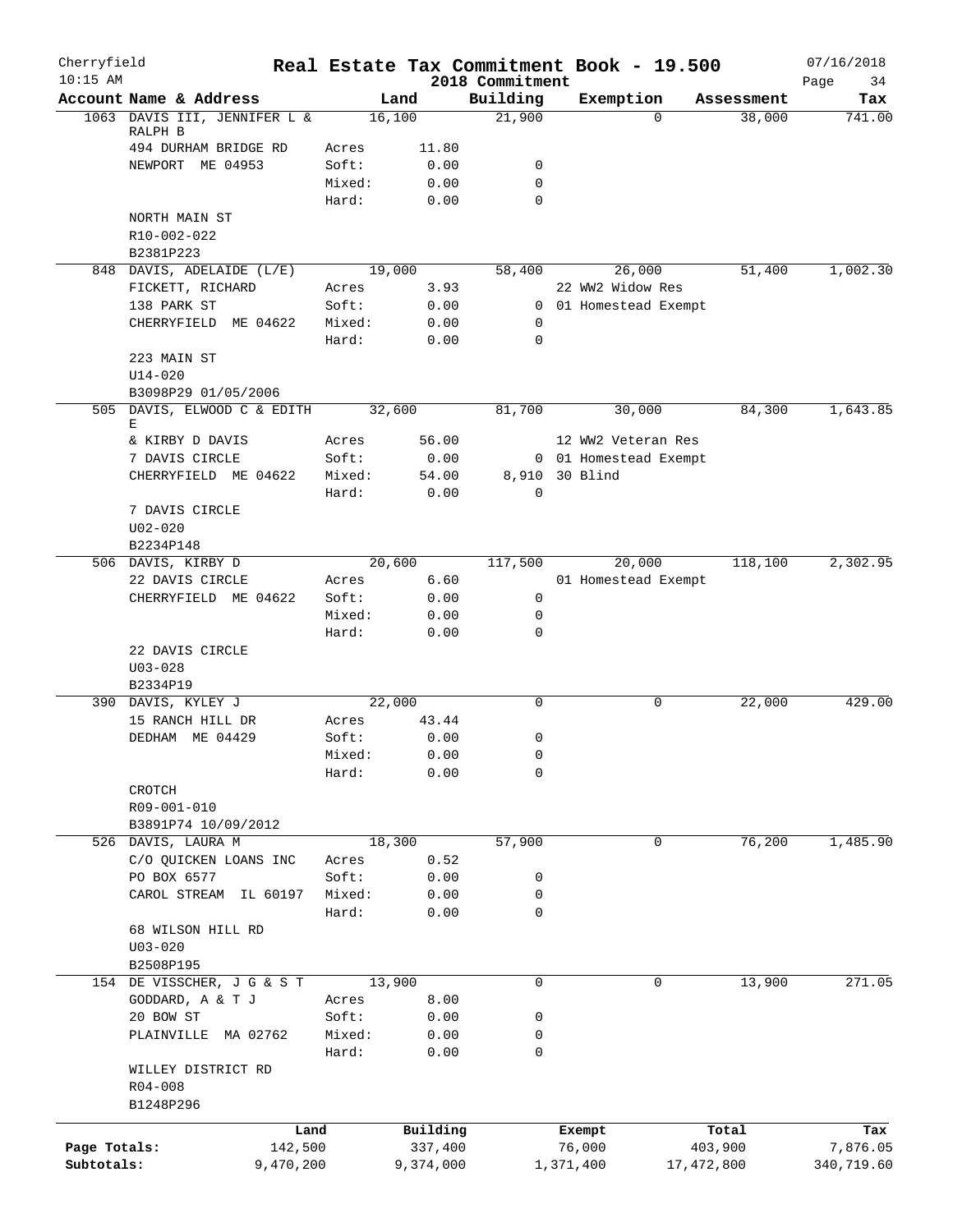# Cherryfield — Real Estate Tax Commitment Book - 19.500 — 2018 Commitment

10:15 AM — 07/16/2018

| Account Name & Address | Land | | Building | Exemption | Assessment | Tax |
|---|---|---|---|---|---|---|
| 1063 DAVIS III, JENNIFER L & RALPH B | 16,100 | | 21,900 | 0 | 38,000 | 741.00 |
| 494 DURHAM BRIDGE RD | Acres | 11.80 | | | | |
| NEWPORT ME 04953 | Soft: | 0.00 | 0 | | | |
| | Mixed: | 0.00 | 0 | | | |
| | Hard: | 0.00 | 0 | | | |
| NORTH MAIN ST | | | | | | |
| R10-002-022 | | | | | | |
| B2381P223 | | | | | | |
| 848 DAVIS, ADELAIDE (L/E) | 19,000 | | 58,400 | 26,000 | 51,400 | 1,002.30 |
| FICKETT, RICHARD | Acres | 3.93 | | 22 WW2 Widow Res | | |
| 138 PARK ST | Soft: | 0.00 | 0 | 01 Homestead Exempt | | |
| CHERRYFIELD ME 04622 | Mixed: | 0.00 | 0 | | | |
| | Hard: | 0.00 | 0 | | | |
| 223 MAIN ST | | | | | | |
| U14-020 | | | | | | |
| B3098P29 01/05/2006 | | | | | | |
| 505 DAVIS, ELWOOD C & EDITH E | 32,600 | | 81,700 | 30,000 | 84,300 | 1,643.85 |
| & KIRBY D DAVIS | Acres | 56.00 | | 12 WW2 Veteran Res | | |
| 7 DAVIS CIRCLE | Soft: | 0.00 | 0 | 01 Homestead Exempt | | |
| CHERRYFIELD ME 04622 | Mixed: | 54.00 | 8,910 | 30 Blind | | |
| | Hard: | 0.00 | 0 | | | |
| 7 DAVIS CIRCLE | | | | | | |
| U02-020 | | | | | | |
| B2234P148 | | | | | | |
| 506 DAVIS, KIRBY D | 20,600 | | 117,500 | 20,000 | 118,100 | 2,302.95 |
| 22 DAVIS CIRCLE | Acres | 6.60 | | 01 Homestead Exempt | | |
| CHERRYFIELD ME 04622 | Soft: | 0.00 | 0 | | | |
| | Mixed: | 0.00 | 0 | | | |
| | Hard: | 0.00 | 0 | | | |
| 22 DAVIS CIRCLE | | | | | | |
| U03-028 | | | | | | |
| B2334P19 | | | | | | |
| 390 DAVIS, KYLEY J | 22,000 | | 0 | 0 | 22,000 | 429.00 |
| 15 RANCH HILL DR | Acres | 43.44 | | | | |
| DEDHAM ME 04429 | Soft: | 0.00 | 0 | | | |
| | Mixed: | 0.00 | 0 | | | |
| | Hard: | 0.00 | 0 | | | |
| CROTCH | | | | | | |
| R09-001-010 | | | | | | |
| B3891P74 10/09/2012 | | | | | | |
| 526 DAVIS, LAURA M | 18,300 | | 57,900 | 0 | 76,200 | 1,485.90 |
| C/O QUICKEN LOANS INC | Acres | 0.52 | | | | |
| PO BOX 6577 | Soft: | 0.00 | 0 | | | |
| CAROL STREAM IL 60197 | Mixed: | 0.00 | 0 | | | |
| | Hard: | 0.00 | 0 | | | |
| 68 WILSON HILL RD | | | | | | |
| U03-020 | | | | | | |
| B2508P195 | | | | | | |
| 154 DE VISSCHER, J G & S T | 13,900 | | 0 | 0 | 13,900 | 271.05 |
| GODDARD, A & T J | Acres | 8.00 | | | | |
| 20 BOW ST | Soft: | 0.00 | 0 | | | |
| PLAINVILLE MA 02762 | Mixed: | 0.00 | 0 | | | |
| | Hard: | 0.00 | 0 | | | |
| WILLEY DISTRICT RD | | | | | | |
| R04-008 | | | | | | |
| B1248P296 | | | | | | |

| | Land | Building | Exempt | Total | Tax |
|---|---|---|---|---|---|
| Page Totals: | 142,500 | 337,400 | 76,000 | 403,900 | 7,876.05 |
| Subtotals: | 9,470,200 | 9,374,000 | 1,371,400 | 17,472,800 | 340,719.60 |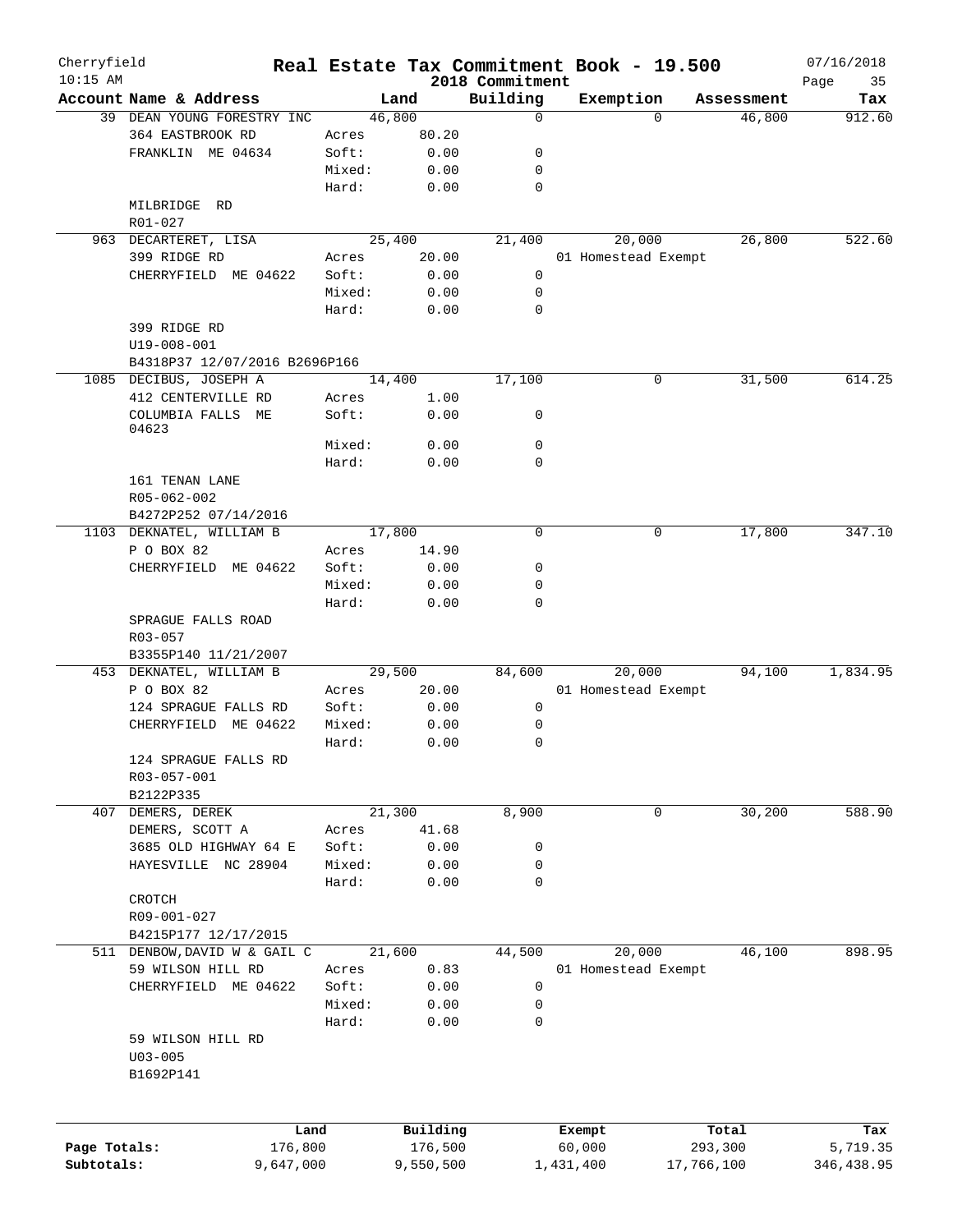Cherryfield 10:15 AM

# Real Estate Tax Commitment Book - 19.500

2018 Commitment

07/16/2018

| Account | Name & Address | Land | | Building | Exemption | Assessment | Tax |
|---|---|---|---|---|---|---|---|
| 39 | DEAN YOUNG FORESTRY INC | 46,800 | | 0 | 0 | 46,800 | 912.60 |
| | 364 EASTBROOK RD | Acres | 80.20 | | | | |
| | FRANKLIN ME 04634 | Soft: | 0.00 | 0 | | | |
| | | Mixed: | 0.00 | 0 | | | |
| | | Hard: | 0.00 | 0 | | | |
| | MILBRIDGE RD | | | | | | |
| | R01-027 | | | | | | |
| 963 | DECARTERET, LISA | 25,400 | | 21,400 | 20,000 | 26,800 | 522.60 |
| | 399 RIDGE RD | Acres | 20.00 | | 01 Homestead Exempt | | |
| | CHERRYFIELD ME 04622 | Soft: | 0.00 | 0 | | | |
| | | Mixed: | 0.00 | 0 | | | |
| | | Hard: | 0.00 | 0 | | | |
| | 399 RIDGE RD | | | | | | |
| | U19-008-001 | | | | | | |
| | B4318P37 12/07/2016 B2696P166 | | | | | | |
| 1085 | DECIBUS, JOSEPH A | 14,400 | | 17,100 | 0 | 31,500 | 614.25 |
| | 412 CENTERVILLE RD | Acres | 1.00 | | | | |
| | COLUMBIA FALLS ME 04623 | Soft: | 0.00 | 0 | | | |
| | | Mixed: | 0.00 | 0 | | | |
| | | Hard: | 0.00 | 0 | | | |
| | 161 TENAN LANE | | | | | | |
| | R05-062-002 | | | | | | |
| | B4272P252 07/14/2016 | | | | | | |
| 1103 | DEKNATEL, WILLIAM B | 17,800 | | 0 | 0 | 17,800 | 347.10 |
| | P O BOX 82 | Acres | 14.90 | | | | |
| | CHERRYFIELD ME 04622 | Soft: | 0.00 | 0 | | | |
| | | Mixed: | 0.00 | 0 | | | |
| | | Hard: | 0.00 | 0 | | | |
| | SPRAGUE FALLS ROAD | | | | | | |
| | R03-057 | | | | | | |
| | B3355P140 11/21/2007 | | | | | | |
| 453 | DEKNATEL, WILLIAM B | 29,500 | | 84,600 | 20,000 | 94,100 | 1,834.95 |
| | P O BOX 82 | Acres | 20.00 | | 01 Homestead Exempt | | |
| | 124 SPRAGUE FALLS RD | Soft: | 0.00 | 0 | | | |
| | CHERRYFIELD ME 04622 | Mixed: | 0.00 | 0 | | | |
| | | Hard: | 0.00 | 0 | | | |
| | 124 SPRAGUE FALLS RD | | | | | | |
| | R03-057-001 | | | | | | |
| | B2122P335 | | | | | | |
| 407 | DEMERS, DEREK | 21,300 | | 8,900 | 0 | 30,200 | 588.90 |
| | DEMERS, SCOTT A | Acres | 41.68 | | | | |
| | 3685 OLD HIGHWAY 64 E | Soft: | 0.00 | 0 | | | |
| | HAYESVILLE NC 28904 | Mixed: | 0.00 | 0 | | | |
| | | Hard: | 0.00 | 0 | | | |
| | CROTCH | | | | | | |
| | R09-001-027 | | | | | | |
| | B4215P177 12/17/2015 | | | | | | |
| 511 | DENBOW, DAVID W & GAIL C | 21,600 | | 44,500 | 20,000 | 46,100 | 898.95 |
| | 59 WILSON HILL RD | Acres | 0.83 | | 01 Homestead Exempt | | |
| | CHERRYFIELD ME 04622 | Soft: | 0.00 | 0 | | | |
| | | Mixed: | 0.00 | 0 | | | |
| | | Hard: | 0.00 | 0 | | | |
| | 59 WILSON HILL RD | | | | | | |
| | U03-005 | | | | | | |
| | B1692P141 | | | | | | |

| | Land | Building | Exempt | Total | Tax |
|---|---|---|---|---|---|
| Page Totals: | 176,800 | 176,500 | 60,000 | 293,300 | 5,719.35 |
| Subtotals: | 9,647,000 | 9,550,500 | 1,431,400 | 17,766,100 | 346,438.95 |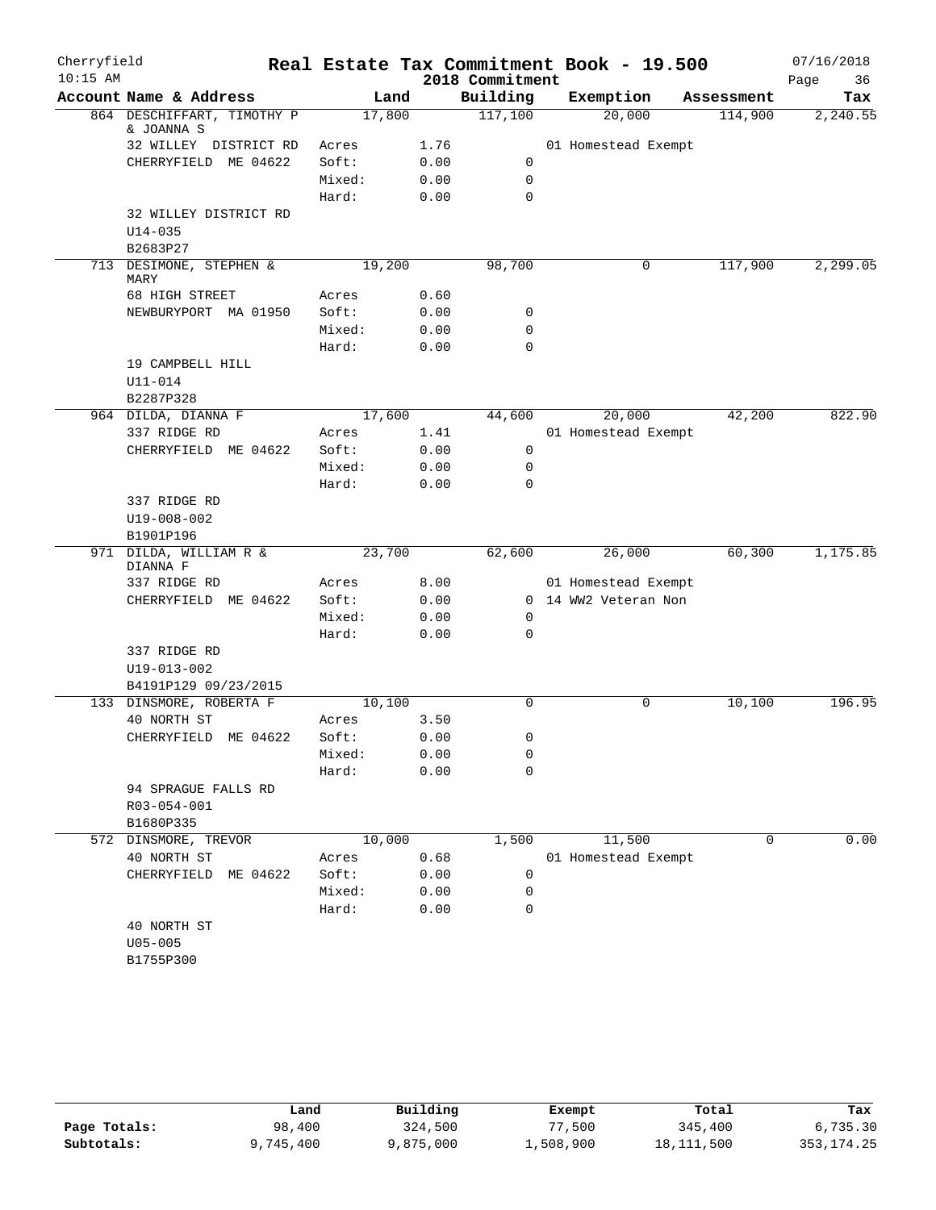Cherryfield | Real Estate Tax Commitment Book - 19.500 | 07/16/2018
10:15 AM | 2018 Commitment | Page 36

| Account Name & Address | Land | | Building | Exemption | Assessment | Tax |
|---|---|---|---|---|---|---|
| 864 DESCHIFFART, TIMOTHY P & JOANNA S | 17,800 | | 117,100 | 20,000 | 114,900 | 2,240.55 |
| 32 WILLEY DISTRICT RD | Acres | 1.76 | | 01 Homestead Exempt | | |
| CHERRYFIELD ME 04622 | Soft: | 0.00 | 0 | | | |
| | Mixed: | 0.00 | 0 | | | |
| | Hard: | 0.00 | 0 | | | |
| 32 WILLEY DISTRICT RD | | | | | | |
| U14-035 | | | | | | |
| B2683P27 | | | | | | |
| 713 DESIMONE, STEPHEN & MARY | 19,200 | | 98,700 | 0 | 117,900 | 2,299.05 |
| 68 HIGH STREET | Acres | 0.60 | | | | |
| NEWBURYPORT MA 01950 | Soft: | 0.00 | 0 | | | |
| | Mixed: | 0.00 | 0 | | | |
| | Hard: | 0.00 | 0 | | | |
| 19 CAMPBELL HILL | | | | | | |
| U11-014 | | | | | | |
| B2287P328 | | | | | | |
| 964 DILDA, DIANNA F | 17,600 | | 44,600 | 20,000 | 42,200 | 822.90 |
| 337 RIDGE RD | Acres | 1.41 | | 01 Homestead Exempt | | |
| CHERRYFIELD ME 04622 | Soft: | 0.00 | 0 | | | |
| | Mixed: | 0.00 | 0 | | | |
| | Hard: | 0.00 | 0 | | | |
| 337 RIDGE RD | | | | | | |
| U19-008-002 | | | | | | |
| B1901P196 | | | | | | |
| 971 DILDA, WILLIAM R & DIANNA F | 23,700 | | 62,600 | 26,000 | 60,300 | 1,175.85 |
| 337 RIDGE RD | Acres | 8.00 | | 01 Homestead Exempt | | |
| CHERRYFIELD ME 04622 | Soft: | 0.00 | 0 | 14 WW2 Veteran Non | | |
| | Mixed: | 0.00 | 0 | | | |
| | Hard: | 0.00 | 0 | | | |
| 337 RIDGE RD | | | | | | |
| U19-013-002 | | | | | | |
| B4191P129 09/23/2015 | | | | | | |
| 133 DINSMORE, ROBERTA F | 10,100 | | 0 | 0 | 10,100 | 196.95 |
| 40 NORTH ST | Acres | 3.50 | | | | |
| CHERRYFIELD ME 04622 | Soft: | 0.00 | 0 | | | |
| | Mixed: | 0.00 | 0 | | | |
| | Hard: | 0.00 | 0 | | | |
| 94 SPRAGUE FALLS RD | | | | | | |
| R03-054-001 | | | | | | |
| B1680P335 | | | | | | |
| 572 DINSMORE, TREVOR | 10,000 | | 1,500 | 11,500 | 0 | 0.00 |
| 40 NORTH ST | Acres | 0.68 | | 01 Homestead Exempt | | |
| CHERRYFIELD ME 04622 | Soft: | 0.00 | 0 | | | |
| | Mixed: | 0.00 | 0 | | | |
| | Hard: | 0.00 | 0 | | | |
| 40 NORTH ST | | | | | | |
| U05-005 | | | | | | |
| B1755P300 | | | | | | |

| | Land | Building | Exempt | Total | Tax |
|---|---|---|---|---|---|
| Page Totals: | 98,400 | 324,500 | 77,500 | 345,400 | 6,735.30 |
| Subtotals: | 9,745,400 | 9,875,000 | 1,508,900 | 18,111,500 | 353,174.25 |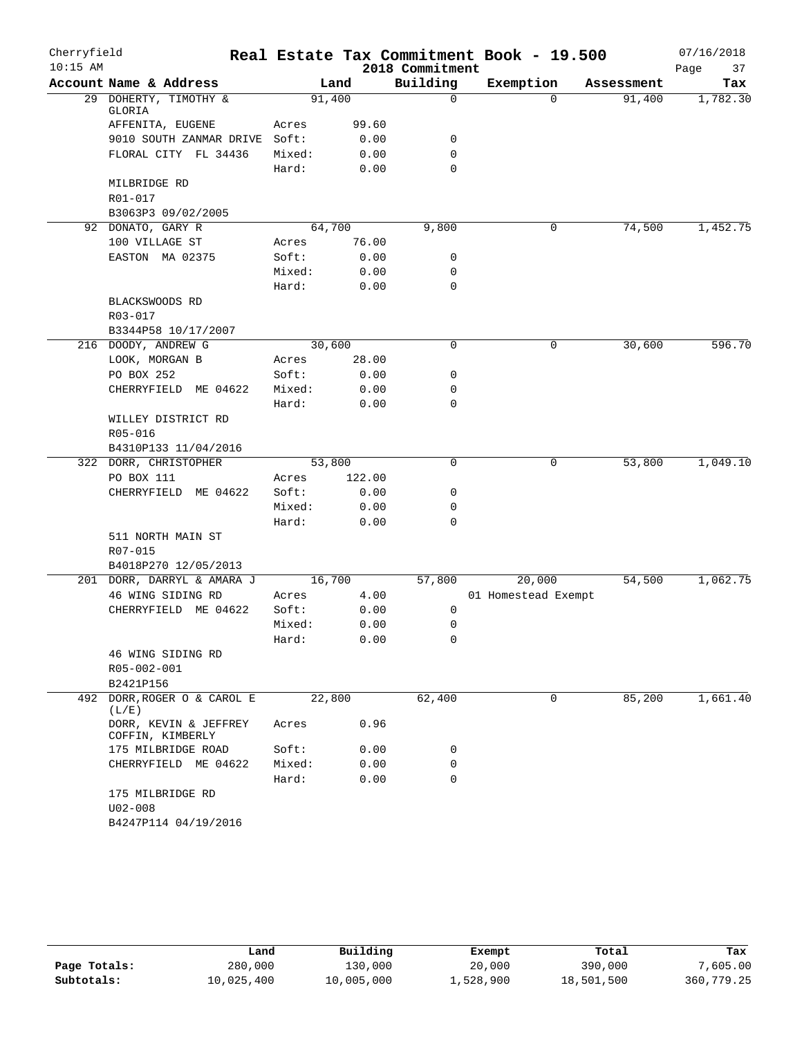Cherryfield 10:15 AM

# Real Estate Tax Commitment Book - 19.500

2018 Commitment

07/16/2018

| Account Name & Address | | Land | Building | Exemption | Assessment | Tax |
|---|---|---|---|---|---|---|
| 29 DOHERTY, TIMOTHY & GLORIA | | 91,400 | 0 | 0 | 91,400 | 1,782.30 |
| AFFENITA, EUGENE | Acres | 99.60 | | | | |
| 9010 SOUTH ZANMAR DRIVE | Soft: | 0.00 | 0 | | | |
| FLORAL CITY FL 34436 | Mixed: | 0.00 | 0 | | | |
| | Hard: | 0.00 | 0 | | | |
| MILBRIDGE RD | | | | | | |
| R01-017 | | | | | | |
| B3063P3 09/02/2005 | | | | | | |
| 92 DONATO, GARY R | | 64,700 | 9,800 | 0 | 74,500 | 1,452.75 |
| 100 VILLAGE ST | Acres | 76.00 | | | | |
| EASTON MA 02375 | Soft: | 0.00 | 0 | | | |
| | Mixed: | 0.00 | 0 | | | |
| | Hard: | 0.00 | 0 | | | |
| BLACKSWOODS RD | | | | | | |
| R03-017 | | | | | | |
| B3344P58 10/17/2007 | | | | | | |
| 216 DOODY, ANDREW G | | 30,600 | 0 | 0 | 30,600 | 596.70 |
| LOOK, MORGAN B | Acres | 28.00 | | | | |
| PO BOX 252 | Soft: | 0.00 | 0 | | | |
| CHERRYFIELD ME 04622 | Mixed: | 0.00 | 0 | | | |
| | Hard: | 0.00 | 0 | | | |
| WILLEY DISTRICT RD | | | | | | |
| R05-016 | | | | | | |
| B4310P133 11/04/2016 | | | | | | |
| 322 DORR, CHRISTOPHER | | 53,800 | 0 | 0 | 53,800 | 1,049.10 |
| PO BOX 111 | Acres | 122.00 | | | | |
| CHERRYFIELD ME 04622 | Soft: | 0.00 | 0 | | | |
| | Mixed: | 0.00 | 0 | | | |
| | Hard: | 0.00 | 0 | | | |
| 511 NORTH MAIN ST | | | | | | |
| R07-015 | | | | | | |
| B4018P270 12/05/2013 | | | | | | |
| 201 DORR, DARRYL & AMARA J | | 16,700 | 57,800 | 20,000 | 54,500 | 1,062.75 |
| 46 WING SIDING RD | Acres | 4.00 | | 01 Homestead Exempt | | |
| CHERRYFIELD ME 04622 | Soft: | 0.00 | 0 | | | |
| | Mixed: | 0.00 | 0 | | | |
| | Hard: | 0.00 | 0 | | | |
| 46 WING SIDING RD | | | | | | |
| R05-002-001 | | | | | | |
| B2421P156 | | | | | | |
| 492 DORR, ROGER O & CAROL E (L/E) | | 22,800 | 62,400 | 0 | 85,200 | 1,661.40 |
| DORR, KEVIN & JEFFREY COFFIN, KIMBERLY | Acres | 0.96 | | | | |
| 175 MILBRIDGE ROAD | Soft: | 0.00 | 0 | | | |
| CHERRYFIELD ME 04622 | Mixed: | 0.00 | 0 | | | |
| | Hard: | 0.00 | 0 | | | |
| 175 MILBRIDGE RD | | | | | | |
| U02-008 | | | | | | |
| B4247P114 04/19/2016 | | | | | | |

| | Land | Building | Exempt | Total | Tax |
|---|---|---|---|---|---|
| Page Totals: | 280,000 | 130,000 | 20,000 | 390,000 | 7,605.00 |
| Subtotals: | 10,025,400 | 10,005,000 | 1,528,900 | 18,501,500 | 360,779.25 |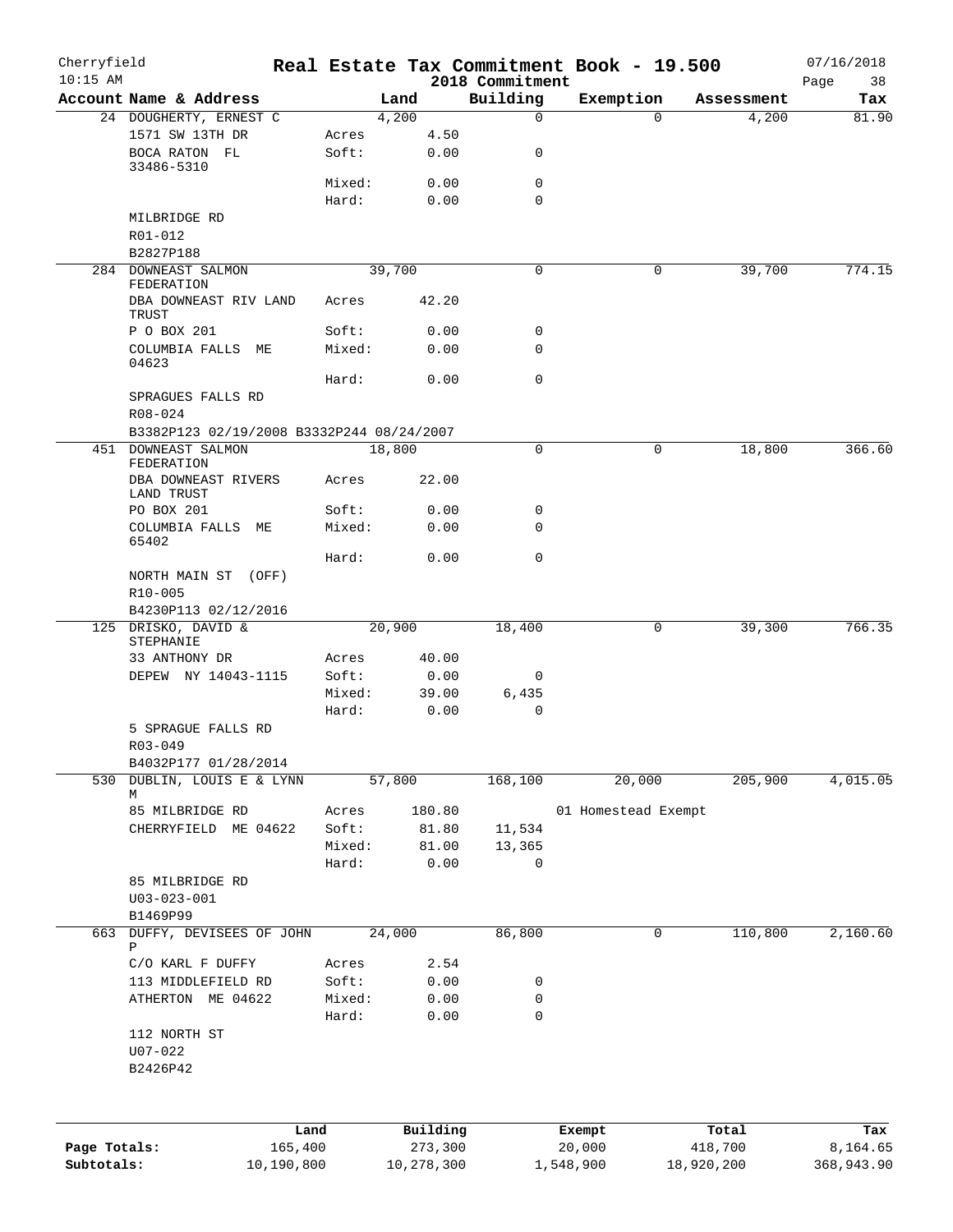Cherryfield 10:15 AM

# Real Estate Tax Commitment Book - 19.500

2018 Commitment

07/16/2018

| Account Name & Address | | Land | Building | Exemption | Assessment | Tax |
|---|---|---|---|---|---|---|
| 24 DOUGHERTY, ERNEST C | | 4,200 | 0 | 0 | 4,200 | 81.90 |
| 1571 SW 13TH DR | Acres | 4.50 | | | | |
| BOCA RATON FL 33486-5310 | Soft: | 0.00 | 0 | | | |
| | Mixed: | 0.00 | 0 | | | |
| | Hard: | 0.00 | 0 | | | |
| MILBRIDGE RD | | | | | | |
| R01-012 | | | | | | |
| B2827P188 | | | | | | |
| 284 DOWNEAST SALMON FEDERATION | | 39,700 | 0 | 0 | 39,700 | 774.15 |
| DBA DOWNEAST RIV LAND TRUST | Acres | 42.20 | | | | |
| P O BOX 201 | Soft: | 0.00 | 0 | | | |
| COLUMBIA FALLS ME 04623 | Mixed: | 0.00 | 0 | | | |
| | Hard: | 0.00 | 0 | | | |
| SPRAGUES FALLS RD | | | | | | |
| R08-024 | | | | | | |
| B3382P123 02/19/2008 B3332P244 08/24/2007 | | | | | | |
| 451 DOWNEAST SALMON FEDERATION | | 18,800 | 0 | 0 | 18,800 | 366.60 |
| DBA DOWNEAST RIVERS LAND TRUST | Acres | 22.00 | | | | |
| PO BOX 201 | Soft: | 0.00 | 0 | | | |
| COLUMBIA FALLS ME 65402 | Mixed: | 0.00 | 0 | | | |
| | Hard: | 0.00 | 0 | | | |
| NORTH MAIN ST (OFF) | | | | | | |
| R10-005 | | | | | | |
| B4230P113 02/12/2016 | | | | | | |
| 125 DRISKO, DAVID & STEPHANIE | | 20,900 | 18,400 | 0 | 39,300 | 766.35 |
| 33 ANTHONY DR | Acres | 40.00 | | | | |
| DEPEW NY 14043-1115 | Soft: | 0.00 | 0 | | | |
| | Mixed: | 39.00 | 6,435 | | | |
| | Hard: | 0.00 | 0 | | | |
| 5 SPRAGUE FALLS RD | | | | | | |
| R03-049 | | | | | | |
| B4032P177 01/28/2014 | | | | | | |
| 530 DUBLIN, LOUIS E & LYNN M | | 57,800 | 168,100 | 20,000 | 205,900 | 4,015.05 |
| 85 MILBRIDGE RD | Acres | 180.80 | | 01 Homestead Exempt | | |
| CHERRYFIELD ME 04622 | Soft: | 81.80 | 11,534 | | | |
| | Mixed: | 81.00 | 13,365 | | | |
| | Hard: | 0.00 | 0 | | | |
| 85 MILBRIDGE RD | | | | | | |
| U03-023-001 | | | | | | |
| B1469P99 | | | | | | |
| 663 DUFFY, DEVISEES OF JOHN P | | 24,000 | 86,800 | 0 | 110,800 | 2,160.60 |
| C/O KARL F DUFFY | Acres | 2.54 | | | | |
| 113 MIDDLEFIELD RD | Soft: | 0.00 | 0 | | | |
| ATHERTON ME 04622 | Mixed: | 0.00 | 0 | | | |
| | Hard: | 0.00 | 0 | | | |
| 112 NORTH ST | | | | | | |
| U07-022 | | | | | | |
| B2426P42 | | | | | | |

| | Land | Building | Exempt | Total | Tax |
|---|---|---|---|---|---|
| Page Totals: | 165,400 | 273,300 | 20,000 | 418,700 | 8,164.65 |
| Subtotals: | 10,190,800 | 10,278,300 | 1,548,900 | 18,920,200 | 368,943.90 |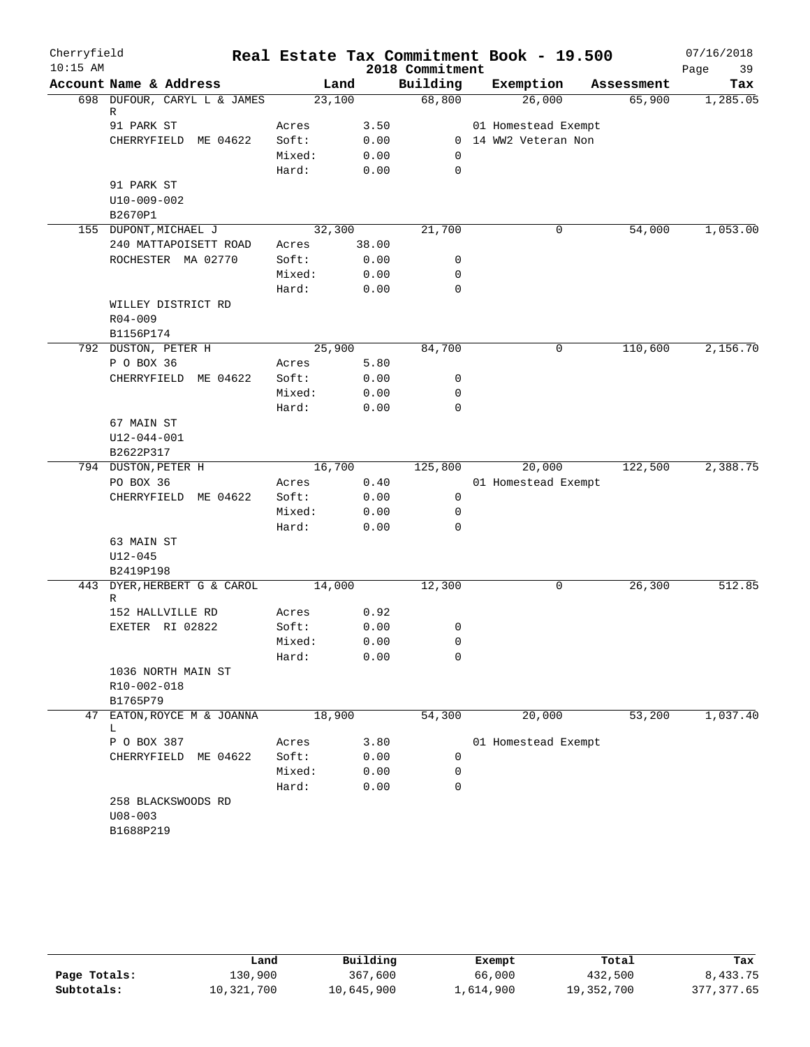Cherryfield 10:15 AM

# Real Estate Tax Commitment Book - 19.500

2018 Commitment

07/16/2018

| Account Name & Address | Land | | Building | Exemption | Assessment | Tax |
|---|---|---|---|---|---|---|
| 698 DUFOUR, CARYL L & JAMES R | 23,100 | | 68,800 | 26,000 | 65,900 | 1,285.05 |
| 91 PARK ST | Acres | 3.50 | | 01 Homestead Exempt | | |
| CHERRYFIELD ME 04622 | Soft: | 0.00 | 0 | 14 WW2 Veteran Non | | |
| | Mixed: | 0.00 | 0 | | | |
| | Hard: | 0.00 | 0 | | | |
| 91 PARK ST | | | | | | |
| U10-009-002 | | | | | | |
| B2670P1 | | | | | | |
| 155 DUPONT,MICHAEL J | 32,300 | | 21,700 | 0 | 54,000 | 1,053.00 |
| 240 MATTAPOISETT ROAD | Acres | 38.00 | | | | |
| ROCHESTER MA 02770 | Soft: | 0.00 | 0 | | | |
| | Mixed: | 0.00 | 0 | | | |
| | Hard: | 0.00 | 0 | | | |
| WILLEY DISTRICT RD | | | | | | |
| R04-009 | | | | | | |
| B1156P174 | | | | | | |
| 792 DUSTON, PETER H | 25,900 | | 84,700 | 0 | 110,600 | 2,156.70 |
| P O BOX 36 | Acres | 5.80 | | | | |
| CHERRYFIELD ME 04622 | Soft: | 0.00 | 0 | | | |
| | Mixed: | 0.00 | 0 | | | |
| | Hard: | 0.00 | 0 | | | |
| 67 MAIN ST | | | | | | |
| U12-044-001 | | | | | | |
| B2622P317 | | | | | | |
| 794 DUSTON,PETER H | 16,700 | | 125,800 | 20,000 | 122,500 | 2,388.75 |
| PO BOX 36 | Acres | 0.40 | | 01 Homestead Exempt | | |
| CHERRYFIELD ME 04622 | Soft: | 0.00 | 0 | | | |
| | Mixed: | 0.00 | 0 | | | |
| | Hard: | 0.00 | 0 | | | |
| 63 MAIN ST | | | | | | |
| U12-045 | | | | | | |
| B2419P198 | | | | | | |
| 443 DYER,HERBERT G & CAROL R | 14,000 | | 12,300 | 0 | 26,300 | 512.85 |
| 152 HALLVILLE RD | Acres | 0.92 | | | | |
| EXETER RI 02822 | Soft: | 0.00 | 0 | | | |
| | Mixed: | 0.00 | 0 | | | |
| | Hard: | 0.00 | 0 | | | |
| 1036 NORTH MAIN ST | | | | | | |
| R10-002-018 | | | | | | |
| B1765P79 | | | | | | |
| 47 EATON,ROYCE M & JOANNA L | 18,900 | | 54,300 | 20,000 | 53,200 | 1,037.40 |
| P O BOX 387 | Acres | 3.80 | | 01 Homestead Exempt | | |
| CHERRYFIELD ME 04622 | Soft: | 0.00 | 0 | | | |
| | Mixed: | 0.00 | 0 | | | |
| | Hard: | 0.00 | 0 | | | |
| 258 BLACKSWOODS RD | | | | | | |
| U08-003 | | | | | | |
| B1688P219 | | | | | | |

| | Land | Building | Exempt | Total | Tax |
|---|---|---|---|---|---|
| Page Totals: | 130,900 | 367,600 | 66,000 | 432,500 | 8,433.75 |
| Subtotals: | 10,321,700 | 10,645,900 | 1,614,900 | 19,352,700 | 377,377.65 |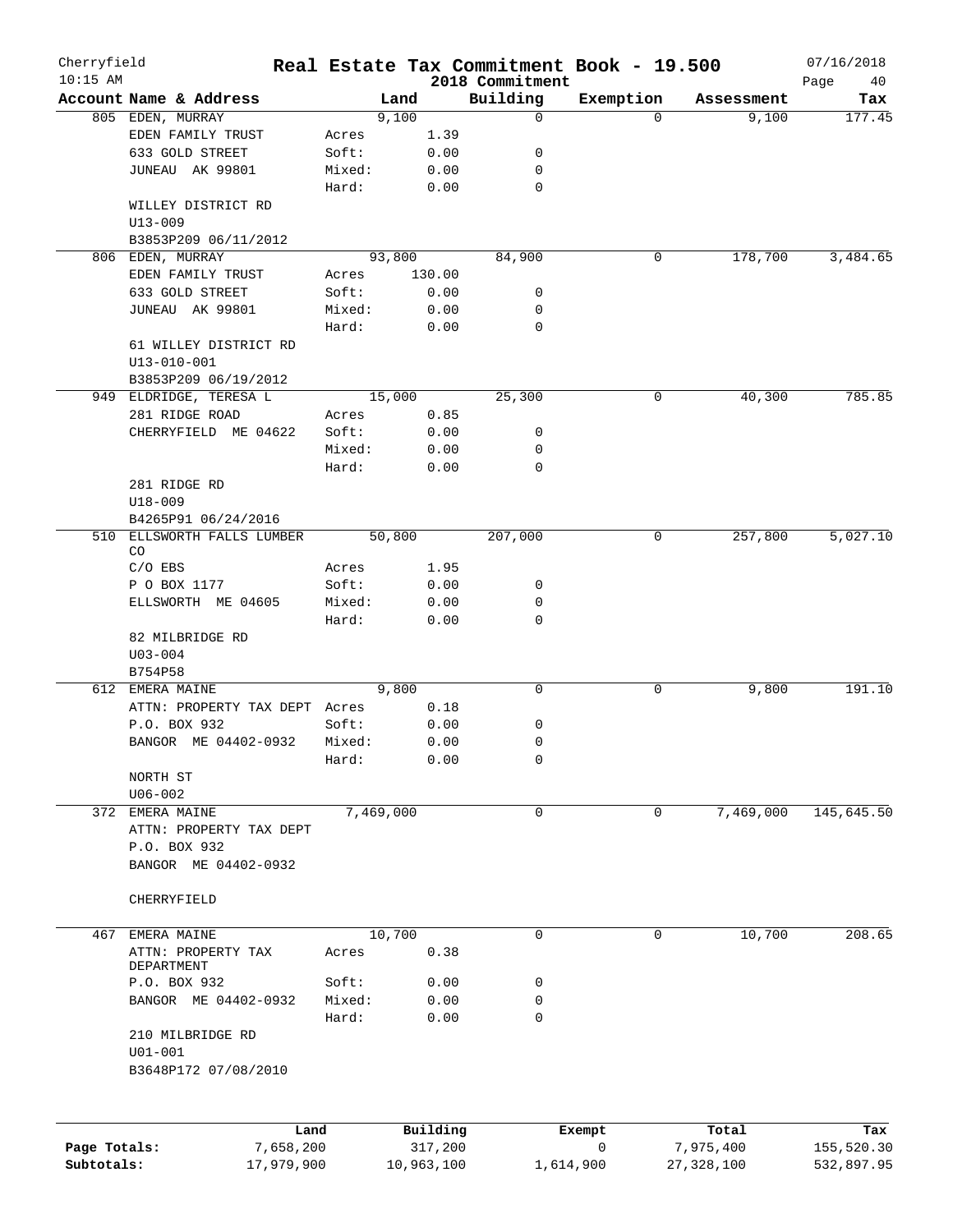# Cherryfield — Real Estate Tax Commitment Book - 19.500

10:15 AM — 2018 Commitment — 07/16/2018

| Account Name & Address | | Land | Building | Exemption | Assessment | Tax |
|---|---|---|---|---|---|---|
| 805 EDEN, MURRAY | | 9,100 | 0 | 0 | 9,100 | 177.45 |
| EDEN FAMILY TRUST | Acres | 1.39 | | | | |
| 633 GOLD STREET | Soft: | 0.00 | 0 | | | |
| JUNEAU AK 99801 | Mixed: | 0.00 | 0 | | | |
| | Hard: | 0.00 | 0 | | | |
| WILLEY DISTRICT RD | | | | | | |
| U13-009 | | | | | | |
| B3853P209 06/11/2012 | | | | | | |
| 806 EDEN, MURRAY | | 93,800 | 84,900 | 0 | 178,700 | 3,484.65 |
| EDEN FAMILY TRUST | Acres | 130.00 | | | | |
| 633 GOLD STREET | Soft: | 0.00 | 0 | | | |
| JUNEAU AK 99801 | Mixed: | 0.00 | 0 | | | |
| | Hard: | 0.00 | 0 | | | |
| 61 WILLEY DISTRICT RD | | | | | | |
| U13-010-001 | | | | | | |
| B3853P209 06/19/2012 | | | | | | |
| 949 ELDRIDGE, TERESA L | | 15,000 | 25,300 | 0 | 40,300 | 785.85 |
| 281 RIDGE ROAD | Acres | 0.85 | | | | |
| CHERRYFIELD ME 04622 | Soft: | 0.00 | 0 | | | |
| | Mixed: | 0.00 | 0 | | | |
| | Hard: | 0.00 | 0 | | | |
| 281 RIDGE RD | | | | | | |
| U18-009 | | | | | | |
| B4265P91 06/24/2016 | | | | | | |
| 510 ELLSWORTH FALLS LUMBER CO | | 50,800 | 207,000 | 0 | 257,800 | 5,027.10 |
| C/O EBS | Acres | 1.95 | | | | |
| P O BOX 1177 | Soft: | 0.00 | 0 | | | |
| ELLSWORTH ME 04605 | Mixed: | 0.00 | 0 | | | |
| | Hard: | 0.00 | 0 | | | |
| 82 MILBRIDGE RD | | | | | | |
| U03-004 | | | | | | |
| B754P58 | | | | | | |
| 612 EMERA MAINE | | 9,800 | 0 | 0 | 9,800 | 191.10 |
| ATTN: PROPERTY TAX DEPT | Acres | 0.18 | | | | |
| P.O. BOX 932 | Soft: | 0.00 | 0 | | | |
| BANGOR ME 04402-0932 | Mixed: | 0.00 | 0 | | | |
| | Hard: | 0.00 | 0 | | | |
| NORTH ST | | | | | | |
| U06-002 | | | | | | |
| 372 EMERA MAINE | | 7,469,000 | 0 | 0 | 7,469,000 | 145,645.50 |
| ATTN: PROPERTY TAX DEPT | | | | | | |
| P.O. BOX 932 | | | | | | |
| BANGOR ME 04402-0932 | | | | | | |
| CHERRYFIELD | | | | | | |
| 467 EMERA MAINE | | 10,700 | 0 | 0 | 10,700 | 208.65 |
| ATTN: PROPERTY TAX DEPARTMENT | Acres | 0.38 | | | | |
| P.O. BOX 932 | Soft: | 0.00 | 0 | | | |
| BANGOR ME 04402-0932 | Mixed: | 0.00 | 0 | | | |
| | Hard: | 0.00 | 0 | | | |
| 210 MILBRIDGE RD | | | | | | |
| U01-001 | | | | | | |
| B3648P172 07/08/2010 | | | | | | |

| | Land | Building | Exempt | Total | Tax |
|---|---|---|---|---|---|
| Page Totals: | 7,658,200 | 317,200 | 0 | 7,975,400 | 155,520.30 |
| Subtotals: | 17,979,900 | 10,963,100 | 1,614,900 | 27,328,100 | 532,897.95 |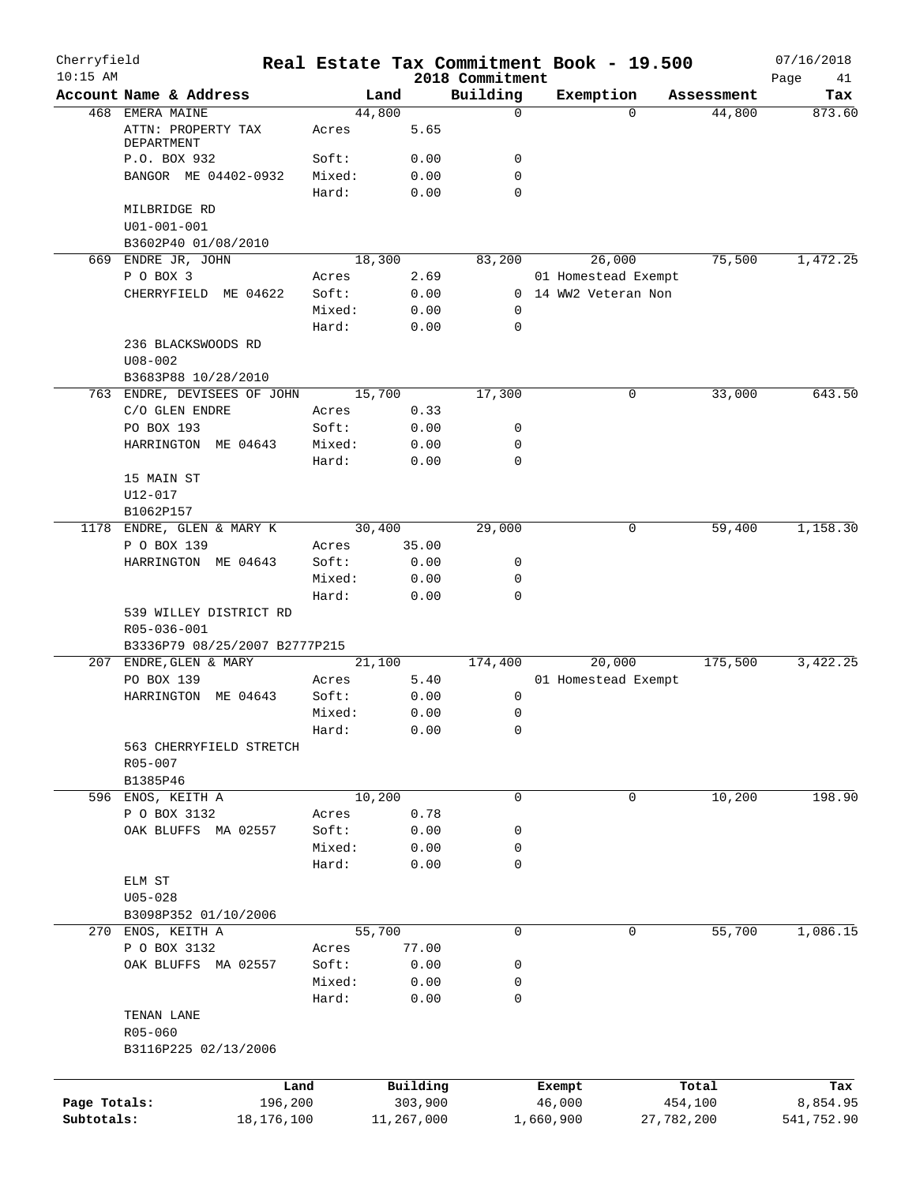Cherryfield 10:15 AM

# Real Estate Tax Commitment Book - 19.500

2018 Commitment

07/16/2018

| Account Name & Address | | Land | Building | Exemption | Assessment | Tax |
|---|---|---|---|---|---|---|
| 468 EMERA MAINE | | 44,800 | 0 | 0 | 44,800 | 873.60 |
| ATTN: PROPERTY TAX DEPARTMENT | Acres | 5.65 | | | | |
| P.O. BOX 932 | Soft: | 0.00 | 0 | | | |
| BANGOR ME 04402-0932 | Mixed: | 0.00 | 0 | | | |
| | Hard: | 0.00 | 0 | | | |
| MILBRIDGE RD | | | | | | |
| U01-001-001 | | | | | | |
| B3602P40 01/08/2010 | | | | | | |
| 669 ENDRE JR, JOHN | | 18,300 | 83,200 | 26,000 | 75,500 | 1,472.25 |
| P O BOX 3 | Acres | 2.69 | | 01 Homestead Exempt | | |
| CHERRYFIELD ME 04622 | Soft: | 0.00 | 0 | 14 WW2 Veteran Non | | |
| | Mixed: | 0.00 | 0 | | | |
| | Hard: | 0.00 | 0 | | | |
| 236 BLACKSWOODS RD | | | | | | |
| U08-002 | | | | | | |
| B3683P88 10/28/2010 | | | | | | |
| 763 ENDRE, DEVISEES OF JOHN | | 15,700 | 17,300 | 0 | 33,000 | 643.50 |
| C/O GLEN ENDRE | Acres | 0.33 | | | | |
| PO BOX 193 | Soft: | 0.00 | 0 | | | |
| HARRINGTON ME 04643 | Mixed: | 0.00 | 0 | | | |
| | Hard: | 0.00 | 0 | | | |
| 15 MAIN ST | | | | | | |
| U12-017 | | | | | | |
| B1062P157 | | | | | | |
| 1178 ENDRE, GLEN & MARY K | | 30,400 | 29,000 | 0 | 59,400 | 1,158.30 |
| P O BOX 139 | Acres | 35.00 | | | | |
| HARRINGTON ME 04643 | Soft: | 0.00 | 0 | | | |
| | Mixed: | 0.00 | 0 | | | |
| | Hard: | 0.00 | 0 | | | |
| 539 WILLEY DISTRICT RD | | | | | | |
| R05-036-001 | | | | | | |
| B3336P79 08/25/2007 B2777P215 | | | | | | |
| 207 ENDRE,GLEN & MARY | | 21,100 | 174,400 | 20,000 | 175,500 | 3,422.25 |
| PO BOX 139 | Acres | 5.40 | | 01 Homestead Exempt | | |
| HARRINGTON ME 04643 | Soft: | 0.00 | 0 | | | |
| | Mixed: | 0.00 | 0 | | | |
| | Hard: | 0.00 | 0 | | | |
| 563 CHERRYFIELD STRETCH | | | | | | |
| R05-007 | | | | | | |
| B1385P46 | | | | | | |
| 596 ENOS, KEITH A | | 10,200 | 0 | 0 | 10,200 | 198.90 |
| P O BOX 3132 | Acres | 0.78 | | | | |
| OAK BLUFFS MA 02557 | Soft: | 0.00 | 0 | | | |
| | Mixed: | 0.00 | 0 | | | |
| | Hard: | 0.00 | 0 | | | |
| ELM ST | | | | | | |
| U05-028 | | | | | | |
| B3098P352 01/10/2006 | | | | | | |
| 270 ENOS, KEITH A | | 55,700 | 0 | 0 | 55,700 | 1,086.15 |
| P O BOX 3132 | Acres | 77.00 | | | | |
| OAK BLUFFS MA 02557 | Soft: | 0.00 | 0 | | | |
| | Mixed: | 0.00 | 0 | | | |
| | Hard: | 0.00 | 0 | | | |
| TENAN LANE | | | | | | |
| R05-060 | | | | | | |
| B3116P225 02/13/2006 | | | | | | |

| | Land | Building | Exempt | Total | Tax |
|---|---|---|---|---|---|
| Page Totals: | 196,200 | 303,900 | 46,000 | 454,100 | 8,854.95 |
| Subtotals: | 18,176,100 | 11,267,000 | 1,660,900 | 27,782,200 | 541,752.90 |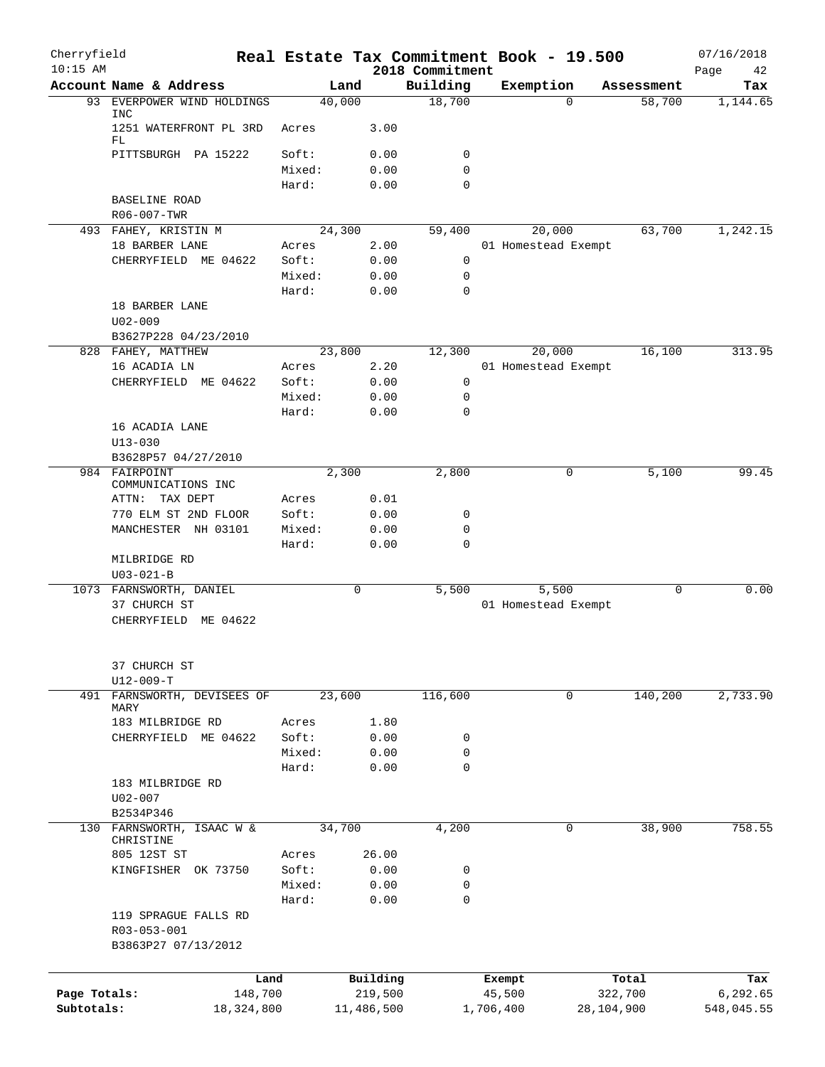# Real Estate Tax Commitment Book - 19.500

Cherryfield
10:15 AM

2018 Commitment

07/16/2018

| Account Name & Address | Land | | Building | Exemption | Assessment | Tax |
|---|---|---|---|---|---|---|
| 93 EVERPOWER WIND HOLDINGS INC | 40,000 | | 18,700 | 0 | 58,700 | 1,144.65 |
| 1251 WATERFRONT PL 3RD FL | Acres | 3.00 | | | | |
| PITTSBURGH PA 15222 | Soft: | 0.00 | 0 | | | |
| | Mixed: | 0.00 | 0 | | | |
| | Hard: | 0.00 | 0 | | | |
| BASELINE ROAD | | | | | | |
| R06-007-TWR | | | | | | |
| 493 FAHEY, KRISTIN M | 24,300 | | 59,400 | 20,000 | 63,700 | 1,242.15 |
| 18 BARBER LANE | Acres | 2.00 | | 01 Homestead Exempt | | |
| CHERRYFIELD ME 04622 | Soft: | 0.00 | 0 | | | |
| | Mixed: | 0.00 | 0 | | | |
| | Hard: | 0.00 | 0 | | | |
| 18 BARBER LANE | | | | | | |
| U02-009 | | | | | | |
| B3627P228 04/23/2010 | | | | | | |
| 828 FAHEY, MATTHEW | 23,800 | | 12,300 | 20,000 | 16,100 | 313.95 |
| 16 ACADIA LN | Acres | 2.20 | | 01 Homestead Exempt | | |
| CHERRYFIELD ME 04622 | Soft: | 0.00 | 0 | | | |
| | Mixed: | 0.00 | 0 | | | |
| | Hard: | 0.00 | 0 | | | |
| 16 ACADIA LANE | | | | | | |
| U13-030 | | | | | | |
| B3628P57 04/27/2010 | | | | | | |
| 984 FAIRPOINT COMMUNICATIONS INC | 2,300 | | 2,800 | 0 | 5,100 | 99.45 |
| ATTN: TAX DEPT | Acres | 0.01 | | | | |
| 770 ELM ST 2ND FLOOR | Soft: | 0.00 | 0 | | | |
| MANCHESTER NH 03101 | Mixed: | 0.00 | 0 | | | |
| | Hard: | 0.00 | 0 | | | |
| MILBRIDGE RD | | | | | | |
| U03-021-B | | | | | | |
| 1073 FARNSWORTH, DANIEL | 0 | | 5,500 | 5,500 | 0 | 0.00 |
| 37 CHURCH ST | | | | 01 Homestead Exempt | | |
| CHERRYFIELD ME 04622 | | | | | | |
| 37 CHURCH ST | | | | | | |
| U12-009-T | | | | | | |
| 491 FARNSWORTH, DEVISEES OF MARY | 23,600 | | 116,600 | 0 | 140,200 | 2,733.90 |
| 183 MILBRIDGE RD | Acres | 1.80 | | | | |
| CHERRYFIELD ME 04622 | Soft: | 0.00 | 0 | | | |
| | Mixed: | 0.00 | 0 | | | |
| | Hard: | 0.00 | 0 | | | |
| 183 MILBRIDGE RD | | | | | | |
| U02-007 | | | | | | |
| B2534P346 | | | | | | |
| 130 FARNSWORTH, ISAAC W & CHRISTINE | 34,700 | | 4,200 | 0 | 38,900 | 758.55 |
| 805 12ST ST | Acres | 26.00 | | | | |
| KINGFISHER OK 73750 | Soft: | 0.00 | 0 | | | |
| | Mixed: | 0.00 | 0 | | | |
| | Hard: | 0.00 | 0 | | | |
| 119 SPRAGUE FALLS RD | | | | | | |
| R03-053-001 | | | | | | |
| B3863P27 07/13/2012 | | | | | | |

| | Land | Building | Exempt | Total | Tax |
|---|---|---|---|---|---|
| Page Totals: | 148,700 | 219,500 | 45,500 | 322,700 | 6,292.65 |
| Subtotals: | 18,324,800 | 11,486,500 | 1,706,400 | 28,104,900 | 548,045.55 |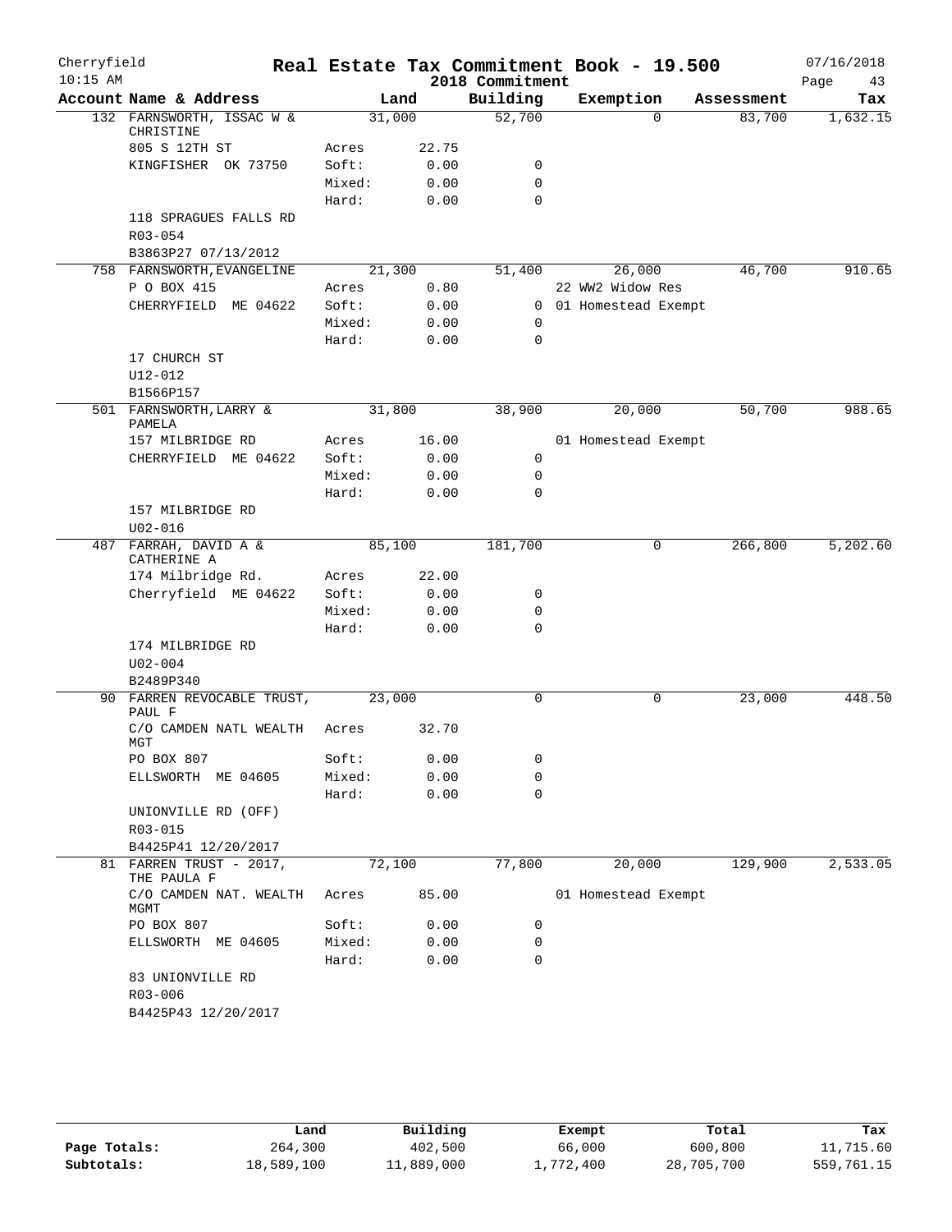Cherryfield 10:15 AM

# Real Estate Tax Commitment Book - 19.500
## 2018 Commitment

07/16/2018

| Account Name & Address | | Land | Building | Exemption | Assessment | Tax |
|---|---|---|---|---|---|---|
| 132 FARNSWORTH, ISSAC W & CHRISTINE | | 31,000 | 52,700 | 0 | 83,700 | 1,632.15 |
| 805 S 12TH ST | Acres | 22.75 | | | | |
| KINGFISHER OK 73750 | Soft: | 0.00 | 0 | | | |
| | Mixed: | 0.00 | 0 | | | |
| | Hard: | 0.00 | 0 | | | |
| 118 SPRAGUES FALLS RD | | | | | | |
| R03-054 | | | | | | |
| B3863P27 07/13/2012 | | | | | | |
| 758 FARNSWORTH,EVANGELINE | | 21,300 | 51,400 | 26,000 | 46,700 | 910.65 |
| P O BOX 415 | Acres | 0.80 | | 22 WW2 Widow Res | | |
| CHERRYFIELD ME 04622 | Soft: | 0.00 | 0 | 01 Homestead Exempt | | |
| | Mixed: | 0.00 | 0 | | | |
| | Hard: | 0.00 | 0 | | | |
| 17 CHURCH ST | | | | | | |
| U12-012 | | | | | | |
| B1566P157 | | | | | | |
| 501 FARNSWORTH,LARRY & PAMELA | | 31,800 | 38,900 | 20,000 | 50,700 | 988.65 |
| 157 MILBRIDGE RD | Acres | 16.00 | | 01 Homestead Exempt | | |
| CHERRYFIELD ME 04622 | Soft: | 0.00 | 0 | | | |
| | Mixed: | 0.00 | 0 | | | |
| | Hard: | 0.00 | 0 | | | |
| 157 MILBRIDGE RD | | | | | | |
| U02-016 | | | | | | |
| 487 FARRAH, DAVID A & CATHERINE A | | 85,100 | 181,700 | 0 | 266,800 | 5,202.60 |
| 174 Milbridge Rd. | Acres | 22.00 | | | | |
| Cherryfield ME 04622 | Soft: | 0.00 | 0 | | | |
| | Mixed: | 0.00 | 0 | | | |
| | Hard: | 0.00 | 0 | | | |
| 174 MILBRIDGE RD | | | | | | |
| U02-004 | | | | | | |
| B2489P340 | | | | | | |
| 90 FARREN REVOCABLE TRUST, PAUL F | | 23,000 | 0 | 0 | 23,000 | 448.50 |
| C/O CAMDEN NATL WEALTH MGT | Acres | 32.70 | | | | |
| PO BOX 807 | Soft: | 0.00 | 0 | | | |
| ELLSWORTH ME 04605 | Mixed: | 0.00 | 0 | | | |
| | Hard: | 0.00 | 0 | | | |
| UNIONVILLE RD (OFF) | | | | | | |
| R03-015 | | | | | | |
| B4425P41 12/20/2017 | | | | | | |
| 81 FARREN TRUST - 2017, THE PAULA F | | 72,100 | 77,800 | 20,000 | 129,900 | 2,533.05 |
| C/O CAMDEN NAT. WEALTH MGMT | Acres | 85.00 | | 01 Homestead Exempt | | |
| PO BOX 807 | Soft: | 0.00 | 0 | | | |
| ELLSWORTH ME 04605 | Mixed: | 0.00 | 0 | | | |
| | Hard: | 0.00 | 0 | | | |
| 83 UNIONVILLE RD | | | | | | |
| R03-006 | | | | | | |
| B4425P43 12/20/2017 | | | | | | |

| | Land | Building | Exempt | Total | Tax |
|---|---|---|---|---|---|
| Page Totals: | 264,300 | 402,500 | 66,000 | 600,800 | 11,715.60 |
| Subtotals: | 18,589,100 | 11,889,000 | 1,772,400 | 28,705,700 | 559,761.15 |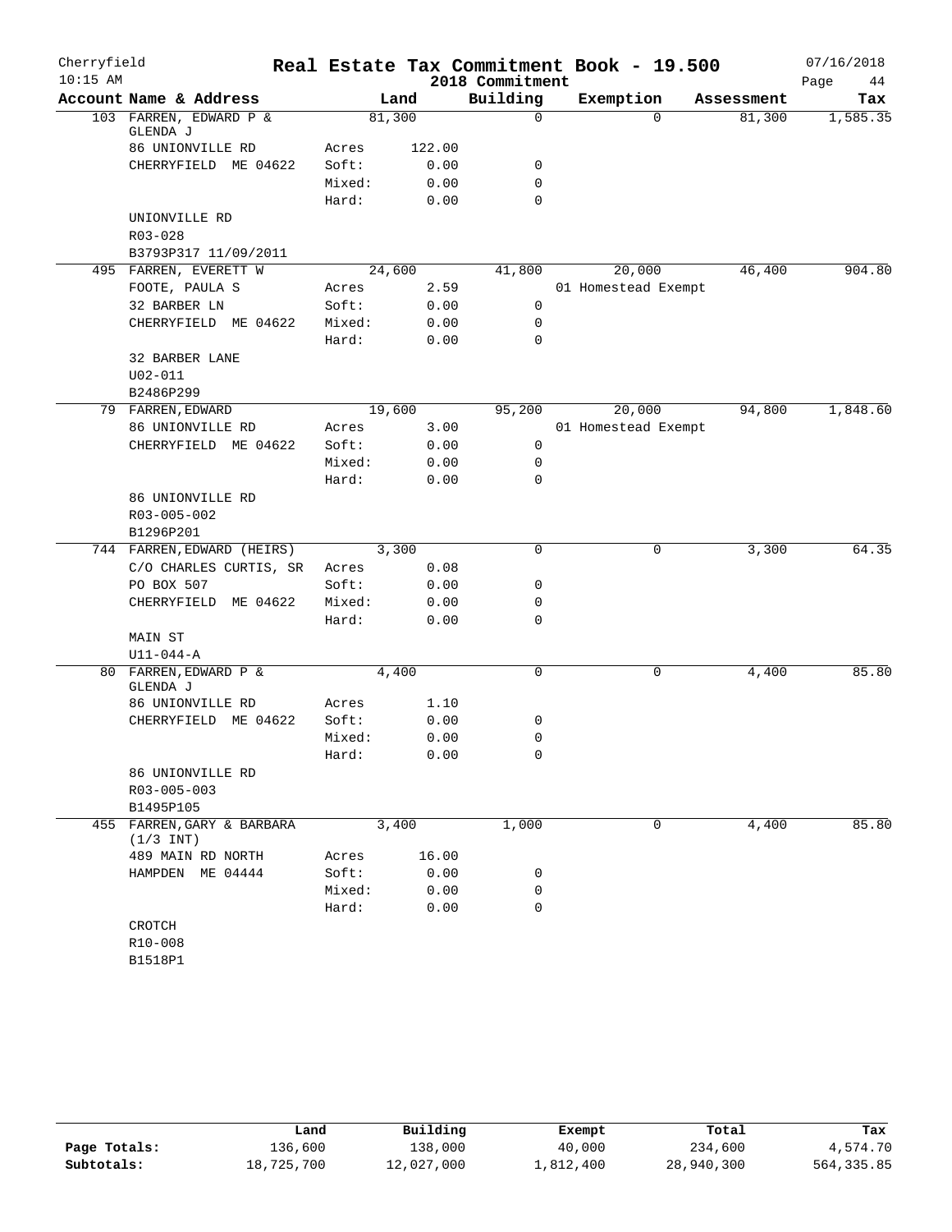Cherryfield

10:15 AM

# Real Estate Tax Commitment Book - 19.500

2018 Commitment

07/16/2018

| Account | Name & Address | | Land | Building | Exemption | Assessment | Tax |
|---|---|---|---|---|---|---|---|
| 103 | FARREN, EDWARD P & GLENDA J | | 81,300 | 0 | 0 | 81,300 | 1,585.35 |
| | 86 UNIONVILLE RD | Acres | 122.00 | | | | |
| | CHERRYFIELD ME 04622 | Soft: | 0.00 | 0 | | | |
| | | Mixed: | 0.00 | 0 | | | |
| | | Hard: | 0.00 | 0 | | | |
| | UNIONVILLE RD | | | | | | |
| | R03-028 | | | | | | |
| | B3793P317 11/09/2011 | | | | | | |
| 495 | FARREN, EVERETT W | | 24,600 | 41,800 | 20,000 | 46,400 | 904.80 |
| | FOOTE, PAULA S | Acres | 2.59 | | 01 Homestead Exempt | | |
| | 32 BARBER LN | Soft: | 0.00 | 0 | | | |
| | CHERRYFIELD ME 04622 | Mixed: | 0.00 | 0 | | | |
| | | Hard: | 0.00 | 0 | | | |
| | 32 BARBER LANE | | | | | | |
| | U02-011 | | | | | | |
| | B2486P299 | | | | | | |
| 79 | FARREN, EDWARD | | 19,600 | 95,200 | 20,000 | 94,800 | 1,848.60 |
| | 86 UNIONVILLE RD | Acres | 3.00 | | 01 Homestead Exempt | | |
| | CHERRYFIELD ME 04622 | Soft: | 0.00 | 0 | | | |
| | | Mixed: | 0.00 | 0 | | | |
| | | Hard: | 0.00 | 0 | | | |
| | 86 UNIONVILLE RD | | | | | | |
| | R03-005-002 | | | | | | |
| | B1296P201 | | | | | | |
| 744 | FARREN, EDWARD (HEIRS) | | 3,300 | 0 | 0 | 3,300 | 64.35 |
| | C/O CHARLES CURTIS, SR | Acres | 0.08 | | | | |
| | PO BOX 507 | Soft: | 0.00 | 0 | | | |
| | CHERRYFIELD ME 04622 | Mixed: | 0.00 | 0 | | | |
| | | Hard: | 0.00 | 0 | | | |
| | MAIN ST | | | | | | |
| | U11-044-A | | | | | | |
| 80 | FARREN, EDWARD P & GLENDA J | | 4,400 | 0 | 0 | 4,400 | 85.80 |
| | 86 UNIONVILLE RD | Acres | 1.10 | | | | |
| | CHERRYFIELD ME 04622 | Soft: | 0.00 | 0 | | | |
| | | Mixed: | 0.00 | 0 | | | |
| | | Hard: | 0.00 | 0 | | | |
| | 86 UNIONVILLE RD | | | | | | |
| | R03-005-003 | | | | | | |
| | B1495P105 | | | | | | |
| 455 | FARREN, GARY & BARBARA (1/3 INT) | | 3,400 | 1,000 | 0 | 4,400 | 85.80 |
| | 489 MAIN RD NORTH | Acres | 16.00 | | | | |
| | HAMPDEN ME 04444 | Soft: | 0.00 | 0 | | | |
| | | Mixed: | 0.00 | 0 | | | |
| | | Hard: | 0.00 | 0 | | | |
| | CROTCH | | | | | | |
| | R10-008 | | | | | | |
| | B1518P1 | | | | | | |

| | Land | Building | Exempt | Total | Tax |
|---|---|---|---|---|---|
| **Page Totals:** | 136,600 | 138,000 | 40,000 | 234,600 | 4,574.70 |
| **Subtotals:** | 18,725,700 | 12,027,000 | 1,812,400 | 28,940,300 | 564,335.85 |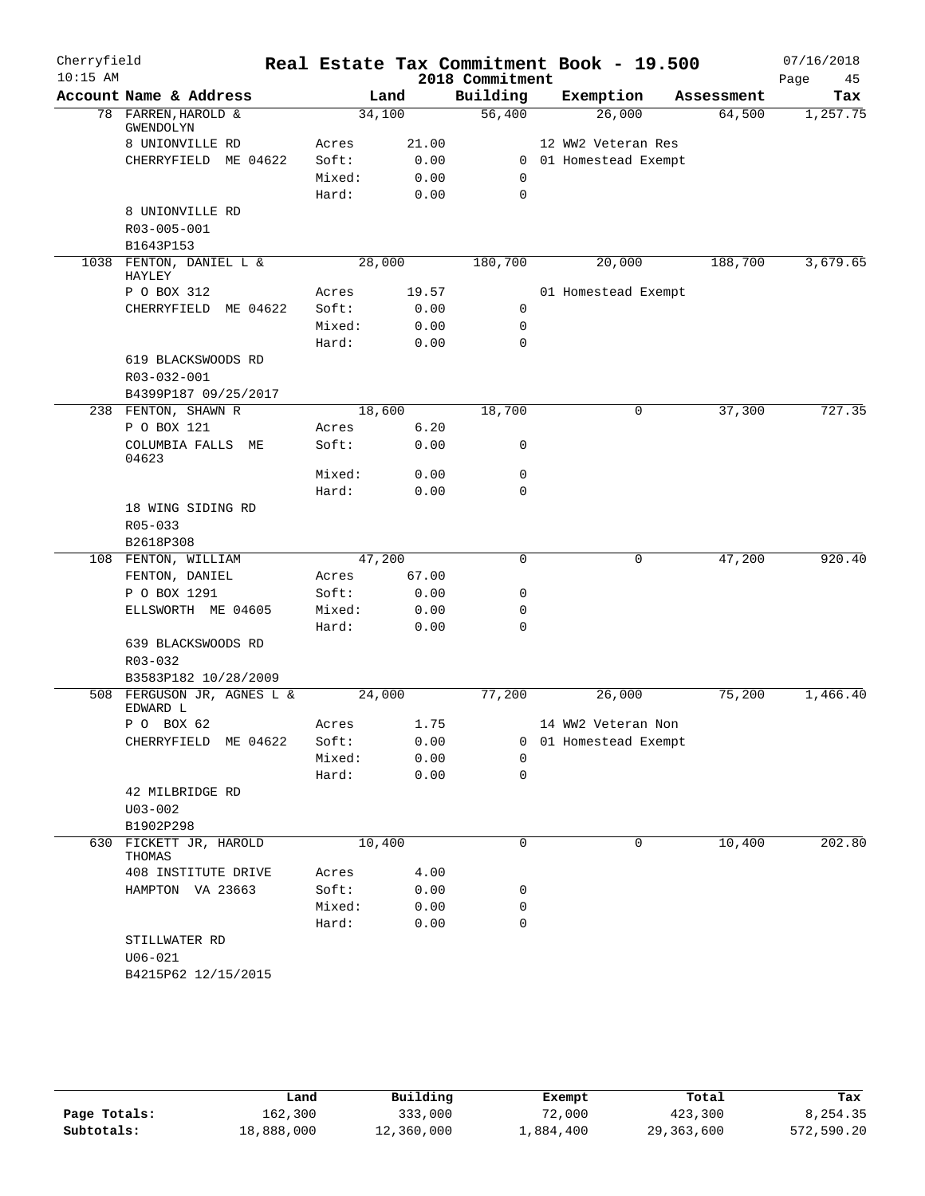# Real Estate Tax Commitment Book - 19.500

Cherryfield
10:15 AM

2018 Commitment

07/16/2018

| Account Name & Address | Land | | Building | Exemption | Assessment | Tax |
|---|---|---|---|---|---|---|
| 78 FARREN, HAROLD & GWENDOLYN | 34,100 | | 56,400 | 26,000 | 64,500 | 1,257.75 |
| 8 UNIONVILLE RD | Acres | 21.00 | | 12 WW2 Veteran Res | | |
| CHERRYFIELD ME 04622 | Soft: | 0.00 | 0 | 01 Homestead Exempt | | |
| | Mixed: | 0.00 | 0 | | | |
| | Hard: | 0.00 | 0 | | | |
| 8 UNIONVILLE RD | | | | | | |
| R03-005-001 | | | | | | |
| B1643P153 | | | | | | |
| 1038 FENTON, DANIEL L & HAYLEY | 28,000 | | 180,700 | 20,000 | 188,700 | 3,679.65 |
| P O BOX 312 | Acres | 19.57 | | 01 Homestead Exempt | | |
| CHERRYFIELD ME 04622 | Soft: | 0.00 | 0 | | | |
| | Mixed: | 0.00 | 0 | | | |
| | Hard: | 0.00 | 0 | | | |
| 619 BLACKSWOODS RD | | | | | | |
| R03-032-001 | | | | | | |
| B4399P187 09/25/2017 | | | | | | |
| 238 FENTON, SHAWN R | 18,600 | | 18,700 | 0 | 37,300 | 727.35 |
| P O BOX 121 | Acres | 6.20 | | | | |
| COLUMBIA FALLS ME 04623 | Soft: | 0.00 | 0 | | | |
| | Mixed: | 0.00 | 0 | | | |
| | Hard: | 0.00 | 0 | | | |
| 18 WING SIDING RD | | | | | | |
| R05-033 | | | | | | |
| B2618P308 | | | | | | |
| 108 FENTON, WILLIAM | 47,200 | | 0 | 0 | 47,200 | 920.40 |
| FENTON, DANIEL | Acres | 67.00 | | | | |
| P O BOX 1291 | Soft: | 0.00 | 0 | | | |
| ELLSWORTH ME 04605 | Mixed: | 0.00 | 0 | | | |
| | Hard: | 0.00 | 0 | | | |
| 639 BLACKSWOODS RD | | | | | | |
| R03-032 | | | | | | |
| B3583P182 10/28/2009 | | | | | | |
| 508 FERGUSON JR, AGNES L & EDWARD L | 24,000 | | 77,200 | 26,000 | 75,200 | 1,466.40 |
| P O BOX 62 | Acres | 1.75 | | 14 WW2 Veteran Non | | |
| CHERRYFIELD ME 04622 | Soft: | 0.00 | 0 | 01 Homestead Exempt | | |
| | Mixed: | 0.00 | 0 | | | |
| | Hard: | 0.00 | 0 | | | |
| 42 MILBRIDGE RD | | | | | | |
| U03-002 | | | | | | |
| B1902P298 | | | | | | |
| 630 FICKETT JR, HAROLD THOMAS | 10,400 | | 0 | 0 | 10,400 | 202.80 |
| 408 INSTITUTE DRIVE | Acres | 4.00 | | | | |
| HAMPTON VA 23663 | Soft: | 0.00 | 0 | | | |
| | Mixed: | 0.00 | 0 | | | |
| | Hard: | 0.00 | 0 | | | |
| STILLWATER RD | | | | | | |
| U06-021 | | | | | | |
| B4215P62 12/15/2015 | | | | | | |

| | Land | Building | Exempt | Total | Tax |
|---|---|---|---|---|---|
| Page Totals: | 162,300 | 333,000 | 72,000 | 423,300 | 8,254.35 |
| Subtotals: | 18,888,000 | 12,360,000 | 1,884,400 | 29,363,600 | 572,590.20 |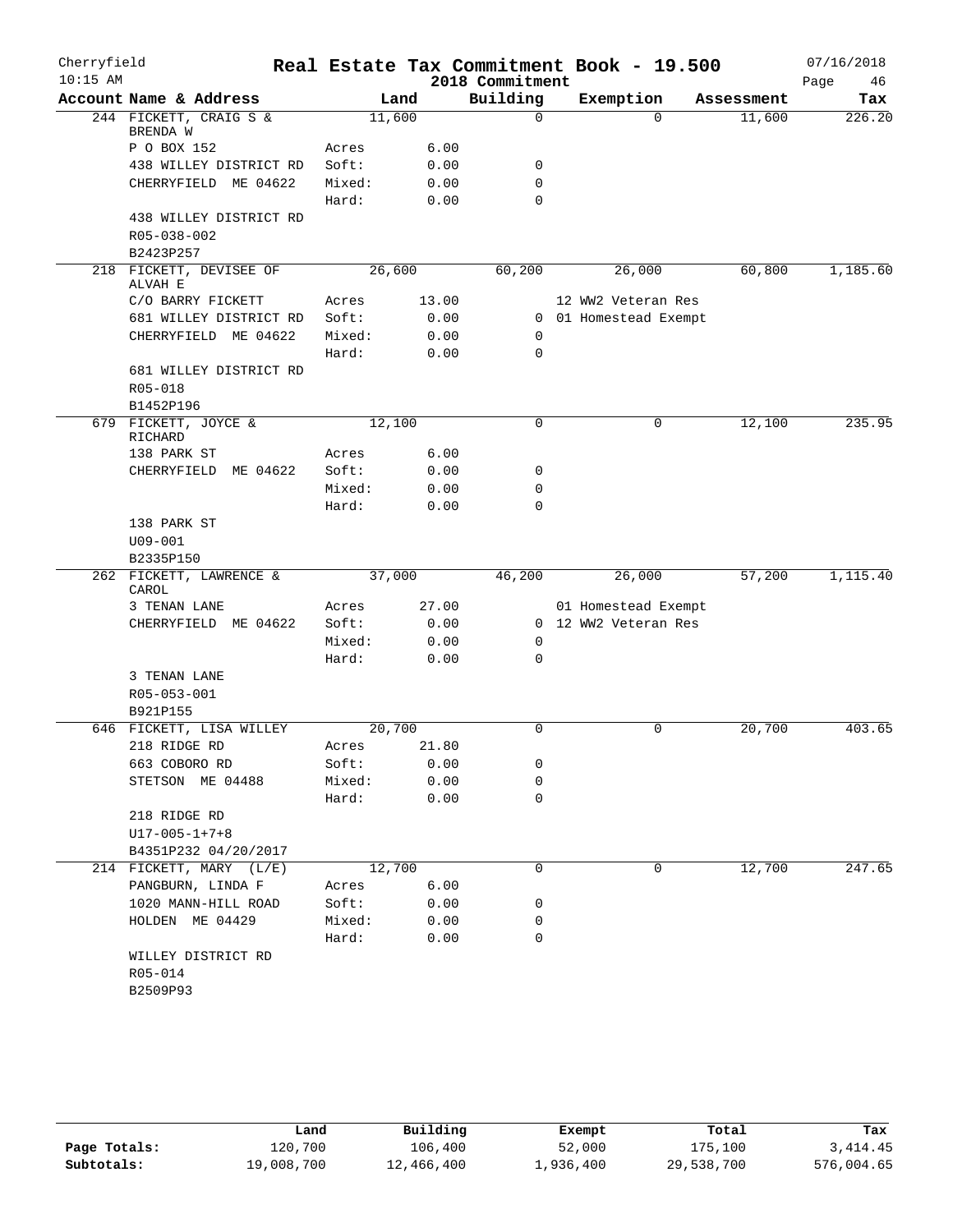Cherryfield 10:15 AM

# Real Estate Tax Commitment Book - 19.500

2018 Commitment

07/16/2018

| Account Name & Address | Land | | Building | Exemption | Assessment | Tax |
|---|---|---|---|---|---|---|
| 244 FICKETT, CRAIG S & BRENDA W | 11,600 | | 0 | 0 | 11,600 | 226.20 |
| P O BOX 152 | Acres | 6.00 | | | | |
| 438 WILLEY DISTRICT RD | Soft: | 0.00 | 0 | | | |
| CHERRYFIELD ME 04622 | Mixed: | 0.00 | 0 | | | |
| | Hard: | 0.00 | 0 | | | |
| 438 WILLEY DISTRICT RD | | | | | | |
| R05-038-002 | | | | | | |
| B2423P257 | | | | | | |
| 218 FICKETT, DEVISEE OF ALVAH E | 26,600 | | 60,200 | 26,000 | 60,800 | 1,185.60 |
| C/O BARRY FICKETT | Acres | 13.00 | | 12 WW2 Veteran Res | | |
| 681 WILLEY DISTRICT RD | Soft: | 0.00 | 0 | 01 Homestead Exempt | | |
| CHERRYFIELD ME 04622 | Mixed: | 0.00 | 0 | | | |
| | Hard: | 0.00 | 0 | | | |
| 681 WILLEY DISTRICT RD | | | | | | |
| R05-018 | | | | | | |
| B1452P196 | | | | | | |
| 679 FICKETT, JOYCE & RICHARD | 12,100 | | 0 | 0 | 12,100 | 235.95 |
| 138 PARK ST | Acres | 6.00 | | | | |
| CHERRYFIELD ME 04622 | Soft: | 0.00 | 0 | | | |
| | Mixed: | 0.00 | 0 | | | |
| | Hard: | 0.00 | 0 | | | |
| 138 PARK ST | | | | | | |
| U09-001 | | | | | | |
| B2335P150 | | | | | | |
| 262 FICKETT, LAWRENCE & CAROL | 37,000 | | 46,200 | 26,000 | 57,200 | 1,115.40 |
| 3 TENAN LANE | Acres | 27.00 | | 01 Homestead Exempt | | |
| CHERRYFIELD ME 04622 | Soft: | 0.00 | 0 | 12 WW2 Veteran Res | | |
| | Mixed: | 0.00 | 0 | | | |
| | Hard: | 0.00 | 0 | | | |
| 3 TENAN LANE | | | | | | |
| R05-053-001 | | | | | | |
| B921P155 | | | | | | |
| 646 FICKETT, LISA WILLEY | 20,700 | | 0 | 0 | 20,700 | 403.65 |
| 218 RIDGE RD | Acres | 21.80 | | | | |
| 663 COBORO RD | Soft: | 0.00 | 0 | | | |
| STETSON ME 04488 | Mixed: | 0.00 | 0 | | | |
| | Hard: | 0.00 | 0 | | | |
| 218 RIDGE RD | | | | | | |
| U17-005-1+7+8 | | | | | | |
| B4351P232 04/20/2017 | | | | | | |
| 214 FICKETT, MARY (L/E) | 12,700 | | 0 | 0 | 12,700 | 247.65 |
| PANGBURN, LINDA F | Acres | 6.00 | | | | |
| 1020 MANN-HILL ROAD | Soft: | 0.00 | 0 | | | |
| HOLDEN ME 04429 | Mixed: | 0.00 | 0 | | | |
| | Hard: | 0.00 | 0 | | | |
| WILLEY DISTRICT RD | | | | | | |
| R05-014 | | | | | | |
| B2509P93 | | | | | | |

| | Land | Building | Exempt | Total | Tax |
|---|---|---|---|---|---|
| Page Totals: | 120,700 | 106,400 | 52,000 | 175,100 | 3,414.45 |
| Subtotals: | 19,008,700 | 12,466,400 | 1,936,400 | 29,538,700 | 576,004.65 |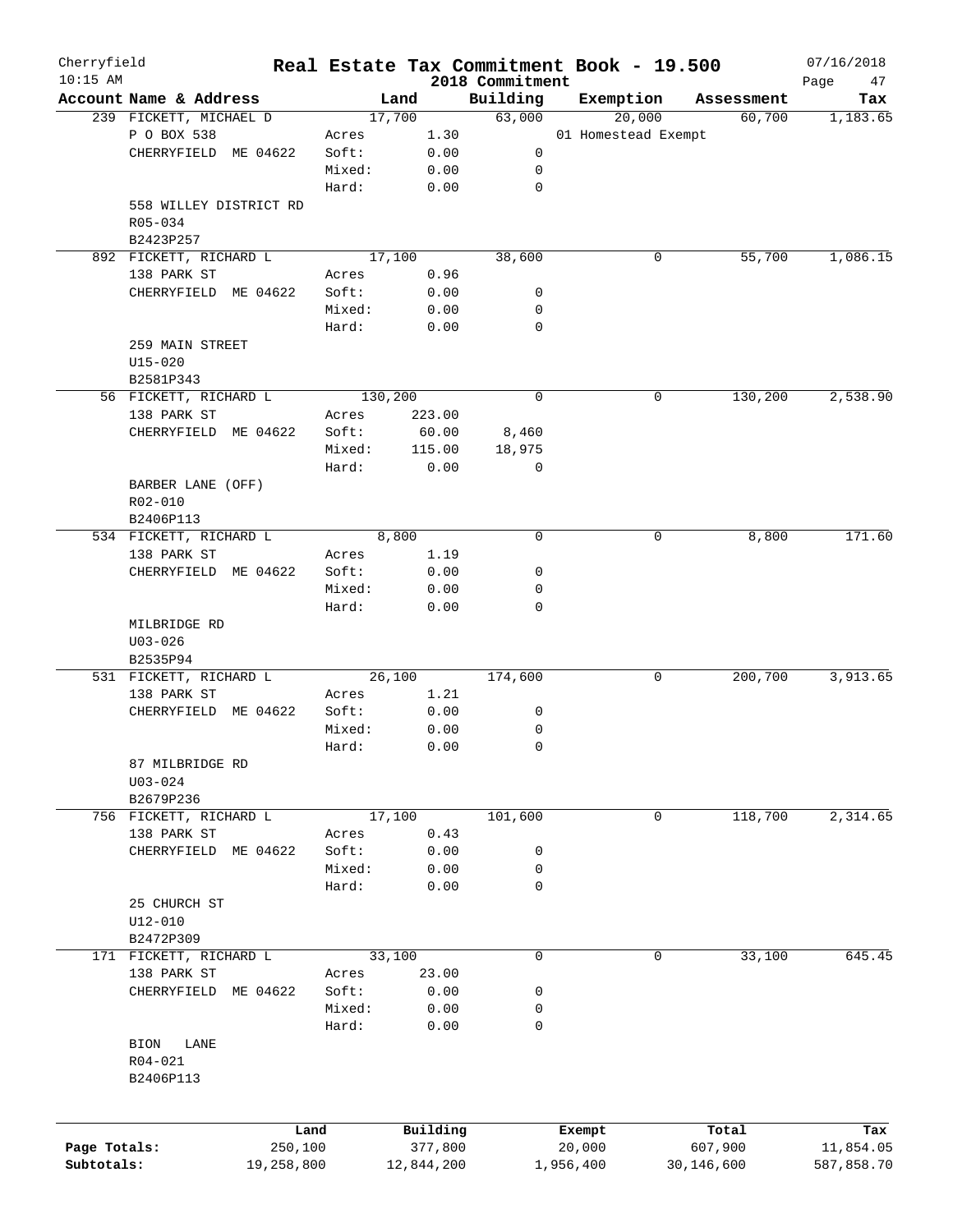# Cherryfield — Real Estate Tax Commitment Book - 19.500

10:15 AM — 2018 Commitment — 07/16/2018

| Account Name & Address | | Land | Building | Exemption | Assessment | Tax |
|---|---|---|---|---|---|---|
| 239 FICKETT, MICHAEL D | | 17,700 | 63,000 | 20,000 | 60,700 | 1,183.65 |
| P O BOX 538 | Acres | 1.30 | | 01 Homestead Exempt | | |
| CHERRYFIELD ME 04622 | Soft: | 0.00 | 0 | | | |
| | Mixed: | 0.00 | 0 | | | |
| | Hard: | 0.00 | 0 | | | |
| 558 WILLEY DISTRICT RD | | | | | | |
| R05-034 | | | | | | |
| B2423P257 | | | | | | |
| 892 FICKETT, RICHARD L | | 17,100 | 38,600 | 0 | 55,700 | 1,086.15 |
| 138 PARK ST | Acres | 0.96 | | | | |
| CHERRYFIELD ME 04622 | Soft: | 0.00 | 0 | | | |
| | Mixed: | 0.00 | 0 | | | |
| | Hard: | 0.00 | 0 | | | |
| 259 MAIN STREET | | | | | | |
| U15-020 | | | | | | |
| B2581P343 | | | | | | |
| 56 FICKETT, RICHARD L | | 130,200 | 0 | 0 | 130,200 | 2,538.90 |
| 138 PARK ST | Acres | 223.00 | | | | |
| CHERRYFIELD ME 04622 | Soft: | 60.00 | 8,460 | | | |
| | Mixed: | 115.00 | 18,975 | | | |
| | Hard: | 0.00 | 0 | | | |
| BARBER LANE (OFF) | | | | | | |
| R02-010 | | | | | | |
| B2406P113 | | | | | | |
| 534 FICKETT, RICHARD L | | 8,800 | 0 | 0 | 8,800 | 171.60 |
| 138 PARK ST | Acres | 1.19 | | | | |
| CHERRYFIELD ME 04622 | Soft: | 0.00 | 0 | | | |
| | Mixed: | 0.00 | 0 | | | |
| | Hard: | 0.00 | 0 | | | |
| MILBRIDGE RD | | | | | | |
| U03-026 | | | | | | |
| B2535P94 | | | | | | |
| 531 FICKETT, RICHARD L | | 26,100 | 174,600 | 0 | 200,700 | 3,913.65 |
| 138 PARK ST | Acres | 1.21 | | | | |
| CHERRYFIELD ME 04622 | Soft: | 0.00 | 0 | | | |
| | Mixed: | 0.00 | 0 | | | |
| | Hard: | 0.00 | 0 | | | |
| 87 MILBRIDGE RD | | | | | | |
| U03-024 | | | | | | |
| B2679P236 | | | | | | |
| 756 FICKETT, RICHARD L | | 17,100 | 101,600 | 0 | 118,700 | 2,314.65 |
| 138 PARK ST | Acres | 0.43 | | | | |
| CHERRYFIELD ME 04622 | Soft: | 0.00 | 0 | | | |
| | Mixed: | 0.00 | 0 | | | |
| | Hard: | 0.00 | 0 | | | |
| 25 CHURCH ST | | | | | | |
| U12-010 | | | | | | |
| B2472P309 | | | | | | |
| 171 FICKETT, RICHARD L | | 33,100 | 0 | 0 | 33,100 | 645.45 |
| 138 PARK ST | Acres | 23.00 | | | | |
| CHERRYFIELD ME 04622 | Soft: | 0.00 | 0 | | | |
| | Mixed: | 0.00 | 0 | | | |
| | Hard: | 0.00 | 0 | | | |
| BION LANE | | | | | | |
| R04-021 | | | | | | |
| B2406P113 | | | | | | |

| | Land | Building | Exempt | Total | Tax |
|---|---|---|---|---|---|
| Page Totals: | 250,100 | 377,800 | 20,000 | 607,900 | 11,854.05 |
| Subtotals: | 19,258,800 | 12,844,200 | 1,956,400 | 30,146,600 | 587,858.70 |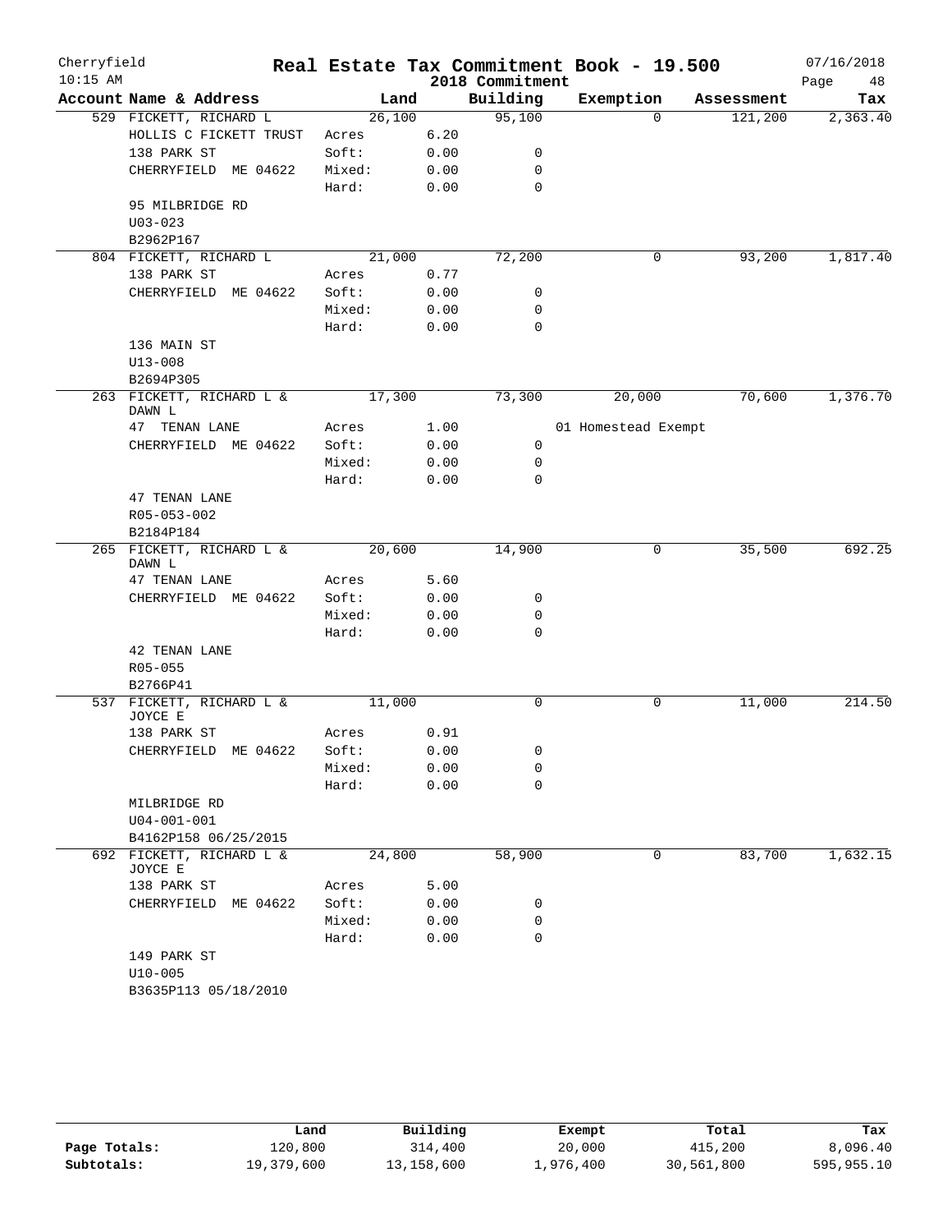Cherryfield — Real Estate Tax Commitment Book - 19.500 — 2018 Commitment — 07/16/2018 10:15 AM

| Account Name & Address | | Land | Building | Exemption | Assessment | Tax |
|---|---|---|---|---|---|---|
| 529 FICKETT, RICHARD L | | 26,100 | 95,100 | 0 | 121,200 | 2,363.40 |
| HOLLIS C FICKETT TRUST | Acres | 6.20 | | | | |
| 138 PARK ST | Soft: | 0.00 | 0 | | | |
| CHERRYFIELD ME 04622 | Mixed: | 0.00 | 0 | | | |
| | Hard: | 0.00 | 0 | | | |
| 95 MILBRIDGE RD | | | | | | |
| U03-023 | | | | | | |
| B2962P167 | | | | | | |
| 804 FICKETT, RICHARD L | | 21,000 | 72,200 | 0 | 93,200 | 1,817.40 |
| 138 PARK ST | Acres | 0.77 | | | | |
| CHERRYFIELD ME 04622 | Soft: | 0.00 | 0 | | | |
| | Mixed: | 0.00 | 0 | | | |
| | Hard: | 0.00 | 0 | | | |
| 136 MAIN ST | | | | | | |
| U13-008 | | | | | | |
| B2694P305 | | | | | | |
| 263 FICKETT, RICHARD L & DAWN L | | 17,300 | 73,300 | 20,000 | 70,600 | 1,376.70 |
| 47 TENAN LANE | Acres | 1.00 | | 01 Homestead Exempt | | |
| CHERRYFIELD ME 04622 | Soft: | 0.00 | 0 | | | |
| | Mixed: | 0.00 | 0 | | | |
| | Hard: | 0.00 | 0 | | | |
| 47 TENAN LANE | | | | | | |
| R05-053-002 | | | | | | |
| B2184P184 | | | | | | |
| 265 FICKETT, RICHARD L & DAWN L | | 20,600 | 14,900 | 0 | 35,500 | 692.25 |
| 47 TENAN LANE | Acres | 5.60 | | | | |
| CHERRYFIELD ME 04622 | Soft: | 0.00 | 0 | | | |
| | Mixed: | 0.00 | 0 | | | |
| | Hard: | 0.00 | 0 | | | |
| 42 TENAN LANE | | | | | | |
| R05-055 | | | | | | |
| B2766P41 | | | | | | |
| 537 FICKETT, RICHARD L & JOYCE E | | 11,000 | 0 | 0 | 11,000 | 214.50 |
| 138 PARK ST | Acres | 0.91 | | | | |
| CHERRYFIELD ME 04622 | Soft: | 0.00 | 0 | | | |
| | Mixed: | 0.00 | 0 | | | |
| | Hard: | 0.00 | 0 | | | |
| MILBRIDGE RD | | | | | | |
| U04-001-001 | | | | | | |
| B4162P158 06/25/2015 | | | | | | |
| 692 FICKETT, RICHARD L & JOYCE E | | 24,800 | 58,900 | 0 | 83,700 | 1,632.15 |
| 138 PARK ST | Acres | 5.00 | | | | |
| CHERRYFIELD ME 04622 | Soft: | 0.00 | 0 | | | |
| | Mixed: | 0.00 | 0 | | | |
| | Hard: | 0.00 | 0 | | | |
| 149 PARK ST | | | | | | |
| U10-005 | | | | | | |
| B3635P113 05/18/2010 | | | | | | |

| | Land | Building | Exempt | Total | Tax |
|---|---|---|---|---|---|
| Page Totals: | 120,800 | 314,400 | 20,000 | 415,200 | 8,096.40 |
| Subtotals: | 19,379,600 | 13,158,600 | 1,976,400 | 30,561,800 | 595,955.10 |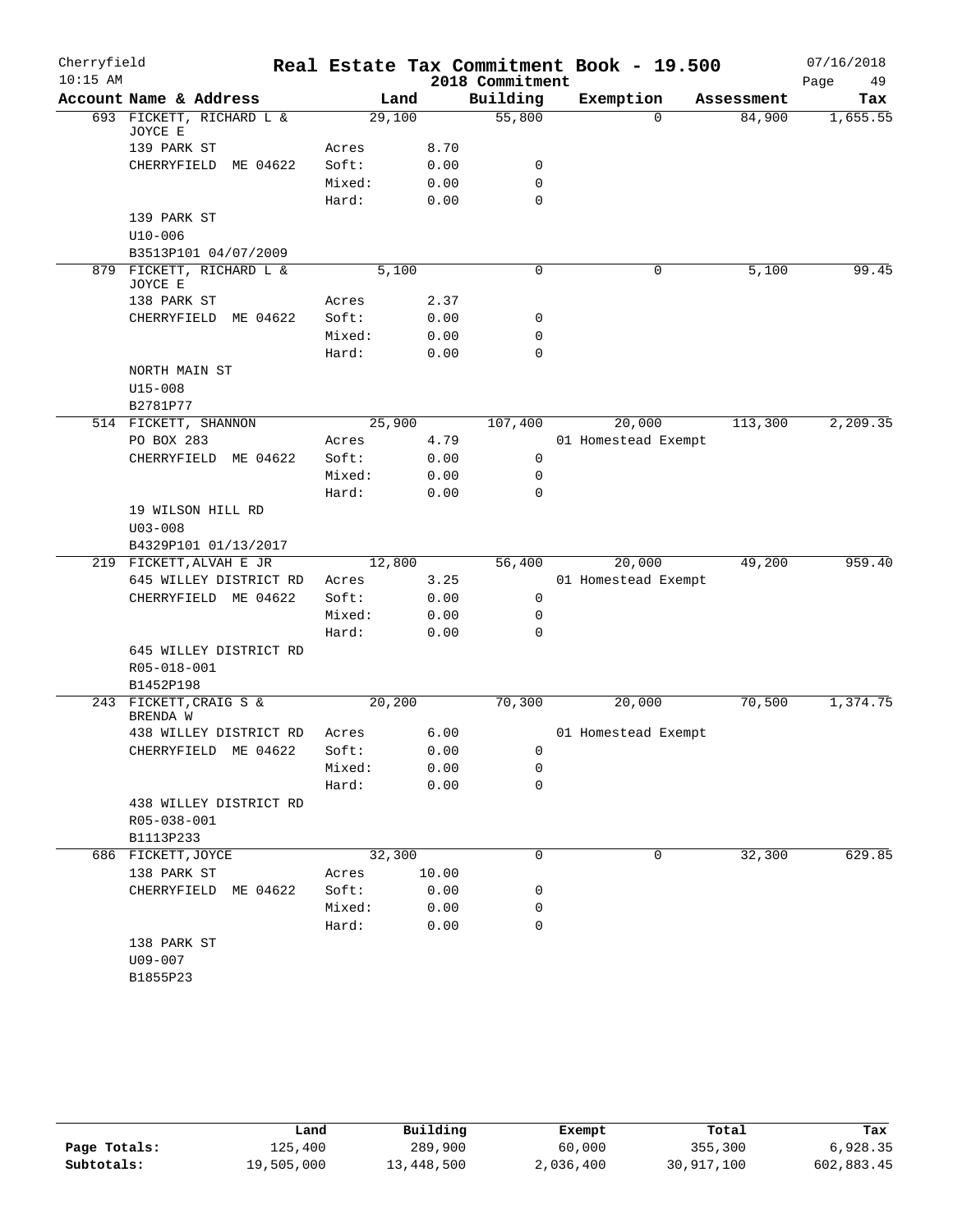Cherryfield
10:15 AM

# Real Estate Tax Commitment Book - 19.500

2018 Commitment

07/16/2018

| Account Name & Address | | Land | Building | Exemption | Assessment | Tax |
|---|---|---|---|---|---|---|
| 693 FICKETT, RICHARD L & JOYCE E | | 29,100 | 55,800 | 0 | 84,900 | 1,655.55 |
| 139 PARK ST | Acres | 8.70 | | | | |
| CHERRYFIELD ME 04622 | Soft: | 0.00 | 0 | | | |
| | Mixed: | 0.00 | 0 | | | |
| | Hard: | 0.00 | 0 | | | |
| 139 PARK ST | | | | | | |
| U10-006 | | | | | | |
| B3513P101 04/07/2009 | | | | | | |
| 879 FICKETT, RICHARD L & JOYCE E | | 5,100 | 0 | 0 | 5,100 | 99.45 |
| 138 PARK ST | Acres | 2.37 | | | | |
| CHERRYFIELD ME 04622 | Soft: | 0.00 | 0 | | | |
| | Mixed: | 0.00 | 0 | | | |
| | Hard: | 0.00 | 0 | | | |
| NORTH MAIN ST | | | | | | |
| U15-008 | | | | | | |
| B2781P77 | | | | | | |
| 514 FICKETT, SHANNON | | 25,900 | 107,400 | 20,000 | 113,300 | 2,209.35 |
| PO BOX 283 | Acres | 4.79 | | 01 Homestead Exempt | | |
| CHERRYFIELD ME 04622 | Soft: | 0.00 | 0 | | | |
| | Mixed: | 0.00 | 0 | | | |
| | Hard: | 0.00 | 0 | | | |
| 19 WILSON HILL RD | | | | | | |
| U03-008 | | | | | | |
| B4329P101 01/13/2017 | | | | | | |
| 219 FICKETT,ALVAH E JR | | 12,800 | 56,400 | 20,000 | 49,200 | 959.40 |
| 645 WILLEY DISTRICT RD | Acres | 3.25 | | 01 Homestead Exempt | | |
| CHERRYFIELD ME 04622 | Soft: | 0.00 | 0 | | | |
| | Mixed: | 0.00 | 0 | | | |
| | Hard: | 0.00 | 0 | | | |
| 645 WILLEY DISTRICT RD | | | | | | |
| R05-018-001 | | | | | | |
| B1452P198 | | | | | | |
| 243 FICKETT,CRAIG S & BRENDA W | | 20,200 | 70,300 | 20,000 | 70,500 | 1,374.75 |
| 438 WILLEY DISTRICT RD | Acres | 6.00 | | 01 Homestead Exempt | | |
| CHERRYFIELD ME 04622 | Soft: | 0.00 | 0 | | | |
| | Mixed: | 0.00 | 0 | | | |
| | Hard: | 0.00 | 0 | | | |
| 438 WILLEY DISTRICT RD | | | | | | |
| R05-038-001 | | | | | | |
| B1113P233 | | | | | | |
| 686 FICKETT,JOYCE | | 32,300 | 0 | 0 | 32,300 | 629.85 |
| 138 PARK ST | Acres | 10.00 | | | | |
| CHERRYFIELD ME 04622 | Soft: | 0.00 | 0 | | | |
| | Mixed: | 0.00 | 0 | | | |
| | Hard: | 0.00 | 0 | | | |
| 138 PARK ST | | | | | | |
| U09-007 | | | | | | |
| B1855P23 | | | | | | |

| | Land | Building | Exempt | Total | Tax |
|---|---|---|---|---|---|
| Page Totals: | 125,400 | 289,900 | 60,000 | 355,300 | 6,928.35 |
| Subtotals: | 19,505,000 | 13,448,500 | 2,036,400 | 30,917,100 | 602,883.45 |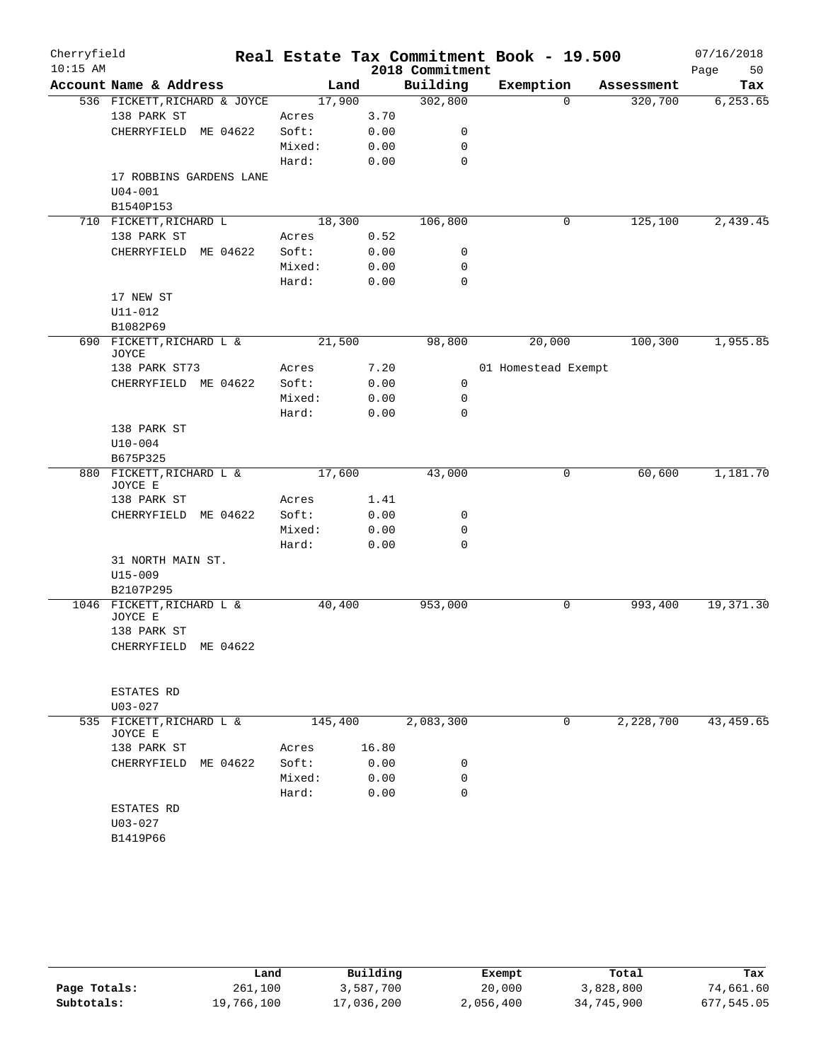# Real Estate Tax Commitment Book - 19.500

Cherryfield
10:15 AM

2018 Commitment

07/16/2018

| Account Name & Address | Land | | Building | Exemption | Assessment | Tax |
|---|---|---|---|---|---|---|
| 536 FICKETT,RICHARD & JOYCE | 17,900 | | 302,800 | 0 | 320,700 | 6,253.65 |
| 138 PARK ST | Acres | 3.70 | | | | |
| CHERRYFIELD ME 04622 | Soft: | 0.00 | 0 | | | |
| | Mixed: | 0.00 | 0 | | | |
| | Hard: | 0.00 | 0 | | | |
| 17 ROBBINS GARDENS LANE | | | | | | |
| U04-001 | | | | | | |
| B1540P153 | | | | | | |
| 710 FICKETT,RICHARD L | 18,300 | | 106,800 | 0 | 125,100 | 2,439.45 |
| 138 PARK ST | Acres | 0.52 | | | | |
| CHERRYFIELD ME 04622 | Soft: | 0.00 | 0 | | | |
| | Mixed: | 0.00 | 0 | | | |
| | Hard: | 0.00 | 0 | | | |
| 17 NEW ST | | | | | | |
| U11-012 | | | | | | |
| B1082P69 | | | | | | |
| 690 FICKETT,RICHARD L & JOYCE | 21,500 | | 98,800 | 20,000 | 100,300 | 1,955.85 |
| 138 PARK ST73 | Acres | 7.20 | | 01 Homestead Exempt | | |
| CHERRYFIELD ME 04622 | Soft: | 0.00 | 0 | | | |
| | Mixed: | 0.00 | 0 | | | |
| | Hard: | 0.00 | 0 | | | |
| 138 PARK ST | | | | | | |
| U10-004 | | | | | | |
| B675P325 | | | | | | |
| 880 FICKETT,RICHARD L & JOYCE E | 17,600 | | 43,000 | 0 | 60,600 | 1,181.70 |
| 138 PARK ST | Acres | 1.41 | | | | |
| CHERRYFIELD ME 04622 | Soft: | 0.00 | 0 | | | |
| | Mixed: | 0.00 | 0 | | | |
| | Hard: | 0.00 | 0 | | | |
| 31 NORTH MAIN ST. | | | | | | |
| U15-009 | | | | | | |
| B2107P295 | | | | | | |
| 1046 FICKETT,RICHARD L & JOYCE E | 40,400 | | 953,000 | 0 | 993,400 | 19,371.30 |
| 138 PARK ST | | | | | | |
| CHERRYFIELD ME 04622 | | | | | | |
| ESTATES RD | | | | | | |
| U03-027 | | | | | | |
| 535 FICKETT,RICHARD L & JOYCE E | 145,400 | | 2,083,300 | 0 | 2,228,700 | 43,459.65 |
| 138 PARK ST | Acres | 16.80 | | | | |
| CHERRYFIELD ME 04622 | Soft: | 0.00 | 0 | | | |
| | Mixed: | 0.00 | 0 | | | |
| | Hard: | 0.00 | 0 | | | |
| ESTATES RD | | | | | | |
| U03-027 | | | | | | |
| B1419P66 | | | | | | |

| | Land | Building | Exempt | Total | Tax |
|---|---|---|---|---|---|
| Page Totals: | 261,100 | 3,587,700 | 20,000 | 3,828,800 | 74,661.60 |
| Subtotals: | 19,766,100 | 17,036,200 | 2,056,400 | 34,745,900 | 677,545.05 |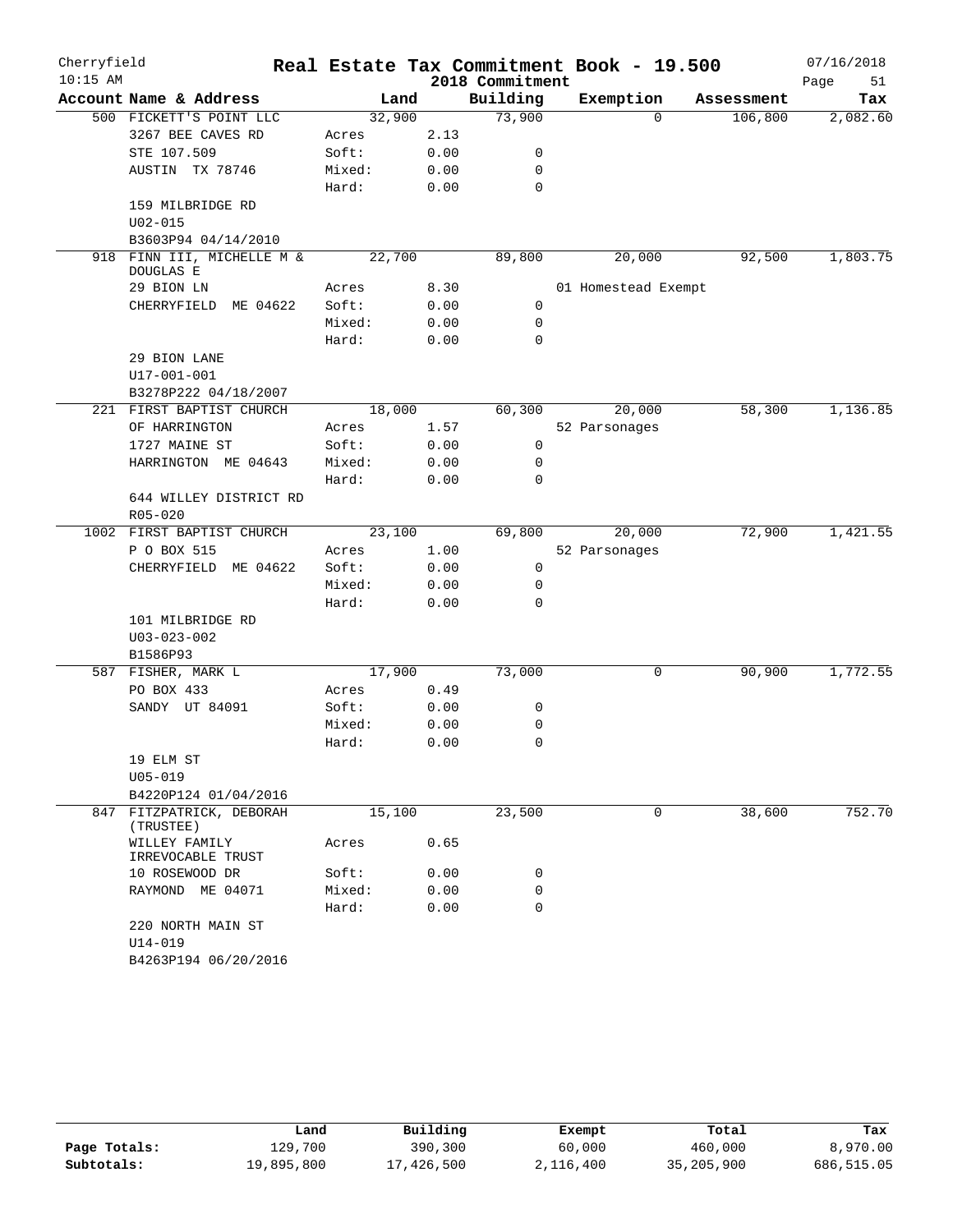Cherryfield 10:15 AM

# Real Estate Tax Commitment Book - 19.500

2018 Commitment

07/16/2018

| Account Name & Address | Land | | Building | Exemption | Assessment | Tax |
|---|---|---|---|---|---|---|
| 500 FICKETT'S POINT LLC | 32,900 | | 73,900 | 0 | 106,800 | 2,082.60 |
| 3267 BEE CAVES RD | Acres | 2.13 | | | | |
| STE 107.509 | Soft: | 0.00 | 0 | | | |
| AUSTIN TX 78746 | Mixed: | 0.00 | 0 | | | |
| | Hard: | 0.00 | 0 | | | |
| 159 MILBRIDGE RD | | | | | | |
| U02-015 | | | | | | |
| B3603P94 04/14/2010 | | | | | | |
| 918 FINN III, MICHELLE M & DOUGLAS E | 22,700 | | 89,800 | 20,000 | 92,500 | 1,803.75 |
| 29 BION LN | Acres | 8.30 | | 01 Homestead Exempt | | |
| CHERRYFIELD ME 04622 | Soft: | 0.00 | 0 | | | |
| | Mixed: | 0.00 | 0 | | | |
| | Hard: | 0.00 | 0 | | | |
| 29 BION LANE | | | | | | |
| U17-001-001 | | | | | | |
| B3278P222 04/18/2007 | | | | | | |
| 221 FIRST BAPTIST CHURCH | 18,000 | | 60,300 | 20,000 | 58,300 | 1,136.85 |
| OF HARRINGTON | Acres | 1.57 | | 52 Parsonages | | |
| 1727 MAINE ST | Soft: | 0.00 | 0 | | | |
| HARRINGTON ME 04643 | Mixed: | 0.00 | 0 | | | |
| | Hard: | 0.00 | 0 | | | |
| 644 WILLEY DISTRICT RD | | | | | | |
| R05-020 | | | | | | |
| 1002 FIRST BAPTIST CHURCH | 23,100 | | 69,800 | 20,000 | 72,900 | 1,421.55 |
| P O BOX 515 | Acres | 1.00 | | 52 Parsonages | | |
| CHERRYFIELD ME 04622 | Soft: | 0.00 | 0 | | | |
| | Mixed: | 0.00 | 0 | | | |
| | Hard: | 0.00 | 0 | | | |
| 101 MILBRIDGE RD | | | | | | |
| U03-023-002 | | | | | | |
| B1586P93 | | | | | | |
| 587 FISHER, MARK L | 17,900 | | 73,000 | 0 | 90,900 | 1,772.55 |
| PO BOX 433 | Acres | 0.49 | | | | |
| SANDY UT 84091 | Soft: | 0.00 | 0 | | | |
| | Mixed: | 0.00 | 0 | | | |
| | Hard: | 0.00 | 0 | | | |
| 19 ELM ST | | | | | | |
| U05-019 | | | | | | |
| B4220P124 01/04/2016 | | | | | | |
| 847 FITZPATRICK, DEBORAH (TRUSTEE) | 15,100 | | 23,500 | 0 | 38,600 | 752.70 |
| WILLEY FAMILY IRREVOCABLE TRUST | Acres | 0.65 | | | | |
| 10 ROSEWOOD DR | Soft: | 0.00 | 0 | | | |
| RAYMOND ME 04071 | Mixed: | 0.00 | 0 | | | |
| | Hard: | 0.00 | 0 | | | |
| 220 NORTH MAIN ST | | | | | | |
| U14-019 | | | | | | |
| B4263P194 06/20/2016 | | | | | | |

| | Land | Building | Exempt | Total | Tax |
|---|---|---|---|---|---|
| Page Totals: | 129,700 | 390,300 | 60,000 | 460,000 | 8,970.00 |
| Subtotals: | 19,895,800 | 17,426,500 | 2,116,400 | 35,205,900 | 686,515.05 |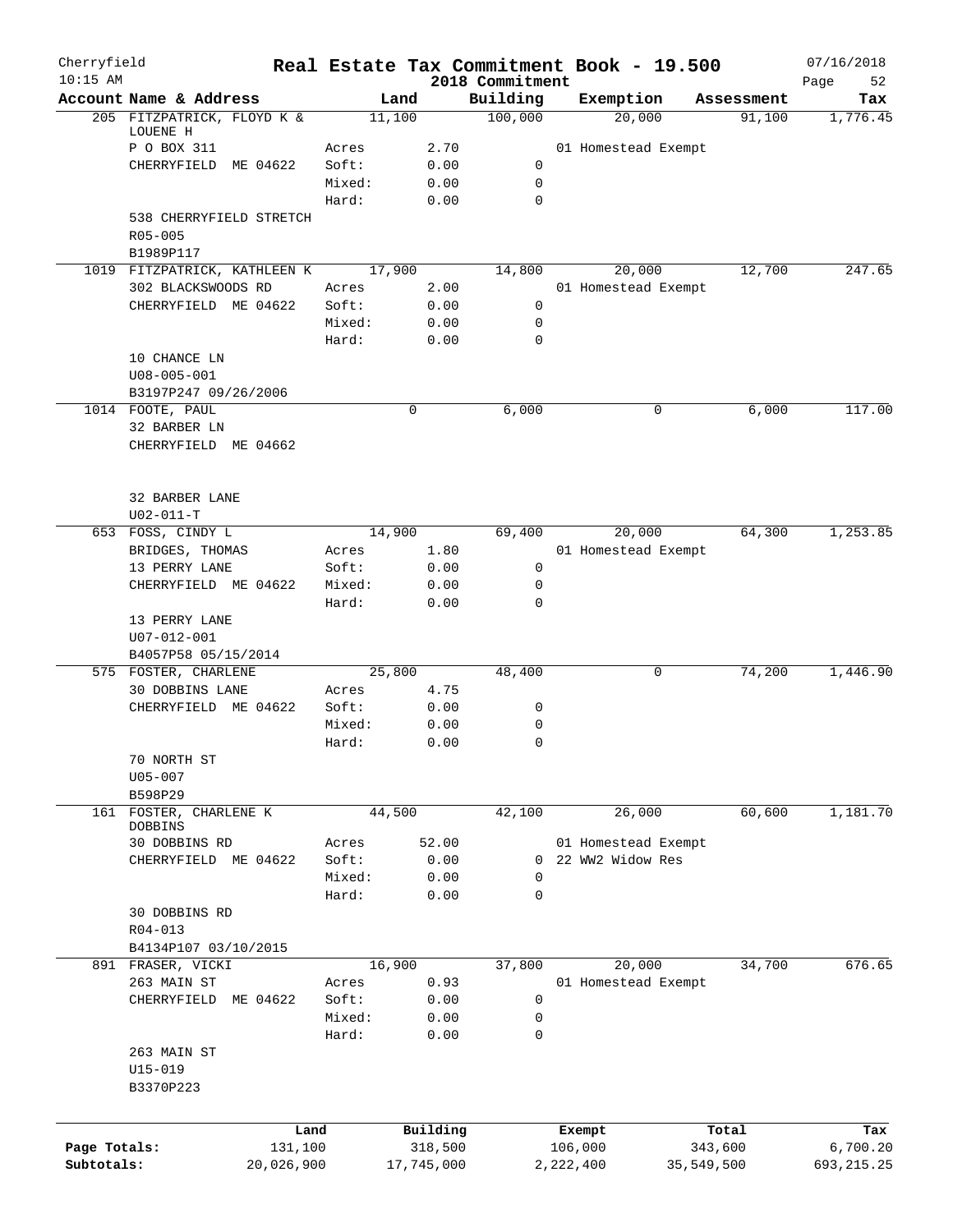Cherryfield 10:15 AM

# Real Estate Tax Commitment Book - 19.500

## 2018 Commitment

07/16/2018

| Account Name & Address | | Land | Building | Exemption | Assessment | Tax |
|---|---|---|---|---|---|---|
| 205 FITZPATRICK, FLOYD K & LOUENE H | | 11,100 | 100,000 | 20,000 | 91,100 | 1,776.45 |
| P O BOX 311 | Acres | 2.70 | | 01 Homestead Exempt | | |
| CHERRYFIELD ME 04622 | Soft: | 0.00 | 0 | | | |
| | Mixed: | 0.00 | 0 | | | |
| | Hard: | 0.00 | 0 | | | |
| 538 CHERRYFIELD STRETCH | | | | | | |
| R05-005 | | | | | | |
| B1989P117 | | | | | | |
| 1019 FITZPATRICK, KATHLEEN K | | 17,900 | 14,800 | 20,000 | 12,700 | 247.65 |
| 302 BLACKSWOODS RD | Acres | 2.00 | | 01 Homestead Exempt | | |
| CHERRYFIELD ME 04622 | Soft: | 0.00 | 0 | | | |
| | Mixed: | 0.00 | 0 | | | |
| | Hard: | 0.00 | 0 | | | |
| 10 CHANCE LN | | | | | | |
| U08-005-001 | | | | | | |
| B3197P247 09/26/2006 | | | | | | |
| 1014 FOOTE, PAUL | | 0 | 6,000 | 0 | 6,000 | 117.00 |
| 32 BARBER LN | | | | | | |
| CHERRYFIELD ME 04662 | | | | | | |
| 32 BARBER LANE | | | | | | |
| U02-011-T | | | | | | |
| 653 FOSS, CINDY L | | 14,900 | 69,400 | 20,000 | 64,300 | 1,253.85 |
| BRIDGES, THOMAS | Acres | 1.80 | | 01 Homestead Exempt | | |
| 13 PERRY LANE | Soft: | 0.00 | 0 | | | |
| CHERRYFIELD ME 04622 | Mixed: | 0.00 | 0 | | | |
| | Hard: | 0.00 | 0 | | | |
| 13 PERRY LANE | | | | | | |
| U07-012-001 | | | | | | |
| B4057P58 05/15/2014 | | | | | | |
| 575 FOSTER, CHARLENE | | 25,800 | 48,400 | 0 | 74,200 | 1,446.90 |
| 30 DOBBINS LANE | Acres | 4.75 | | | | |
| CHERRYFIELD ME 04622 | Soft: | 0.00 | 0 | | | |
| | Mixed: | 0.00 | 0 | | | |
| | Hard: | 0.00 | 0 | | | |
| 70 NORTH ST | | | | | | |
| U05-007 | | | | | | |
| B598P29 | | | | | | |
| 161 FOSTER, CHARLENE K DOBBINS | | 44,500 | 42,100 | 26,000 | 60,600 | 1,181.70 |
| 30 DOBBINS RD | Acres | 52.00 | | 01 Homestead Exempt | | |
| CHERRYFIELD ME 04622 | Soft: | 0.00 | 0 | 22 WW2 Widow Res | | |
| | Mixed: | 0.00 | 0 | | | |
| | Hard: | 0.00 | 0 | | | |
| 30 DOBBINS RD | | | | | | |
| R04-013 | | | | | | |
| B4134P107 03/10/2015 | | | | | | |
| 891 FRASER, VICKI | | 16,900 | 37,800 | 20,000 | 34,700 | 676.65 |
| 263 MAIN ST | Acres | 0.93 | | 01 Homestead Exempt | | |
| CHERRYFIELD ME 04622 | Soft: | 0.00 | 0 | | | |
| | Mixed: | 0.00 | 0 | | | |
| | Hard: | 0.00 | 0 | | | |
| 263 MAIN ST | | | | | | |
| U15-019 | | | | | | |
| B3370P223 | | | | | | |

| | Land | Building | Exempt | Total | Tax |
|---|---|---|---|---|---|
| Page Totals: | 131,100 | 318,500 | 106,000 | 343,600 | 6,700.20 |
| Subtotals: | 20,026,900 | 17,745,000 | 2,222,400 | 35,549,500 | 693,215.25 |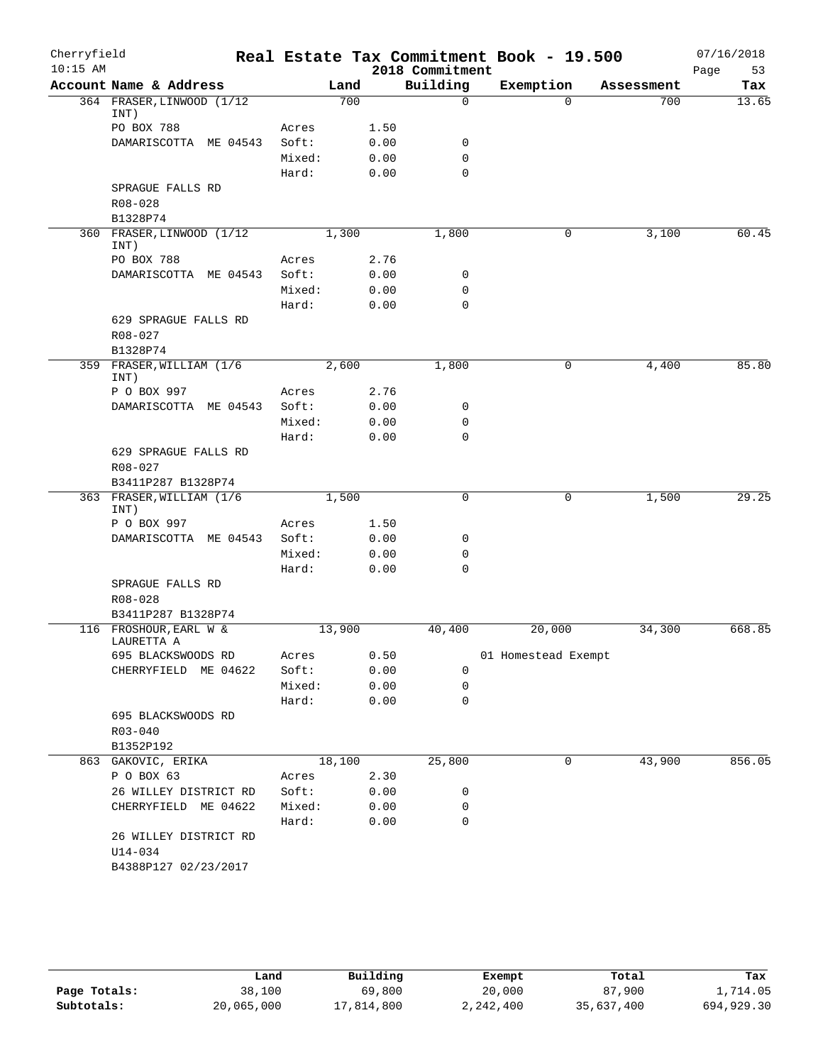Cherryfield 10:15 AM

# Real Estate Tax Commitment Book - 19.500

2018 Commitment

07/16/2018

| Account Name & Address | | Land | Building | Exemption | Assessment | Tax |
|---|---|---|---|---|---|---|
| 364 FRASER, LINWOOD (1/12 INT) | | 700 | 0 | 0 | 700 | 13.65 |
| PO BOX 788 | Acres | 1.50 | | | | |
| DAMARISCOTTA ME 04543 | Soft: | 0.00 | 0 | | | |
| | Mixed: | 0.00 | 0 | | | |
| | Hard: | 0.00 | 0 | | | |
| SPRAGUE FALLS RD | | | | | | |
| R08-028 | | | | | | |
| B1328P74 | | | | | | |
| 360 FRASER, LINWOOD (1/12 INT) | | 1,300 | 1,800 | 0 | 3,100 | 60.45 |
| PO BOX 788 | Acres | 2.76 | | | | |
| DAMARISCOTTA ME 04543 | Soft: | 0.00 | 0 | | | |
| | Mixed: | 0.00 | 0 | | | |
| | Hard: | 0.00 | 0 | | | |
| 629 SPRAGUE FALLS RD | | | | | | |
| R08-027 | | | | | | |
| B1328P74 | | | | | | |
| 359 FRASER, WILLIAM (1/6 INT) | | 2,600 | 1,800 | 0 | 4,400 | 85.80 |
| P O BOX 997 | Acres | 2.76 | | | | |
| DAMARISCOTTA ME 04543 | Soft: | 0.00 | 0 | | | |
| | Mixed: | 0.00 | 0 | | | |
| | Hard: | 0.00 | 0 | | | |
| 629 SPRAGUE FALLS RD | | | | | | |
| R08-027 | | | | | | |
| B3411P287 B1328P74 | | | | | | |
| 363 FRASER, WILLIAM (1/6 INT) | | 1,500 | 0 | 0 | 1,500 | 29.25 |
| P O BOX 997 | Acres | 1.50 | | | | |
| DAMARISCOTTA ME 04543 | Soft: | 0.00 | 0 | | | |
| | Mixed: | 0.00 | 0 | | | |
| | Hard: | 0.00 | 0 | | | |
| SPRAGUE FALLS RD | | | | | | |
| R08-028 | | | | | | |
| B3411P287 B1328P74 | | | | | | |
| 116 FROSHOUR, EARL W & LAURETTA A | | 13,900 | 40,400 | 20,000 | 34,300 | 668.85 |
| 695 BLACKSWOODS RD | Acres | 0.50 | | 01 Homestead Exempt | | |
| CHERRYFIELD ME 04622 | Soft: | 0.00 | 0 | | | |
| | Mixed: | 0.00 | 0 | | | |
| | Hard: | 0.00 | 0 | | | |
| 695 BLACKSWOODS RD | | | | | | |
| R03-040 | | | | | | |
| B1352P192 | | | | | | |
| 863 GAKOVIC, ERIKA | | 18,100 | 25,800 | 0 | 43,900 | 856.05 |
| P O BOX 63 | Acres | 2.30 | | | | |
| 26 WILLEY DISTRICT RD | Soft: | 0.00 | 0 | | | |
| CHERRYFIELD ME 04622 | Mixed: | 0.00 | 0 | | | |
| | Hard: | 0.00 | 0 | | | |
| 26 WILLEY DISTRICT RD | | | | | | |
| U14-034 | | | | | | |
| B4388P127 02/23/2017 | | | | | | |

| | Land | Building | Exempt | Total | Tax |
|---|---|---|---|---|---|
| Page Totals: | 38,100 | 69,800 | 20,000 | 87,900 | 1,714.05 |
| Subtotals: | 20,065,000 | 17,814,800 | 2,242,400 | 35,637,400 | 694,929.30 |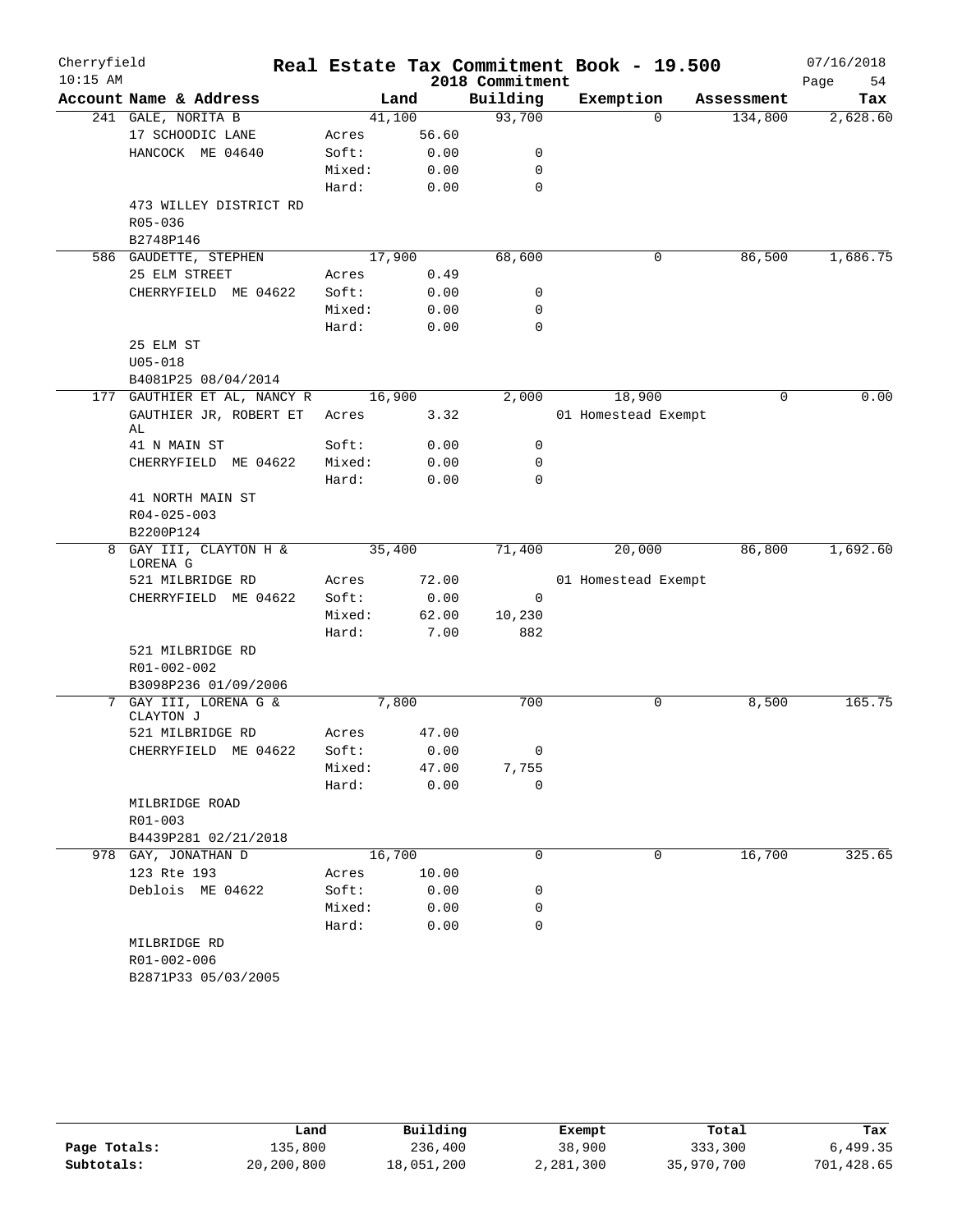Cherryfield 10:15 AM

# Real Estate Tax Commitment Book - 19.500

2018 Commitment

07/16/2018

| Account Name & Address | | Land | Building | Exemption | Assessment | Tax |
|---|---|---|---|---|---|---|
| 241 GALE, NORITA B | | 41,100 | 93,700 | 0 | 134,800 | 2,628.60 |
| 17 SCHOODIC LANE | Acres | 56.60 | | | | |
| HANCOCK ME 04640 | Soft: | 0.00 | 0 | | | |
| | Mixed: | 0.00 | 0 | | | |
| | Hard: | 0.00 | 0 | | | |
| 473 WILLEY DISTRICT RD | | | | | | |
| R05-036 | | | | | | |
| B2748P146 | | | | | | |
| 586 GAUDETTE, STEPHEN | | 17,900 | 68,600 | 0 | 86,500 | 1,686.75 |
| 25 ELM STREET | Acres | 0.49 | | | | |
| CHERRYFIELD ME 04622 | Soft: | 0.00 | 0 | | | |
| | Mixed: | 0.00 | 0 | | | |
| | Hard: | 0.00 | 0 | | | |
| 25 ELM ST | | | | | | |
| U05-018 | | | | | | |
| B4081P25 08/04/2014 | | | | | | |
| 177 GAUTHIER ET AL, NANCY R | | 16,900 | 2,000 | 18,900 | 0 | 0.00 |
| GAUTHIER JR, ROBERT ET AL | Acres | 3.32 | | 01 Homestead Exempt | | |
| 41 N MAIN ST | Soft: | 0.00 | 0 | | | |
| CHERRYFIELD ME 04622 | Mixed: | 0.00 | 0 | | | |
| | Hard: | 0.00 | 0 | | | |
| 41 NORTH MAIN ST | | | | | | |
| R04-025-003 | | | | | | |
| B2200P124 | | | | | | |
| 8 GAY III, CLAYTON H & LORENA G | | 35,400 | 71,400 | 20,000 | 86,800 | 1,692.60 |
| 521 MILBRIDGE RD | Acres | 72.00 | | 01 Homestead Exempt | | |
| CHERRYFIELD ME 04622 | Soft: | 0.00 | 0 | | | |
| | Mixed: | 62.00 | 10,230 | | | |
| | Hard: | 7.00 | 882 | | | |
| 521 MILBRIDGE RD | | | | | | |
| R01-002-002 | | | | | | |
| B3098P236 01/09/2006 | | | | | | |
| 7 GAY III, LORENA G & CLAYTON J | | 7,800 | 700 | 0 | 8,500 | 165.75 |
| 521 MILBRIDGE RD | Acres | 47.00 | | | | |
| CHERRYFIELD ME 04622 | Soft: | 0.00 | 0 | | | |
| | Mixed: | 47.00 | 7,755 | | | |
| | Hard: | 0.00 | 0 | | | |
| MILBRIDGE ROAD | | | | | | |
| R01-003 | | | | | | |
| B4439P281 02/21/2018 | | | | | | |
| 978 GAY, JONATHAN D | | 16,700 | 0 | 0 | 16,700 | 325.65 |
| 123 Rte 193 | Acres | 10.00 | | | | |
| Deblois ME 04622 | Soft: | 0.00 | 0 | | | |
| | Mixed: | 0.00 | 0 | | | |
| | Hard: | 0.00 | 0 | | | |
| MILBRIDGE RD | | | | | | |
| R01-002-006 | | | | | | |
| B2871P33 05/03/2005 | | | | | | |

| | Land | Building | Exempt | Total | Tax |
|---|---|---|---|---|---|
| Page Totals: | 135,800 | 236,400 | 38,900 | 333,300 | 6,499.35 |
| Subtotals: | 20,200,800 | 18,051,200 | 2,281,300 | 35,970,700 | 701,428.65 |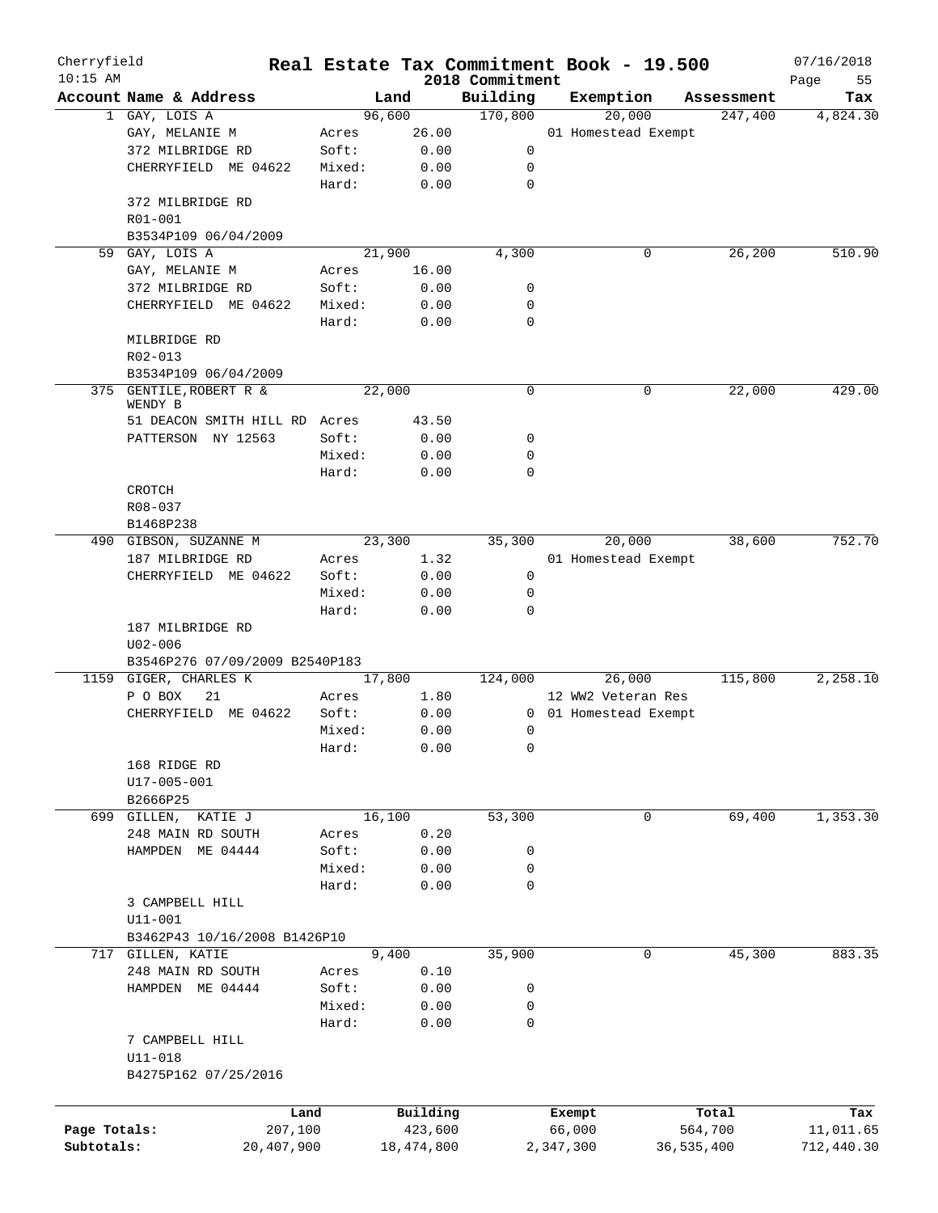Cherryfield 10:15 AM

# Real Estate Tax Commitment Book - 19.500

2018 Commitment

07/16/2018

| Account Name & Address | | Land | Building | Exemption | Assessment | Tax |
|---|---|---|---|---|---|---|
| 1 GAY, LOIS A | | 96,600 | 170,800 | 20,000 | 247,400 | 4,824.30 |
| GAY, MELANIE M | Acres | 26.00 | | 01 Homestead Exempt | | |
| 372 MILBRIDGE RD | Soft: | 0.00 | 0 | | | |
| CHERRYFIELD ME 04622 | Mixed: | 0.00 | 0 | | | |
| | Hard: | 0.00 | 0 | | | |
| 372 MILBRIDGE RD | | | | | | |
| R01-001 | | | | | | |
| B3534P109 06/04/2009 | | | | | | |
| 59 GAY, LOIS A | | 21,900 | 4,300 | 0 | 26,200 | 510.90 |
| GAY, MELANIE M | Acres | 16.00 | | | | |
| 372 MILBRIDGE RD | Soft: | 0.00 | 0 | | | |
| CHERRYFIELD ME 04622 | Mixed: | 0.00 | 0 | | | |
| | Hard: | 0.00 | 0 | | | |
| MILBRIDGE RD | | | | | | |
| R02-013 | | | | | | |
| B3534P109 06/04/2009 | | | | | | |
| 375 GENTILE,ROBERT R & WENDY B | | 22,000 | 0 | 0 | 22,000 | 429.00 |
| 51 DEACON SMITH HILL RD | Acres | 43.50 | | | | |
| PATTERSON NY 12563 | Soft: | 0.00 | 0 | | | |
| | Mixed: | 0.00 | 0 | | | |
| | Hard: | 0.00 | 0 | | | |
| CROTCH | | | | | | |
| R08-037 | | | | | | |
| B1468P238 | | | | | | |
| 490 GIBSON, SUZANNE M | | 23,300 | 35,300 | 20,000 | 38,600 | 752.70 |
| 187 MILBRIDGE RD | Acres | 1.32 | | 01 Homestead Exempt | | |
| CHERRYFIELD ME 04622 | Soft: | 0.00 | 0 | | | |
| | Mixed: | 0.00 | 0 | | | |
| | Hard: | 0.00 | 0 | | | |
| 187 MILBRIDGE RD | | | | | | |
| U02-006 | | | | | | |
| B3546P276 07/09/2009 B2540P183 | | | | | | |
| 1159 GIGER, CHARLES K | | 17,800 | 124,000 | 26,000 | 115,800 | 2,258.10 |
| P O BOX 21 | Acres | 1.80 | | 12 WW2 Veteran Res | | |
| CHERRYFIELD ME 04622 | Soft: | 0.00 | 0 | 01 Homestead Exempt | | |
| | Mixed: | 0.00 | 0 | | | |
| | Hard: | 0.00 | 0 | | | |
| 168 RIDGE RD | | | | | | |
| U17-005-001 | | | | | | |
| B2666P25 | | | | | | |
| 699 GILLEN, KATIE J | | 16,100 | 53,300 | 0 | 69,400 | 1,353.30 |
| 248 MAIN RD SOUTH | Acres | 0.20 | | | | |
| HAMPDEN ME 04444 | Soft: | 0.00 | 0 | | | |
| | Mixed: | 0.00 | 0 | | | |
| | Hard: | 0.00 | 0 | | | |
| 3 CAMPBELL HILL | | | | | | |
| U11-001 | | | | | | |
| B3462P43 10/16/2008 B1426P10 | | | | | | |
| 717 GILLEN, KATIE | | 9,400 | 35,900 | 0 | 45,300 | 883.35 |
| 248 MAIN RD SOUTH | Acres | 0.10 | | | | |
| HAMPDEN ME 04444 | Soft: | 0.00 | 0 | | | |
| | Mixed: | 0.00 | 0 | | | |
| | Hard: | 0.00 | 0 | | | |
| 7 CAMPBELL HILL | | | | | | |
| U11-018 | | | | | | |
| B4275P162 07/25/2016 | | | | | | |

| | Land | Building | Exempt | Total | Tax |
|---|---|---|---|---|---|
| Page Totals: | 207,100 | 423,600 | 66,000 | 564,700 | 11,011.65 |
| Subtotals: | 20,407,900 | 18,474,800 | 2,347,300 | 36,535,400 | 712,440.30 |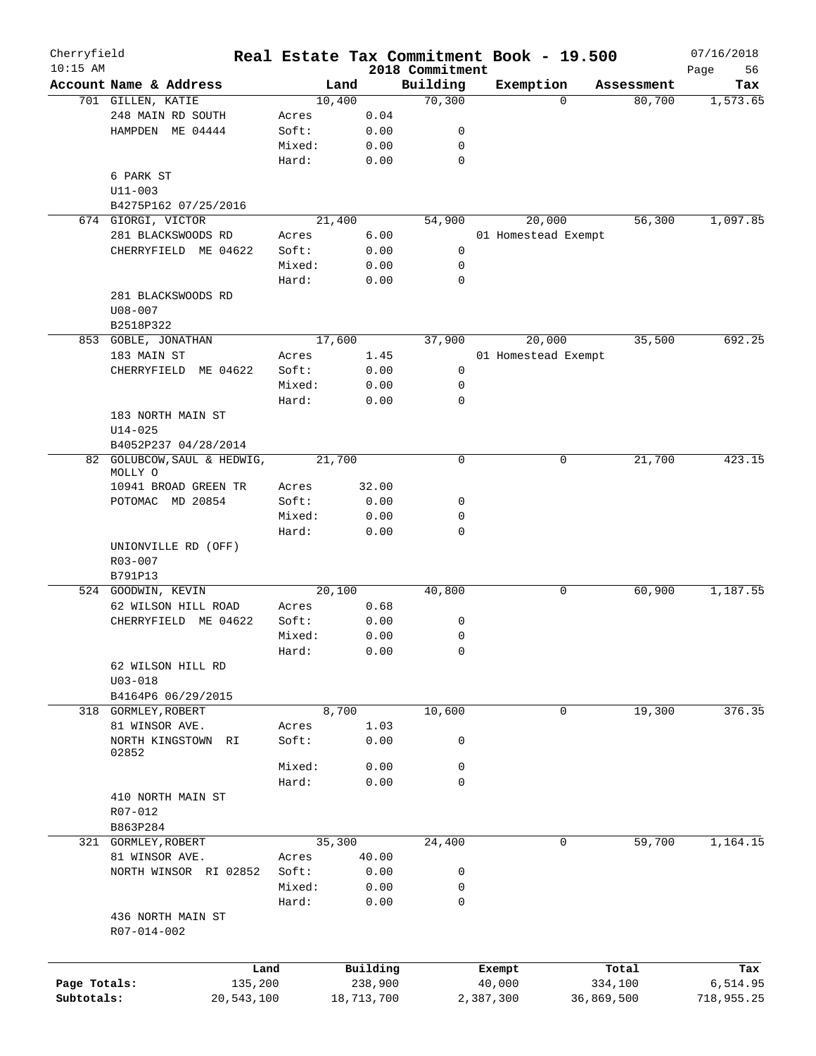Cherryfield 10:15 AM

# Real Estate Tax Commitment Book - 19.500

2018 Commitment

07/16/2018

| Account Name & Address | Land | | Building | Exemption | Assessment | Tax |
|---|---|---|---|---|---|---|
| 701 GILLEN, KATIE | 10,400 | | 70,300 | 0 | 80,700 | 1,573.65 |
| 248 MAIN RD SOUTH | Acres | 0.04 | | | | |
| HAMPDEN ME 04444 | Soft: | 0.00 | 0 | | | |
| | Mixed: | 0.00 | 0 | | | |
| | Hard: | 0.00 | 0 | | | |
| 6 PARK ST | | | | | | |
| U11-003 | | | | | | |
| B4275P162 07/25/2016 | | | | | | |
| 674 GIORGI, VICTOR | 21,400 | | 54,900 | 20,000 | 56,300 | 1,097.85 |
| 281 BLACKSWOODS RD | Acres | 6.00 | | 01 Homestead Exempt | | |
| CHERRYFIELD ME 04622 | Soft: | 0.00 | 0 | | | |
| | Mixed: | 0.00 | 0 | | | |
| | Hard: | 0.00 | 0 | | | |
| 281 BLACKSWOODS RD | | | | | | |
| U08-007 | | | | | | |
| B2518P322 | | | | | | |
| 853 GOBLE, JONATHAN | 17,600 | | 37,900 | 20,000 | 35,500 | 692.25 |
| 183 MAIN ST | Acres | 1.45 | | 01 Homestead Exempt | | |
| CHERRYFIELD ME 04622 | Soft: | 0.00 | 0 | | | |
| | Mixed: | 0.00 | 0 | | | |
| | Hard: | 0.00 | 0 | | | |
| 183 NORTH MAIN ST | | | | | | |
| U14-025 | | | | | | |
| B4052P237 04/28/2014 | | | | | | |
| 82 GOLUBCOW, SAUL & HEDWIG, MOLLY O | 21,700 | | 0 | 0 | 21,700 | 423.15 |
| 10941 BROAD GREEN TR | Acres | 32.00 | | | | |
| POTOMAC MD 20854 | Soft: | 0.00 | 0 | | | |
| | Mixed: | 0.00 | 0 | | | |
| | Hard: | 0.00 | 0 | | | |
| UNIONVILLE RD (OFF) | | | | | | |
| R03-007 | | | | | | |
| B791P13 | | | | | | |
| 524 GOODWIN, KEVIN | 20,100 | | 40,800 | 0 | 60,900 | 1,187.55 |
| 62 WILSON HILL ROAD | Acres | 0.68 | | | | |
| CHERRYFIELD ME 04622 | Soft: | 0.00 | 0 | | | |
| | Mixed: | 0.00 | 0 | | | |
| | Hard: | 0.00 | 0 | | | |
| 62 WILSON HILL RD | | | | | | |
| U03-018 | | | | | | |
| B4164P6 06/29/2015 | | | | | | |
| 318 GORMLEY, ROBERT | 8,700 | | 10,600 | 0 | 19,300 | 376.35 |
| 81 WINSOR AVE. | Acres | 1.03 | | | | |
| NORTH KINGSTOWN RI 02852 | Soft: | 0.00 | 0 | | | |
| | Mixed: | 0.00 | 0 | | | |
| | Hard: | 0.00 | 0 | | | |
| 410 NORTH MAIN ST | | | | | | |
| R07-012 | | | | | | |
| B863P284 | | | | | | |
| 321 GORMLEY, ROBERT | 35,300 | | 24,400 | 0 | 59,700 | 1,164.15 |
| 81 WINSOR AVE. | Acres | 40.00 | | | | |
| NORTH WINSOR RI 02852 | Soft: | 0.00 | 0 | | | |
| | Mixed: | 0.00 | 0 | | | |
| | Hard: | 0.00 | 0 | | | |
| 436 NORTH MAIN ST | | | | | | |
| R07-014-002 | | | | | | |

| | Land | Building | Exempt | Total | Tax |
|---|---|---|---|---|---|
| Page Totals: | 135,200 | 238,900 | 40,000 | 334,100 | 6,514.95 |
| Subtotals: | 20,543,100 | 18,713,700 | 2,387,300 | 36,869,500 | 718,955.25 |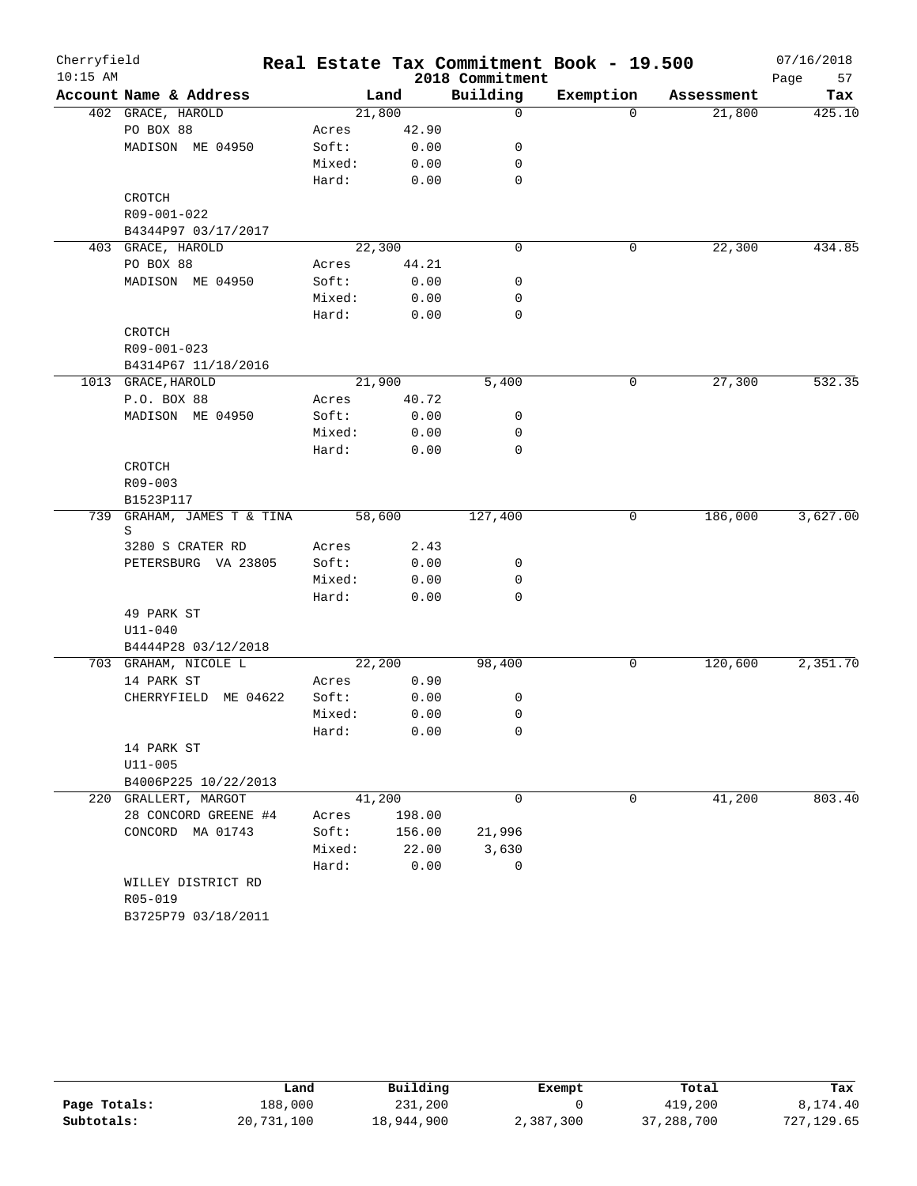# Cherryfield — Real Estate Tax Commitment Book - 19.500

10:15 AM — 2018 Commitment — 07/16/2018

| Account | Name & Address | | Land | Building | Exemption | Assessment | Tax |
|---|---|---|---|---|---|---|---|
| 402 | GRACE, HAROLD | | 21,800 | 0 | 0 | 21,800 | 425.10 |
| | PO BOX 88 | Acres | 42.90 | | | | |
| | MADISON ME 04950 | Soft: | 0.00 | 0 | | | |
| | | Mixed: | 0.00 | 0 | | | |
| | | Hard: | 0.00 | 0 | | | |
| | CROTCH | | | | | | |
| | R09-001-022 | | | | | | |
| | B4344P97 03/17/2017 | | | | | | |
| 403 | GRACE, HAROLD | | 22,300 | 0 | 0 | 22,300 | 434.85 |
| | PO BOX 88 | Acres | 44.21 | | | | |
| | MADISON ME 04950 | Soft: | 0.00 | 0 | | | |
| | | Mixed: | 0.00 | 0 | | | |
| | | Hard: | 0.00 | 0 | | | |
| | CROTCH | | | | | | |
| | R09-001-023 | | | | | | |
| | B4314P67 11/18/2016 | | | | | | |
| 1013 | GRACE, HAROLD | | 21,900 | 5,400 | 0 | 27,300 | 532.35 |
| | P.O. BOX 88 | Acres | 40.72 | | | | |
| | MADISON ME 04950 | Soft: | 0.00 | 0 | | | |
| | | Mixed: | 0.00 | 0 | | | |
| | | Hard: | 0.00 | 0 | | | |
| | CROTCH | | | | | | |
| | R09-003 | | | | | | |
| | B1523P117 | | | | | | |
| 739 | GRAHAM, JAMES T & TINA S | | 58,600 | 127,400 | 0 | 186,000 | 3,627.00 |
| | 3280 S CRATER RD | Acres | 2.43 | | | | |
| | PETERSBURG VA 23805 | Soft: | 0.00 | 0 | | | |
| | | Mixed: | 0.00 | 0 | | | |
| | | Hard: | 0.00 | 0 | | | |
| | 49 PARK ST | | | | | | |
| | U11-040 | | | | | | |
| | B4444P28 03/12/2018 | | | | | | |
| 703 | GRAHAM, NICOLE L | | 22,200 | 98,400 | 0 | 120,600 | 2,351.70 |
| | 14 PARK ST | Acres | 0.90 | | | | |
| | CHERRYFIELD ME 04622 | Soft: | 0.00 | 0 | | | |
| | | Mixed: | 0.00 | 0 | | | |
| | | Hard: | 0.00 | 0 | | | |
| | 14 PARK ST | | | | | | |
| | U11-005 | | | | | | |
| | B4006P225 10/22/2013 | | | | | | |
| 220 | GRALLERT, MARGOT | | 41,200 | 0 | 0 | 41,200 | 803.40 |
| | 28 CONCORD GREENE #4 | Acres | 198.00 | | | | |
| | CONCORD MA 01743 | Soft: | 156.00 | 21,996 | | | |
| | | Mixed: | 22.00 | 3,630 | | | |
| | | Hard: | 0.00 | 0 | | | |
| | WILLEY DISTRICT RD | | | | | | |
| | R05-019 | | | | | | |
| | B3725P79 03/18/2011 | | | | | | |

| | Land | Building | Exempt | Total | Tax |
|---|---|---|---|---|---|
| **Page Totals:** | 188,000 | 231,200 | 0 | 419,200 | 8,174.40 |
| **Subtotals:** | 20,731,100 | 18,944,900 | 2,387,300 | 37,288,700 | 727,129.65 |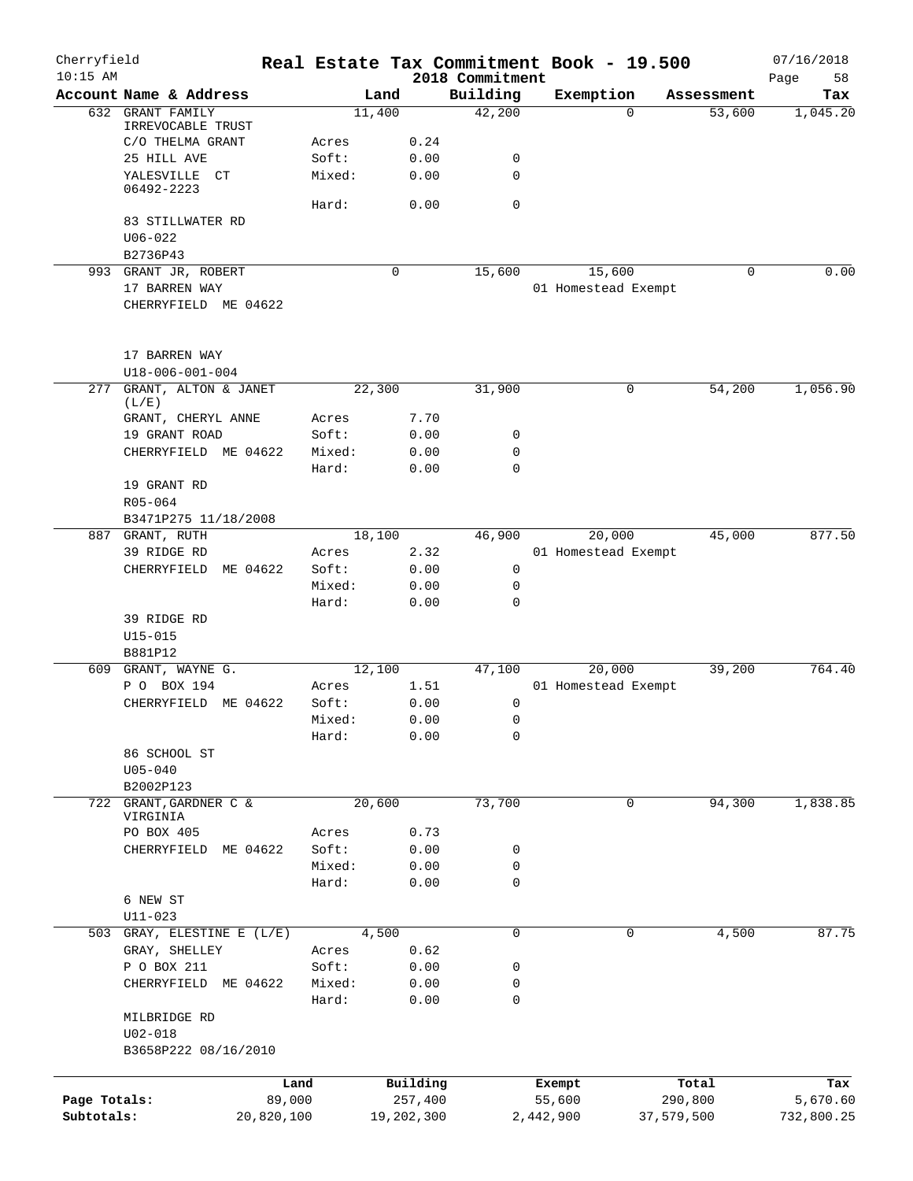Cherryfield 10:15 AM

# Real Estate Tax Commitment Book - 19.500

2018 Commitment

07/16/2018

| Account | Name & Address | | Land | Building | Exemption | Assessment | Tax |
|---|---|---|---|---|---|---|---|
| 632 | GRANT FAMILY IRREVOCABLE TRUST | | 11,400 | 42,200 | 0 | 53,600 | 1,045.20 |
| | C/O THELMA GRANT | Acres | 0.24 | | | | |
| | 25 HILL AVE | Soft: | 0.00 | 0 | | | |
| | YALESVILLE CT 06492-2223 | Mixed: | 0.00 | 0 | | | |
| | | Hard: | 0.00 | 0 | | | |
| | 83 STILLWATER RD | | | | | | |
| | U06-022 | | | | | | |
| | B2736P43 | | | | | | |
| 993 | GRANT JR, ROBERT | | 0 | 15,600 | 15,600 | 0 | 0.00 |
| | 17 BARREN WAY | | | | 01 Homestead Exempt | | |
| | CHERRYFIELD ME 04622 | | | | | | |
| | 17 BARREN WAY | | | | | | |
| | U18-006-001-004 | | | | | | |
| 277 | GRANT, ALTON & JANET (L/E) | | 22,300 | 31,900 | 0 | 54,200 | 1,056.90 |
| | GRANT, CHERYL ANNE | Acres | 7.70 | | | | |
| | 19 GRANT ROAD | Soft: | 0.00 | 0 | | | |
| | CHERRYFIELD ME 04622 | Mixed: | 0.00 | 0 | | | |
| | | Hard: | 0.00 | 0 | | | |
| | 19 GRANT RD | | | | | | |
| | R05-064 | | | | | | |
| | B3471P275 11/18/2008 | | | | | | |
| 887 | GRANT, RUTH | | 18,100 | 46,900 | 20,000 | 45,000 | 877.50 |
| | 39 RIDGE RD | Acres | 2.32 | | 01 Homestead Exempt | | |
| | CHERRYFIELD ME 04622 | Soft: | 0.00 | 0 | | | |
| | | Mixed: | 0.00 | 0 | | | |
| | | Hard: | 0.00 | 0 | | | |
| | 39 RIDGE RD | | | | | | |
| | U15-015 | | | | | | |
| | B881P12 | | | | | | |
| 609 | GRANT, WAYNE G. | | 12,100 | 47,100 | 20,000 | 39,200 | 764.40 |
| | P O BOX 194 | Acres | 1.51 | | 01 Homestead Exempt | | |
| | CHERRYFIELD ME 04622 | Soft: | 0.00 | 0 | | | |
| | | Mixed: | 0.00 | 0 | | | |
| | | Hard: | 0.00 | 0 | | | |
| | 86 SCHOOL ST | | | | | | |
| | U05-040 | | | | | | |
| | B2002P123 | | | | | | |
| 722 | GRANT,GARDNER C & VIRGINIA | | 20,600 | 73,700 | 0 | 94,300 | 1,838.85 |
| | PO BOX 405 | Acres | 0.73 | | | | |
| | CHERRYFIELD ME 04622 | Soft: | 0.00 | 0 | | | |
| | | Mixed: | 0.00 | 0 | | | |
| | | Hard: | 0.00 | 0 | | | |
| | 6 NEW ST | | | | | | |
| | U11-023 | | | | | | |
| 503 | GRAY, ELESTINE E (L/E) | | 4,500 | 0 | 0 | 4,500 | 87.75 |
| | GRAY, SHELLEY | Acres | 0.62 | | | | |
| | P O BOX 211 | Soft: | 0.00 | 0 | | | |
| | CHERRYFIELD ME 04622 | Mixed: | 0.00 | 0 | | | |
| | | Hard: | 0.00 | 0 | | | |
| | MILBRIDGE RD | | | | | | |
| | U02-018 | | | | | | |
| | B3658P222 08/16/2010 | | | | | | |

| | Land | Building | Exempt | Total | Tax |
|---|---|---|---|---|---|
| Page Totals: | 89,000 | 257,400 | 55,600 | 290,800 | 5,670.60 |
| Subtotals: | 20,820,100 | 19,202,300 | 2,442,900 | 37,579,500 | 732,800.25 |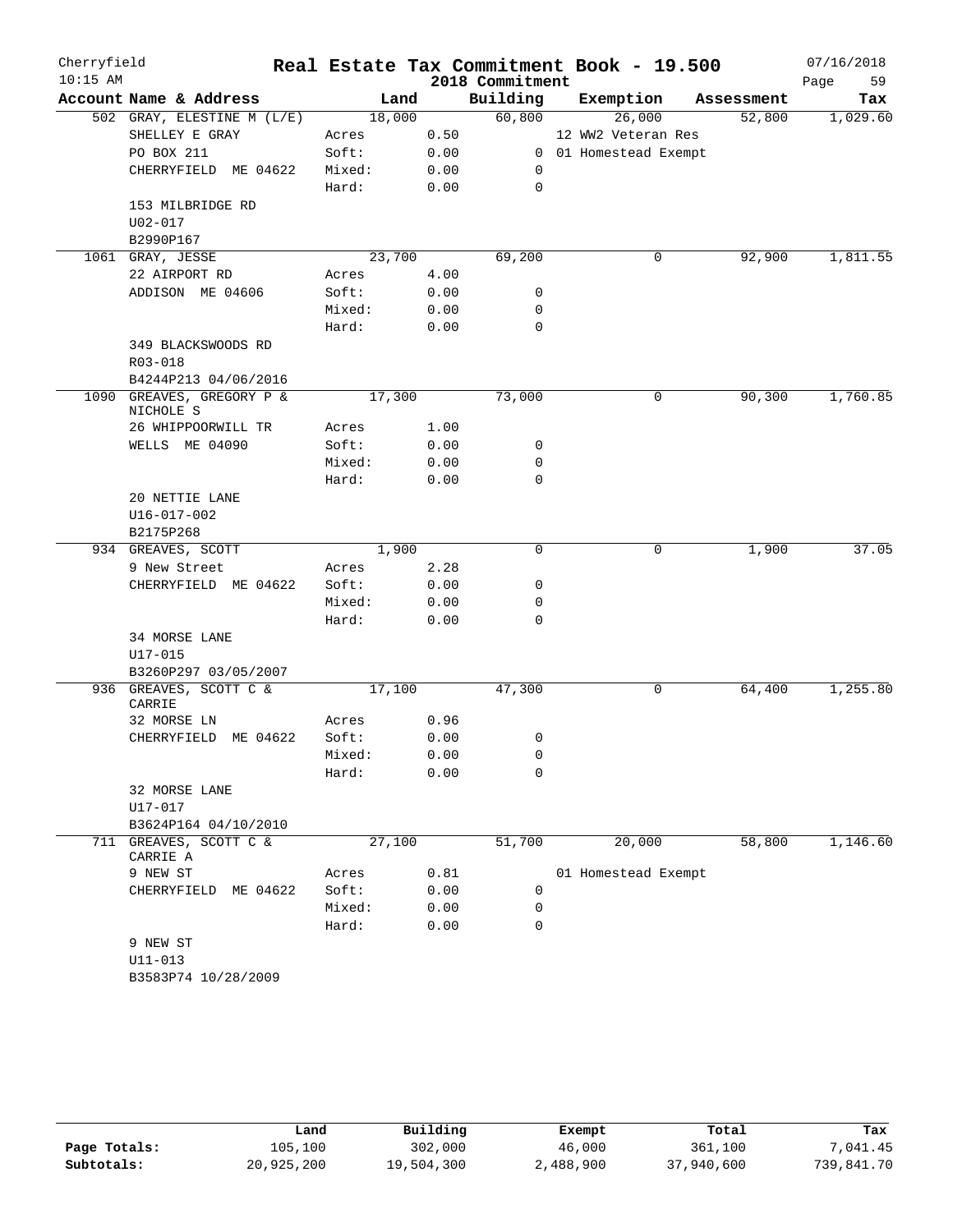Cherryfield 10:15 AM

# Real Estate Tax Commitment Book - 19.500

## 2018 Commitment

07/16/2018

| Account | Name & Address | | Land | Building | Exemption | Assessment | Tax |
|---|---|---|---|---|---|---|---|
| 502 | GRAY, ELESTINE M (L/E) | | 18,000 | 60,800 | 26,000 | 52,800 | 1,029.60 |
| | SHELLEY E GRAY | Acres | 0.50 | | 12 WW2 Veteran Res | | |
| | PO BOX 211 | Soft: | 0.00 | 0 | 01 Homestead Exempt | | |
| | CHERRYFIELD ME 04622 | Mixed: | 0.00 | 0 | | | |
| | | Hard: | 0.00 | 0 | | | |
| | 153 MILBRIDGE RD | | | | | | |
| | U02-017 | | | | | | |
| | B2990P167 | | | | | | |
| 1061 | GRAY, JESSE | | 23,700 | 69,200 | 0 | 92,900 | 1,811.55 |
| | 22 AIRPORT RD | Acres | 4.00 | | | | |
| | ADDISON ME 04606 | Soft: | 0.00 | 0 | | | |
| | | Mixed: | 0.00 | 0 | | | |
| | | Hard: | 0.00 | 0 | | | |
| | 349 BLACKSWOODS RD | | | | | | |
| | R03-018 | | | | | | |
| | B4244P213 04/06/2016 | | | | | | |
| 1090 | GREAVES, GREGORY P & NICHOLE S | | 17,300 | 73,000 | 0 | 90,300 | 1,760.85 |
| | 26 WHIPPOORWILL TR | Acres | 1.00 | | | | |
| | WELLS ME 04090 | Soft: | 0.00 | 0 | | | |
| | | Mixed: | 0.00 | 0 | | | |
| | | Hard: | 0.00 | 0 | | | |
| | 20 NETTIE LANE | | | | | | |
| | U16-017-002 | | | | | | |
| | B2175P268 | | | | | | |
| 934 | GREAVES, SCOTT | | 1,900 | 0 | 0 | 1,900 | 37.05 |
| | 9 New Street | Acres | 2.28 | | | | |
| | CHERRYFIELD ME 04622 | Soft: | 0.00 | 0 | | | |
| | | Mixed: | 0.00 | 0 | | | |
| | | Hard: | 0.00 | 0 | | | |
| | 34 MORSE LANE | | | | | | |
| | U17-015 | | | | | | |
| | B3260P297 03/05/2007 | | | | | | |
| 936 | GREAVES, SCOTT C & CARRIE | | 17,100 | 47,300 | 0 | 64,400 | 1,255.80 |
| | 32 MORSE LN | Acres | 0.96 | | | | |
| | CHERRYFIELD ME 04622 | Soft: | 0.00 | 0 | | | |
| | | Mixed: | 0.00 | 0 | | | |
| | | Hard: | 0.00 | 0 | | | |
| | 32 MORSE LANE | | | | | | |
| | U17-017 | | | | | | |
| | B3624P164 04/10/2010 | | | | | | |
| 711 | GREAVES, SCOTT C & CARRIE A | | 27,100 | 51,700 | 20,000 | 58,800 | 1,146.60 |
| | 9 NEW ST | Acres | 0.81 | | 01 Homestead Exempt | | |
| | CHERRYFIELD ME 04622 | Soft: | 0.00 | 0 | | | |
| | | Mixed: | 0.00 | 0 | | | |
| | | Hard: | 0.00 | 0 | | | |
| | 9 NEW ST | | | | | | |
| | U11-013 | | | | | | |
| | B3583P74 10/28/2009 | | | | | | |

| | Land | Building | Exempt | Total | Tax |
|---|---|---|---|---|---|
| Page Totals: | 105,100 | 302,000 | 46,000 | 361,100 | 7,041.45 |
| Subtotals: | 20,925,200 | 19,504,300 | 2,488,900 | 37,940,600 | 739,841.70 |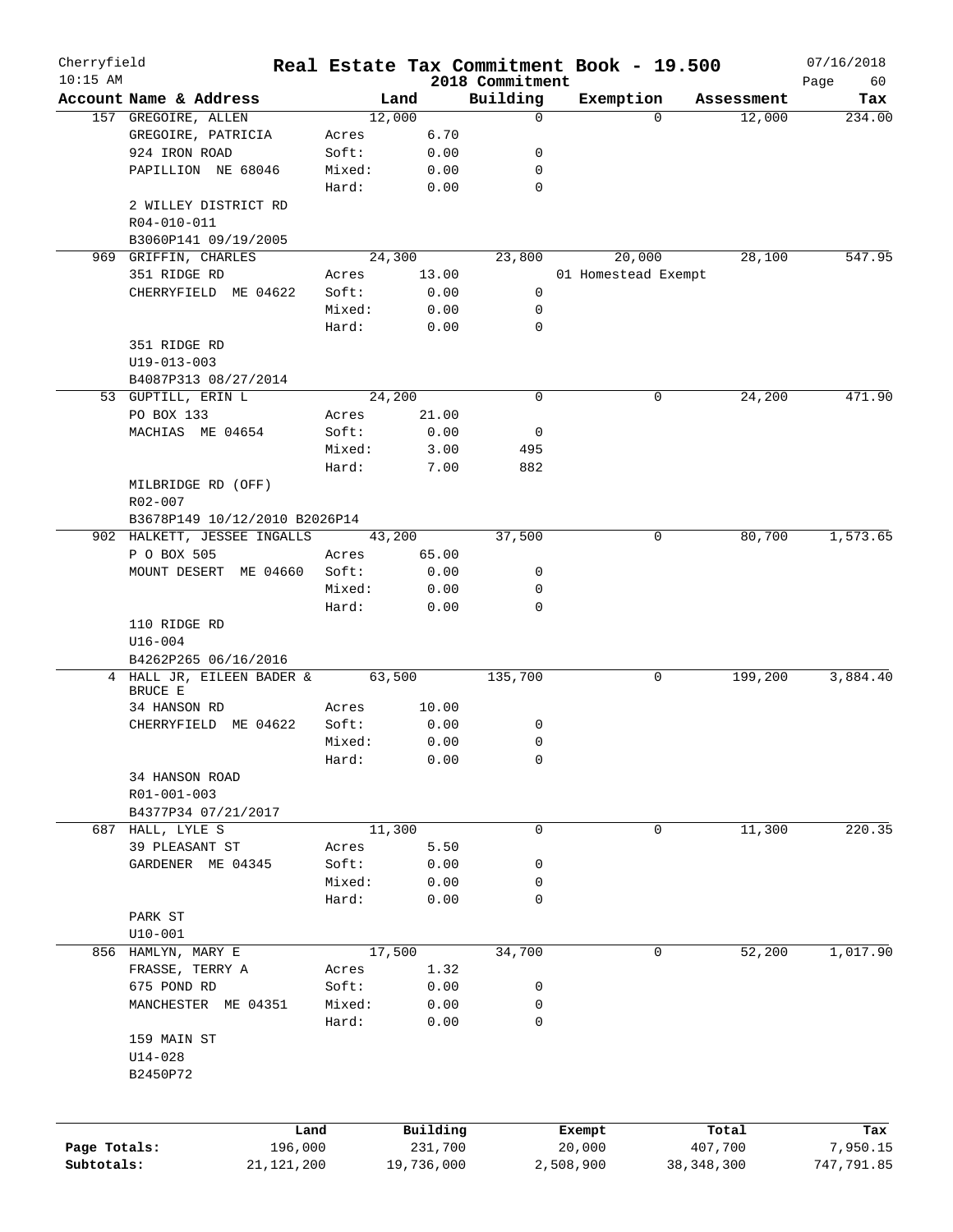# Real Estate Tax Commitment Book - 19.500

Cherryfield
10:15 AM

2018 Commitment

07/16/2018

| Account Name & Address | Land | | Building | Exemption | Assessment | Tax |
|---|---|---|---|---|---|---|
| 157 GREGOIRE, ALLEN | 12,000 | | 0 | 0 | 12,000 | 234.00 |
| GREGOIRE, PATRICIA | Acres | 6.70 | | | | |
| 924 IRON ROAD | Soft: | 0.00 | 0 | | | |
| PAPILLION NE 68046 | Mixed: | 0.00 | 0 | | | |
| | Hard: | 0.00 | 0 | | | |
| 2 WILLEY DISTRICT RD | | | | | | |
| R04-010-011 | | | | | | |
| B3060P141 09/19/2005 | | | | | | |
| 969 GRIFFIN, CHARLES | 24,300 | | 23,800 | 20,000 | 28,100 | 547.95 |
| 351 RIDGE RD | Acres | 13.00 | | 01 Homestead Exempt | | |
| CHERRYFIELD ME 04622 | Soft: | 0.00 | 0 | | | |
| | Mixed: | 0.00 | 0 | | | |
| | Hard: | 0.00 | 0 | | | |
| 351 RIDGE RD | | | | | | |
| U19-013-003 | | | | | | |
| B4087P313 08/27/2014 | | | | | | |
| 53 GUPTILL, ERIN L | 24,200 | | 0 | 0 | 24,200 | 471.90 |
| PO BOX 133 | Acres | 21.00 | | | | |
| MACHIAS ME 04654 | Soft: | 0.00 | 0 | | | |
| | Mixed: | 3.00 | 495 | | | |
| | Hard: | 7.00 | 882 | | | |
| MILBRIDGE RD (OFF) | | | | | | |
| R02-007 | | | | | | |
| B3678P149 10/12/2010 B2026P14 | | | | | | |
| 902 HALKETT, JESSEE INGALLS | 43,200 | | 37,500 | 0 | 80,700 | 1,573.65 |
| P O BOX 505 | Acres | 65.00 | | | | |
| MOUNT DESERT ME 04660 | Soft: | 0.00 | 0 | | | |
| | Mixed: | 0.00 | 0 | | | |
| | Hard: | 0.00 | 0 | | | |
| 110 RIDGE RD | | | | | | |
| U16-004 | | | | | | |
| B4262P265 06/16/2016 | | | | | | |
| 4 HALL JR, EILEEN BADER & BRUCE E | 63,500 | | 135,700 | 0 | 199,200 | 3,884.40 |
| 34 HANSON RD | Acres | 10.00 | | | | |
| CHERRYFIELD ME 04622 | Soft: | 0.00 | 0 | | | |
| | Mixed: | 0.00 | 0 | | | |
| | Hard: | 0.00 | 0 | | | |
| 34 HANSON ROAD | | | | | | |
| R01-001-003 | | | | | | |
| B4377P34 07/21/2017 | | | | | | |
| 687 HALL, LYLE S | 11,300 | | 0 | 0 | 11,300 | 220.35 |
| 39 PLEASANT ST | Acres | 5.50 | | | | |
| GARDENER ME 04345 | Soft: | 0.00 | 0 | | | |
| | Mixed: | 0.00 | 0 | | | |
| | Hard: | 0.00 | 0 | | | |
| PARK ST | | | | | | |
| U10-001 | | | | | | |
| 856 HAMLYN, MARY E | 17,500 | | 34,700 | 0 | 52,200 | 1,017.90 |
| FRASSE, TERRY A | Acres | 1.32 | | | | |
| 675 POND RD | Soft: | 0.00 | 0 | | | |
| MANCHESTER ME 04351 | Mixed: | 0.00 | 0 | | | |
| | Hard: | 0.00 | 0 | | | |
| 159 MAIN ST | | | | | | |
| U14-028 | | | | | | |
| B2450P72 | | | | | | |

| | Land | Building | Exempt | Total | Tax |
|---|---|---|---|---|---|
| Page Totals: | 196,000 | 231,700 | 20,000 | 407,700 | 7,950.15 |
| Subtotals: | 21,121,200 | 19,736,000 | 2,508,900 | 38,348,300 | 747,791.85 |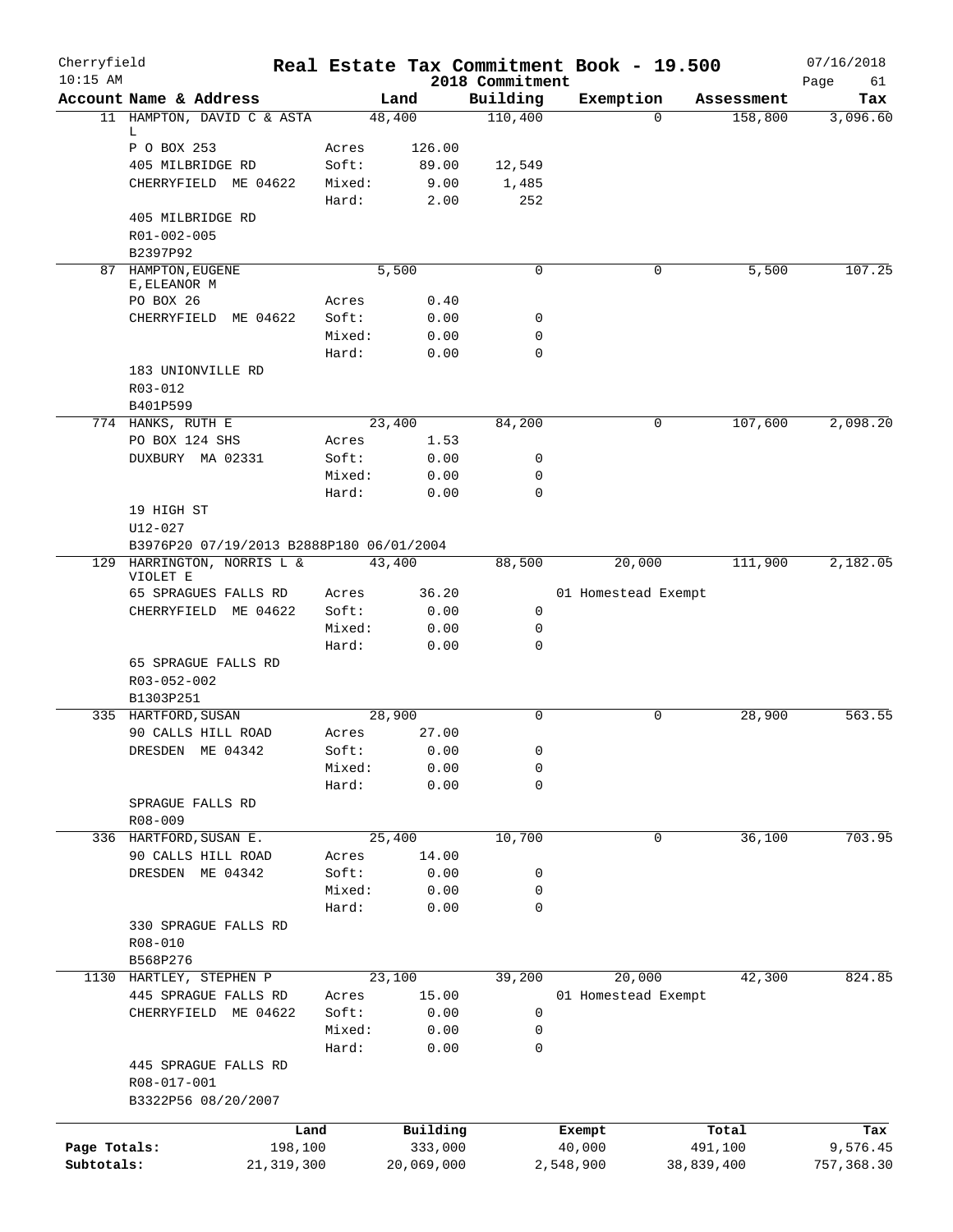# Real Estate Tax Commitment Book - 19.500

Cherryfield
10:15 AM

2018 Commitment

07/16/2018

| Account | Name & Address | | Land | Building | Exemption | Assessment | Tax |
|---|---|---|---|---|---|---|---|
| 11 | HAMPTON, DAVID C & ASTA L | | 48,400 | 110,400 | 0 | 158,800 | 3,096.60 |
| | P O BOX 253 | Acres | 126.00 | | | | |
| | 405 MILBRIDGE RD | Soft: | 89.00 | 12,549 | | | |
| | CHERRYFIELD ME 04622 | Mixed: | 9.00 | 1,485 | | | |
| | | Hard: | 2.00 | 252 | | | |
| | 405 MILBRIDGE RD | | | | | | |
| | R01-002-005 | | | | | | |
| | B2397P92 | | | | | | |
| 87 | HAMPTON, EUGENE E, ELEANOR M | | 5,500 | 0 | 0 | 5,500 | 107.25 |
| | PO BOX 26 | Acres | 0.40 | | | | |
| | CHERRYFIELD ME 04622 | Soft: | 0.00 | 0 | | | |
| | | Mixed: | 0.00 | 0 | | | |
| | | Hard: | 0.00 | 0 | | | |
| | 183 UNIONVILLE RD | | | | | | |
| | R03-012 | | | | | | |
| | B401P599 | | | | | | |
| 774 | HANKS, RUTH E | | 23,400 | 84,200 | 0 | 107,600 | 2,098.20 |
| | PO BOX 124 SHS | Acres | 1.53 | | | | |
| | DUXBURY MA 02331 | Soft: | 0.00 | 0 | | | |
| | | Mixed: | 0.00 | 0 | | | |
| | | Hard: | 0.00 | 0 | | | |
| | 19 HIGH ST | | | | | | |
| | U12-027 | | | | | | |
| | B3976P20 07/19/2013 B2888P180 06/01/2004 | | | | | | |
| 129 | HARRINGTON, NORRIS L & VIOLET E | | 43,400 | 88,500 | 20,000 | 111,900 | 2,182.05 |
| | 65 SPRAGUES FALLS RD | Acres | 36.20 | | 01 Homestead Exempt | | |
| | CHERRYFIELD ME 04622 | Soft: | 0.00 | 0 | | | |
| | | Mixed: | 0.00 | 0 | | | |
| | | Hard: | 0.00 | 0 | | | |
| | 65 SPRAGUE FALLS RD | | | | | | |
| | R03-052-002 | | | | | | |
| | B1303P251 | | | | | | |
| 335 | HARTFORD, SUSAN | | 28,900 | 0 | 0 | 28,900 | 563.55 |
| | 90 CALLS HILL ROAD | Acres | 27.00 | | | | |
| | DRESDEN ME 04342 | Soft: | 0.00 | 0 | | | |
| | | Mixed: | 0.00 | 0 | | | |
| | | Hard: | 0.00 | 0 | | | |
| | SPRAGUE FALLS RD | | | | | | |
| | R08-009 | | | | | | |
| 336 | HARTFORD, SUSAN E. | | 25,400 | 10,700 | 0 | 36,100 | 703.95 |
| | 90 CALLS HILL ROAD | Acres | 14.00 | | | | |
| | DRESDEN ME 04342 | Soft: | 0.00 | 0 | | | |
| | | Mixed: | 0.00 | 0 | | | |
| | | Hard: | 0.00 | 0 | | | |
| | 330 SPRAGUE FALLS RD | | | | | | |
| | R08-010 | | | | | | |
| | B568P276 | | | | | | |
| 1130 | HARTLEY, STEPHEN P | | 23,100 | 39,200 | 20,000 | 42,300 | 824.85 |
| | 445 SPRAGUE FALLS RD | Acres | 15.00 | | 01 Homestead Exempt | | |
| | CHERRYFIELD ME 04622 | Soft: | 0.00 | 0 | | | |
| | | Mixed: | 0.00 | 0 | | | |
| | | Hard: | 0.00 | 0 | | | |
| | 445 SPRAGUE FALLS RD | | | | | | |
| | R08-017-001 | | | | | | |
| | B3322P56 08/20/2007 | | | | | | |

| | Land | Building | Exempt | Total | Tax |
|---|---|---|---|---|---|
| Page Totals: | 198,100 | 333,000 | 40,000 | 491,100 | 9,576.45 |
| Subtotals: | 21,319,300 | 20,069,000 | 2,548,900 | 38,839,400 | 757,368.30 |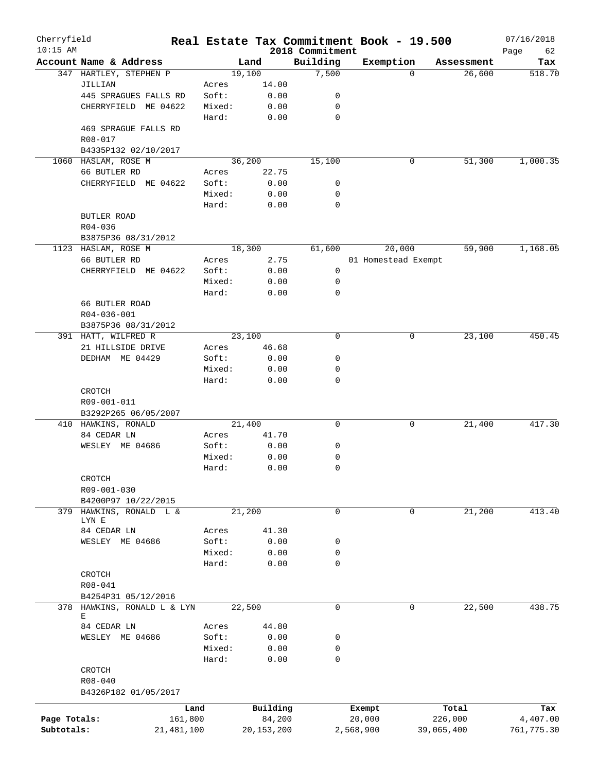# Real Estate Tax Commitment Book - 19.500

Cherryfield
10:15 AM

2018 Commitment

07/16/2018

| Account Name & Address | | Land | Building | Exemption | Assessment | Tax |
|---|---|---|---|---|---|---|
| 347 HARTLEY, STEPHEN P | | 19,100 | 7,500 | 0 | 26,600 | 518.70 |
| JILLIAN | Acres | 14.00 | | | | |
| 445 SPRAGUES FALLS RD | Soft: | 0.00 | 0 | | | |
| CHERRYFIELD ME 04622 | Mixed: | 0.00 | 0 | | | |
| | Hard: | 0.00 | 0 | | | |
| 469 SPRAGUE FALLS RD | | | | | | |
| R08-017 | | | | | | |
| B4335P132 02/10/2017 | | | | | | |
| 1060 HASLAM, ROSE M | | 36,200 | 15,100 | 0 | 51,300 | 1,000.35 |
| 66 BUTLER RD | Acres | 22.75 | | | | |
| CHERRYFIELD ME 04622 | Soft: | 0.00 | 0 | | | |
| | Mixed: | 0.00 | 0 | | | |
| | Hard: | 0.00 | 0 | | | |
| BUTLER ROAD | | | | | | |
| R04-036 | | | | | | |
| B3875P36 08/31/2012 | | | | | | |
| 1123 HASLAM, ROSE M | | 18,300 | 61,600 | 20,000 | 59,900 | 1,168.05 |
| 66 BUTLER RD | Acres | 2.75 | | 01 Homestead Exempt | | |
| CHERRYFIELD ME 04622 | Soft: | 0.00 | 0 | | | |
| | Mixed: | 0.00 | 0 | | | |
| | Hard: | 0.00 | 0 | | | |
| 66 BUTLER ROAD | | | | | | |
| R04-036-001 | | | | | | |
| B3875P36 08/31/2012 | | | | | | |
| 391 HATT, WILFRED R | | 23,100 | 0 | 0 | 23,100 | 450.45 |
| 21 HILLSIDE DRIVE | Acres | 46.68 | | | | |
| DEDHAM ME 04429 | Soft: | 0.00 | 0 | | | |
| | Mixed: | 0.00 | 0 | | | |
| | Hard: | 0.00 | 0 | | | |
| CROTCH | | | | | | |
| R09-001-011 | | | | | | |
| B3292P265 06/05/2007 | | | | | | |
| 410 HAWKINS, RONALD | | 21,400 | 0 | 0 | 21,400 | 417.30 |
| 84 CEDAR LN | Acres | 41.70 | | | | |
| WESLEY ME 04686 | Soft: | 0.00 | 0 | | | |
| | Mixed: | 0.00 | 0 | | | |
| | Hard: | 0.00 | 0 | | | |
| CROTCH | | | | | | |
| R09-001-030 | | | | | | |
| B4200P97 10/22/2015 | | | | | | |
| 379 HAWKINS, RONALD L & LYN E | | 21,200 | 0 | 0 | 21,200 | 413.40 |
| 84 CEDAR LN | Acres | 41.30 | | | | |
| WESLEY ME 04686 | Soft: | 0.00 | 0 | | | |
| | Mixed: | 0.00 | 0 | | | |
| | Hard: | 0.00 | 0 | | | |
| CROTCH | | | | | | |
| R08-041 | | | | | | |
| B4254P31 05/12/2016 | | | | | | |
| 378 HAWKINS, RONALD L & LYN E | | 22,500 | 0 | 0 | 22,500 | 438.75 |
| 84 CEDAR LN | Acres | 44.80 | | | | |
| WESLEY ME 04686 | Soft: | 0.00 | 0 | | | |
| | Mixed: | 0.00 | 0 | | | |
| | Hard: | 0.00 | 0 | | | |
| CROTCH | | | | | | |
| R08-040 | | | | | | |
| B4326P182 01/05/2017 | | | | | | |

| | Land | Building | Exempt | Total | Tax |
|---|---|---|---|---|---|
| Page Totals: | 161,800 | 84,200 | 20,000 | 226,000 | 4,407.00 |
| Subtotals: | 21,481,100 | 20,153,200 | 2,568,900 | 39,065,400 | 761,775.30 |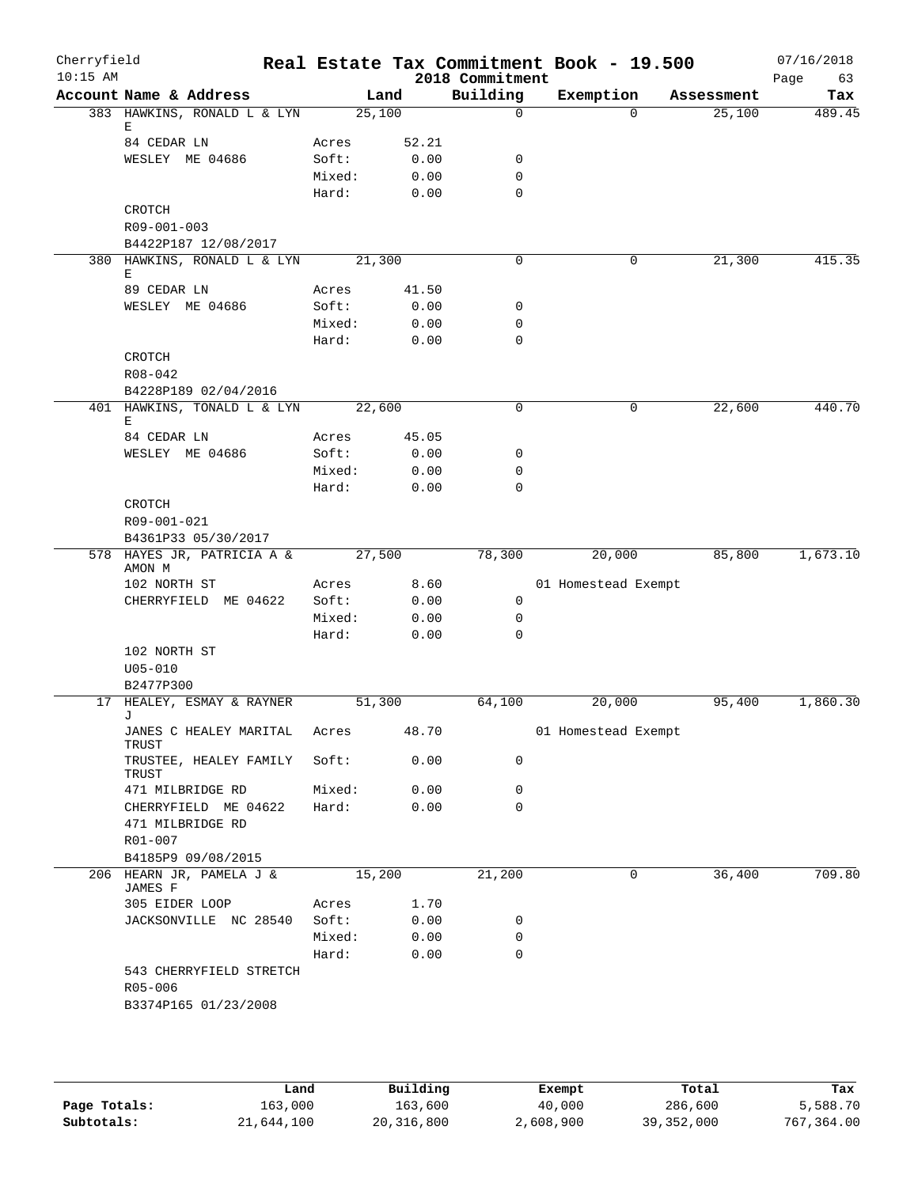Cherryfield 10:15 AM

**Real Estate Tax Commitment Book - 19.500**

2018 Commitment

07/16/2018

| Account Name & Address | | Land | Building | Exemption | Assessment | Tax |
|---|---|---|---|---|---|---|
| 383 HAWKINS, RONALD L & LYN E | | 25,100 | 0 | 0 | 25,100 | 489.45 |
| 84 CEDAR LN | Acres | 52.21 | | | | |
| WESLEY ME 04686 | Soft: | 0.00 | 0 | | | |
| | Mixed: | 0.00 | 0 | | | |
| | Hard: | 0.00 | 0 | | | |
| CROTCH | | | | | | |
| R09-001-003 | | | | | | |
| B4422P187 12/08/2017 | | | | | | |
| 380 HAWKINS, RONALD L & LYN E | | 21,300 | 0 | 0 | 21,300 | 415.35 |
| 89 CEDAR LN | Acres | 41.50 | | | | |
| WESLEY ME 04686 | Soft: | 0.00 | 0 | | | |
| | Mixed: | 0.00 | 0 | | | |
| | Hard: | 0.00 | 0 | | | |
| CROTCH | | | | | | |
| R08-042 | | | | | | |
| B4228P189 02/04/2016 | | | | | | |
| 401 HAWKINS, TONALD L & LYN E | | 22,600 | 0 | 0 | 22,600 | 440.70 |
| 84 CEDAR LN | Acres | 45.05 | | | | |
| WESLEY ME 04686 | Soft: | 0.00 | 0 | | | |
| | Mixed: | 0.00 | 0 | | | |
| | Hard: | 0.00 | 0 | | | |
| CROTCH | | | | | | |
| R09-001-021 | | | | | | |
| B4361P33 05/30/2017 | | | | | | |
| 578 HAYES JR, PATRICIA A & AMON M | | 27,500 | 78,300 | 20,000 | 85,800 | 1,673.10 |
| 102 NORTH ST | Acres | 8.60 | | 01 Homestead Exempt | | |
| CHERRYFIELD ME 04622 | Soft: | 0.00 | 0 | | | |
| | Mixed: | 0.00 | 0 | | | |
| | Hard: | 0.00 | 0 | | | |
| 102 NORTH ST | | | | | | |
| U05-010 | | | | | | |
| B2477P300 | | | | | | |
| 17 HEALEY, ESMAY & RAYNER J | | 51,300 | 64,100 | 20,000 | 95,400 | 1,860.30 |
| JANES C HEALEY MARITAL TRUST | Acres | 48.70 | | 01 Homestead Exempt | | |
| TRUSTEE, HEALEY FAMILY TRUST | Soft: | 0.00 | 0 | | | |
| 471 MILBRIDGE RD | Mixed: | 0.00 | 0 | | | |
| CHERRYFIELD ME 04622 | Hard: | 0.00 | 0 | | | |
| 471 MILBRIDGE RD | | | | | | |
| R01-007 | | | | | | |
| B4185P9 09/08/2015 | | | | | | |
| 206 HEARN JR, PAMELA J & JAMES F | | 15,200 | 21,200 | 0 | 36,400 | 709.80 |
| 305 EIDER LOOP | Acres | 1.70 | | | | |
| JACKSONVILLE NC 28540 | Soft: | 0.00 | 0 | | | |
| | Mixed: | 0.00 | 0 | | | |
| | Hard: | 0.00 | 0 | | | |
| 543 CHERRYFIELD STRETCH | | | | | | |
| R05-006 | | | | | | |
| B3374P165 01/23/2008 | | | | | | |

| | Land | Building | Exempt | Total | Tax |
|---|---|---|---|---|---|
| **Page Totals:** | 163,000 | 163,600 | 40,000 | 286,600 | 5,588.70 |
| **Subtotals:** | 21,644,100 | 20,316,800 | 2,608,900 | 39,352,000 | 767,364.00 |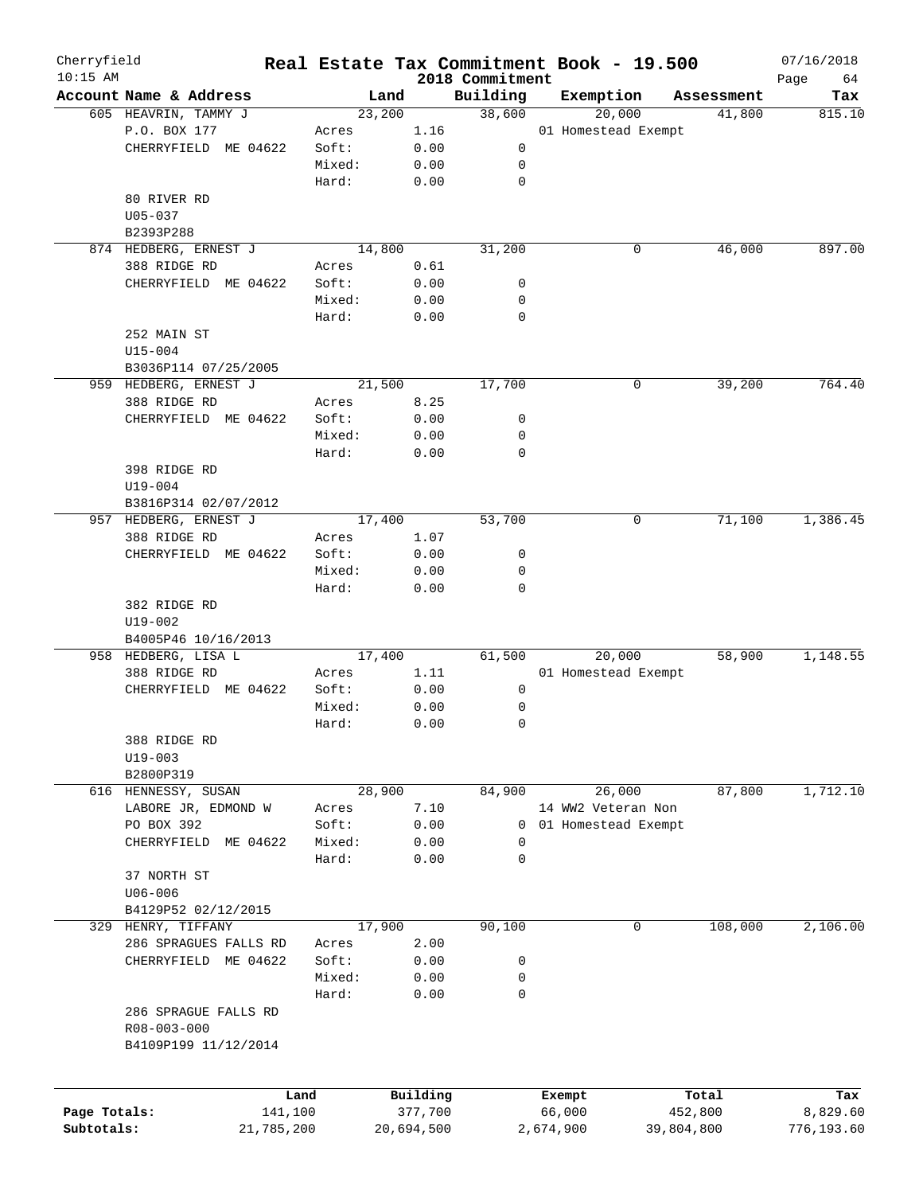# Real Estate Tax Commitment Book - 19.500

Cherryfield
10:15 AM
2018 Commitment
07/16/2018

| Account Name & Address | Land | | Building | Exemption | Assessment | Tax |
|---|---|---|---|---|---|---|
| 605 HEAVRIN, TAMMY J | 23,200 | | 38,600 | 20,000 | 41,800 | 815.10 |
| P.O. BOX 177 | Acres | 1.16 | | 01 Homestead Exempt | | |
| CHERRYFIELD ME 04622 | Soft: | 0.00 | 0 | | | |
| | Mixed: | 0.00 | 0 | | | |
| | Hard: | 0.00 | 0 | | | |
| 80 RIVER RD | | | | | | |
| U05-037 | | | | | | |
| B2393P288 | | | | | | |
| 874 HEDBERG, ERNEST J | 14,800 | | 31,200 | 0 | 46,000 | 897.00 |
| 388 RIDGE RD | Acres | 0.61 | | | | |
| CHERRYFIELD ME 04622 | Soft: | 0.00 | 0 | | | |
| | Mixed: | 0.00 | 0 | | | |
| | Hard: | 0.00 | 0 | | | |
| 252 MAIN ST | | | | | | |
| U15-004 | | | | | | |
| B3036P114 07/25/2005 | | | | | | |
| 959 HEDBERG, ERNEST J | 21,500 | | 17,700 | 0 | 39,200 | 764.40 |
| 388 RIDGE RD | Acres | 8.25 | | | | |
| CHERRYFIELD ME 04622 | Soft: | 0.00 | 0 | | | |
| | Mixed: | 0.00 | 0 | | | |
| | Hard: | 0.00 | 0 | | | |
| 398 RIDGE RD | | | | | | |
| U19-004 | | | | | | |
| B3816P314 02/07/2012 | | | | | | |
| 957 HEDBERG, ERNEST J | 17,400 | | 53,700 | 0 | 71,100 | 1,386.45 |
| 388 RIDGE RD | Acres | 1.07 | | | | |
| CHERRYFIELD ME 04622 | Soft: | 0.00 | 0 | | | |
| | Mixed: | 0.00 | 0 | | | |
| | Hard: | 0.00 | 0 | | | |
| 382 RIDGE RD | | | | | | |
| U19-002 | | | | | | |
| B4005P46 10/16/2013 | | | | | | |
| 958 HEDBERG, LISA L | 17,400 | | 61,500 | 20,000 | 58,900 | 1,148.55 |
| 388 RIDGE RD | Acres | 1.11 | | 01 Homestead Exempt | | |
| CHERRYFIELD ME 04622 | Soft: | 0.00 | 0 | | | |
| | Mixed: | 0.00 | 0 | | | |
| | Hard: | 0.00 | 0 | | | |
| 388 RIDGE RD | | | | | | |
| U19-003 | | | | | | |
| B2800P319 | | | | | | |
| 616 HENNESSY, SUSAN | 28,900 | | 84,900 | 26,000 | 87,800 | 1,712.10 |
| LABORE JR, EDMOND W | Acres | 7.10 | | 14 WW2 Veteran Non | | |
| PO BOX 392 | Soft: | 0.00 | 0 | 01 Homestead Exempt | | |
| CHERRYFIELD ME 04622 | Mixed: | 0.00 | 0 | | | |
| | Hard: | 0.00 | 0 | | | |
| 37 NORTH ST | | | | | | |
| U06-006 | | | | | | |
| B4129P52 02/12/2015 | | | | | | |
| 329 HENRY, TIFFANY | 17,900 | | 90,100 | 0 | 108,000 | 2,106.00 |
| 286 SPRAGUES FALLS RD | Acres | 2.00 | | | | |
| CHERRYFIELD ME 04622 | Soft: | 0.00 | 0 | | | |
| | Mixed: | 0.00 | 0 | | | |
| | Hard: | 0.00 | 0 | | | |
| 286 SPRAGUE FALLS RD | | | | | | |
| R08-003-000 | | | | | | |
| B4109P199 11/12/2014 | | | | | | |

| | Land | Building | Exempt | Total | Tax |
|---|---|---|---|---|---|
| Page Totals: | 141,100 | 377,700 | 66,000 | 452,800 | 8,829.60 |
| Subtotals: | 21,785,200 | 20,694,500 | 2,674,900 | 39,804,800 | 776,193.60 |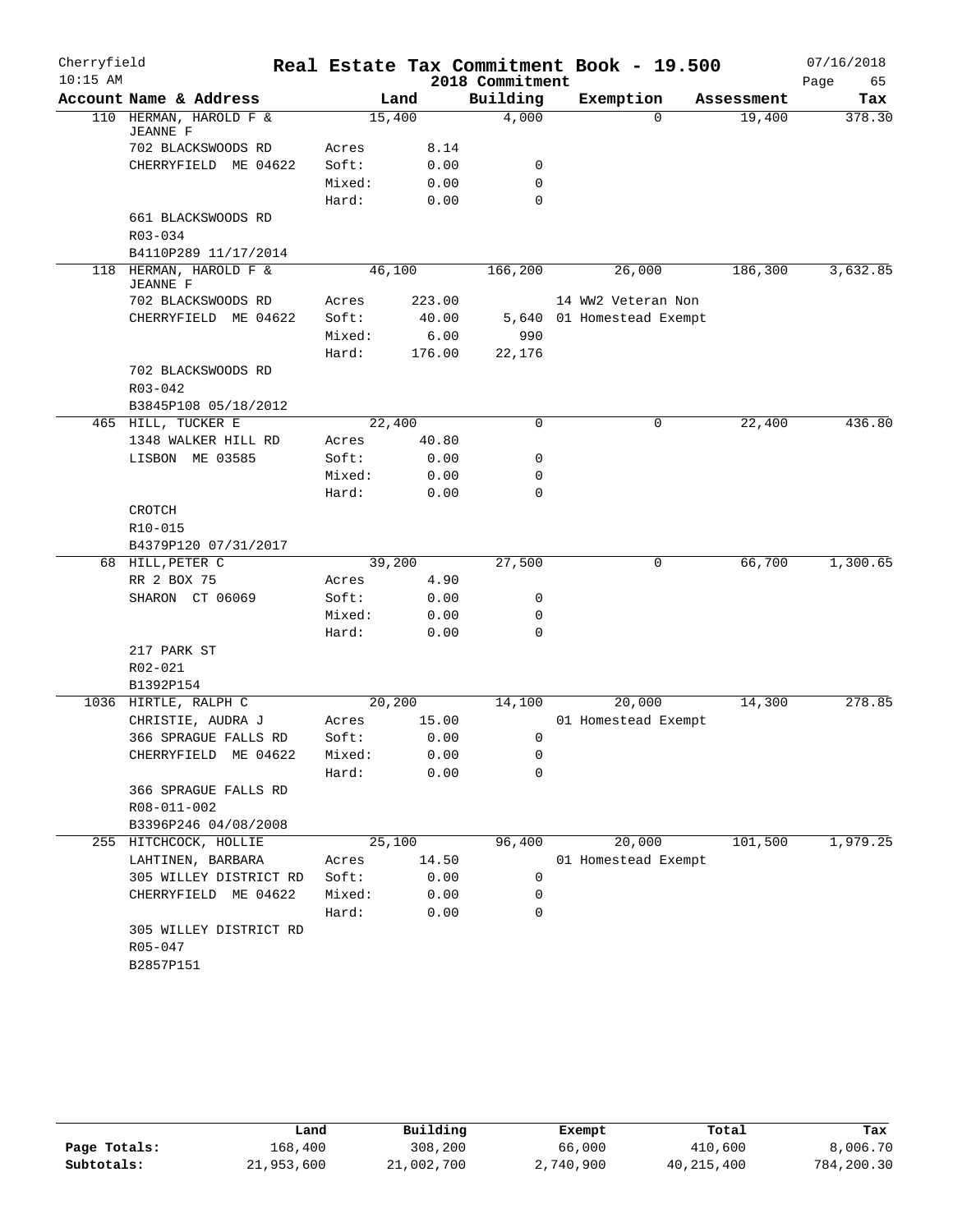# Cherryfield — Real Estate Tax Commitment Book - 19.500 — 2018 Commitment

10:15 AM — 07/16/2018

| Account Name & Address | | Land | Building | Exemption | Assessment | Tax |
|---|---|---|---|---|---|---|
| 110 HERMAN, HAROLD F & JEANNE F | | 15,400 | 4,000 | 0 | 19,400 | 378.30 |
| 702 BLACKSWOODS RD | Acres | 8.14 | | | | |
| CHERRYFIELD ME 04622 | Soft: | 0.00 | 0 | | | |
| | Mixed: | 0.00 | 0 | | | |
| | Hard: | 0.00 | 0 | | | |
| 661 BLACKSWOODS RD | | | | | | |
| R03-034 | | | | | | |
| B4110P289 11/17/2014 | | | | | | |
| 118 HERMAN, HAROLD F & JEANNE F | | 46,100 | 166,200 | 26,000 | 186,300 | 3,632.85 |
| 702 BLACKSWOODS RD | Acres | 223.00 | | 14 WW2 Veteran Non | | |
| CHERRYFIELD ME 04622 | Soft: | 40.00 | 5,640 | 01 Homestead Exempt | | |
| | Mixed: | 6.00 | 990 | | | |
| | Hard: | 176.00 | 22,176 | | | |
| 702 BLACKSWOODS RD | | | | | | |
| R03-042 | | | | | | |
| B3845P108 05/18/2012 | | | | | | |
| 465 HILL, TUCKER E | | 22,400 | 0 | 0 | 22,400 | 436.80 |
| 1348 WALKER HILL RD | Acres | 40.80 | | | | |
| LISBON ME 03585 | Soft: | 0.00 | 0 | | | |
| | Mixed: | 0.00 | 0 | | | |
| | Hard: | 0.00 | 0 | | | |
| CROTCH | | | | | | |
| R10-015 | | | | | | |
| B4379P120 07/31/2017 | | | | | | |
| 68 HILL,PETER C | | 39,200 | 27,500 | 0 | 66,700 | 1,300.65 |
| RR 2 BOX 75 | Acres | 4.90 | | | | |
| SHARON CT 06069 | Soft: | 0.00 | 0 | | | |
| | Mixed: | 0.00 | 0 | | | |
| | Hard: | 0.00 | 0 | | | |
| 217 PARK ST | | | | | | |
| R02-021 | | | | | | |
| B1392P154 | | | | | | |
| 1036 HIRTLE, RALPH C | | 20,200 | 14,100 | 20,000 | 14,300 | 278.85 |
| CHRISTIE, AUDRA J | Acres | 15.00 | | 01 Homestead Exempt | | |
| 366 SPRAGUE FALLS RD | Soft: | 0.00 | 0 | | | |
| CHERRYFIELD ME 04622 | Mixed: | 0.00 | 0 | | | |
| | Hard: | 0.00 | 0 | | | |
| 366 SPRAGUE FALLS RD | | | | | | |
| R08-011-002 | | | | | | |
| B3396P246 04/08/2008 | | | | | | |
| 255 HITCHCOCK, HOLLIE | | 25,100 | 96,400 | 20,000 | 101,500 | 1,979.25 |
| LAHTINEN, BARBARA | Acres | 14.50 | | 01 Homestead Exempt | | |
| 305 WILLEY DISTRICT RD | Soft: | 0.00 | 0 | | | |
| CHERRYFIELD ME 04622 | Mixed: | 0.00 | 0 | | | |
| | Hard: | 0.00 | 0 | | | |
| 305 WILLEY DISTRICT RD | | | | | | |
| R05-047 | | | | | | |
| B2857P151 | | | | | | |

| | Land | Building | Exempt | Total | Tax |
|---|---|---|---|---|---|
| Page Totals: | 168,400 | 308,200 | 66,000 | 410,600 | 8,006.70 |
| Subtotals: | 21,953,600 | 21,002,700 | 2,740,900 | 40,215,400 | 784,200.30 |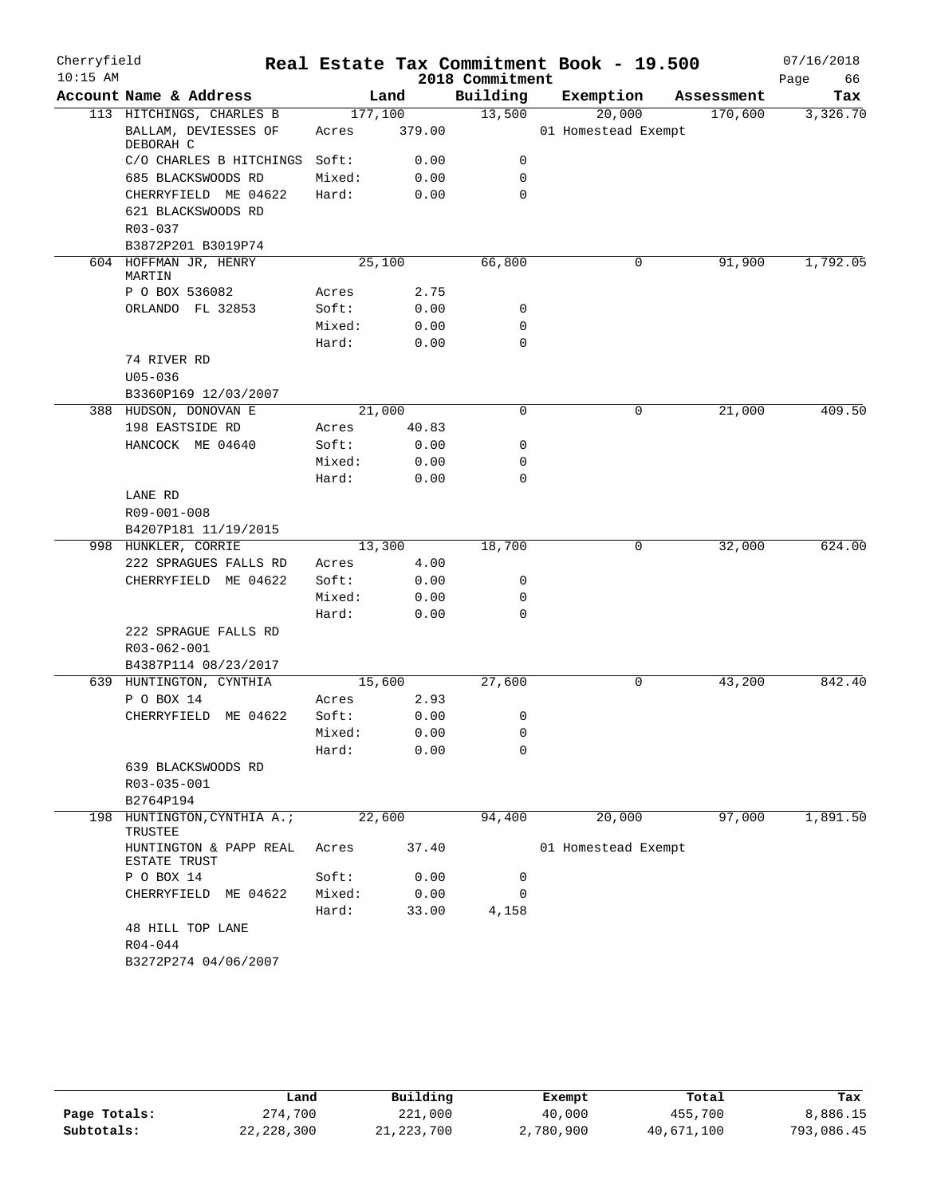Cherryfield 10:15 AM

# Real Estate Tax Commitment Book - 19.500

2018 Commitment

07/16/2018 Page 66

| Account Name & Address | Land | | Building | Exemption | Assessment | Tax |
|---|---|---|---|---|---|---|
| 113 HITCHINGS, CHARLES B | 177,100 | | 13,500 | 20,000 | 170,600 | 3,326.70 |
| BALLAM, DEVIESSES OF DEBORAH C | Acres | 379.00 | | 01 Homestead Exempt | | |
| C/O CHARLES B HITCHINGS | Soft: | 0.00 | 0 | | | |
| 685 BLACKSWOODS RD | Mixed: | 0.00 | 0 | | | |
| CHERRYFIELD ME 04622 | Hard: | 0.00 | 0 | | | |
| 621 BLACKSWOODS RD | | | | | | |
| R03-037 | | | | | | |
| B3872P201 B3019P74 | | | | | | |
| 604 HOFFMAN JR, HENRY MARTIN | 25,100 | | 66,800 | 0 | 91,900 | 1,792.05 |
| P O BOX 536082 | Acres | 2.75 | | | | |
| ORLANDO FL 32853 | Soft: | 0.00 | 0 | | | |
| | Mixed: | 0.00 | 0 | | | |
| | Hard: | 0.00 | 0 | | | |
| 74 RIVER RD | | | | | | |
| U05-036 | | | | | | |
| B3360P169 12/03/2007 | | | | | | |
| 388 HUDSON, DONOVAN E | 21,000 | | 0 | 0 | 21,000 | 409.50 |
| 198 EASTSIDE RD | Acres | 40.83 | | | | |
| HANCOCK ME 04640 | Soft: | 0.00 | 0 | | | |
| | Mixed: | 0.00 | 0 | | | |
| | Hard: | 0.00 | 0 | | | |
| LANE RD | | | | | | |
| R09-001-008 | | | | | | |
| B4207P181 11/19/2015 | | | | | | |
| 998 HUNKLER, CORRIE | 13,300 | | 18,700 | 0 | 32,000 | 624.00 |
| 222 SPRAGUES FALLS RD | Acres | 4.00 | | | | |
| CHERRYFIELD ME 04622 | Soft: | 0.00 | 0 | | | |
| | Mixed: | 0.00 | 0 | | | |
| | Hard: | 0.00 | 0 | | | |
| 222 SPRAGUE FALLS RD | | | | | | |
| R03-062-001 | | | | | | |
| B4387P114 08/23/2017 | | | | | | |
| 639 HUNTINGTON, CYNTHIA | 15,600 | | 27,600 | 0 | 43,200 | 842.40 |
| P O BOX 14 | Acres | 2.93 | | | | |
| CHERRYFIELD ME 04622 | Soft: | 0.00 | 0 | | | |
| | Mixed: | 0.00 | 0 | | | |
| | Hard: | 0.00 | 0 | | | |
| 639 BLACKSWOODS RD | | | | | | |
| R03-035-001 | | | | | | |
| B2764P194 | | | | | | |
| 198 HUNTINGTON, CYNTHIA A.; TRUSTEE | 22,600 | | 94,400 | 20,000 | 97,000 | 1,891.50 |
| HUNTINGTON & PAPP REAL ESTATE TRUST | Acres | 37.40 | | 01 Homestead Exempt | | |
| P O BOX 14 | Soft: | 0.00 | 0 | | | |
| CHERRYFIELD ME 04622 | Mixed: | 0.00 | 0 | | | |
| | Hard: | 33.00 | 4,158 | | | |
| 48 HILL TOP LANE | | | | | | |
| R04-044 | | | | | | |
| B3272P274 04/06/2007 | | | | | | |

| | Land | Building | Exempt | Total | Tax |
|---|---|---|---|---|---|
| Page Totals: | 274,700 | 221,000 | 40,000 | 455,700 | 8,886.15 |
| Subtotals: | 22,228,300 | 21,223,700 | 2,780,900 | 40,671,100 | 793,086.45 |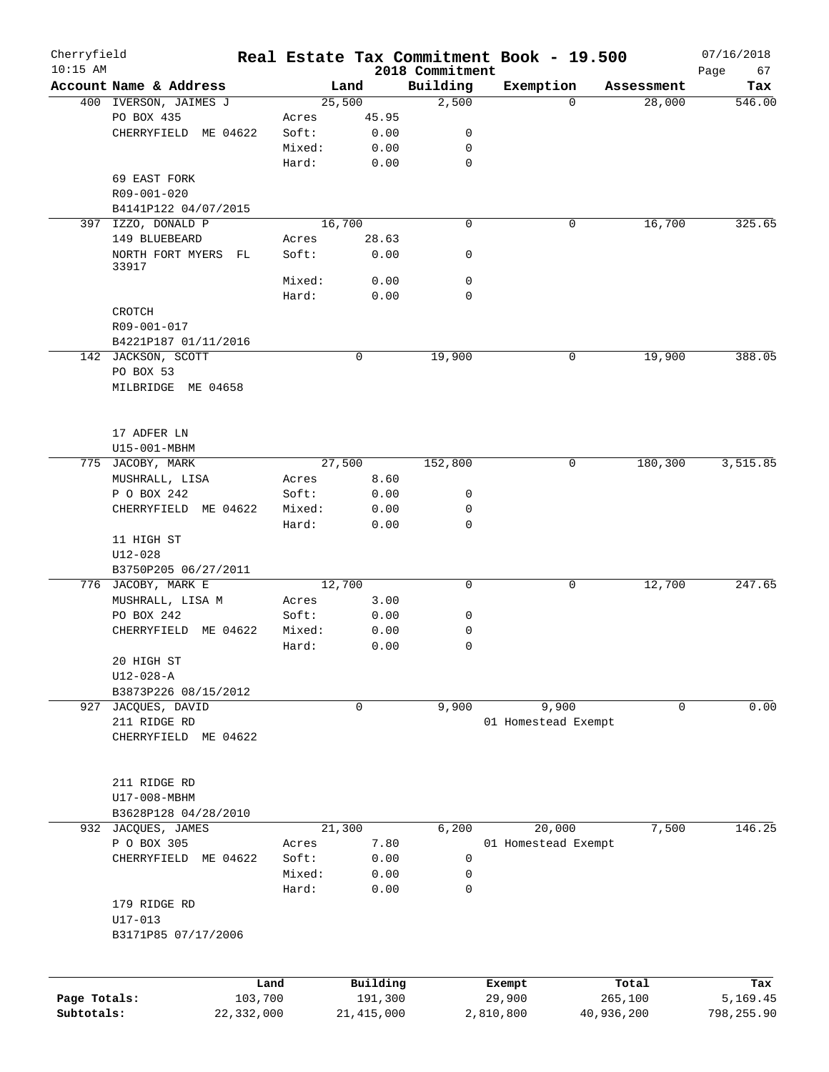Cherryfield 10:15 AM

# Real Estate Tax Commitment Book - 19.500

2018 Commitment

07/16/2018

| Account Name & Address | Land | | Building | Exemption | Assessment | Tax |
|---|---|---|---|---|---|---|
| 400 IVERSON, JAIMES J | 25,500 | | 2,500 | 0 | 28,000 | 546.00 |
| PO BOX 435 | Acres | 45.95 | | | | |
| CHERRYFIELD ME 04622 | Soft: | 0.00 | 0 | | | |
| | Mixed: | 0.00 | 0 | | | |
| | Hard: | 0.00 | 0 | | | |
| 69 EAST FORK | | | | | | |
| R09-001-020 | | | | | | |
| B4141P122 04/07/2015 | | | | | | |
| 397 IZZO, DONALD P | 16,700 | | 0 | 0 | 16,700 | 325.65 |
| 149 BLUEBEARD | Acres | 28.63 | | | | |
| NORTH FORT MYERS FL 33917 | Soft: | 0.00 | 0 | | | |
| | Mixed: | 0.00 | 0 | | | |
| | Hard: | 0.00 | 0 | | | |
| CROTCH | | | | | | |
| R09-001-017 | | | | | | |
| B4221P187 01/11/2016 | | | | | | |
| 142 JACKSON, SCOTT | 0 | | 19,900 | 0 | 19,900 | 388.05 |
| PO BOX 53 | | | | | | |
| MILBRIDGE ME 04658 | | | | | | |
| 17 ADFER LN | | | | | | |
| U15-001-MBHM | | | | | | |
| 775 JACOBY, MARK | 27,500 | | 152,800 | 0 | 180,300 | 3,515.85 |
| MUSHRALL, LISA | Acres | 8.60 | | | | |
| P O BOX 242 | Soft: | 0.00 | 0 | | | |
| CHERRYFIELD ME 04622 | Mixed: | 0.00 | 0 | | | |
| | Hard: | 0.00 | 0 | | | |
| 11 HIGH ST | | | | | | |
| U12-028 | | | | | | |
| B3750P205 06/27/2011 | | | | | | |
| 776 JACOBY, MARK E | 12,700 | | 0 | 0 | 12,700 | 247.65 |
| MUSHRALL, LISA M | Acres | 3.00 | | | | |
| PO BOX 242 | Soft: | 0.00 | 0 | | | |
| CHERRYFIELD ME 04622 | Mixed: | 0.00 | 0 | | | |
| | Hard: | 0.00 | 0 | | | |
| 20 HIGH ST | | | | | | |
| U12-028-A | | | | | | |
| B3873P226 08/15/2012 | | | | | | |
| 927 JACQUES, DAVID | 0 | | 9,900 | 9,900 | 0 | 0.00 |
| 211 RIDGE RD | | | | 01 Homestead Exempt | | |
| CHERRYFIELD ME 04622 | | | | | | |
| 211 RIDGE RD | | | | | | |
| U17-008-MBHM | | | | | | |
| B3628P128 04/28/2010 | | | | | | |
| 932 JACQUES, JAMES | 21,300 | | 6,200 | 20,000 | 7,500 | 146.25 |
| P O BOX 305 | Acres | 7.80 | | 01 Homestead Exempt | | |
| CHERRYFIELD ME 04622 | Soft: | 0.00 | 0 | | | |
| | Mixed: | 0.00 | 0 | | | |
| | Hard: | 0.00 | 0 | | | |
| 179 RIDGE RD | | | | | | |
| U17-013 | | | | | | |
| B3171P85 07/17/2006 | | | | | | |

| | Land | Building | Exempt | Total | Tax |
|---|---|---|---|---|---|
| Page Totals: | 103,700 | 191,300 | 29,900 | 265,100 | 5,169.45 |
| Subtotals: | 22,332,000 | 21,415,000 | 2,810,800 | 40,936,200 | 798,255.90 |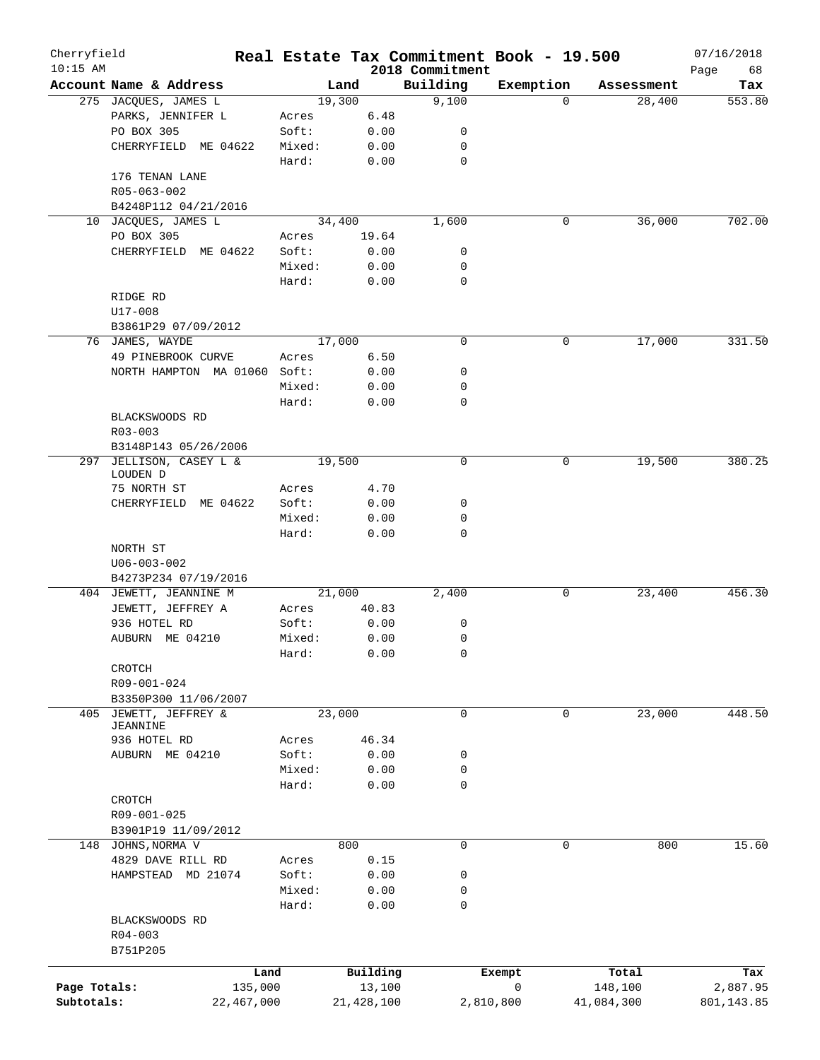# Real Estate Tax Commitment Book - 19.500

Cherryfield
10:15 AM

2018 Commitment

07/16/2018

| Account | Name & Address | | Land | Building | Exemption | Assessment | Tax |
|---|---|---|---|---|---|---|---|
| 275 | JACQUES, JAMES L | | 19,300 | 9,100 | 0 | 28,400 | 553.80 |
| | PARKS, JENNIFER L | Acres | 6.48 | | | | |
| | PO BOX 305 | Soft: | 0.00 | 0 | | | |
| | CHERRYFIELD ME 04622 | Mixed: | 0.00 | 0 | | | |
| | | Hard: | 0.00 | 0 | | | |
| | 176 TENAN LANE | | | | | | |
| | R05-063-002 | | | | | | |
| | B4248P112 04/21/2016 | | | | | | |
| 10 | JACQUES, JAMES L | | 34,400 | 1,600 | 0 | 36,000 | 702.00 |
| | PO BOX 305 | Acres | 19.64 | | | | |
| | CHERRYFIELD ME 04622 | Soft: | 0.00 | 0 | | | |
| | | Mixed: | 0.00 | 0 | | | |
| | | Hard: | 0.00 | 0 | | | |
| | RIDGE RD | | | | | | |
| | U17-008 | | | | | | |
| | B3861P29 07/09/2012 | | | | | | |
| 76 | JAMES, WAYDE | | 17,000 | 0 | 0 | 17,000 | 331.50 |
| | 49 PINEBROOK CURVE | Acres | 6.50 | | | | |
| | NORTH HAMPTON MA 01060 | Soft: | 0.00 | 0 | | | |
| | | Mixed: | 0.00 | 0 | | | |
| | | Hard: | 0.00 | 0 | | | |
| | BLACKSWOODS RD | | | | | | |
| | R03-003 | | | | | | |
| | B3148P143 05/26/2006 | | | | | | |
| 297 | JELLISON, CASEY L & LOUDEN D | | 19,500 | 0 | 0 | 19,500 | 380.25 |
| | 75 NORTH ST | Acres | 4.70 | | | | |
| | CHERRYFIELD ME 04622 | Soft: | 0.00 | 0 | | | |
| | | Mixed: | 0.00 | 0 | | | |
| | | Hard: | 0.00 | 0 | | | |
| | NORTH ST | | | | | | |
| | U06-003-002 | | | | | | |
| | B4273P234 07/19/2016 | | | | | | |
| 404 | JEWETT, JEANNINE M | | 21,000 | 2,400 | 0 | 23,400 | 456.30 |
| | JEWETT, JEFFREY A | Acres | 40.83 | | | | |
| | 936 HOTEL RD | Soft: | 0.00 | 0 | | | |
| | AUBURN ME 04210 | Mixed: | 0.00 | 0 | | | |
| | | Hard: | 0.00 | 0 | | | |
| | CROTCH | | | | | | |
| | R09-001-024 | | | | | | |
| | B3350P300 11/06/2007 | | | | | | |
| 405 | JEWETT, JEFFREY & JEANNINE | | 23,000 | 0 | 0 | 23,000 | 448.50 |
| | 936 HOTEL RD | Acres | 46.34 | | | | |
| | AUBURN ME 04210 | Soft: | 0.00 | 0 | | | |
| | | Mixed: | 0.00 | 0 | | | |
| | | Hard: | 0.00 | 0 | | | |
| | CROTCH | | | | | | |
| | R09-001-025 | | | | | | |
| | B3901P19 11/09/2012 | | | | | | |
| 148 | JOHNS,NORMA V | | 800 | 0 | 0 | 800 | 15.60 |
| | 4829 DAVE RILL RD | Acres | 0.15 | | | | |
| | HAMPSTEAD MD 21074 | Soft: | 0.00 | 0 | | | |
| | | Mixed: | 0.00 | 0 | | | |
| | | Hard: | 0.00 | 0 | | | |
| | BLACKSWOODS RD | | | | | | |
| | R04-003 | | | | | | |
| | B751P205 | | | | | | |

| | Land | Building | Exempt | Total | Tax |
|---|---|---|---|---|---|
| Page Totals: | 135,000 | 13,100 | 0 | 148,100 | 2,887.95 |
| Subtotals: | 22,467,000 | 21,428,100 | 2,810,800 | 41,084,300 | 801,143.85 |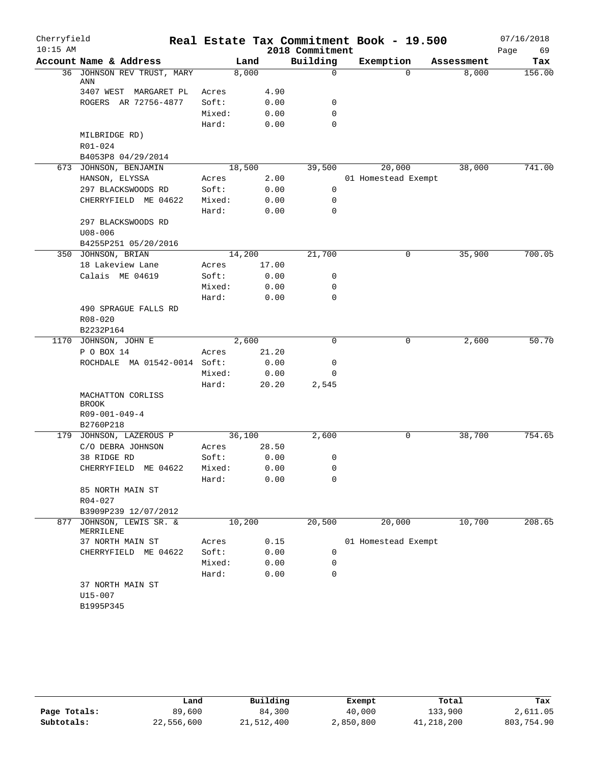Cherryfield
10:15 AM

# Real Estate Tax Commitment Book - 19.500

## 2018 Commitment

07/16/2018

| Account | Name & Address | | Land | Building | Exemption | Assessment | Tax |
|---|---|---|---|---|---|---|---|
| 36 | JOHNSON REV TRUST, MARY ANN | | 8,000 | 0 | 0 | 8,000 | 156.00 |
| | 3407 WEST MARGARET PL | Acres | 4.90 | | | | |
| | ROGERS AR 72756-4877 | Soft: | 0.00 | 0 | | | |
| | | Mixed: | 0.00 | 0 | | | |
| | | Hard: | 0.00 | 0 | | | |
| | MILBRIDGE RD) | | | | | | |
| | R01-024 | | | | | | |
| | B4053P8 04/29/2014 | | | | | | |
| 673 | JOHNSON, BENJAMIN | | 18,500 | 39,500 | 20,000 | 38,000 | 741.00 |
| | HANSON, ELYSSA | Acres | 2.00 | | 01 Homestead Exempt | | |
| | 297 BLACKSWOODS RD | Soft: | 0.00 | 0 | | | |
| | CHERRYFIELD ME 04622 | Mixed: | 0.00 | 0 | | | |
| | | Hard: | 0.00 | 0 | | | |
| | 297 BLACKSWOODS RD | | | | | | |
| | U08-006 | | | | | | |
| | B4255P251 05/20/2016 | | | | | | |
| 350 | JOHNSON, BRIAN | | 14,200 | 21,700 | 0 | 35,900 | 700.05 |
| | 18 Lakeview Lane | Acres | 17.00 | | | | |
| | Calais ME 04619 | Soft: | 0.00 | 0 | | | |
| | | Mixed: | 0.00 | 0 | | | |
| | | Hard: | 0.00 | 0 | | | |
| | 490 SPRAGUE FALLS RD | | | | | | |
| | R08-020 | | | | | | |
| | B2232P164 | | | | | | |
| 1170 | JOHNSON, JOHN E | | 2,600 | 0 | 0 | 2,600 | 50.70 |
| | P O BOX 14 | Acres | 21.20 | | | | |
| | ROCHDALE MA 01542-0014 | Soft: | 0.00 | 0 | | | |
| | | Mixed: | 0.00 | 0 | | | |
| | | Hard: | 20.20 | 2,545 | | | |
| | MACHATTON CORLISS BROOK | | | | | | |
| | R09-001-049-4 | | | | | | |
| | B2760P218 | | | | | | |
| 179 | JOHNSON, LAZEROUS P | | 36,100 | 2,600 | 0 | 38,700 | 754.65 |
| | C/O DEBRA JOHNSON | Acres | 28.50 | | | | |
| | 38 RIDGE RD | Soft: | 0.00 | 0 | | | |
| | CHERRYFIELD ME 04622 | Mixed: | 0.00 | 0 | | | |
| | | Hard: | 0.00 | 0 | | | |
| | 85 NORTH MAIN ST | | | | | | |
| | R04-027 | | | | | | |
| | B3909P239 12/07/2012 | | | | | | |
| 877 | JOHNSON, LEWIS SR. & MERRILENE | | 10,200 | 20,500 | 20,000 | 10,700 | 208.65 |
| | 37 NORTH MAIN ST | Acres | 0.15 | | 01 Homestead Exempt | | |
| | CHERRYFIELD ME 04622 | Soft: | 0.00 | 0 | | | |
| | | Mixed: | 0.00 | 0 | | | |
| | | Hard: | 0.00 | 0 | | | |
| | 37 NORTH MAIN ST | | | | | | |
| | U15-007 | | | | | | |
| | B1995P345 | | | | | | |

| | Land | Building | Exempt | Total | Tax |
|---|---|---|---|---|---|
| Page Totals: | 89,600 | 84,300 | 40,000 | 133,900 | 2,611.05 |
| Subtotals: | 22,556,600 | 21,512,400 | 2,850,800 | 41,218,200 | 803,754.90 |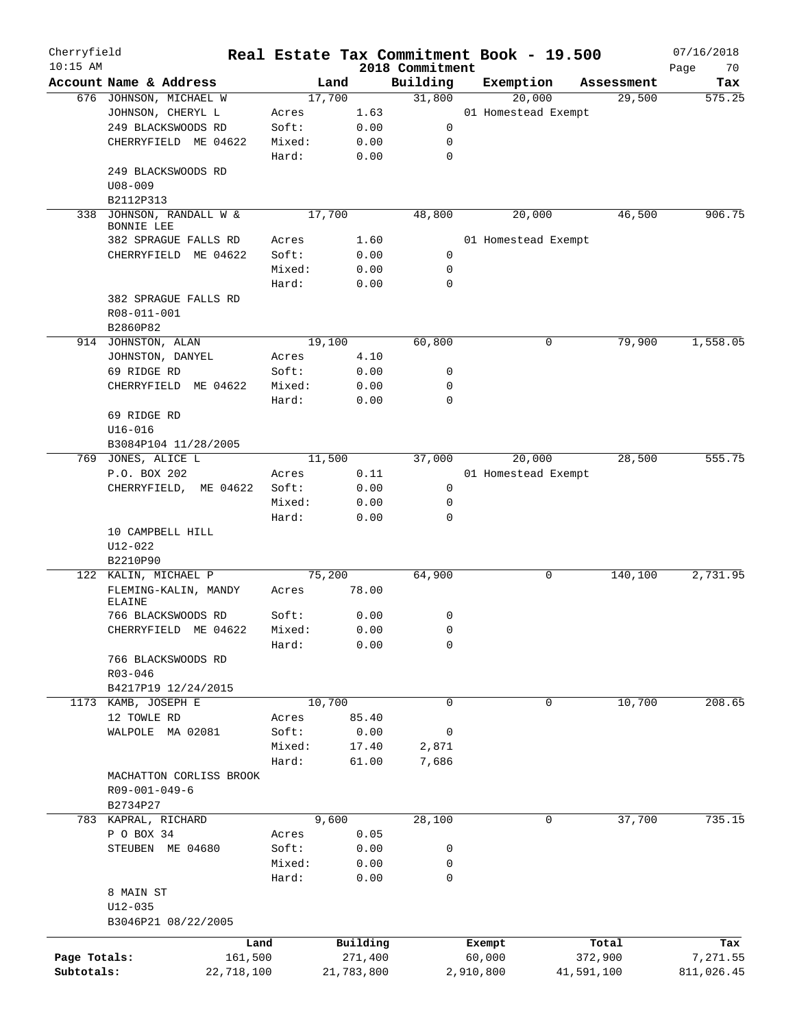# Real Estate Tax Commitment Book - 19.500

Cherryfield
10:15 AM

2018 Commitment

07/16/2018

| Account | Name & Address | | Land | Building | Exemption | Assessment | Tax |
|---|---|---|---|---|---|---|---|
| 676 | JOHNSON, MICHAEL W | | 17,700 | 31,800 | 20,000 | 29,500 | 575.25 |
| | JOHNSON, CHERYL L | Acres | 1.63 | | 01 Homestead Exempt | | |
| | 249 BLACKSWOODS RD | Soft: | 0.00 | 0 | | | |
| | CHERRYFIELD ME 04622 | Mixed: | 0.00 | 0 | | | |
| | | Hard: | 0.00 | 0 | | | |
| | 249 BLACKSWOODS RD | | | | | | |
| | U08-009 | | | | | | |
| | B2112P313 | | | | | | |
| 338 | JOHNSON, RANDALL W & BONNIE LEE | | 17,700 | 48,800 | 20,000 | 46,500 | 906.75 |
| | 382 SPRAGUE FALLS RD | Acres | 1.60 | | 01 Homestead Exempt | | |
| | CHERRYFIELD ME 04622 | Soft: | 0.00 | 0 | | | |
| | | Mixed: | 0.00 | 0 | | | |
| | | Hard: | 0.00 | 0 | | | |
| | 382 SPRAGUE FALLS RD | | | | | | |
| | R08-011-001 | | | | | | |
| | B2860P82 | | | | | | |
| 914 | JOHNSTON, ALAN | | 19,100 | 60,800 | 0 | 79,900 | 1,558.05 |
| | JOHNSTON, DANYEL | Acres | 4.10 | | | | |
| | 69 RIDGE RD | Soft: | 0.00 | 0 | | | |
| | CHERRYFIELD ME 04622 | Mixed: | 0.00 | 0 | | | |
| | | Hard: | 0.00 | 0 | | | |
| | 69 RIDGE RD | | | | | | |
| | U16-016 | | | | | | |
| | B3084P104 11/28/2005 | | | | | | |
| 769 | JONES, ALICE L | | 11,500 | 37,000 | 20,000 | 28,500 | 555.75 |
| | P.O. BOX 202 | Acres | 0.11 | | 01 Homestead Exempt | | |
| | CHERRYFIELD, ME 04622 | Soft: | 0.00 | 0 | | | |
| | | Mixed: | 0.00 | 0 | | | |
| | | Hard: | 0.00 | 0 | | | |
| | 10 CAMPBELL HILL | | | | | | |
| | U12-022 | | | | | | |
| | B2210P90 | | | | | | |
| 122 | KALIN, MICHAEL P | | 75,200 | 64,900 | 0 | 140,100 | 2,731.95 |
| | FLEMING-KALIN, MANDY ELAINE | Acres | 78.00 | | | | |
| | 766 BLACKSWOODS RD | Soft: | 0.00 | 0 | | | |
| | CHERRYFIELD ME 04622 | Mixed: | 0.00 | 0 | | | |
| | | Hard: | 0.00 | 0 | | | |
| | 766 BLACKSWOODS RD | | | | | | |
| | R03-046 | | | | | | |
| | B4217P19 12/24/2015 | | | | | | |
| 1173 | KAMB, JOSEPH E | | 10,700 | 0 | 0 | 10,700 | 208.65 |
| | 12 TOWLE RD | Acres | 85.40 | | | | |
| | WALPOLE MA 02081 | Soft: | 0.00 | 0 | | | |
| | | Mixed: | 17.40 | 2,871 | | | |
| | | Hard: | 61.00 | 7,686 | | | |
| | MACHATTON CORLISS BROOK | | | | | | |
| | R09-001-049-6 | | | | | | |
| | B2734P27 | | | | | | |
| 783 | KAPRAL, RICHARD | | 9,600 | 28,100 | 0 | 37,700 | 735.15 |
| | P O BOX 34 | Acres | 0.05 | | | | |
| | STEUBEN ME 04680 | Soft: | 0.00 | 0 | | | |
| | | Mixed: | 0.00 | 0 | | | |
| | | Hard: | 0.00 | 0 | | | |
| | 8 MAIN ST | | | | | | |
| | U12-035 | | | | | | |
| | B3046P21 08/22/2005 | | | | | | |

| | Land | Building | Exempt | Total | Tax |
|---|---|---|---|---|---|
| Page Totals: | 161,500 | 271,400 | 60,000 | 372,900 | 7,271.55 |
| Subtotals: | 22,718,100 | 21,783,800 | 2,910,800 | 41,591,100 | 811,026.45 |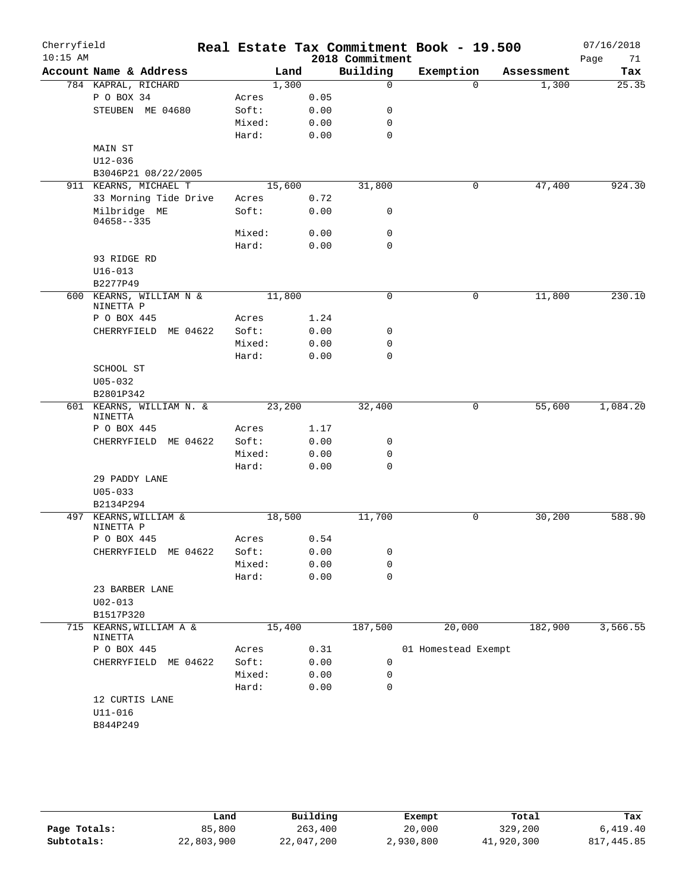Cherryfield
10:15 AM

# Real Estate Tax Commitment Book - 19.500

2018 Commitment

07/16/2018

| Account Name & Address | Land | | Building | Exemption | Assessment | Tax |
|---|---|---|---|---|---|---|
| 784 KAPRAL, RICHARD | 1,300 | | 0 | 0 | 1,300 | 25.35 |
| P O BOX 34 | Acres | 0.05 | | | | |
| STEUBEN ME 04680 | Soft: | 0.00 | 0 | | | |
| | Mixed: | 0.00 | 0 | | | |
| | Hard: | 0.00 | 0 | | | |
| MAIN ST | | | | | | |
| U12-036 | | | | | | |
| B3046P21 08/22/2005 | | | | | | |
| 911 KEARNS, MICHAEL T | 15,600 | | 31,800 | 0 | 47,400 | 924.30 |
| 33 Morning Tide Drive | Acres | 0.72 | | | | |
| Milbridge ME 04658--335 | Soft: | 0.00 | 0 | | | |
| | Mixed: | 0.00 | 0 | | | |
| | Hard: | 0.00 | 0 | | | |
| 93 RIDGE RD | | | | | | |
| U16-013 | | | | | | |
| B2277P49 | | | | | | |
| 600 KEARNS, WILLIAM N & NINETTA P | 11,800 | | 0 | 0 | 11,800 | 230.10 |
| P O BOX 445 | Acres | 1.24 | | | | |
| CHERRYFIELD ME 04622 | Soft: | 0.00 | 0 | | | |
| | Mixed: | 0.00 | 0 | | | |
| | Hard: | 0.00 | 0 | | | |
| SCHOOL ST | | | | | | |
| U05-032 | | | | | | |
| B2801P342 | | | | | | |
| 601 KEARNS, WILLIAM N. & NINETTA | 23,200 | | 32,400 | 0 | 55,600 | 1,084.20 |
| P O BOX 445 | Acres | 1.17 | | | | |
| CHERRYFIELD ME 04622 | Soft: | 0.00 | 0 | | | |
| | Mixed: | 0.00 | 0 | | | |
| | Hard: | 0.00 | 0 | | | |
| 29 PADDY LANE | | | | | | |
| U05-033 | | | | | | |
| B2134P294 | | | | | | |
| 497 KEARNS,WILLIAM & NINETTA P | 18,500 | | 11,700 | 0 | 30,200 | 588.90 |
| P O BOX 445 | Acres | 0.54 | | | | |
| CHERRYFIELD ME 04622 | Soft: | 0.00 | 0 | | | |
| | Mixed: | 0.00 | 0 | | | |
| | Hard: | 0.00 | 0 | | | |
| 23 BARBER LANE | | | | | | |
| U02-013 | | | | | | |
| B1517P320 | | | | | | |
| 715 KEARNS,WILLIAM A & NINETTA | 15,400 | | 187,500 | 20,000 | 182,900 | 3,566.55 |
| P O BOX 445 | Acres | 0.31 | | 01 Homestead Exempt | | |
| CHERRYFIELD ME 04622 | Soft: | 0.00 | 0 | | | |
| | Mixed: | 0.00 | 0 | | | |
| | Hard: | 0.00 | 0 | | | |
| 12 CURTIS LANE | | | | | | |
| U11-016 | | | | | | |
| B844P249 | | | | | | |

| | Land | Building | Exempt | Total | Tax |
|---|---|---|---|---|---|
| Page Totals: | 85,800 | 263,400 | 20,000 | 329,200 | 6,419.40 |
| Subtotals: | 22,803,900 | 22,047,200 | 2,930,800 | 41,920,300 | 817,445.85 |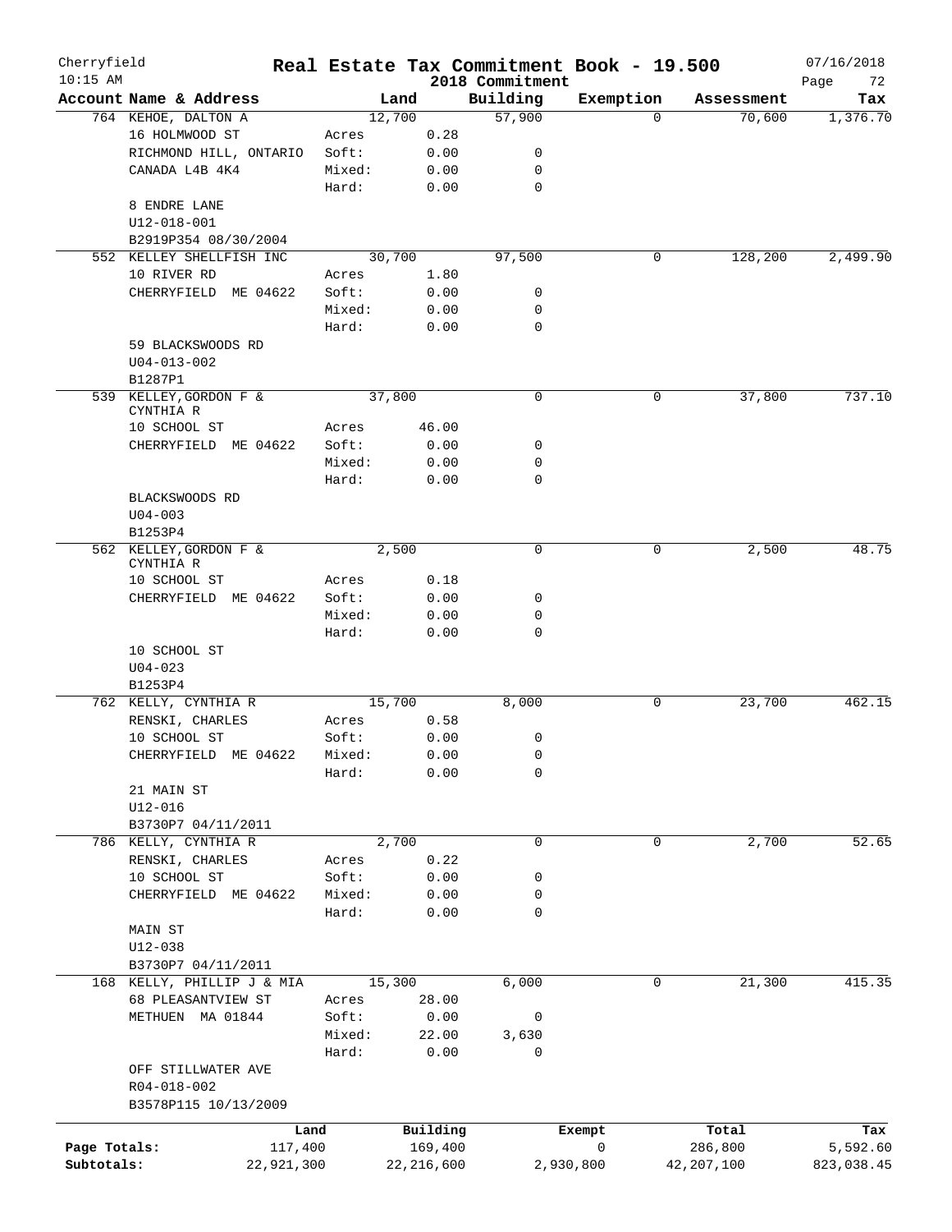Cherryfield 10:15 AM

# Real Estate Tax Commitment Book - 19.500
## 2018 Commitment

07/16/2018

| Account Name & Address | | Land | Building | Exemption | Assessment | Tax |
|---|---|---|---|---|---|---|
| 764 KEHOE, DALTON A | | 12,700 | 57,900 | 0 | 70,600 | 1,376.70 |
| 16 HOLMWOOD ST | Acres | 0.28 | | | | |
| RICHMOND HILL, ONTARIO | Soft: | 0.00 | 0 | | | |
| CANADA L4B 4K4 | Mixed: | 0.00 | 0 | | | |
| | Hard: | 0.00 | 0 | | | |
| 8 ENDRE LANE | | | | | | |
| U12-018-001 | | | | | | |
| B2919P354 08/30/2004 | | | | | | |
| 552 KELLEY SHELLFISH INC | | 30,700 | 97,500 | 0 | 128,200 | 2,499.90 |
| 10 RIVER RD | Acres | 1.80 | | | | |
| CHERRYFIELD ME 04622 | Soft: | 0.00 | 0 | | | |
| | Mixed: | 0.00 | 0 | | | |
| | Hard: | 0.00 | 0 | | | |
| 59 BLACKSWOODS RD | | | | | | |
| U04-013-002 | | | | | | |
| B1287P1 | | | | | | |
| 539 KELLEY, GORDON F & CYNTHIA R | | 37,800 | 0 | 0 | 37,800 | 737.10 |
| 10 SCHOOL ST | Acres | 46.00 | | | | |
| CHERRYFIELD ME 04622 | Soft: | 0.00 | 0 | | | |
| | Mixed: | 0.00 | 0 | | | |
| | Hard: | 0.00 | 0 | | | |
| BLACKSWOODS RD | | | | | | |
| U04-003 | | | | | | |
| B1253P4 | | | | | | |
| 562 KELLEY, GORDON F & CYNTHIA R | | 2,500 | 0 | 0 | 2,500 | 48.75 |
| 10 SCHOOL ST | Acres | 0.18 | | | | |
| CHERRYFIELD ME 04622 | Soft: | 0.00 | 0 | | | |
| | Mixed: | 0.00 | 0 | | | |
| | Hard: | 0.00 | 0 | | | |
| 10 SCHOOL ST | | | | | | |
| U04-023 | | | | | | |
| B1253P4 | | | | | | |
| 762 KELLY, CYNTHIA R | | 15,700 | 8,000 | 0 | 23,700 | 462.15 |
| RENSKI, CHARLES | Acres | 0.58 | | | | |
| 10 SCHOOL ST | Soft: | 0.00 | 0 | | | |
| CHERRYFIELD ME 04622 | Mixed: | 0.00 | 0 | | | |
| | Hard: | 0.00 | 0 | | | |
| 21 MAIN ST | | | | | | |
| U12-016 | | | | | | |
| B3730P7 04/11/2011 | | | | | | |
| 786 KELLY, CYNTHIA R | | 2,700 | 0 | 0 | 2,700 | 52.65 |
| RENSKI, CHARLES | Acres | 0.22 | | | | |
| 10 SCHOOL ST | Soft: | 0.00 | 0 | | | |
| CHERRYFIELD ME 04622 | Mixed: | 0.00 | 0 | | | |
| | Hard: | 0.00 | 0 | | | |
| MAIN ST | | | | | | |
| U12-038 | | | | | | |
| B3730P7 04/11/2011 | | | | | | |
| 168 KELLY, PHILLIP J & MIA | | 15,300 | 6,000 | 0 | 21,300 | 415.35 |
| 68 PLEASANTVIEW ST | Acres | 28.00 | | | | |
| METHUEN MA 01844 | Soft: | 0.00 | 0 | | | |
| | Mixed: | 22.00 | 3,630 | | | |
| | Hard: | 0.00 | 0 | | | |
| OFF STILLWATER AVE | | | | | | |
| R04-018-002 | | | | | | |
| B3578P115 10/13/2009 | | | | | | |

| | Land | Building | Exempt | Total | Tax |
|---|---|---|---|---|---|
| Page Totals: | 117,400 | 169,400 | 0 | 286,800 | 5,592.60 |
| Subtotals: | 22,921,300 | 22,216,600 | 2,930,800 | 42,207,100 | 823,038.45 |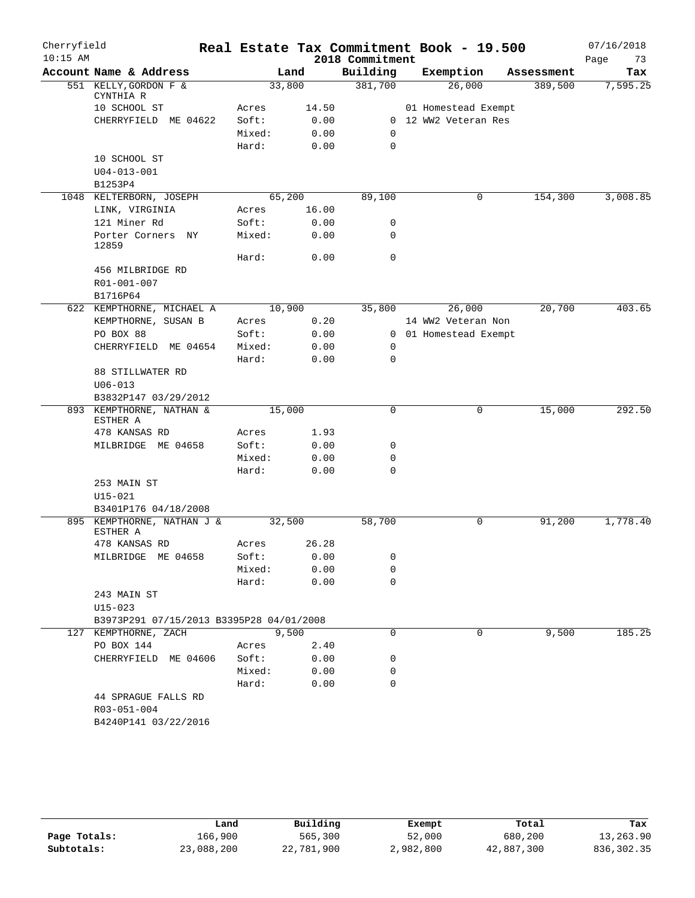# Real Estate Tax Commitment Book - 19.500

Cherryfield
10:15 AM

2018 Commitment

07/16/2018

| Account Name & Address | Land | | Building | Exemption | Assessment | Tax |
|---|---|---|---|---|---|---|
| 551 KELLY, GORDON F & CYNTHIA R | 33,800 | | 381,700 | 26,000 | 389,500 | 7,595.25 |
| 10 SCHOOL ST | Acres | 14.50 | | 01 Homestead Exempt | | |
| CHERRYFIELD ME 04622 | Soft: | 0.00 | 0 | 12 WW2 Veteran Res | | |
| | Mixed: | 0.00 | 0 | | | |
| | Hard: | 0.00 | 0 | | | |
| 10 SCHOOL ST | | | | | | |
| U04-013-001 | | | | | | |
| B1253P4 | | | | | | |
| 1048 KELTERBORN, JOSEPH | 65,200 | | 89,100 | 0 | 154,300 | 3,008.85 |
| LINK, VIRGINIA | Acres | 16.00 | | | | |
| 121 Miner Rd | Soft: | 0.00 | 0 | | | |
| Porter Corners NY 12859 | Mixed: | 0.00 | 0 | | | |
| | Hard: | 0.00 | 0 | | | |
| 456 MILBRIDGE RD | | | | | | |
| R01-001-007 | | | | | | |
| B1716P64 | | | | | | |
| 622 KEMPTHORNE, MICHAEL A | 10,900 | | 35,800 | 26,000 | 20,700 | 403.65 |
| KEMPTHORNE, SUSAN B | Acres | 0.20 | | 14 WW2 Veteran Non | | |
| PO BOX 88 | Soft: | 0.00 | 0 | 01 Homestead Exempt | | |
| CHERRYFIELD ME 04654 | Mixed: | 0.00 | 0 | | | |
| | Hard: | 0.00 | 0 | | | |
| 88 STILLWATER RD | | | | | | |
| U06-013 | | | | | | |
| B3832P147 03/29/2012 | | | | | | |
| 893 KEMPTHORNE, NATHAN & ESTHER A | 15,000 | | 0 | 0 | 15,000 | 292.50 |
| 478 KANSAS RD | Acres | 1.93 | | | | |
| MILBRIDGE ME 04658 | Soft: | 0.00 | 0 | | | |
| | Mixed: | 0.00 | 0 | | | |
| | Hard: | 0.00 | 0 | | | |
| 253 MAIN ST | | | | | | |
| U15-021 | | | | | | |
| B3401P176 04/18/2008 | | | | | | |
| 895 KEMPTHORNE, NATHAN J & ESTHER A | 32,500 | | 58,700 | 0 | 91,200 | 1,778.40 |
| 478 KANSAS RD | Acres | 26.28 | | | | |
| MILBRIDGE ME 04658 | Soft: | 0.00 | 0 | | | |
| | Mixed: | 0.00 | 0 | | | |
| | Hard: | 0.00 | 0 | | | |
| 243 MAIN ST | | | | | | |
| U15-023 | | | | | | |
| B3973P291 07/15/2013 B3395P28 04/01/2008 | | | | | | |
| 127 KEMPTHORNE, ZACH | 9,500 | | 0 | 0 | 9,500 | 185.25 |
| PO BOX 144 | Acres | 2.40 | | | | |
| CHERRYFIELD ME 04606 | Soft: | 0.00 | 0 | | | |
| | Mixed: | 0.00 | 0 | | | |
| | Hard: | 0.00 | 0 | | | |
| 44 SPRAGUE FALLS RD | | | | | | |
| R03-051-004 | | | | | | |
| B4240P141 03/22/2016 | | | | | | |

| | Land | Building | Exempt | Total | Tax |
|---|---|---|---|---|---|
| Page Totals: | 166,900 | 565,300 | 52,000 | 680,200 | 13,263.90 |
| Subtotals: | 23,088,200 | 22,781,900 | 2,982,800 | 42,887,300 | 836,302.35 |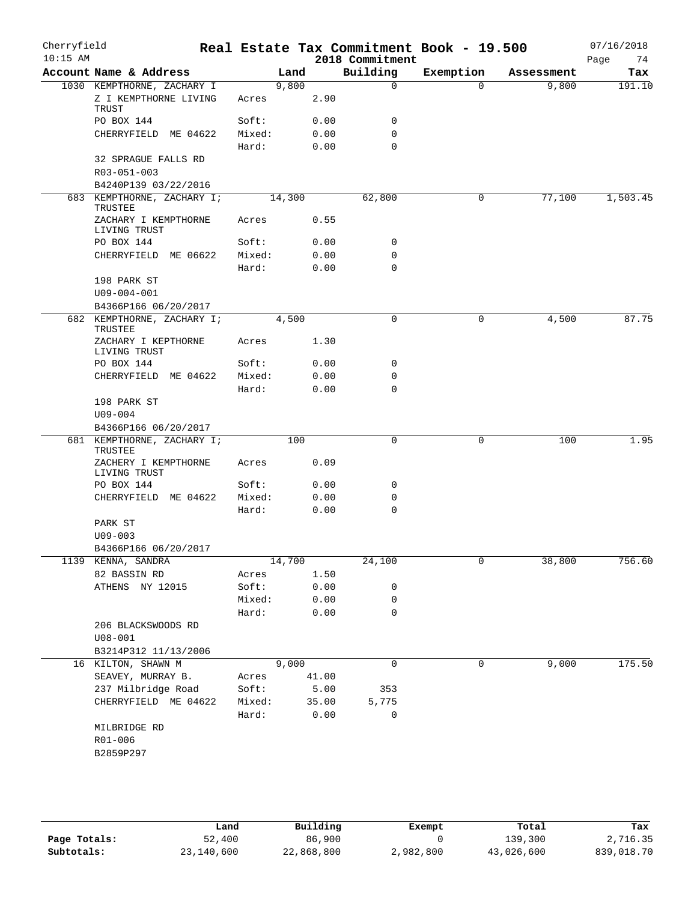Cherryfield 10:15 AM

# Real Estate Tax Commitment Book - 19.500

2018 Commitment

07/16/2018

| Account | Name & Address | | Land | Building | Exemption | Assessment | Tax |
|---|---|---|---|---|---|---|---|
| 1030 | KEMPTHORNE, ZACHARY I | | 9,800 | 0 | 0 | 9,800 | 191.10 |
| | Z I KEMPTHORNE LIVING TRUST | Acres | 2.90 | | | | |
| | PO BOX 144 | Soft: | 0.00 | 0 | | | |
| | CHERRYFIELD ME 04622 | Mixed: | 0.00 | 0 | | | |
| | | Hard: | 0.00 | 0 | | | |
| | 32 SPRAGUE FALLS RD | | | | | | |
| | R03-051-003 | | | | | | |
| | B4240P139 03/22/2016 | | | | | | |
| 683 | KEMPTHORNE, ZACHARY I; TRUSTEE | | 14,300 | 62,800 | 0 | 77,100 | 1,503.45 |
| | ZACHARY I KEMPTHORNE LIVING TRUST | Acres | 0.55 | | | | |
| | PO BOX 144 | Soft: | 0.00 | 0 | | | |
| | CHERRYFIELD ME 06622 | Mixed: | 0.00 | 0 | | | |
| | | Hard: | 0.00 | 0 | | | |
| | 198 PARK ST | | | | | | |
| | U09-004-001 | | | | | | |
| | B4366P166 06/20/2017 | | | | | | |
| 682 | KEMPTHORNE, ZACHARY I; TRUSTEE | | 4,500 | 0 | 0 | 4,500 | 87.75 |
| | ZACHARY I KEPTHORNE LIVING TRUST | Acres | 1.30 | | | | |
| | PO BOX 144 | Soft: | 0.00 | 0 | | | |
| | CHERRYFIELD ME 04622 | Mixed: | 0.00 | 0 | | | |
| | | Hard: | 0.00 | 0 | | | |
| | 198 PARK ST | | | | | | |
| | U09-004 | | | | | | |
| | B4366P166 06/20/2017 | | | | | | |
| 681 | KEMPTHORNE, ZACHARY I; TRUSTEE | | 100 | 0 | 0 | 100 | 1.95 |
| | ZACHERY I KEMPTHORNE LIVING TRUST | Acres | 0.09 | | | | |
| | PO BOX 144 | Soft: | 0.00 | 0 | | | |
| | CHERRYFIELD ME 04622 | Mixed: | 0.00 | 0 | | | |
| | | Hard: | 0.00 | 0 | | | |
| | PARK ST | | | | | | |
| | U09-003 | | | | | | |
| | B4366P166 06/20/2017 | | | | | | |
| 1139 | KENNA, SANDRA | | 14,700 | 24,100 | 0 | 38,800 | 756.60 |
| | 82 BASSIN RD | Acres | 1.50 | | | | |
| | ATHENS NY 12015 | Soft: | 0.00 | 0 | | | |
| | | Mixed: | 0.00 | 0 | | | |
| | | Hard: | 0.00 | 0 | | | |
| | 206 BLACKSWOODS RD | | | | | | |
| | U08-001 | | | | | | |
| | B3214P312 11/13/2006 | | | | | | |
| 16 | KILTON, SHAWN M | | 9,000 | 0 | 0 | 9,000 | 175.50 |
| | SEAVEY, MURRAY B. | Acres | 41.00 | | | | |
| | 237 Milbridge Road | Soft: | 5.00 | 353 | | | |
| | CHERRYFIELD ME 04622 | Mixed: | 35.00 | 5,775 | | | |
| | | Hard: | 0.00 | 0 | | | |
| | MILBRIDGE RD | | | | | | |
| | R01-006 | | | | | | |
| | B2859P297 | | | | | | |

| | Land | Building | Exempt | Total | Tax |
|---|---|---|---|---|---|
| Page Totals: | 52,400 | 86,900 | 0 | 139,300 | 2,716.35 |
| Subtotals: | 23,140,600 | 22,868,800 | 2,982,800 | 43,026,600 | 839,018.70 |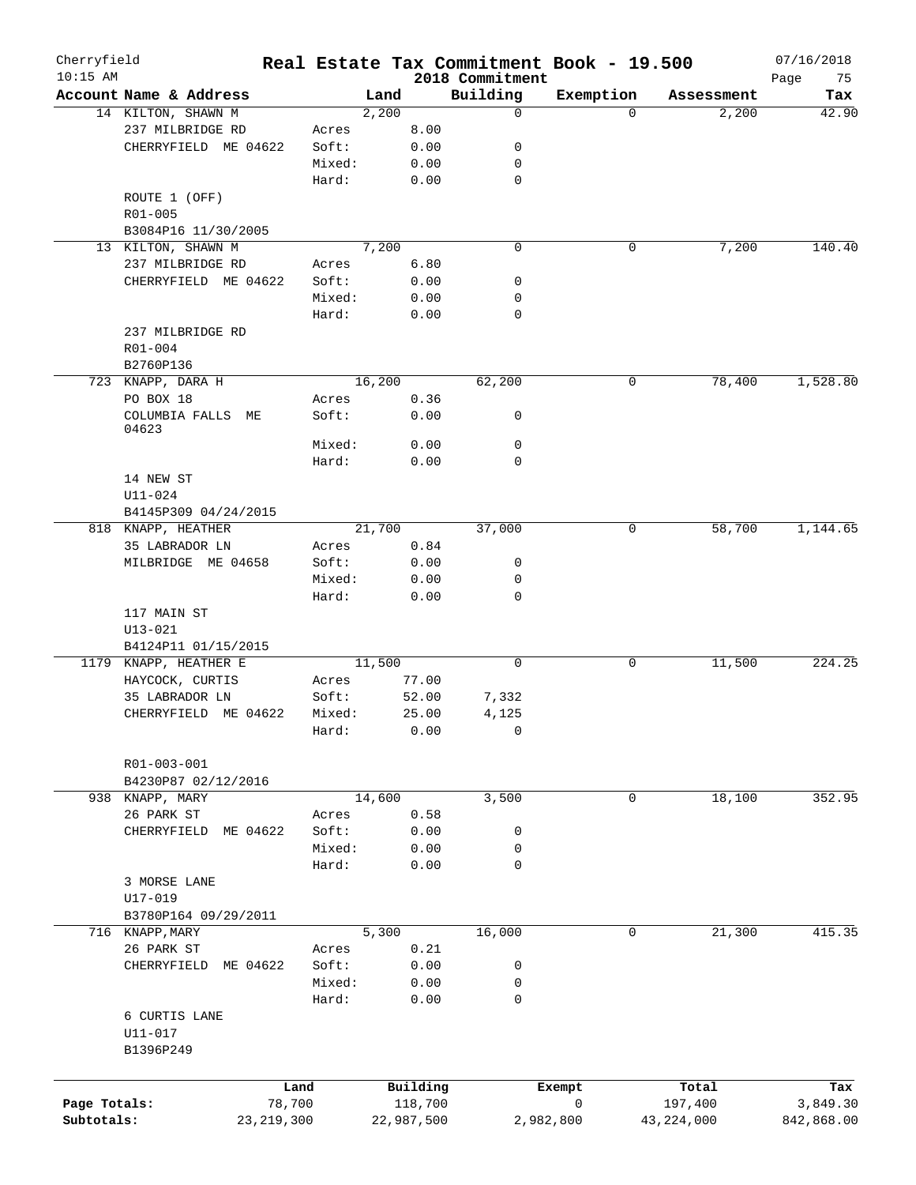Cherryfield 10:15 AM

# Real Estate Tax Commitment Book - 19.500

2018 Commitment

07/16/2018

| Account | Name & Address | | Land | Building | Exemption | Assessment | Tax |
|---|---|---|---|---|---|---|---|
| 14 | KILTON, SHAWN M | | 2,200 | 0 | 0 | 2,200 | 42.90 |
| | 237 MILBRIDGE RD | Acres | 8.00 | | | | |
| | CHERRYFIELD ME 04622 | Soft: | 0.00 | 0 | | | |
| | | Mixed: | 0.00 | 0 | | | |
| | | Hard: | 0.00 | 0 | | | |
| | ROUTE 1 (OFF) | | | | | | |
| | R01-005 | | | | | | |
| | B3084P16 11/30/2005 | | | | | | |
| 13 | KILTON, SHAWN M | | 7,200 | 0 | 0 | 7,200 | 140.40 |
| | 237 MILBRIDGE RD | Acres | 6.80 | | | | |
| | CHERRYFIELD ME 04622 | Soft: | 0.00 | 0 | | | |
| | | Mixed: | 0.00 | 0 | | | |
| | | Hard: | 0.00 | 0 | | | |
| | 237 MILBRIDGE RD | | | | | | |
| | R01-004 | | | | | | |
| | B2760P136 | | | | | | |
| 723 | KNAPP, DARA H | | 16,200 | 62,200 | 0 | 78,400 | 1,528.80 |
| | PO BOX 18 | Acres | 0.36 | | | | |
| | COLUMBIA FALLS ME 04623 | Soft: | 0.00 | 0 | | | |
| | | Mixed: | 0.00 | 0 | | | |
| | | Hard: | 0.00 | 0 | | | |
| | 14 NEW ST | | | | | | |
| | U11-024 | | | | | | |
| | B4145P309 04/24/2015 | | | | | | |
| 818 | KNAPP, HEATHER | | 21,700 | 37,000 | 0 | 58,700 | 1,144.65 |
| | 35 LABRADOR LN | Acres | 0.84 | | | | |
| | MILBRIDGE ME 04658 | Soft: | 0.00 | 0 | | | |
| | | Mixed: | 0.00 | 0 | | | |
| | | Hard: | 0.00 | 0 | | | |
| | 117 MAIN ST | | | | | | |
| | U13-021 | | | | | | |
| | B4124P11 01/15/2015 | | | | | | |
| 1179 | KNAPP, HEATHER E | | 11,500 | 0 | 0 | 11,500 | 224.25 |
| | HAYCOCK, CURTIS | Acres | 77.00 | | | | |
| | 35 LABRADOR LN | Soft: | 52.00 | 7,332 | | | |
| | CHERRYFIELD ME 04622 | Mixed: | 25.00 | 4,125 | | | |
| | | Hard: | 0.00 | 0 | | | |
| | R01-003-001 | | | | | | |
| | B4230P87 02/12/2016 | | | | | | |
| 938 | KNAPP, MARY | | 14,600 | 3,500 | 0 | 18,100 | 352.95 |
| | 26 PARK ST | Acres | 0.58 | | | | |
| | CHERRYFIELD ME 04622 | Soft: | 0.00 | 0 | | | |
| | | Mixed: | 0.00 | 0 | | | |
| | | Hard: | 0.00 | 0 | | | |
| | 3 MORSE LANE | | | | | | |
| | U17-019 | | | | | | |
| | B3780P164 09/29/2011 | | | | | | |
| 716 | KNAPP,MARY | | 5,300 | 16,000 | 0 | 21,300 | 415.35 |
| | 26 PARK ST | Acres | 0.21 | | | | |
| | CHERRYFIELD ME 04622 | Soft: | 0.00 | 0 | | | |
| | | Mixed: | 0.00 | 0 | | | |
| | | Hard: | 0.00 | 0 | | | |
| | 6 CURTIS LANE | | | | | | |
| | U11-017 | | | | | | |
| | B1396P249 | | | | | | |

| | Land | Building | Exempt | Total | Tax |
|---|---|---|---|---|---|
| Page Totals: | 78,700 | 118,700 | 0 | 197,400 | 3,849.30 |
| Subtotals: | 23,219,300 | 22,987,500 | 2,982,800 | 43,224,000 | 842,868.00 |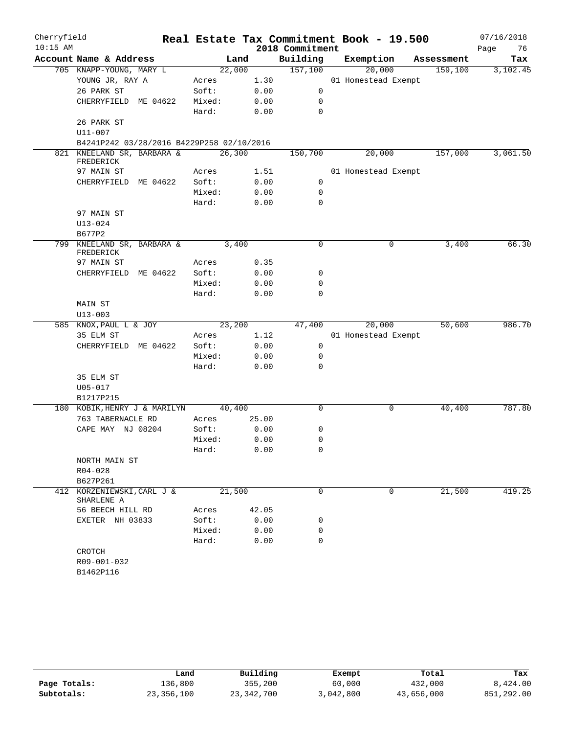# Real Estate Tax Commitment Book - 19.500

Cherryfield
10:15 AM
2018 Commitment
07/16/2018

| Account Name & Address | Land | | Building | Exemption | Assessment | Tax |
|---|---|---|---|---|---|---|
| 705 KNAPP-YOUNG, MARY L | 22,000 | | 157,100 | 20,000 | 159,100 | 3,102.45 |
| YOUNG JR, RAY A | Acres | 1.30 | | 01 Homestead Exempt | | |
| 26 PARK ST | Soft: | 0.00 | 0 | | | |
| CHERRYFIELD ME 04622 | Mixed: | 0.00 | 0 | | | |
| | Hard: | 0.00 | 0 | | | |
| 26 PARK ST | | | | | | |
| U11-007 | | | | | | |
| B4241P242 03/28/2016 B4229P258 02/10/2016 | | | | | | |
| 821 KNEELAND SR, BARBARA & FREDERICK | 26,300 | | 150,700 | 20,000 | 157,000 | 3,061.50 |
| 97 MAIN ST | Acres | 1.51 | | 01 Homestead Exempt | | |
| CHERRYFIELD ME 04622 | Soft: | 0.00 | 0 | | | |
| | Mixed: | 0.00 | 0 | | | |
| | Hard: | 0.00 | 0 | | | |
| 97 MAIN ST | | | | | | |
| U13-024 | | | | | | |
| B677P2 | | | | | | |
| 799 KNEELAND SR, BARBARA & FREDERICK | 3,400 | | 0 | 0 | 3,400 | 66.30 |
| 97 MAIN ST | Acres | 0.35 | | | | |
| CHERRYFIELD ME 04622 | Soft: | 0.00 | 0 | | | |
| | Mixed: | 0.00 | 0 | | | |
| | Hard: | 0.00 | 0 | | | |
| MAIN ST | | | | | | |
| U13-003 | | | | | | |
| 585 KNOX, PAUL L & JOY | 23,200 | | 47,400 | 20,000 | 50,600 | 986.70 |
| 35 ELM ST | Acres | 1.12 | | 01 Homestead Exempt | | |
| CHERRYFIELD ME 04622 | Soft: | 0.00 | 0 | | | |
| | Mixed: | 0.00 | 0 | | | |
| | Hard: | 0.00 | 0 | | | |
| 35 ELM ST | | | | | | |
| U05-017 | | | | | | |
| B1217P215 | | | | | | |
| 180 KOBIK, HENRY J & MARILYN | 40,400 | | 0 | 0 | 40,400 | 787.80 |
| 763 TABERNACLE RD | Acres | 25.00 | | | | |
| CAPE MAY NJ 08204 | Soft: | 0.00 | 0 | | | |
| | Mixed: | 0.00 | 0 | | | |
| | Hard: | 0.00 | 0 | | | |
| NORTH MAIN ST | | | | | | |
| R04-028 | | | | | | |
| B627P261 | | | | | | |
| 412 KORZENIEWSKI, CARL J & SHARLENE A | 21,500 | | 0 | 0 | 21,500 | 419.25 |
| 56 BEECH HILL RD | Acres | 42.05 | | | | |
| EXETER NH 03833 | Soft: | 0.00 | 0 | | | |
| | Mixed: | 0.00 | 0 | | | |
| | Hard: | 0.00 | 0 | | | |
| CROTCH | | | | | | |
| R09-001-032 | | | | | | |
| B1462P116 | | | | | | |

| | Land | Building | Exempt | Total | Tax |
|---|---|---|---|---|---|
| Page Totals: | 136,800 | 355,200 | 60,000 | 432,000 | 8,424.00 |
| Subtotals: | 23,356,100 | 23,342,700 | 3,042,800 | 43,656,000 | 851,292.00 |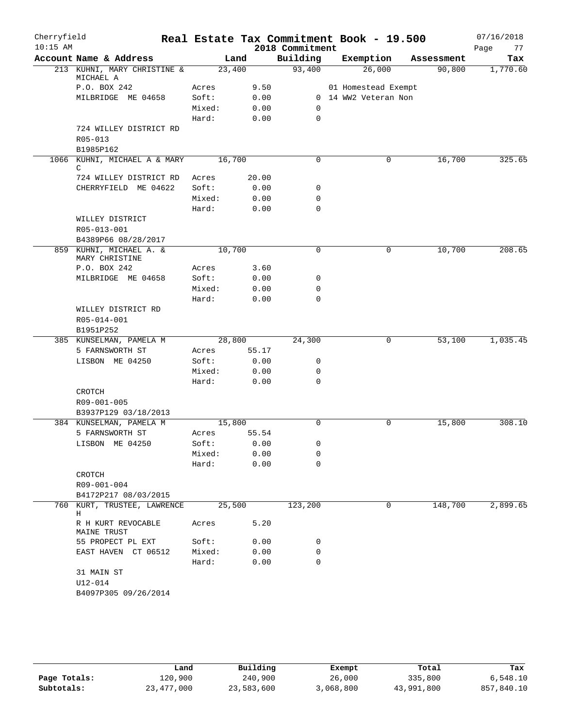Cherryfield — Real Estate Tax Commitment Book - 19.500 — 2018 Commitment

| Account Name & Address | Land | | Building | Exemption | Assessment | Tax |
|---|---|---|---|---|---|---|
| 213 KUHNI, MARY CHRISTINE & MICHAEL A | 23,400 | | 93,400 | 26,000 | 90,800 | 1,770.60 |
| P.O. BOX 242 | Acres | 9.50 | | 01 Homestead Exempt | | |
| MILBRIDGE ME 04658 | Soft: | 0.00 | 0 | 14 WW2 Veteran Non | | |
| | Mixed: | 0.00 | 0 | | | |
| | Hard: | 0.00 | 0 | | | |
| 724 WILLEY DISTRICT RD | | | | | | |
| R05-013 | | | | | | |
| B1985P162 | | | | | | |
| 1066 KUHNI, MICHAEL A & MARY C | 16,700 | | 0 | 0 | 16,700 | 325.65 |
| 724 WILLEY DISTRICT RD | Acres | 20.00 | | | | |
| CHERRYFIELD ME 04622 | Soft: | 0.00 | 0 | | | |
| | Mixed: | 0.00 | 0 | | | |
| | Hard: | 0.00 | 0 | | | |
| WILLEY DISTRICT | | | | | | |
| R05-013-001 | | | | | | |
| B4389P66 08/28/2017 | | | | | | |
| 859 KUHNI, MICHAEL A. & MARY CHRISTINE | 10,700 | | 0 | 0 | 10,700 | 208.65 |
| P.O. BOX 242 | Acres | 3.60 | | | | |
| MILBRIDGE ME 04658 | Soft: | 0.00 | 0 | | | |
| | Mixed: | 0.00 | 0 | | | |
| | Hard: | 0.00 | 0 | | | |
| WILLEY DISTRICT RD | | | | | | |
| R05-014-001 | | | | | | |
| B1951P252 | | | | | | |
| 385 KUNSELMAN, PAMELA M | 28,800 | | 24,300 | 0 | 53,100 | 1,035.45 |
| 5 FARNSWORTH ST | Acres | 55.17 | | | | |
| LISBON ME 04250 | Soft: | 0.00 | 0 | | | |
| | Mixed: | 0.00 | 0 | | | |
| | Hard: | 0.00 | 0 | | | |
| CROTCH | | | | | | |
| R09-001-005 | | | | | | |
| B3937P129 03/18/2013 | | | | | | |
| 384 KUNSELMAN, PAMELA M | 15,800 | | 0 | 0 | 15,800 | 308.10 |
| 5 FARNSWORTH ST | Acres | 55.54 | | | | |
| LISBON ME 04250 | Soft: | 0.00 | 0 | | | |
| | Mixed: | 0.00 | 0 | | | |
| | Hard: | 0.00 | 0 | | | |
| CROTCH | | | | | | |
| R09-001-004 | | | | | | |
| B4172P217 08/03/2015 | | | | | | |
| 760 KURT, TRUSTEE, LAWRENCE H | 25,500 | | 123,200 | 0 | 148,700 | 2,899.65 |
| R H KURT REVOCABLE MAINE TRUST | Acres | 5.20 | | | | |
| 55 PROPECT PL EXT | Soft: | 0.00 | 0 | | | |
| EAST HAVEN CT 06512 | Mixed: | 0.00 | 0 | | | |
| | Hard: | 0.00 | 0 | | | |
| 31 MAIN ST | | | | | | |
| U12-014 | | | | | | |
| B4097P305 09/26/2014 | | | | | | |

| | Land | Building | Exempt | Total | Tax |
|---|---|---|---|---|---|
| Page Totals: | 120,900 | 240,900 | 26,000 | 335,800 | 6,548.10 |
| Subtotals: | 23,477,000 | 23,583,600 | 3,068,800 | 43,991,800 | 857,840.10 |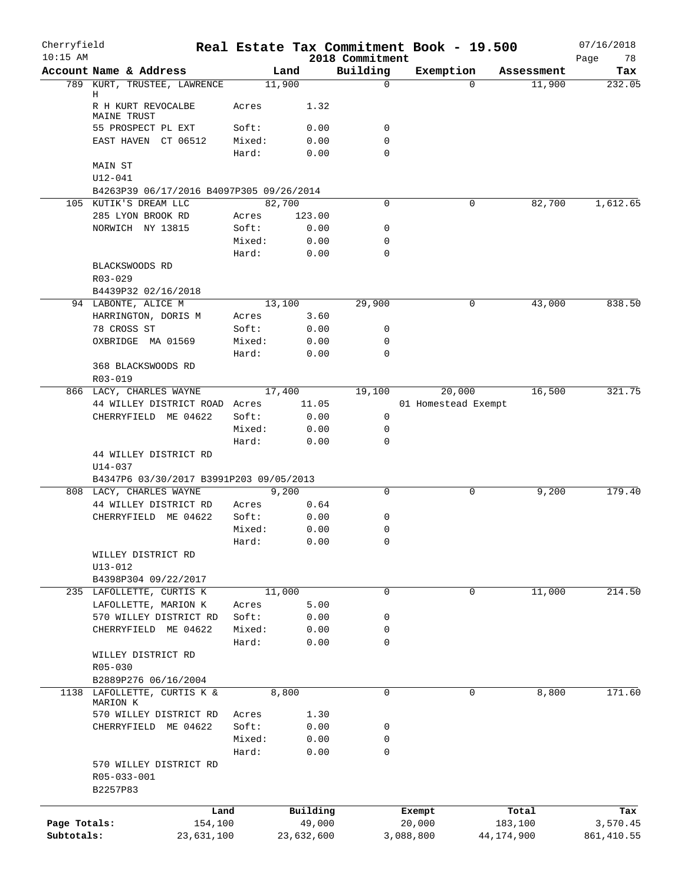# Real Estate Tax Commitment Book - 19.500

Cherryfield
10:15 AM

2018 Commitment

07/16/2018

| Account Name & Address | Land | | Building | Exemption | Assessment | Tax |
|---|---|---|---|---|---|---|
| 789 KURT, TRUSTEE, LAWRENCE H | 11,900 | | 0 | 0 | 11,900 | 232.05 |
| R H KURT REVOCALBE MAINE TRUST | Acres | 1.32 | | | | |
| 55 PROSPECT PL EXT | Soft: | 0.00 | 0 | | | |
| EAST HAVEN CT 06512 | Mixed: | 0.00 | 0 | | | |
| | Hard: | 0.00 | 0 | | | |
| MAIN ST | | | | | | |
| U12-041 | | | | | | |
| B4263P39 06/17/2016 B4097P305 09/26/2014 | | | | | | |
| 105 KUTIK'S DREAM LLC | 82,700 | | 0 | 0 | 82,700 | 1,612.65 |
| 285 LYON BROOK RD | Acres | 123.00 | | | | |
| NORWICH NY 13815 | Soft: | 0.00 | 0 | | | |
| | Mixed: | 0.00 | 0 | | | |
| | Hard: | 0.00 | 0 | | | |
| BLACKSWOODS RD | | | | | | |
| R03-029 | | | | | | |
| B4439P32 02/16/2018 | | | | | | |
| 94 LABONTE, ALICE M | 13,100 | | 29,900 | 0 | 43,000 | 838.50 |
| HARRINGTON, DORIS M | Acres | 3.60 | | | | |
| 78 CROSS ST | Soft: | 0.00 | 0 | | | |
| OXBRIDGE MA 01569 | Mixed: | 0.00 | 0 | | | |
| | Hard: | 0.00 | 0 | | | |
| 368 BLACKSWOODS RD | | | | | | |
| R03-019 | | | | | | |
| 866 LACY, CHARLES WAYNE | 17,400 | | 19,100 | 20,000 | 16,500 | 321.75 |
| 44 WILLEY DISTRICT ROAD | Acres | 11.05 | | 01 Homestead Exempt | | |
| CHERRYFIELD ME 04622 | Soft: | 0.00 | 0 | | | |
| | Mixed: | 0.00 | 0 | | | |
| | Hard: | 0.00 | 0 | | | |
| 44 WILLEY DISTRICT RD | | | | | | |
| U14-037 | | | | | | |
| B4347P6 03/30/2017 B3991P203 09/05/2013 | | | | | | |
| 808 LACY, CHARLES WAYNE | 9,200 | | 0 | 0 | 9,200 | 179.40 |
| 44 WILLEY DISTRICT RD | Acres | 0.64 | | | | |
| CHERRYFIELD ME 04622 | Soft: | 0.00 | 0 | | | |
| | Mixed: | 0.00 | 0 | | | |
| | Hard: | 0.00 | 0 | | | |
| WILLEY DISTRICT RD | | | | | | |
| U13-012 | | | | | | |
| B4398P304 09/22/2017 | | | | | | |
| 235 LAFOLLETTE, CURTIS K | 11,000 | | 0 | 0 | 11,000 | 214.50 |
| LAFOLLETTE, MARION K | Acres | 5.00 | | | | |
| 570 WILLEY DISTRICT RD | Soft: | 0.00 | 0 | | | |
| CHERRYFIELD ME 04622 | Mixed: | 0.00 | 0 | | | |
| | Hard: | 0.00 | 0 | | | |
| WILLEY DISTRICT RD | | | | | | |
| R05-030 | | | | | | |
| B2889P276 06/16/2004 | | | | | | |
| 1138 LAFOLLETTE, CURTIS K & MARION K | 8,800 | | 0 | 0 | 8,800 | 171.60 |
| 570 WILLEY DISTRICT RD | Acres | 1.30 | | | | |
| CHERRYFIELD ME 04622 | Soft: | 0.00 | 0 | | | |
| | Mixed: | 0.00 | 0 | | | |
| | Hard: | 0.00 | 0 | | | |
| 570 WILLEY DISTRICT RD | | | | | | |
| R05-033-001 | | | | | | |
| B2257P83 | | | | | | |

| | Land | Building | Exempt | Total | Tax |
|---|---|---|---|---|---|
| Page Totals: | 154,100 | 49,000 | 20,000 | 183,100 | 3,570.45 |
| Subtotals: | 23,631,100 | 23,632,600 | 3,088,800 | 44,174,900 | 861,410.55 |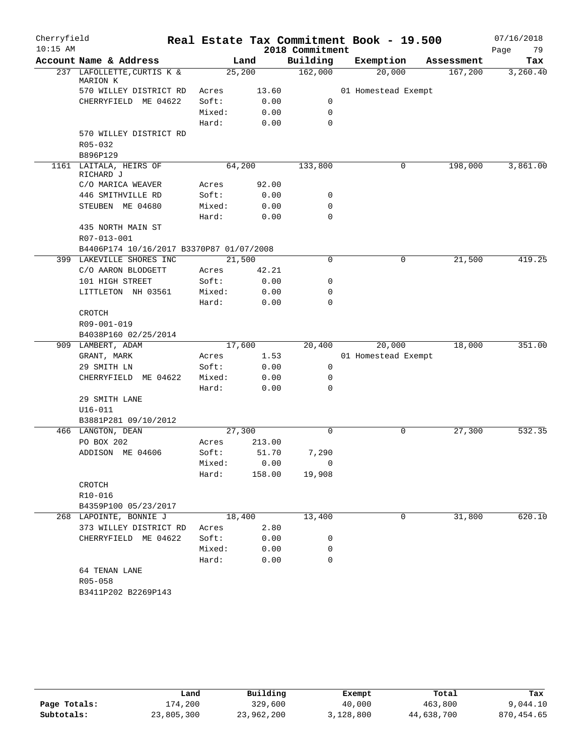# Real Estate Tax Commitment Book - 19.500

Cherryfield
10:15 AM
2018 Commitment
07/16/2018

| Account Name & Address | | Land | Building | Exemption | Assessment | Tax |
|---|---|---|---|---|---|---|
| 237 LAFOLLETTE,CURTIS K & MARION K | | 25,200 | 162,000 | 20,000 | 167,200 | 3,260.40 |
| 570 WILLEY DISTRICT RD | Acres | 13.60 | | 01 Homestead Exempt | | |
| CHERRYFIELD ME 04622 | Soft: | 0.00 | 0 | | | |
| | Mixed: | 0.00 | 0 | | | |
| | Hard: | 0.00 | 0 | | | |
| 570 WILLEY DISTRICT RD | | | | | | |
| R05-032 | | | | | | |
| B896P129 | | | | | | |
| 1161 LAITALA, HEIRS OF RICHARD J | | 64,200 | 133,800 | 0 | 198,000 | 3,861.00 |
| C/O MARICA WEAVER | Acres | 92.00 | | | | |
| 446 SMITHVILLE RD | Soft: | 0.00 | 0 | | | |
| STEUBEN ME 04680 | Mixed: | 0.00 | 0 | | | |
| | Hard: | 0.00 | 0 | | | |
| 435 NORTH MAIN ST | | | | | | |
| R07-013-001 | | | | | | |
| B4406P174 10/16/2017 B3370P87 01/07/2008 | | | | | | |
| 399 LAKEVILLE SHORES INC | | 21,500 | 0 | 0 | 21,500 | 419.25 |
| C/O AARON BLODGETT | Acres | 42.21 | | | | |
| 101 HIGH STREET | Soft: | 0.00 | 0 | | | |
| LITTLETON NH 03561 | Mixed: | 0.00 | 0 | | | |
| | Hard: | 0.00 | 0 | | | |
| CROTCH | | | | | | |
| R09-001-019 | | | | | | |
| B4038P160 02/25/2014 | | | | | | |
| 909 LAMBERT, ADAM | | 17,600 | 20,400 | 20,000 | 18,000 | 351.00 |
| GRANT, MARK | Acres | 1.53 | | 01 Homestead Exempt | | |
| 29 SMITH LN | Soft: | 0.00 | 0 | | | |
| CHERRYFIELD ME 04622 | Mixed: | 0.00 | 0 | | | |
| | Hard: | 0.00 | 0 | | | |
| 29 SMITH LANE | | | | | | |
| U16-011 | | | | | | |
| B3881P281 09/10/2012 | | | | | | |
| 466 LANGTON, DEAN | | 27,300 | 0 | 0 | 27,300 | 532.35 |
| PO BOX 202 | Acres | 213.00 | | | | |
| ADDISON ME 04606 | Soft: | 51.70 | 7,290 | | | |
| | Mixed: | 0.00 | 0 | | | |
| | Hard: | 158.00 | 19,908 | | | |
| CROTCH | | | | | | |
| R10-016 | | | | | | |
| B4359P100 05/23/2017 | | | | | | |
| 268 LAPOINTE, BONNIE J | | 18,400 | 13,400 | 0 | 31,800 | 620.10 |
| 373 WILLEY DISTRICT RD | Acres | 2.80 | | | | |
| CHERRYFIELD ME 04622 | Soft: | 0.00 | 0 | | | |
| | Mixed: | 0.00 | 0 | | | |
| | Hard: | 0.00 | 0 | | | |
| 64 TENAN LANE | | | | | | |
| R05-058 | | | | | | |
| B3411P202 B2269P143 | | | | | | |

| | Land | Building | Exempt | Total | Tax |
|---|---|---|---|---|---|
| Page Totals: | 174,200 | 329,600 | 40,000 | 463,800 | 9,044.10 |
| Subtotals: | 23,805,300 | 23,962,200 | 3,128,800 | 44,638,700 | 870,454.65 |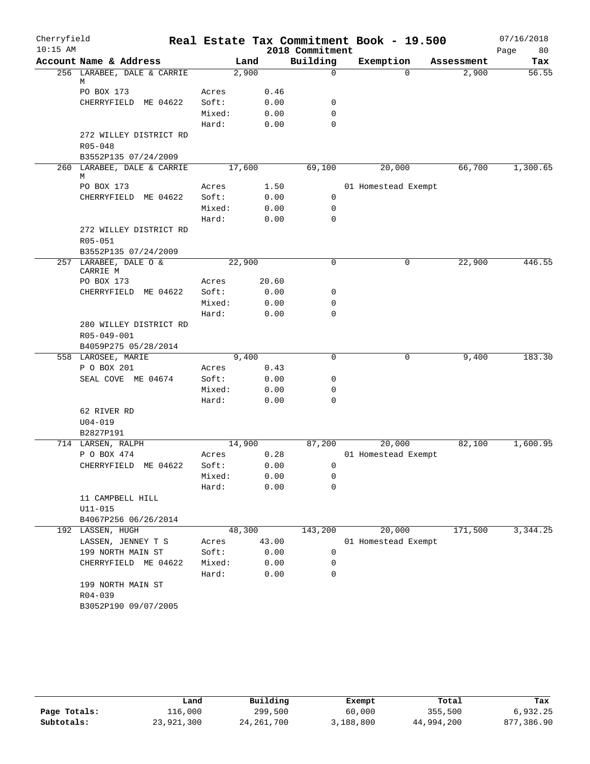# Real Estate Tax Commitment Book - 19.500

Cherryfield 10:15 AM — 2018 Commitment — 07/16/2018

| Account Name & Address | | Land | Building | Exemption | Assessment | Tax |
|---|---|---|---|---|---|---|
| 256 LARABEE, DALE & CARRIE M | | 2,900 | 0 | 0 | 2,900 | 56.55 |
| PO BOX 173 | Acres | 0.46 | | | | |
| CHERRYFIELD ME 04622 | Soft: | 0.00 | 0 | | | |
| | Mixed: | 0.00 | 0 | | | |
| | Hard: | 0.00 | 0 | | | |
| 272 WILLEY DISTRICT RD | | | | | | |
| R05-048 | | | | | | |
| B3552P135 07/24/2009 | | | | | | |
| 260 LARABEE, DALE & CARRIE M | | 17,600 | 69,100 | 20,000 | 66,700 | 1,300.65 |
| PO BOX 173 | Acres | 1.50 | | 01 Homestead Exempt | | |
| CHERRYFIELD ME 04622 | Soft: | 0.00 | 0 | | | |
| | Mixed: | 0.00 | 0 | | | |
| | Hard: | 0.00 | 0 | | | |
| 272 WILLEY DISTRICT RD | | | | | | |
| R05-051 | | | | | | |
| B3552P135 07/24/2009 | | | | | | |
| 257 LARABEE, DALE O & CARRIE M | | 22,900 | 0 | 0 | 22,900 | 446.55 |
| PO BOX 173 | Acres | 20.60 | | | | |
| CHERRYFIELD ME 04622 | Soft: | 0.00 | 0 | | | |
| | Mixed: | 0.00 | 0 | | | |
| | Hard: | 0.00 | 0 | | | |
| 280 WILLEY DISTRICT RD | | | | | | |
| R05-049-001 | | | | | | |
| B4059P275 05/28/2014 | | | | | | |
| 558 LAROSEE, MARIE | | 9,400 | 0 | 0 | 9,400 | 183.30 |
| P O BOX 201 | Acres | 0.43 | | | | |
| SEAL COVE ME 04674 | Soft: | 0.00 | 0 | | | |
| | Mixed: | 0.00 | 0 | | | |
| | Hard: | 0.00 | 0 | | | |
| 62 RIVER RD | | | | | | |
| U04-019 | | | | | | |
| B2827P191 | | | | | | |
| 714 LARSEN, RALPH | | 14,900 | 87,200 | 20,000 | 82,100 | 1,600.95 |
| P O BOX 474 | Acres | 0.28 | | 01 Homestead Exempt | | |
| CHERRYFIELD ME 04622 | Soft: | 0.00 | 0 | | | |
| | Mixed: | 0.00 | 0 | | | |
| | Hard: | 0.00 | 0 | | | |
| 11 CAMPBELL HILL | | | | | | |
| U11-015 | | | | | | |
| B4067P256 06/26/2014 | | | | | | |
| 192 LASSEN, HUGH | | 48,300 | 143,200 | 20,000 | 171,500 | 3,344.25 |
| LASSEN, JENNEY T S | Acres | 43.00 | | 01 Homestead Exempt | | |
| 199 NORTH MAIN ST | Soft: | 0.00 | 0 | | | |
| CHERRYFIELD ME 04622 | Mixed: | 0.00 | 0 | | | |
| | Hard: | 0.00 | 0 | | | |
| 199 NORTH MAIN ST | | | | | | |
| R04-039 | | | | | | |
| B3052P190 09/07/2005 | | | | | | |

| | Land | Building | Exempt | Total | Tax |
|---|---|---|---|---|---|
| Page Totals: | 116,000 | 299,500 | 60,000 | 355,500 | 6,932.25 |
| Subtotals: | 23,921,300 | 24,261,700 | 3,188,800 | 44,994,200 | 877,386.90 |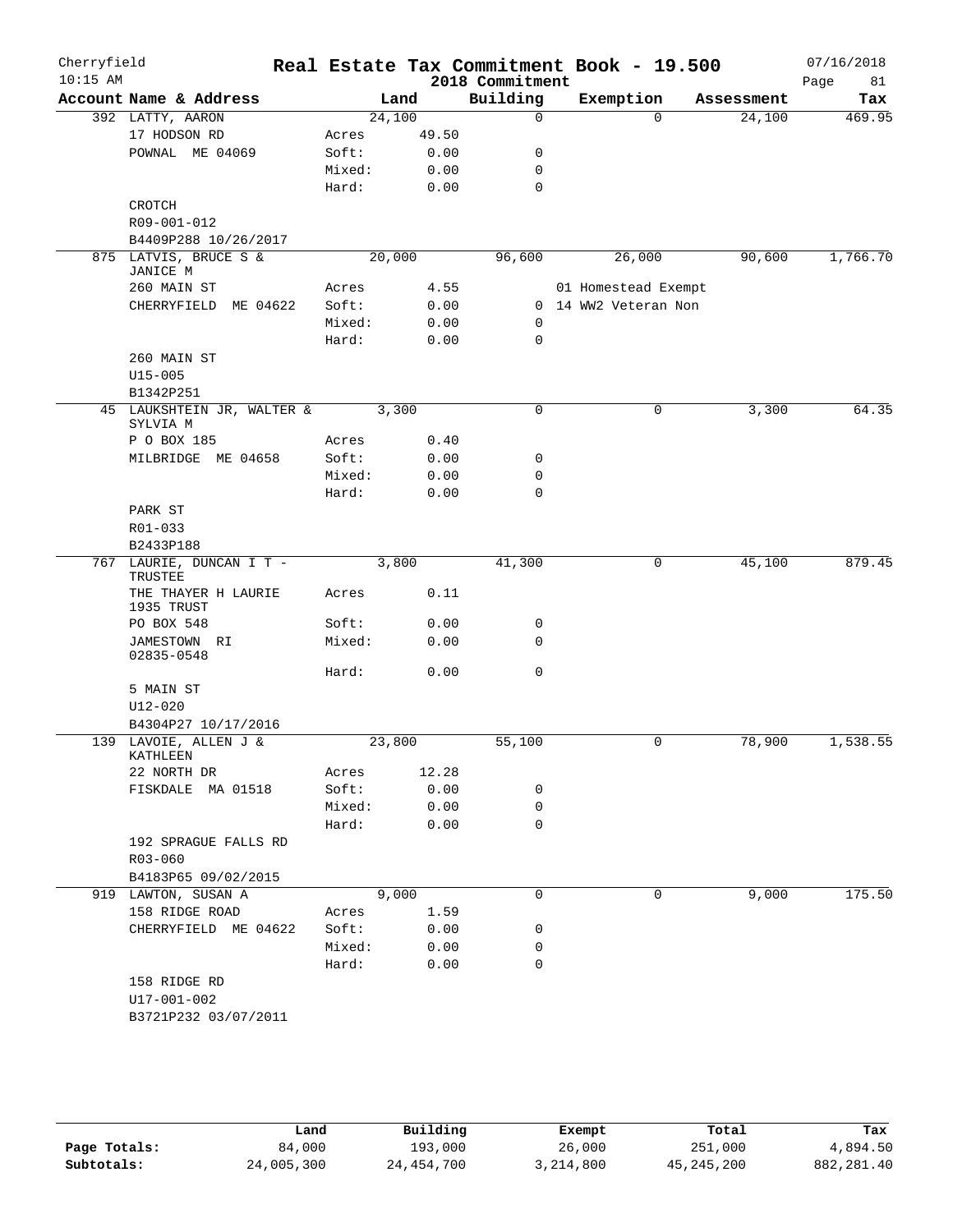Cherryfield 10:15 AM

# Real Estate Tax Commitment Book - 19.500

2018 Commitment

07/16/2018

| Account Name & Address | Land | | Building | Exemption | Assessment | Tax |
|---|---|---|---|---|---|---|
| 392 LATTY, AARON | 24,100 | | 0 | 0 | 24,100 | 469.95 |
| 17 HODSON RD | Acres | 49.50 | | | | |
| POWNAL ME 04069 | Soft: | 0.00 | 0 | | | |
| | Mixed: | 0.00 | 0 | | | |
| | Hard: | 0.00 | 0 | | | |
| CROTCH | | | | | | |
| R09-001-012 | | | | | | |
| B4409P288 10/26/2017 | | | | | | |
| 875 LATVIS, BRUCE S & JANICE M | 20,000 | | 96,600 | 26,000 | 90,600 | 1,766.70 |
| 260 MAIN ST | Acres | 4.55 | | 01 Homestead Exempt | | |
| CHERRYFIELD ME 04622 | Soft: | 0.00 | 0 | 14 WW2 Veteran Non | | |
| | Mixed: | 0.00 | 0 | | | |
| | Hard: | 0.00 | 0 | | | |
| 260 MAIN ST | | | | | | |
| U15-005 | | | | | | |
| B1342P251 | | | | | | |
| 45 LAUKSHTEIN JR, WALTER & SYLVIA M | 3,300 | | 0 | 0 | 3,300 | 64.35 |
| P O BOX 185 | Acres | 0.40 | | | | |
| MILBRIDGE ME 04658 | Soft: | 0.00 | 0 | | | |
| | Mixed: | 0.00 | 0 | | | |
| | Hard: | 0.00 | 0 | | | |
| PARK ST | | | | | | |
| R01-033 | | | | | | |
| B2433P188 | | | | | | |
| 767 LAURIE, DUNCAN I T - TRUSTEE | 3,800 | | 41,300 | 0 | 45,100 | 879.45 |
| THE THAYER H LAURIE 1935 TRUST | Acres | 0.11 | | | | |
| PO BOX 548 | Soft: | 0.00 | 0 | | | |
| JAMESTOWN RI 02835-0548 | Mixed: | 0.00 | 0 | | | |
| | Hard: | 0.00 | 0 | | | |
| 5 MAIN ST | | | | | | |
| U12-020 | | | | | | |
| B4304P27 10/17/2016 | | | | | | |
| 139 LAVOIE, ALLEN J & KATHLEEN | 23,800 | | 55,100 | 0 | 78,900 | 1,538.55 |
| 22 NORTH DR | Acres | 12.28 | | | | |
| FISKDALE MA 01518 | Soft: | 0.00 | 0 | | | |
| | Mixed: | 0.00 | 0 | | | |
| | Hard: | 0.00 | 0 | | | |
| 192 SPRAGUE FALLS RD | | | | | | |
| R03-060 | | | | | | |
| B4183P65 09/02/2015 | | | | | | |
| 919 LAWTON, SUSAN A | 9,000 | | 0 | 0 | 9,000 | 175.50 |
| 158 RIDGE ROAD | Acres | 1.59 | | | | |
| CHERRYFIELD ME 04622 | Soft: | 0.00 | 0 | | | |
| | Mixed: | 0.00 | 0 | | | |
| | Hard: | 0.00 | 0 | | | |
| 158 RIDGE RD | | | | | | |
| U17-001-002 | | | | | | |
| B3721P232 03/07/2011 | | | | | | |

| | Land | Building | Exempt | Total | Tax |
|---|---|---|---|---|---|
| Page Totals: | 84,000 | 193,000 | 26,000 | 251,000 | 4,894.50 |
| Subtotals: | 24,005,300 | 24,454,700 | 3,214,800 | 45,245,200 | 882,281.40 |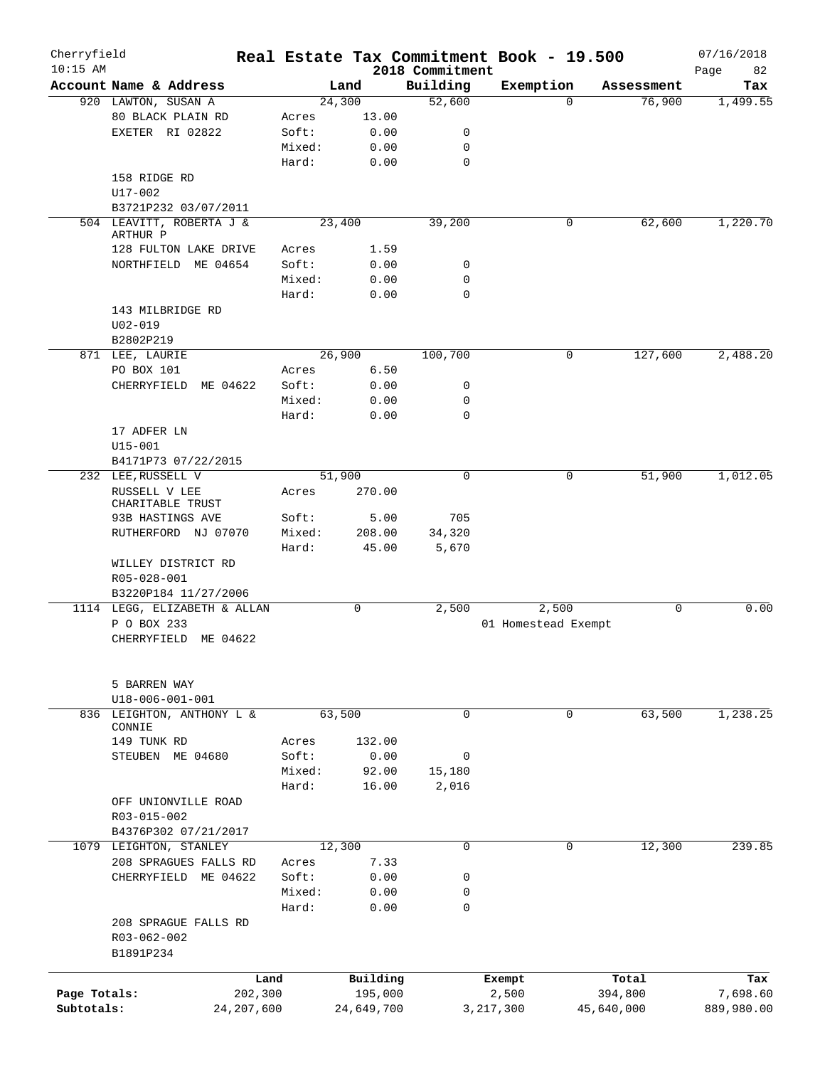Cherryfield 10:15 AM

# Real Estate Tax Commitment Book - 19.500

2018 Commitment

07/16/2018

| Account Name & Address | | Land | Building | Exemption | Assessment | Tax |
|---|---|---|---|---|---|---|
| 920 LAWTON, SUSAN A | | 24,300 | 52,600 | 0 | 76,900 | 1,499.55 |
| 80 BLACK PLAIN RD | Acres | 13.00 | | | | |
| EXETER RI 02822 | Soft: | 0.00 | 0 | | | |
| | Mixed: | 0.00 | 0 | | | |
| | Hard: | 0.00 | 0 | | | |
| 158 RIDGE RD | | | | | | |
| U17-002 | | | | | | |
| B3721P232 03/07/2011 | | | | | | |
| 504 LEAVITT, ROBERTA J & ARTHUR P | | 23,400 | 39,200 | 0 | 62,600 | 1,220.70 |
| 128 FULTON LAKE DRIVE | Acres | 1.59 | | | | |
| NORTHFIELD ME 04654 | Soft: | 0.00 | 0 | | | |
| | Mixed: | 0.00 | 0 | | | |
| | Hard: | 0.00 | 0 | | | |
| 143 MILBRIDGE RD | | | | | | |
| U02-019 | | | | | | |
| B2802P219 | | | | | | |
| 871 LEE, LAURIE | | 26,900 | 100,700 | 0 | 127,600 | 2,488.20 |
| PO BOX 101 | Acres | 6.50 | | | | |
| CHERRYFIELD ME 04622 | Soft: | 0.00 | 0 | | | |
| | Mixed: | 0.00 | 0 | | | |
| | Hard: | 0.00 | 0 | | | |
| 17 ADFER LN | | | | | | |
| U15-001 | | | | | | |
| B4171P73 07/22/2015 | | | | | | |
| 232 LEE,RUSSELL V | | 51,900 | 0 | 0 | 51,900 | 1,012.05 |
| RUSSELL V LEE CHARITABLE TRUST | Acres | 270.00 | | | | |
| 93B HASTINGS AVE | Soft: | 5.00 | 705 | | | |
| RUTHERFORD NJ 07070 | Mixed: | 208.00 | 34,320 | | | |
| | Hard: | 45.00 | 5,670 | | | |
| WILLEY DISTRICT RD | | | | | | |
| R05-028-001 | | | | | | |
| B3220P184 11/27/2006 | | | | | | |
| 1114 LEGG, ELIZABETH & ALLAN | | 0 | 2,500 | 2,500 | 0 | 0.00 |
| P O BOX 233 | | | | 01 Homestead Exempt | | |
| CHERRYFIELD ME 04622 | | | | | | |
| 5 BARREN WAY | | | | | | |
| U18-006-001-001 | | | | | | |
| 836 LEIGHTON, ANTHONY L & CONNIE | | 63,500 | 0 | 0 | 63,500 | 1,238.25 |
| 149 TUNK RD | Acres | 132.00 | | | | |
| STEUBEN ME 04680 | Soft: | 0.00 | 0 | | | |
| | Mixed: | 92.00 | 15,180 | | | |
| | Hard: | 16.00 | 2,016 | | | |
| OFF UNIONVILLE ROAD | | | | | | |
| R03-015-002 | | | | | | |
| B4376P302 07/21/2017 | | | | | | |
| 1079 LEIGHTON, STANLEY | | 12,300 | 0 | 0 | 12,300 | 239.85 |
| 208 SPRAGUES FALLS RD | Acres | 7.33 | | | | |
| CHERRYFIELD ME 04622 | Soft: | 0.00 | 0 | | | |
| | Mixed: | 0.00 | 0 | | | |
| | Hard: | 0.00 | 0 | | | |
| 208 SPRAGUE FALLS RD | | | | | | |
| R03-062-002 | | | | | | |
| B1891P234 | | | | | | |

| | Land | Building | Exempt | Total | Tax |
|---|---|---|---|---|---|
| Page Totals: | 202,300 | 195,000 | 2,500 | 394,800 | 7,698.60 |
| Subtotals: | 24,207,600 | 24,649,700 | 3,217,300 | 45,640,000 | 889,980.00 |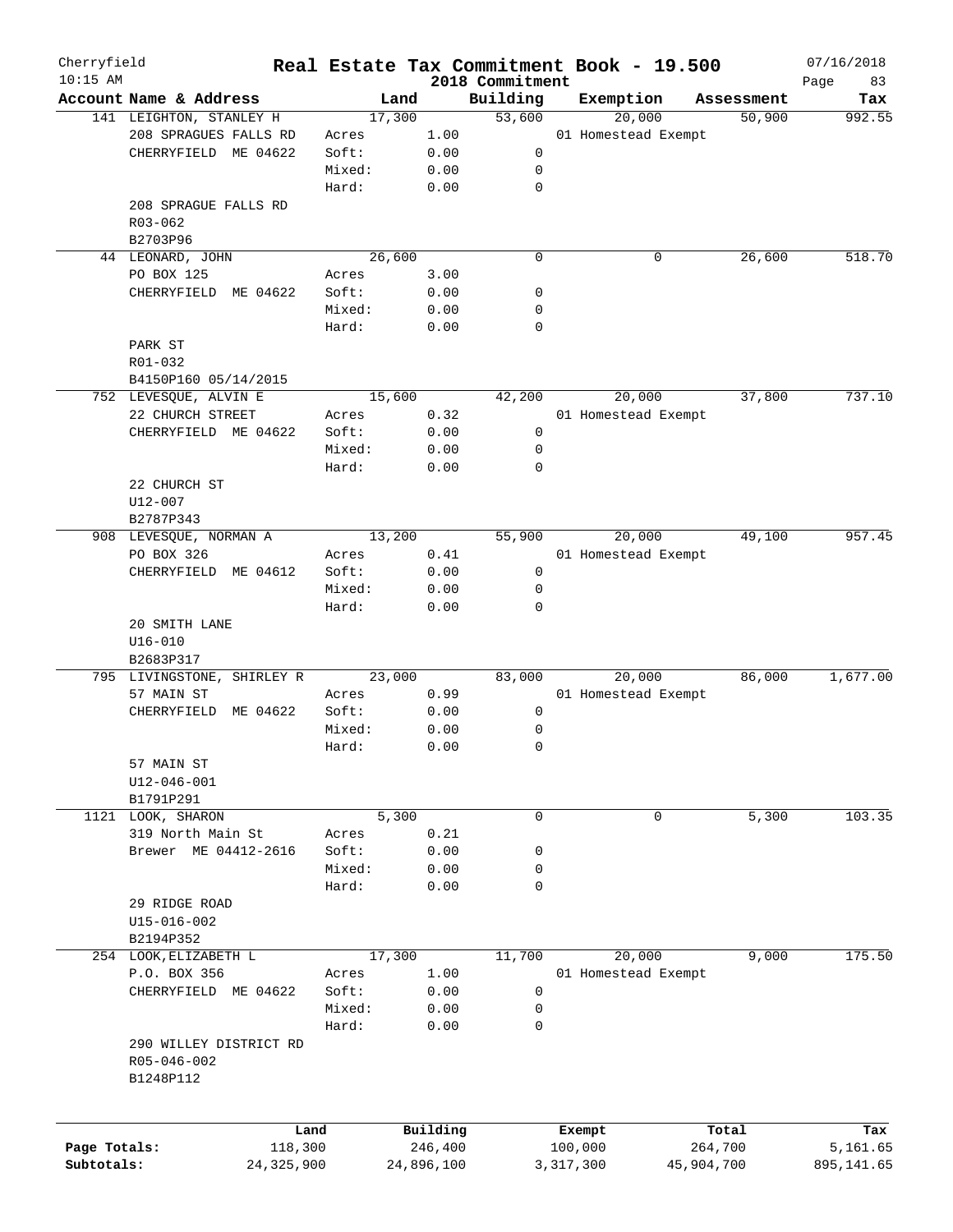Cherryfield 10:15 AM

# Real Estate Tax Commitment Book - 19.500
## 2018 Commitment

07/16/2018 Page 83

| Account Name & Address | Land | | Building | Exemption | Assessment | Tax |
|---|---|---|---|---|---|---|
| 141 LEIGHTON, STANLEY H | 17,300 | | 53,600 | 20,000 | 50,900 | 992.55 |
| 208 SPRAGUES FALLS RD | Acres | 1.00 | | 01 Homestead Exempt | | |
| CHERRYFIELD ME 04622 | Soft: | 0.00 | 0 | | | |
| | Mixed: | 0.00 | 0 | | | |
| | Hard: | 0.00 | 0 | | | |
| 208 SPRAGUE FALLS RD | | | | | | |
| R03-062 | | | | | | |
| B2703P96 | | | | | | |
| 44 LEONARD, JOHN | 26,600 | | 0 | 0 | 26,600 | 518.70 |
| PO BOX 125 | Acres | 3.00 | | | | |
| CHERRYFIELD ME 04622 | Soft: | 0.00 | 0 | | | |
| | Mixed: | 0.00 | 0 | | | |
| | Hard: | 0.00 | 0 | | | |
| PARK ST | | | | | | |
| R01-032 | | | | | | |
| B4150P160 05/14/2015 | | | | | | |
| 752 LEVESQUE, ALVIN E | 15,600 | | 42,200 | 20,000 | 37,800 | 737.10 |
| 22 CHURCH STREET | Acres | 0.32 | | 01 Homestead Exempt | | |
| CHERRYFIELD ME 04622 | Soft: | 0.00 | 0 | | | |
| | Mixed: | 0.00 | 0 | | | |
| | Hard: | 0.00 | 0 | | | |
| 22 CHURCH ST | | | | | | |
| U12-007 | | | | | | |
| B2787P343 | | | | | | |
| 908 LEVESQUE, NORMAN A | 13,200 | | 55,900 | 20,000 | 49,100 | 957.45 |
| PO BOX 326 | Acres | 0.41 | | 01 Homestead Exempt | | |
| CHERRYFIELD ME 04612 | Soft: | 0.00 | 0 | | | |
| | Mixed: | 0.00 | 0 | | | |
| | Hard: | 0.00 | 0 | | | |
| 20 SMITH LANE | | | | | | |
| U16-010 | | | | | | |
| B2683P317 | | | | | | |
| 795 LIVINGSTONE, SHIRLEY R | 23,000 | | 83,000 | 20,000 | 86,000 | 1,677.00 |
| 57 MAIN ST | Acres | 0.99 | | 01 Homestead Exempt | | |
| CHERRYFIELD ME 04622 | Soft: | 0.00 | 0 | | | |
| | Mixed: | 0.00 | 0 | | | |
| | Hard: | 0.00 | 0 | | | |
| 57 MAIN ST | | | | | | |
| U12-046-001 | | | | | | |
| B1791P291 | | | | | | |
| 1121 LOOK, SHARON | 5,300 | | 0 | 0 | 5,300 | 103.35 |
| 319 North Main St | Acres | 0.21 | | | | |
| Brewer ME 04412-2616 | Soft: | 0.00 | 0 | | | |
| | Mixed: | 0.00 | 0 | | | |
| | Hard: | 0.00 | 0 | | | |
| 29 RIDGE ROAD | | | | | | |
| U15-016-002 | | | | | | |
| B2194P352 | | | | | | |
| 254 LOOK, ELIZABETH L | 17,300 | | 11,700 | 20,000 | 9,000 | 175.50 |
| P.O. BOX 356 | Acres | 1.00 | | 01 Homestead Exempt | | |
| CHERRYFIELD ME 04622 | Soft: | 0.00 | 0 | | | |
| | Mixed: | 0.00 | 0 | | | |
| | Hard: | 0.00 | 0 | | | |
| 290 WILLEY DISTRICT RD | | | | | | |
| R05-046-002 | | | | | | |
| B1248P112 | | | | | | |

| | Land | Building | Exempt | Total | Tax |
|---|---|---|---|---|---|
| Page Totals: | 118,300 | 246,400 | 100,000 | 264,700 | 5,161.65 |
| Subtotals: | 24,325,900 | 24,896,100 | 3,317,300 | 45,904,700 | 895,141.65 |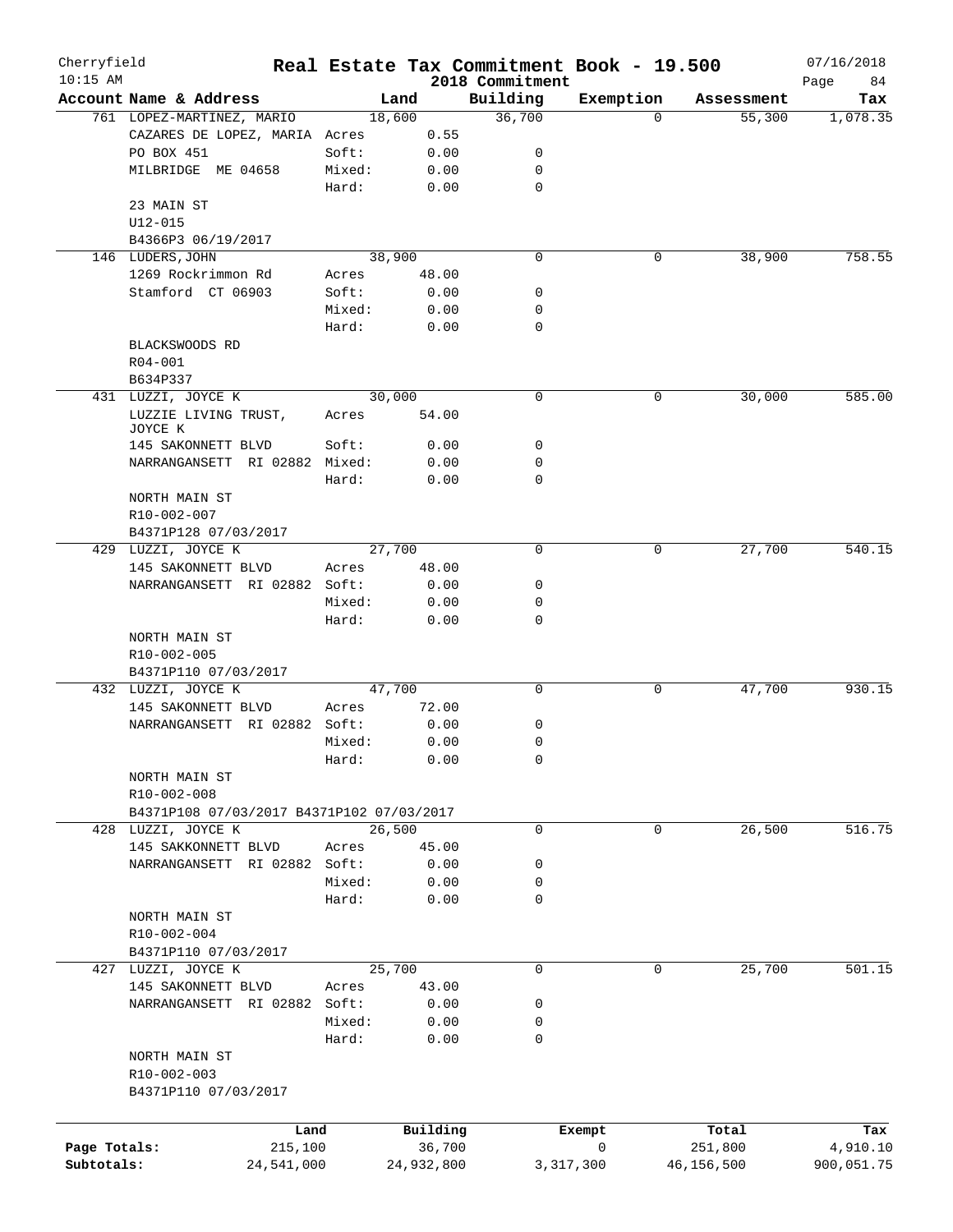Cherryfield — Real Estate Tax Commitment Book - 19.500 — 07/16/2018

10:15 AM — 2018 Commitment

| Account Name & Address | | Land | Building | Exemption | Assessment | Tax |
|---|---|---|---|---|---|---|
| 761 LOPEZ-MARTINEZ, MARIO | | 18,600 | 36,700 | 0 | 55,300 | 1,078.35 |
| CAZARES DE LOPEZ, MARIA | Acres | 0.55 | | | | |
| PO BOX 451 | Soft: | 0.00 | 0 | | | |
| MILBRIDGE ME 04658 | Mixed: | 0.00 | 0 | | | |
| | Hard: | 0.00 | 0 | | | |
| 23 MAIN ST | | | | | | |
| U12-015 | | | | | | |
| B4366P3 06/19/2017 | | | | | | |
| 146 LUDERS, JOHN | | 38,900 | 0 | 0 | 38,900 | 758.55 |
| 1269 Rockrimmon Rd | Acres | 48.00 | | | | |
| Stamford CT 06903 | Soft: | 0.00 | 0 | | | |
| | Mixed: | 0.00 | 0 | | | |
| | Hard: | 0.00 | 0 | | | |
| BLACKSWOODS RD | | | | | | |
| R04-001 | | | | | | |
| B634P337 | | | | | | |
| 431 LUZZI, JOYCE K | | 30,000 | 0 | 0 | 30,000 | 585.00 |
| LUZZIE LIVING TRUST, JOYCE K | Acres | 54.00 | | | | |
| 145 SAKONNETT BLVD | Soft: | 0.00 | 0 | | | |
| NARRANGANSETT RI 02882 | Mixed: | 0.00 | 0 | | | |
| | Hard: | 0.00 | 0 | | | |
| NORTH MAIN ST | | | | | | |
| R10-002-007 | | | | | | |
| B4371P128 07/03/2017 | | | | | | |
| 429 LUZZI, JOYCE K | | 27,700 | 0 | 0 | 27,700 | 540.15 |
| 145 SAKONNETT BLVD | Acres | 48.00 | | | | |
| NARRANGANSETT RI 02882 | Soft: | 0.00 | 0 | | | |
| | Mixed: | 0.00 | 0 | | | |
| | Hard: | 0.00 | 0 | | | |
| NORTH MAIN ST | | | | | | |
| R10-002-005 | | | | | | |
| B4371P110 07/03/2017 | | | | | | |
| 432 LUZZI, JOYCE K | | 47,700 | 0 | 0 | 47,700 | 930.15 |
| 145 SAKONNETT BLVD | Acres | 72.00 | | | | |
| NARRANGANSETT RI 02882 | Soft: | 0.00 | 0 | | | |
| | Mixed: | 0.00 | 0 | | | |
| | Hard: | 0.00 | 0 | | | |
| NORTH MAIN ST | | | | | | |
| R10-002-008 | | | | | | |
| B4371P108 07/03/2017 B4371P102 07/03/2017 | | | | | | |
| 428 LUZZI, JOYCE K | | 26,500 | 0 | 0 | 26,500 | 516.75 |
| 145 SAKKONNETT BLVD | Acres | 45.00 | | | | |
| NARRANGANSETT RI 02882 | Soft: | 0.00 | 0 | | | |
| | Mixed: | 0.00 | 0 | | | |
| | Hard: | 0.00 | 0 | | | |
| NORTH MAIN ST | | | | | | |
| R10-002-004 | | | | | | |
| B4371P110 07/03/2017 | | | | | | |
| 427 LUZZI, JOYCE K | | 25,700 | 0 | 0 | 25,700 | 501.15 |
| 145 SAKONNETT BLVD | Acres | 43.00 | | | | |
| NARRANGANSETT RI 02882 | Soft: | 0.00 | 0 | | | |
| | Mixed: | 0.00 | 0 | | | |
| | Hard: | 0.00 | 0 | | | |
| NORTH MAIN ST | | | | | | |
| R10-002-003 | | | | | | |
| B4371P110 07/03/2017 | | | | | | |

| | Land | Building | Exempt | Total | Tax |
|---|---|---|---|---|---|
| Page Totals: | 215,100 | 36,700 | 0 | 251,800 | 4,910.10 |
| Subtotals: | 24,541,000 | 24,932,800 | 3,317,300 | 46,156,500 | 900,051.75 |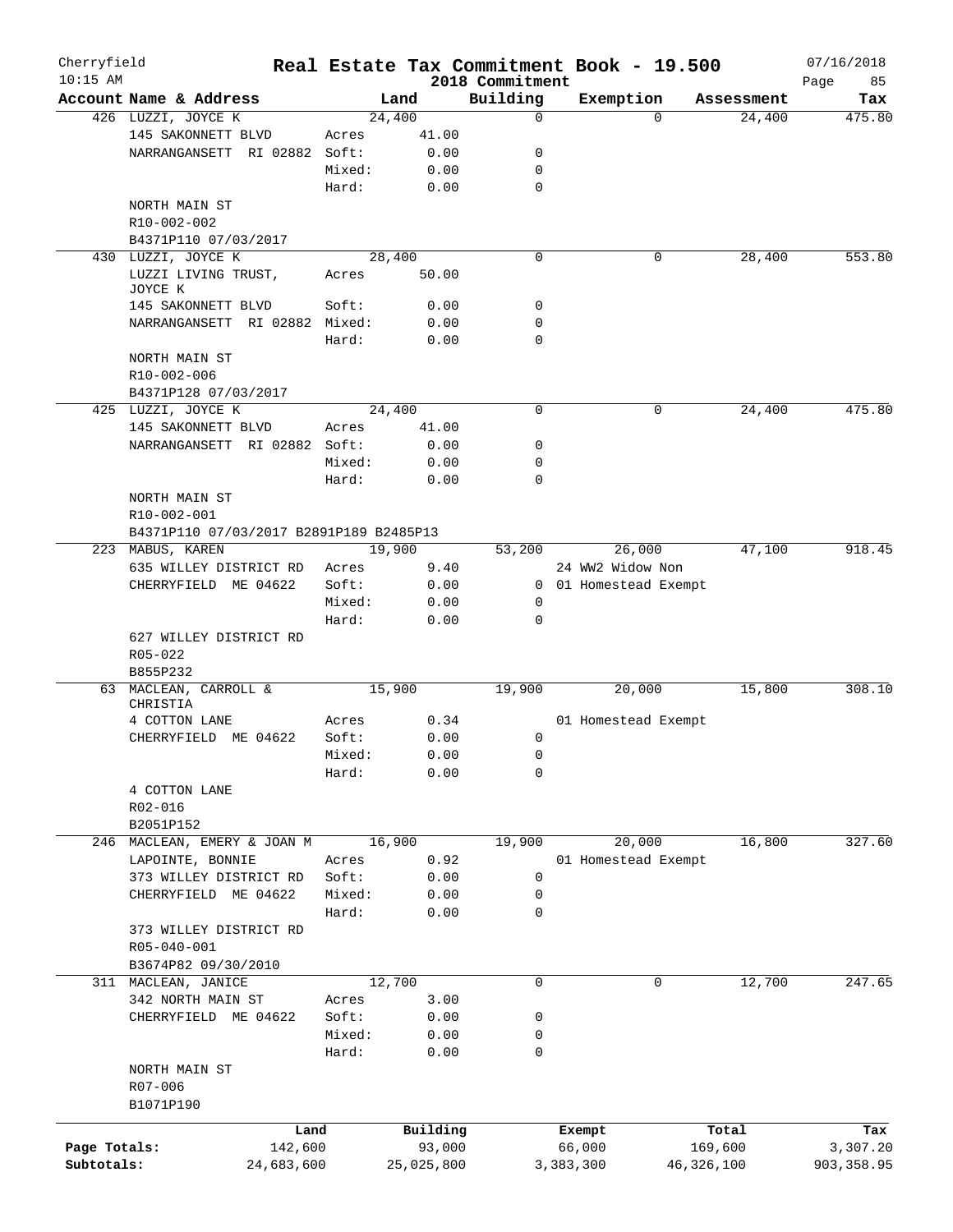Cherryfield 10:15 AM

# Real Estate Tax Commitment Book - 19.500

2018 Commitment

07/16/2018

| Account Name & Address | | Land | Building | Exemption | Assessment | Tax |
|---|---|---|---|---|---|---|
| 426 LUZZI, JOYCE K | | 24,400 | 0 | 0 | 24,400 | 475.80 |
| 145 SAKONNETT BLVD | Acres | 41.00 | | | | |
| NARRANGANSETT RI 02882 | Soft: | 0.00 | 0 | | | |
| | Mixed: | 0.00 | 0 | | | |
| | Hard: | 0.00 | 0 | | | |
| NORTH MAIN ST | | | | | | |
| R10-002-002 | | | | | | |
| B4371P110 07/03/2017 | | | | | | |
| 430 LUZZI, JOYCE K | | 28,400 | 0 | 0 | 28,400 | 553.80 |
| LUZZI LIVING TRUST, JOYCE K | Acres | 50.00 | | | | |
| 145 SAKONNETT BLVD | Soft: | 0.00 | 0 | | | |
| NARRANGANSETT RI 02882 | Mixed: | 0.00 | 0 | | | |
| | Hard: | 0.00 | 0 | | | |
| NORTH MAIN ST | | | | | | |
| R10-002-006 | | | | | | |
| B4371P128 07/03/2017 | | | | | | |
| 425 LUZZI, JOYCE K | | 24,400 | 0 | 0 | 24,400 | 475.80 |
| 145 SAKONNETT BLVD | Acres | 41.00 | | | | |
| NARRANGANSETT RI 02882 | Soft: | 0.00 | 0 | | | |
| | Mixed: | 0.00 | 0 | | | |
| | Hard: | 0.00 | 0 | | | |
| NORTH MAIN ST | | | | | | |
| R10-002-001 | | | | | | |
| B4371P110 07/03/2017 B2891P189 B2485P13 | | | | | | |
| 223 MABUS, KAREN | | 19,900 | 53,200 | 26,000 | 47,100 | 918.45 |
| 635 WILLEY DISTRICT RD | Acres | 9.40 | | 24 WW2 Widow Non | | |
| CHERRYFIELD ME 04622 | Soft: | 0.00 | 0 | 01 Homestead Exempt | | |
| | Mixed: | 0.00 | 0 | | | |
| | Hard: | 0.00 | 0 | | | |
| 627 WILLEY DISTRICT RD | | | | | | |
| R05-022 | | | | | | |
| B855P232 | | | | | | |
| 63 MACLEAN, CARROLL & CHRISTIA | | 15,900 | 19,900 | 20,000 | 15,800 | 308.10 |
| 4 COTTON LANE | Acres | 0.34 | | 01 Homestead Exempt | | |
| CHERRYFIELD ME 04622 | Soft: | 0.00 | 0 | | | |
| | Mixed: | 0.00 | 0 | | | |
| | Hard: | 0.00 | 0 | | | |
| 4 COTTON LANE | | | | | | |
| R02-016 | | | | | | |
| B2051P152 | | | | | | |
| 246 MACLEAN, EMERY & JOAN M | | 16,900 | 19,900 | 20,000 | 16,800 | 327.60 |
| LAPOINTE, BONNIE | Acres | 0.92 | | 01 Homestead Exempt | | |
| 373 WILLEY DISTRICT RD | Soft: | 0.00 | 0 | | | |
| CHERRYFIELD ME 04622 | Mixed: | 0.00 | 0 | | | |
| | Hard: | 0.00 | 0 | | | |
| 373 WILLEY DISTRICT RD | | | | | | |
| R05-040-001 | | | | | | |
| B3674P82 09/30/2010 | | | | | | |
| 311 MACLEAN, JANICE | | 12,700 | 0 | 0 | 12,700 | 247.65 |
| 342 NORTH MAIN ST | Acres | 3.00 | | | | |
| CHERRYFIELD ME 04622 | Soft: | 0.00 | 0 | | | |
| | Mixed: | 0.00 | 0 | | | |
| | Hard: | 0.00 | 0 | | | |
| NORTH MAIN ST | | | | | | |
| R07-006 | | | | | | |
| B1071P190 | | | | | | |

| | Land | Building | Exempt | Total | Tax |
|---|---|---|---|---|---|
| Page Totals: | 142,600 | 93,000 | 66,000 | 169,600 | 3,307.20 |
| Subtotals: | 24,683,600 | 25,025,800 | 3,383,300 | 46,326,100 | 903,358.95 |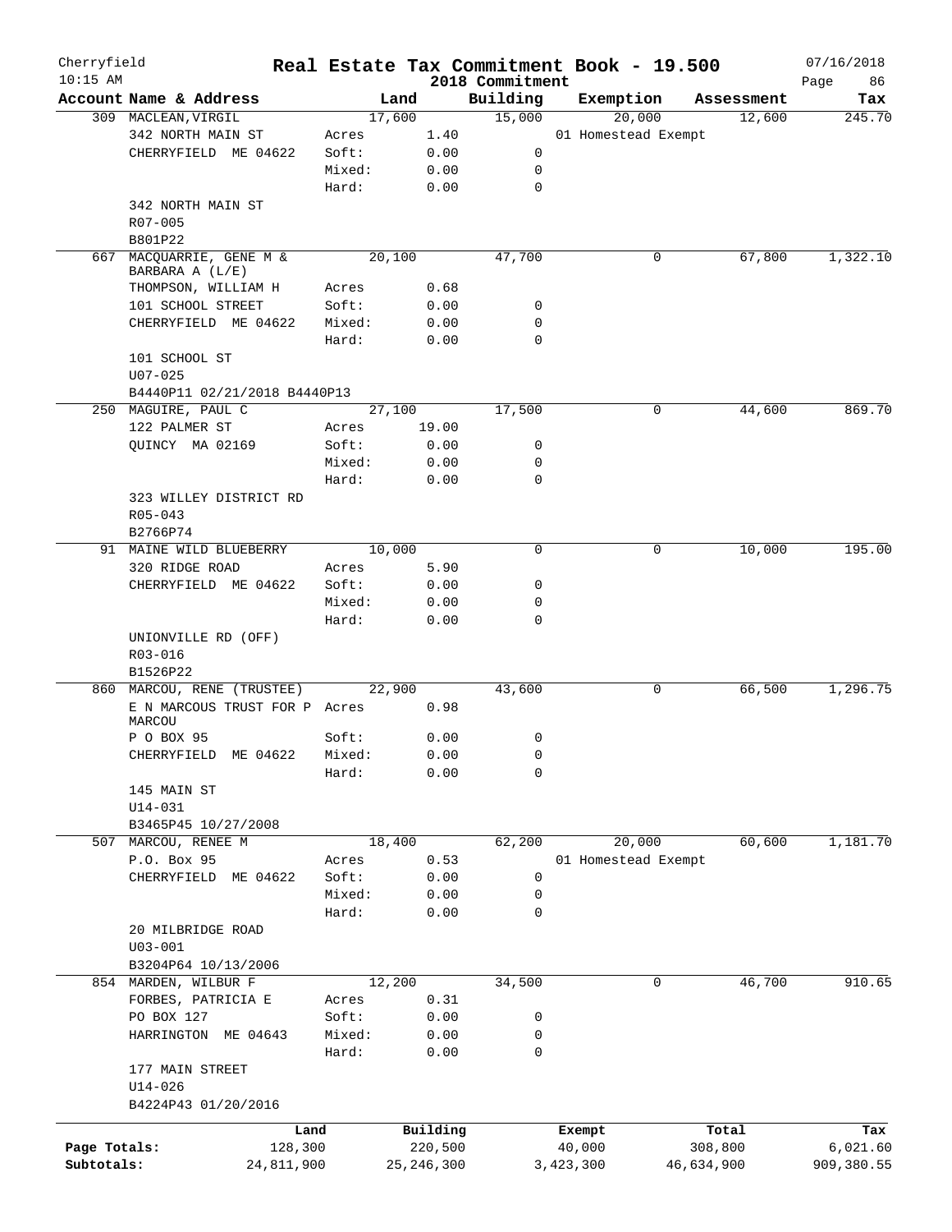Cherryfield 10:15 AM

# Real Estate Tax Commitment Book - 19.500

2018 Commitment

07/16/2018

| Account Name & Address | Land | | Building | Exemption | Assessment | Tax |
|---|---|---|---|---|---|---|
| 309 MACLEAN,VIRGIL | 17,600 | | 15,000 | 20,000 | 12,600 | 245.70 |
| 342 NORTH MAIN ST | Acres | 1.40 | | 01 Homestead Exempt | | |
| CHERRYFIELD ME 04622 | Soft: | 0.00 | 0 | | | |
| | Mixed: | 0.00 | 0 | | | |
| | Hard: | 0.00 | 0 | | | |
| 342 NORTH MAIN ST | | | | | | |
| R07-005 | | | | | | |
| B801P22 | | | | | | |
| 667 MACQUARRIE, GENE M & BARBARA A (L/E) | 20,100 | | 47,700 | 0 | 67,800 | 1,322.10 |
| THOMPSON, WILLIAM H | Acres | 0.68 | | | | |
| 101 SCHOOL STREET | Soft: | 0.00 | 0 | | | |
| CHERRYFIELD ME 04622 | Mixed: | 0.00 | 0 | | | |
| | Hard: | 0.00 | 0 | | | |
| 101 SCHOOL ST | | | | | | |
| U07-025 | | | | | | |
| B4440P11 02/21/2018 B4440P13 | | | | | | |
| 250 MAGUIRE, PAUL C | 27,100 | | 17,500 | 0 | 44,600 | 869.70 |
| 122 PALMER ST | Acres | 19.00 | | | | |
| QUINCY MA 02169 | Soft: | 0.00 | 0 | | | |
| | Mixed: | 0.00 | 0 | | | |
| | Hard: | 0.00 | 0 | | | |
| 323 WILLEY DISTRICT RD | | | | | | |
| R05-043 | | | | | | |
| B2766P74 | | | | | | |
| 91 MAINE WILD BLUEBERRY | 10,000 | | 0 | 0 | 10,000 | 195.00 |
| 320 RIDGE ROAD | Acres | 5.90 | | | | |
| CHERRYFIELD ME 04622 | Soft: | 0.00 | 0 | | | |
| | Mixed: | 0.00 | 0 | | | |
| | Hard: | 0.00 | 0 | | | |
| UNIONVILLE RD (OFF) | | | | | | |
| R03-016 | | | | | | |
| B1526P22 | | | | | | |
| 860 MARCOU, RENE (TRUSTEE) | 22,900 | | 43,600 | 0 | 66,500 | 1,296.75 |
| E N MARCOUS TRUST FOR P MARCOU | Acres | 0.98 | | | | |
| P O BOX 95 | Soft: | 0.00 | 0 | | | |
| CHERRYFIELD ME 04622 | Mixed: | 0.00 | 0 | | | |
| | Hard: | 0.00 | 0 | | | |
| 145 MAIN ST | | | | | | |
| U14-031 | | | | | | |
| B3465P45 10/27/2008 | | | | | | |
| 507 MARCOU, RENEE M | 18,400 | | 62,200 | 20,000 | 60,600 | 1,181.70 |
| P.O. Box 95 | Acres | 0.53 | | 01 Homestead Exempt | | |
| CHERRYFIELD ME 04622 | Soft: | 0.00 | 0 | | | |
| | Mixed: | 0.00 | 0 | | | |
| | Hard: | 0.00 | 0 | | | |
| 20 MILBRIDGE ROAD | | | | | | |
| U03-001 | | | | | | |
| B3204P64 10/13/2006 | | | | | | |
| 854 MARDEN, WILBUR F | 12,200 | | 34,500 | 0 | 46,700 | 910.65 |
| FORBES, PATRICIA E | Acres | 0.31 | | | | |
| PO BOX 127 | Soft: | 0.00 | 0 | | | |
| HARRINGTON ME 04643 | Mixed: | 0.00 | 0 | | | |
| | Hard: | 0.00 | 0 | | | |
| 177 MAIN STREET | | | | | | |
| U14-026 | | | | | | |
| B4224P43 01/20/2016 | | | | | | |

| | Land | Building | Exempt | Total | Tax |
|---|---|---|---|---|---|
| Page Totals: | 128,300 | 220,500 | 40,000 | 308,800 | 6,021.60 |
| Subtotals: | 24,811,900 | 25,246,300 | 3,423,300 | 46,634,900 | 909,380.55 |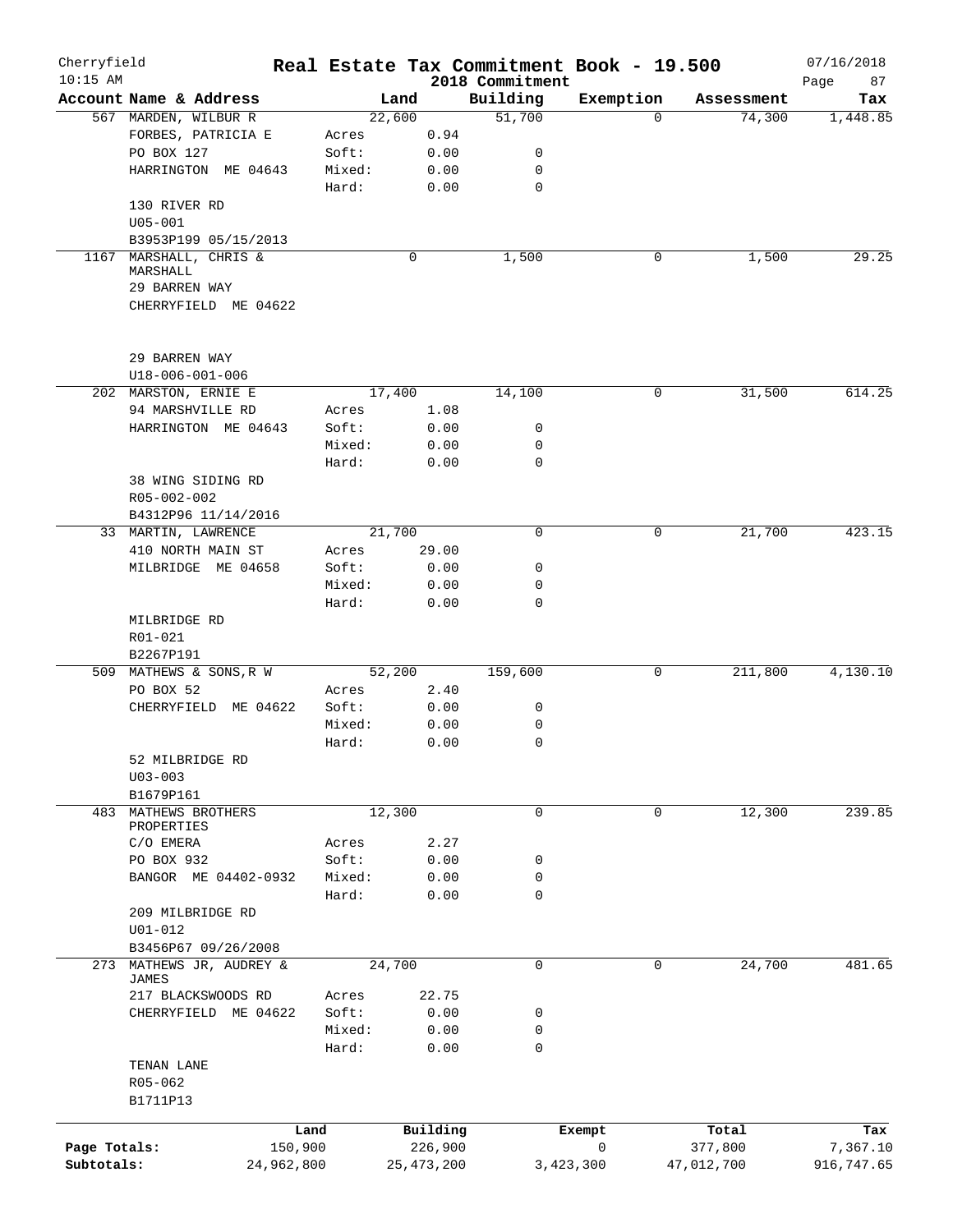Cherryfield
10:15 AM

# Real Estate Tax Commitment Book - 19.500

2018 Commitment

07/16/2018

| Account Name & Address | | Land | Building | Exemption | Assessment | Tax |
|---|---|---|---|---|---|---|
| 567 MARDEN, WILBUR R | | 22,600 | 51,700 | 0 | 74,300 | 1,448.85 |
| FORBES, PATRICIA E | Acres | 0.94 | | | | |
| PO BOX 127 | Soft: | 0.00 | 0 | | | |
| HARRINGTON ME 04643 | Mixed: | 0.00 | 0 | | | |
| | Hard: | 0.00 | 0 | | | |
| 130 RIVER RD | | | | | | |
| U05-001 | | | | | | |
| B3953P199 05/15/2013 | | | | | | |
| 1167 MARSHALL, CHRIS & MARSHALL | | 0 | 1,500 | 0 | 1,500 | 29.25 |
| 29 BARREN WAY | | | | | | |
| CHERRYFIELD ME 04622 | | | | | | |
| 29 BARREN WAY | | | | | | |
| U18-006-001-006 | | | | | | |
| 202 MARSTON, ERNIE E | | 17,400 | 14,100 | 0 | 31,500 | 614.25 |
| 94 MARSHVILLE RD | Acres | 1.08 | | | | |
| HARRINGTON ME 04643 | Soft: | 0.00 | 0 | | | |
| | Mixed: | 0.00 | 0 | | | |
| | Hard: | 0.00 | 0 | | | |
| 38 WING SIDING RD | | | | | | |
| R05-002-002 | | | | | | |
| B4312P96 11/14/2016 | | | | | | |
| 33 MARTIN, LAWRENCE | | 21,700 | 0 | 0 | 21,700 | 423.15 |
| 410 NORTH MAIN ST | Acres | 29.00 | | | | |
| MILBRIDGE ME 04658 | Soft: | 0.00 | 0 | | | |
| | Mixed: | 0.00 | 0 | | | |
| | Hard: | 0.00 | 0 | | | |
| MILBRIDGE RD | | | | | | |
| R01-021 | | | | | | |
| B2267P191 | | | | | | |
| 509 MATHEWS & SONS,R W | | 52,200 | 159,600 | 0 | 211,800 | 4,130.10 |
| PO BOX 52 | Acres | 2.40 | | | | |
| CHERRYFIELD ME 04622 | Soft: | 0.00 | 0 | | | |
| | Mixed: | 0.00 | 0 | | | |
| | Hard: | 0.00 | 0 | | | |
| 52 MILBRIDGE RD | | | | | | |
| U03-003 | | | | | | |
| B1679P161 | | | | | | |
| 483 MATHEWS BROTHERS PROPERTIES | | 12,300 | 0 | 0 | 12,300 | 239.85 |
| C/O EMERA | Acres | 2.27 | | | | |
| PO BOX 932 | Soft: | 0.00 | 0 | | | |
| BANGOR ME 04402-0932 | Mixed: | 0.00 | 0 | | | |
| | Hard: | 0.00 | 0 | | | |
| 209 MILBRIDGE RD | | | | | | |
| U01-012 | | | | | | |
| B3456P67 09/26/2008 | | | | | | |
| 273 MATHEWS JR, AUDREY & JAMES | | 24,700 | 0 | 0 | 24,700 | 481.65 |
| 217 BLACKSWOODS RD | Acres | 22.75 | | | | |
| CHERRYFIELD ME 04622 | Soft: | 0.00 | 0 | | | |
| | Mixed: | 0.00 | 0 | | | |
| | Hard: | 0.00 | 0 | | | |
| TENAN LANE | | | | | | |
| R05-062 | | | | | | |
| B1711P13 | | | | | | |

| | Land | Building | Exempt | Total | Tax |
|---|---|---|---|---|---|
| Page Totals: | 150,900 | 226,900 | 0 | 377,800 | 7,367.10 |
| Subtotals: | 24,962,800 | 25,473,200 | 3,423,300 | 47,012,700 | 916,747.65 |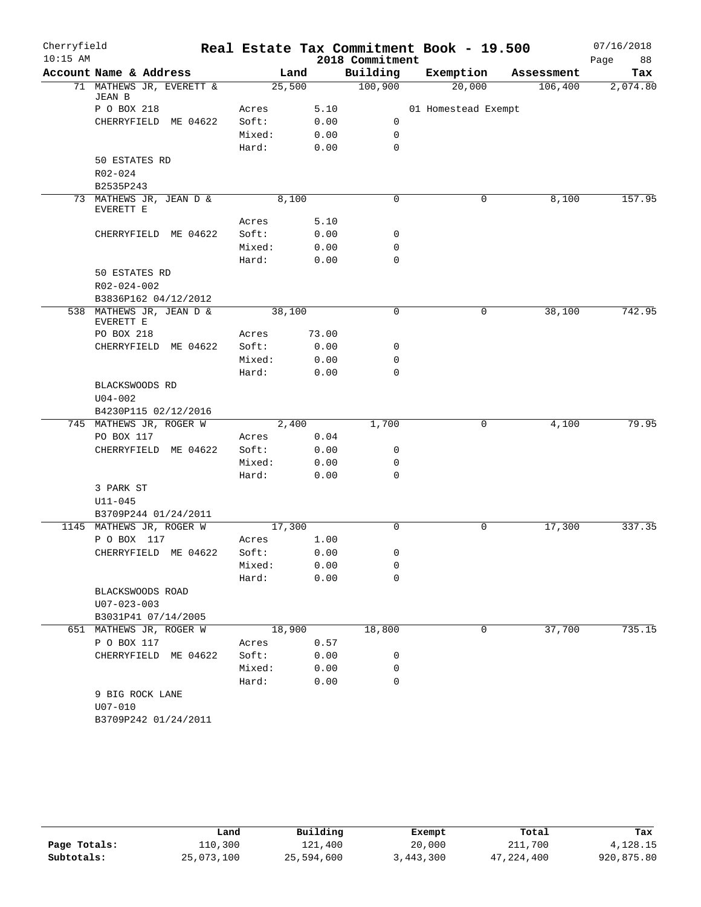# Cherryfield — Real Estate Tax Commitment Book - 19.500

10:15 AM — 2018 Commitment — 07/16/2018

| Account Name & Address | Land | | Building | Exemption | Assessment | Tax |
|---|---|---|---|---|---|---|
| 71 MATHEWS JR, EVERETT & JEAN B | 25,500 | | 100,900 | 20,000 | 106,400 | 2,074.80 |
| P O BOX 218 | Acres | 5.10 | | 01 Homestead Exempt | | |
| CHERRYFIELD ME 04622 | Soft: | 0.00 | 0 | | | |
| | Mixed: | 0.00 | 0 | | | |
| | Hard: | 0.00 | 0 | | | |
| 50 ESTATES RD | | | | | | |
| R02-024 | | | | | | |
| B2535P243 | | | | | | |
| 73 MATHEWS JR, JEAN D & EVERETT E | 8,100 | | 0 | 0 | 8,100 | 157.95 |
| | Acres | 5.10 | | | | |
| CHERRYFIELD ME 04622 | Soft: | 0.00 | 0 | | | |
| | Mixed: | 0.00 | 0 | | | |
| | Hard: | 0.00 | 0 | | | |
| 50 ESTATES RD | | | | | | |
| R02-024-002 | | | | | | |
| B3836P162 04/12/2012 | | | | | | |
| 538 MATHEWS JR, JEAN D & EVERETT E | 38,100 | | 0 | 0 | 38,100 | 742.95 |
| PO BOX 218 | Acres | 73.00 | | | | |
| CHERRYFIELD ME 04622 | Soft: | 0.00 | 0 | | | |
| | Mixed: | 0.00 | 0 | | | |
| | Hard: | 0.00 | 0 | | | |
| BLACKSWOODS RD | | | | | | |
| U04-002 | | | | | | |
| B4230P115 02/12/2016 | | | | | | |
| 745 MATHEWS JR, ROGER W | 2,400 | | 1,700 | 0 | 4,100 | 79.95 |
| PO BOX 117 | Acres | 0.04 | | | | |
| CHERRYFIELD ME 04622 | Soft: | 0.00 | 0 | | | |
| | Mixed: | 0.00 | 0 | | | |
| | Hard: | 0.00 | 0 | | | |
| 3 PARK ST | | | | | | |
| U11-045 | | | | | | |
| B3709P244 01/24/2011 | | | | | | |
| 1145 MATHEWS JR, ROGER W | 17,300 | | 0 | 0 | 17,300 | 337.35 |
| P O BOX 117 | Acres | 1.00 | | | | |
| CHERRYFIELD ME 04622 | Soft: | 0.00 | 0 | | | |
| | Mixed: | 0.00 | 0 | | | |
| | Hard: | 0.00 | 0 | | | |
| BLACKSWOODS ROAD | | | | | | |
| U07-023-003 | | | | | | |
| B3031P41 07/14/2005 | | | | | | |
| 651 MATHEWS JR, ROGER W | 18,900 | | 18,800 | 0 | 37,700 | 735.15 |
| P O BOX 117 | Acres | 0.57 | | | | |
| CHERRYFIELD ME 04622 | Soft: | 0.00 | 0 | | | |
| | Mixed: | 0.00 | 0 | | | |
| | Hard: | 0.00 | 0 | | | |
| 9 BIG ROCK LANE | | | | | | |
| U07-010 | | | | | | |
| B3709P242 01/24/2011 | | | | | | |

| | Land | Building | Exempt | Total | Tax |
|---|---|---|---|---|---|
| Page Totals: | 110,300 | 121,400 | 20,000 | 211,700 | 4,128.15 |
| Subtotals: | 25,073,100 | 25,594,600 | 3,443,300 | 47,224,400 | 920,875.80 |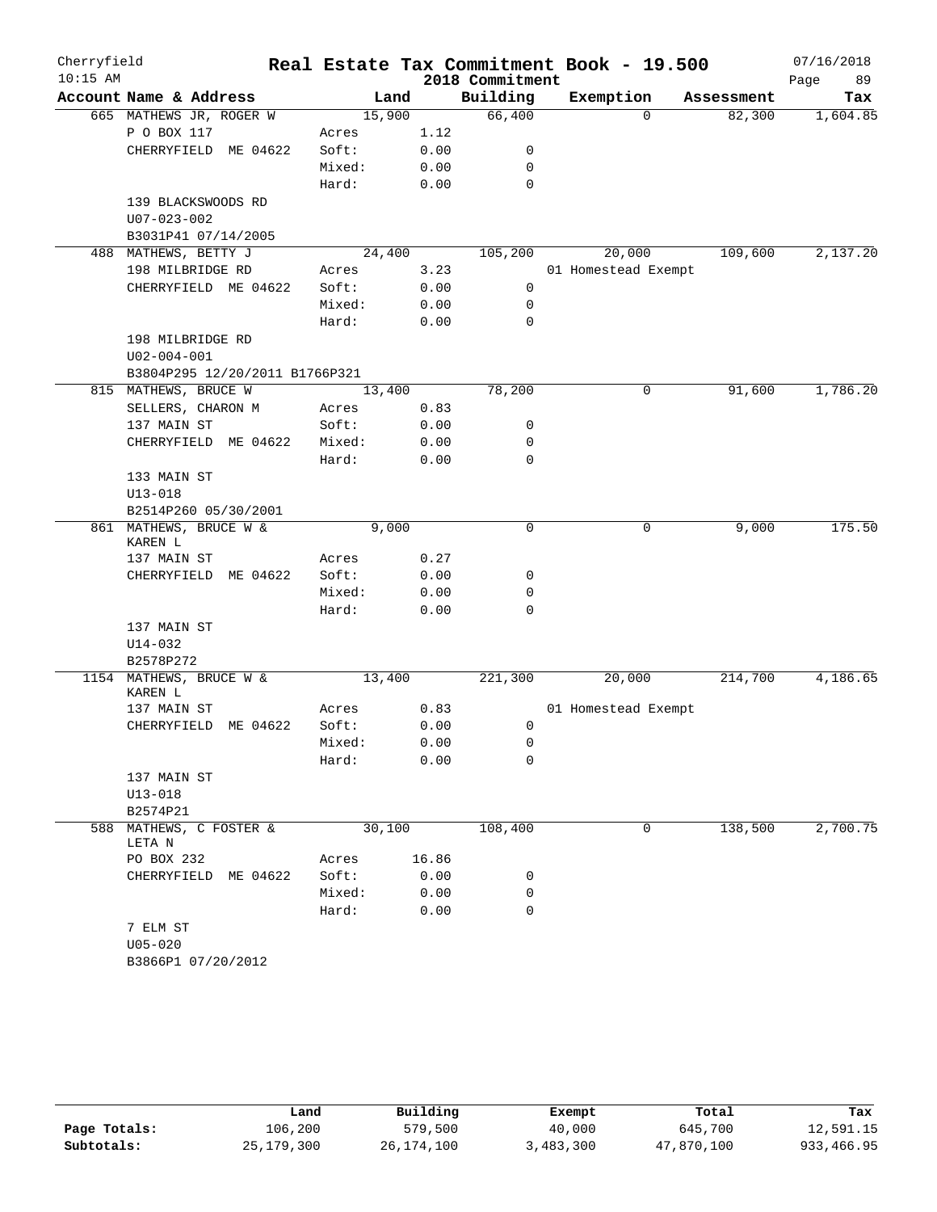# Real Estate Tax Commitment Book - 19.500

Cherryfield 10:15 AM — 2018 Commitment — 07/16/2018

| Account Name & Address | Land | | Building | Exemption | Assessment | Tax |
|---|---|---|---|---|---|---|
| 665 MATHEWS JR, ROGER W | 15,900 | | 66,400 | 0 | 82,300 | 1,604.85 |
| P O BOX 117 | Acres | 1.12 | | | | |
| CHERRYFIELD ME 04622 | Soft: | 0.00 | 0 | | | |
| | Mixed: | 0.00 | 0 | | | |
| | Hard: | 0.00 | 0 | | | |
| 139 BLACKSWOODS RD | | | | | | |
| U07-023-002 | | | | | | |
| B3031P41 07/14/2005 | | | | | | |
| 488 MATHEWS, BETTY J | 24,400 | | 105,200 | 20,000 | 109,600 | 2,137.20 |
| 198 MILBRIDGE RD | Acres | 3.23 | | 01 Homestead Exempt | | |
| CHERRYFIELD ME 04622 | Soft: | 0.00 | 0 | | | |
| | Mixed: | 0.00 | 0 | | | |
| | Hard: | 0.00 | 0 | | | |
| 198 MILBRIDGE RD | | | | | | |
| U02-004-001 | | | | | | |
| B3804P295 12/20/2011 B1766P321 | | | | | | |
| 815 MATHEWS, BRUCE W | 13,400 | | 78,200 | 0 | 91,600 | 1,786.20 |
| SELLERS, CHARON M | Acres | 0.83 | | | | |
| 137 MAIN ST | Soft: | 0.00 | 0 | | | |
| CHERRYFIELD ME 04622 | Mixed: | 0.00 | 0 | | | |
| | Hard: | 0.00 | 0 | | | |
| 133 MAIN ST | | | | | | |
| U13-018 | | | | | | |
| B2514P260 05/30/2001 | | | | | | |
| 861 MATHEWS, BRUCE W & KAREN L | 9,000 | | 0 | 0 | 9,000 | 175.50 |
| 137 MAIN ST | Acres | 0.27 | | | | |
| CHERRYFIELD ME 04622 | Soft: | 0.00 | 0 | | | |
| | Mixed: | 0.00 | 0 | | | |
| | Hard: | 0.00 | 0 | | | |
| 137 MAIN ST | | | | | | |
| U14-032 | | | | | | |
| B2578P272 | | | | | | |
| 1154 MATHEWS, BRUCE W & KAREN L | 13,400 | | 221,300 | 20,000 | 214,700 | 4,186.65 |
| 137 MAIN ST | Acres | 0.83 | | 01 Homestead Exempt | | |
| CHERRYFIELD ME 04622 | Soft: | 0.00 | 0 | | | |
| | Mixed: | 0.00 | 0 | | | |
| | Hard: | 0.00 | 0 | | | |
| 137 MAIN ST | | | | | | |
| U13-018 | | | | | | |
| B2574P21 | | | | | | |
| 588 MATHEWS, C FOSTER & LETA N | 30,100 | | 108,400 | 0 | 138,500 | 2,700.75 |
| PO BOX 232 | Acres | 16.86 | | | | |
| CHERRYFIELD ME 04622 | Soft: | 0.00 | 0 | | | |
| | Mixed: | 0.00 | 0 | | | |
| | Hard: | 0.00 | 0 | | | |
| 7 ELM ST | | | | | | |
| U05-020 | | | | | | |
| B3866P1 07/20/2012 | | | | | | |

| | Land | Building | Exempt | Total | Tax |
|---|---|---|---|---|---|
| Page Totals: | 106,200 | 579,500 | 40,000 | 645,700 | 12,591.15 |
| Subtotals: | 25,179,300 | 26,174,100 | 3,483,300 | 47,870,100 | 933,466.95 |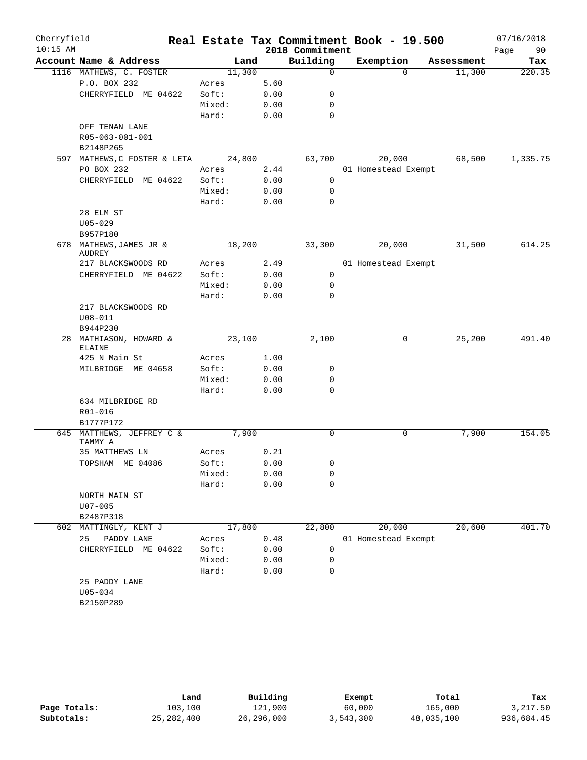Cherryfield | Real Estate Tax Commitment Book - 19.500 | 07/16/2018
10:15 AM | 2018 Commitment

| Account Name & Address | | Land | | Building | Exemption | Assessment | Tax |
|---|---|---|---|---|---|---|---|
| 1116 MATHEWS, C. FOSTER | | 11,300 | | 0 | 0 | 11,300 | 220.35 |
| P.O. BOX 232 | Acres | | 5.60 | | | | |
| CHERRYFIELD ME 04622 | Soft: | | 0.00 | 0 | | | |
| | Mixed: | | 0.00 | 0 | | | |
| | Hard: | | 0.00 | 0 | | | |
| OFF TENAN LANE | | | | | | | |
| R05-063-001-001 | | | | | | | |
| B2148P265 | | | | | | | |
| 597 MATHEWS,C FOSTER & LETA | | 24,800 | | 63,700 | 20,000 | 68,500 | 1,335.75 |
| PO BOX 232 | Acres | | 2.44 | | 01 Homestead Exempt | | |
| CHERRYFIELD ME 04622 | Soft: | | 0.00 | 0 | | | |
| | Mixed: | | 0.00 | 0 | | | |
| | Hard: | | 0.00 | 0 | | | |
| 28 ELM ST | | | | | | | |
| U05-029 | | | | | | | |
| B957P180 | | | | | | | |
| 678 MATHEWS,JAMES JR & AUDREY | | 18,200 | | 33,300 | 20,000 | 31,500 | 614.25 |
| 217 BLACKSWOODS RD | Acres | | 2.49 | | 01 Homestead Exempt | | |
| CHERRYFIELD ME 04622 | Soft: | | 0.00 | 0 | | | |
| | Mixed: | | 0.00 | 0 | | | |
| | Hard: | | 0.00 | 0 | | | |
| 217 BLACKSWOODS RD | | | | | | | |
| U08-011 | | | | | | | |
| B944P230 | | | | | | | |
| 28 MATHIASON, HOWARD & ELAINE | | 23,100 | | 2,100 | 0 | 25,200 | 491.40 |
| 425 N Main St | Acres | | 1.00 | | | | |
| MILBRIDGE ME 04658 | Soft: | | 0.00 | 0 | | | |
| | Mixed: | | 0.00 | 0 | | | |
| | Hard: | | 0.00 | 0 | | | |
| 634 MILBRIDGE RD | | | | | | | |
| R01-016 | | | | | | | |
| B1777P172 | | | | | | | |
| 645 MATTHEWS, JEFFREY C & TAMMY A | | 7,900 | | 0 | 0 | 7,900 | 154.05 |
| 35 MATTHEWS LN | Acres | | 0.21 | | | | |
| TOPSHAM ME 04086 | Soft: | | 0.00 | 0 | | | |
| | Mixed: | | 0.00 | 0 | | | |
| | Hard: | | 0.00 | 0 | | | |
| NORTH MAIN ST | | | | | | | |
| U07-005 | | | | | | | |
| B2487P318 | | | | | | | |
| 602 MATTINGLY, KENT J | | 17,800 | | 22,800 | 20,000 | 20,600 | 401.70 |
| 25 PADDY LANE | Acres | | 0.48 | | 01 Homestead Exempt | | |
| CHERRYFIELD ME 04622 | Soft: | | 0.00 | 0 | | | |
| | Mixed: | | 0.00 | 0 | | | |
| | Hard: | | 0.00 | 0 | | | |
| 25 PADDY LANE | | | | | | | |
| U05-034 | | | | | | | |
| B2150P289 | | | | | | | |

| | Land | Building | Exempt | Total | Tax |
|---|---|---|---|---|---|
| Page Totals: | 103,100 | 121,900 | 60,000 | 165,000 | 3,217.50 |
| Subtotals: | 25,282,400 | 26,296,000 | 3,543,300 | 48,035,100 | 936,684.45 |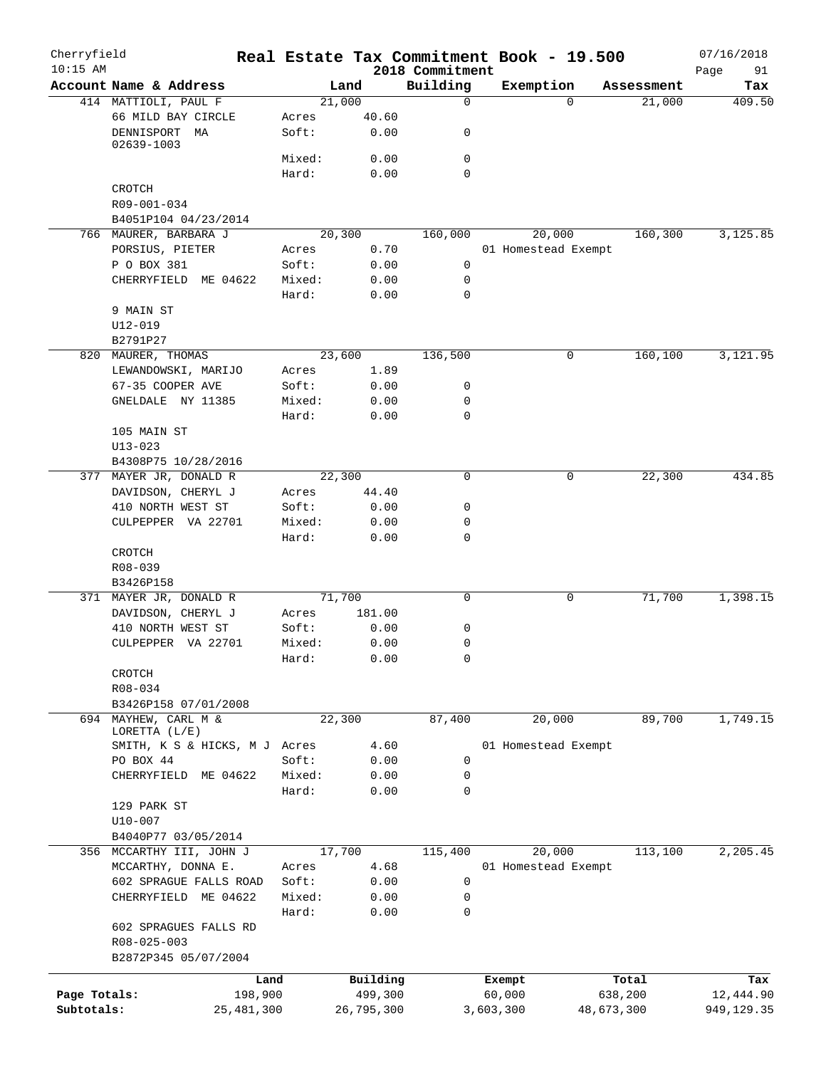Cherryfield
10:15 AM

# Real Estate Tax Commitment Book - 19.500

2018 Commitment

07/16/2018

| Account Name & Address | | Land | Building | Exemption | Assessment | Tax |
|---|---|---|---|---|---|---|
| 414 MATTIOLI, PAUL F | | 21,000 | 0 | 0 | 21,000 | 409.50 |
| 66 MILD BAY CIRCLE | Acres | 40.60 | | | | |
| DENNISPORT MA 02639-1003 | Soft: | 0.00 | 0 | | | |
| | Mixed: | 0.00 | 0 | | | |
| | Hard: | 0.00 | 0 | | | |
| CROTCH | | | | | | |
| R09-001-034 | | | | | | |
| B4051P104 04/23/2014 | | | | | | |
| 766 MAURER, BARBARA J | | 20,300 | 160,000 | 20,000 | 160,300 | 3,125.85 |
| PORSIUS, PIETER | Acres | 0.70 | | 01 Homestead Exempt | | |
| P O BOX 381 | Soft: | 0.00 | 0 | | | |
| CHERRYFIELD ME 04622 | Mixed: | 0.00 | 0 | | | |
| | Hard: | 0.00 | 0 | | | |
| 9 MAIN ST | | | | | | |
| U12-019 | | | | | | |
| B2791P27 | | | | | | |
| 820 MAURER, THOMAS | | 23,600 | 136,500 | 0 | 160,100 | 3,121.95 |
| LEWANDOWSKI, MARIJO | Acres | 1.89 | | | | |
| 67-35 COOPER AVE | Soft: | 0.00 | 0 | | | |
| GNELDALE NY 11385 | Mixed: | 0.00 | 0 | | | |
| | Hard: | 0.00 | 0 | | | |
| 105 MAIN ST | | | | | | |
| U13-023 | | | | | | |
| B4308P75 10/28/2016 | | | | | | |
| 377 MAYER JR, DONALD R | | 22,300 | 0 | 0 | 22,300 | 434.85 |
| DAVIDSON, CHERYL J | Acres | 44.40 | | | | |
| 410 NORTH WEST ST | Soft: | 0.00 | 0 | | | |
| CULPEPPER VA 22701 | Mixed: | 0.00 | 0 | | | |
| | Hard: | 0.00 | 0 | | | |
| CROTCH | | | | | | |
| R08-039 | | | | | | |
| B3426P158 | | | | | | |
| 371 MAYER JR, DONALD R | | 71,700 | 0 | 0 | 71,700 | 1,398.15 |
| DAVIDSON, CHERYL J | Acres | 181.00 | | | | |
| 410 NORTH WEST ST | Soft: | 0.00 | 0 | | | |
| CULPEPPER VA 22701 | Mixed: | 0.00 | 0 | | | |
| | Hard: | 0.00 | 0 | | | |
| CROTCH | | | | | | |
| R08-034 | | | | | | |
| B3426P158 07/01/2008 | | | | | | |
| 694 MAYHEW, CARL M & LORETTA (L/E) | | 22,300 | 87,400 | 20,000 | 89,700 | 1,749.15 |
| SMITH, K S & HICKS, M J | Acres | 4.60 | | 01 Homestead Exempt | | |
| PO BOX 44 | Soft: | 0.00 | 0 | | | |
| CHERRYFIELD ME 04622 | Mixed: | 0.00 | 0 | | | |
| | Hard: | 0.00 | 0 | | | |
| 129 PARK ST | | | | | | |
| U10-007 | | | | | | |
| B4040P77 03/05/2014 | | | | | | |
| 356 MCCARTHY III, JOHN J | | 17,700 | 115,400 | 20,000 | 113,100 | 2,205.45 |
| MCCARTHY, DONNA E. | Acres | 4.68 | | 01 Homestead Exempt | | |
| 602 SPRAGUE FALLS ROAD | Soft: | 0.00 | 0 | | | |
| CHERRYFIELD ME 04622 | Mixed: | 0.00 | 0 | | | |
| | Hard: | 0.00 | 0 | | | |
| 602 SPRAGUES FALLS RD | | | | | | |
| R08-025-003 | | | | | | |
| B2872P345 05/07/2004 | | | | | | |

| | Land | Building | Exempt | Total | Tax |
|---|---|---|---|---|---|
| Page Totals: | 198,900 | 499,300 | 60,000 | 638,200 | 12,444.90 |
| Subtotals: | 25,481,300 | 26,795,300 | 3,603,300 | 48,673,300 | 949,129.35 |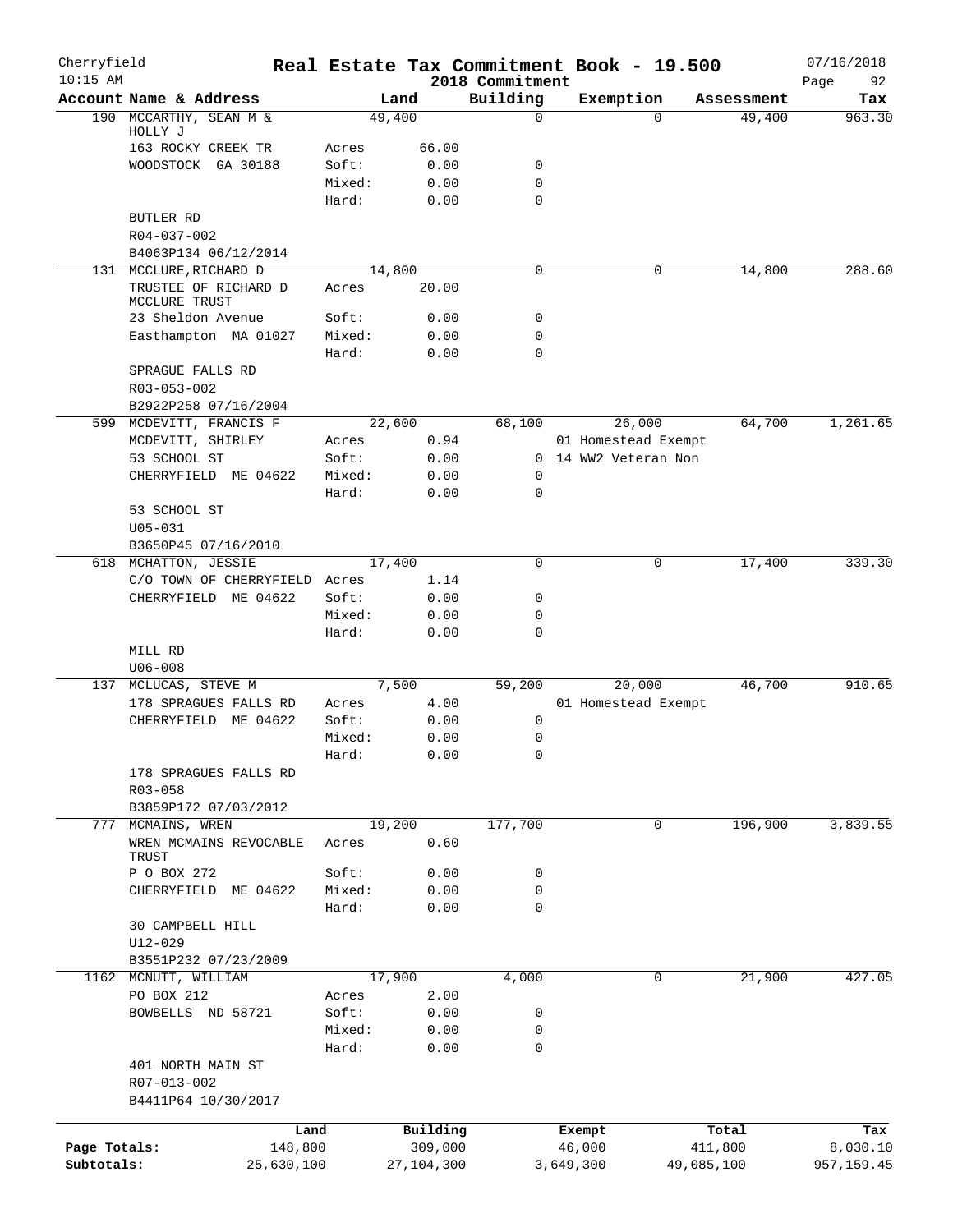# Real Estate Tax Commitment Book - 19.500

Cherryfield
10:15 AM

2018 Commitment

07/16/2018

| Account | Name & Address | | Land | Building | Exemption | Assessment | Tax |
|---|---|---|---|---|---|---|---|
| 190 | MCCARTHY, SEAN M & HOLLY J | | 49,400 | 0 | 0 | 49,400 | 963.30 |
| | 163 ROCKY CREEK TR | Acres | 66.00 | | | | |
| | WOODSTOCK GA 30188 | Soft: | 0.00 | 0 | | | |
| | | Mixed: | 0.00 | 0 | | | |
| | | Hard: | 0.00 | 0 | | | |
| | BUTLER RD | | | | | | |
| | R04-037-002 | | | | | | |
| | B4063P134 06/12/2014 | | | | | | |
| 131 | MCCLURE,RICHARD D | | 14,800 | 0 | 0 | 14,800 | 288.60 |
| | TRUSTEE OF RICHARD D MCCLURE TRUST | Acres | 20.00 | | | | |
| | 23 Sheldon Avenue | Soft: | 0.00 | 0 | | | |
| | Easthampton MA 01027 | Mixed: | 0.00 | 0 | | | |
| | | Hard: | 0.00 | 0 | | | |
| | SPRAGUE FALLS RD | | | | | | |
| | R03-053-002 | | | | | | |
| | B2922P258 07/16/2004 | | | | | | |
| 599 | MCDEVITT, FRANCIS F | | 22,600 | 68,100 | 26,000 | 64,700 | 1,261.65 |
| | MCDEVITT, SHIRLEY | Acres | 0.94 | | 01 Homestead Exempt | | |
| | 53 SCHOOL ST | Soft: | 0.00 | 0 | 14 WW2 Veteran Non | | |
| | CHERRYFIELD ME 04622 | Mixed: | 0.00 | 0 | | | |
| | | Hard: | 0.00 | 0 | | | |
| | 53 SCHOOL ST | | | | | | |
| | U05-031 | | | | | | |
| | B3650P45 07/16/2010 | | | | | | |
| 618 | MCHATTON, JESSIE | | 17,400 | 0 | 0 | 17,400 | 339.30 |
| | C/O TOWN OF CHERRYFIELD | Acres | 1.14 | | | | |
| | CHERRYFIELD ME 04622 | Soft: | 0.00 | 0 | | | |
| | | Mixed: | 0.00 | 0 | | | |
| | | Hard: | 0.00 | 0 | | | |
| | MILL RD | | | | | | |
| | U06-008 | | | | | | |
| 137 | MCLUCAS, STEVE M | | 7,500 | 59,200 | 20,000 | 46,700 | 910.65 |
| | 178 SPRAGUES FALLS RD | Acres | 4.00 | | 01 Homestead Exempt | | |
| | CHERRYFIELD ME 04622 | Soft: | 0.00 | 0 | | | |
| | | Mixed: | 0.00 | 0 | | | |
| | | Hard: | 0.00 | 0 | | | |
| | 178 SPRAGUES FALLS RD | | | | | | |
| | R03-058 | | | | | | |
| | B3859P172 07/03/2012 | | | | | | |
| 777 | MCMAINS, WREN | | 19,200 | 177,700 | 0 | 196,900 | 3,839.55 |
| | WREN MCMAINS REVOCABLE TRUST | Acres | 0.60 | | | | |
| | P O BOX 272 | Soft: | 0.00 | 0 | | | |
| | CHERRYFIELD ME 04622 | Mixed: | 0.00 | 0 | | | |
| | | Hard: | 0.00 | 0 | | | |
| | 30 CAMPBELL HILL | | | | | | |
| | U12-029 | | | | | | |
| | B3551P232 07/23/2009 | | | | | | |
| 1162 | MCNUTT, WILLIAM | | 17,900 | 4,000 | 0 | 21,900 | 427.05 |
| | PO BOX 212 | Acres | 2.00 | | | | |
| | BOWBELLS ND 58721 | Soft: | 0.00 | 0 | | | |
| | | Mixed: | 0.00 | 0 | | | |
| | | Hard: | 0.00 | 0 | | | |
| | 401 NORTH MAIN ST | | | | | | |
| | R07-013-002 | | | | | | |
| | B4411P64 10/30/2017 | | | | | | |

| | Land | Building | Exempt | Total | Tax |
|---|---|---|---|---|---|
| Page Totals: | 148,800 | 309,000 | 46,000 | 411,800 | 8,030.10 |
| Subtotals: | 25,630,100 | 27,104,300 | 3,649,300 | 49,085,100 | 957,159.45 |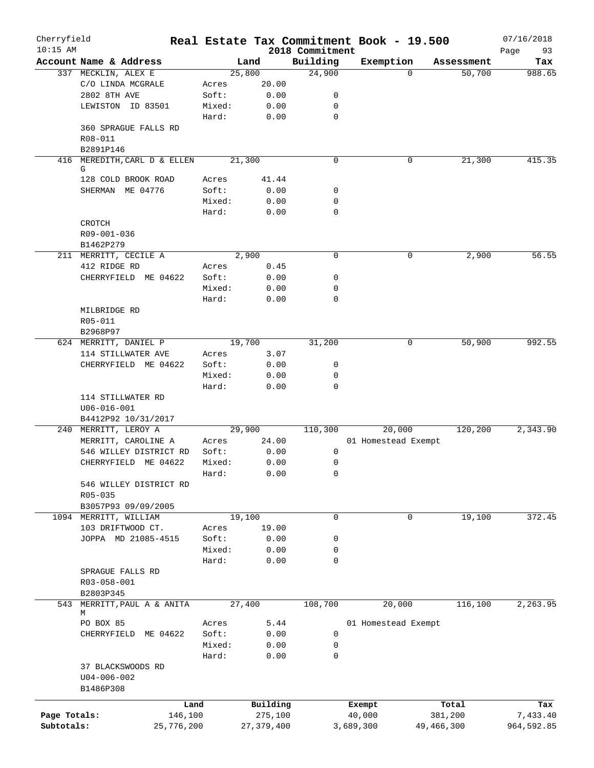Cherryfield 10:15 AM

# Real Estate Tax Commitment Book - 19.500

2018 Commitment

07/16/2018

| Account | Name & Address | | Land | Building | Exemption | Assessment | Tax |
|---|---|---|---|---|---|---|---|
| 337 | MECKLIN, ALEX E | | 25,800 | 24,900 | 0 | 50,700 | 988.65 |
| | C/O LINDA MCGRALE | Acres | 20.00 | | | | |
| | 2802 8TH AVE | Soft: | 0.00 | 0 | | | |
| | LEWISTON ID 83501 | Mixed: | 0.00 | 0 | | | |
| | | Hard: | 0.00 | 0 | | | |
| | 360 SPRAGUE FALLS RD | | | | | | |
| | R08-011 | | | | | | |
| | B2891P146 | | | | | | |
| 416 | MEREDITH,CARL D & ELLEN G | | 21,300 | 0 | 0 | 21,300 | 415.35 |
| | 128 COLD BROOK ROAD | Acres | 41.44 | | | | |
| | SHERMAN ME 04776 | Soft: | 0.00 | 0 | | | |
| | | Mixed: | 0.00 | 0 | | | |
| | | Hard: | 0.00 | 0 | | | |
| | CROTCH | | | | | | |
| | R09-001-036 | | | | | | |
| | B1462P279 | | | | | | |
| 211 | MERRITT, CECILE A | | 2,900 | 0 | 0 | 2,900 | 56.55 |
| | 412 RIDGE RD | Acres | 0.45 | | | | |
| | CHERRYFIELD ME 04622 | Soft: | 0.00 | 0 | | | |
| | | Mixed: | 0.00 | 0 | | | |
| | | Hard: | 0.00 | 0 | | | |
| | MILBRIDGE RD | | | | | | |
| | R05-011 | | | | | | |
| | B2968P97 | | | | | | |
| 624 | MERRITT, DANIEL P | | 19,700 | 31,200 | 0 | 50,900 | 992.55 |
| | 114 STILLWATER AVE | Acres | 3.07 | | | | |
| | CHERRYFIELD ME 04622 | Soft: | 0.00 | 0 | | | |
| | | Mixed: | 0.00 | 0 | | | |
| | | Hard: | 0.00 | 0 | | | |
| | 114 STILLWATER RD | | | | | | |
| | U06-016-001 | | | | | | |
| | B4412P92 10/31/2017 | | | | | | |
| 240 | MERRITT, LEROY A | | 29,900 | 110,300 | 20,000 | 120,200 | 2,343.90 |
| | MERRITT, CAROLINE A | Acres | 24.00 | | 01 Homestead Exempt | | |
| | 546 WILLEY DISTRICT RD | Soft: | 0.00 | 0 | | | |
| | CHERRYFIELD ME 04622 | Mixed: | 0.00 | 0 | | | |
| | | Hard: | 0.00 | 0 | | | |
| | 546 WILLEY DISTRICT RD | | | | | | |
| | R05-035 | | | | | | |
| | B3057P93 09/09/2005 | | | | | | |
| 1094 | MERRITT, WILLIAM | | 19,100 | 0 | 0 | 19,100 | 372.45 |
| | 103 DRIFTWOOD CT. | Acres | 19.00 | | | | |
| | JOPPA MD 21085-4515 | Soft: | 0.00 | 0 | | | |
| | | Mixed: | 0.00 | 0 | | | |
| | | Hard: | 0.00 | 0 | | | |
| | SPRAGUE FALLS RD | | | | | | |
| | R03-058-001 | | | | | | |
| | B2803P345 | | | | | | |
| 543 | MERRITT,PAUL A & ANITA M | | 27,400 | 108,700 | 20,000 | 116,100 | 2,263.95 |
| | PO BOX 85 | Acres | 5.44 | | 01 Homestead Exempt | | |
| | CHERRYFIELD ME 04622 | Soft: | 0.00 | 0 | | | |
| | | Mixed: | 0.00 | 0 | | | |
| | | Hard: | 0.00 | 0 | | | |
| | 37 BLACKSWOODS RD | | | | | | |
| | U04-006-002 | | | | | | |
| | B1486P308 | | | | | | |

| | Land | Building | Exempt | Total | Tax |
|---|---|---|---|---|---|
| Page Totals: | 146,100 | 275,100 | 40,000 | 381,200 | 7,433.40 |
| Subtotals: | 25,776,200 | 27,379,400 | 3,689,300 | 49,466,300 | 964,592.85 |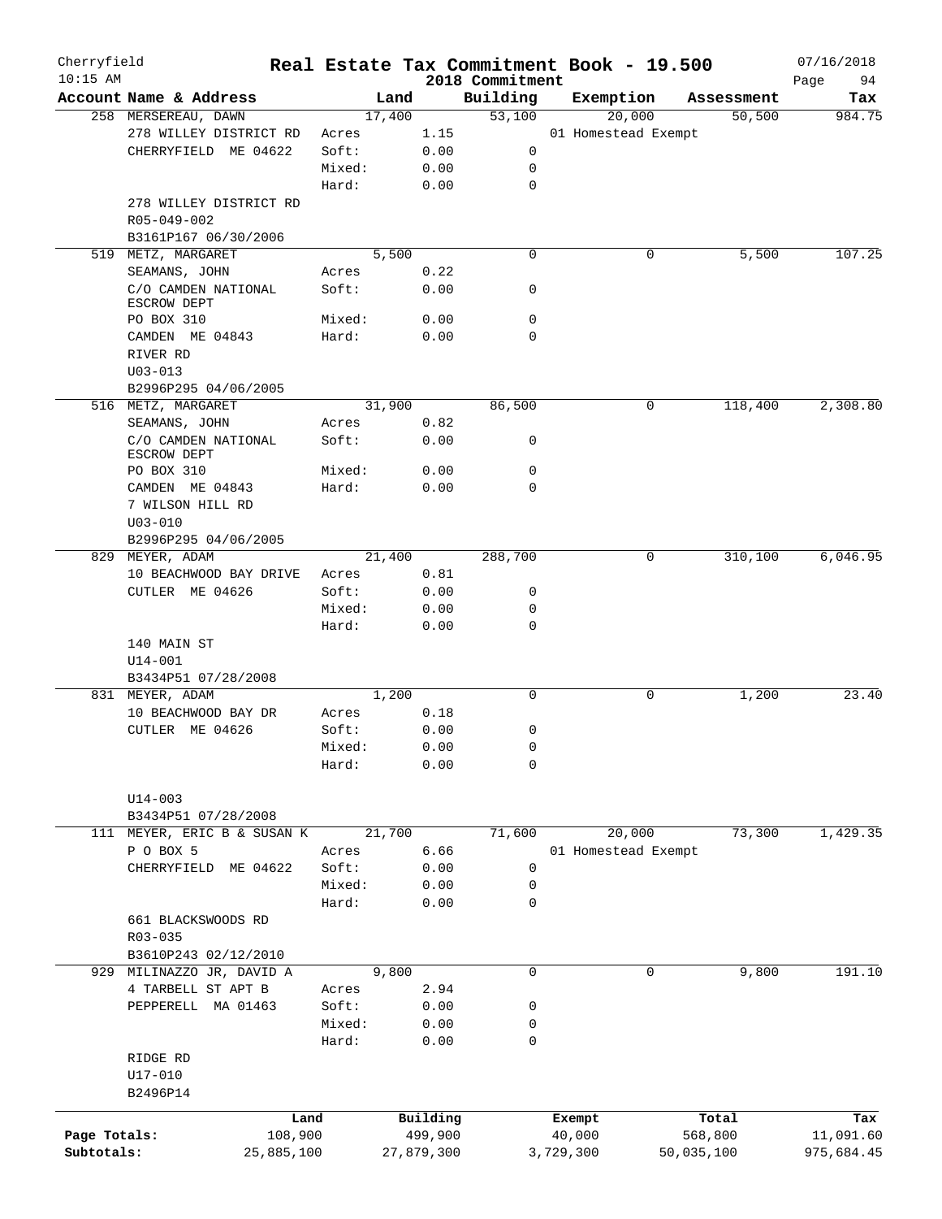# Real Estate Tax Commitment Book - 19.500

Cherryfield
10:15 AM

2018 Commitment

07/16/2018

| Account | Name & Address | Land | | Building | Exemption | Assessment | Tax |
|---|---|---|---|---|---|---|---|
| 258 | MERSEREAU, DAWN | 17,400 | | 53,100 | 20,000 | 50,500 | 984.75 |
| | 278 WILLEY DISTRICT RD | Acres | 1.15 | | 01 Homestead Exempt | | |
| | CHERRYFIELD ME 04622 | Soft: | 0.00 | 0 | | | |
| | | Mixed: | 0.00 | 0 | | | |
| | | Hard: | 0.00 | 0 | | | |
| | 278 WILLEY DISTRICT RD | | | | | | |
| | R05-049-002 | | | | | | |
| | B3161P167 06/30/2006 | | | | | | |
| 519 | METZ, MARGARET | 5,500 | | 0 | 0 | 5,500 | 107.25 |
| | SEAMANS, JOHN | Acres | 0.22 | | | | |
| | C/O CAMDEN NATIONAL ESCROW DEPT | Soft: | 0.00 | 0 | | | |
| | PO BOX 310 | Mixed: | 0.00 | 0 | | | |
| | CAMDEN ME 04843 | Hard: | 0.00 | 0 | | | |
| | RIVER RD | | | | | | |
| | U03-013 | | | | | | |
| | B2996P295 04/06/2005 | | | | | | |
| 516 | METZ, MARGARET | 31,900 | | 86,500 | 0 | 118,400 | 2,308.80 |
| | SEAMANS, JOHN | Acres | 0.82 | | | | |
| | C/O CAMDEN NATIONAL ESCROW DEPT | Soft: | 0.00 | 0 | | | |
| | PO BOX 310 | Mixed: | 0.00 | 0 | | | |
| | CAMDEN ME 04843 | Hard: | 0.00 | 0 | | | |
| | 7 WILSON HILL RD | | | | | | |
| | U03-010 | | | | | | |
| | B2996P295 04/06/2005 | | | | | | |
| 829 | MEYER, ADAM | 21,400 | | 288,700 | 0 | 310,100 | 6,046.95 |
| | 10 BEACHWOOD BAY DRIVE | Acres | 0.81 | | | | |
| | CUTLER ME 04626 | Soft: | 0.00 | 0 | | | |
| | | Mixed: | 0.00 | 0 | | | |
| | | Hard: | 0.00 | 0 | | | |
| | 140 MAIN ST | | | | | | |
| | U14-001 | | | | | | |
| | B3434P51 07/28/2008 | | | | | | |
| 831 | MEYER, ADAM | 1,200 | | 0 | 0 | 1,200 | 23.40 |
| | 10 BEACHWOOD BAY DR | Acres | 0.18 | | | | |
| | CUTLER ME 04626 | Soft: | 0.00 | 0 | | | |
| | | Mixed: | 0.00 | 0 | | | |
| | | Hard: | 0.00 | 0 | | | |
| | U14-003 | | | | | | |
| | B3434P51 07/28/2008 | | | | | | |
| 111 | MEYER, ERIC B & SUSAN K | 21,700 | | 71,600 | 20,000 | 73,300 | 1,429.35 |
| | P O BOX 5 | Acres | 6.66 | | 01 Homestead Exempt | | |
| | CHERRYFIELD ME 04622 | Soft: | 0.00 | 0 | | | |
| | | Mixed: | 0.00 | 0 | | | |
| | | Hard: | 0.00 | 0 | | | |
| | 661 BLACKSWOODS RD | | | | | | |
| | R03-035 | | | | | | |
| | B3610P243 02/12/2010 | | | | | | |
| 929 | MILINAZZO JR, DAVID A | 9,800 | | 0 | 0 | 9,800 | 191.10 |
| | 4 TARBELL ST APT B | Acres | 2.94 | | | | |
| | PEPPERELL MA 01463 | Soft: | 0.00 | 0 | | | |
| | | Mixed: | 0.00 | 0 | | | |
| | | Hard: | 0.00 | 0 | | | |
| | RIDGE RD | | | | | | |
| | U17-010 | | | | | | |
| | B2496P14 | | | | | | |

| | Land | Building | Exempt | Total | Tax |
|---|---|---|---|---|---|
| Page Totals: | 108,900 | 499,900 | 40,000 | 568,800 | 11,091.60 |
| Subtotals: | 25,885,100 | 27,879,300 | 3,729,300 | 50,035,100 | 975,684.45 |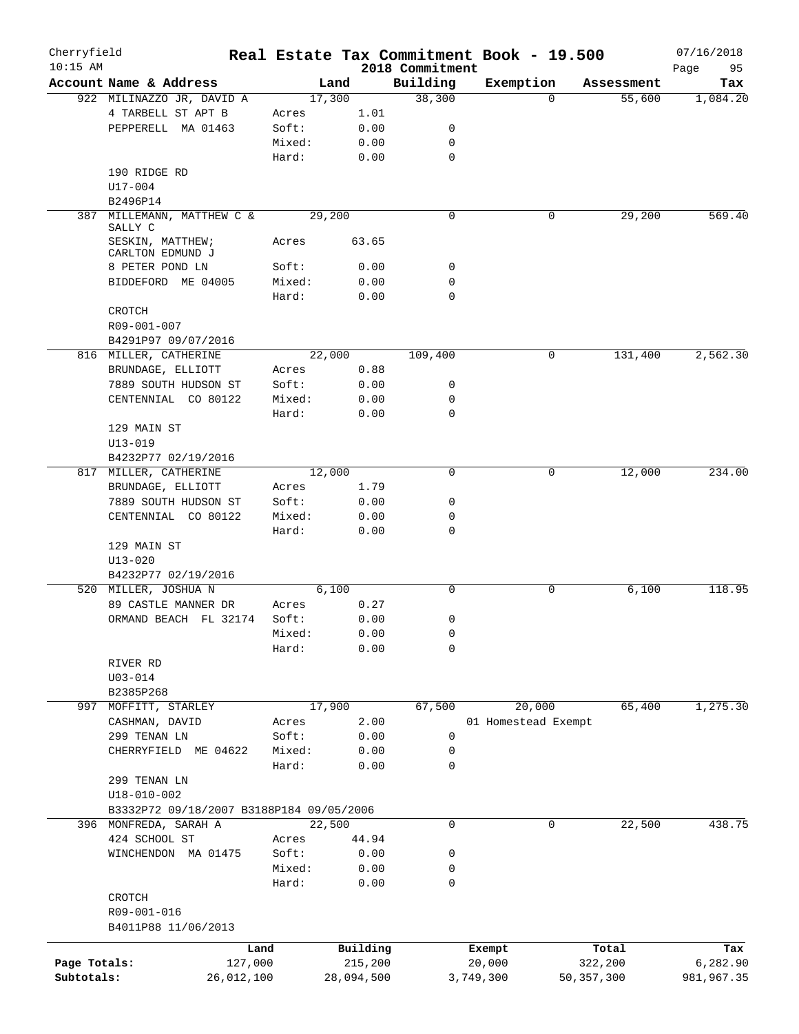# Real Estate Tax Commitment Book - 19.500

Cherryfield
10:15 AM

2018 Commitment

07/16/2018

| Account Name & Address | Land | | Building | Exemption | Assessment | Tax |
|---|---|---|---|---|---|---|
| 922 MILINAZZO JR, DAVID A | 17,300 | | 38,300 | 0 | 55,600 | 1,084.20 |
| 4 TARBELL ST APT B | Acres | 1.01 | | | | |
| PEPPERELL MA 01463 | Soft: | 0.00 | 0 | | | |
| | Mixed: | 0.00 | 0 | | | |
| | Hard: | 0.00 | 0 | | | |
| 190 RIDGE RD | | | | | | |
| U17-004 | | | | | | |
| B2496P14 | | | | | | |
| 387 MILLEMANN, MATTHEW C & SALLY C | 29,200 | | 0 | 0 | 29,200 | 569.40 |
| SESKIN, MATTHEW; CARLTON EDMUND J | Acres | 63.65 | | | | |
| 8 PETER POND LN | Soft: | 0.00 | 0 | | | |
| BIDDEFORD ME 04005 | Mixed: | 0.00 | 0 | | | |
| | Hard: | 0.00 | 0 | | | |
| CROTCH | | | | | | |
| R09-001-007 | | | | | | |
| B4291P97 09/07/2016 | | | | | | |
| 816 MILLER, CATHERINE | 22,000 | | 109,400 | 0 | 131,400 | 2,562.30 |
| BRUNDAGE, ELLIOTT | Acres | 0.88 | | | | |
| 7889 SOUTH HUDSON ST | Soft: | 0.00 | 0 | | | |
| CENTENNIAL CO 80122 | Mixed: | 0.00 | 0 | | | |
| | Hard: | 0.00 | 0 | | | |
| 129 MAIN ST | | | | | | |
| U13-019 | | | | | | |
| B4232P77 02/19/2016 | | | | | | |
| 817 MILLER, CATHERINE | 12,000 | | 0 | 0 | 12,000 | 234.00 |
| BRUNDAGE, ELLIOTT | Acres | 1.79 | | | | |
| 7889 SOUTH HUDSON ST | Soft: | 0.00 | 0 | | | |
| CENTENNIAL CO 80122 | Mixed: | 0.00 | 0 | | | |
| | Hard: | 0.00 | 0 | | | |
| 129 MAIN ST | | | | | | |
| U13-020 | | | | | | |
| B4232P77 02/19/2016 | | | | | | |
| 520 MILLER, JOSHUA N | 6,100 | | 0 | 0 | 6,100 | 118.95 |
| 89 CASTLE MANNER DR | Acres | 0.27 | | | | |
| ORMAND BEACH FL 32174 | Soft: | 0.00 | 0 | | | |
| | Mixed: | 0.00 | 0 | | | |
| | Hard: | 0.00 | 0 | | | |
| RIVER RD | | | | | | |
| U03-014 | | | | | | |
| B2385P268 | | | | | | |
| 997 MOFFITT, STARLEY | 17,900 | | 67,500 | 20,000 | 65,400 | 1,275.30 |
| CASHMAN, DAVID | Acres | 2.00 | | 01 Homestead Exempt | | |
| 299 TENAN LN | Soft: | 0.00 | 0 | | | |
| CHERRYFIELD ME 04622 | Mixed: | 0.00 | 0 | | | |
| | Hard: | 0.00 | 0 | | | |
| 299 TENAN LN | | | | | | |
| U18-010-002 | | | | | | |
| B3332P72 09/18/2007 B3188P184 09/05/2006 | | | | | | |
| 396 MONFREDA, SARAH A | 22,500 | | 0 | 0 | 22,500 | 438.75 |
| 424 SCHOOL ST | Acres | 44.94 | | | | |
| WINCHENDON MA 01475 | Soft: | 0.00 | 0 | | | |
| | Mixed: | 0.00 | 0 | | | |
| | Hard: | 0.00 | 0 | | | |
| CROTCH | | | | | | |
| R09-001-016 | | | | | | |
| B4011P88 11/06/2013 | | | | | | |

| | Land | Building | Exempt | Total | Tax |
|---|---|---|---|---|---|
| Page Totals: | 127,000 | 215,200 | 20,000 | 322,200 | 6,282.90 |
| Subtotals: | 26,012,100 | 28,094,500 | 3,749,300 | 50,357,300 | 981,967.35 |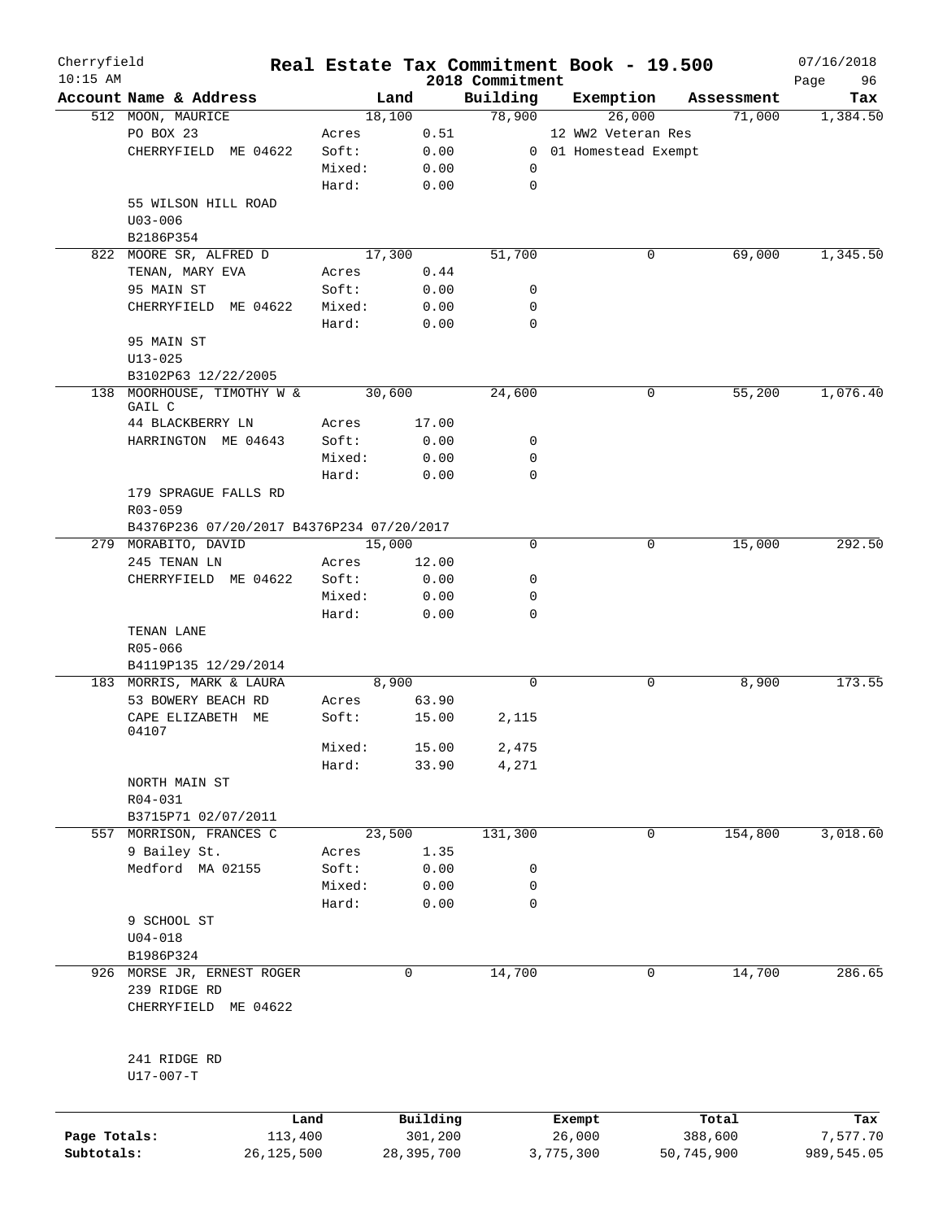Cherryfield 10:15 AM

# Real Estate Tax Commitment Book - 19.500

2018 Commitment

07/16/2018

| Account Name & Address | | Land | Building | Exemption | Assessment | Tax |
|---|---|---|---|---|---|---|
| 512 MOON, MAURICE | | 18,100 | 78,900 | 26,000 | 71,000 | 1,384.50 |
| PO BOX 23 | Acres | 0.51 | | 12 WW2 Veteran Res | | |
| CHERRYFIELD ME 04622 | Soft: | 0.00 | 0 | 01 Homestead Exempt | | |
| | Mixed: | 0.00 | 0 | | | |
| | Hard: | 0.00 | 0 | | | |
| 55 WILSON HILL ROAD | | | | | | |
| U03-006 | | | | | | |
| B2186P354 | | | | | | |
| 822 MOORE SR, ALFRED D | | 17,300 | 51,700 | 0 | 69,000 | 1,345.50 |
| TENAN, MARY EVA | Acres | 0.44 | | | | |
| 95 MAIN ST | Soft: | 0.00 | 0 | | | |
| CHERRYFIELD ME 04622 | Mixed: | 0.00 | 0 | | | |
| | Hard: | 0.00 | 0 | | | |
| 95 MAIN ST | | | | | | |
| U13-025 | | | | | | |
| B3102P63 12/22/2005 | | | | | | |
| 138 MOORHOUSE, TIMOTHY W & GAIL C | | 30,600 | 24,600 | 0 | 55,200 | 1,076.40 |
| 44 BLACKBERRY LN | Acres | 17.00 | | | | |
| HARRINGTON ME 04643 | Soft: | 0.00 | 0 | | | |
| | Mixed: | 0.00 | 0 | | | |
| | Hard: | 0.00 | 0 | | | |
| 179 SPRAGUE FALLS RD | | | | | | |
| R03-059 | | | | | | |
| B4376P236 07/20/2017 B4376P234 07/20/2017 | | | | | | |
| 279 MORABITO, DAVID | | 15,000 | 0 | 0 | 15,000 | 292.50 |
| 245 TENAN LN | Acres | 12.00 | | | | |
| CHERRYFIELD ME 04622 | Soft: | 0.00 | 0 | | | |
| | Mixed: | 0.00 | 0 | | | |
| | Hard: | 0.00 | 0 | | | |
| TENAN LANE | | | | | | |
| R05-066 | | | | | | |
| B4119P135 12/29/2014 | | | | | | |
| 183 MORRIS, MARK & LAURA | | 8,900 | 0 | 0 | 8,900 | 173.55 |
| 53 BOWERY BEACH RD | Acres | 63.90 | | | | |
| CAPE ELIZABETH ME 04107 | Soft: | 15.00 | 2,115 | | | |
| | Mixed: | 15.00 | 2,475 | | | |
| | Hard: | 33.90 | 4,271 | | | |
| NORTH MAIN ST | | | | | | |
| R04-031 | | | | | | |
| B3715P71 02/07/2011 | | | | | | |
| 557 MORRISON, FRANCES C | | 23,500 | 131,300 | 0 | 154,800 | 3,018.60 |
| 9 Bailey St. | Acres | 1.35 | | | | |
| Medford MA 02155 | Soft: | 0.00 | 0 | | | |
| | Mixed: | 0.00 | 0 | | | |
| | Hard: | 0.00 | 0 | | | |
| 9 SCHOOL ST | | | | | | |
| U04-018 | | | | | | |
| B1986P324 | | | | | | |
| 926 MORSE JR, ERNEST ROGER | | 0 | 14,700 | 0 | 14,700 | 286.65 |
| 239 RIDGE RD | | | | | | |
| CHERRYFIELD ME 04622 | | | | | | |
| 241 RIDGE RD | | | | | | |
| U17-007-T | | | | | | |

| | Land | Building | Exempt | Total | Tax |
|---|---|---|---|---|---|
| Page Totals: | 113,400 | 301,200 | 26,000 | 388,600 | 7,577.70 |
| Subtotals: | 26,125,500 | 28,395,700 | 3,775,300 | 50,745,900 | 989,545.05 |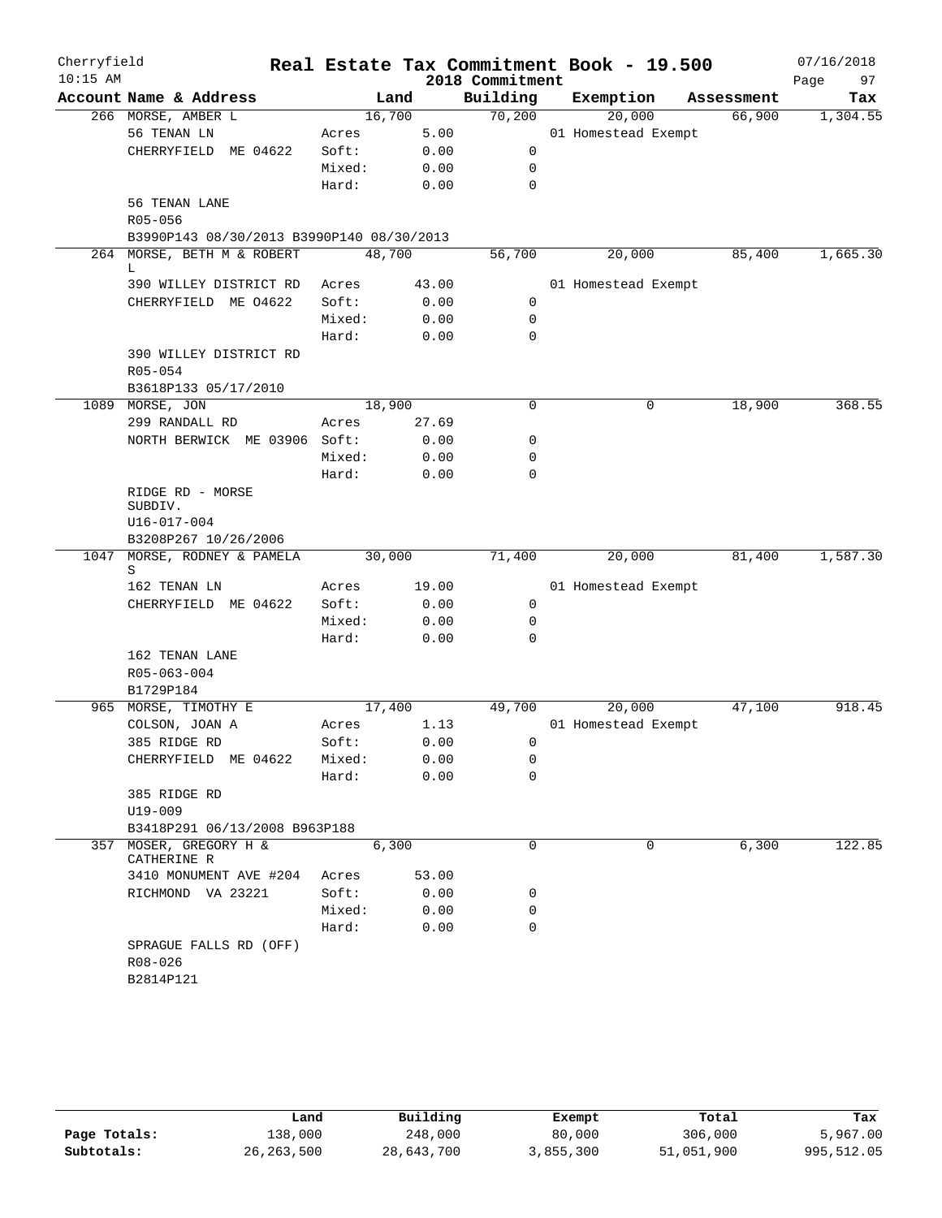Cherryfield 10:15 AM

# Real Estate Tax Commitment Book - 19.500

2018 Commitment — 07/16/2018

| Account | Name & Address | | Land | Building | Exemption | Assessment | Tax |
|---|---|---|---|---|---|---|---|
| 266 | MORSE, AMBER L | | 16,700 | 70,200 | 20,000 | 66,900 | 1,304.55 |
| | 56 TENAN LN | Acres | 5.00 | | 01 Homestead Exempt | | |
| | CHERRYFIELD ME 04622 | Soft: | 0.00 | 0 | | | |
| | | Mixed: | 0.00 | 0 | | | |
| | | Hard: | 0.00 | 0 | | | |
| | 56 TENAN LANE | | | | | | |
| | R05-056 | | | | | | |
| | B3990P143 08/30/2013 B3990P140 08/30/2013 | | | | | | |
| 264 | MORSE, BETH M & ROBERT L | | 48,700 | 56,700 | 20,000 | 85,400 | 1,665.30 |
| | 390 WILLEY DISTRICT RD | Acres | 43.00 | | 01 Homestead Exempt | | |
| | CHERRYFIELD ME 04622 | Soft: | 0.00 | 0 | | | |
| | | Mixed: | 0.00 | 0 | | | |
| | | Hard: | 0.00 | 0 | | | |
| | 390 WILLEY DISTRICT RD | | | | | | |
| | R05-054 | | | | | | |
| | B3618P133 05/17/2010 | | | | | | |
| 1089 | MORSE, JON | | 18,900 | 0 | 0 | 18,900 | 368.55 |
| | 299 RANDALL RD | Acres | 27.69 | | | | |
| | NORTH BERWICK ME 03906 | Soft: | 0.00 | 0 | | | |
| | | Mixed: | 0.00 | 0 | | | |
| | | Hard: | 0.00 | 0 | | | |
| | RIDGE RD - MORSE SUBDIV. | | | | | | |
| | U16-017-004 | | | | | | |
| | B3208P267 10/26/2006 | | | | | | |
| 1047 | MORSE, RODNEY & PAMELA S | | 30,000 | 71,400 | 20,000 | 81,400 | 1,587.30 |
| | 162 TENAN LN | Acres | 19.00 | | 01 Homestead Exempt | | |
| | CHERRYFIELD ME 04622 | Soft: | 0.00 | 0 | | | |
| | | Mixed: | 0.00 | 0 | | | |
| | | Hard: | 0.00 | 0 | | | |
| | 162 TENAN LANE | | | | | | |
| | R05-063-004 | | | | | | |
| | B1729P184 | | | | | | |
| 965 | MORSE, TIMOTHY E | | 17,400 | 49,700 | 20,000 | 47,100 | 918.45 |
| | COLSON, JOAN A | Acres | 1.13 | | 01 Homestead Exempt | | |
| | 385 RIDGE RD | Soft: | 0.00 | 0 | | | |
| | CHERRYFIELD ME 04622 | Mixed: | 0.00 | 0 | | | |
| | | Hard: | 0.00 | 0 | | | |
| | 385 RIDGE RD | | | | | | |
| | U19-009 | | | | | | |
| | B3418P291 06/13/2008 B963P188 | | | | | | |
| 357 | MOSER, GREGORY H & CATHERINE R | | 6,300 | 0 | 0 | 6,300 | 122.85 |
| | 3410 MONUMENT AVE #204 | Acres | 53.00 | | | | |
| | RICHMOND VA 23221 | Soft: | 0.00 | 0 | | | |
| | | Mixed: | 0.00 | 0 | | | |
| | | Hard: | 0.00 | 0 | | | |
| | SPRAGUE FALLS RD (OFF) | | | | | | |
| | R08-026 | | | | | | |
| | B2814P121 | | | | | | |

| | Land | Building | Exempt | Total | Tax |
|---|---|---|---|---|---|
| Page Totals: | 138,000 | 248,000 | 80,000 | 306,000 | 5,967.00 |
| Subtotals: | 26,263,500 | 28,643,700 | 3,855,300 | 51,051,900 | 995,512.05 |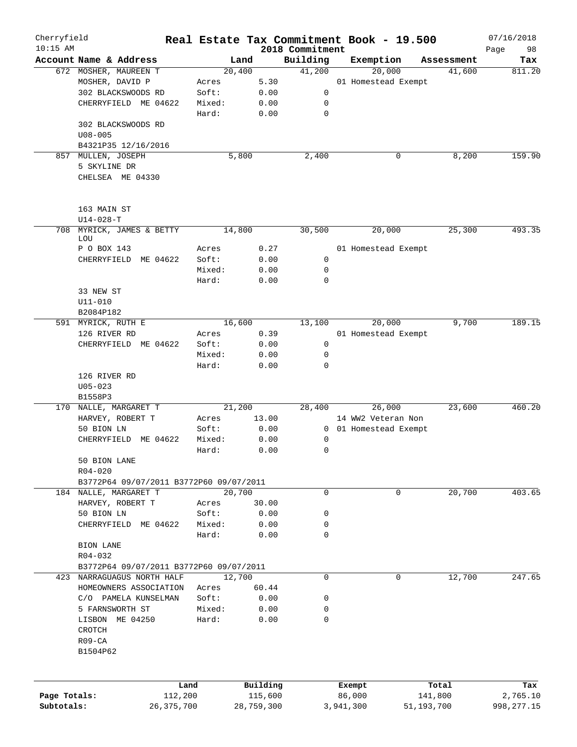Cherryfield 10:15 AM

# Real Estate Tax Commitment Book - 19.500

2018 Commitment

07/16/2018

| Account | Name & Address | Land | | Building | Exemption | Assessment | Tax |
|---|---|---|---|---|---|---|---|
| 672 | MOSHER, MAUREEN T | 20,400 | | 41,200 | 20,000 | 41,600 | 811.20 |
| | MOSHER, DAVID P | Acres | 5.30 | | 01 Homestead Exempt | | |
| | 302 BLACKSWOODS RD | Soft: | 0.00 | 0 | | | |
| | CHERRYFIELD ME 04622 | Mixed: | 0.00 | 0 | | | |
| | | Hard: | 0.00 | 0 | | | |
| | 302 BLACKSWOODS RD | | | | | | |
| | U08-005 | | | | | | |
| | B4321P35 12/16/2016 | | | | | | |
| 857 | MULLEN, JOSEPH | 5,800 | | 2,400 | 0 | 8,200 | 159.90 |
| | 5 SKYLINE DR | | | | | | |
| | CHELSEA ME 04330 | | | | | | |
| | 163 MAIN ST | | | | | | |
| | U14-028-T | | | | | | |
| 708 | MYRICK, JAMES & BETTY LOU | 14,800 | | 30,500 | 20,000 | 25,300 | 493.35 |
| | P O BOX 143 | Acres | 0.27 | | 01 Homestead Exempt | | |
| | CHERRYFIELD ME 04622 | Soft: | 0.00 | 0 | | | |
| | | Mixed: | 0.00 | 0 | | | |
| | | Hard: | 0.00 | 0 | | | |
| | 33 NEW ST | | | | | | |
| | U11-010 | | | | | | |
| | B2084P182 | | | | | | |
| 591 | MYRICK, RUTH E | 16,600 | | 13,100 | 20,000 | 9,700 | 189.15 |
| | 126 RIVER RD | Acres | 0.39 | | 01 Homestead Exempt | | |
| | CHERRYFIELD ME 04622 | Soft: | 0.00 | 0 | | | |
| | | Mixed: | 0.00 | 0 | | | |
| | | Hard: | 0.00 | 0 | | | |
| | 126 RIVER RD | | | | | | |
| | U05-023 | | | | | | |
| | B1558P3 | | | | | | |
| 170 | NALLE, MARGARET T | 21,200 | | 28,400 | 26,000 | 23,600 | 460.20 |
| | HARVEY, ROBERT T | Acres | 13.00 | | 14 WW2 Veteran Non | | |
| | 50 BION LN | Soft: | 0.00 | 0 | 01 Homestead Exempt | | |
| | CHERRYFIELD ME 04622 | Mixed: | 0.00 | 0 | | | |
| | | Hard: | 0.00 | 0 | | | |
| | 50 BION LANE | | | | | | |
| | R04-020 | | | | | | |
| | B3772P64 09/07/2011 B3772P60 09/07/2011 | | | | | | |
| 184 | NALLE, MARGARET T | 20,700 | | 0 | 0 | 20,700 | 403.65 |
| | HARVEY, ROBERT T | Acres | 30.00 | | | | |
| | 50 BION LN | Soft: | 0.00 | 0 | | | |
| | CHERRYFIELD ME 04622 | Mixed: | 0.00 | 0 | | | |
| | | Hard: | 0.00 | 0 | | | |
| | BION LANE | | | | | | |
| | R04-032 | | | | | | |
| | B3772P64 09/07/2011 B3772P60 09/07/2011 | | | | | | |
| 423 | NARRAGUAGUS NORTH HALF | 12,700 | | 0 | 0 | 12,700 | 247.65 |
| | HOMEOWNERS ASSOCIATION | Acres | 60.44 | | | | |
| | C/O PAMELA KUNSELMAN | Soft: | 0.00 | 0 | | | |
| | 5 FARNSWORTH ST | Mixed: | 0.00 | 0 | | | |
| | LISBON ME 04250 | Hard: | 0.00 | 0 | | | |
| | CROTCH | | | | | | |
| | R09-CA | | | | | | |
| | B1504P62 | | | | | | |

| | Land | Building | Exempt | Total | Tax |
|---|---|---|---|---|---|
| Page Totals: | 112,200 | 115,600 | 86,000 | 141,800 | 2,765.10 |
| Subtotals: | 26,375,700 | 28,759,300 | 3,941,300 | 51,193,700 | 998,277.15 |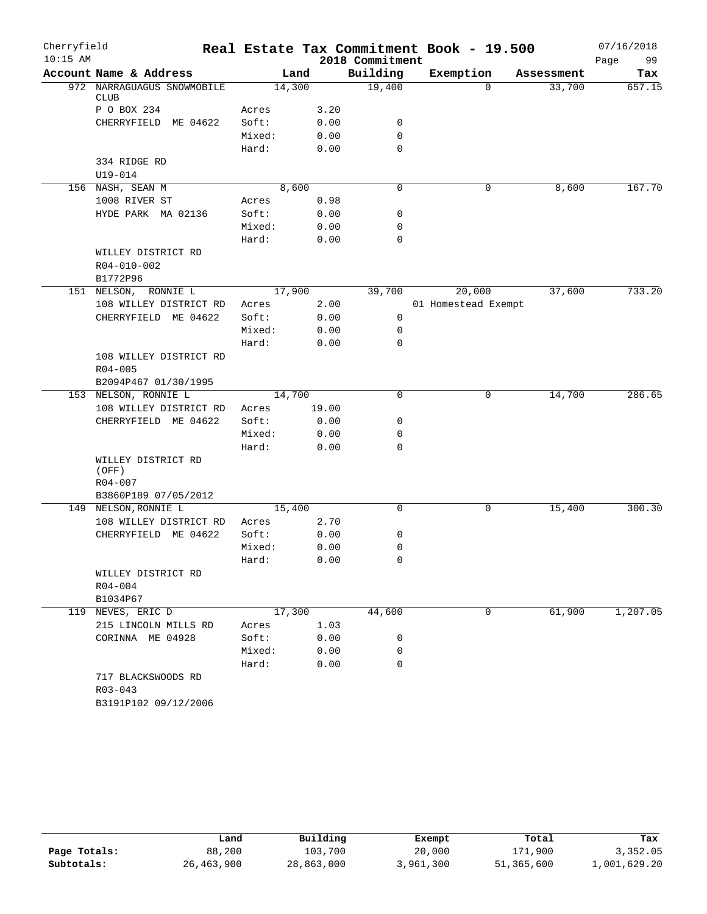Cherryfield 10:15 AM

# Real Estate Tax Commitment Book - 19.500

2018 Commitment

07/16/2018 Page 99

| Account Name & Address | Land | | Building | Exemption | Assessment | Tax |
|---|---|---|---|---|---|---|
| 972 NARRAGUAGUS SNOWMOBILE CLUB | 14,300 | | 19,400 | 0 | 33,700 | 657.15 |
| P O BOX 234 | Acres | 3.20 | | | | |
| CHERRYFIELD ME 04622 | Soft: | 0.00 | 0 | | | |
| | Mixed: | 0.00 | 0 | | | |
| | Hard: | 0.00 | 0 | | | |
| 334 RIDGE RD | | | | | | |
| U19-014 | | | | | | |
| 156 NASH, SEAN M | 8,600 | | 0 | 0 | 8,600 | 167.70 |
| 1008 RIVER ST | Acres | 0.98 | | | | |
| HYDE PARK MA 02136 | Soft: | 0.00 | 0 | | | |
| | Mixed: | 0.00 | 0 | | | |
| | Hard: | 0.00 | 0 | | | |
| WILLEY DISTRICT RD | | | | | | |
| R04-010-002 | | | | | | |
| B1772P96 | | | | | | |
| 151 NELSON, RONNIE L | 17,900 | | 39,700 | 20,000 | 37,600 | 733.20 |
| 108 WILLEY DISTRICT RD | Acres | 2.00 | | 01 Homestead Exempt | | |
| CHERRYFIELD ME 04622 | Soft: | 0.00 | 0 | | | |
| | Mixed: | 0.00 | 0 | | | |
| | Hard: | 0.00 | 0 | | | |
| 108 WILLEY DISTRICT RD | | | | | | |
| R04-005 | | | | | | |
| B2094P467 01/30/1995 | | | | | | |
| 153 NELSON, RONNIE L | 14,700 | | 0 | 0 | 14,700 | 286.65 |
| 108 WILLEY DISTRICT RD | Acres | 19.00 | | | | |
| CHERRYFIELD ME 04622 | Soft: | 0.00 | 0 | | | |
| | Mixed: | 0.00 | 0 | | | |
| | Hard: | 0.00 | 0 | | | |
| WILLEY DISTRICT RD (OFF) | | | | | | |
| R04-007 | | | | | | |
| B3860P189 07/05/2012 | | | | | | |
| 149 NELSON,RONNIE L | 15,400 | | 0 | 0 | 15,400 | 300.30 |
| 108 WILLEY DISTRICT RD | Acres | 2.70 | | | | |
| CHERRYFIELD ME 04622 | Soft: | 0.00 | 0 | | | |
| | Mixed: | 0.00 | 0 | | | |
| | Hard: | 0.00 | 0 | | | |
| WILLEY DISTRICT RD | | | | | | |
| R04-004 | | | | | | |
| B1034P67 | | | | | | |
| 119 NEVES, ERIC D | 17,300 | | 44,600 | 0 | 61,900 | 1,207.05 |
| 215 LINCOLN MILLS RD | Acres | 1.03 | | | | |
| CORINNA ME 04928 | Soft: | 0.00 | 0 | | | |
| | Mixed: | 0.00 | 0 | | | |
| | Hard: | 0.00 | 0 | | | |
| 717 BLACKSWOODS RD | | | | | | |
| R03-043 | | | | | | |
| B3191P102 09/12/2006 | | | | | | |

| | Land | Building | Exempt | Total | Tax |
|---|---|---|---|---|---|
| Page Totals: | 88,200 | 103,700 | 20,000 | 171,900 | 3,352.05 |
| Subtotals: | 26,463,900 | 28,863,000 | 3,961,300 | 51,365,600 | 1,001,629.20 |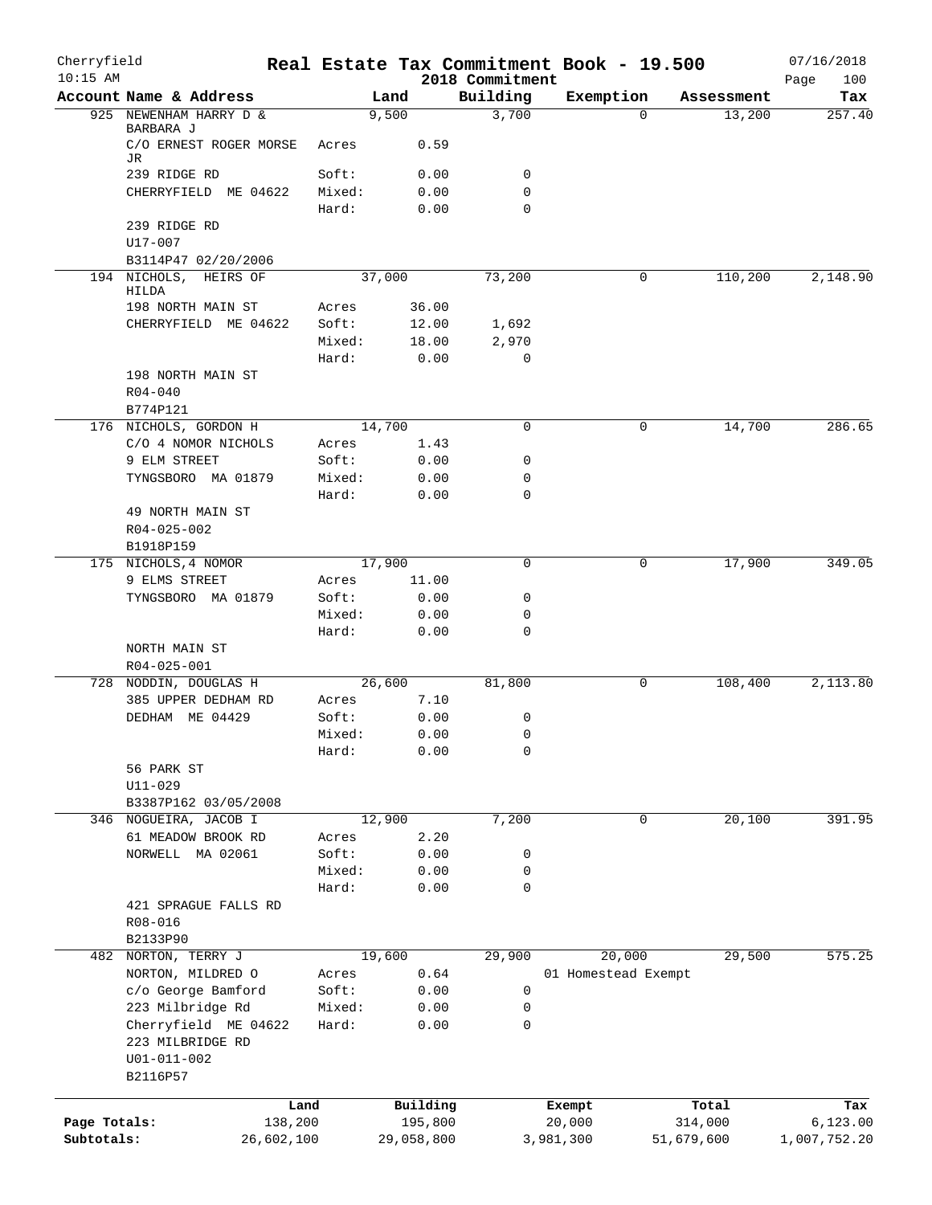# Real Estate Tax Commitment Book - 19.500

Cherryfield
10:15 AM

2018 Commitment

07/16/2018

| Account | Name & Address | | Land | Building | Exemption | Assessment | Tax |
|---|---|---|---|---|---|---|---|
| 925 | NEWENHAM HARRY D & BARBARA J | | 9,500 | 3,700 | 0 | 13,200 | 257.40 |
| | C/O ERNEST ROGER MORSE JR | Acres | 0.59 | | | | |
| | 239 RIDGE RD | Soft: | 0.00 | 0 | | | |
| | CHERRYFIELD ME 04622 | Mixed: | 0.00 | 0 | | | |
| | | Hard: | 0.00 | 0 | | | |
| | 239 RIDGE RD | | | | | | |
| | U17-007 | | | | | | |
| | B3114P47 02/20/2006 | | | | | | |
| 194 | NICHOLS, HEIRS OF HILDA | | 37,000 | 73,200 | 0 | 110,200 | 2,148.90 |
| | 198 NORTH MAIN ST | Acres | 36.00 | | | | |
| | CHERRYFIELD ME 04622 | Soft: | 12.00 | 1,692 | | | |
| | | Mixed: | 18.00 | 2,970 | | | |
| | | Hard: | 0.00 | 0 | | | |
| | 198 NORTH MAIN ST | | | | | | |
| | R04-040 | | | | | | |
| | B774P121 | | | | | | |
| 176 | NICHOLS, GORDON H | | 14,700 | 0 | 0 | 14,700 | 286.65 |
| | C/O 4 NOMOR NICHOLS | Acres | 1.43 | | | | |
| | 9 ELM STREET | Soft: | 0.00 | 0 | | | |
| | TYNGSBORO MA 01879 | Mixed: | 0.00 | 0 | | | |
| | | Hard: | 0.00 | 0 | | | |
| | 49 NORTH MAIN ST | | | | | | |
| | R04-025-002 | | | | | | |
| | B1918P159 | | | | | | |
| 175 | NICHOLS,4 NOMOR | | 17,900 | 0 | 0 | 17,900 | 349.05 |
| | 9 ELMS STREET | Acres | 11.00 | | | | |
| | TYNGSBORO MA 01879 | Soft: | 0.00 | 0 | | | |
| | | Mixed: | 0.00 | 0 | | | |
| | | Hard: | 0.00 | 0 | | | |
| | NORTH MAIN ST | | | | | | |
| | R04-025-001 | | | | | | |
| 728 | NODDIN, DOUGLAS H | | 26,600 | 81,800 | 0 | 108,400 | 2,113.80 |
| | 385 UPPER DEDHAM RD | Acres | 7.10 | | | | |
| | DEDHAM ME 04429 | Soft: | 0.00 | 0 | | | |
| | | Mixed: | 0.00 | 0 | | | |
| | | Hard: | 0.00 | 0 | | | |
| | 56 PARK ST | | | | | | |
| | U11-029 | | | | | | |
| | B3387P162 03/05/2008 | | | | | | |
| 346 | NOGUEIRA, JACOB I | | 12,900 | 7,200 | 0 | 20,100 | 391.95 |
| | 61 MEADOW BROOK RD | Acres | 2.20 | | | | |
| | NORWELL MA 02061 | Soft: | 0.00 | 0 | | | |
| | | Mixed: | 0.00 | 0 | | | |
| | | Hard: | 0.00 | 0 | | | |
| | 421 SPRAGUE FALLS RD | | | | | | |
| | R08-016 | | | | | | |
| | B2133P90 | | | | | | |
| 482 | NORTON, TERRY J | | 19,600 | 29,900 | 20,000 | 29,500 | 575.25 |
| | NORTON, MILDRED O | Acres | 0.64 | | 01 Homestead Exempt | | |
| | c/o George Bamford | Soft: | 0.00 | 0 | | | |
| | 223 Milbridge Rd | Mixed: | 0.00 | 0 | | | |
| | Cherryfield ME 04622 | Hard: | 0.00 | 0 | | | |
| | 223 MILBRIDGE RD | | | | | | |
| | U01-011-002 | | | | | | |
| | B2116P57 | | | | | | |

| | Land | Building | Exempt | Total | Tax |
|---|---|---|---|---|---|
| Page Totals: | 138,200 | 195,800 | 20,000 | 314,000 | 6,123.00 |
| Subtotals: | 26,602,100 | 29,058,800 | 3,981,300 | 51,679,600 | 1,007,752.20 |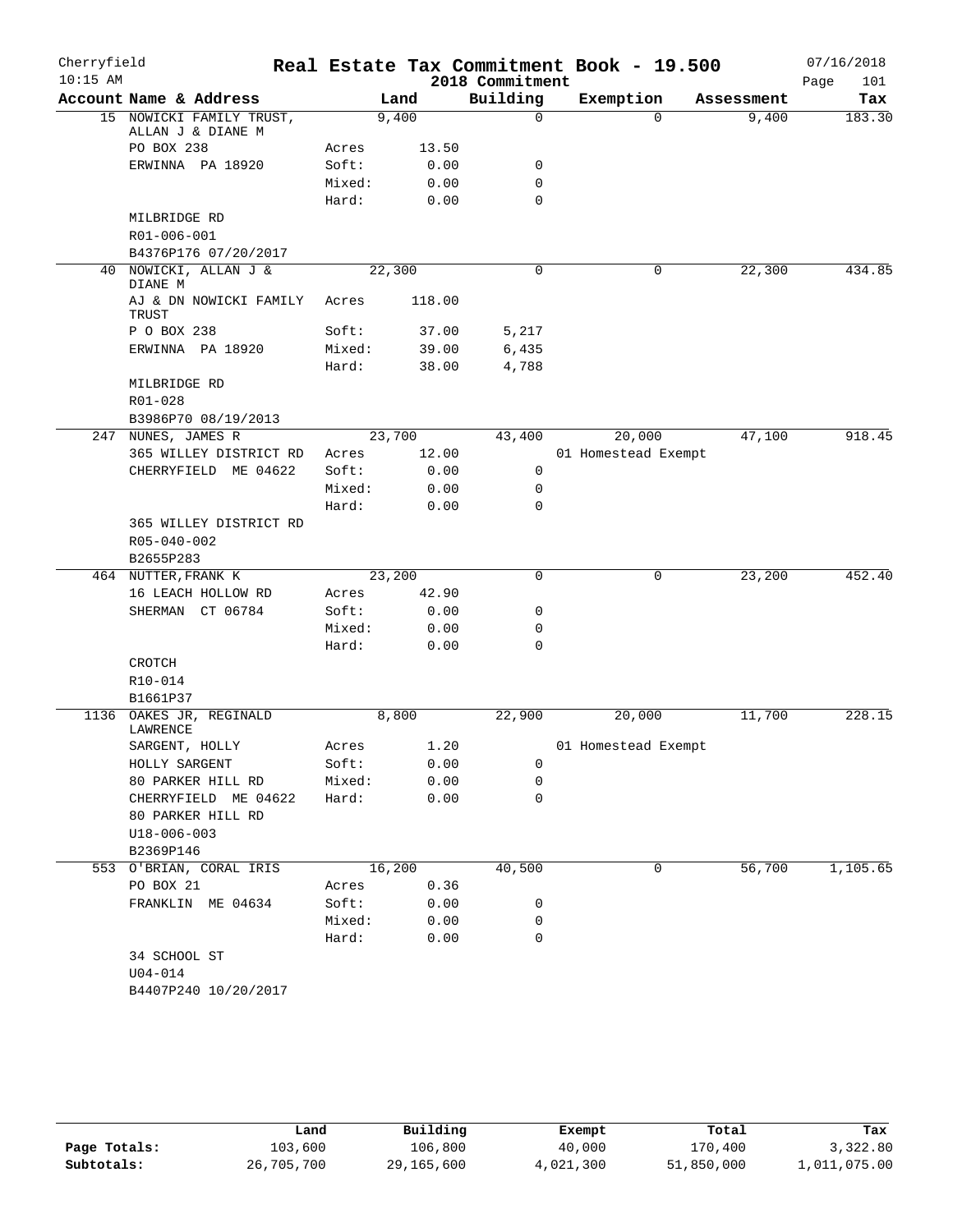# Real Estate Tax Commitment Book - 19.500

Cherryfield
10:15 AM

2018 Commitment

07/16/2018

| Account Name & Address | | Land | Building | Exemption | Assessment | Tax |
|---|---|---|---|---|---|---|
| 15 NOWICKI FAMILY TRUST, ALLAN J & DIANE M | | 9,400 | 0 | 0 | 9,400 | 183.30 |
| PO BOX 238 | Acres | 13.50 | | | | |
| ERWINNA PA 18920 | Soft: | 0.00 | 0 | | | |
| | Mixed: | 0.00 | 0 | | | |
| | Hard: | 0.00 | 0 | | | |
| MILBRIDGE RD | | | | | | |
| R01-006-001 | | | | | | |
| B4376P176 07/20/2017 | | | | | | |
| 40 NOWICKI, ALLAN J & DIANE M | | 22,300 | 0 | 0 | 22,300 | 434.85 |
| AJ & DN NOWICKI FAMILY TRUST | Acres | 118.00 | | | | |
| P O BOX 238 | Soft: | 37.00 | 5,217 | | | |
| ERWINNA PA 18920 | Mixed: | 39.00 | 6,435 | | | |
| | Hard: | 38.00 | 4,788 | | | |
| MILBRIDGE RD | | | | | | |
| R01-028 | | | | | | |
| B3986P70 08/19/2013 | | | | | | |
| 247 NUNES, JAMES R | | 23,700 | 43,400 | 20,000 | 47,100 | 918.45 |
| 365 WILLEY DISTRICT RD | Acres | 12.00 | | 01 Homestead Exempt | | |
| CHERRYFIELD ME 04622 | Soft: | 0.00 | 0 | | | |
| | Mixed: | 0.00 | 0 | | | |
| | Hard: | 0.00 | 0 | | | |
| 365 WILLEY DISTRICT RD | | | | | | |
| R05-040-002 | | | | | | |
| B2655P283 | | | | | | |
| 464 NUTTER, FRANK K | | 23,200 | 0 | 0 | 23,200 | 452.40 |
| 16 LEACH HOLLOW RD | Acres | 42.90 | | | | |
| SHERMAN CT 06784 | Soft: | 0.00 | 0 | | | |
| | Mixed: | 0.00 | 0 | | | |
| | Hard: | 0.00 | 0 | | | |
| CROTCH | | | | | | |
| R10-014 | | | | | | |
| B1661P37 | | | | | | |
| 1136 OAKES JR, REGINALD LAWRENCE | | 8,800 | 22,900 | 20,000 | 11,700 | 228.15 |
| SARGENT, HOLLY | Acres | 1.20 | | 01 Homestead Exempt | | |
| HOLLY SARGENT | Soft: | 0.00 | 0 | | | |
| 80 PARKER HILL RD | Mixed: | 0.00 | 0 | | | |
| CHERRYFIELD ME 04622 | Hard: | 0.00 | 0 | | | |
| 80 PARKER HILL RD | | | | | | |
| U18-006-003 | | | | | | |
| B2369P146 | | | | | | |
| 553 O'BRIAN, CORAL IRIS | | 16,200 | 40,500 | 0 | 56,700 | 1,105.65 |
| PO BOX 21 | Acres | 0.36 | | | | |
| FRANKLIN ME 04634 | Soft: | 0.00 | 0 | | | |
| | Mixed: | 0.00 | 0 | | | |
| | Hard: | 0.00 | 0 | | | |
| 34 SCHOOL ST | | | | | | |
| U04-014 | | | | | | |
| B4407P240 10/20/2017 | | | | | | |

| | Land | Building | Exempt | Total | Tax |
|---|---|---|---|---|---|
| Page Totals: | 103,600 | 106,800 | 40,000 | 170,400 | 3,322.80 |
| Subtotals: | 26,705,700 | 29,165,600 | 4,021,300 | 51,850,000 | 1,011,075.00 |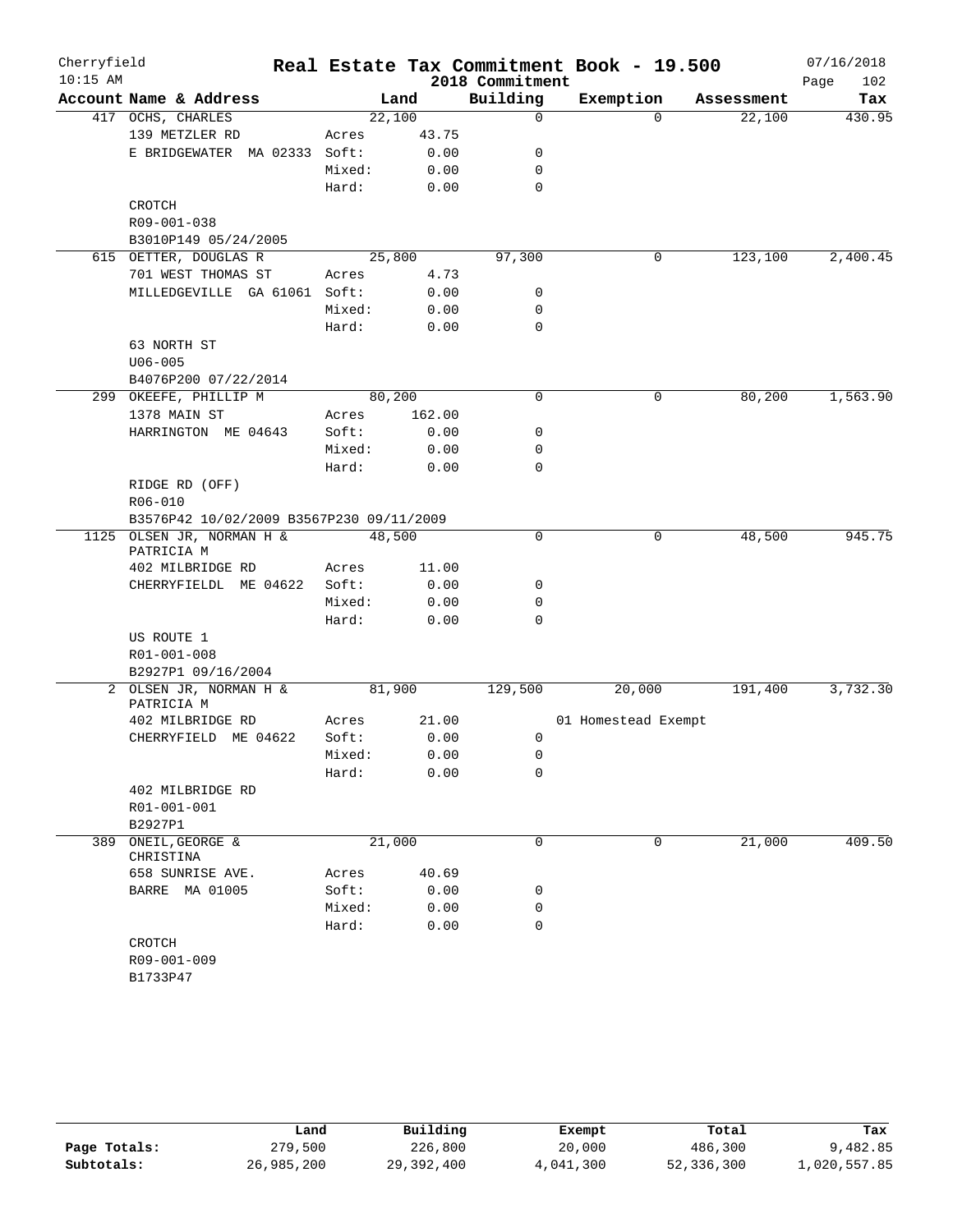Cherryfield
10:15 AM

# Real Estate Tax Commitment Book - 19.500

2018 Commitment

07/16/2018

| Account Name & Address | | Land | Building | Exemption | Assessment | Tax |
|---|---|---|---|---|---|---|
| 417 OCHS, CHARLES | | 22,100 | 0 | 0 | 22,100 | 430.95 |
| 139 METZLER RD | Acres | 43.75 | | | | |
| E BRIDGEWATER MA 02333 | Soft: | 0.00 | 0 | | | |
| | Mixed: | 0.00 | 0 | | | |
| | Hard: | 0.00 | 0 | | | |
| CROTCH | | | | | | |
| R09-001-038 | | | | | | |
| B3010P149 05/24/2005 | | | | | | |
| 615 OETTER, DOUGLAS R | | 25,800 | 97,300 | 0 | 123,100 | 2,400.45 |
| 701 WEST THOMAS ST | Acres | 4.73 | | | | |
| MILLEDGEVILLE GA 61061 | Soft: | 0.00 | 0 | | | |
| | Mixed: | 0.00 | 0 | | | |
| | Hard: | 0.00 | 0 | | | |
| 63 NORTH ST | | | | | | |
| U06-005 | | | | | | |
| B4076P200 07/22/2014 | | | | | | |
| 299 OKEEFE, PHILLIP M | | 80,200 | 0 | 0 | 80,200 | 1,563.90 |
| 1378 MAIN ST | Acres | 162.00 | | | | |
| HARRINGTON ME 04643 | Soft: | 0.00 | 0 | | | |
| | Mixed: | 0.00 | 0 | | | |
| | Hard: | 0.00 | 0 | | | |
| RIDGE RD (OFF) | | | | | | |
| R06-010 | | | | | | |
| B3576P42 10/02/2009 B3567P230 09/11/2009 | | | | | | |
| 1125 OLSEN JR, NORMAN H & PATRICIA M | | 48,500 | 0 | 0 | 48,500 | 945.75 |
| 402 MILBRIDGE RD | Acres | 11.00 | | | | |
| CHERRYFIELDL ME 04622 | Soft: | 0.00 | 0 | | | |
| | Mixed: | 0.00 | 0 | | | |
| | Hard: | 0.00 | 0 | | | |
| US ROUTE 1 | | | | | | |
| R01-001-008 | | | | | | |
| B2927P1 09/16/2004 | | | | | | |
| 2 OLSEN JR, NORMAN H & PATRICIA M | | 81,900 | 129,500 | 20,000 | 191,400 | 3,732.30 |
| 402 MILBRIDGE RD | Acres | 21.00 | | 01 Homestead Exempt | | |
| CHERRYFIELD ME 04622 | Soft: | 0.00 | 0 | | | |
| | Mixed: | 0.00 | 0 | | | |
| | Hard: | 0.00 | 0 | | | |
| 402 MILBRIDGE RD | | | | | | |
| R01-001-001 | | | | | | |
| B2927P1 | | | | | | |
| 389 ONEIL,GEORGE & CHRISTINA | | 21,000 | 0 | 0 | 21,000 | 409.50 |
| 658 SUNRISE AVE. | Acres | 40.69 | | | | |
| BARRE MA 01005 | Soft: | 0.00 | 0 | | | |
| | Mixed: | 0.00 | 0 | | | |
| | Hard: | 0.00 | 0 | | | |
| CROTCH | | | | | | |
| R09-001-009 | | | | | | |
| B1733P47 | | | | | | |

| | Land | Building | Exempt | Total | Tax |
|---|---|---|---|---|---|
| Page Totals: | 279,500 | 226,800 | 20,000 | 486,300 | 9,482.85 |
| Subtotals: | 26,985,200 | 29,392,400 | 4,041,300 | 52,336,300 | 1,020,557.85 |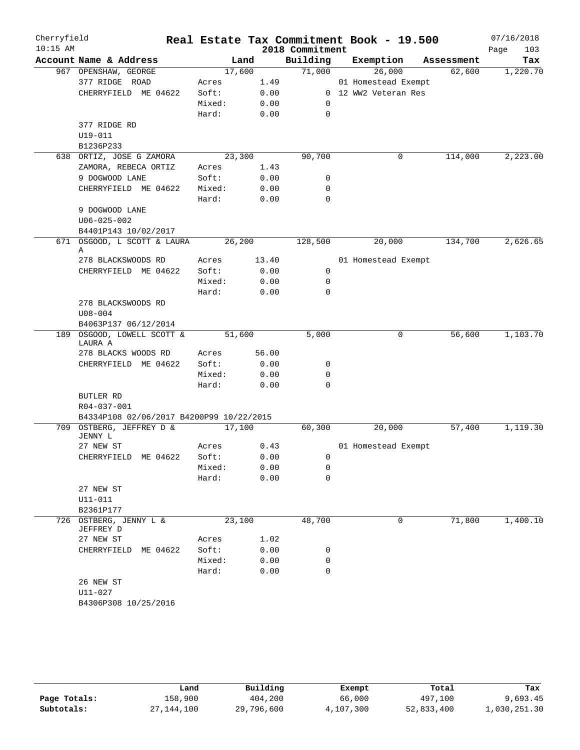# Real Estate Tax Commitment Book - 19.500

Cherryfield
10:15 AM

2018 Commitment

07/16/2018

| Account Name & Address | | Land | Building | Exemption | Assessment | Tax |
|---|---|---|---|---|---|---|
| 967 OPENSHAW, GEORGE | | 17,600 | 71,000 | 26,000 | 62,600 | 1,220.70 |
| 377 RIDGE ROAD | Acres | 1.49 | | 01 Homestead Exempt | | |
| CHERRYFIELD ME 04622 | Soft: | 0.00 | 0 | 12 WW2 Veteran Res | | |
| | Mixed: | 0.00 | 0 | | | |
| | Hard: | 0.00 | 0 | | | |
| 377 RIDGE RD | | | | | | |
| U19-011 | | | | | | |
| B1236P233 | | | | | | |
| 638 ORTIZ, JOSE G ZAMORA | | 23,300 | 90,700 | 0 | 114,000 | 2,223.00 |
| ZAMORA, REBECA ORTIZ | Acres | 1.43 | | | | |
| 9 DOGWOOD LANE | Soft: | 0.00 | 0 | | | |
| CHERRYFIELD ME 04622 | Mixed: | 0.00 | 0 | | | |
| | Hard: | 0.00 | 0 | | | |
| 9 DOGWOOD LANE | | | | | | |
| U06-025-002 | | | | | | |
| B4401P143 10/02/2017 | | | | | | |
| 671 OSGOOD, L SCOTT & LAURA A | | 26,200 | 128,500 | 20,000 | 134,700 | 2,626.65 |
| 278 BLACKSWOODS RD | Acres | 13.40 | | 01 Homestead Exempt | | |
| CHERRYFIELD ME 04622 | Soft: | 0.00 | 0 | | | |
| | Mixed: | 0.00 | 0 | | | |
| | Hard: | 0.00 | 0 | | | |
| 278 BLACKSWOODS RD | | | | | | |
| U08-004 | | | | | | |
| B4063P137 06/12/2014 | | | | | | |
| 189 OSGOOD, LOWELL SCOTT & LAURA A | | 51,600 | 5,000 | 0 | 56,600 | 1,103.70 |
| 278 BLACKS WOODS RD | Acres | 56.00 | | | | |
| CHERRYFIELD ME 04622 | Soft: | 0.00 | 0 | | | |
| | Mixed: | 0.00 | 0 | | | |
| | Hard: | 0.00 | 0 | | | |
| BUTLER RD | | | | | | |
| R04-037-001 | | | | | | |
| B4334P108 02/06/2017 B4200P99 10/22/2015 | | | | | | |
| 709 OSTBERG, JEFFREY D & JENNY L | | 17,100 | 60,300 | 20,000 | 57,400 | 1,119.30 |
| 27 NEW ST | Acres | 0.43 | | 01 Homestead Exempt | | |
| CHERRYFIELD ME 04622 | Soft: | 0.00 | 0 | | | |
| | Mixed: | 0.00 | 0 | | | |
| | Hard: | 0.00 | 0 | | | |
| 27 NEW ST | | | | | | |
| U11-011 | | | | | | |
| B2361P177 | | | | | | |
| 726 OSTBERG, JENNY L & JEFFREY D | | 23,100 | 48,700 | 0 | 71,800 | 1,400.10 |
| 27 NEW ST | Acres | 1.02 | | | | |
| CHERRYFIELD ME 04622 | Soft: | 0.00 | 0 | | | |
| | Mixed: | 0.00 | 0 | | | |
| | Hard: | 0.00 | 0 | | | |
| 26 NEW ST | | | | | | |
| U11-027 | | | | | | |
| B4306P308 10/25/2016 | | | | | | |

| | Land | Building | Exempt | Total | Tax |
|---|---|---|---|---|---|
| Page Totals: | 158,900 | 404,200 | 66,000 | 497,100 | 9,693.45 |
| Subtotals: | 27,144,100 | 29,796,600 | 4,107,300 | 52,833,400 | 1,030,251.30 |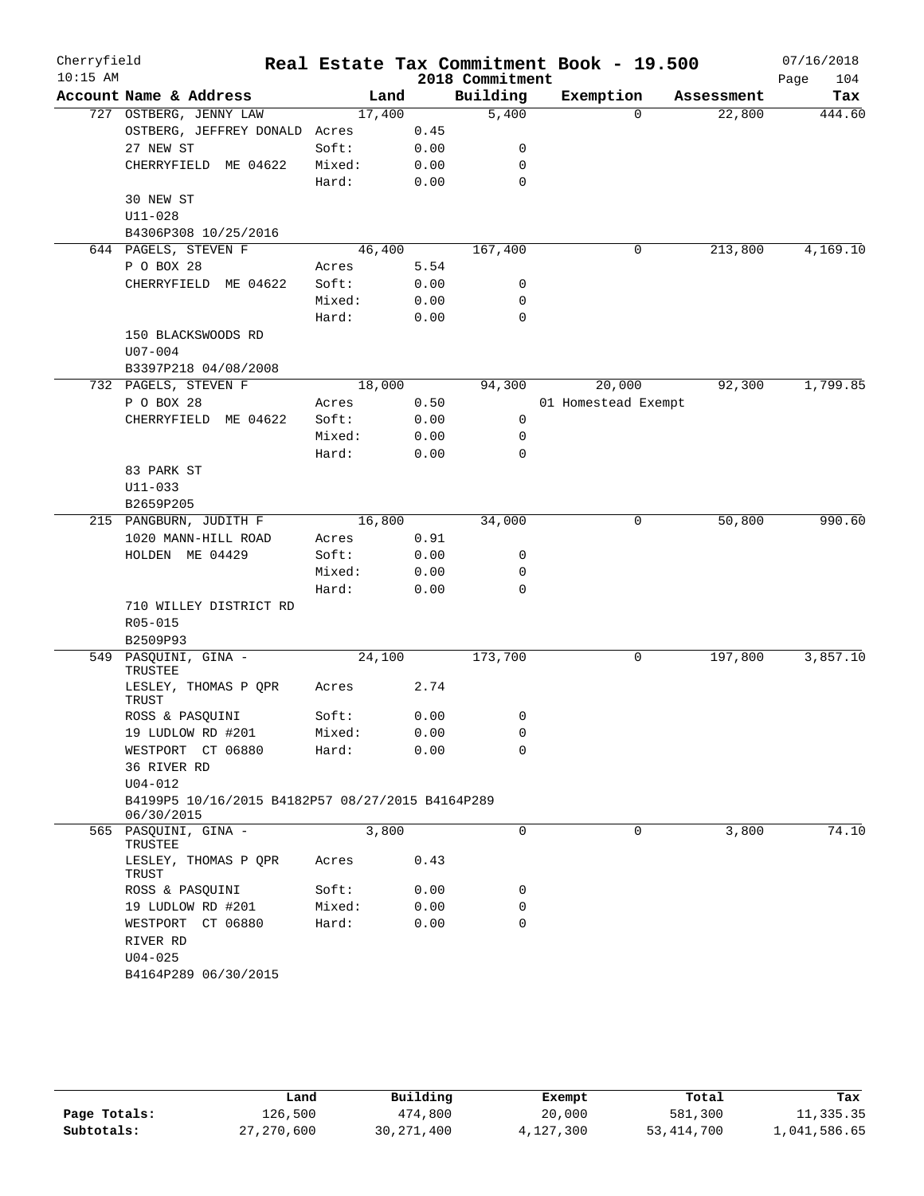# Cherryfield — Real Estate Tax Commitment Book - 19.500

10:15 AM — 2018 Commitment — 07/16/2018

| Account Name & Address | Land | | Building | Exemption | Assessment | Tax |
|---|---|---|---|---|---|---|
| 727 OSTBERG, JENNY LAW | 17,400 | | 5,400 | 0 | 22,800 | 444.60 |
| OSTBERG, JEFFREY DONALD | Acres | 0.45 | | | | |
| 27 NEW ST | Soft: | 0.00 | 0 | | | |
| CHERRYFIELD ME 04622 | Mixed: | 0.00 | 0 | | | |
| | Hard: | 0.00 | 0 | | | |
| 30 NEW ST | | | | | | |
| U11-028 | | | | | | |
| B4306P308 10/25/2016 | | | | | | |
| 644 PAGELS, STEVEN F | 46,400 | | 167,400 | 0 | 213,800 | 4,169.10 |
| P O BOX 28 | Acres | 5.54 | | | | |
| CHERRYFIELD ME 04622 | Soft: | 0.00 | 0 | | | |
| | Mixed: | 0.00 | 0 | | | |
| | Hard: | 0.00 | 0 | | | |
| 150 BLACKSWOODS RD | | | | | | |
| U07-004 | | | | | | |
| B3397P218 04/08/2008 | | | | | | |
| 732 PAGELS, STEVEN F | 18,000 | | 94,300 | 20,000 | 92,300 | 1,799.85 |
| P O BOX 28 | Acres | 0.50 | | 01 Homestead Exempt | | |
| CHERRYFIELD ME 04622 | Soft: | 0.00 | 0 | | | |
| | Mixed: | 0.00 | 0 | | | |
| | Hard: | 0.00 | 0 | | | |
| 83 PARK ST | | | | | | |
| U11-033 | | | | | | |
| B2659P205 | | | | | | |
| 215 PANGBURN, JUDITH F | 16,800 | | 34,000 | 0 | 50,800 | 990.60 |
| 1020 MANN-HILL ROAD | Acres | 0.91 | | | | |
| HOLDEN ME 04429 | Soft: | 0.00 | 0 | | | |
| | Mixed: | 0.00 | 0 | | | |
| | Hard: | 0.00 | 0 | | | |
| 710 WILLEY DISTRICT RD | | | | | | |
| R05-015 | | | | | | |
| B2509P93 | | | | | | |
| 549 PASQUINI, GINA - TRUSTEE | 24,100 | | 173,700 | 0 | 197,800 | 3,857.10 |
| LESLEY, THOMAS P QPR TRUST | Acres | 2.74 | | | | |
| ROSS & PASQUINI | Soft: | 0.00 | 0 | | | |
| 19 LUDLOW RD #201 | Mixed: | 0.00 | 0 | | | |
| WESTPORT CT 06880 | Hard: | 0.00 | 0 | | | |
| 36 RIVER RD | | | | | | |
| U04-012 | | | | | | |
| B4199P5 10/16/2015 B4182P57 08/27/2015 B4164P289 06/30/2015 | | | | | | |
| 565 PASQUINI, GINA - TRUSTEE | 3,800 | | 0 | 0 | 3,800 | 74.10 |
| LESLEY, THOMAS P QPR TRUST | Acres | 0.43 | | | | |
| ROSS & PASQUINI | Soft: | 0.00 | 0 | | | |
| 19 LUDLOW RD #201 | Mixed: | 0.00 | 0 | | | |
| WESTPORT CT 06880 | Hard: | 0.00 | 0 | | | |
| RIVER RD | | | | | | |
| U04-025 | | | | | | |
| B4164P289 06/30/2015 | | | | | | |

| | Land | Building | Exempt | Total | Tax |
|---|---|---|---|---|---|
| Page Totals: | 126,500 | 474,800 | 20,000 | 581,300 | 11,335.35 |
| Subtotals: | 27,270,600 | 30,271,400 | 4,127,300 | 53,414,700 | 1,041,586.65 |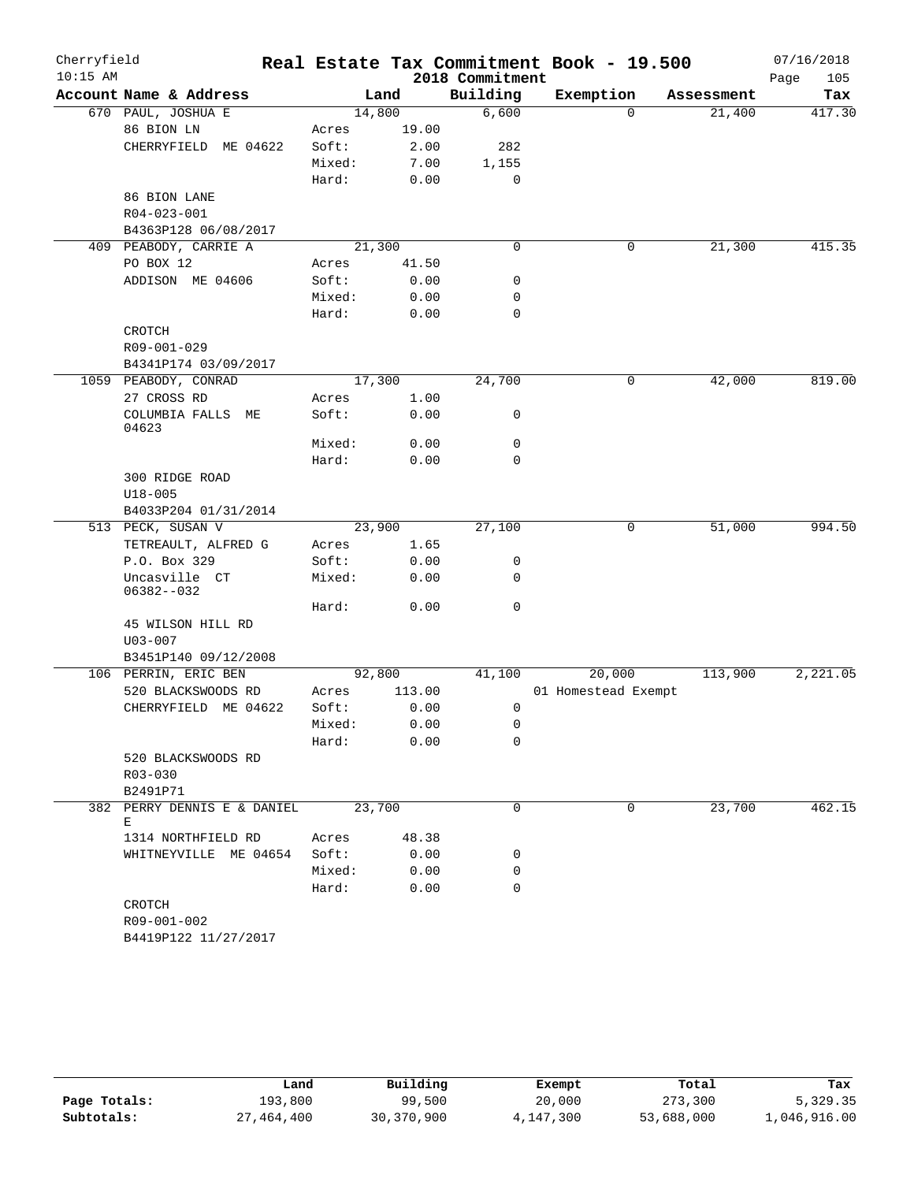# Cherryfield Real Estate Tax Commitment Book - 19.500

2018 Commitment

10:15 AM — 07/16/2018 — Page 105

| Account Name & Address | | Land | Building | Exemption | Assessment | Tax |
|---|---|---|---|---|---|---|
| 670 PAUL, JOSHUA E | | 14,800 | 6,600 | 0 | 21,400 | 417.30 |
| 86 BION LN | Acres | 19.00 | | | | |
| CHERRYFIELD ME 04622 | Soft: | 2.00 | 282 | | | |
| | Mixed: | 7.00 | 1,155 | | | |
| | Hard: | 0.00 | 0 | | | |
| 86 BION LANE | | | | | | |
| R04-023-001 | | | | | | |
| B4363P128 06/08/2017 | | | | | | |
| 409 PEABODY, CARRIE A | | 21,300 | 0 | 0 | 21,300 | 415.35 |
| PO BOX 12 | Acres | 41.50 | | | | |
| ADDISON ME 04606 | Soft: | 0.00 | 0 | | | |
| | Mixed: | 0.00 | 0 | | | |
| | Hard: | 0.00 | 0 | | | |
| CROTCH | | | | | | |
| R09-001-029 | | | | | | |
| B4341P174 03/09/2017 | | | | | | |
| 1059 PEABODY, CONRAD | | 17,300 | 24,700 | 0 | 42,000 | 819.00 |
| 27 CROSS RD | Acres | 1.00 | | | | |
| COLUMBIA FALLS ME 04623 | Soft: | 0.00 | 0 | | | |
| | Mixed: | 0.00 | 0 | | | |
| | Hard: | 0.00 | 0 | | | |
| 300 RIDGE ROAD | | | | | | |
| U18-005 | | | | | | |
| B4033P204 01/31/2014 | | | | | | |
| 513 PECK, SUSAN V | | 23,900 | 27,100 | 0 | 51,000 | 994.50 |
| TETREAULT, ALFRED G | Acres | 1.65 | | | | |
| P.O. Box 329 | Soft: | 0.00 | 0 | | | |
| Uncasville CT 06382--032 | Mixed: | 0.00 | 0 | | | |
| | Hard: | 0.00 | 0 | | | |
| 45 WILSON HILL RD | | | | | | |
| U03-007 | | | | | | |
| B3451P140 09/12/2008 | | | | | | |
| 106 PERRIN, ERIC BEN | | 92,800 | 41,100 | 20,000 | 113,900 | 2,221.05 |
| 520 BLACKSWOODS RD | Acres | 113.00 | | 01 Homestead Exempt | | |
| CHERRYFIELD ME 04622 | Soft: | 0.00 | 0 | | | |
| | Mixed: | 0.00 | 0 | | | |
| | Hard: | 0.00 | 0 | | | |
| 520 BLACKSWOODS RD | | | | | | |
| R03-030 | | | | | | |
| B2491P71 | | | | | | |
| 382 PERRY DENNIS E & DANIEL E | | 23,700 | 0 | 0 | 23,700 | 462.15 |
| 1314 NORTHFIELD RD | Acres | 48.38 | | | | |
| WHITNEYVILLE ME 04654 | Soft: | 0.00 | 0 | | | |
| | Mixed: | 0.00 | 0 | | | |
| | Hard: | 0.00 | 0 | | | |
| CROTCH | | | | | | |
| R09-001-002 | | | | | | |
| B4419P122 11/27/2017 | | | | | | |

| | Land | Building | Exempt | Total | Tax |
|---|---|---|---|---|---|
| Page Totals: | 193,800 | 99,500 | 20,000 | 273,300 | 5,329.35 |
| Subtotals: | 27,464,400 | 30,370,900 | 4,147,300 | 53,688,000 | 1,046,916.00 |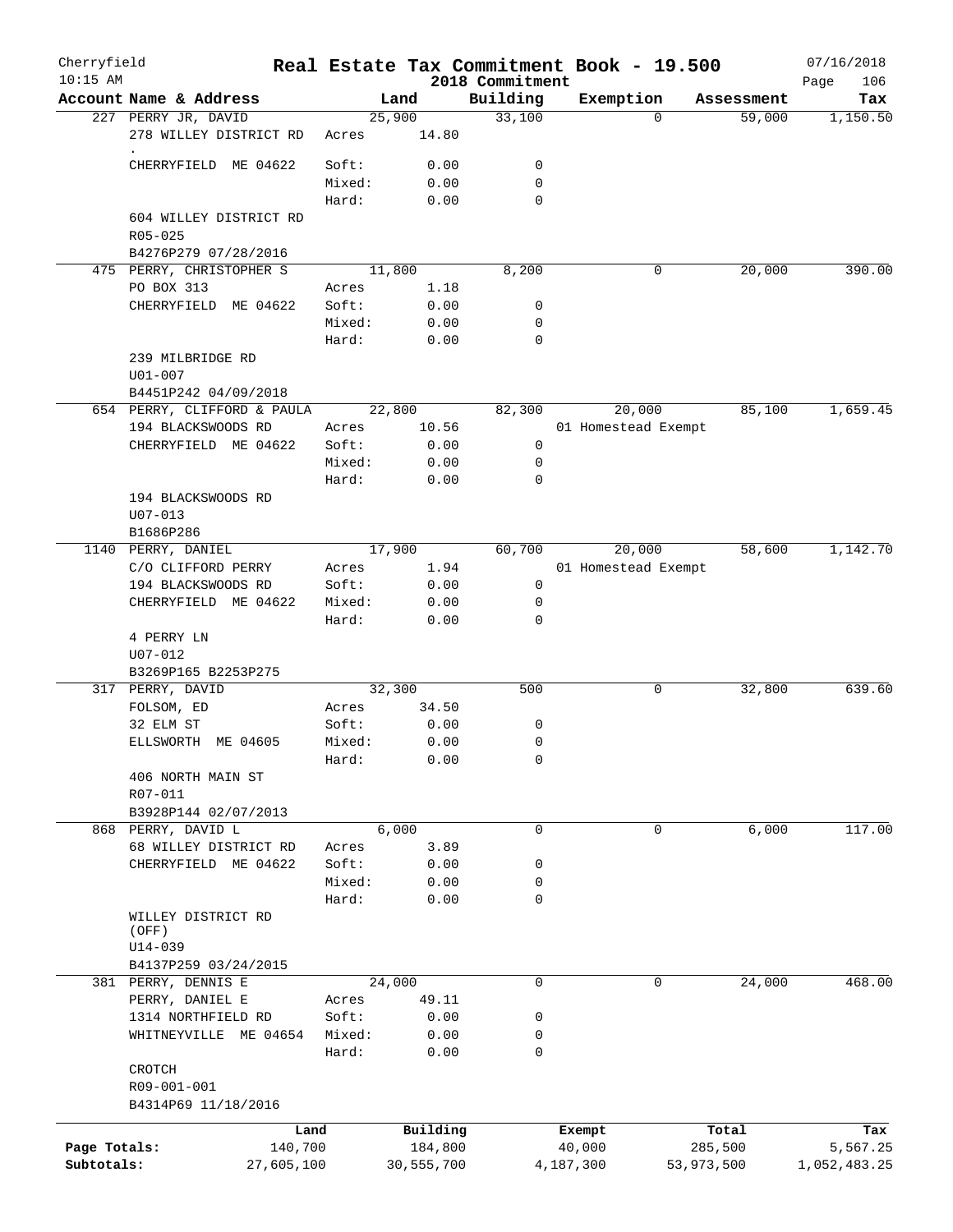# Cherryfield — Real Estate Tax Commitment Book - 19.500

10:15 AM — 2018 Commitment — 07/16/2018

| Account Name & Address | | Land | Building | Exemption | Assessment | Tax |
|---|---|---|---|---|---|---|
| 227 PERRY JR, DAVID | | 25,900 | 33,100 | 0 | 59,000 | 1,150.50 |
| 278 WILLEY DISTRICT RD | Acres | 14.80 | | | | |
| . | | | | | | |
| CHERRYFIELD ME 04622 | Soft: | 0.00 | 0 | | | |
| | Mixed: | 0.00 | 0 | | | |
| | Hard: | 0.00 | 0 | | | |
| 604 WILLEY DISTRICT RD | | | | | | |
| R05-025 | | | | | | |
| B4276P279 07/28/2016 | | | | | | |
| 475 PERRY, CHRISTOPHER S | | 11,800 | 8,200 | 0 | 20,000 | 390.00 |
| PO BOX 313 | Acres | 1.18 | | | | |
| CHERRYFIELD ME 04622 | Soft: | 0.00 | 0 | | | |
| | Mixed: | 0.00 | 0 | | | |
| | Hard: | 0.00 | 0 | | | |
| 239 MILBRIDGE RD | | | | | | |
| U01-007 | | | | | | |
| B4451P242 04/09/2018 | | | | | | |
| 654 PERRY, CLIFFORD & PAULA | | 22,800 | 82,300 | 20,000 | 85,100 | 1,659.45 |
| 194 BLACKSWOODS RD | Acres | 10.56 | | 01 Homestead Exempt | | |
| CHERRYFIELD ME 04622 | Soft: | 0.00 | 0 | | | |
| | Mixed: | 0.00 | 0 | | | |
| | Hard: | 0.00 | 0 | | | |
| 194 BLACKSWOODS RD | | | | | | |
| U07-013 | | | | | | |
| B1686P286 | | | | | | |
| 1140 PERRY, DANIEL | | 17,900 | 60,700 | 20,000 | 58,600 | 1,142.70 |
| C/O CLIFFORD PERRY | Acres | 1.94 | | 01 Homestead Exempt | | |
| 194 BLACKSWOODS RD | Soft: | 0.00 | 0 | | | |
| CHERRYFIELD ME 04622 | Mixed: | 0.00 | 0 | | | |
| | Hard: | 0.00 | 0 | | | |
| 4 PERRY LN | | | | | | |
| U07-012 | | | | | | |
| B3269P165 B2253P275 | | | | | | |
| 317 PERRY, DAVID | | 32,300 | 500 | 0 | 32,800 | 639.60 |
| FOLSOM, ED | Acres | 34.50 | | | | |
| 32 ELM ST | Soft: | 0.00 | 0 | | | |
| ELLSWORTH ME 04605 | Mixed: | 0.00 | 0 | | | |
| | Hard: | 0.00 | 0 | | | |
| 406 NORTH MAIN ST | | | | | | |
| R07-011 | | | | | | |
| B3928P144 02/07/2013 | | | | | | |
| 868 PERRY, DAVID L | | 6,000 | 0 | 0 | 6,000 | 117.00 |
| 68 WILLEY DISTRICT RD | Acres | 3.89 | | | | |
| CHERRYFIELD ME 04622 | Soft: | 0.00 | 0 | | | |
| | Mixed: | 0.00 | 0 | | | |
| | Hard: | 0.00 | 0 | | | |
| WILLEY DISTRICT RD (OFF) | | | | | | |
| U14-039 | | | | | | |
| B4137P259 03/24/2015 | | | | | | |
| 381 PERRY, DENNIS E | | 24,000 | 0 | 0 | 24,000 | 468.00 |
| PERRY, DANIEL E | Acres | 49.11 | | | | |
| 1314 NORTHFIELD RD | Soft: | 0.00 | 0 | | | |
| WHITNEYVILLE ME 04654 | Mixed: | 0.00 | 0 | | | |
| | Hard: | 0.00 | 0 | | | |
| CROTCH | | | | | | |
| R09-001-001 | | | | | | |
| B4314P69 11/18/2016 | | | | | | |

| | Land | Building | Exempt | Total | Tax |
|---|---|---|---|---|---|
| Page Totals: | 140,700 | 184,800 | 40,000 | 285,500 | 5,567.25 |
| Subtotals: | 27,605,100 | 30,555,700 | 4,187,300 | 53,973,500 | 1,052,483.25 |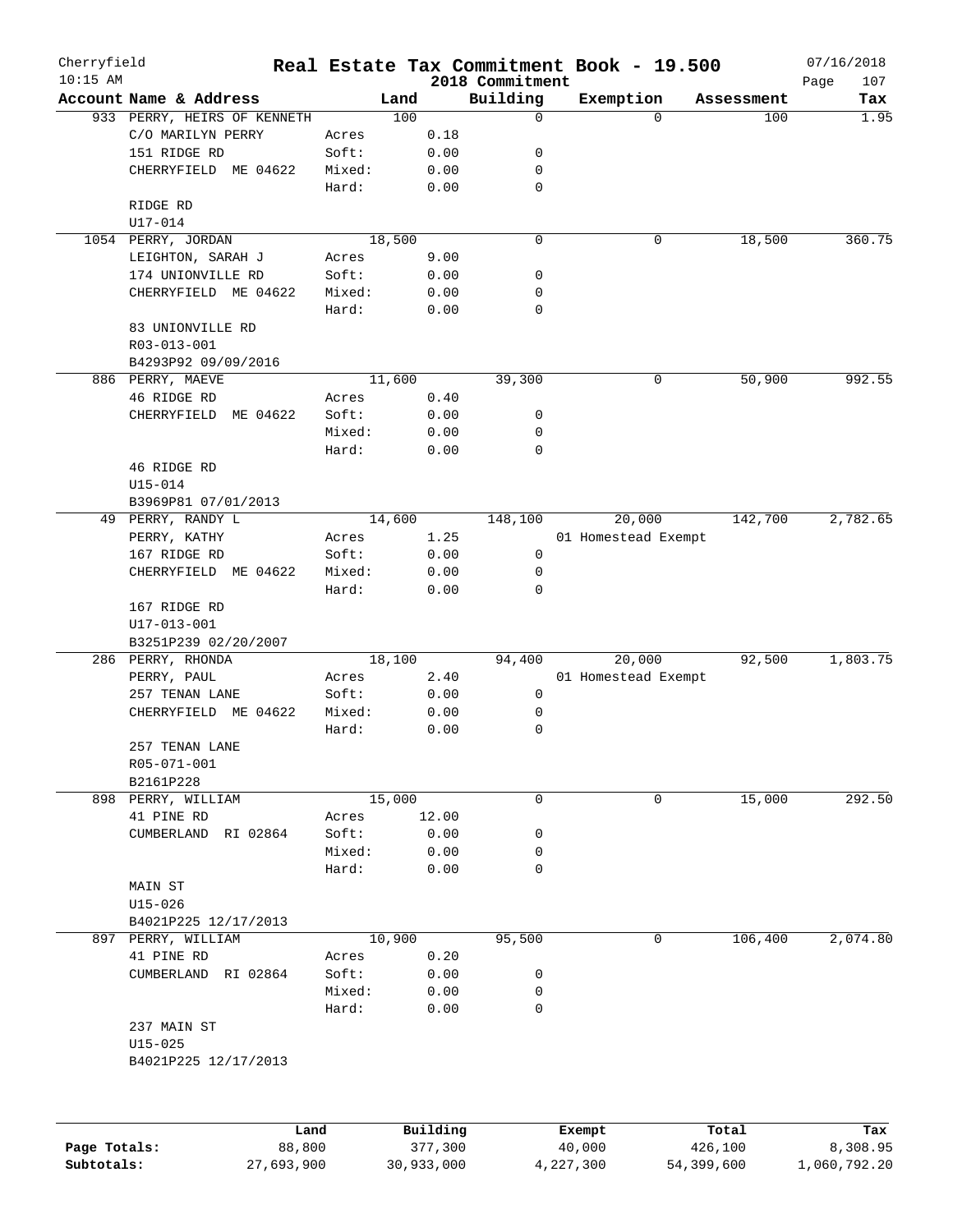Cherryfield
10:15 AM

# Real Estate Tax Commitment Book - 19.500

2018 Commitment

07/16/2018
Page 107

| Account Name & Address | | Land | Building | Exemption | Assessment | Tax |
|---|---|---|---|---|---|---|
| 933 PERRY, HEIRS OF KENNETH | | 100 | 0 | 0 | 100 | 1.95 |
| C/O MARILYN PERRY | Acres | 0.18 | | | | |
| 151 RIDGE RD | Soft: | 0.00 | 0 | | | |
| CHERRYFIELD ME 04622 | Mixed: | 0.00 | 0 | | | |
| | Hard: | 0.00 | 0 | | | |
| RIDGE RD | | | | | | |
| U17-014 | | | | | | |
| 1054 PERRY, JORDAN | | 18,500 | 0 | 0 | 18,500 | 360.75 |
| LEIGHTON, SARAH J | Acres | 9.00 | | | | |
| 174 UNIONVILLE RD | Soft: | 0.00 | 0 | | | |
| CHERRYFIELD ME 04622 | Mixed: | 0.00 | 0 | | | |
| | Hard: | 0.00 | 0 | | | |
| 83 UNIONVILLE RD | | | | | | |
| R03-013-001 | | | | | | |
| B4293P92 09/09/2016 | | | | | | |
| 886 PERRY, MAEVE | | 11,600 | 39,300 | 0 | 50,900 | 992.55 |
| 46 RIDGE RD | Acres | 0.40 | | | | |
| CHERRYFIELD ME 04622 | Soft: | 0.00 | 0 | | | |
| | Mixed: | 0.00 | 0 | | | |
| | Hard: | 0.00 | 0 | | | |
| 46 RIDGE RD | | | | | | |
| U15-014 | | | | | | |
| B3969P81 07/01/2013 | | | | | | |
| 49 PERRY, RANDY L | | 14,600 | 148,100 | 20,000 | 142,700 | 2,782.65 |
| PERRY, KATHY | Acres | 1.25 | | 01 Homestead Exempt | | |
| 167 RIDGE RD | Soft: | 0.00 | 0 | | | |
| CHERRYFIELD ME 04622 | Mixed: | 0.00 | 0 | | | |
| | Hard: | 0.00 | 0 | | | |
| 167 RIDGE RD | | | | | | |
| U17-013-001 | | | | | | |
| B3251P239 02/20/2007 | | | | | | |
| 286 PERRY, RHONDA | | 18,100 | 94,400 | 20,000 | 92,500 | 1,803.75 |
| PERRY, PAUL | Acres | 2.40 | | 01 Homestead Exempt | | |
| 257 TENAN LANE | Soft: | 0.00 | 0 | | | |
| CHERRYFIELD ME 04622 | Mixed: | 0.00 | 0 | | | |
| | Hard: | 0.00 | 0 | | | |
| 257 TENAN LANE | | | | | | |
| R05-071-001 | | | | | | |
| B2161P228 | | | | | | |
| 898 PERRY, WILLIAM | | 15,000 | 0 | 0 | 15,000 | 292.50 |
| 41 PINE RD | Acres | 12.00 | | | | |
| CUMBERLAND RI 02864 | Soft: | 0.00 | 0 | | | |
| | Mixed: | 0.00 | 0 | | | |
| | Hard: | 0.00 | 0 | | | |
| MAIN ST | | | | | | |
| U15-026 | | | | | | |
| B4021P225 12/17/2013 | | | | | | |
| 897 PERRY, WILLIAM | | 10,900 | 95,500 | 0 | 106,400 | 2,074.80 |
| 41 PINE RD | Acres | 0.20 | | | | |
| CUMBERLAND RI 02864 | Soft: | 0.00 | 0 | | | |
| | Mixed: | 0.00 | 0 | | | |
| | Hard: | 0.00 | 0 | | | |
| 237 MAIN ST | | | | | | |
| U15-025 | | | | | | |
| B4021P225 12/17/2013 | | | | | | |

| | Land | Building | Exempt | Total | Tax |
|---|---|---|---|---|---|
| Page Totals: | 88,800 | 377,300 | 40,000 | 426,100 | 8,308.95 |
| Subtotals: | 27,693,900 | 30,933,000 | 4,227,300 | 54,399,600 | 1,060,792.20 |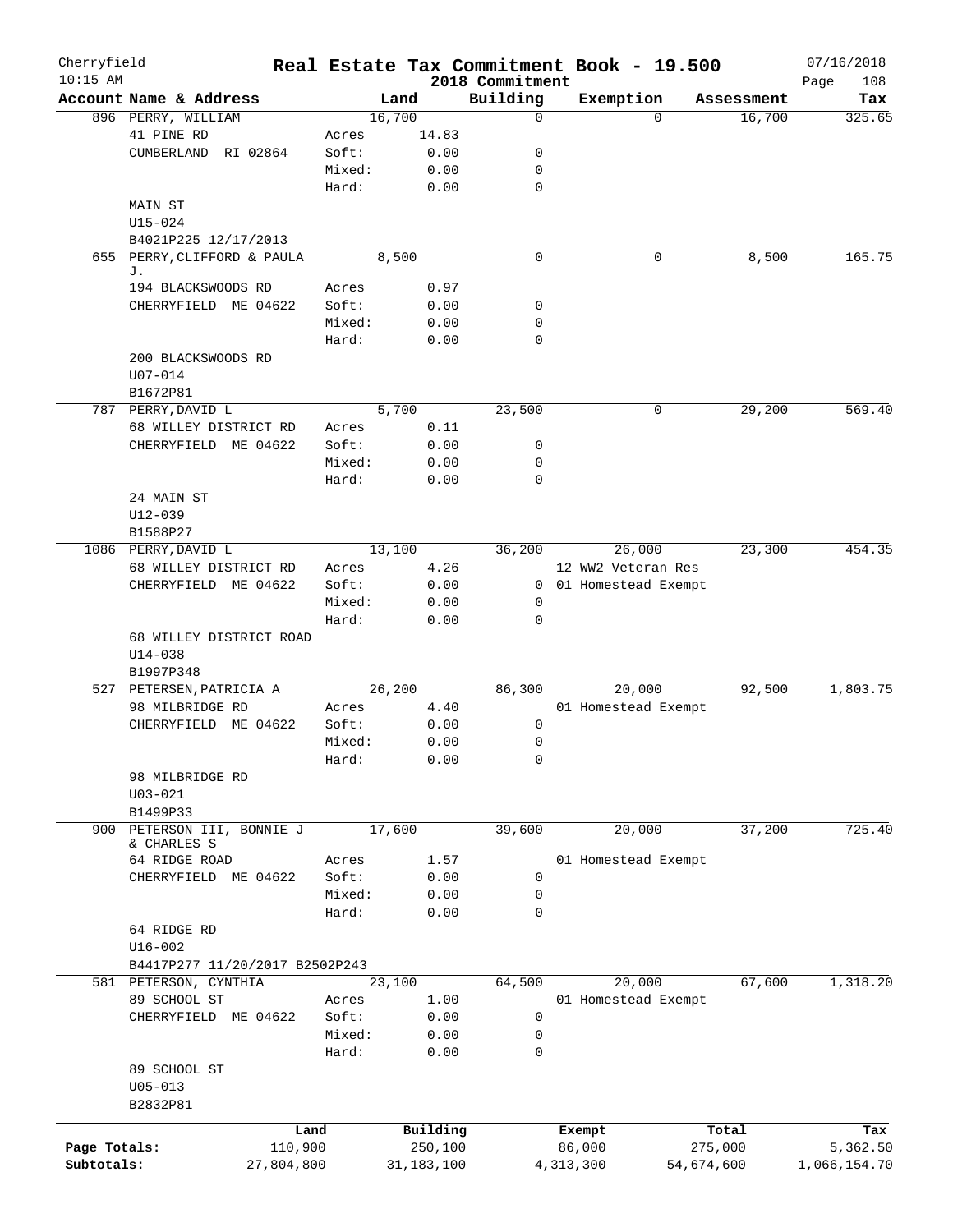Cherryfield 10:15 AM

# Real Estate Tax Commitment Book - 19.500

2018 Commitment

07/16/2018

| Account | Name & Address | | Land | Building | Exemption | Assessment | Tax |
|---|---|---|---|---|---|---|---|
| 896 | PERRY, WILLIAM | | 16,700 | 0 | 0 | 16,700 | 325.65 |
| | 41 PINE RD | Acres | 14.83 | | | | |
| | CUMBERLAND RI 02864 | Soft: | 0.00 | 0 | | | |
| | | Mixed: | 0.00 | 0 | | | |
| | | Hard: | 0.00 | 0 | | | |
| | MAIN ST | | | | | | |
| | U15-024 | | | | | | |
| | B4021P225 12/17/2013 | | | | | | |
| 655 | PERRY, CLIFFORD & PAULA J. | | 8,500 | 0 | 0 | 8,500 | 165.75 |
| | 194 BLACKSWOODS RD | Acres | 0.97 | | | | |
| | CHERRYFIELD ME 04622 | Soft: | 0.00 | 0 | | | |
| | | Mixed: | 0.00 | 0 | | | |
| | | Hard: | 0.00 | 0 | | | |
| | 200 BLACKSWOODS RD | | | | | | |
| | U07-014 | | | | | | |
| | B1672P81 | | | | | | |
| 787 | PERRY, DAVID L | | 5,700 | 23,500 | 0 | 29,200 | 569.40 |
| | 68 WILLEY DISTRICT RD | Acres | 0.11 | | | | |
| | CHERRYFIELD ME 04622 | Soft: | 0.00 | 0 | | | |
| | | Mixed: | 0.00 | 0 | | | |
| | | Hard: | 0.00 | 0 | | | |
| | 24 MAIN ST | | | | | | |
| | U12-039 | | | | | | |
| | B1588P27 | | | | | | |
| 1086 | PERRY, DAVID L | | 13,100 | 36,200 | 26,000 | 23,300 | 454.35 |
| | 68 WILLEY DISTRICT RD | Acres | 4.26 | | 12 WW2 Veteran Res | | |
| | CHERRYFIELD ME 04622 | Soft: | 0.00 | 0 | 01 Homestead Exempt | | |
| | | Mixed: | 0.00 | 0 | | | |
| | | Hard: | 0.00 | 0 | | | |
| | 68 WILLEY DISTRICT ROAD | | | | | | |
| | U14-038 | | | | | | |
| | B1997P348 | | | | | | |
| 527 | PETERSEN, PATRICIA A | | 26,200 | 86,300 | 20,000 | 92,500 | 1,803.75 |
| | 98 MILBRIDGE RD | Acres | 4.40 | | 01 Homestead Exempt | | |
| | CHERRYFIELD ME 04622 | Soft: | 0.00 | 0 | | | |
| | | Mixed: | 0.00 | 0 | | | |
| | | Hard: | 0.00 | 0 | | | |
| | 98 MILBRIDGE RD | | | | | | |
| | U03-021 | | | | | | |
| | B1499P33 | | | | | | |
| 900 | PETERSON III, BONNIE J & CHARLES S | | 17,600 | 39,600 | 20,000 | 37,200 | 725.40 |
| | 64 RIDGE ROAD | Acres | 1.57 | | 01 Homestead Exempt | | |
| | CHERRYFIELD ME 04622 | Soft: | 0.00 | 0 | | | |
| | | Mixed: | 0.00 | 0 | | | |
| | | Hard: | 0.00 | 0 | | | |
| | 64 RIDGE RD | | | | | | |
| | U16-002 | | | | | | |
| | B4417P277 11/20/2017 B2502P243 | | | | | | |
| 581 | PETERSON, CYNTHIA | | 23,100 | 64,500 | 20,000 | 67,600 | 1,318.20 |
| | 89 SCHOOL ST | Acres | 1.00 | | 01 Homestead Exempt | | |
| | CHERRYFIELD ME 04622 | Soft: | 0.00 | 0 | | | |
| | | Mixed: | 0.00 | 0 | | | |
| | | Hard: | 0.00 | 0 | | | |
| | 89 SCHOOL ST | | | | | | |
| | U05-013 | | | | | | |
| | B2832P81 | | | | | | |

| | Land | Building | Exempt | Total | Tax |
|---|---|---|---|---|---|
| Page Totals: | 110,900 | 250,100 | 86,000 | 275,000 | 5,362.50 |
| Subtotals: | 27,804,800 | 31,183,100 | 4,313,300 | 54,674,600 | 1,066,154.70 |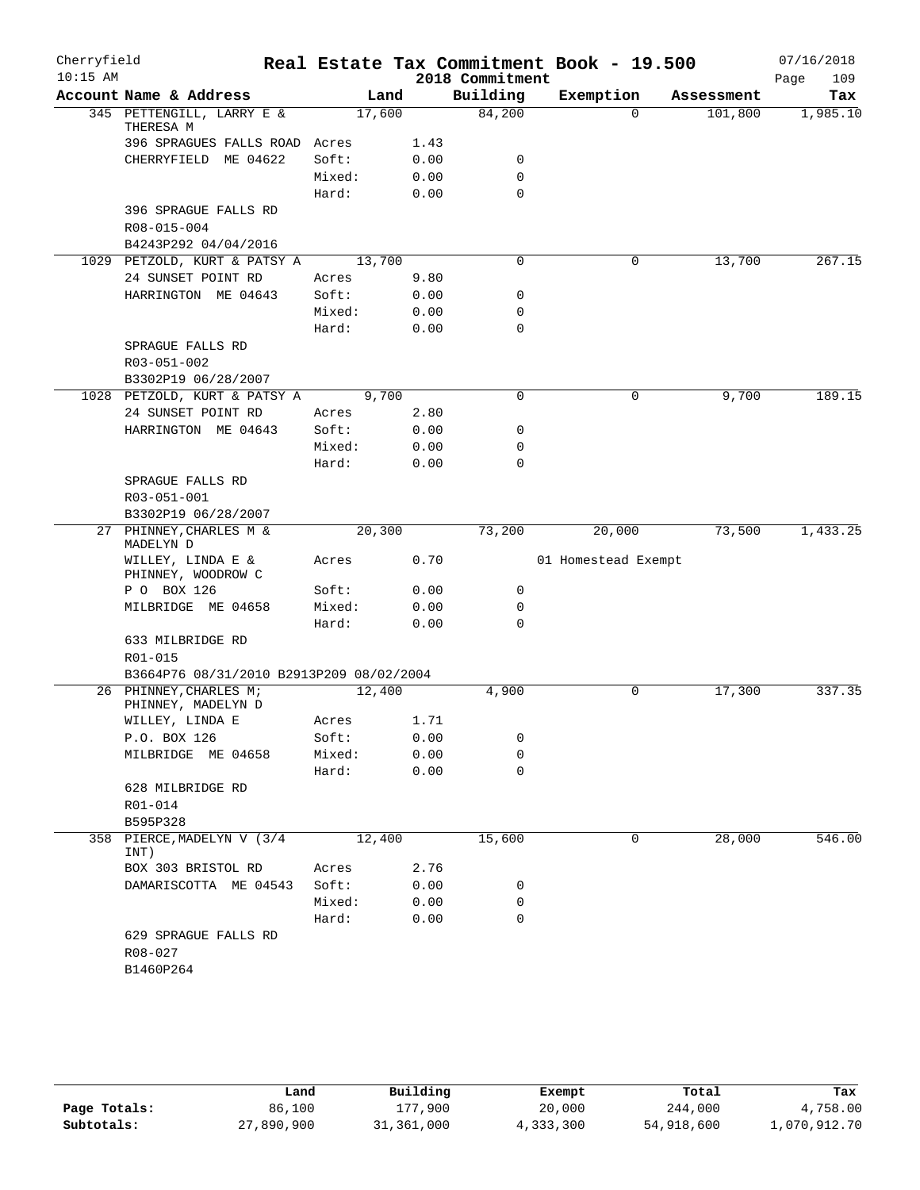# Real Estate Tax Commitment Book - 19.500

Cherryfield
10:15 AM

2018 Commitment

07/16/2018

| Account | Name & Address | Land | | Building | Exemption | Assessment | Tax |
|---|---|---|---|---|---|---|---|
| 345 | PETTENGILL, LARRY E & THERESA M | 17,600 | | 84,200 | 0 | 101,800 | 1,985.10 |
| | 396 SPRAGUES FALLS ROAD | Acres | 1.43 | | | | |
| | CHERRYFIELD ME 04622 | Soft: | 0.00 | 0 | | | |
| | | Mixed: | 0.00 | 0 | | | |
| | | Hard: | 0.00 | 0 | | | |
| | 396 SPRAGUE FALLS RD | | | | | | |
| | R08-015-004 | | | | | | |
| | B4243P292 04/04/2016 | | | | | | |
| 1029 | PETZOLD, KURT & PATSY A | 13,700 | | 0 | 0 | 13,700 | 267.15 |
| | 24 SUNSET POINT RD | Acres | 9.80 | | | | |
| | HARRINGTON ME 04643 | Soft: | 0.00 | 0 | | | |
| | | Mixed: | 0.00 | 0 | | | |
| | | Hard: | 0.00 | 0 | | | |
| | SPRAGUE FALLS RD | | | | | | |
| | R03-051-002 | | | | | | |
| | B3302P19 06/28/2007 | | | | | | |
| 1028 | PETZOLD, KURT & PATSY A | 9,700 | | 0 | 0 | 9,700 | 189.15 |
| | 24 SUNSET POINT RD | Acres | 2.80 | | | | |
| | HARRINGTON ME 04643 | Soft: | 0.00 | 0 | | | |
| | | Mixed: | 0.00 | 0 | | | |
| | | Hard: | 0.00 | 0 | | | |
| | SPRAGUE FALLS RD | | | | | | |
| | R03-051-001 | | | | | | |
| | B3302P19 06/28/2007 | | | | | | |
| 27 | PHINNEY, CHARLES M & MADELYN D | 20,300 | | 73,200 | 20,000 | 73,500 | 1,433.25 |
| | WILLEY, LINDA E & PHINNEY, WOODROW C | Acres | 0.70 | | 01 Homestead Exempt | | |
| | P O BOX 126 | Soft: | 0.00 | 0 | | | |
| | MILBRIDGE ME 04658 | Mixed: | 0.00 | 0 | | | |
| | | Hard: | 0.00 | 0 | | | |
| | 633 MILBRIDGE RD | | | | | | |
| | R01-015 | | | | | | |
| | B3664P76 08/31/2010 B2913P209 08/02/2004 | | | | | | |
| 26 | PHINNEY, CHARLES M; PHINNEY, MADELYN D | 12,400 | | 4,900 | 0 | 17,300 | 337.35 |
| | WILLEY, LINDA E | Acres | 1.71 | | | | |
| | P.O. BOX 126 | Soft: | 0.00 | 0 | | | |
| | MILBRIDGE ME 04658 | Mixed: | 0.00 | 0 | | | |
| | | Hard: | 0.00 | 0 | | | |
| | 628 MILBRIDGE RD | | | | | | |
| | R01-014 | | | | | | |
| | B595P328 | | | | | | |
| 358 | PIERCE, MADELYN V (3/4 INT) | 12,400 | | 15,600 | 0 | 28,000 | 546.00 |
| | BOX 303 BRISTOL RD | Acres | 2.76 | | | | |
| | DAMARISCOTTA ME 04543 | Soft: | 0.00 | 0 | | | |
| | | Mixed: | 0.00 | 0 | | | |
| | | Hard: | 0.00 | 0 | | | |
| | 629 SPRAGUE FALLS RD | | | | | | |
| | R08-027 | | | | | | |
| | B1460P264 | | | | | | |

| | Land | Building | Exempt | Total | Tax |
|---|---|---|---|---|---|
| Page Totals: | 86,100 | 177,900 | 20,000 | 244,000 | 4,758.00 |
| Subtotals: | 27,890,900 | 31,361,000 | 4,333,300 | 54,918,600 | 1,070,912.70 |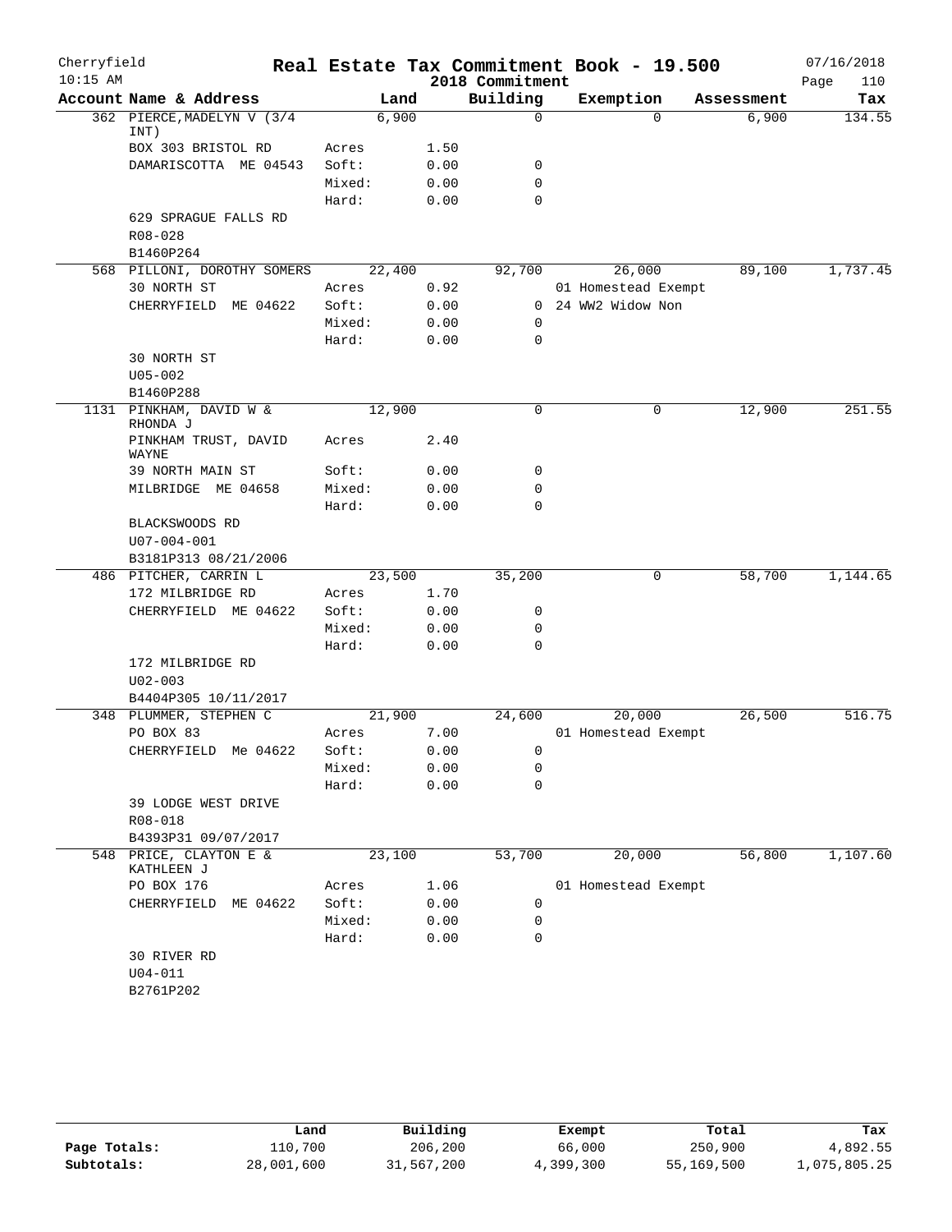# Real Estate Tax Commitment Book - 19.500

Cherryfield
10:15 AM

2018 Commitment

07/16/2018

| Account Name & Address | | Land | Building | Exemption | Assessment | Tax |
|---|---|---|---|---|---|---|
| 362 PIERCE, MADELYN V (3/4 INT) | | 6,900 | 0 | 0 | 6,900 | 134.55 |
| BOX 303 BRISTOL RD | Acres | 1.50 | | | | |
| DAMARISCOTTA ME 04543 | Soft: | 0.00 | 0 | | | |
| | Mixed: | 0.00 | 0 | | | |
| | Hard: | 0.00 | 0 | | | |
| 629 SPRAGUE FALLS RD | | | | | | |
| R08-028 | | | | | | |
| B1460P264 | | | | | | |
| 568 PILLONI, DOROTHY SOMERS | | 22,400 | 92,700 | 26,000 | 89,100 | 1,737.45 |
| 30 NORTH ST | Acres | 0.92 | | 01 Homestead Exempt | | |
| CHERRYFIELD ME 04622 | Soft: | 0.00 | 0 | 24 WW2 Widow Non | | |
| | Mixed: | 0.00 | 0 | | | |
| | Hard: | 0.00 | 0 | | | |
| 30 NORTH ST | | | | | | |
| U05-002 | | | | | | |
| B1460P288 | | | | | | |
| 1131 PINKHAM, DAVID W & RHONDA J | | 12,900 | 0 | 0 | 12,900 | 251.55 |
| PINKHAM TRUST, DAVID WAYNE | Acres | 2.40 | | | | |
| 39 NORTH MAIN ST | Soft: | 0.00 | 0 | | | |
| MILBRIDGE ME 04658 | Mixed: | 0.00 | 0 | | | |
| | Hard: | 0.00 | 0 | | | |
| BLACKSWOODS RD | | | | | | |
| U07-004-001 | | | | | | |
| B3181P313 08/21/2006 | | | | | | |
| 486 PITCHER, CARRIN L | | 23,500 | 35,200 | 0 | 58,700 | 1,144.65 |
| 172 MILBRIDGE RD | Acres | 1.70 | | | | |
| CHERRYFIELD ME 04622 | Soft: | 0.00 | 0 | | | |
| | Mixed: | 0.00 | 0 | | | |
| | Hard: | 0.00 | 0 | | | |
| 172 MILBRIDGE RD | | | | | | |
| U02-003 | | | | | | |
| B4404P305 10/11/2017 | | | | | | |
| 348 PLUMMER, STEPHEN C | | 21,900 | 24,600 | 20,000 | 26,500 | 516.75 |
| PO BOX 83 | Acres | 7.00 | | 01 Homestead Exempt | | |
| CHERRYFIELD Me 04622 | Soft: | 0.00 | 0 | | | |
| | Mixed: | 0.00 | 0 | | | |
| | Hard: | 0.00 | 0 | | | |
| 39 LODGE WEST DRIVE | | | | | | |
| R08-018 | | | | | | |
| B4393P31 09/07/2017 | | | | | | |
| 548 PRICE, CLAYTON E & KATHLEEN J | | 23,100 | 53,700 | 20,000 | 56,800 | 1,107.60 |
| PO BOX 176 | Acres | 1.06 | | 01 Homestead Exempt | | |
| CHERRYFIELD ME 04622 | Soft: | 0.00 | 0 | | | |
| | Mixed: | 0.00 | 0 | | | |
| | Hard: | 0.00 | 0 | | | |
| 30 RIVER RD | | | | | | |
| U04-011 | | | | | | |
| B2761P202 | | | | | | |

| | Land | Building | Exempt | Total | Tax |
|---|---|---|---|---|---|
| Page Totals: | 110,700 | 206,200 | 66,000 | 250,900 | 4,892.55 |
| Subtotals: | 28,001,600 | 31,567,200 | 4,399,300 | 55,169,500 | 1,075,805.25 |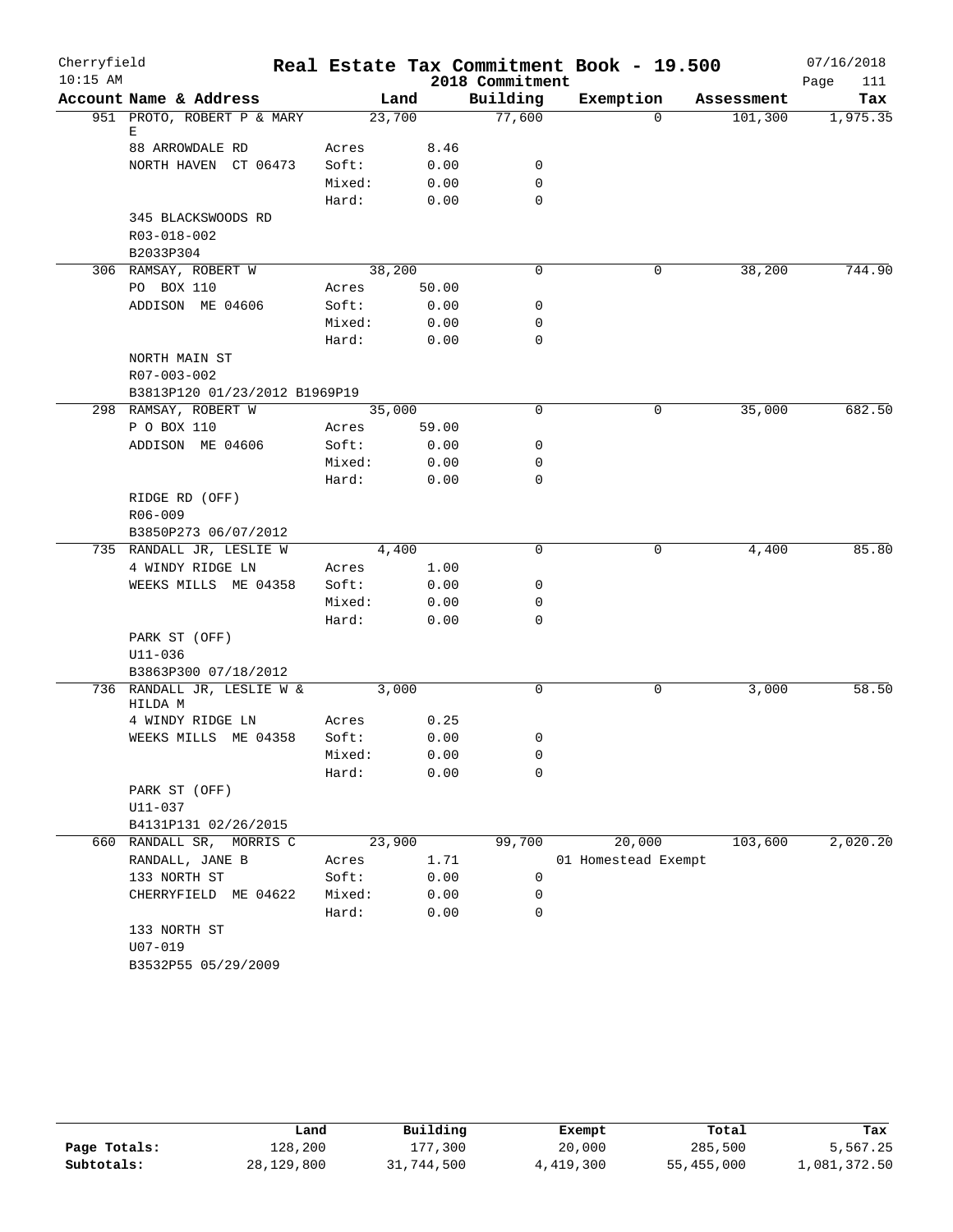Cherryfield 10:15 AM

# Real Estate Tax Commitment Book - 19.500

2018 Commitment

07/16/2018

| Account Name & Address | | Land | Building | Exemption | Assessment | Tax |
|---|---|---|---|---|---|---|
| 951 PROTO, ROBERT P & MARY E | | 23,700 | 77,600 | 0 | 101,300 | 1,975.35 |
| 88 ARROWDALE RD | Acres | 8.46 | | | | |
| NORTH HAVEN CT 06473 | Soft: | 0.00 | 0 | | | |
| | Mixed: | 0.00 | 0 | | | |
| | Hard: | 0.00 | 0 | | | |
| 345 BLACKSWOODS RD | | | | | | |
| R03-018-002 | | | | | | |
| B2033P304 | | | | | | |
| 306 RAMSAY, ROBERT W | | 38,200 | 0 | 0 | 38,200 | 744.90 |
| PO BOX 110 | Acres | 50.00 | | | | |
| ADDISON ME 04606 | Soft: | 0.00 | 0 | | | |
| | Mixed: | 0.00 | 0 | | | |
| | Hard: | 0.00 | 0 | | | |
| NORTH MAIN ST | | | | | | |
| R07-003-002 | | | | | | |
| B3813P120 01/23/2012 B1969P19 | | | | | | |
| 298 RAMSAY, ROBERT W | | 35,000 | 0 | 0 | 35,000 | 682.50 |
| P O BOX 110 | Acres | 59.00 | | | | |
| ADDISON ME 04606 | Soft: | 0.00 | 0 | | | |
| | Mixed: | 0.00 | 0 | | | |
| | Hard: | 0.00 | 0 | | | |
| RIDGE RD (OFF) | | | | | | |
| R06-009 | | | | | | |
| B3850P273 06/07/2012 | | | | | | |
| 735 RANDALL JR, LESLIE W | | 4,400 | 0 | 0 | 4,400 | 85.80 |
| 4 WINDY RIDGE LN | Acres | 1.00 | | | | |
| WEEKS MILLS ME 04358 | Soft: | 0.00 | 0 | | | |
| | Mixed: | 0.00 | 0 | | | |
| | Hard: | 0.00 | 0 | | | |
| PARK ST (OFF) | | | | | | |
| U11-036 | | | | | | |
| B3863P300 07/18/2012 | | | | | | |
| 736 RANDALL JR, LESLIE W & HILDA M | | 3,000 | 0 | 0 | 3,000 | 58.50 |
| 4 WINDY RIDGE LN | Acres | 0.25 | | | | |
| WEEKS MILLS ME 04358 | Soft: | 0.00 | 0 | | | |
| | Mixed: | 0.00 | 0 | | | |
| | Hard: | 0.00 | 0 | | | |
| PARK ST (OFF) | | | | | | |
| U11-037 | | | | | | |
| B4131P131 02/26/2015 | | | | | | |
| 660 RANDALL SR, MORRIS C | | 23,900 | 99,700 | 20,000 | 103,600 | 2,020.20 |
| RANDALL, JANE B | Acres | 1.71 | | 01 Homestead Exempt | | |
| 133 NORTH ST | Soft: | 0.00 | 0 | | | |
| CHERRYFIELD ME 04622 | Mixed: | 0.00 | 0 | | | |
| | Hard: | 0.00 | 0 | | | |
| 133 NORTH ST | | | | | | |
| U07-019 | | | | | | |
| B3532P55 05/29/2009 | | | | | | |

| | Land | Building | Exempt | Total | Tax |
|---|---|---|---|---|---|
| Page Totals: | 128,200 | 177,300 | 20,000 | 285,500 | 5,567.25 |
| Subtotals: | 28,129,800 | 31,744,500 | 4,419,300 | 55,455,000 | 1,081,372.50 |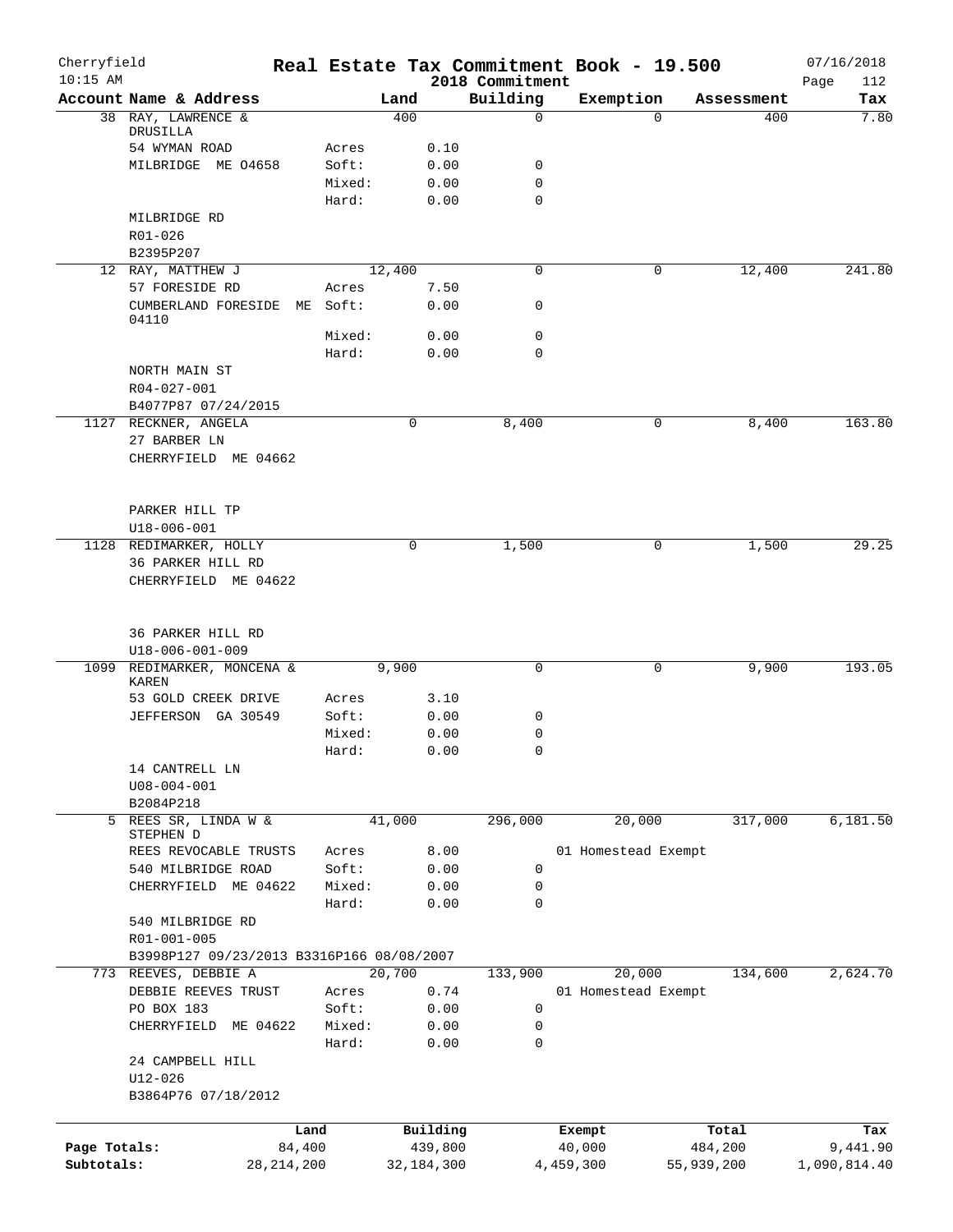Cherryfield 10:15 AM

# Real Estate Tax Commitment Book - 19.500

2018 Commitment

07/16/2018

| Account | Name & Address | | Land | Building | Exemption | Assessment | Tax |
|---|---|---|---|---|---|---|---|
| 38 | RAY, LAWRENCE & DRUSILLA | | 400 | 0 | 0 | 400 | 7.80 |
| | 54 WYMAN ROAD | Acres | 0.10 | | | | |
| | MILBRIDGE ME 04658 | Soft: | 0.00 | 0 | | | |
| | | Mixed: | 0.00 | 0 | | | |
| | | Hard: | 0.00 | 0 | | | |
| | MILBRIDGE RD | | | | | | |
| | R01-026 | | | | | | |
| | B2395P207 | | | | | | |
| 12 | RAY, MATTHEW J | | 12,400 | 0 | 0 | 12,400 | 241.80 |
| | 57 FORESIDE RD | Acres | 7.50 | | | | |
| | CUMBERLAND FORESIDE ME 04110 | Soft: | 0.00 | 0 | | | |
| | | Mixed: | 0.00 | 0 | | | |
| | | Hard: | 0.00 | 0 | | | |
| | NORTH MAIN ST | | | | | | |
| | R04-027-001 | | | | | | |
| | B4077P87 07/24/2015 | | | | | | |
| 1127 | RECKNER, ANGELA | | 0 | 8,400 | 0 | 8,400 | 163.80 |
| | 27 BARBER LN | | | | | | |
| | CHERRYFIELD ME 04662 | | | | | | |
| | PARKER HILL TP | | | | | | |
| | U18-006-001 | | | | | | |
| 1128 | REDIMARKER, HOLLY | | 0 | 1,500 | 0 | 1,500 | 29.25 |
| | 36 PARKER HILL RD | | | | | | |
| | CHERRYFIELD ME 04622 | | | | | | |
| | 36 PARKER HILL RD | | | | | | |
| | U18-006-001-009 | | | | | | |
| 1099 | REDIMARKER, MONCENA & KAREN | | 9,900 | 0 | 0 | 9,900 | 193.05 |
| | 53 GOLD CREEK DRIVE | Acres | 3.10 | | | | |
| | JEFFERSON GA 30549 | Soft: | 0.00 | 0 | | | |
| | | Mixed: | 0.00 | 0 | | | |
| | | Hard: | 0.00 | 0 | | | |
| | 14 CANTRELL LN | | | | | | |
| | U08-004-001 | | | | | | |
| | B2084P218 | | | | | | |
| 5 | REES SR, LINDA W & STEPHEN D | | 41,000 | 296,000 | 20,000 | 317,000 | 6,181.50 |
| | REES REVOCABLE TRUSTS | Acres | 8.00 | | 01 Homestead Exempt | | |
| | 540 MILBRIDGE ROAD | Soft: | 0.00 | 0 | | | |
| | CHERRYFIELD ME 04622 | Mixed: | 0.00 | 0 | | | |
| | | Hard: | 0.00 | 0 | | | |
| | 540 MILBRIDGE RD | | | | | | |
| | R01-001-005 | | | | | | |
| | B3998P127 09/23/2013 B3316P166 08/08/2007 | | | | | | |
| 773 | REEVES, DEBBIE A | | 20,700 | 133,900 | 20,000 | 134,600 | 2,624.70 |
| | DEBBIE REEVES TRUST | Acres | 0.74 | | 01 Homestead Exempt | | |
| | PO BOX 183 | Soft: | 0.00 | 0 | | | |
| | CHERRYFIELD ME 04622 | Mixed: | 0.00 | 0 | | | |
| | | Hard: | 0.00 | 0 | | | |
| | 24 CAMPBELL HILL | | | | | | |
| | U12-026 | | | | | | |
| | B3864P76 07/18/2012 | | | | | | |

| | Land | Building | Exempt | Total | Tax |
|---|---|---|---|---|---|
| Page Totals: | 84,400 | 439,800 | 40,000 | 484,200 | 9,441.90 |
| Subtotals: | 28,214,200 | 32,184,300 | 4,459,300 | 55,939,200 | 1,090,814.40 |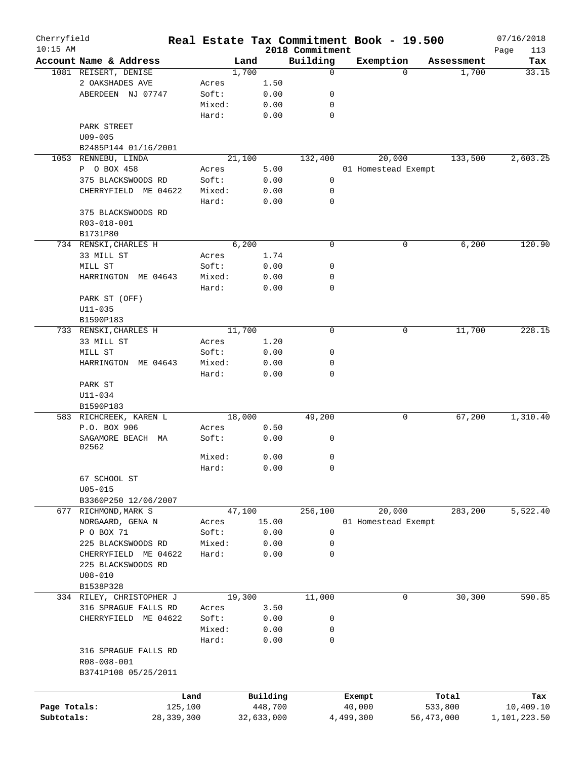# Cherryfield — Real Estate Tax Commitment Book - 19.500

10:15 AM — 2018 Commitment — 07/16/2018

| Account Name & Address | | Land | Building | Exemption | Assessment | Tax |
|---|---|---|---|---|---|---|
| 1081 REISERT, DENISE | | 1,700 | 0 | 0 | 1,700 | 33.15 |
| 2 OAKSHADES AVE | Acres | 1.50 | | | | |
| ABERDEEN NJ 07747 | Soft: | 0.00 | 0 | | | |
| | Mixed: | 0.00 | 0 | | | |
| | Hard: | 0.00 | 0 | | | |
| PARK STREET | | | | | | |
| U09-005 | | | | | | |
| B2485P144 01/16/2001 | | | | | | |
| 1053 RENNEBU, LINDA | | 21,100 | 132,400 | 20,000 | 133,500 | 2,603.25 |
| P O BOX 458 | Acres | 5.00 | | 01 Homestead Exempt | | |
| 375 BLACKSWOODS RD | Soft: | 0.00 | 0 | | | |
| CHERRYFIELD ME 04622 | Mixed: | 0.00 | 0 | | | |
| | Hard: | 0.00 | 0 | | | |
| 375 BLACKSWOODS RD | | | | | | |
| R03-018-001 | | | | | | |
| B1731P80 | | | | | | |
| 734 RENSKI, CHARLES H | | 6,200 | 0 | 0 | 6,200 | 120.90 |
| 33 MILL ST | Acres | 1.74 | | | | |
| MILL ST | Soft: | 0.00 | 0 | | | |
| HARRINGTON ME 04643 | Mixed: | 0.00 | 0 | | | |
| | Hard: | 0.00 | 0 | | | |
| PARK ST (OFF) | | | | | | |
| U11-035 | | | | | | |
| B1590P183 | | | | | | |
| 733 RENSKI, CHARLES H | | 11,700 | 0 | 0 | 11,700 | 228.15 |
| 33 MILL ST | Acres | 1.20 | | | | |
| MILL ST | Soft: | 0.00 | 0 | | | |
| HARRINGTON ME 04643 | Mixed: | 0.00 | 0 | | | |
| | Hard: | 0.00 | 0 | | | |
| PARK ST | | | | | | |
| U11-034 | | | | | | |
| B1590P183 | | | | | | |
| 583 RICHCREEK, KAREN L | | 18,000 | 49,200 | 0 | 67,200 | 1,310.40 |
| P.O. BOX 906 | Acres | 0.50 | | | | |
| SAGAMORE BEACH MA 02562 | Soft: | 0.00 | 0 | | | |
| | Mixed: | 0.00 | 0 | | | |
| | Hard: | 0.00 | 0 | | | |
| 67 SCHOOL ST | | | | | | |
| U05-015 | | | | | | |
| B3360P250 12/06/2007 | | | | | | |
| 677 RICHMOND, MARK S | | 47,100 | 256,100 | 20,000 | 283,200 | 5,522.40 |
| NORGAARD, GENA N | Acres | 15.00 | | 01 Homestead Exempt | | |
| P O BOX 71 | Soft: | 0.00 | 0 | | | |
| 225 BLACKSWOODS RD | Mixed: | 0.00 | 0 | | | |
| CHERRYFIELD ME 04622 | Hard: | 0.00 | 0 | | | |
| 225 BLACKSWOODS RD | | | | | | |
| U08-010 | | | | | | |
| B1538P328 | | | | | | |
| 334 RILEY, CHRISTOPHER J | | 19,300 | 11,000 | 0 | 30,300 | 590.85 |
| 316 SPRAGUE FALLS RD | Acres | 3.50 | | | | |
| CHERRYFIELD ME 04622 | Soft: | 0.00 | 0 | | | |
| | Mixed: | 0.00 | 0 | | | |
| | Hard: | 0.00 | 0 | | | |
| 316 SPRAGUE FALLS RD | | | | | | |
| R08-008-001 | | | | | | |
| B3741P108 05/25/2011 | | | | | | |

| | Land | Building | Exempt | Total | Tax |
|---|---|---|---|---|---|
| Page Totals: | 125,100 | 448,700 | 40,000 | 533,800 | 10,409.10 |
| Subtotals: | 28,339,300 | 32,633,000 | 4,499,300 | 56,473,000 | 1,101,223.50 |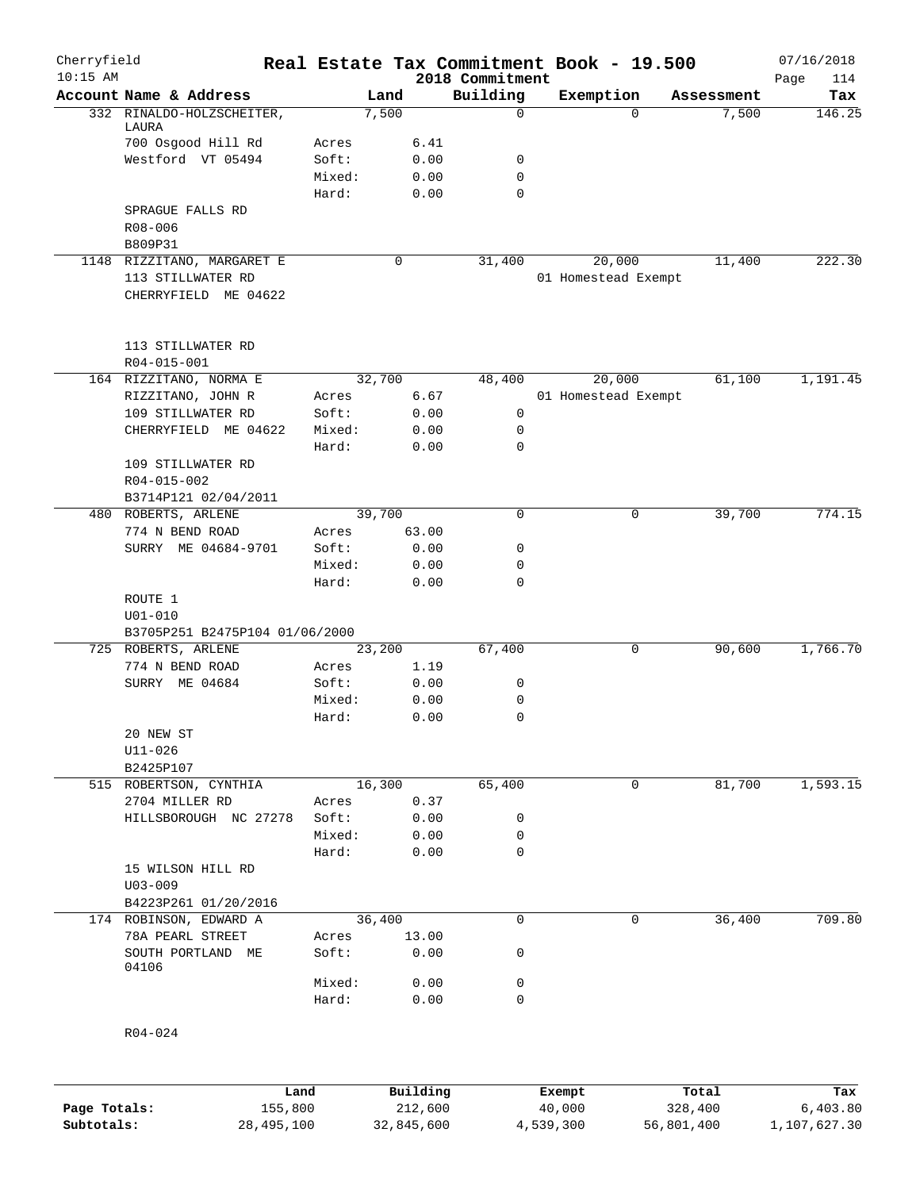Cherryfield 10:15 AM

# Real Estate Tax Commitment Book - 19.500

2018 Commitment

07/16/2018

| Account | Name & Address | | Land | Building | Exemption | Assessment | Tax |
|---|---|---|---|---|---|---|---|
| 332 | RINALDO-HOLZSCHEITER, LAURA | | 7,500 | 0 | 0 | 7,500 | 146.25 |
| | 700 Osgood Hill Rd | Acres | 6.41 | | | | |
| | Westford VT 05494 | Soft: | 0.00 | 0 | | | |
| | | Mixed: | 0.00 | 0 | | | |
| | | Hard: | 0.00 | 0 | | | |
| | SPRAGUE FALLS RD | | | | | | |
| | R08-006 | | | | | | |
| | B809P31 | | | | | | |
| 1148 | RIZZITANO, MARGARET E | | 0 | 31,400 | 20,000 | 11,400 | 222.30 |
| | 113 STILLWATER RD | | | | 01 Homestead Exempt | | |
| | CHERRYFIELD ME 04622 | | | | | | |
| | 113 STILLWATER RD | | | | | | |
| | R04-015-001 | | | | | | |
| 164 | RIZZITANO, NORMA E | | 32,700 | 48,400 | 20,000 | 61,100 | 1,191.45 |
| | RIZZITANO, JOHN R | Acres | 6.67 | | 01 Homestead Exempt | | |
| | 109 STILLWATER RD | Soft: | 0.00 | 0 | | | |
| | CHERRYFIELD ME 04622 | Mixed: | 0.00 | 0 | | | |
| | | Hard: | 0.00 | 0 | | | |
| | 109 STILLWATER RD | | | | | | |
| | R04-015-002 | | | | | | |
| | B3714P121 02/04/2011 | | | | | | |
| 480 | ROBERTS, ARLENE | | 39,700 | 0 | 0 | 39,700 | 774.15 |
| | 774 N BEND ROAD | Acres | 63.00 | | | | |
| | SURRY ME 04684-9701 | Soft: | 0.00 | 0 | | | |
| | | Mixed: | 0.00 | 0 | | | |
| | | Hard: | 0.00 | 0 | | | |
| | ROUTE 1 | | | | | | |
| | U01-010 | | | | | | |
| | B3705P251 B2475P104 01/06/2000 | | | | | | |
| 725 | ROBERTS, ARLENE | | 23,200 | 67,400 | 0 | 90,600 | 1,766.70 |
| | 774 N BEND ROAD | Acres | 1.19 | | | | |
| | SURRY ME 04684 | Soft: | 0.00 | 0 | | | |
| | | Mixed: | 0.00 | 0 | | | |
| | | Hard: | 0.00 | 0 | | | |
| | 20 NEW ST | | | | | | |
| | U11-026 | | | | | | |
| | B2425P107 | | | | | | |
| 515 | ROBERTSON, CYNTHIA | | 16,300 | 65,400 | 0 | 81,700 | 1,593.15 |
| | 2704 MILLER RD | Acres | 0.37 | | | | |
| | HILLSBOROUGH NC 27278 | Soft: | 0.00 | 0 | | | |
| | | Mixed: | 0.00 | 0 | | | |
| | | Hard: | 0.00 | 0 | | | |
| | 15 WILSON HILL RD | | | | | | |
| | U03-009 | | | | | | |
| | B4223P261 01/20/2016 | | | | | | |
| 174 | ROBINSON, EDWARD A | | 36,400 | 0 | 0 | 36,400 | 709.80 |
| | 78A PEARL STREET | Acres | 13.00 | | | | |
| | SOUTH PORTLAND ME 04106 | Soft: | 0.00 | 0 | | | |
| | | Mixed: | 0.00 | 0 | | | |
| | | Hard: | 0.00 | 0 | | | |
| | R04-024 | | | | | | |

| | Land | Building | Exempt | Total | Tax |
|---|---|---|---|---|---|
| Page Totals: | 155,800 | 212,600 | 40,000 | 328,400 | 6,403.80 |
| Subtotals: | 28,495,100 | 32,845,600 | 4,539,300 | 56,801,400 | 1,107,627.30 |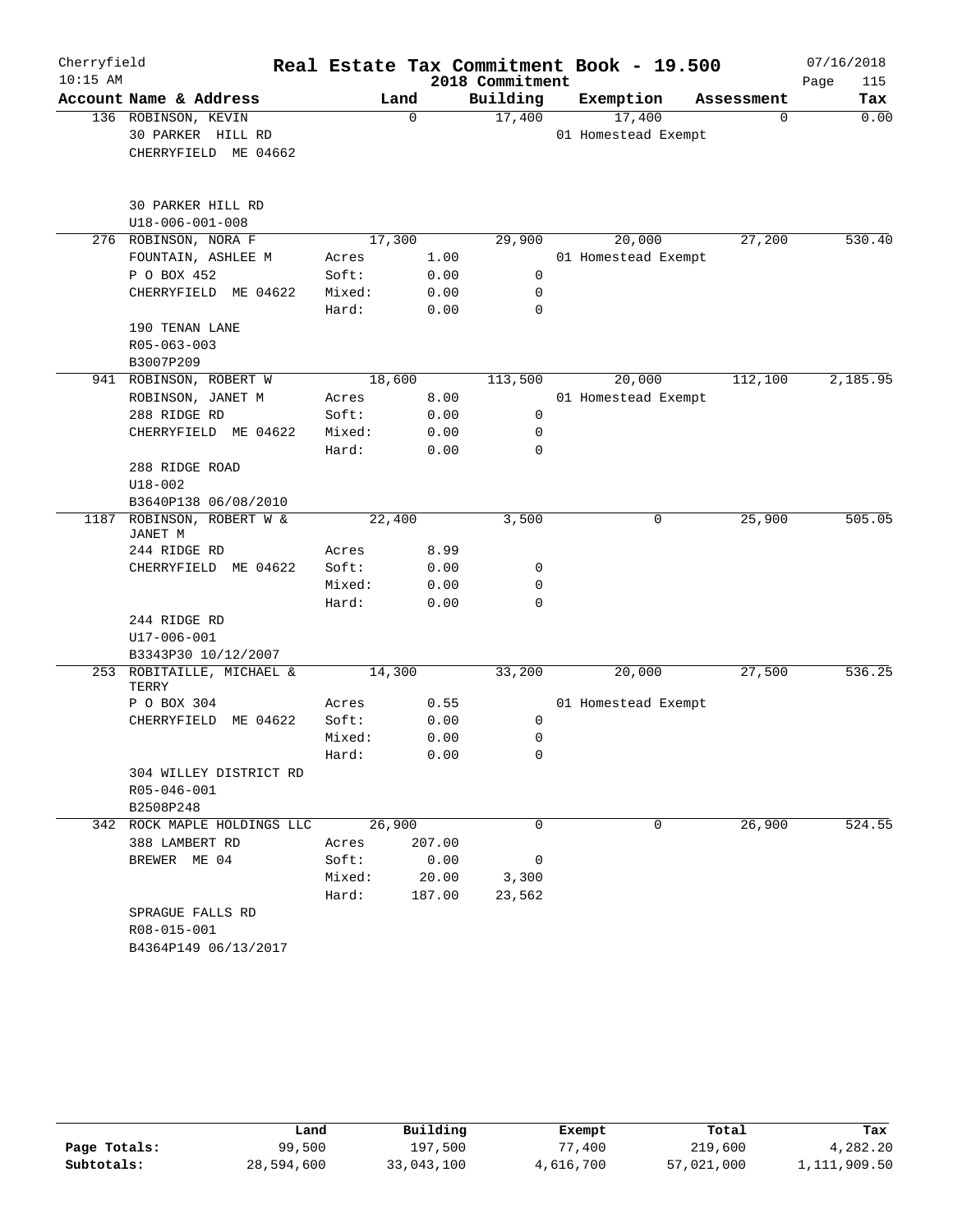Cherryfield 10:15 AM

# Real Estate Tax Commitment Book - 19.500

2018 Commitment

07/16/2018 Page 115

| Account Name & Address | Land | | Building | Exemption | Assessment | Tax |
|---|---|---|---|---|---|---|
| 136 ROBINSON, KEVIN | | 0 | 17,400 | 17,400 | 0 | 0.00 |
| 30 PARKER HILL RD | | | | 01 Homestead Exempt | | |
| CHERRYFIELD ME 04662 | | | | | | |
| 30 PARKER HILL RD | | | | | | |
| U18-006-001-008 | | | | | | |
| 276 ROBINSON, NORA F | | 17,300 | 29,900 | 20,000 | 27,200 | 530.40 |
| FOUNTAIN, ASHLEE M | Acres | 1.00 | | 01 Homestead Exempt | | |
| P O BOX 452 | Soft: | 0.00 | 0 | | | |
| CHERRYFIELD ME 04622 | Mixed: | 0.00 | 0 | | | |
| | Hard: | 0.00 | 0 | | | |
| 190 TENAN LANE | | | | | | |
| R05-063-003 | | | | | | |
| B3007P209 | | | | | | |
| 941 ROBINSON, ROBERT W | | 18,600 | 113,500 | 20,000 | 112,100 | 2,185.95 |
| ROBINSON, JANET M | Acres | 8.00 | | 01 Homestead Exempt | | |
| 288 RIDGE RD | Soft: | 0.00 | 0 | | | |
| CHERRYFIELD ME 04622 | Mixed: | 0.00 | 0 | | | |
| | Hard: | 0.00 | 0 | | | |
| 288 RIDGE ROAD | | | | | | |
| U18-002 | | | | | | |
| B3640P138 06/08/2010 | | | | | | |
| 1187 ROBINSON, ROBERT W & JANET M | | 22,400 | 3,500 | 0 | 25,900 | 505.05 |
| 244 RIDGE RD | Acres | 8.99 | | | | |
| CHERRYFIELD ME 04622 | Soft: | 0.00 | 0 | | | |
| | Mixed: | 0.00 | 0 | | | |
| | Hard: | 0.00 | 0 | | | |
| 244 RIDGE RD | | | | | | |
| U17-006-001 | | | | | | |
| B3343P30 10/12/2007 | | | | | | |
| 253 ROBITAILLE, MICHAEL & TERRY | | 14,300 | 33,200 | 20,000 | 27,500 | 536.25 |
| P O BOX 304 | Acres | 0.55 | | 01 Homestead Exempt | | |
| CHERRYFIELD ME 04622 | Soft: | 0.00 | 0 | | | |
| | Mixed: | 0.00 | 0 | | | |
| | Hard: | 0.00 | 0 | | | |
| 304 WILLEY DISTRICT RD | | | | | | |
| R05-046-001 | | | | | | |
| B2508P248 | | | | | | |
| 342 ROCK MAPLE HOLDINGS LLC | | 26,900 | 0 | 0 | 26,900 | 524.55 |
| 388 LAMBERT RD | Acres | 207.00 | | | | |
| BREWER ME 04 | Soft: | 0.00 | 0 | | | |
| | Mixed: | 20.00 | 3,300 | | | |
| | Hard: | 187.00 | 23,562 | | | |
| SPRAGUE FALLS RD | | | | | | |
| R08-015-001 | | | | | | |
| B4364P149 06/13/2017 | | | | | | |

| | Land | Building | Exempt | Total | Tax |
|---|---|---|---|---|---|
| Page Totals: | 99,500 | 197,500 | 77,400 | 219,600 | 4,282.20 |
| Subtotals: | 28,594,600 | 33,043,100 | 4,616,700 | 57,021,000 | 1,111,909.50 |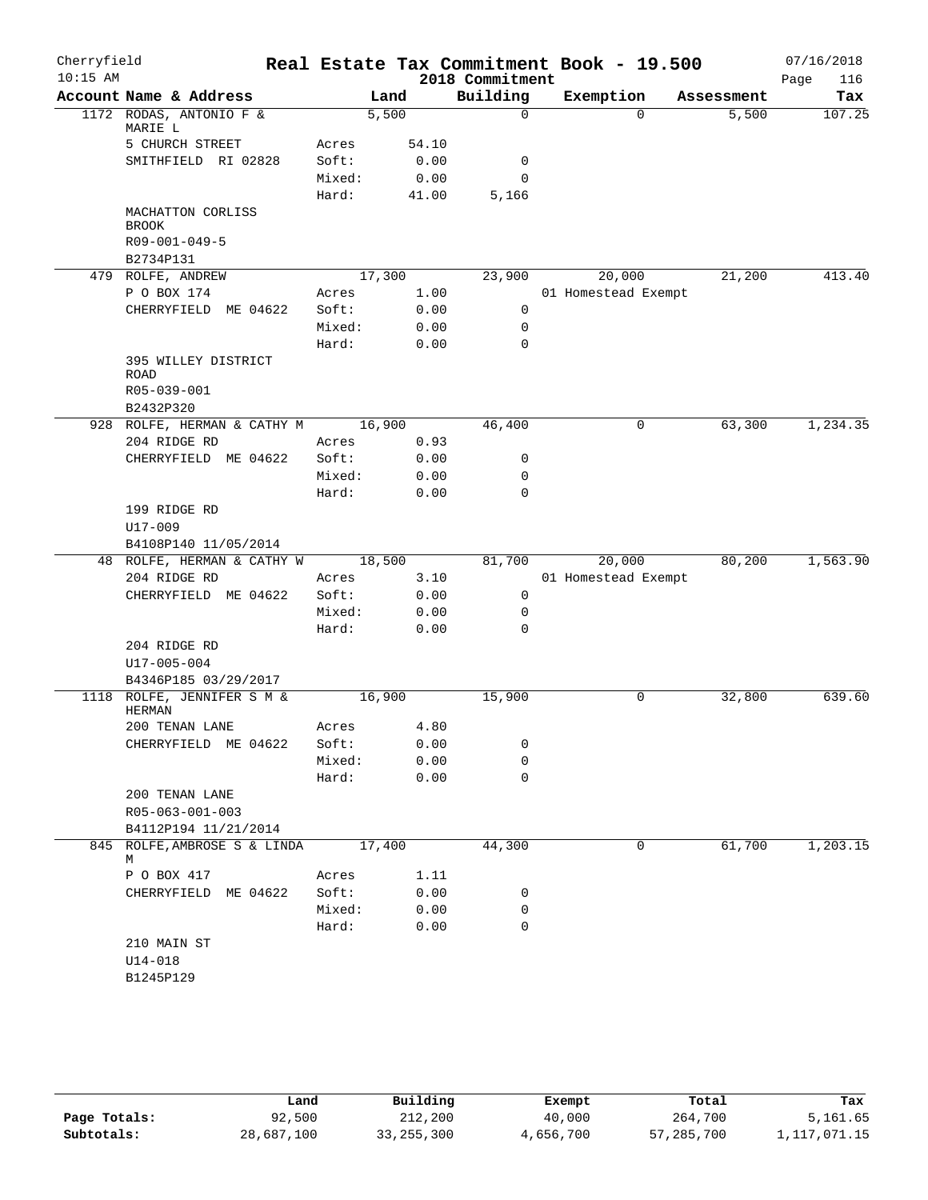# Real Estate Tax Commitment Book - 19.500

Cherryfield
10:15 AM

2018 Commitment

07/16/2018

| Account Name & Address | | Land | Building | Exemption | Assessment | Tax |
|---|---|---|---|---|---|---|
| 1172 RODAS, ANTONIO F & MARIE L | | 5,500 | 0 | 0 | 5,500 | 107.25 |
| 5 CHURCH STREET | Acres | 54.10 | | | | |
| SMITHFIELD RI 02828 | Soft: | 0.00 | 0 | | | |
| | Mixed: | 0.00 | 0 | | | |
| | Hard: | 41.00 | 5,166 | | | |
| MACHATTON CORLISS BROOK | | | | | | |
| R09-001-049-5 | | | | | | |
| B2734P131 | | | | | | |
| 479 ROLFE, ANDREW | | 17,300 | 23,900 | 20,000 | 21,200 | 413.40 |
| P O BOX 174 | Acres | 1.00 | | 01 Homestead Exempt | | |
| CHERRYFIELD ME 04622 | Soft: | 0.00 | 0 | | | |
| | Mixed: | 0.00 | 0 | | | |
| | Hard: | 0.00 | 0 | | | |
| 395 WILLEY DISTRICT ROAD | | | | | | |
| R05-039-001 | | | | | | |
| B2432P320 | | | | | | |
| 928 ROLFE, HERMAN & CATHY M | | 16,900 | 46,400 | 0 | 63,300 | 1,234.35 |
| 204 RIDGE RD | Acres | 0.93 | | | | |
| CHERRYFIELD ME 04622 | Soft: | 0.00 | 0 | | | |
| | Mixed: | 0.00 | 0 | | | |
| | Hard: | 0.00 | 0 | | | |
| 199 RIDGE RD | | | | | | |
| U17-009 | | | | | | |
| B4108P140 11/05/2014 | | | | | | |
| 48 ROLFE, HERMAN & CATHY W | | 18,500 | 81,700 | 20,000 | 80,200 | 1,563.90 |
| 204 RIDGE RD | Acres | 3.10 | | 01 Homestead Exempt | | |
| CHERRYFIELD ME 04622 | Soft: | 0.00 | 0 | | | |
| | Mixed: | 0.00 | 0 | | | |
| | Hard: | 0.00 | 0 | | | |
| 204 RIDGE RD | | | | | | |
| U17-005-004 | | | | | | |
| B4346P185 03/29/2017 | | | | | | |
| 1118 ROLFE, JENNIFER S M & HERMAN | | 16,900 | 15,900 | 0 | 32,800 | 639.60 |
| 200 TENAN LANE | Acres | 4.80 | | | | |
| CHERRYFIELD ME 04622 | Soft: | 0.00 | 0 | | | |
| | Mixed: | 0.00 | 0 | | | |
| | Hard: | 0.00 | 0 | | | |
| 200 TENAN LANE | | | | | | |
| R05-063-001-003 | | | | | | |
| B4112P194 11/21/2014 | | | | | | |
| 845 ROLFE, AMBROSE S & LINDA M | | 17,400 | 44,300 | 0 | 61,700 | 1,203.15 |
| P O BOX 417 | Acres | 1.11 | | | | |
| CHERRYFIELD ME 04622 | Soft: | 0.00 | 0 | | | |
| | Mixed: | 0.00 | 0 | | | |
| | Hard: | 0.00 | 0 | | | |
| 210 MAIN ST | | | | | | |
| U14-018 | | | | | | |
| B1245P129 | | | | | | |

| | Land | Building | Exempt | Total | Tax |
|---|---|---|---|---|---|
| Page Totals: | 92,500 | 212,200 | 40,000 | 264,700 | 5,161.65 |
| Subtotals: | 28,687,100 | 33,255,300 | 4,656,700 | 57,285,700 | 1,117,071.15 |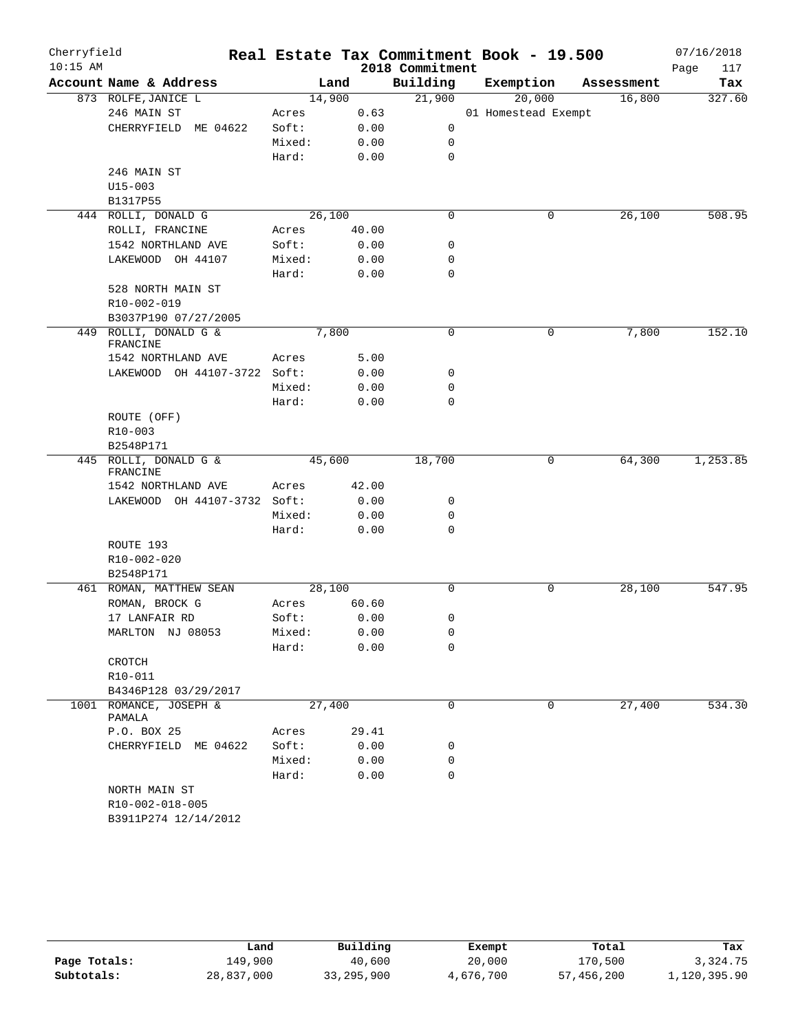# Real Estate Tax Commitment Book - 19.500

Cherryfield
10:15 AM

2018 Commitment

07/16/2018

| Account Name & Address | | Land | Building | Exemption | Assessment | Tax |
|---|---|---|---|---|---|---|
| 873 ROLFE, JANICE L | | 14,900 | 21,900 | 20,000 | 16,800 | 327.60 |
| 246 MAIN ST | Acres | 0.63 | | 01 Homestead Exempt | | |
| CHERRYFIELD ME 04622 | Soft: | 0.00 | 0 | | | |
| | Mixed: | 0.00 | 0 | | | |
| | Hard: | 0.00 | 0 | | | |
| 246 MAIN ST | | | | | | |
| U15-003 | | | | | | |
| B1317P55 | | | | | | |
| 444 ROLLI, DONALD G | | 26,100 | 0 | 0 | 26,100 | 508.95 |
| ROLLI, FRANCINE | Acres | 40.00 | | | | |
| 1542 NORTHLAND AVE | Soft: | 0.00 | 0 | | | |
| LAKEWOOD OH 44107 | Mixed: | 0.00 | 0 | | | |
| | Hard: | 0.00 | 0 | | | |
| 528 NORTH MAIN ST | | | | | | |
| R10-002-019 | | | | | | |
| B3037P190 07/27/2005 | | | | | | |
| 449 ROLLI, DONALD G & FRANCINE | | 7,800 | 0 | 0 | 7,800 | 152.10 |
| 1542 NORTHLAND AVE | Acres | 5.00 | | | | |
| LAKEWOOD OH 44107-3722 | Soft: | 0.00 | 0 | | | |
| | Mixed: | 0.00 | 0 | | | |
| | Hard: | 0.00 | 0 | | | |
| ROUTE (OFF) | | | | | | |
| R10-003 | | | | | | |
| B2548P171 | | | | | | |
| 445 ROLLI, DONALD G & FRANCINE | | 45,600 | 18,700 | 0 | 64,300 | 1,253.85 |
| 1542 NORTHLAND AVE | Acres | 42.00 | | | | |
| LAKEWOOD OH 44107-3732 | Soft: | 0.00 | 0 | | | |
| | Mixed: | 0.00 | 0 | | | |
| | Hard: | 0.00 | 0 | | | |
| ROUTE 193 | | | | | | |
| R10-002-020 | | | | | | |
| B2548P171 | | | | | | |
| 461 ROMAN, MATTHEW SEAN | | 28,100 | 0 | 0 | 28,100 | 547.95 |
| ROMAN, BROCK G | Acres | 60.60 | | | | |
| 17 LANFAIR RD | Soft: | 0.00 | 0 | | | |
| MARLTON NJ 08053 | Mixed: | 0.00 | 0 | | | |
| | Hard: | 0.00 | 0 | | | |
| CROTCH | | | | | | |
| R10-011 | | | | | | |
| B4346P128 03/29/2017 | | | | | | |
| 1001 ROMANCE, JOSEPH & PAMALA | | 27,400 | 0 | 0 | 27,400 | 534.30 |
| P.O. BOX 25 | Acres | 29.41 | | | | |
| CHERRYFIELD ME 04622 | Soft: | 0.00 | 0 | | | |
| | Mixed: | 0.00 | 0 | | | |
| | Hard: | 0.00 | 0 | | | |
| NORTH MAIN ST | | | | | | |
| R10-002-018-005 | | | | | | |
| B3911P274 12/14/2012 | | | | | | |

| | Land | Building | Exempt | Total | Tax |
|---|---|---|---|---|---|
| Page Totals: | 149,900 | 40,600 | 20,000 | 170,500 | 3,324.75 |
| Subtotals: | 28,837,000 | 33,295,900 | 4,676,700 | 57,456,200 | 1,120,395.90 |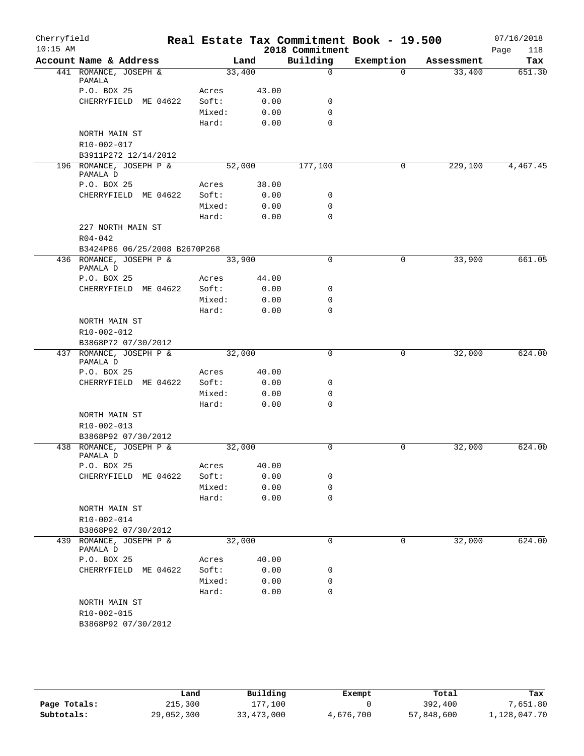Cherryfield 10:15 AM

# Real Estate Tax Commitment Book - 19.500
## 2018 Commitment

07/16/2018

| Account Name & Address | | Land | Building | Exemption | Assessment | Tax |
|---|---|---|---|---|---|---|
| 441 ROMANCE, JOSEPH & PAMALA | | 33,400 | 0 | 0 | 33,400 | 651.30 |
| P.O. BOX 25 | Acres | 43.00 | | | | |
| CHERRYFIELD ME 04622 | Soft: | 0.00 | 0 | | | |
| | Mixed: | 0.00 | 0 | | | |
| | Hard: | 0.00 | 0 | | | |
| NORTH MAIN ST | | | | | | |
| R10-002-017 | | | | | | |
| B3911P272 12/14/2012 | | | | | | |
| 196 ROMANCE, JOSEPH P & PAMALA D | | 52,000 | 177,100 | 0 | 229,100 | 4,467.45 |
| P.O. BOX 25 | Acres | 38.00 | | | | |
| CHERRYFIELD ME 04622 | Soft: | 0.00 | 0 | | | |
| | Mixed: | 0.00 | 0 | | | |
| | Hard: | 0.00 | 0 | | | |
| 227 NORTH MAIN ST | | | | | | |
| R04-042 | | | | | | |
| B3424P86 06/25/2008 B2670P268 | | | | | | |
| 436 ROMANCE, JOSEPH P & PAMALA D | | 33,900 | 0 | 0 | 33,900 | 661.05 |
| P.O. BOX 25 | Acres | 44.00 | | | | |
| CHERRYFIELD ME 04622 | Soft: | 0.00 | 0 | | | |
| | Mixed: | 0.00 | 0 | | | |
| | Hard: | 0.00 | 0 | | | |
| NORTH MAIN ST | | | | | | |
| R10-002-012 | | | | | | |
| B3868P72 07/30/2012 | | | | | | |
| 437 ROMANCE, JOSEPH P & PAMALA D | | 32,000 | 0 | 0 | 32,000 | 624.00 |
| P.O. BOX 25 | Acres | 40.00 | | | | |
| CHERRYFIELD ME 04622 | Soft: | 0.00 | 0 | | | |
| | Mixed: | 0.00 | 0 | | | |
| | Hard: | 0.00 | 0 | | | |
| NORTH MAIN ST | | | | | | |
| R10-002-013 | | | | | | |
| B3868P92 07/30/2012 | | | | | | |
| 438 ROMANCE, JOSEPH P & PAMALA D | | 32,000 | 0 | 0 | 32,000 | 624.00 |
| P.O. BOX 25 | Acres | 40.00 | | | | |
| CHERRYFIELD ME 04622 | Soft: | 0.00 | 0 | | | |
| | Mixed: | 0.00 | 0 | | | |
| | Hard: | 0.00 | 0 | | | |
| NORTH MAIN ST | | | | | | |
| R10-002-014 | | | | | | |
| B3868P92 07/30/2012 | | | | | | |
| 439 ROMANCE, JOSEPH P & PAMALA D | | 32,000 | 0 | 0 | 32,000 | 624.00 |
| P.O. BOX 25 | Acres | 40.00 | | | | |
| CHERRYFIELD ME 04622 | Soft: | 0.00 | 0 | | | |
| | Mixed: | 0.00 | 0 | | | |
| | Hard: | 0.00 | 0 | | | |
| NORTH MAIN ST | | | | | | |
| R10-002-015 | | | | | | |
| B3868P92 07/30/2012 | | | | | | |

| | Land | Building | Exempt | Total | Tax |
|---|---|---|---|---|---|
| Page Totals: | 215,300 | 177,100 | 0 | 392,400 | 7,651.80 |
| Subtotals: | 29,052,300 | 33,473,000 | 4,676,700 | 57,848,600 | 1,128,047.70 |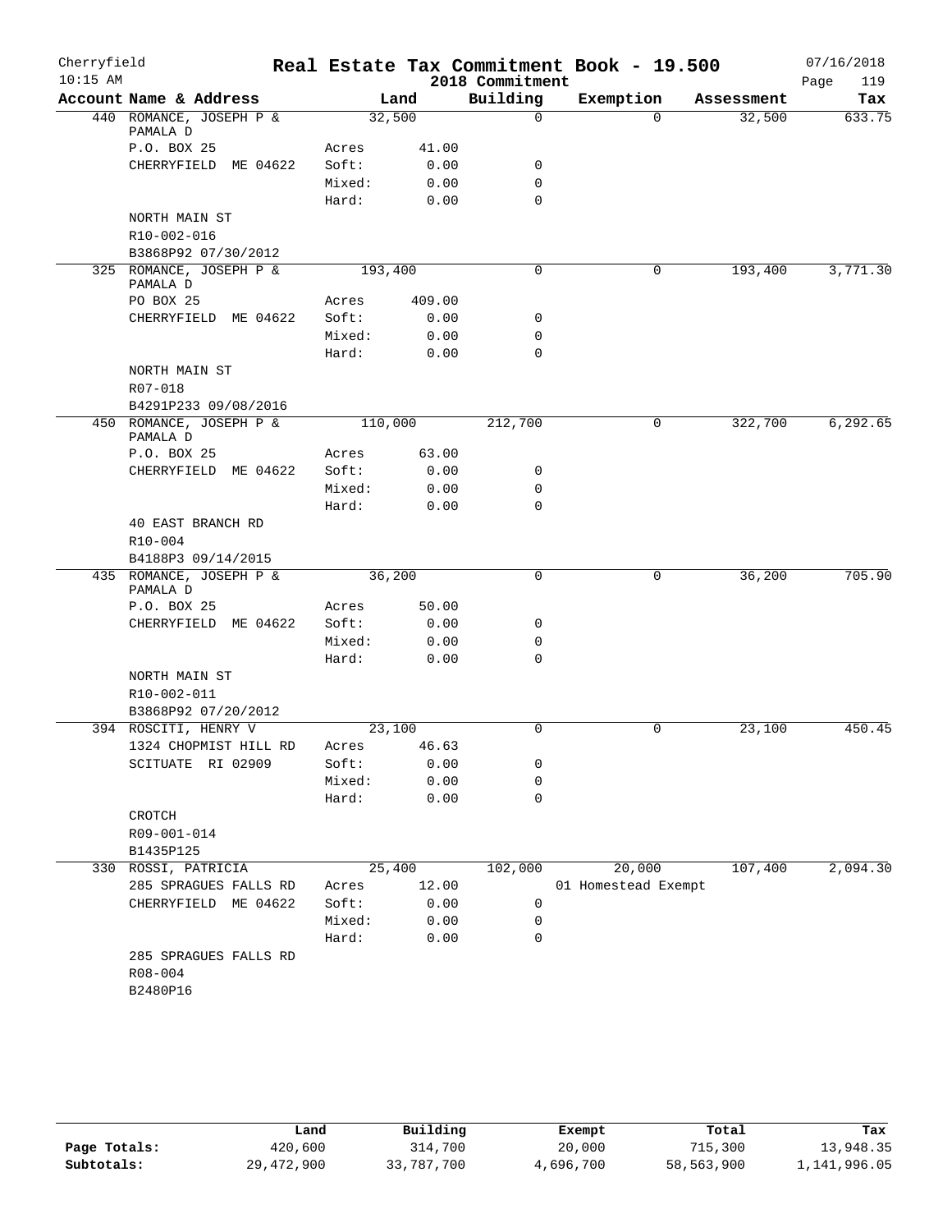Cherryfield 10:15 AM

# Real Estate Tax Commitment Book - 19.500

2018 Commitment

07/16/2018

| Account Name & Address | | Land | Building | Exemption | Assessment | Tax |
|---|---|---|---|---|---|---|
| 440 ROMANCE, JOSEPH P & PAMALA D | | 32,500 | 0 | 0 | 32,500 | 633.75 |
| P.O. BOX 25 | Acres | 41.00 | | | | |
| CHERRYFIELD ME 04622 | Soft: | 0.00 | 0 | | | |
| | Mixed: | 0.00 | 0 | | | |
| | Hard: | 0.00 | 0 | | | |
| NORTH MAIN ST | | | | | | |
| R10-002-016 | | | | | | |
| B3868P92 07/30/2012 | | | | | | |
| 325 ROMANCE, JOSEPH P & PAMALA D | | 193,400 | 0 | 0 | 193,400 | 3,771.30 |
| PO BOX 25 | Acres | 409.00 | | | | |
| CHERRYFIELD ME 04622 | Soft: | 0.00 | 0 | | | |
| | Mixed: | 0.00 | 0 | | | |
| | Hard: | 0.00 | 0 | | | |
| NORTH MAIN ST | | | | | | |
| R07-018 | | | | | | |
| B4291P233 09/08/2016 | | | | | | |
| 450 ROMANCE, JOSEPH P & PAMALA D | | 110,000 | 212,700 | 0 | 322,700 | 6,292.65 |
| P.O. BOX 25 | Acres | 63.00 | | | | |
| CHERRYFIELD ME 04622 | Soft: | 0.00 | 0 | | | |
| | Mixed: | 0.00 | 0 | | | |
| | Hard: | 0.00 | 0 | | | |
| 40 EAST BRANCH RD | | | | | | |
| R10-004 | | | | | | |
| B4188P3 09/14/2015 | | | | | | |
| 435 ROMANCE, JOSEPH P & PAMALA D | | 36,200 | 0 | 0 | 36,200 | 705.90 |
| P.O. BOX 25 | Acres | 50.00 | | | | |
| CHERRYFIELD ME 04622 | Soft: | 0.00 | 0 | | | |
| | Mixed: | 0.00 | 0 | | | |
| | Hard: | 0.00 | 0 | | | |
| NORTH MAIN ST | | | | | | |
| R10-002-011 | | | | | | |
| B3868P92 07/20/2012 | | | | | | |
| 394 ROSCITI, HENRY V | | 23,100 | 0 | 0 | 23,100 | 450.45 |
| 1324 CHOPMIST HILL RD | Acres | 46.63 | | | | |
| SCITUATE RI 02909 | Soft: | 0.00 | 0 | | | |
| | Mixed: | 0.00 | 0 | | | |
| | Hard: | 0.00 | 0 | | | |
| CROTCH | | | | | | |
| R09-001-014 | | | | | | |
| B1435P125 | | | | | | |
| 330 ROSSI, PATRICIA | | 25,400 | 102,000 | 20,000 | 107,400 | 2,094.30 |
| 285 SPRAGUES FALLS RD | Acres | 12.00 | | 01 Homestead Exempt | | |
| CHERRYFIELD ME 04622 | Soft: | 0.00 | 0 | | | |
| | Mixed: | 0.00 | 0 | | | |
| | Hard: | 0.00 | 0 | | | |
| 285 SPRAGUES FALLS RD | | | | | | |
| R08-004 | | | | | | |
| B2480P16 | | | | | | |

| | Land | Building | Exempt | Total | Tax |
|---|---|---|---|---|---|
| Page Totals: | 420,600 | 314,700 | 20,000 | 715,300 | 13,948.35 |
| Subtotals: | 29,472,900 | 33,787,700 | 4,696,700 | 58,563,900 | 1,141,996.05 |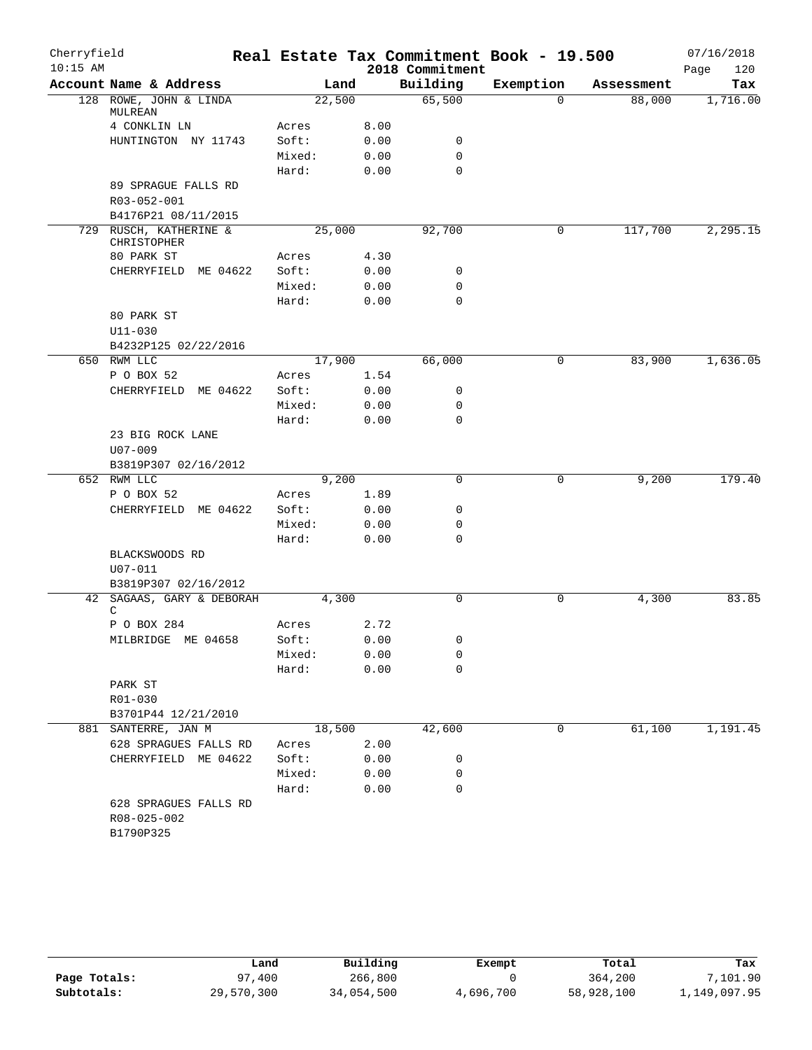Cherryfield
10:15 AM

# Real Estate Tax Commitment Book - 19.500

2018 Commitment

07/16/2018

| Account Name & Address | | Land | Building | Exemption | Assessment | Tax |
|---|---|---|---|---|---|---|
| 128 ROWE, JOHN & LINDA MULREAN | | 22,500 | 65,500 | 0 | 88,000 | 1,716.00 |
| 4 CONKLIN LN | Acres | 8.00 | | | | |
| HUNTINGTON NY 11743 | Soft: | 0.00 | 0 | | | |
| | Mixed: | 0.00 | 0 | | | |
| | Hard: | 0.00 | 0 | | | |
| 89 SPRAGUE FALLS RD | | | | | | |
| R03-052-001 | | | | | | |
| B4176P21 08/11/2015 | | | | | | |
| 729 RUSCH, KATHERINE & CHRISTOPHER | | 25,000 | 92,700 | 0 | 117,700 | 2,295.15 |
| 80 PARK ST | Acres | 4.30 | | | | |
| CHERRYFIELD ME 04622 | Soft: | 0.00 | 0 | | | |
| | Mixed: | 0.00 | 0 | | | |
| | Hard: | 0.00 | 0 | | | |
| 80 PARK ST | | | | | | |
| U11-030 | | | | | | |
| B4232P125 02/22/2016 | | | | | | |
| 650 RWM LLC | | 17,900 | 66,000 | 0 | 83,900 | 1,636.05 |
| P O BOX 52 | Acres | 1.54 | | | | |
| CHERRYFIELD ME 04622 | Soft: | 0.00 | 0 | | | |
| | Mixed: | 0.00 | 0 | | | |
| | Hard: | 0.00 | 0 | | | |
| 23 BIG ROCK LANE | | | | | | |
| U07-009 | | | | | | |
| B3819P307 02/16/2012 | | | | | | |
| 652 RWM LLC | | 9,200 | 0 | 0 | 9,200 | 179.40 |
| P O BOX 52 | Acres | 1.89 | | | | |
| CHERRYFIELD ME 04622 | Soft: | 0.00 | 0 | | | |
| | Mixed: | 0.00 | 0 | | | |
| | Hard: | 0.00 | 0 | | | |
| BLACKSWOODS RD | | | | | | |
| U07-011 | | | | | | |
| B3819P307 02/16/2012 | | | | | | |
| 42 SAGAAS, GARY & DEBORAH C | | 4,300 | 0 | 0 | 4,300 | 83.85 |
| P O BOX 284 | Acres | 2.72 | | | | |
| MILBRIDGE ME 04658 | Soft: | 0.00 | 0 | | | |
| | Mixed: | 0.00 | 0 | | | |
| | Hard: | 0.00 | 0 | | | |
| PARK ST | | | | | | |
| R01-030 | | | | | | |
| B3701P44 12/21/2010 | | | | | | |
| 881 SANTERRE, JAN M | | 18,500 | 42,600 | 0 | 61,100 | 1,191.45 |
| 628 SPRAGUES FALLS RD | Acres | 2.00 | | | | |
| CHERRYFIELD ME 04622 | Soft: | 0.00 | 0 | | | |
| | Mixed: | 0.00 | 0 | | | |
| | Hard: | 0.00 | 0 | | | |
| 628 SPRAGUES FALLS RD | | | | | | |
| R08-025-002 | | | | | | |
| B1790P325 | | | | | | |

| | Land | Building | Exempt | Total | Tax |
|---|---|---|---|---|---|
| Page Totals: | 97,400 | 266,800 | 0 | 364,200 | 7,101.90 |
| Subtotals: | 29,570,300 | 34,054,500 | 4,696,700 | 58,928,100 | 1,149,097.95 |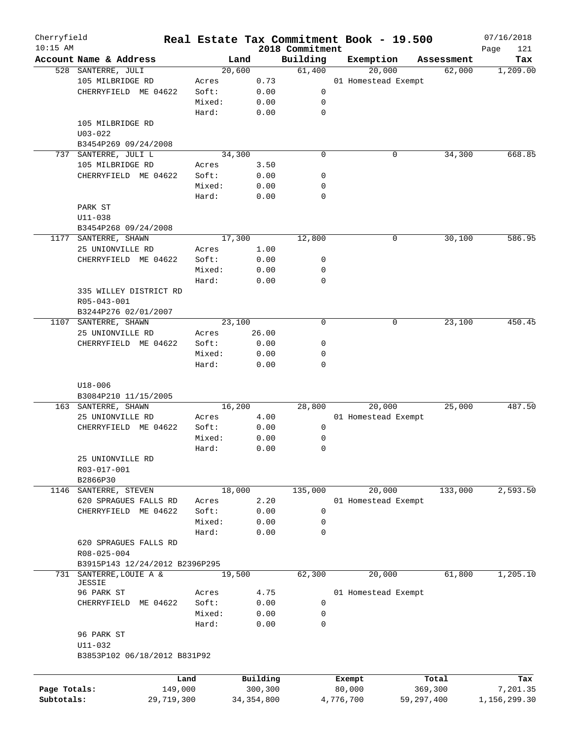Cherryfield 10:15 AM

# Real Estate Tax Commitment Book - 19.500

2018 Commitment

07/16/2018

| Account | Name & Address | | Land | Building | Exemption | Assessment | Tax |
|---|---|---|---|---|---|---|---|
| 528 | SANTERRE, JULI | | 20,600 | 61,400 | 20,000 | 62,000 | 1,209.00 |
| | 105 MILBRIDGE RD | Acres | 0.73 | | 01 Homestead Exempt | | |
| | CHERRYFIELD ME 04622 | Soft: | 0.00 | 0 | | | |
| | | Mixed: | 0.00 | 0 | | | |
| | | Hard: | 0.00 | 0 | | | |
| | 105 MILBRIDGE RD | | | | | | |
| | U03-022 | | | | | | |
| | B3454P269 09/24/2008 | | | | | | |
| 737 | SANTERRE, JULI L | | 34,300 | 0 | 0 | 34,300 | 668.85 |
| | 105 MILBRIDGE RD | Acres | 3.50 | | | | |
| | CHERRYFIELD ME 04622 | Soft: | 0.00 | 0 | | | |
| | | Mixed: | 0.00 | 0 | | | |
| | | Hard: | 0.00 | 0 | | | |
| | PARK ST | | | | | | |
| | U11-038 | | | | | | |
| | B3454P268 09/24/2008 | | | | | | |
| 1177 | SANTERRE, SHAWN | | 17,300 | 12,800 | 0 | 30,100 | 586.95 |
| | 25 UNIONVILLE RD | Acres | 1.00 | | | | |
| | CHERRYFIELD ME 04622 | Soft: | 0.00 | 0 | | | |
| | | Mixed: | 0.00 | 0 | | | |
| | | Hard: | 0.00 | 0 | | | |
| | 335 WILLEY DISTRICT RD | | | | | | |
| | R05-043-001 | | | | | | |
| | B3244P276 02/01/2007 | | | | | | |
| 1107 | SANTERRE, SHAWN | | 23,100 | 0 | 0 | 23,100 | 450.45 |
| | 25 UNIONVILLE RD | Acres | 26.00 | | | | |
| | CHERRYFIELD ME 04622 | Soft: | 0.00 | 0 | | | |
| | | Mixed: | 0.00 | 0 | | | |
| | | Hard: | 0.00 | 0 | | | |
| | U18-006 | | | | | | |
| | B3084P210 11/15/2005 | | | | | | |
| 163 | SANTERRE, SHAWN | | 16,200 | 28,800 | 20,000 | 25,000 | 487.50 |
| | 25 UNIONVILLE RD | Acres | 4.00 | | 01 Homestead Exempt | | |
| | CHERRYFIELD ME 04622 | Soft: | 0.00 | 0 | | | |
| | | Mixed: | 0.00 | 0 | | | |
| | | Hard: | 0.00 | 0 | | | |
| | 25 UNIONVILLE RD | | | | | | |
| | R03-017-001 | | | | | | |
| | B2866P30 | | | | | | |
| 1146 | SANTERRE, STEVEN | | 18,000 | 135,000 | 20,000 | 133,000 | 2,593.50 |
| | 620 SPRAGUES FALLS RD | Acres | 2.20 | | 01 Homestead Exempt | | |
| | CHERRYFIELD ME 04622 | Soft: | 0.00 | 0 | | | |
| | | Mixed: | 0.00 | 0 | | | |
| | | Hard: | 0.00 | 0 | | | |
| | 620 SPRAGUES FALLS RD | | | | | | |
| | R08-025-004 | | | | | | |
| | B3915P143 12/24/2012 B2396P295 | | | | | | |
| 731 | SANTERRE, LOUIE A & JESSIE | | 19,500 | 62,300 | 20,000 | 61,800 | 1,205.10 |
| | 96 PARK ST | Acres | 4.75 | | 01 Homestead Exempt | | |
| | CHERRYFIELD ME 04622 | Soft: | 0.00 | 0 | | | |
| | | Mixed: | 0.00 | 0 | | | |
| | | Hard: | 0.00 | 0 | | | |
| | 96 PARK ST | | | | | | |
| | U11-032 | | | | | | |
| | B3853P102 06/18/2012 B831P92 | | | | | | |

| | Land | Building | Exempt | Total | Tax |
|---|---|---|---|---|---|
| Page Totals: | 149,000 | 300,300 | 80,000 | 369,300 | 7,201.35 |
| Subtotals: | 29,719,300 | 34,354,800 | 4,776,700 | 59,297,400 | 1,156,299.30 |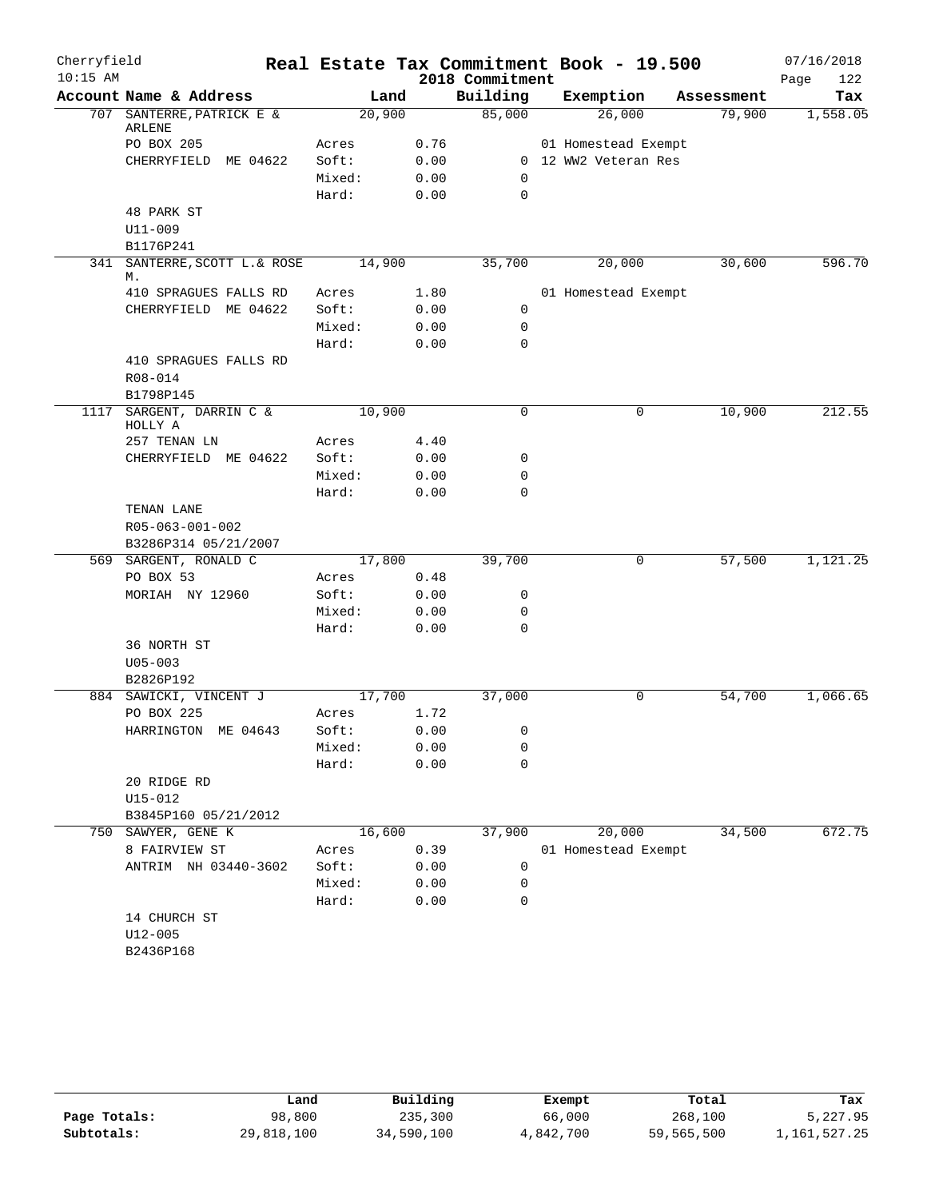Cherryfield 10:15 AM

# Real Estate Tax Commitment Book - 19.500

2018 Commitment

07/16/2018

| Account Name & Address | | Land | Building | Exemption | Assessment | Tax |
|---|---|---|---|---|---|---|
| 707 SANTERRE, PATRICK E & ARLENE | | 20,900 | 85,000 | 26,000 | 79,900 | 1,558.05 |
| PO BOX 205 | Acres | 0.76 | | 01 Homestead Exempt | | |
| CHERRYFIELD ME 04622 | Soft: | 0.00 | 0 | 12 WW2 Veteran Res | | |
| | Mixed: | 0.00 | 0 | | | |
| | Hard: | 0.00 | 0 | | | |
| 48 PARK ST | | | | | | |
| U11-009 | | | | | | |
| B1176P241 | | | | | | |
| 341 SANTERRE, SCOTT L.& ROSE M. | | 14,900 | 35,700 | 20,000 | 30,600 | 596.70 |
| 410 SPRAGUES FALLS RD | Acres | 1.80 | | 01 Homestead Exempt | | |
| CHERRYFIELD ME 04622 | Soft: | 0.00 | 0 | | | |
| | Mixed: | 0.00 | 0 | | | |
| | Hard: | 0.00 | 0 | | | |
| 410 SPRAGUES FALLS RD | | | | | | |
| R08-014 | | | | | | |
| B1798P145 | | | | | | |
| 1117 SARGENT, DARRIN C & HOLLY A | | 10,900 | 0 | 0 | 10,900 | 212.55 |
| 257 TENAN LN | Acres | 4.40 | | | | |
| CHERRYFIELD ME 04622 | Soft: | 0.00 | 0 | | | |
| | Mixed: | 0.00 | 0 | | | |
| | Hard: | 0.00 | 0 | | | |
| TENAN LANE | | | | | | |
| R05-063-001-002 | | | | | | |
| B3286P314 05/21/2007 | | | | | | |
| 569 SARGENT, RONALD C | | 17,800 | 39,700 | 0 | 57,500 | 1,121.25 |
| PO BOX 53 | Acres | 0.48 | | | | |
| MORIAH NY 12960 | Soft: | 0.00 | 0 | | | |
| | Mixed: | 0.00 | 0 | | | |
| | Hard: | 0.00 | 0 | | | |
| 36 NORTH ST | | | | | | |
| U05-003 | | | | | | |
| B2826P192 | | | | | | |
| 884 SAWICKI, VINCENT J | | 17,700 | 37,000 | 0 | 54,700 | 1,066.65 |
| PO BOX 225 | Acres | 1.72 | | | | |
| HARRINGTON ME 04643 | Soft: | 0.00 | 0 | | | |
| | Mixed: | 0.00 | 0 | | | |
| | Hard: | 0.00 | 0 | | | |
| 20 RIDGE RD | | | | | | |
| U15-012 | | | | | | |
| B3845P160 05/21/2012 | | | | | | |
| 750 SAWYER, GENE K | | 16,600 | 37,900 | 20,000 | 34,500 | 672.75 |
| 8 FAIRVIEW ST | Acres | 0.39 | | 01 Homestead Exempt | | |
| ANTRIM NH 03440-3602 | Soft: | 0.00 | 0 | | | |
| | Mixed: | 0.00 | 0 | | | |
| | Hard: | 0.00 | 0 | | | |
| 14 CHURCH ST | | | | | | |
| U12-005 | | | | | | |
| B2436P168 | | | | | | |

| | Land | Building | Exempt | Total | Tax |
|---|---|---|---|---|---|
| Page Totals: | 98,800 | 235,300 | 66,000 | 268,100 | 5,227.95 |
| Subtotals: | 29,818,100 | 34,590,100 | 4,842,700 | 59,565,500 | 1,161,527.25 |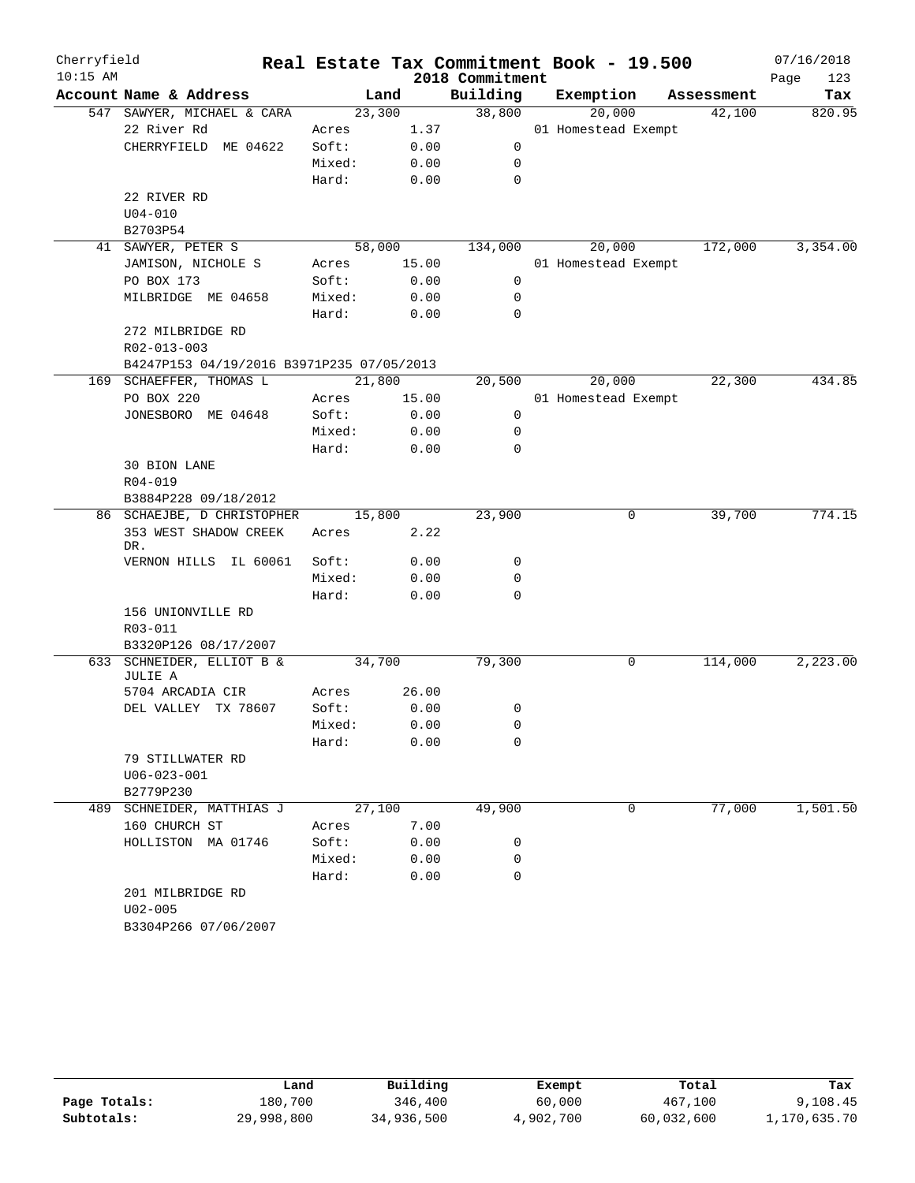Cherryfield
10:15 AM

# Real Estate Tax Commitment Book - 19.500

2018 Commitment

07/16/2018

| Account | Name & Address | Land | | Building | Exemption | Assessment | Tax |
|---|---|---|---|---|---|---|---|
| 547 | SAWYER, MICHAEL & CARA | 23,300 | | 38,800 | 20,000 | 42,100 | 820.95 |
| | 22 River Rd | Acres | 1.37 | | 01 Homestead Exempt | | |
| | CHERRYFIELD ME 04622 | Soft: | 0.00 | 0 | | | |
| | | Mixed: | 0.00 | 0 | | | |
| | | Hard: | 0.00 | 0 | | | |
| | 22 RIVER RD | | | | | | |
| | U04-010 | | | | | | |
| | B2703P54 | | | | | | |
| 41 | SAWYER, PETER S | 58,000 | | 134,000 | 20,000 | 172,000 | 3,354.00 |
| | JAMISON, NICHOLE S | Acres | 15.00 | | 01 Homestead Exempt | | |
| | PO BOX 173 | Soft: | 0.00 | 0 | | | |
| | MILBRIDGE ME 04658 | Mixed: | 0.00 | 0 | | | |
| | | Hard: | 0.00 | 0 | | | |
| | 272 MILBRIDGE RD | | | | | | |
| | R02-013-003 | | | | | | |
| | B4247P153 04/19/2016 B3971P235 07/05/2013 | | | | | | |
| 169 | SCHAEFFER, THOMAS L | 21,800 | | 20,500 | 20,000 | 22,300 | 434.85 |
| | PO BOX 220 | Acres | 15.00 | | 01 Homestead Exempt | | |
| | JONESBORO ME 04648 | Soft: | 0.00 | 0 | | | |
| | | Mixed: | 0.00 | 0 | | | |
| | | Hard: | 0.00 | 0 | | | |
| | 30 BION LANE | | | | | | |
| | R04-019 | | | | | | |
| | B3884P228 09/18/2012 | | | | | | |
| 86 | SCHAEJBE, D CHRISTOPHER | 15,800 | | 23,900 | 0 | 39,700 | 774.15 |
| | 353 WEST SHADOW CREEK DR. | Acres | 2.22 | | | | |
| | VERNON HILLS IL 60061 | Soft: | 0.00 | 0 | | | |
| | | Mixed: | 0.00 | 0 | | | |
| | | Hard: | 0.00 | 0 | | | |
| | 156 UNIONVILLE RD | | | | | | |
| | R03-011 | | | | | | |
| | B3320P126 08/17/2007 | | | | | | |
| 633 | SCHNEIDER, ELLIOT B & JULIE A | 34,700 | | 79,300 | 0 | 114,000 | 2,223.00 |
| | 5704 ARCADIA CIR | Acres | 26.00 | | | | |
| | DEL VALLEY TX 78607 | Soft: | 0.00 | 0 | | | |
| | | Mixed: | 0.00 | 0 | | | |
| | | Hard: | 0.00 | 0 | | | |
| | 79 STILLWATER RD | | | | | | |
| | U06-023-001 | | | | | | |
| | B2779P230 | | | | | | |
| 489 | SCHNEIDER, MATTHIAS J | 27,100 | | 49,900 | 0 | 77,000 | 1,501.50 |
| | 160 CHURCH ST | Acres | 7.00 | | | | |
| | HOLLISTON MA 01746 | Soft: | 0.00 | 0 | | | |
| | | Mixed: | 0.00 | 0 | | | |
| | | Hard: | 0.00 | 0 | | | |
| | 201 MILBRIDGE RD | | | | | | |
| | U02-005 | | | | | | |
| | B3304P266 07/06/2007 | | | | | | |

| | Land | Building | Exempt | Total | Tax |
|---|---|---|---|---|---|
| Page Totals: | 180,700 | 346,400 | 60,000 | 467,100 | 9,108.45 |
| Subtotals: | 29,998,800 | 34,936,500 | 4,902,700 | 60,032,600 | 1,170,635.70 |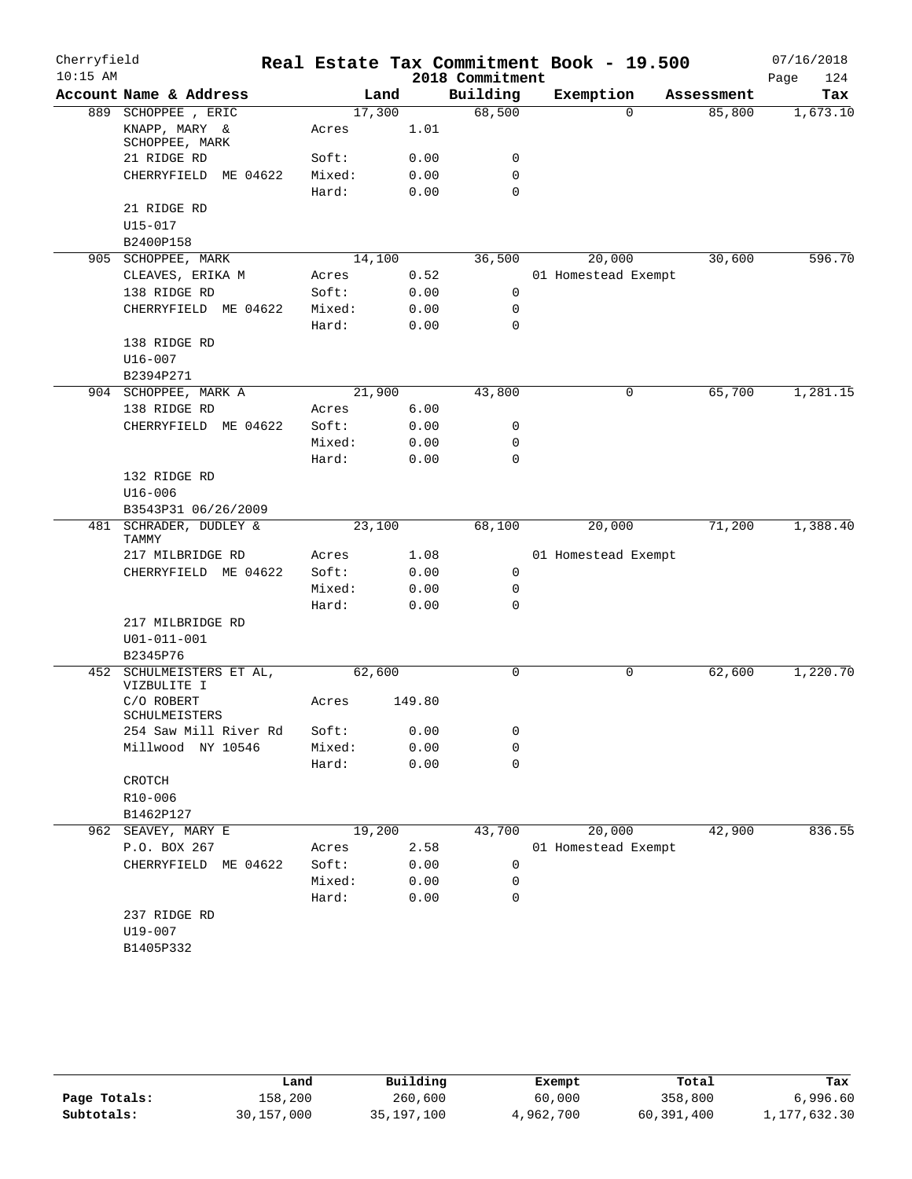# Real Estate Tax Commitment Book - 19.500

Cherryfield
10:15 AM

2018 Commitment

07/16/2018

| Account | Name & Address | Land | | Building | Exemption | Assessment | Tax |
|---|---|---|---|---|---|---|---|
| 889 | SCHOPPEE , ERIC | 17,300 | | 68,500 | 0 | 85,800 | 1,673.10 |
| | KNAPP, MARY & SCHOPPEE, MARK | Acres | 1.01 | | | | |
| | 21 RIDGE RD | Soft: | 0.00 | 0 | | | |
| | CHERRYFIELD ME 04622 | Mixed: | 0.00 | 0 | | | |
| | | Hard: | 0.00 | 0 | | | |
| | 21 RIDGE RD | | | | | | |
| | U15-017 | | | | | | |
| | B2400P158 | | | | | | |
| 905 | SCHOPPEE, MARK | 14,100 | | 36,500 | 20,000 | 30,600 | 596.70 |
| | CLEAVES, ERIKA M | Acres | 0.52 | | 01 Homestead Exempt | | |
| | 138 RIDGE RD | Soft: | 0.00 | 0 | | | |
| | CHERRYFIELD ME 04622 | Mixed: | 0.00 | 0 | | | |
| | | Hard: | 0.00 | 0 | | | |
| | 138 RIDGE RD | | | | | | |
| | U16-007 | | | | | | |
| | B2394P271 | | | | | | |
| 904 | SCHOPPEE, MARK A | 21,900 | | 43,800 | 0 | 65,700 | 1,281.15 |
| | 138 RIDGE RD | Acres | 6.00 | | | | |
| | CHERRYFIELD ME 04622 | Soft: | 0.00 | 0 | | | |
| | | Mixed: | 0.00 | 0 | | | |
| | | Hard: | 0.00 | 0 | | | |
| | 132 RIDGE RD | | | | | | |
| | U16-006 | | | | | | |
| | B3543P31 06/26/2009 | | | | | | |
| 481 | SCHRADER, DUDLEY & TAMMY | 23,100 | | 68,100 | 20,000 | 71,200 | 1,388.40 |
| | 217 MILBRIDGE RD | Acres | 1.08 | | 01 Homestead Exempt | | |
| | CHERRYFIELD ME 04622 | Soft: | 0.00 | 0 | | | |
| | | Mixed: | 0.00 | 0 | | | |
| | | Hard: | 0.00 | 0 | | | |
| | 217 MILBRIDGE RD | | | | | | |
| | U01-011-001 | | | | | | |
| | B2345P76 | | | | | | |
| 452 | SCHULMEISTERS ET AL, VIZBULITE I | 62,600 | | 0 | 0 | 62,600 | 1,220.70 |
| | C/O ROBERT SCHULMEISTERS | Acres | 149.80 | | | | |
| | 254 Saw Mill River Rd | Soft: | 0.00 | 0 | | | |
| | Millwood NY 10546 | Mixed: | 0.00 | 0 | | | |
| | | Hard: | 0.00 | 0 | | | |
| | CROTCH | | | | | | |
| | R10-006 | | | | | | |
| | B1462P127 | | | | | | |
| 962 | SEAVEY, MARY E | 19,200 | | 43,700 | 20,000 | 42,900 | 836.55 |
| | P.O. BOX 267 | Acres | 2.58 | | 01 Homestead Exempt | | |
| | CHERRYFIELD ME 04622 | Soft: | 0.00 | 0 | | | |
| | | Mixed: | 0.00 | 0 | | | |
| | | Hard: | 0.00 | 0 | | | |
| | 237 RIDGE RD | | | | | | |
| | U19-007 | | | | | | |
| | B1405P332 | | | | | | |

| | Land | Building | Exempt | Total | Tax |
|---|---|---|---|---|---|
| Page Totals: | 158,200 | 260,600 | 60,000 | 358,800 | 6,996.60 |
| Subtotals: | 30,157,000 | 35,197,100 | 4,962,700 | 60,391,400 | 1,177,632.30 |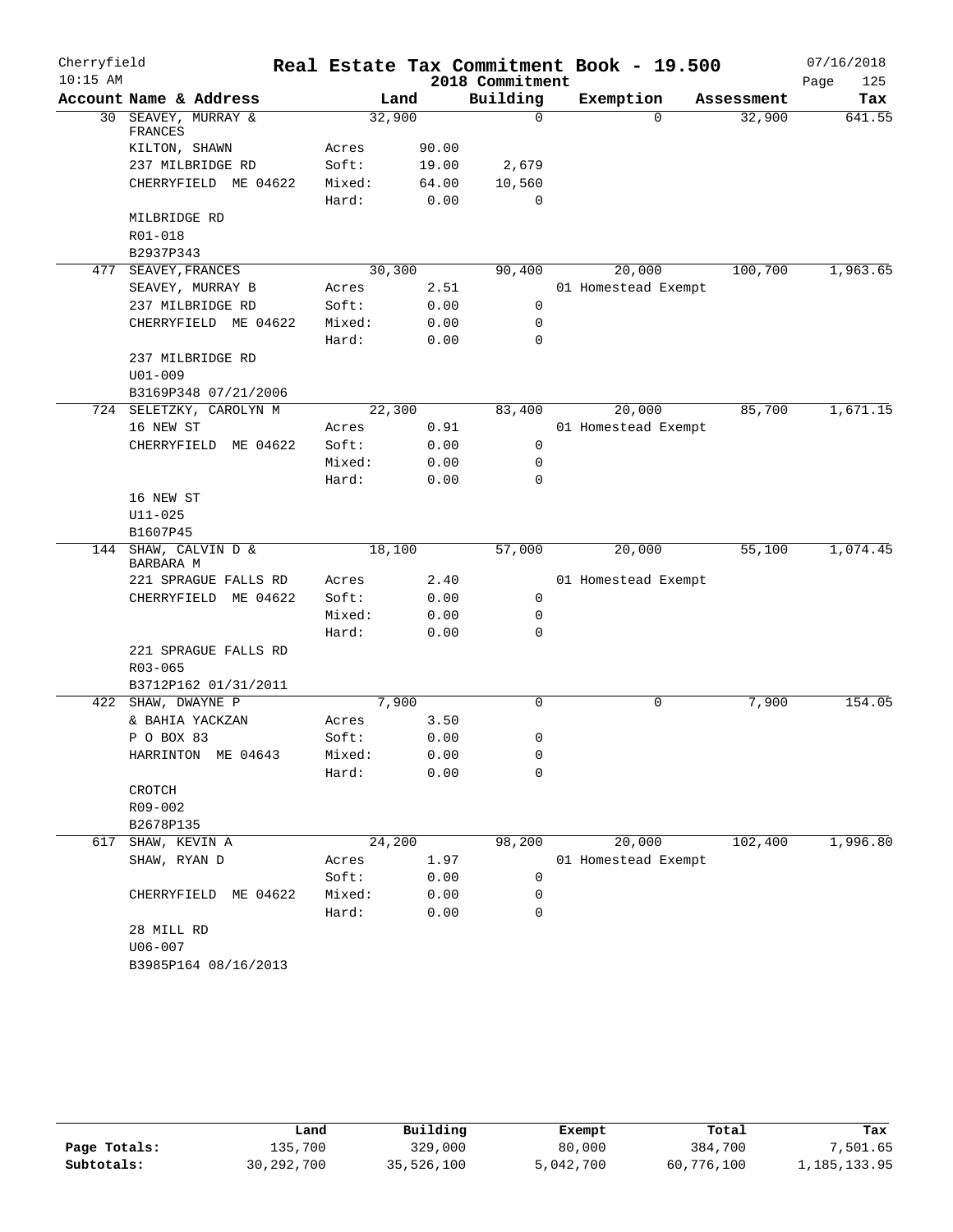Cherryfield
10:15 AM

# Real Estate Tax Commitment Book - 19.500

2018 Commitment

07/16/2018

| Account | Name & Address | Land | | Building | Exemption | Assessment | Tax |
|---|---|---|---|---|---|---|---|
| 30 | SEAVEY, MURRAY & FRANCES | 32,900 | | 0 | 0 | 32,900 | 641.55 |
| | KILTON, SHAWN | Acres | 90.00 | | | | |
| | 237 MILBRIDGE RD | Soft: | 19.00 | 2,679 | | | |
| | CHERRYFIELD ME 04622 | Mixed: | 64.00 | 10,560 | | | |
| | | Hard: | 0.00 | 0 | | | |
| | MILBRIDGE RD | | | | | | |
| | R01-018 | | | | | | |
| | B2937P343 | | | | | | |
| 477 | SEAVEY,FRANCES | 30,300 | | 90,400 | 20,000 | 100,700 | 1,963.65 |
| | SEAVEY, MURRAY B | Acres | 2.51 | | 01 Homestead Exempt | | |
| | 237 MILBRIDGE RD | Soft: | 0.00 | 0 | | | |
| | CHERRYFIELD ME 04622 | Mixed: | 0.00 | 0 | | | |
| | | Hard: | 0.00 | 0 | | | |
| | 237 MILBRIDGE RD | | | | | | |
| | U01-009 | | | | | | |
| | B3169P348 07/21/2006 | | | | | | |
| 724 | SELETZKY, CAROLYN M | 22,300 | | 83,400 | 20,000 | 85,700 | 1,671.15 |
| | 16 NEW ST | Acres | 0.91 | | 01 Homestead Exempt | | |
| | CHERRYFIELD ME 04622 | Soft: | 0.00 | 0 | | | |
| | | Mixed: | 0.00 | 0 | | | |
| | | Hard: | 0.00 | 0 | | | |
| | 16 NEW ST | | | | | | |
| | U11-025 | | | | | | |
| | B1607P45 | | | | | | |
| 144 | SHAW, CALVIN D & BARBARA M | 18,100 | | 57,000 | 20,000 | 55,100 | 1,074.45 |
| | 221 SPRAGUE FALLS RD | Acres | 2.40 | | 01 Homestead Exempt | | |
| | CHERRYFIELD ME 04622 | Soft: | 0.00 | 0 | | | |
| | | Mixed: | 0.00 | 0 | | | |
| | | Hard: | 0.00 | 0 | | | |
| | 221 SPRAGUE FALLS RD | | | | | | |
| | R03-065 | | | | | | |
| | B3712P162 01/31/2011 | | | | | | |
| 422 | SHAW, DWAYNE P | 7,900 | | 0 | 0 | 7,900 | 154.05 |
| | & BAHIA YACKZAN | Acres | 3.50 | | | | |
| | P O BOX 83 | Soft: | 0.00 | 0 | | | |
| | HARRINTON ME 04643 | Mixed: | 0.00 | 0 | | | |
| | | Hard: | 0.00 | 0 | | | |
| | CROTCH | | | | | | |
| | R09-002 | | | | | | |
| | B2678P135 | | | | | | |
| 617 | SHAW, KEVIN A | 24,200 | | 98,200 | 20,000 | 102,400 | 1,996.80 |
| | SHAW, RYAN D | Acres | 1.97 | | 01 Homestead Exempt | | |
| | | Soft: | 0.00 | 0 | | | |
| | CHERRYFIELD ME 04622 | Mixed: | 0.00 | 0 | | | |
| | | Hard: | 0.00 | 0 | | | |
| | 28 MILL RD | | | | | | |
| | U06-007 | | | | | | |
| | B3985P164 08/16/2013 | | | | | | |

| | Land | Building | Exempt | Total | Tax |
|---|---|---|---|---|---|
| Page Totals: | 135,700 | 329,000 | 80,000 | 384,700 | 7,501.65 |
| Subtotals: | 30,292,700 | 35,526,100 | 5,042,700 | 60,776,100 | 1,185,133.95 |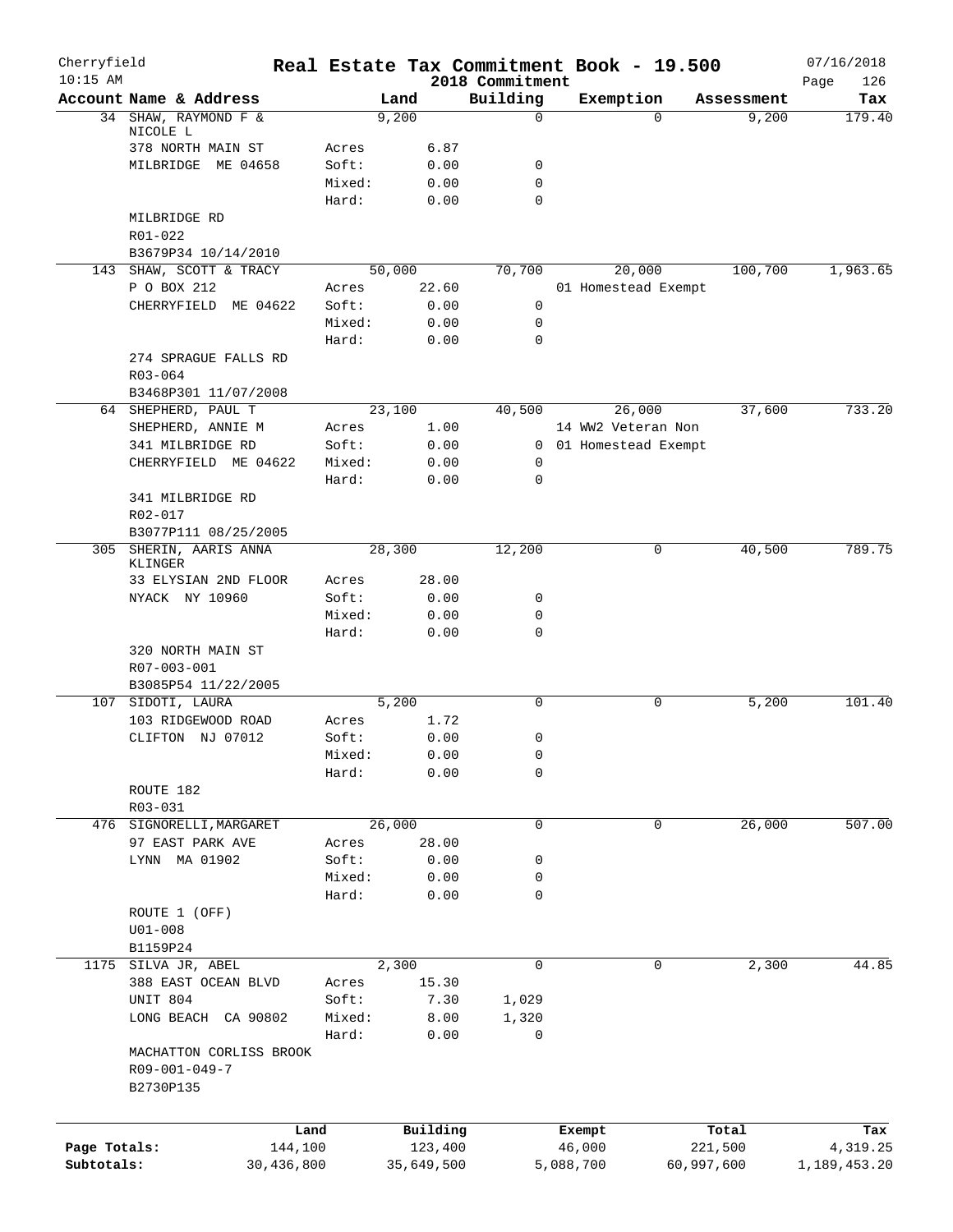Cherryfield — Real Estate Tax Commitment Book - 19.500 — 2018 Commitment — 07/16/2018 10:15 AM

| Account Name & Address | | Land | Building | Exemption | Assessment | Tax |
|---|---|---|---|---|---|---|
| 34 SHAW, RAYMOND F & NICOLE L | | 9,200 | 0 | 0 | 9,200 | 179.40 |
| 378 NORTH MAIN ST | Acres | 6.87 | | | | |
| MILBRIDGE ME 04658 | Soft: | 0.00 | 0 | | | |
| | Mixed: | 0.00 | 0 | | | |
| | Hard: | 0.00 | 0 | | | |
| MILBRIDGE RD | | | | | | |
| R01-022 | | | | | | |
| B3679P34 10/14/2010 | | | | | | |
| 143 SHAW, SCOTT & TRACY | | 50,000 | 70,700 | 20,000 | 100,700 | 1,963.65 |
| P O BOX 212 | Acres | 22.60 | | 01 Homestead Exempt | | |
| CHERRYFIELD ME 04622 | Soft: | 0.00 | 0 | | | |
| | Mixed: | 0.00 | 0 | | | |
| | Hard: | 0.00 | 0 | | | |
| 274 SPRAGUE FALLS RD | | | | | | |
| R03-064 | | | | | | |
| B3468P301 11/07/2008 | | | | | | |
| 64 SHEPHERD, PAUL T | | 23,100 | 40,500 | 26,000 | 37,600 | 733.20 |
| SHEPHERD, ANNIE M | Acres | 1.00 | | 14 WW2 Veteran Non | | |
| 341 MILBRIDGE RD | Soft: | 0.00 | 0 | 01 Homestead Exempt | | |
| CHERRYFIELD ME 04622 | Mixed: | 0.00 | 0 | | | |
| | Hard: | 0.00 | 0 | | | |
| 341 MILBRIDGE RD | | | | | | |
| R02-017 | | | | | | |
| B3077P111 08/25/2005 | | | | | | |
| 305 SHERIN, AARIS ANNA KLINGER | | 28,300 | 12,200 | 0 | 40,500 | 789.75 |
| 33 ELYSIAN 2ND FLOOR | Acres | 28.00 | | | | |
| NYACK NY 10960 | Soft: | 0.00 | 0 | | | |
| | Mixed: | 0.00 | 0 | | | |
| | Hard: | 0.00 | 0 | | | |
| 320 NORTH MAIN ST | | | | | | |
| R07-003-001 | | | | | | |
| B3085P54 11/22/2005 | | | | | | |
| 107 SIDOTI, LAURA | | 5,200 | 0 | 0 | 5,200 | 101.40 |
| 103 RIDGEWOOD ROAD | Acres | 1.72 | | | | |
| CLIFTON NJ 07012 | Soft: | 0.00 | 0 | | | |
| | Mixed: | 0.00 | 0 | | | |
| | Hard: | 0.00 | 0 | | | |
| ROUTE 182 | | | | | | |
| R03-031 | | | | | | |
| 476 SIGNORELLI,MARGARET | | 26,000 | 0 | 0 | 26,000 | 507.00 |
| 97 EAST PARK AVE | Acres | 28.00 | | | | |
| LYNN MA 01902 | Soft: | 0.00 | 0 | | | |
| | Mixed: | 0.00 | 0 | | | |
| | Hard: | 0.00 | 0 | | | |
| ROUTE 1 (OFF) | | | | | | |
| U01-008 | | | | | | |
| B1159P24 | | | | | | |
| 1175 SILVA JR, ABEL | | 2,300 | 0 | 0 | 2,300 | 44.85 |
| 388 EAST OCEAN BLVD | Acres | 15.30 | | | | |
| UNIT 804 | Soft: | 7.30 | 1,029 | | | |
| LONG BEACH CA 90802 | Mixed: | 8.00 | 1,320 | | | |
| | Hard: | 0.00 | 0 | | | |
| MACHATTON CORLISS BROOK | | | | | | |
| R09-001-049-7 | | | | | | |
| B2730P135 | | | | | | |

| | Land | Building | Exempt | Total | Tax |
|---|---|---|---|---|---|
| Page Totals: | 144,100 | 123,400 | 46,000 | 221,500 | 4,319.25 |
| Subtotals: | 30,436,800 | 35,649,500 | 5,088,700 | 60,997,600 | 1,189,453.20 |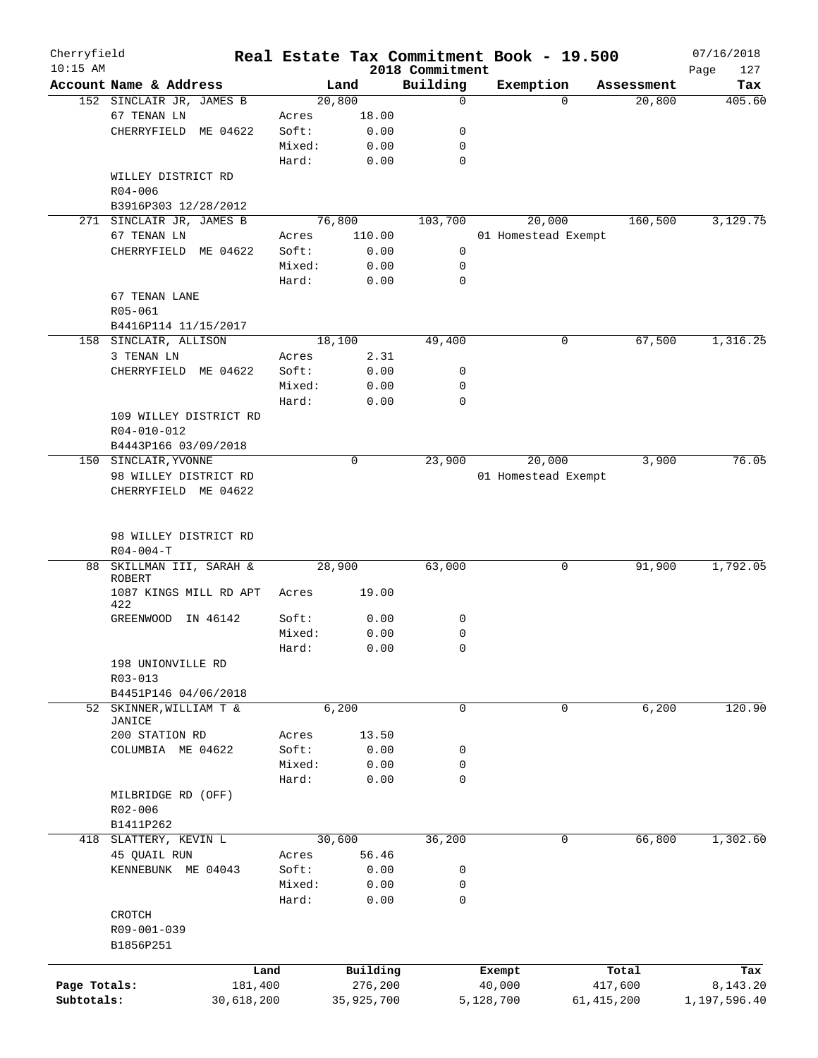Cherryfield 10:15 AM

# Real Estate Tax Commitment Book - 19.500

2018 Commitment

07/16/2018

| Account Name & Address | | Land | Building | Exemption | Assessment | Tax |
|---|---|---|---|---|---|---|
| 152 SINCLAIR JR, JAMES B | | 20,800 | 0 | 0 | 20,800 | 405.60 |
| 67 TENAN LN | Acres | 18.00 | | | | |
| CHERRYFIELD ME 04622 | Soft: | 0.00 | 0 | | | |
| | Mixed: | 0.00 | 0 | | | |
| | Hard: | 0.00 | 0 | | | |
| WILLEY DISTRICT RD | | | | | | |
| R04-006 | | | | | | |
| B3916P303 12/28/2012 | | | | | | |
| 271 SINCLAIR JR, JAMES B | | 76,800 | 103,700 | 20,000 | 160,500 | 3,129.75 |
| 67 TENAN LN | Acres | 110.00 | | 01 Homestead Exempt | | |
| CHERRYFIELD ME 04622 | Soft: | 0.00 | 0 | | | |
| | Mixed: | 0.00 | 0 | | | |
| | Hard: | 0.00 | 0 | | | |
| 67 TENAN LANE | | | | | | |
| R05-061 | | | | | | |
| B4416P114 11/15/2017 | | | | | | |
| 158 SINCLAIR, ALLISON | | 18,100 | 49,400 | 0 | 67,500 | 1,316.25 |
| 3 TENAN LN | Acres | 2.31 | | | | |
| CHERRYFIELD ME 04622 | Soft: | 0.00 | 0 | | | |
| | Mixed: | 0.00 | 0 | | | |
| | Hard: | 0.00 | 0 | | | |
| 109 WILLEY DISTRICT RD | | | | | | |
| R04-010-012 | | | | | | |
| B4443P166 03/09/2018 | | | | | | |
| 150 SINCLAIR, YVONNE | | 0 | 23,900 | 20,000 | 3,900 | 76.05 |
| 98 WILLEY DISTRICT RD | | | | 01 Homestead Exempt | | |
| CHERRYFIELD ME 04622 | | | | | | |
| 98 WILLEY DISTRICT RD | | | | | | |
| R04-004-T | | | | | | |
| 88 SKILLMAN III, SARAH & ROBERT | | 28,900 | 63,000 | 0 | 91,900 | 1,792.05 |
| 1087 KINGS MILL RD APT 422 | Acres | 19.00 | | | | |
| GREENWOOD IN 46142 | Soft: | 0.00 | 0 | | | |
| | Mixed: | 0.00 | 0 | | | |
| | Hard: | 0.00 | 0 | | | |
| 198 UNIONVILLE RD | | | | | | |
| R03-013 | | | | | | |
| B4451P146 04/06/2018 | | | | | | |
| 52 SKINNER, WILLIAM T & JANICE | | 6,200 | 0 | 0 | 6,200 | 120.90 |
| 200 STATION RD | Acres | 13.50 | | | | |
| COLUMBIA ME 04622 | Soft: | 0.00 | 0 | | | |
| | Mixed: | 0.00 | 0 | | | |
| | Hard: | 0.00 | 0 | | | |
| MILBRIDGE RD (OFF) | | | | | | |
| R02-006 | | | | | | |
| B1411P262 | | | | | | |
| 418 SLATTERY, KEVIN L | | 30,600 | 36,200 | 0 | 66,800 | 1,302.60 |
| 45 QUAIL RUN | Acres | 56.46 | | | | |
| KENNEBUNK ME 04043 | Soft: | 0.00 | 0 | | | |
| | Mixed: | 0.00 | 0 | | | |
| | Hard: | 0.00 | 0 | | | |
| CROTCH | | | | | | |
| R09-001-039 | | | | | | |
| B1856P251 | | | | | | |

| | Land | Building | Exempt | Total | Tax |
|---|---|---|---|---|---|
| Page Totals: | 181,400 | 276,200 | 40,000 | 417,600 | 8,143.20 |
| Subtotals: | 30,618,200 | 35,925,700 | 5,128,700 | 61,415,200 | 1,197,596.40 |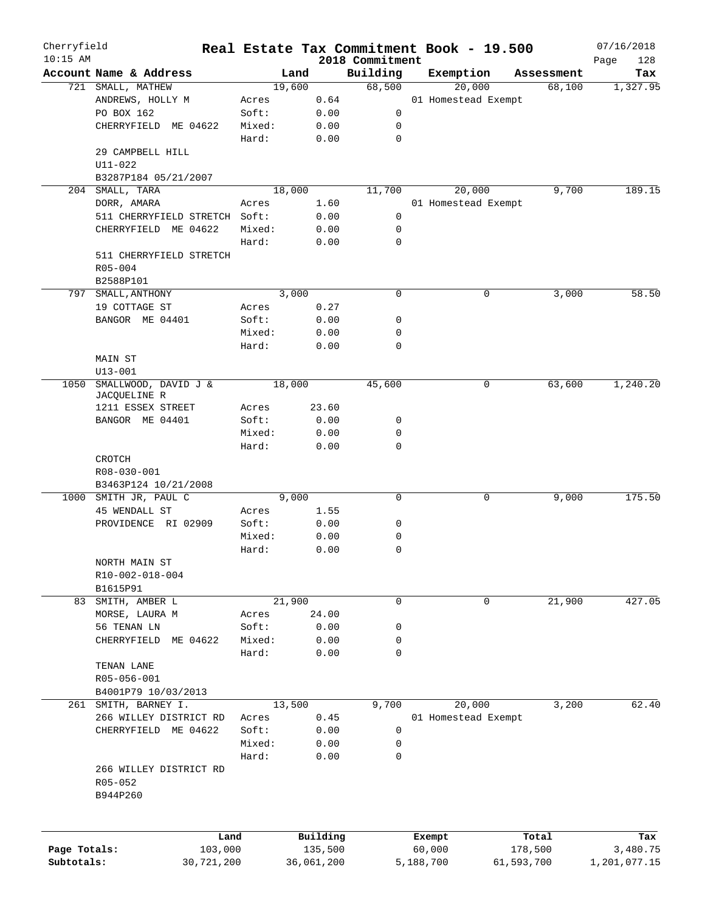Cherryfield 10:15 AM

# Real Estate Tax Commitment Book - 19.500

2018 Commitment

07/16/2018

| Account | Name & Address | | Land | Building | Exemption | Assessment | Tax |
|---|---|---|---|---|---|---|---|
| 721 | SMALL, MATHEW | | 19,600 | 68,500 | 20,000 | 68,100 | 1,327.95 |
| | ANDREWS, HOLLY M | Acres | 0.64 | | 01 Homestead Exempt | | |
| | PO BOX 162 | Soft: | 0.00 | 0 | | | |
| | CHERRYFIELD ME 04622 | Mixed: | 0.00 | 0 | | | |
| | | Hard: | 0.00 | 0 | | | |
| | 29 CAMPBELL HILL | | | | | | |
| | U11-022 | | | | | | |
| | B3287P184 05/21/2007 | | | | | | |
| 204 | SMALL, TARA | | 18,000 | 11,700 | 20,000 | 9,700 | 189.15 |
| | DORR, AMARA | Acres | 1.60 | | 01 Homestead Exempt | | |
| | 511 CHERRYFIELD STRETCH | Soft: | 0.00 | 0 | | | |
| | CHERRYFIELD ME 04622 | Mixed: | 0.00 | 0 | | | |
| | | Hard: | 0.00 | 0 | | | |
| | 511 CHERRYFIELD STRETCH | | | | | | |
| | R05-004 | | | | | | |
| | B2588P101 | | | | | | |
| 797 | SMALL, ANTHONY | | 3,000 | 0 | 0 | 3,000 | 58.50 |
| | 19 COTTAGE ST | Acres | 0.27 | | | | |
| | BANGOR ME 04401 | Soft: | 0.00 | 0 | | | |
| | | Mixed: | 0.00 | 0 | | | |
| | | Hard: | 0.00 | 0 | | | |
| | MAIN ST | | | | | | |
| | U13-001 | | | | | | |
| 1050 | SMALLWOOD, DAVID J & JACQUELINE R | | 18,000 | 45,600 | 0 | 63,600 | 1,240.20 |
| | 1211 ESSEX STREET | Acres | 23.60 | | | | |
| | BANGOR ME 04401 | Soft: | 0.00 | 0 | | | |
| | | Mixed: | 0.00 | 0 | | | |
| | | Hard: | 0.00 | 0 | | | |
| | CROTCH | | | | | | |
| | R08-030-001 | | | | | | |
| | B3463P124 10/21/2008 | | | | | | |
| 1000 | SMITH JR, PAUL C | | 9,000 | 0 | 0 | 9,000 | 175.50 |
| | 45 WENDALL ST | Acres | 1.55 | | | | |
| | PROVIDENCE RI 02909 | Soft: | 0.00 | 0 | | | |
| | | Mixed: | 0.00 | 0 | | | |
| | | Hard: | 0.00 | 0 | | | |
| | NORTH MAIN ST | | | | | | |
| | R10-002-018-004 | | | | | | |
| | B1615P91 | | | | | | |
| 83 | SMITH, AMBER L | | 21,900 | 0 | 0 | 21,900 | 427.05 |
| | MORSE, LAURA M | Acres | 24.00 | | | | |
| | 56 TENAN LN | Soft: | 0.00 | 0 | | | |
| | CHERRYFIELD ME 04622 | Mixed: | 0.00 | 0 | | | |
| | | Hard: | 0.00 | 0 | | | |
| | TENAN LANE | | | | | | |
| | R05-056-001 | | | | | | |
| | B4001P79 10/03/2013 | | | | | | |
| 261 | SMITH, BARNEY I. | | 13,500 | 9,700 | 20,000 | 3,200 | 62.40 |
| | 266 WILLEY DISTRICT RD | Acres | 0.45 | | 01 Homestead Exempt | | |
| | CHERRYFIELD ME 04622 | Soft: | 0.00 | 0 | | | |
| | | Mixed: | 0.00 | 0 | | | |
| | | Hard: | 0.00 | 0 | | | |
| | 266 WILLEY DISTRICT RD | | | | | | |
| | R05-052 | | | | | | |
| | B944P260 | | | | | | |

| | Land | Building | Exempt | Total | Tax |
|---|---|---|---|---|---|
| Page Totals: | 103,000 | 135,500 | 60,000 | 178,500 | 3,480.75 |
| Subtotals: | 30,721,200 | 36,061,200 | 5,188,700 | 61,593,700 | 1,201,077.15 |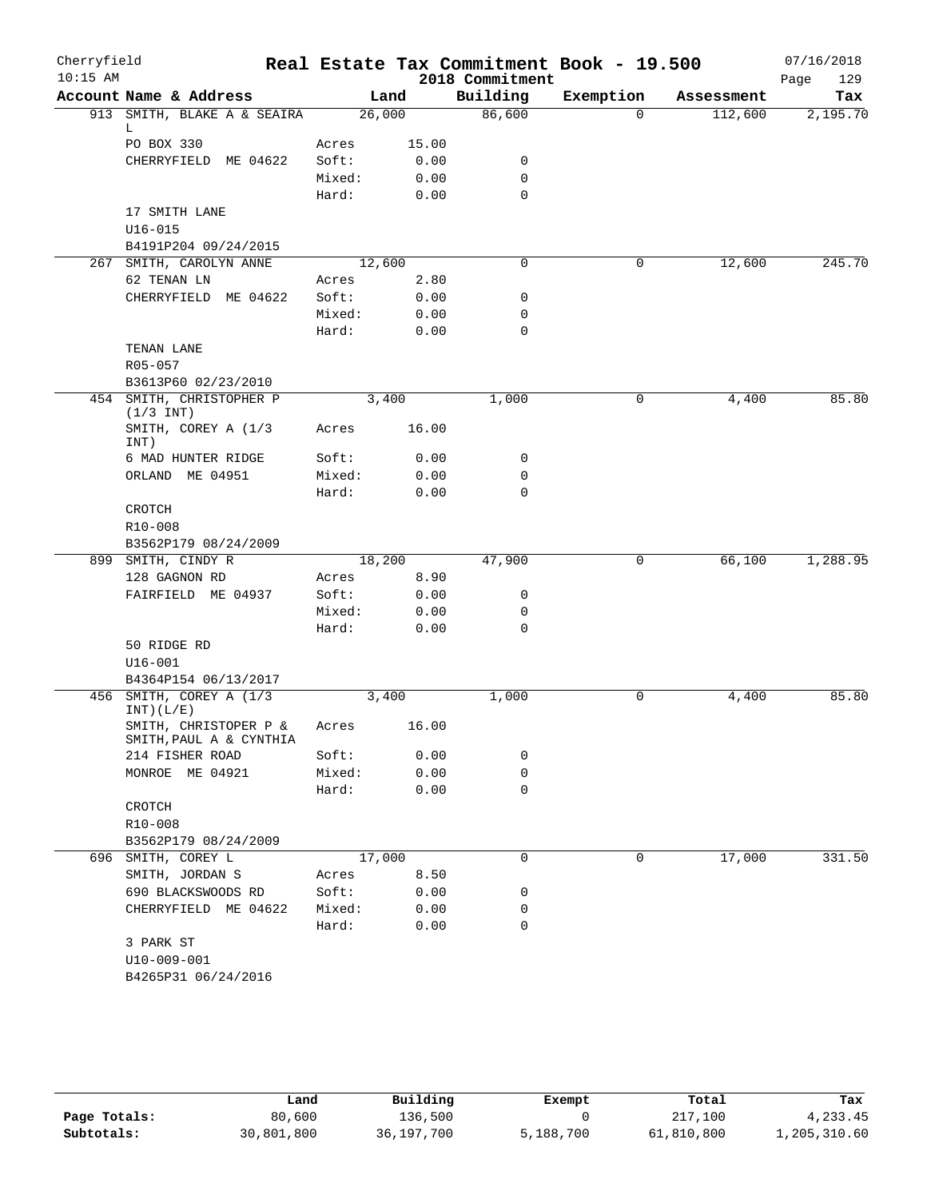Cherryfield
10:15 AM

# Real Estate Tax Commitment Book - 19.500

## 2018 Commitment

07/16/2018

| Account Name & Address | | Land | Building | Exemption | Assessment | Tax |
|---|---|---|---|---|---|---|
| 913 SMITH, BLAKE A & SEAIRA L | | 26,000 | 86,600 | 0 | 112,600 | 2,195.70 |
| PO BOX 330 | Acres | 15.00 | | | | |
| CHERRYFIELD ME 04622 | Soft: | 0.00 | 0 | | | |
| | Mixed: | 0.00 | 0 | | | |
| | Hard: | 0.00 | 0 | | | |
| 17 SMITH LANE | | | | | | |
| U16-015 | | | | | | |
| B4191P204 09/24/2015 | | | | | | |
| 267 SMITH, CAROLYN ANNE | | 12,600 | 0 | 0 | 12,600 | 245.70 |
| 62 TENAN LN | Acres | 2.80 | | | | |
| CHERRYFIELD ME 04622 | Soft: | 0.00 | 0 | | | |
| | Mixed: | 0.00 | 0 | | | |
| | Hard: | 0.00 | 0 | | | |
| TENAN LANE | | | | | | |
| R05-057 | | | | | | |
| B3613P60 02/23/2010 | | | | | | |
| 454 SMITH, CHRISTOPHER P (1/3 INT) | | 3,400 | 1,000 | 0 | 4,400 | 85.80 |
| SMITH, COREY A (1/3 INT) | Acres | 16.00 | | | | |
| 6 MAD HUNTER RIDGE | Soft: | 0.00 | 0 | | | |
| ORLAND ME 04951 | Mixed: | 0.00 | 0 | | | |
| | Hard: | 0.00 | 0 | | | |
| CROTCH | | | | | | |
| R10-008 | | | | | | |
| B3562P179 08/24/2009 | | | | | | |
| 899 SMITH, CINDY R | | 18,200 | 47,900 | 0 | 66,100 | 1,288.95 |
| 128 GAGNON RD | Acres | 8.90 | | | | |
| FAIRFIELD ME 04937 | Soft: | 0.00 | 0 | | | |
| | Mixed: | 0.00 | 0 | | | |
| | Hard: | 0.00 | 0 | | | |
| 50 RIDGE RD | | | | | | |
| U16-001 | | | | | | |
| B4364P154 06/13/2017 | | | | | | |
| 456 SMITH, COREY A (1/3 INT)(L/E) | | 3,400 | 1,000 | 0 | 4,400 | 85.80 |
| SMITH, CHRISTOPER P & SMITH,PAUL A & CYNTHIA | Acres | 16.00 | | | | |
| 214 FISHER ROAD | Soft: | 0.00 | 0 | | | |
| MONROE ME 04921 | Mixed: | 0.00 | 0 | | | |
| | Hard: | 0.00 | 0 | | | |
| CROTCH | | | | | | |
| R10-008 | | | | | | |
| B3562P179 08/24/2009 | | | | | | |
| 696 SMITH, COREY L | | 17,000 | 0 | 0 | 17,000 | 331.50 |
| SMITH, JORDAN S | Acres | 8.50 | | | | |
| 690 BLACKSWOODS RD | Soft: | 0.00 | 0 | | | |
| CHERRYFIELD ME 04622 | Mixed: | 0.00 | 0 | | | |
| | Hard: | 0.00 | 0 | | | |
| 3 PARK ST | | | | | | |
| U10-009-001 | | | | | | |
| B4265P31 06/24/2016 | | | | | | |

| | Land | Building | Exempt | Total | Tax |
|---|---|---|---|---|---|
| Page Totals: | 80,600 | 136,500 | 0 | 217,100 | 4,233.45 |
| Subtotals: | 30,801,800 | 36,197,700 | 5,188,700 | 61,810,800 | 1,205,310.60 |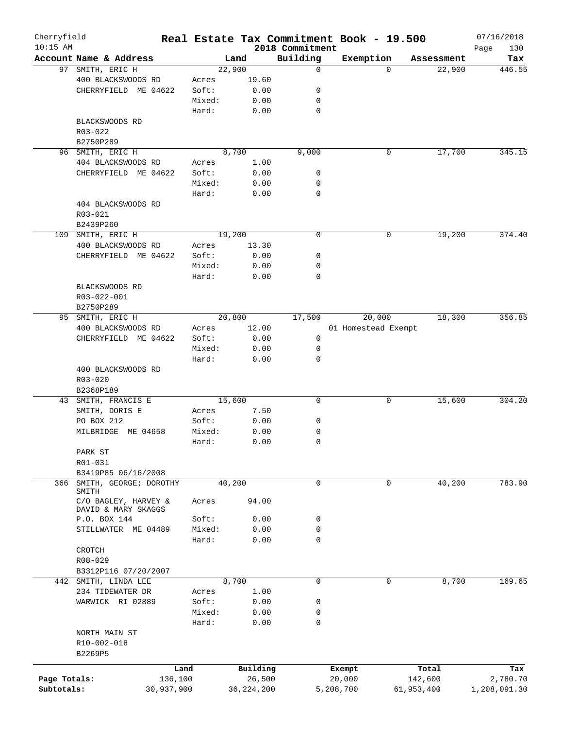Cherryfield 10:15 AM

# Real Estate Tax Commitment Book - 19.500

2018 Commitment

07/16/2018

| Account | Name & Address | | Land | Building | Exemption | Assessment | Tax |
|---|---|---|---|---|---|---|---|
| 97 | SMITH, ERIC H | | 22,900 | 0 | 0 | 22,900 | 446.55 |
| | 400 BLACKSWOODS RD | Acres | 19.60 | | | | |
| | CHERRYFIELD ME 04622 | Soft: | 0.00 | 0 | | | |
| | | Mixed: | 0.00 | 0 | | | |
| | | Hard: | 0.00 | 0 | | | |
| | BLACKSWOODS RD | | | | | | |
| | R03-022 | | | | | | |
| | B2750P289 | | | | | | |
| 96 | SMITH, ERIC H | | 8,700 | 9,000 | 0 | 17,700 | 345.15 |
| | 404 BLACKSWOODS RD | Acres | 1.00 | | | | |
| | CHERRYFIELD ME 04622 | Soft: | 0.00 | 0 | | | |
| | | Mixed: | 0.00 | 0 | | | |
| | | Hard: | 0.00 | 0 | | | |
| | 404 BLACKSWOODS RD | | | | | | |
| | R03-021 | | | | | | |
| | B2439P260 | | | | | | |
| 109 | SMITH, ERIC H | | 19,200 | 0 | 0 | 19,200 | 374.40 |
| | 400 BLACKSWOODS RD | Acres | 13.30 | | | | |
| | CHERRYFIELD ME 04622 | Soft: | 0.00 | 0 | | | |
| | | Mixed: | 0.00 | 0 | | | |
| | | Hard: | 0.00 | 0 | | | |
| | BLACKSWOODS RD | | | | | | |
| | R03-022-001 | | | | | | |
| | B2750P289 | | | | | | |
| 95 | SMITH, ERIC H | | 20,800 | 17,500 | 20,000 | 18,300 | 356.85 |
| | 400 BLACKSWOODS RD | Acres | 12.00 | | 01 Homestead Exempt | | |
| | CHERRYFIELD ME 04622 | Soft: | 0.00 | 0 | | | |
| | | Mixed: | 0.00 | 0 | | | |
| | | Hard: | 0.00 | 0 | | | |
| | 400 BLACKSWOODS RD | | | | | | |
| | R03-020 | | | | | | |
| | B2368P189 | | | | | | |
| 43 | SMITH, FRANCIS E | | 15,600 | 0 | 0 | 15,600 | 304.20 |
| | SMITH, DORIS E | Acres | 7.50 | | | | |
| | PO BOX 212 | Soft: | 0.00 | 0 | | | |
| | MILBRIDGE ME 04658 | Mixed: | 0.00 | 0 | | | |
| | | Hard: | 0.00 | 0 | | | |
| | PARK ST | | | | | | |
| | R01-031 | | | | | | |
| | B3419P85 06/16/2008 | | | | | | |
| 366 | SMITH, GEORGE; DOROTHY SMITH | | 40,200 | 0 | 0 | 40,200 | 783.90 |
| | C/O BAGLEY, HARVEY & DAVID & MARY SKAGGS | Acres | 94.00 | | | | |
| | P.O. BOX 144 | Soft: | 0.00 | 0 | | | |
| | STILLWATER ME 04489 | Mixed: | 0.00 | 0 | | | |
| | | Hard: | 0.00 | 0 | | | |
| | CROTCH | | | | | | |
| | R08-029 | | | | | | |
| | B3312P116 07/20/2007 | | | | | | |
| 442 | SMITH, LINDA LEE | | 8,700 | 0 | 0 | 8,700 | 169.65 |
| | 234 TIDEWATER DR | Acres | 1.00 | | | | |
| | WARWICK RI 02889 | Soft: | 0.00 | 0 | | | |
| | | Mixed: | 0.00 | 0 | | | |
| | | Hard: | 0.00 | 0 | | | |
| | NORTH MAIN ST | | | | | | |
| | R10-002-018 | | | | | | |
| | B2269P5 | | | | | | |

| | Land | Building | Exempt | Total | Tax |
|---|---|---|---|---|---|
| Page Totals: | 136,100 | 26,500 | 20,000 | 142,600 | 2,780.70 |
| Subtotals: | 30,937,900 | 36,224,200 | 5,208,700 | 61,953,400 | 1,208,091.30 |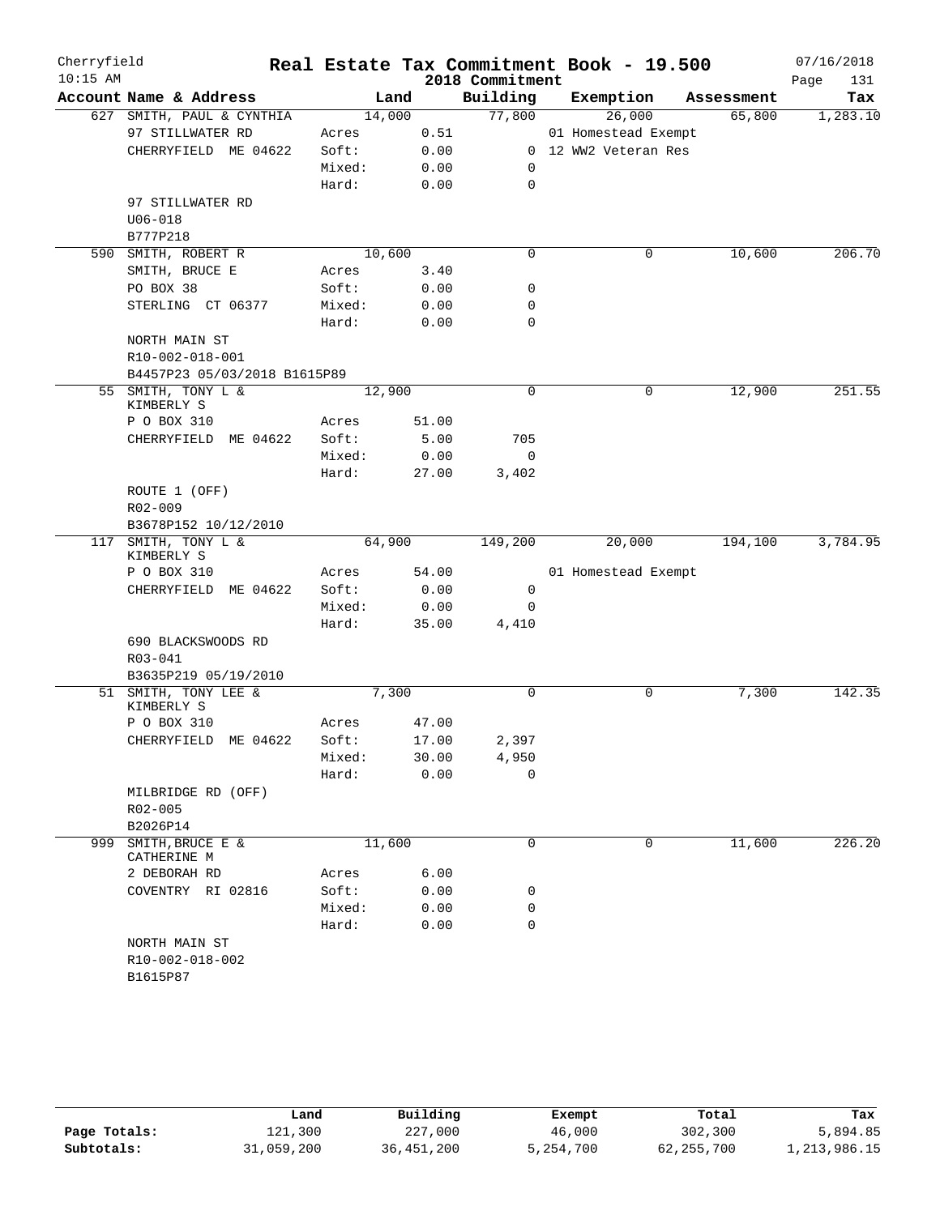Cherryfield 10:15 AM

# Real Estate Tax Commitment Book - 19.500

2018 Commitment

07/16/2018

| Account | Name & Address | | Land | Building | Exemption | Assessment | Tax |
|---|---|---|---|---|---|---|---|
| 627 | SMITH, PAUL & CYNTHIA | | 14,000 | 77,800 | 26,000 | 65,800 | 1,283.10 |
| | 97 STILLWATER RD | Acres | 0.51 | | 01 Homestead Exempt | | |
| | CHERRYFIELD ME 04622 | Soft: | 0.00 | 0 | 12 WW2 Veteran Res | | |
| | | Mixed: | 0.00 | 0 | | | |
| | | Hard: | 0.00 | 0 | | | |
| | 97 STILLWATER RD | | | | | | |
| | U06-018 | | | | | | |
| | B777P218 | | | | | | |
| 590 | SMITH, ROBERT R | | 10,600 | 0 | 0 | 10,600 | 206.70 |
| | SMITH, BRUCE E | Acres | 3.40 | | | | |
| | PO BOX 38 | Soft: | 0.00 | 0 | | | |
| | STERLING CT 06377 | Mixed: | 0.00 | 0 | | | |
| | | Hard: | 0.00 | 0 | | | |
| | NORTH MAIN ST | | | | | | |
| | R10-002-018-001 | | | | | | |
| | B4457P23 05/03/2018 B1615P89 | | | | | | |
| 55 | SMITH, TONY L & KIMBERLY S | | 12,900 | 0 | 0 | 12,900 | 251.55 |
| | P O BOX 310 | Acres | 51.00 | | | | |
| | CHERRYFIELD ME 04622 | Soft: | 5.00 | 705 | | | |
| | | Mixed: | 0.00 | 0 | | | |
| | | Hard: | 27.00 | 3,402 | | | |
| | ROUTE 1 (OFF) | | | | | | |
| | R02-009 | | | | | | |
| | B3678P152 10/12/2010 | | | | | | |
| 117 | SMITH, TONY L & KIMBERLY S | | 64,900 | 149,200 | 20,000 | 194,100 | 3,784.95 |
| | P O BOX 310 | Acres | 54.00 | | 01 Homestead Exempt | | |
| | CHERRYFIELD ME 04622 | Soft: | 0.00 | 0 | | | |
| | | Mixed: | 0.00 | 0 | | | |
| | | Hard: | 35.00 | 4,410 | | | |
| | 690 BLACKSWOODS RD | | | | | | |
| | R03-041 | | | | | | |
| | B3635P219 05/19/2010 | | | | | | |
| 51 | SMITH, TONY LEE & KIMBERLY S | | 7,300 | 0 | 0 | 7,300 | 142.35 |
| | P O BOX 310 | Acres | 47.00 | | | | |
| | CHERRYFIELD ME 04622 | Soft: | 17.00 | 2,397 | | | |
| | | Mixed: | 30.00 | 4,950 | | | |
| | | Hard: | 0.00 | 0 | | | |
| | MILBRIDGE RD (OFF) | | | | | | |
| | R02-005 | | | | | | |
| | B2026P14 | | | | | | |
| 999 | SMITH, BRUCE E & CATHERINE M | | 11,600 | 0 | 0 | 11,600 | 226.20 |
| | 2 DEBORAH RD | Acres | 6.00 | | | | |
| | COVENTRY RI 02816 | Soft: | 0.00 | 0 | | | |
| | | Mixed: | 0.00 | 0 | | | |
| | | Hard: | 0.00 | 0 | | | |
| | NORTH MAIN ST | | | | | | |
| | R10-002-018-002 | | | | | | |
| | B1615P87 | | | | | | |

| | Land | Building | Exempt | Total | Tax |
|---|---|---|---|---|---|
| Page Totals: | 121,300 | 227,000 | 46,000 | 302,300 | 5,894.85 |
| Subtotals: | 31,059,200 | 36,451,200 | 5,254,700 | 62,255,700 | 1,213,986.15 |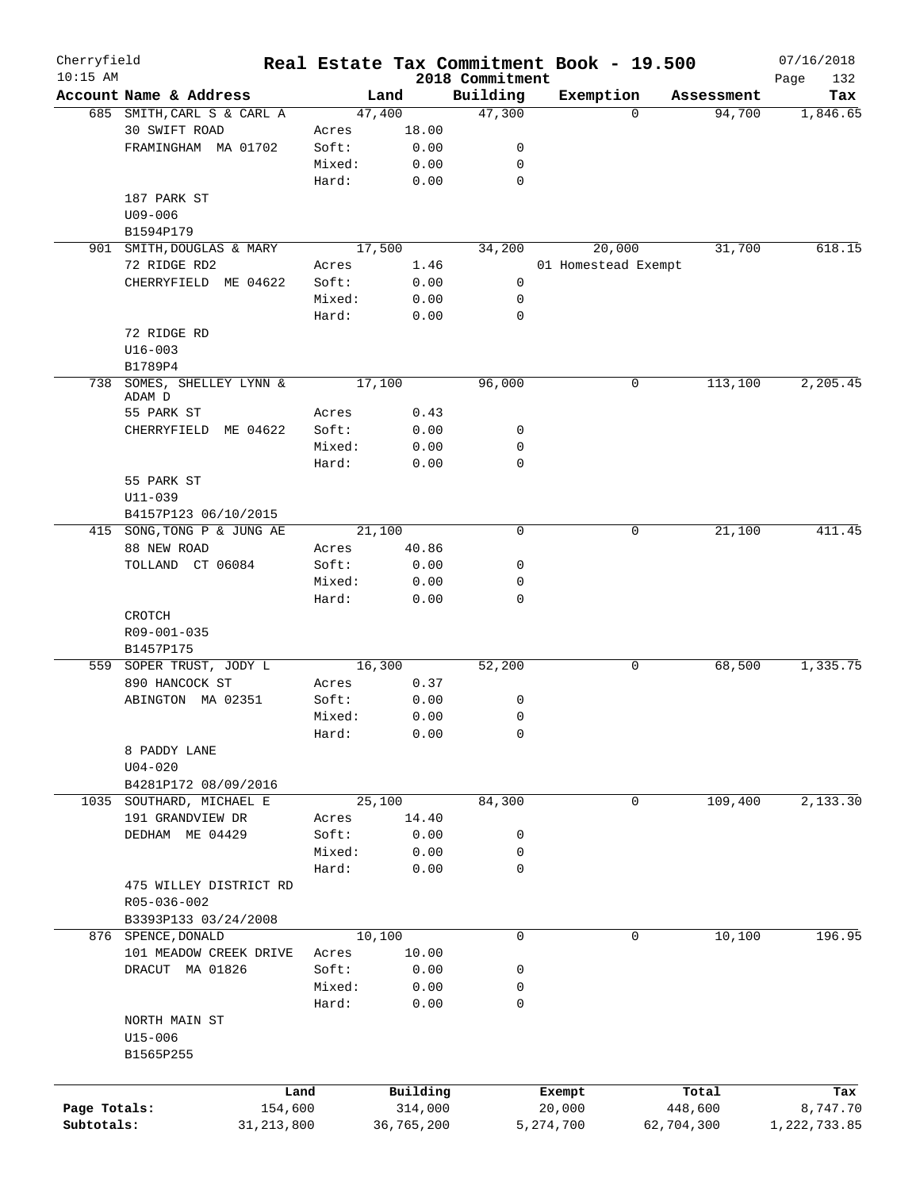Cherryfield  10:15 AM

# Real Estate Tax Commitment Book - 19.500

2018 Commitment

07/16/2018

| Account Name & Address | | Land | Building | Exemption | Assessment | Tax |
|---|---|---|---|---|---|---|
| 685 SMITH, CARL S & CARL A | | 47,400 | 47,300 | 0 | 94,700 | 1,846.65 |
| 30 SWIFT ROAD | Acres | 18.00 | | | | |
| FRAMINGHAM MA 01702 | Soft: | 0.00 | 0 | | | |
| | Mixed: | 0.00 | 0 | | | |
| | Hard: | 0.00 | 0 | | | |
| 187 PARK ST | | | | | | |
| U09-006 | | | | | | |
| B1594P179 | | | | | | |
| 901 SMITH, DOUGLAS & MARY | | 17,500 | 34,200 | 20,000 | 31,700 | 618.15 |
| 72 RIDGE RD2 | Acres | 1.46 | | 01 Homestead Exempt | | |
| CHERRYFIELD ME 04622 | Soft: | 0.00 | 0 | | | |
| | Mixed: | 0.00 | 0 | | | |
| | Hard: | 0.00 | 0 | | | |
| 72 RIDGE RD | | | | | | |
| U16-003 | | | | | | |
| B1789P4 | | | | | | |
| 738 SOMES, SHELLEY LYNN & ADAM D | | 17,100 | 96,000 | 0 | 113,100 | 2,205.45 |
| 55 PARK ST | Acres | 0.43 | | | | |
| CHERRYFIELD ME 04622 | Soft: | 0.00 | 0 | | | |
| | Mixed: | 0.00 | 0 | | | |
| | Hard: | 0.00 | 0 | | | |
| 55 PARK ST | | | | | | |
| U11-039 | | | | | | |
| B4157P123 06/10/2015 | | | | | | |
| 415 SONG, TONG P & JUNG AE | | 21,100 | 0 | 0 | 21,100 | 411.45 |
| 88 NEW ROAD | Acres | 40.86 | | | | |
| TOLLAND CT 06084 | Soft: | 0.00 | 0 | | | |
| | Mixed: | 0.00 | 0 | | | |
| | Hard: | 0.00 | 0 | | | |
| CROTCH | | | | | | |
| R09-001-035 | | | | | | |
| B1457P175 | | | | | | |
| 559 SOPER TRUST, JODY L | | 16,300 | 52,200 | 0 | 68,500 | 1,335.75 |
| 890 HANCOCK ST | Acres | 0.37 | | | | |
| ABINGTON MA 02351 | Soft: | 0.00 | 0 | | | |
| | Mixed: | 0.00 | 0 | | | |
| | Hard: | 0.00 | 0 | | | |
| 8 PADDY LANE | | | | | | |
| U04-020 | | | | | | |
| B4281P172 08/09/2016 | | | | | | |
| 1035 SOUTHARD, MICHAEL E | | 25,100 | 84,300 | 0 | 109,400 | 2,133.30 |
| 191 GRANDVIEW DR | Acres | 14.40 | | | | |
| DEDHAM ME 04429 | Soft: | 0.00 | 0 | | | |
| | Mixed: | 0.00 | 0 | | | |
| | Hard: | 0.00 | 0 | | | |
| 475 WILLEY DISTRICT RD | | | | | | |
| R05-036-002 | | | | | | |
| B3393P133 03/24/2008 | | | | | | |
| 876 SPENCE, DONALD | | 10,100 | 0 | 0 | 10,100 | 196.95 |
| 101 MEADOW CREEK DRIVE | Acres | 10.00 | | | | |
| DRACUT MA 01826 | Soft: | 0.00 | 0 | | | |
| | Mixed: | 0.00 | 0 | | | |
| | Hard: | 0.00 | 0 | | | |
| NORTH MAIN ST | | | | | | |
| U15-006 | | | | | | |
| B1565P255 | | | | | | |

| | Land | Building | Exempt | Total | Tax |
|---|---|---|---|---|---|
| Page Totals: | 154,600 | 314,000 | 20,000 | 448,600 | 8,747.70 |
| Subtotals: | 31,213,800 | 36,765,200 | 5,274,700 | 62,704,300 | 1,222,733.85 |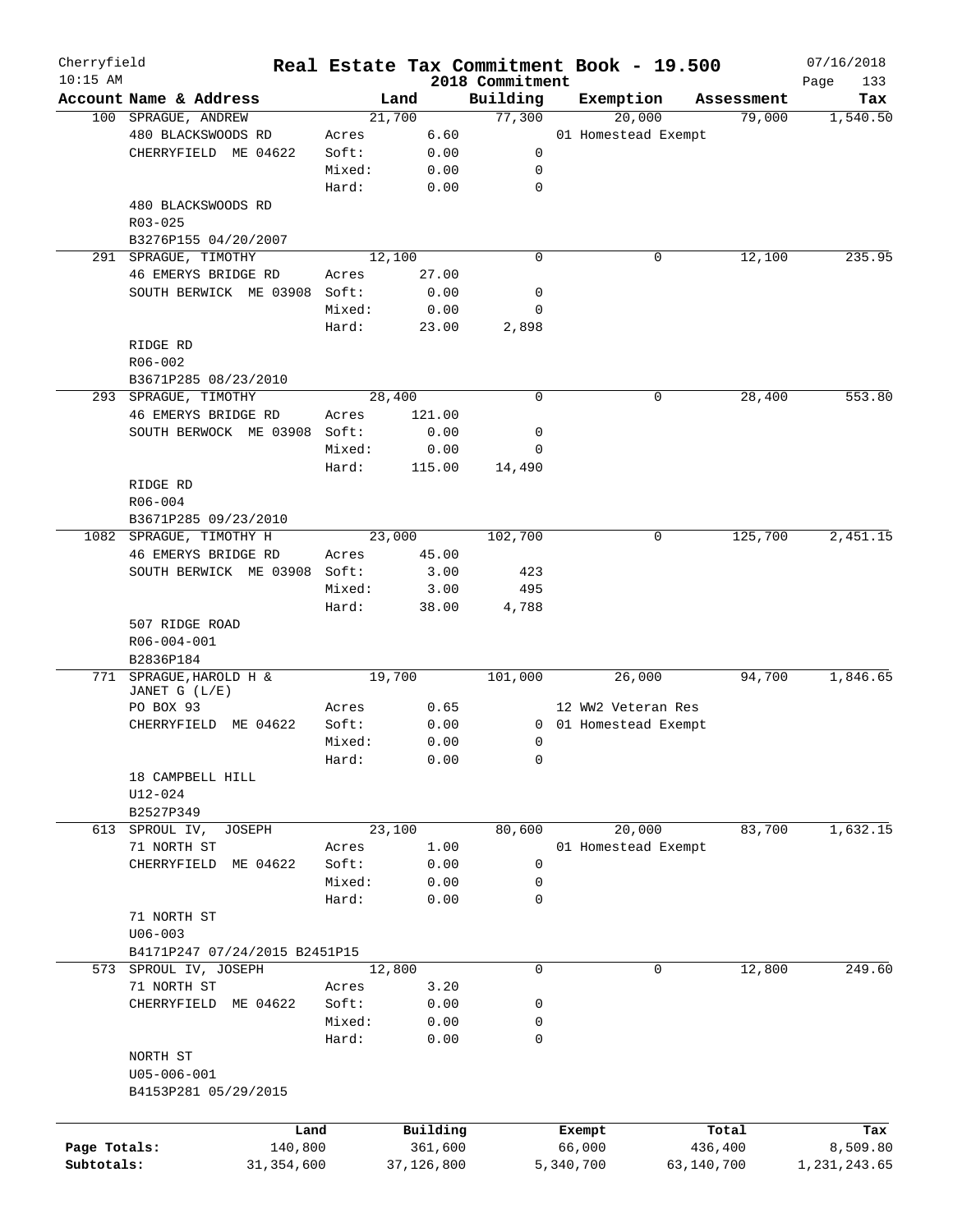# Cherryfield — Real Estate Tax Commitment Book - 19.500

2018 Commitment — 07/16/2018 — 10:15 AM

| Account Name & Address | | Land | Building | Exemption | Assessment | Tax |
|---|---|---|---|---|---|---|
| 100 SPRAGUE, ANDREW | | 21,700 | 77,300 | 20,000 | 79,000 | 1,540.50 |
| 480 BLACKSWOODS RD | Acres | 6.60 | | 01 Homestead Exempt | | |
| CHERRYFIELD ME 04622 | Soft: | 0.00 | 0 | | | |
| | Mixed: | 0.00 | 0 | | | |
| | Hard: | 0.00 | 0 | | | |
| 480 BLACKSWOODS RD | | | | | | |
| R03-025 | | | | | | |
| B3276P155 04/20/2007 | | | | | | |
| 291 SPRAGUE, TIMOTHY | | 12,100 | 0 | 0 | 12,100 | 235.95 |
| 46 EMERYS BRIDGE RD | Acres | 27.00 | | | | |
| SOUTH BERWICK ME 03908 | Soft: | 0.00 | 0 | | | |
| | Mixed: | 0.00 | 0 | | | |
| | Hard: | 23.00 | 2,898 | | | |
| RIDGE RD | | | | | | |
| R06-002 | | | | | | |
| B3671P285 08/23/2010 | | | | | | |
| 293 SPRAGUE, TIMOTHY | | 28,400 | 0 | 0 | 28,400 | 553.80 |
| 46 EMERYS BRIDGE RD | Acres | 121.00 | | | | |
| SOUTH BERWOCK ME 03908 | Soft: | 0.00 | 0 | | | |
| | Mixed: | 0.00 | 0 | | | |
| | Hard: | 115.00 | 14,490 | | | |
| RIDGE RD | | | | | | |
| R06-004 | | | | | | |
| B3671P285 09/23/2010 | | | | | | |
| 1082 SPRAGUE, TIMOTHY H | | 23,000 | 102,700 | 0 | 125,700 | 2,451.15 |
| 46 EMERYS BRIDGE RD | Acres | 45.00 | | | | |
| SOUTH BERWICK ME 03908 | Soft: | 3.00 | 423 | | | |
| | Mixed: | 3.00 | 495 | | | |
| | Hard: | 38.00 | 4,788 | | | |
| 507 RIDGE ROAD | | | | | | |
| R06-004-001 | | | | | | |
| B2836P184 | | | | | | |
| 771 SPRAGUE, HAROLD H & JANET G (L/E) | | 19,700 | 101,000 | 26,000 | 94,700 | 1,846.65 |
| PO BOX 93 | Acres | 0.65 | | 12 WW2 Veteran Res | | |
| CHERRYFIELD ME 04622 | Soft: | 0.00 | 0 | 01 Homestead Exempt | | |
| | Mixed: | 0.00 | 0 | | | |
| | Hard: | 0.00 | 0 | | | |
| 18 CAMPBELL HILL | | | | | | |
| U12-024 | | | | | | |
| B2527P349 | | | | | | |
| 613 SPROUL IV, JOSEPH | | 23,100 | 80,600 | 20,000 | 83,700 | 1,632.15 |
| 71 NORTH ST | Acres | 1.00 | | 01 Homestead Exempt | | |
| CHERRYFIELD ME 04622 | Soft: | 0.00 | 0 | | | |
| | Mixed: | 0.00 | 0 | | | |
| | Hard: | 0.00 | 0 | | | |
| 71 NORTH ST | | | | | | |
| U06-003 | | | | | | |
| B4171P247 07/24/2015 B2451P15 | | | | | | |
| 573 SPROUL IV, JOSEPH | | 12,800 | 0 | 0 | 12,800 | 249.60 |
| 71 NORTH ST | Acres | 3.20 | | | | |
| CHERRYFIELD ME 04622 | Soft: | 0.00 | 0 | | | |
| | Mixed: | 0.00 | 0 | | | |
| | Hard: | 0.00 | 0 | | | |
| NORTH ST | | | | | | |
| U05-006-001 | | | | | | |
| B4153P281 05/29/2015 | | | | | | |

| | Land | Building | Exempt | Total | Tax |
|---|---|---|---|---|---|
| Page Totals: | 140,800 | 361,600 | 66,000 | 436,400 | 8,509.80 |
| Subtotals: | 31,354,600 | 37,126,800 | 5,340,700 | 63,140,700 | 1,231,243.65 |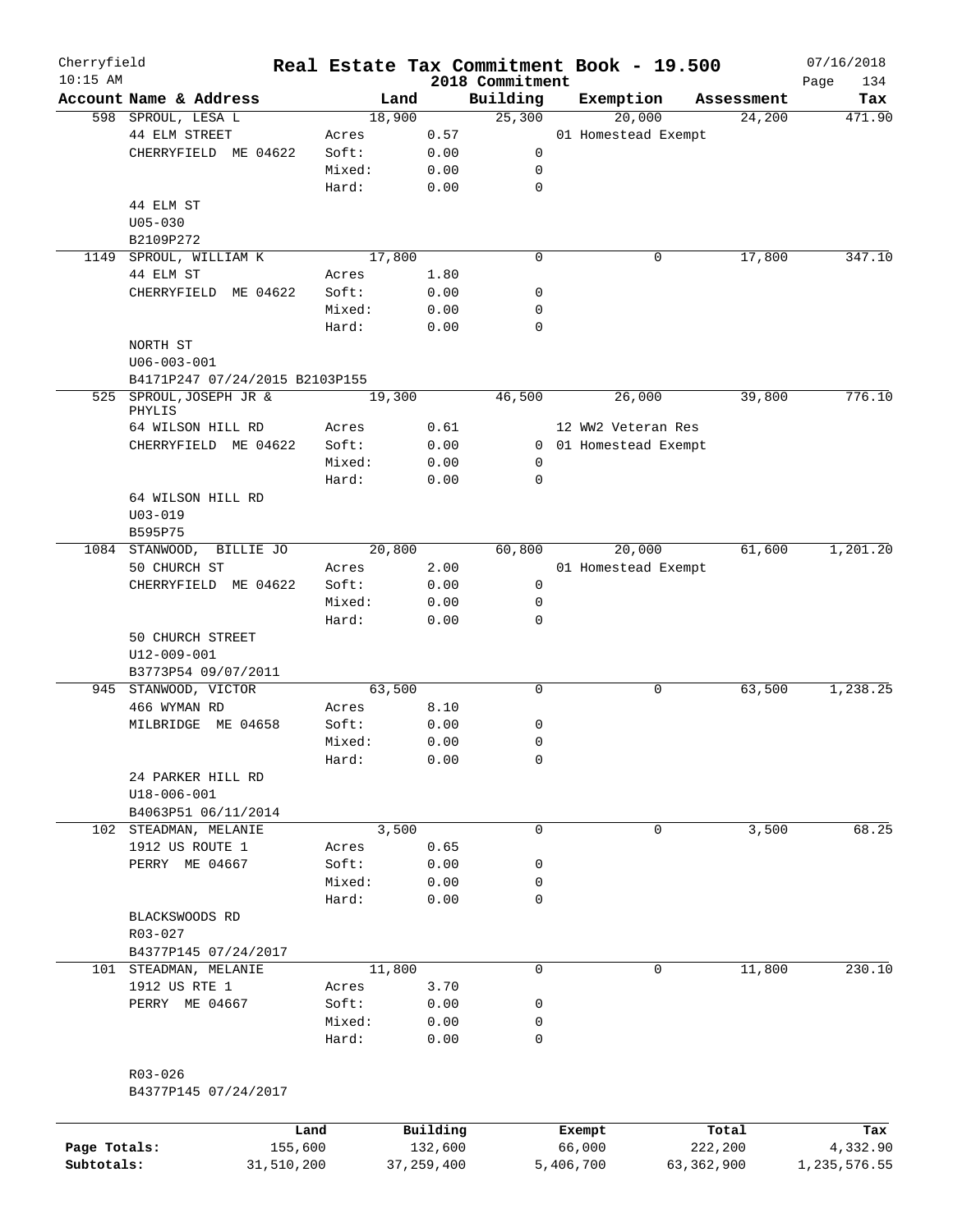# Real Estate Tax Commitment Book - 19.500

Cherryfield
10:15 AM

2018 Commitment

07/16/2018

| Account Name & Address | | Land | Building | Exemption | Assessment | Tax |
|---|---|---|---|---|---|---|
| 598 SPROUL, LESA L | | 18,900 | 25,300 | 20,000 | 24,200 | 471.90 |
| 44 ELM STREET | Acres | 0.57 | | 01 Homestead Exempt | | |
| CHERRYFIELD ME 04622 | Soft: | 0.00 | 0 | | | |
| | Mixed: | 0.00 | 0 | | | |
| | Hard: | 0.00 | 0 | | | |
| 44 ELM ST | | | | | | |
| U05-030 | | | | | | |
| B2109P272 | | | | | | |
| 1149 SPROUL, WILLIAM K | | 17,800 | 0 | 0 | 17,800 | 347.10 |
| 44 ELM ST | Acres | 1.80 | | | | |
| CHERRYFIELD ME 04622 | Soft: | 0.00 | 0 | | | |
| | Mixed: | 0.00 | 0 | | | |
| | Hard: | 0.00 | 0 | | | |
| NORTH ST | | | | | | |
| U06-003-001 | | | | | | |
| B4171P247 07/24/2015 B2103P155 | | | | | | |
| 525 SPROUL, JOSEPH JR & PHYLIS | | 19,300 | 46,500 | 26,000 | 39,800 | 776.10 |
| 64 WILSON HILL RD | Acres | 0.61 | | 12 WW2 Veteran Res | | |
| CHERRYFIELD ME 04622 | Soft: | 0.00 | 0 | 01 Homestead Exempt | | |
| | Mixed: | 0.00 | 0 | | | |
| | Hard: | 0.00 | 0 | | | |
| 64 WILSON HILL RD | | | | | | |
| U03-019 | | | | | | |
| B595P75 | | | | | | |
| 1084 STANWOOD, BILLIE JO | | 20,800 | 60,800 | 20,000 | 61,600 | 1,201.20 |
| 50 CHURCH ST | Acres | 2.00 | | 01 Homestead Exempt | | |
| CHERRYFIELD ME 04622 | Soft: | 0.00 | 0 | | | |
| | Mixed: | 0.00 | 0 | | | |
| | Hard: | 0.00 | 0 | | | |
| 50 CHURCH STREET | | | | | | |
| U12-009-001 | | | | | | |
| B3773P54 09/07/2011 | | | | | | |
| 945 STANWOOD, VICTOR | | 63,500 | 0 | 0 | 63,500 | 1,238.25 |
| 466 WYMAN RD | Acres | 8.10 | | | | |
| MILBRIDGE ME 04658 | Soft: | 0.00 | 0 | | | |
| | Mixed: | 0.00 | 0 | | | |
| | Hard: | 0.00 | 0 | | | |
| 24 PARKER HILL RD | | | | | | |
| U18-006-001 | | | | | | |
| B4063P51 06/11/2014 | | | | | | |
| 102 STEADMAN, MELANIE | | 3,500 | 0 | 0 | 3,500 | 68.25 |
| 1912 US ROUTE 1 | Acres | 0.65 | | | | |
| PERRY ME 04667 | Soft: | 0.00 | 0 | | | |
| | Mixed: | 0.00 | 0 | | | |
| | Hard: | 0.00 | 0 | | | |
| BLACKSWOODS RD | | | | | | |
| R03-027 | | | | | | |
| B4377P145 07/24/2017 | | | | | | |
| 101 STEADMAN, MELANIE | | 11,800 | 0 | 0 | 11,800 | 230.10 |
| 1912 US RTE 1 | Acres | 3.70 | | | | |
| PERRY ME 04667 | Soft: | 0.00 | 0 | | | |
| | Mixed: | 0.00 | 0 | | | |
| | Hard: | 0.00 | 0 | | | |
| R03-026 | | | | | | |
| B4377P145 07/24/2017 | | | | | | |

| | Land | Building | Exempt | Total | Tax |
|---|---|---|---|---|---|
| Page Totals: | 155,600 | 132,600 | 66,000 | 222,200 | 4,332.90 |
| Subtotals: | 31,510,200 | 37,259,400 | 5,406,700 | 63,362,900 | 1,235,576.55 |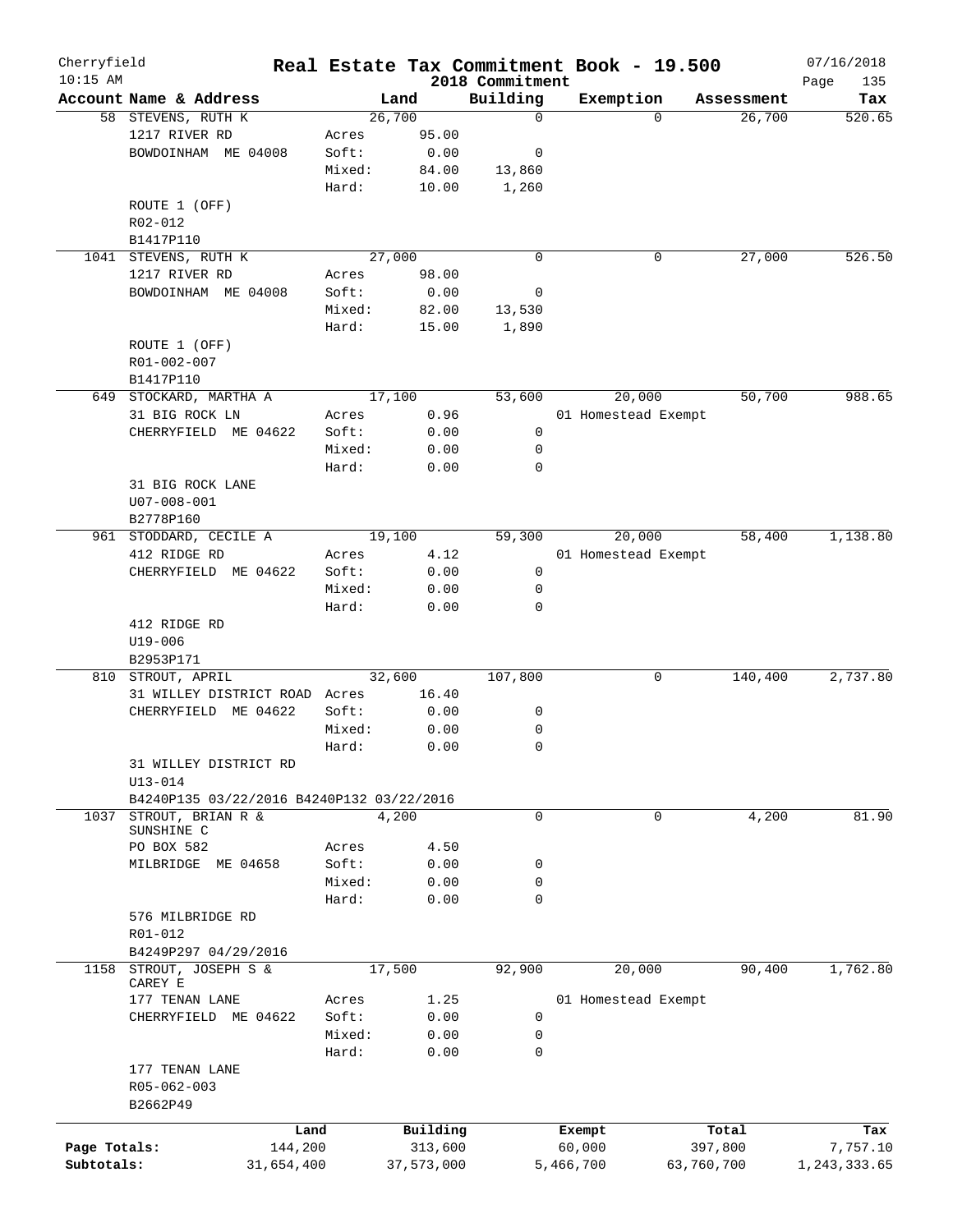Cherryfield | Real Estate Tax Commitment Book - 19.500 | 07/16/2018
10:15 AM | 2018 Commitment | Page 135

| Account Name & Address | | Land | Building | Exemption | Assessment | Tax |
|---|---|---|---|---|---|---|
| 58 STEVENS, RUTH K | | 26,700 | 0 | 0 | 26,700 | 520.65 |
| 1217 RIVER RD | Acres | 95.00 | | | | |
| BOWDOINHAM ME 04008 | Soft: | 0.00 | 0 | | | |
| | Mixed: | 84.00 | 13,860 | | | |
| | Hard: | 10.00 | 1,260 | | | |
| ROUTE 1 (OFF) | | | | | | |
| R02-012 | | | | | | |
| B1417P110 | | | | | | |
| 1041 STEVENS, RUTH K | | 27,000 | 0 | 0 | 27,000 | 526.50 |
| 1217 RIVER RD | Acres | 98.00 | | | | |
| BOWDOINHAM ME 04008 | Soft: | 0.00 | 0 | | | |
| | Mixed: | 82.00 | 13,530 | | | |
| | Hard: | 15.00 | 1,890 | | | |
| ROUTE 1 (OFF) | | | | | | |
| R01-002-007 | | | | | | |
| B1417P110 | | | | | | |
| 649 STOCKARD, MARTHA A | | 17,100 | 53,600 | 20,000 | 50,700 | 988.65 |
| 31 BIG ROCK LN | Acres | 0.96 | | 01 Homestead Exempt | | |
| CHERRYFIELD ME 04622 | Soft: | 0.00 | 0 | | | |
| | Mixed: | 0.00 | 0 | | | |
| | Hard: | 0.00 | 0 | | | |
| 31 BIG ROCK LANE | | | | | | |
| U07-008-001 | | | | | | |
| B2778P160 | | | | | | |
| 961 STODDARD, CECILE A | | 19,100 | 59,300 | 20,000 | 58,400 | 1,138.80 |
| 412 RIDGE RD | Acres | 4.12 | | 01 Homestead Exempt | | |
| CHERRYFIELD ME 04622 | Soft: | 0.00 | 0 | | | |
| | Mixed: | 0.00 | 0 | | | |
| | Hard: | 0.00 | 0 | | | |
| 412 RIDGE RD | | | | | | |
| U19-006 | | | | | | |
| B2953P171 | | | | | | |
| 810 STROUT, APRIL | | 32,600 | 107,800 | 0 | 140,400 | 2,737.80 |
| 31 WILLEY DISTRICT ROAD | Acres | 16.40 | | | | |
| CHERRYFIELD ME 04622 | Soft: | 0.00 | 0 | | | |
| | Mixed: | 0.00 | 0 | | | |
| | Hard: | 0.00 | 0 | | | |
| 31 WILLEY DISTRICT RD | | | | | | |
| U13-014 | | | | | | |
| B4240P135 03/22/2016 B4240P132 03/22/2016 | | | | | | |
| 1037 STROUT, BRIAN R & SUNSHINE C | | 4,200 | 0 | 0 | 4,200 | 81.90 |
| PO BOX 582 | Acres | 4.50 | | | | |
| MILBRIDGE ME 04658 | Soft: | 0.00 | 0 | | | |
| | Mixed: | 0.00 | 0 | | | |
| | Hard: | 0.00 | 0 | | | |
| 576 MILBRIDGE RD | | | | | | |
| R01-012 | | | | | | |
| B4249P297 04/29/2016 | | | | | | |
| 1158 STROUT, JOSEPH S & CAREY E | | 17,500 | 92,900 | 20,000 | 90,400 | 1,762.80 |
| 177 TENAN LANE | Acres | 1.25 | | 01 Homestead Exempt | | |
| CHERRYFIELD ME 04622 | Soft: | 0.00 | 0 | | | |
| | Mixed: | 0.00 | 0 | | | |
| | Hard: | 0.00 | 0 | | | |
| 177 TENAN LANE | | | | | | |
| R05-062-003 | | | | | | |
| B2662P49 | | | | | | |

| | Land | Building | Exempt | Total | Tax |
|---|---|---|---|---|---|
| Page Totals: | 144,200 | 313,600 | 60,000 | 397,800 | 7,757.10 |
| Subtotals: | 31,654,400 | 37,573,000 | 5,466,700 | 63,760,700 | 1,243,333.65 |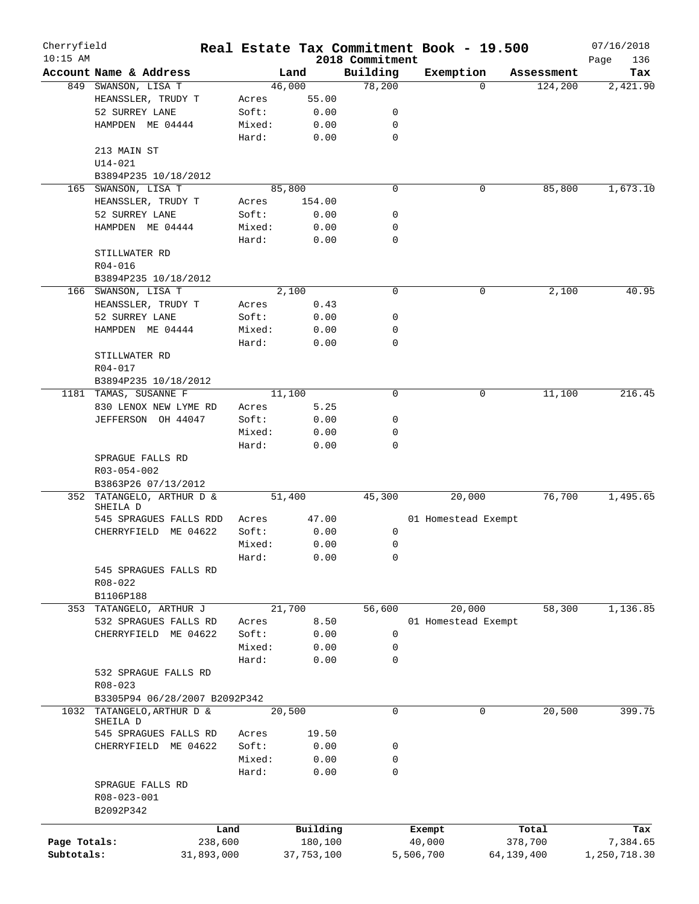Cherryfield 10:15 AM

# Real Estate Tax Commitment Book - 19.500
## 2018 Commitment

07/16/2018

| Account Name & Address | Land | | Building | Exemption | Assessment | Tax |
|---|---|---|---|---|---|---|
| 849 SWANSON, LISA T | | 46,000 | 78,200 | 0 | 124,200 | 2,421.90 |
| HEANSSLER, TRUDY T | Acres | 55.00 | | | | |
| 52 SURREY LANE | Soft: | 0.00 | 0 | | | |
| HAMPDEN ME 04444 | Mixed: | 0.00 | 0 | | | |
| | Hard: | 0.00 | 0 | | | |
| 213 MAIN ST | | | | | | |
| U14-021 | | | | | | |
| B3894P235 10/18/2012 | | | | | | |
| 165 SWANSON, LISA T | | 85,800 | 0 | 0 | 85,800 | 1,673.10 |
| HEANSSLER, TRUDY T | Acres | 154.00 | | | | |
| 52 SURREY LANE | Soft: | 0.00 | 0 | | | |
| HAMPDEN ME 04444 | Mixed: | 0.00 | 0 | | | |
| | Hard: | 0.00 | 0 | | | |
| STILLWATER RD | | | | | | |
| R04-016 | | | | | | |
| B3894P235 10/18/2012 | | | | | | |
| 166 SWANSON, LISA T | | 2,100 | 0 | 0 | 2,100 | 40.95 |
| HEANSSLER, TRUDY T | Acres | 0.43 | | | | |
| 52 SURREY LANE | Soft: | 0.00 | 0 | | | |
| HAMPDEN ME 04444 | Mixed: | 0.00 | 0 | | | |
| | Hard: | 0.00 | 0 | | | |
| STILLWATER RD | | | | | | |
| R04-017 | | | | | | |
| B3894P235 10/18/2012 | | | | | | |
| 1181 TAMAS, SUSANNE F | | 11,100 | 0 | 0 | 11,100 | 216.45 |
| 830 LENOX NEW LYME RD | Acres | 5.25 | | | | |
| JEFFERSON OH 44047 | Soft: | 0.00 | 0 | | | |
| | Mixed: | 0.00 | 0 | | | |
| | Hard: | 0.00 | 0 | | | |
| SPRAGUE FALLS RD | | | | | | |
| R03-054-002 | | | | | | |
| B3863P26 07/13/2012 | | | | | | |
| 352 TATANGELO, ARTHUR D & SHEILA D | | 51,400 | 45,300 | 20,000 | 76,700 | 1,495.65 |
| 545 SPRAGUES FALLS RDD | Acres | 47.00 | | 01 Homestead Exempt | | |
| CHERRYFIELD ME 04622 | Soft: | 0.00 | 0 | | | |
| | Mixed: | 0.00 | 0 | | | |
| | Hard: | 0.00 | 0 | | | |
| 545 SPRAGUES FALLS RD | | | | | | |
| R08-022 | | | | | | |
| B1106P188 | | | | | | |
| 353 TATANGELO, ARTHUR J | | 21,700 | 56,600 | 20,000 | 58,300 | 1,136.85 |
| 532 SPRAGUES FALLS RD | Acres | 8.50 | | 01 Homestead Exempt | | |
| CHERRYFIELD ME 04622 | Soft: | 0.00 | 0 | | | |
| | Mixed: | 0.00 | 0 | | | |
| | Hard: | 0.00 | 0 | | | |
| 532 SPRAGUE FALLS RD | | | | | | |
| R08-023 | | | | | | |
| B3305P94 06/28/2007 B2092P342 | | | | | | |
| 1032 TATANGELO,ARTHUR D & SHEILA D | | 20,500 | 0 | 0 | 20,500 | 399.75 |
| 545 SPRAGUES FALLS RD | Acres | 19.50 | | | | |
| CHERRYFIELD ME 04622 | Soft: | 0.00 | 0 | | | |
| | Mixed: | 0.00 | 0 | | | |
| | Hard: | 0.00 | 0 | | | |
| SPRAGUE FALLS RD | | | | | | |
| R08-023-001 | | | | | | |
| B2092P342 | | | | | | |

| | Land | Building | Exempt | Total | Tax |
|---|---|---|---|---|---|
| Page Totals: | 238,600 | 180,100 | 40,000 | 378,700 | 7,384.65 |
| Subtotals: | 31,893,000 | 37,753,100 | 5,506,700 | 64,139,400 | 1,250,718.30 |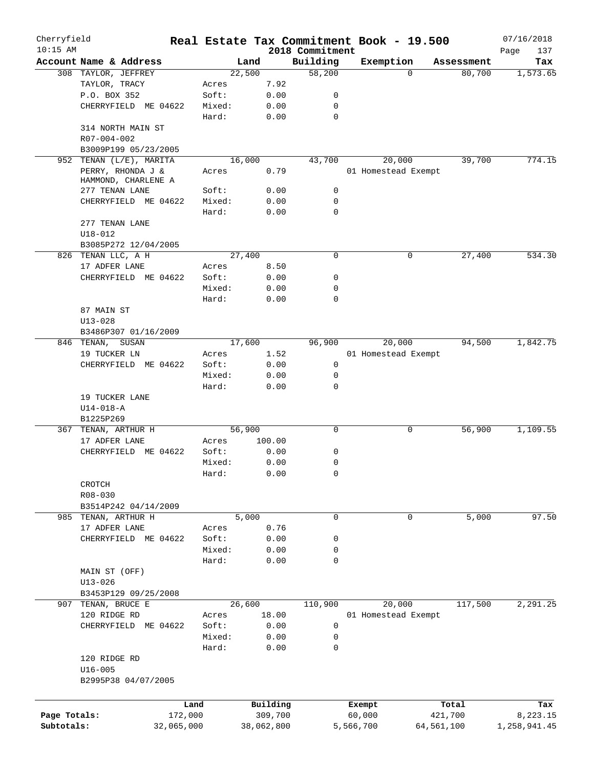# Cherryfield Real Estate Tax Commitment Book - 19.500

10:15 AM — 2018 Commitment — 07/16/2018

| Account Name & Address | | Land | Building | Exemption | Assessment | Tax |
|---|---|---|---|---|---|---|
| 308 TAYLOR, JEFFREY | | 22,500 | 58,200 | 0 | 80,700 | 1,573.65 |
| TAYLOR, TRACY | Acres | 7.92 | | | | |
| P.O. BOX 352 | Soft: | 0.00 | 0 | | | |
| CHERRYFIELD ME 04622 | Mixed: | 0.00 | 0 | | | |
| | Hard: | 0.00 | 0 | | | |
| 314 NORTH MAIN ST | | | | | | |
| R07-004-002 | | | | | | |
| B3009P199 05/23/2005 | | | | | | |
| 952 TENAN (L/E), MARITA | | 16,000 | 43,700 | 20,000 | 39,700 | 774.15 |
| PERRY, RHONDA J & | Acres | 0.79 | | 01 Homestead Exempt | | |
| HAMMOND, CHARLENE A | | | | | | |
| 277 TENAN LANE | Soft: | 0.00 | 0 | | | |
| CHERRYFIELD ME 04622 | Mixed: | 0.00 | 0 | | | |
| | Hard: | 0.00 | 0 | | | |
| 277 TENAN LANE | | | | | | |
| U18-012 | | | | | | |
| B3085P272 12/04/2005 | | | | | | |
| 826 TENAN LLC, A H | | 27,400 | 0 | 0 | 27,400 | 534.30 |
| 17 ADFER LANE | Acres | 8.50 | | | | |
| CHERRYFIELD ME 04622 | Soft: | 0.00 | 0 | | | |
| | Mixed: | 0.00 | 0 | | | |
| | Hard: | 0.00 | 0 | | | |
| 87 MAIN ST | | | | | | |
| U13-028 | | | | | | |
| B3486P307 01/16/2009 | | | | | | |
| 846 TENAN, SUSAN | | 17,600 | 96,900 | 20,000 | 94,500 | 1,842.75 |
| 19 TUCKER LN | Acres | 1.52 | | 01 Homestead Exempt | | |
| CHERRYFIELD ME 04622 | Soft: | 0.00 | 0 | | | |
| | Mixed: | 0.00 | 0 | | | |
| | Hard: | 0.00 | 0 | | | |
| 19 TUCKER LANE | | | | | | |
| U14-018-A | | | | | | |
| B1225P269 | | | | | | |
| 367 TENAN, ARTHUR H | | 56,900 | 0 | 0 | 56,900 | 1,109.55 |
| 17 ADFER LANE | Acres | 100.00 | | | | |
| CHERRYFIELD ME 04622 | Soft: | 0.00 | 0 | | | |
| | Mixed: | 0.00 | 0 | | | |
| | Hard: | 0.00 | 0 | | | |
| CROTCH | | | | | | |
| R08-030 | | | | | | |
| B3514P242 04/14/2009 | | | | | | |
| 985 TENAN, ARTHUR H | | 5,000 | 0 | 0 | 5,000 | 97.50 |
| 17 ADFER LANE | Acres | 0.76 | | | | |
| CHERRYFIELD ME 04622 | Soft: | 0.00 | 0 | | | |
| | Mixed: | 0.00 | 0 | | | |
| | Hard: | 0.00 | 0 | | | |
| MAIN ST (OFF) | | | | | | |
| U13-026 | | | | | | |
| B3453P129 09/25/2008 | | | | | | |
| 907 TENAN, BRUCE E | | 26,600 | 110,900 | 20,000 | 117,500 | 2,291.25 |
| 120 RIDGE RD | Acres | 18.00 | | 01 Homestead Exempt | | |
| CHERRYFIELD ME 04622 | Soft: | 0.00 | 0 | | | |
| | Mixed: | 0.00 | 0 | | | |
| | Hard: | 0.00 | 0 | | | |
| 120 RIDGE RD | | | | | | |
| U16-005 | | | | | | |
| B2995P38 04/07/2005 | | | | | | |

| | Land | Building | Exempt | Total | Tax |
|---|---|---|---|---|---|
| Page Totals: | 172,000 | 309,700 | 60,000 | 421,700 | 8,223.15 |
| Subtotals: | 32,065,000 | 38,062,800 | 5,566,700 | 64,561,100 | 1,258,941.45 |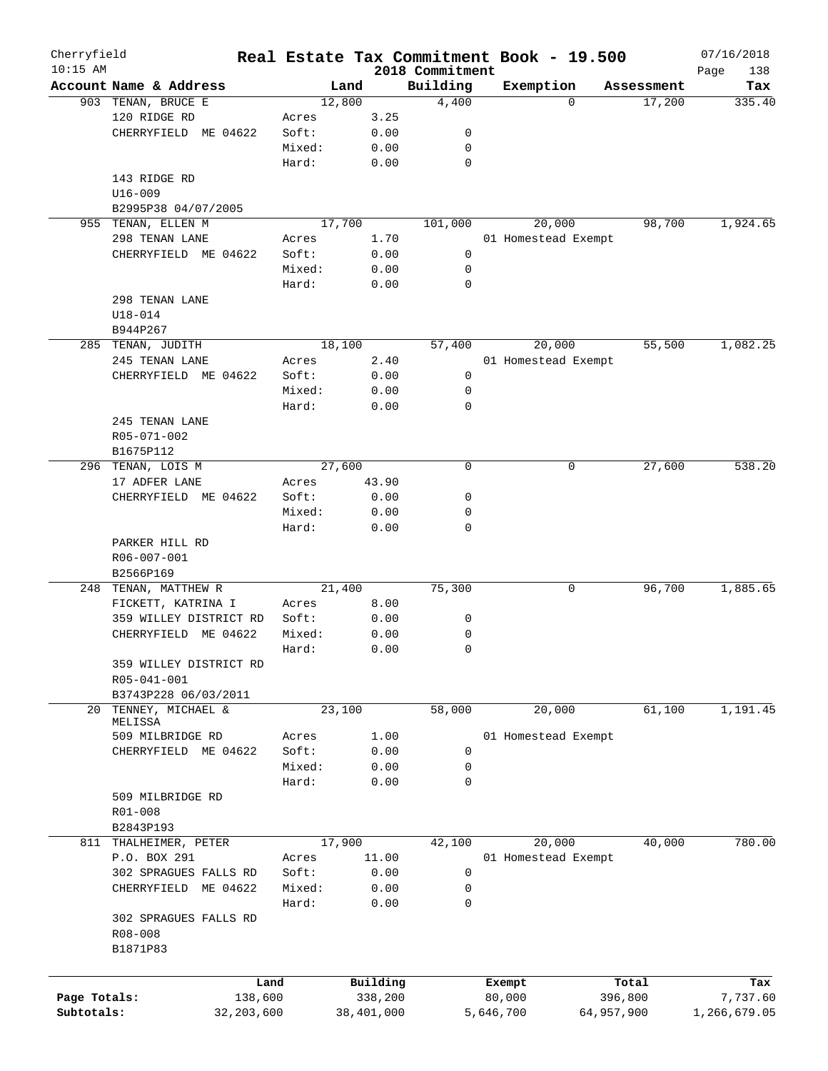# Real Estate Tax Commitment Book - 19.500

Cherryfield, 10:15 AM — 2018 Commitment — 07/16/2018

| Account Name & Address | Land | | Building | Exemption | Assessment | Tax |
|---|---|---|---|---|---|---|
| 903 TENAN, BRUCE E | 12,800 | | 4,400 | 0 | 17,200 | 335.40 |
| 120 RIDGE RD | Acres | 3.25 | | | | |
| CHERRYFIELD ME 04622 | Soft: | 0.00 | 0 | | | |
| | Mixed: | 0.00 | 0 | | | |
| | Hard: | 0.00 | 0 | | | |
| 143 RIDGE RD | | | | | | |
| U16-009 | | | | | | |
| B2995P38 04/07/2005 | | | | | | |
| 955 TENAN, ELLEN M | 17,700 | | 101,000 | 20,000 | 98,700 | 1,924.65 |
| 298 TENAN LANE | Acres | 1.70 | | 01 Homestead Exempt | | |
| CHERRYFIELD ME 04622 | Soft: | 0.00 | 0 | | | |
| | Mixed: | 0.00 | 0 | | | |
| | Hard: | 0.00 | 0 | | | |
| 298 TENAN LANE | | | | | | |
| U18-014 | | | | | | |
| B944P267 | | | | | | |
| 285 TENAN, JUDITH | 18,100 | | 57,400 | 20,000 | 55,500 | 1,082.25 |
| 245 TENAN LANE | Acres | 2.40 | | 01 Homestead Exempt | | |
| CHERRYFIELD ME 04622 | Soft: | 0.00 | 0 | | | |
| | Mixed: | 0.00 | 0 | | | |
| | Hard: | 0.00 | 0 | | | |
| 245 TENAN LANE | | | | | | |
| R05-071-002 | | | | | | |
| B1675P112 | | | | | | |
| 296 TENAN, LOIS M | 27,600 | | 0 | 0 | 27,600 | 538.20 |
| 17 ADFER LANE | Acres | 43.90 | | | | |
| CHERRYFIELD ME 04622 | Soft: | 0.00 | 0 | | | |
| | Mixed: | 0.00 | 0 | | | |
| | Hard: | 0.00 | 0 | | | |
| PARKER HILL RD | | | | | | |
| R06-007-001 | | | | | | |
| B2566P169 | | | | | | |
| 248 TENAN, MATTHEW R | 21,400 | | 75,300 | 0 | 96,700 | 1,885.65 |
| FICKETT, KATRINA I | Acres | 8.00 | | | | |
| 359 WILLEY DISTRICT RD | Soft: | 0.00 | 0 | | | |
| CHERRYFIELD ME 04622 | Mixed: | 0.00 | 0 | | | |
| | Hard: | 0.00 | 0 | | | |
| 359 WILLEY DISTRICT RD | | | | | | |
| R05-041-001 | | | | | | |
| B3743P228 06/03/2011 | | | | | | |
| 20 TENNEY, MICHAEL & MELISSA | 23,100 | | 58,000 | 20,000 | 61,100 | 1,191.45 |
| 509 MILBRIDGE RD | Acres | 1.00 | | 01 Homestead Exempt | | |
| CHERRYFIELD ME 04622 | Soft: | 0.00 | 0 | | | |
| | Mixed: | 0.00 | 0 | | | |
| | Hard: | 0.00 | 0 | | | |
| 509 MILBRIDGE RD | | | | | | |
| R01-008 | | | | | | |
| B2843P193 | | | | | | |
| 811 THALHEIMER, PETER | 17,900 | | 42,100 | 20,000 | 40,000 | 780.00 |
| P.O. BOX 291 | Acres | 11.00 | | 01 Homestead Exempt | | |
| 302 SPRAGUES FALLS RD | Soft: | 0.00 | 0 | | | |
| CHERRYFIELD ME 04622 | Mixed: | 0.00 | 0 | | | |
| | Hard: | 0.00 | 0 | | | |
| 302 SPRAGUES FALLS RD | | | | | | |
| R08-008 | | | | | | |
| B1871P83 | | | | | | |

| | Land | Building | Exempt | Total | Tax |
|---|---|---|---|---|---|
| Page Totals: | 138,600 | 338,200 | 80,000 | 396,800 | 7,737.60 |
| Subtotals: | 32,203,600 | 38,401,000 | 5,646,700 | 64,957,900 | 1,266,679.05 |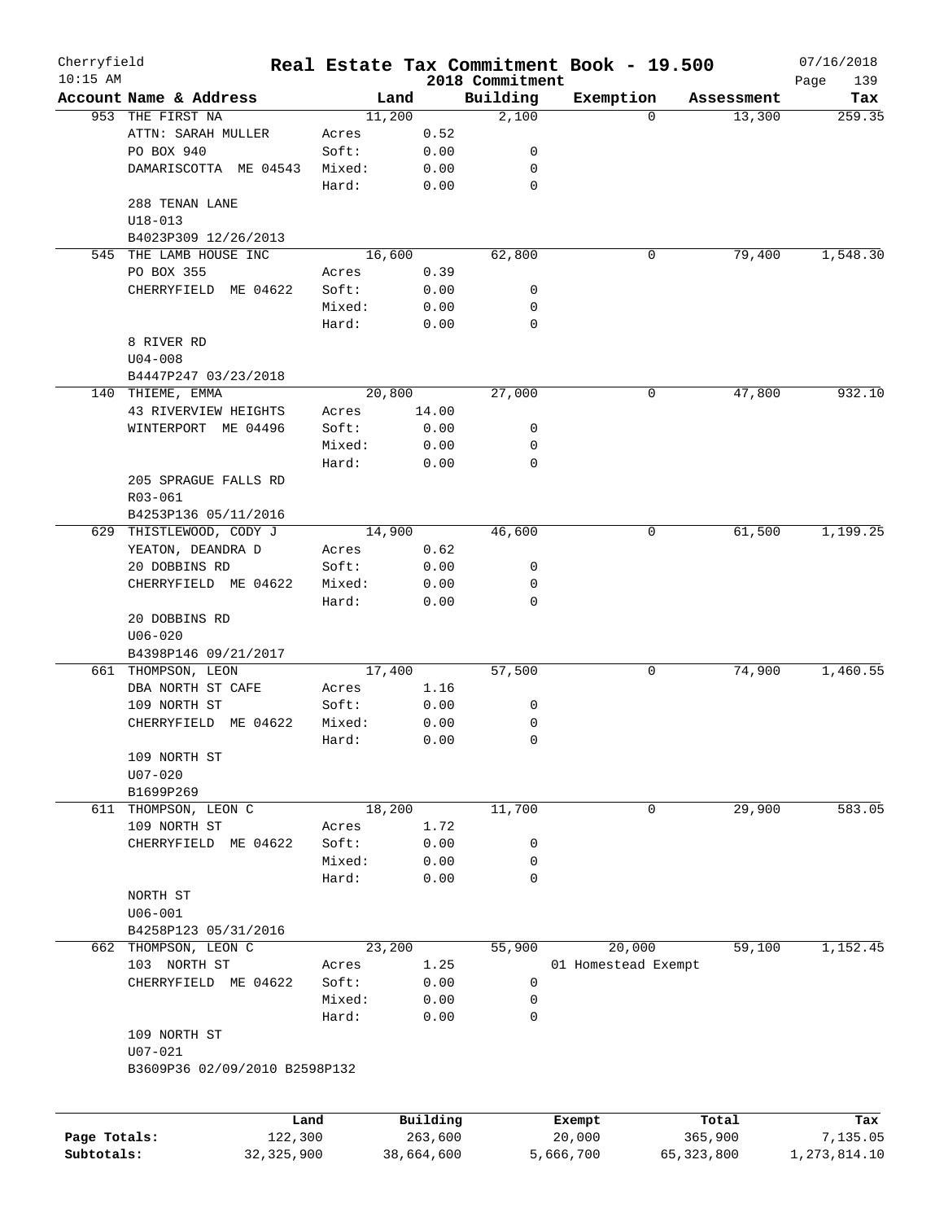Cherryfield 10:15 AM

# Real Estate Tax Commitment Book - 19.500

2018 Commitment

07/16/2018

| Account Name & Address | | Land | Building | Exemption | Assessment | Tax |
|---|---|---|---|---|---|---|
| 953 THE FIRST NA | | 11,200 | 2,100 | 0 | 13,300 | 259.35 |
| ATTN: SARAH MULLER | Acres | 0.52 | | | | |
| PO BOX 940 | Soft: | 0.00 | 0 | | | |
| DAMARISCOTTA ME 04543 | Mixed: | 0.00 | 0 | | | |
| | Hard: | 0.00 | 0 | | | |
| 288 TENAN LANE | | | | | | |
| U18-013 | | | | | | |
| B4023P309 12/26/2013 | | | | | | |
| 545 THE LAMB HOUSE INC | | 16,600 | 62,800 | 0 | 79,400 | 1,548.30 |
| PO BOX 355 | Acres | 0.39 | | | | |
| CHERRYFIELD ME 04622 | Soft: | 0.00 | 0 | | | |
| | Mixed: | 0.00 | 0 | | | |
| | Hard: | 0.00 | 0 | | | |
| 8 RIVER RD | | | | | | |
| U04-008 | | | | | | |
| B4447P247 03/23/2018 | | | | | | |
| 140 THIEME, EMMA | | 20,800 | 27,000 | 0 | 47,800 | 932.10 |
| 43 RIVERVIEW HEIGHTS | Acres | 14.00 | | | | |
| WINTERPORT ME 04496 | Soft: | 0.00 | 0 | | | |
| | Mixed: | 0.00 | 0 | | | |
| | Hard: | 0.00 | 0 | | | |
| 205 SPRAGUE FALLS RD | | | | | | |
| R03-061 | | | | | | |
| B4253P136 05/11/2016 | | | | | | |
| 629 THISTLEWOOD, CODY J | | 14,900 | 46,600 | 0 | 61,500 | 1,199.25 |
| YEATON, DEANDRA D | Acres | 0.62 | | | | |
| 20 DOBBINS RD | Soft: | 0.00 | 0 | | | |
| CHERRYFIELD ME 04622 | Mixed: | 0.00 | 0 | | | |
| | Hard: | 0.00 | 0 | | | |
| 20 DOBBINS RD | | | | | | |
| U06-020 | | | | | | |
| B4398P146 09/21/2017 | | | | | | |
| 661 THOMPSON, LEON | | 17,400 | 57,500 | 0 | 74,900 | 1,460.55 |
| DBA NORTH ST CAFE | Acres | 1.16 | | | | |
| 109 NORTH ST | Soft: | 0.00 | 0 | | | |
| CHERRYFIELD ME 04622 | Mixed: | 0.00 | 0 | | | |
| | Hard: | 0.00 | 0 | | | |
| 109 NORTH ST | | | | | | |
| U07-020 | | | | | | |
| B1699P269 | | | | | | |
| 611 THOMPSON, LEON C | | 18,200 | 11,700 | 0 | 29,900 | 583.05 |
| 109 NORTH ST | Acres | 1.72 | | | | |
| CHERRYFIELD ME 04622 | Soft: | 0.00 | 0 | | | |
| | Mixed: | 0.00 | 0 | | | |
| | Hard: | 0.00 | 0 | | | |
| NORTH ST | | | | | | |
| U06-001 | | | | | | |
| B4258P123 05/31/2016 | | | | | | |
| 662 THOMPSON, LEON C | | 23,200 | 55,900 | 20,000 | 59,100 | 1,152.45 |
| 103 NORTH ST | Acres | 1.25 | | 01 Homestead Exempt | | |
| CHERRYFIELD ME 04622 | Soft: | 0.00 | 0 | | | |
| | Mixed: | 0.00 | 0 | | | |
| | Hard: | 0.00 | 0 | | | |
| 109 NORTH ST | | | | | | |
| U07-021 | | | | | | |
| B3609P36 02/09/2010 B2598P132 | | | | | | |

| | Land | Building | Exempt | Total | Tax |
|---|---|---|---|---|---|
| Page Totals: | 122,300 | 263,600 | 20,000 | 365,900 | 7,135.05 |
| Subtotals: | 32,325,900 | 38,664,600 | 5,666,700 | 65,323,800 | 1,273,814.10 |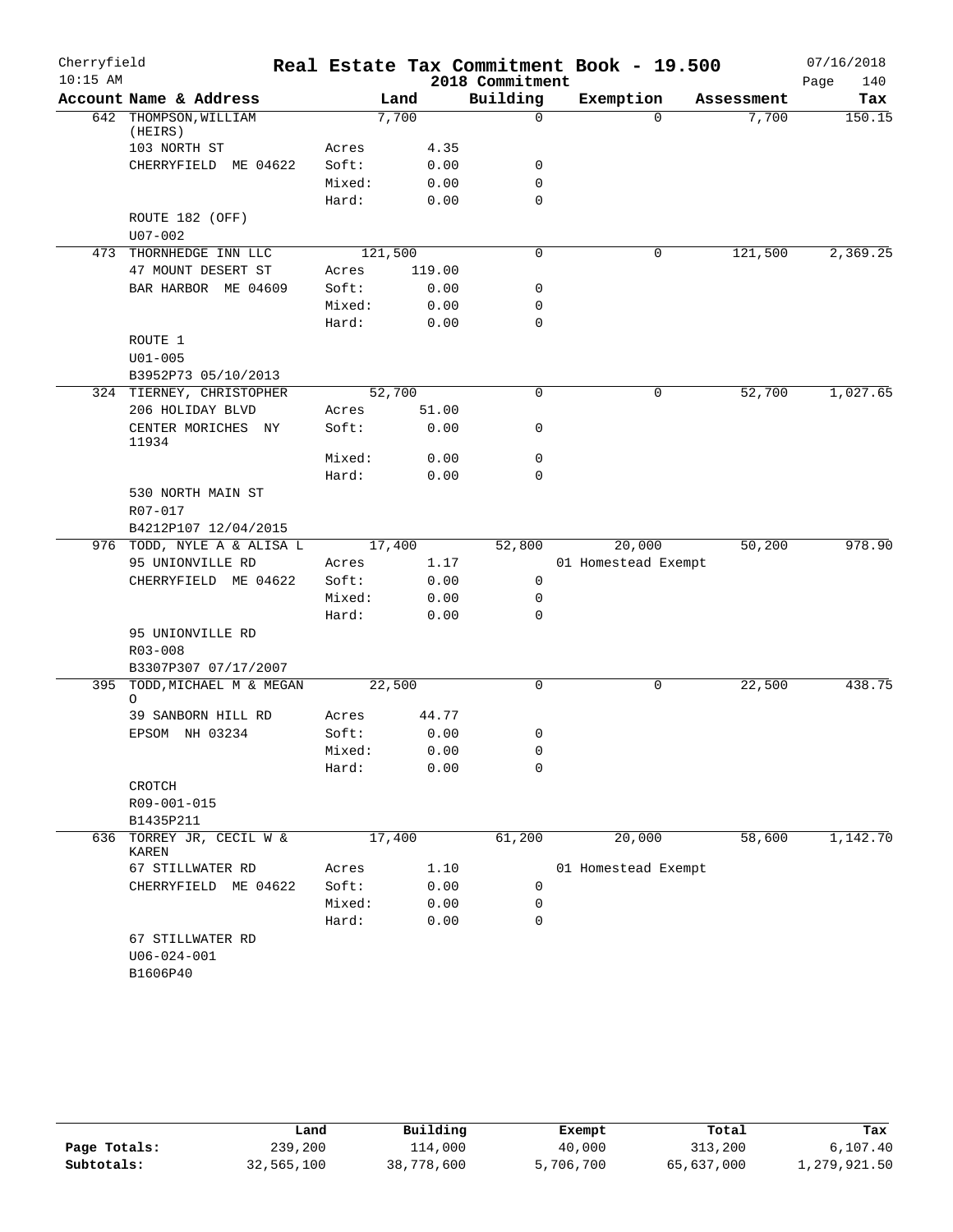# Real Estate Tax Commitment Book - 19.500

Cherryfield
10:15 AM

2018 Commitment

07/16/2018

| Account Name & Address | | Land | Building | Exemption | Assessment | Tax |
|---|---|---|---|---|---|---|
| 642 THOMPSON,WILLIAM (HEIRS) | | 7,700 | 0 | 0 | 7,700 | 150.15 |
| 103 NORTH ST | Acres | 4.35 | | | | |
| CHERRYFIELD ME 04622 | Soft: | 0.00 | 0 | | | |
| | Mixed: | 0.00 | 0 | | | |
| | Hard: | 0.00 | 0 | | | |
| ROUTE 182 (OFF) | | | | | | |
| U07-002 | | | | | | |
| 473 THORNHEDGE INN LLC | | 121,500 | 0 | 0 | 121,500 | 2,369.25 |
| 47 MOUNT DESERT ST | Acres | 119.00 | | | | |
| BAR HARBOR ME 04609 | Soft: | 0.00 | 0 | | | |
| | Mixed: | 0.00 | 0 | | | |
| | Hard: | 0.00 | 0 | | | |
| ROUTE 1 | | | | | | |
| U01-005 | | | | | | |
| B3952P73 05/10/2013 | | | | | | |
| 324 TIERNEY, CHRISTOPHER | | 52,700 | 0 | 0 | 52,700 | 1,027.65 |
| 206 HOLIDAY BLVD | Acres | 51.00 | | | | |
| CENTER MORICHES NY 11934 | Soft: | 0.00 | 0 | | | |
| | Mixed: | 0.00 | 0 | | | |
| | Hard: | 0.00 | 0 | | | |
| 530 NORTH MAIN ST | | | | | | |
| R07-017 | | | | | | |
| B4212P107 12/04/2015 | | | | | | |
| 976 TODD, NYLE A & ALISA L | | 17,400 | 52,800 | 20,000 | 50,200 | 978.90 |
| 95 UNIONVILLE RD | Acres | 1.17 | | 01 Homestead Exempt | | |
| CHERRYFIELD ME 04622 | Soft: | 0.00 | 0 | | | |
| | Mixed: | 0.00 | 0 | | | |
| | Hard: | 0.00 | 0 | | | |
| 95 UNIONVILLE RD | | | | | | |
| R03-008 | | | | | | |
| B3307P307 07/17/2007 | | | | | | |
| 395 TODD,MICHAEL M & MEGAN O | | 22,500 | 0 | 0 | 22,500 | 438.75 |
| 39 SANBORN HILL RD | Acres | 44.77 | | | | |
| EPSOM NH 03234 | Soft: | 0.00 | 0 | | | |
| | Mixed: | 0.00 | 0 | | | |
| | Hard: | 0.00 | 0 | | | |
| CROTCH | | | | | | |
| R09-001-015 | | | | | | |
| B1435P211 | | | | | | |
| 636 TORREY JR, CECIL W & KAREN | | 17,400 | 61,200 | 20,000 | 58,600 | 1,142.70 |
| 67 STILLWATER RD | Acres | 1.10 | | 01 Homestead Exempt | | |
| CHERRYFIELD ME 04622 | Soft: | 0.00 | 0 | | | |
| | Mixed: | 0.00 | 0 | | | |
| | Hard: | 0.00 | 0 | | | |
| 67 STILLWATER RD | | | | | | |
| U06-024-001 | | | | | | |
| B1606P40 | | | | | | |

| | Land | Building | Exempt | Total | Tax |
|---|---|---|---|---|---|
| Page Totals: | 239,200 | 114,000 | 40,000 | 313,200 | 6,107.40 |
| Subtotals: | 32,565,100 | 38,778,600 | 5,706,700 | 65,637,000 | 1,279,921.50 |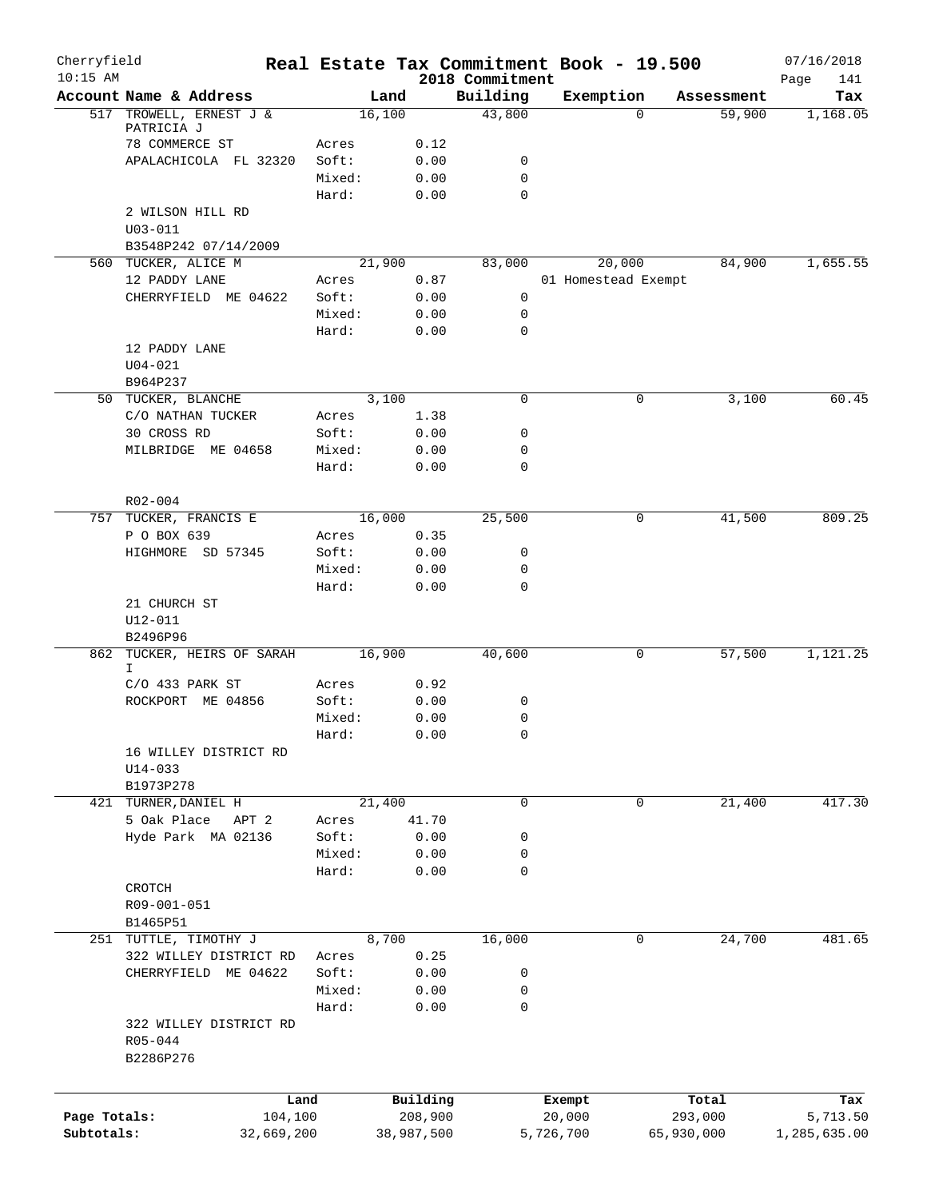# Real Estate Tax Commitment Book - 19.500

Cherryfield
10:15 AM

2018 Commitment

07/16/2018

| Account | Name & Address | Land | | Building | Exemption | Assessment | Tax |
|---|---|---|---|---|---|---|---|
| 517 | TROWELL, ERNEST J & PATRICIA J | 16,100 | | 43,800 | 0 | 59,900 | 1,168.05 |
| | 78 COMMERCE ST | Acres | 0.12 | | | | |
| | APALACHICOLA FL 32320 | Soft: | 0.00 | 0 | | | |
| | | Mixed: | 0.00 | 0 | | | |
| | | Hard: | 0.00 | 0 | | | |
| | 2 WILSON HILL RD | | | | | | |
| | U03-011 | | | | | | |
| | B3548P242 07/14/2009 | | | | | | |
| 560 | TUCKER, ALICE M | 21,900 | | 83,000 | 20,000 | 84,900 | 1,655.55 |
| | 12 PADDY LANE | Acres | 0.87 | | 01 Homestead Exempt | | |
| | CHERRYFIELD ME 04622 | Soft: | 0.00 | 0 | | | |
| | | Mixed: | 0.00 | 0 | | | |
| | | Hard: | 0.00 | 0 | | | |
| | 12 PADDY LANE | | | | | | |
| | U04-021 | | | | | | |
| | B964P237 | | | | | | |
| 50 | TUCKER, BLANCHE | 3,100 | | 0 | 0 | 3,100 | 60.45 |
| | C/O NATHAN TUCKER | Acres | 1.38 | | | | |
| | 30 CROSS RD | Soft: | 0.00 | 0 | | | |
| | MILBRIDGE ME 04658 | Mixed: | 0.00 | 0 | | | |
| | | Hard: | 0.00 | 0 | | | |
| | R02-004 | | | | | | |
| 757 | TUCKER, FRANCIS E | 16,000 | | 25,500 | 0 | 41,500 | 809.25 |
| | P O BOX 639 | Acres | 0.35 | | | | |
| | HIGHMORE SD 57345 | Soft: | 0.00 | 0 | | | |
| | | Mixed: | 0.00 | 0 | | | |
| | | Hard: | 0.00 | 0 | | | |
| | 21 CHURCH ST | | | | | | |
| | U12-011 | | | | | | |
| | B2496P96 | | | | | | |
| 862 | TUCKER, HEIRS OF SARAH I | 16,900 | | 40,600 | 0 | 57,500 | 1,121.25 |
| | C/O 433 PARK ST | Acres | 0.92 | | | | |
| | ROCKPORT ME 04856 | Soft: | 0.00 | 0 | | | |
| | | Mixed: | 0.00 | 0 | | | |
| | | Hard: | 0.00 | 0 | | | |
| | 16 WILLEY DISTRICT RD | | | | | | |
| | U14-033 | | | | | | |
| | B1973P278 | | | | | | |
| 421 | TURNER, DANIEL H | 21,400 | | 0 | 0 | 21,400 | 417.30 |
| | 5 Oak Place APT 2 | Acres | 41.70 | | | | |
| | Hyde Park MA 02136 | Soft: | 0.00 | 0 | | | |
| | | Mixed: | 0.00 | 0 | | | |
| | | Hard: | 0.00 | 0 | | | |
| | CROTCH | | | | | | |
| | R09-001-051 | | | | | | |
| | B1465P51 | | | | | | |
| 251 | TUTTLE, TIMOTHY J | 8,700 | | 16,000 | 0 | 24,700 | 481.65 |
| | 322 WILLEY DISTRICT RD | Acres | 0.25 | | | | |
| | CHERRYFIELD ME 04622 | Soft: | 0.00 | 0 | | | |
| | | Mixed: | 0.00 | 0 | | | |
| | | Hard: | 0.00 | 0 | | | |
| | 322 WILLEY DISTRICT RD | | | | | | |
| | R05-044 | | | | | | |
| | B2286P276 | | | | | | |

| | Land | Building | Exempt | Total | Tax |
|---|---|---|---|---|---|
| Page Totals: | 104,100 | 208,900 | 20,000 | 293,000 | 5,713.50 |
| Subtotals: | 32,669,200 | 38,987,500 | 5,726,700 | 65,930,000 | 1,285,635.00 |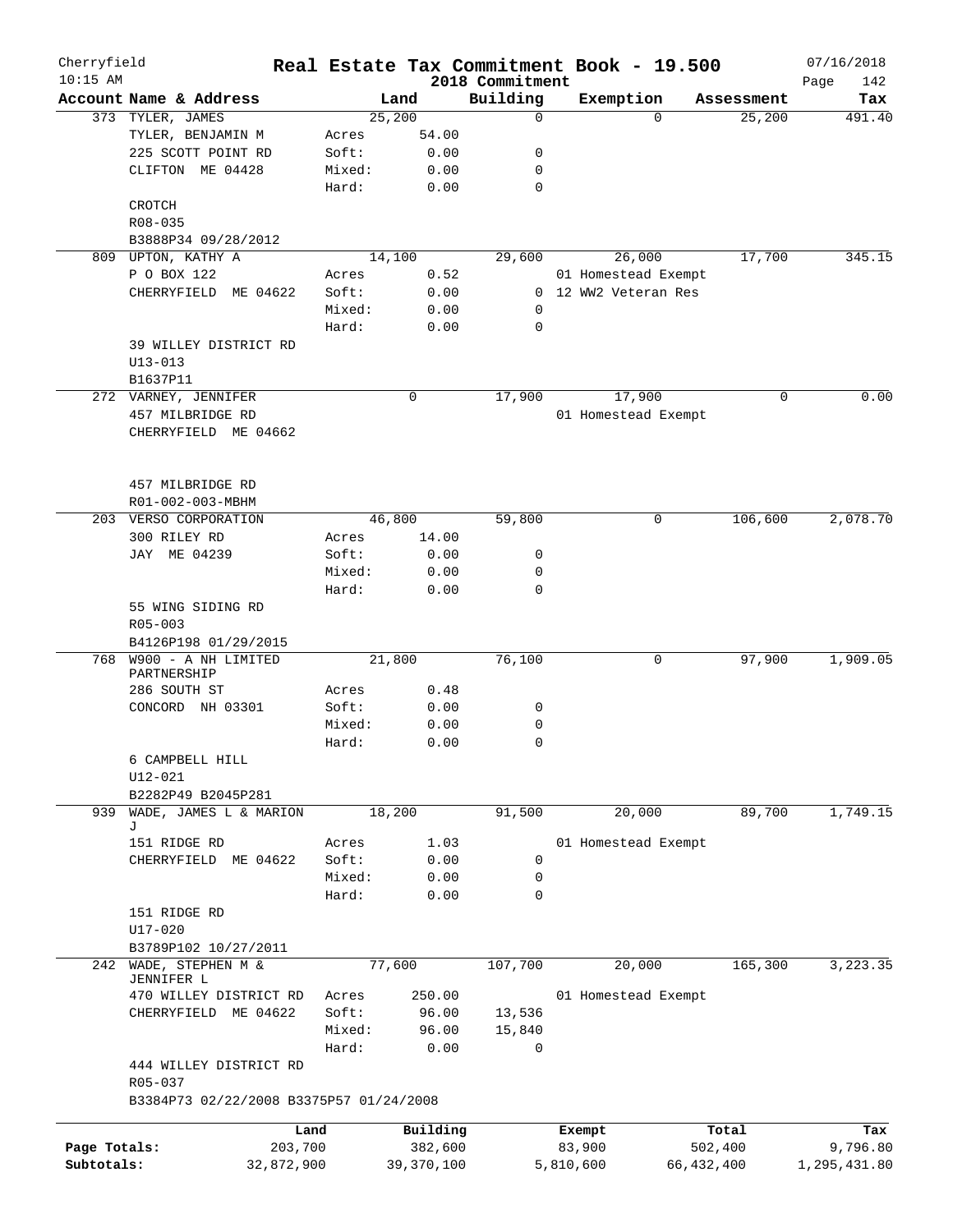# Real Estate Tax Commitment Book - 19.500

Cherryfield 10:15 AM — 2018 Commitment — 07/16/2018

| Account Name & Address | | Land | Building | Exemption | Assessment | Tax |
|---|---|---|---|---|---|---|
| 373 TYLER, JAMES | | 25,200 | 0 | 0 | 25,200 | 491.40 |
| TYLER, BENJAMIN M | Acres | 54.00 | | | | |
| 225 SCOTT POINT RD | Soft: | 0.00 | 0 | | | |
| CLIFTON ME 04428 | Mixed: | 0.00 | 0 | | | |
| | Hard: | 0.00 | 0 | | | |
| CROTCH | | | | | | |
| R08-035 | | | | | | |
| B3888P34 09/28/2012 | | | | | | |
| 809 UPTON, KATHY A | | 14,100 | 29,600 | 26,000 | 17,700 | 345.15 |
| P O BOX 122 | Acres | 0.52 | | 01 Homestead Exempt | | |
| CHERRYFIELD ME 04622 | Soft: | 0.00 | 0 | 12 WW2 Veteran Res | | |
| | Mixed: | 0.00 | 0 | | | |
| | Hard: | 0.00 | 0 | | | |
| 39 WILLEY DISTRICT RD | | | | | | |
| U13-013 | | | | | | |
| B1637P11 | | | | | | |
| 272 VARNEY, JENNIFER | | 0 | 17,900 | 17,900 | 0 | 0.00 |
| 457 MILBRIDGE RD | | | | 01 Homestead Exempt | | |
| CHERRYFIELD ME 04662 | | | | | | |
| 457 MILBRIDGE RD | | | | | | |
| R01-002-003-MBHM | | | | | | |
| 203 VERSO CORPORATION | | 46,800 | 59,800 | 0 | 106,600 | 2,078.70 |
| 300 RILEY RD | Acres | 14.00 | | | | |
| JAY ME 04239 | Soft: | 0.00 | 0 | | | |
| | Mixed: | 0.00 | 0 | | | |
| | Hard: | 0.00 | 0 | | | |
| 55 WING SIDING RD | | | | | | |
| R05-003 | | | | | | |
| B4126P198 01/29/2015 | | | | | | |
| 768 W900 - A NH LIMITED PARTNERSHIP | | 21,800 | 76,100 | 0 | 97,900 | 1,909.05 |
| 286 SOUTH ST | Acres | 0.48 | | | | |
| CONCORD NH 03301 | Soft: | 0.00 | 0 | | | |
| | Mixed: | 0.00 | 0 | | | |
| | Hard: | 0.00 | 0 | | | |
| 6 CAMPBELL HILL | | | | | | |
| U12-021 | | | | | | |
| B2282P49 B2045P281 | | | | | | |
| 939 WADE, JAMES L & MARION J | | 18,200 | 91,500 | 20,000 | 89,700 | 1,749.15 |
| 151 RIDGE RD | Acres | 1.03 | | 01 Homestead Exempt | | |
| CHERRYFIELD ME 04622 | Soft: | 0.00 | 0 | | | |
| | Mixed: | 0.00 | 0 | | | |
| | Hard: | 0.00 | 0 | | | |
| 151 RIDGE RD | | | | | | |
| U17-020 | | | | | | |
| B3789P102 10/27/2011 | | | | | | |
| 242 WADE, STEPHEN M & JENNIFER L | | 77,600 | 107,700 | 20,000 | 165,300 | 3,223.35 |
| 470 WILLEY DISTRICT RD | Acres | 250.00 | | 01 Homestead Exempt | | |
| CHERRYFIELD ME 04622 | Soft: | 96.00 | 13,536 | | | |
| | Mixed: | 96.00 | 15,840 | | | |
| | Hard: | 0.00 | 0 | | | |
| 444 WILLEY DISTRICT RD | | | | | | |
| R05-037 | | | | | | |
| B3384P73 02/22/2008 B3375P57 01/24/2008 | | | | | | |

| | Land | Building | Exempt | Total | Tax |
|---|---|---|---|---|---|
| Page Totals: | 203,700 | 382,600 | 83,900 | 502,400 | 9,796.80 |
| Subtotals: | 32,872,900 | 39,370,100 | 5,810,600 | 66,432,400 | 1,295,431.80 |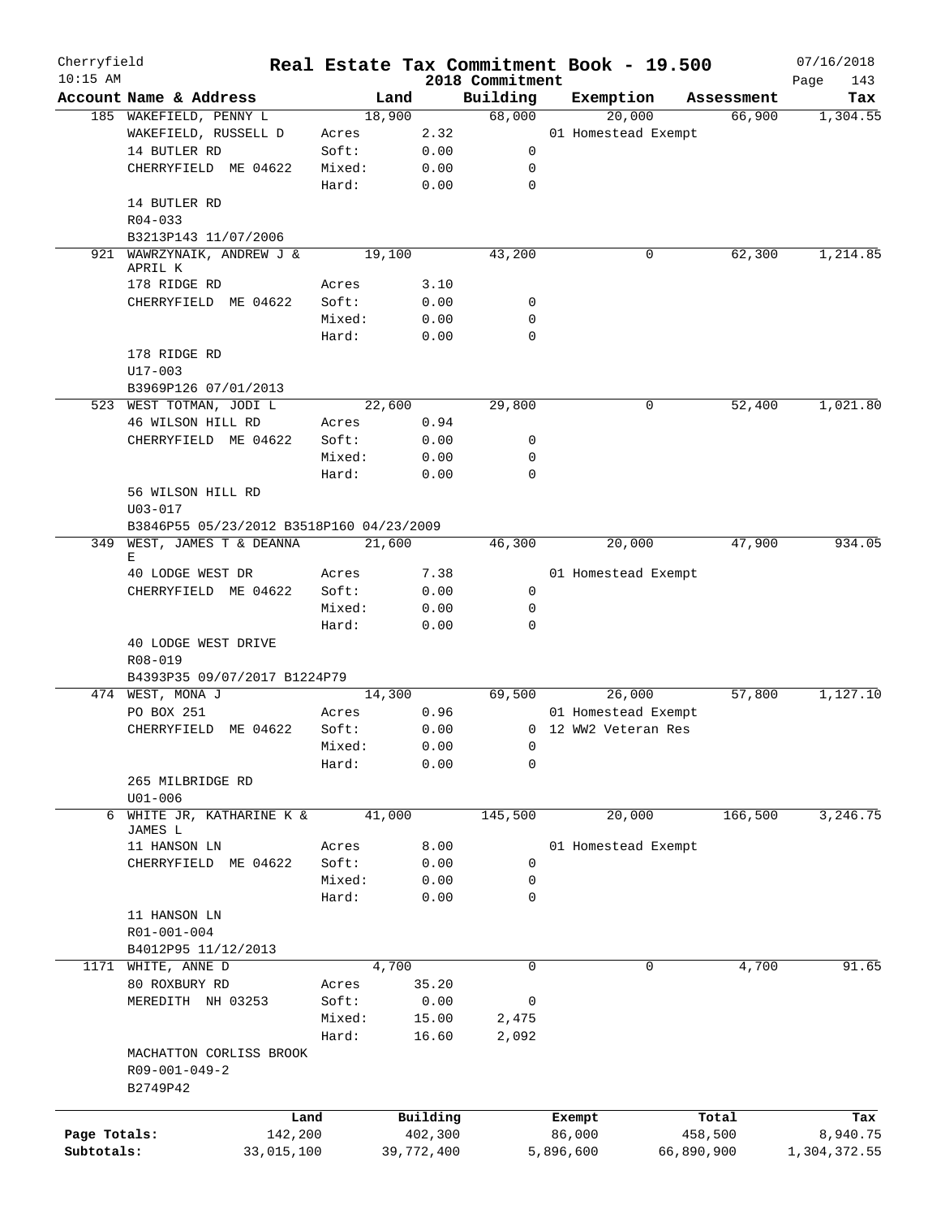Cherryfield 10:15 AM

# Real Estate Tax Commitment Book - 19.500

2018 Commitment

07/16/2018

| Account Name & Address | Land | | Building | Exemption | Assessment | Tax |
|---|---|---|---|---|---|---|
| 185 WAKEFIELD, PENNY L | 18,900 | | 68,000 | 20,000 | 66,900 | 1,304.55 |
| WAKEFIELD, RUSSELL D | Acres | 2.32 | | 01 Homestead Exempt | | |
| 14 BUTLER RD | Soft: | 0.00 | 0 | | | |
| CHERRYFIELD ME 04622 | Mixed: | 0.00 | 0 | | | |
| | Hard: | 0.00 | 0 | | | |
| 14 BUTLER RD | | | | | | |
| R04-033 | | | | | | |
| B3213P143 11/07/2006 | | | | | | |
| 921 WAWRZYNAIK, ANDREW J & APRIL K | 19,100 | | 43,200 | 0 | 62,300 | 1,214.85 |
| 178 RIDGE RD | Acres | 3.10 | | | | |
| CHERRYFIELD ME 04622 | Soft: | 0.00 | 0 | | | |
| | Mixed: | 0.00 | 0 | | | |
| | Hard: | 0.00 | 0 | | | |
| 178 RIDGE RD | | | | | | |
| U17-003 | | | | | | |
| B3969P126 07/01/2013 | | | | | | |
| 523 WEST TOTMAN, JODI L | 22,600 | | 29,800 | 0 | 52,400 | 1,021.80 |
| 46 WILSON HILL RD | Acres | 0.94 | | | | |
| CHERRYFIELD ME 04622 | Soft: | 0.00 | 0 | | | |
| | Mixed: | 0.00 | 0 | | | |
| | Hard: | 0.00 | 0 | | | |
| 56 WILSON HILL RD | | | | | | |
| U03-017 | | | | | | |
| B3846P55 05/23/2012 B3518P160 04/23/2009 | | | | | | |
| 349 WEST, JAMES T & DEANNA E | 21,600 | | 46,300 | 20,000 | 47,900 | 934.05 |
| 40 LODGE WEST DR | Acres | 7.38 | | 01 Homestead Exempt | | |
| CHERRYFIELD ME 04622 | Soft: | 0.00 | 0 | | | |
| | Mixed: | 0.00 | 0 | | | |
| | Hard: | 0.00 | 0 | | | |
| 40 LODGE WEST DRIVE | | | | | | |
| R08-019 | | | | | | |
| B4393P35 09/07/2017 B1224P79 | | | | | | |
| 474 WEST, MONA J | 14,300 | | 69,500 | 26,000 | 57,800 | 1,127.10 |
| PO BOX 251 | Acres | 0.96 | | 01 Homestead Exempt | | |
| CHERRYFIELD ME 04622 | Soft: | 0.00 | 0 | 12 WW2 Veteran Res | | |
| | Mixed: | 0.00 | 0 | | | |
| | Hard: | 0.00 | 0 | | | |
| 265 MILBRIDGE RD | | | | | | |
| U01-006 | | | | | | |
| 6 WHITE JR, KATHARINE K & JAMES L | 41,000 | | 145,500 | 20,000 | 166,500 | 3,246.75 |
| 11 HANSON LN | Acres | 8.00 | | 01 Homestead Exempt | | |
| CHERRYFIELD ME 04622 | Soft: | 0.00 | 0 | | | |
| | Mixed: | 0.00 | 0 | | | |
| | Hard: | 0.00 | 0 | | | |
| 11 HANSON LN | | | | | | |
| R01-001-004 | | | | | | |
| B4012P95 11/12/2013 | | | | | | |
| 1171 WHITE, ANNE D | 4,700 | | 0 | 0 | 4,700 | 91.65 |
| 80 ROXBURY RD | Acres | 35.20 | | | | |
| MEREDITH NH 03253 | Soft: | 0.00 | 0 | | | |
| | Mixed: | 15.00 | 2,475 | | | |
| | Hard: | 16.60 | 2,092 | | | |
| MACHATTON CORLISS BROOK | | | | | | |
| R09-001-049-2 | | | | | | |
| B2749P42 | | | | | | |

| | Land | Building | Exempt | Total | Tax |
|---|---|---|---|---|---|
| Page Totals: | 142,200 | 402,300 | 86,000 | 458,500 | 8,940.75 |
| Subtotals: | 33,015,100 | 39,772,400 | 5,896,600 | 66,890,900 | 1,304,372.55 |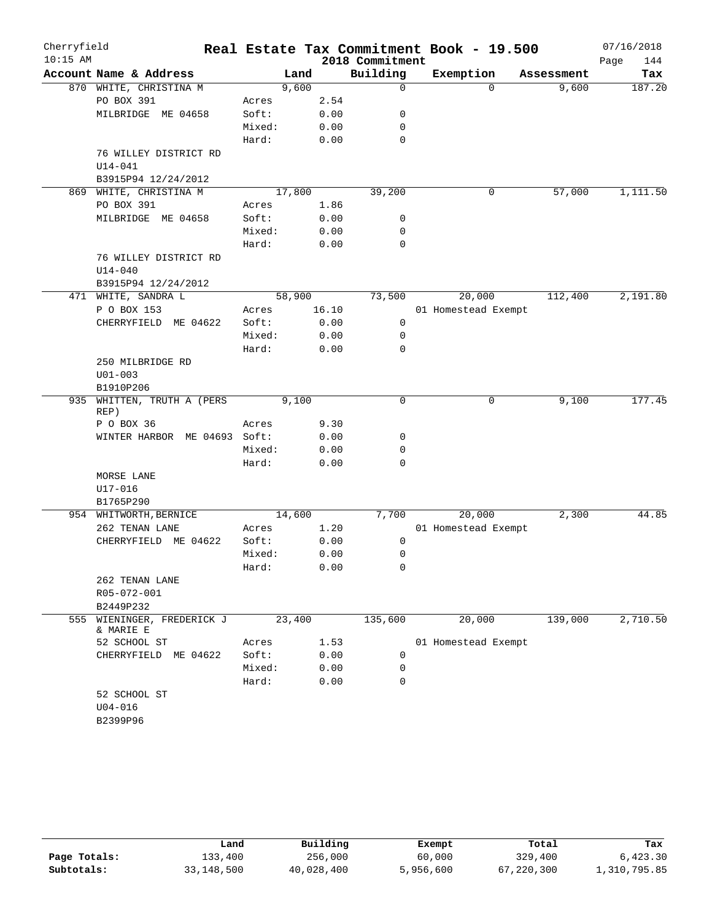Cherryfield 10:15 AM

# Real Estate Tax Commitment Book - 19.500

2018 Commitment

07/16/2018

| Account Name & Address | Land | | Building | Exemption | Assessment | Tax |
|---|---|---|---|---|---|---|
| 870 WHITE, CHRISTINA M | 9,600 | | 0 | 0 | 9,600 | 187.20 |
| PO BOX 391 | Acres | 2.54 | | | | |
| MILBRIDGE ME 04658 | Soft: | 0.00 | 0 | | | |
| | Mixed: | 0.00 | 0 | | | |
| | Hard: | 0.00 | 0 | | | |
| 76 WILLEY DISTRICT RD | | | | | | |
| U14-041 | | | | | | |
| B3915P94 12/24/2012 | | | | | | |
| 869 WHITE, CHRISTINA M | 17,800 | | 39,200 | 0 | 57,000 | 1,111.50 |
| PO BOX 391 | Acres | 1.86 | | | | |
| MILBRIDGE ME 04658 | Soft: | 0.00 | 0 | | | |
| | Mixed: | 0.00 | 0 | | | |
| | Hard: | 0.00 | 0 | | | |
| 76 WILLEY DISTRICT RD | | | | | | |
| U14-040 | | | | | | |
| B3915P94 12/24/2012 | | | | | | |
| 471 WHITE, SANDRA L | 58,900 | | 73,500 | 20,000 | 112,400 | 2,191.80 |
| P O BOX 153 | Acres | 16.10 | | 01 Homestead Exempt | | |
| CHERRYFIELD ME 04622 | Soft: | 0.00 | 0 | | | |
| | Mixed: | 0.00 | 0 | | | |
| | Hard: | 0.00 | 0 | | | |
| 250 MILBRIDGE RD | | | | | | |
| U01-003 | | | | | | |
| B1910P206 | | | | | | |
| 935 WHITTEN, TRUTH A (PERS REP) | 9,100 | | 0 | 0 | 9,100 | 177.45 |
| P O BOX 36 | Acres | 9.30 | | | | |
| WINTER HARBOR ME 04693 | Soft: | 0.00 | 0 | | | |
| | Mixed: | 0.00 | 0 | | | |
| | Hard: | 0.00 | 0 | | | |
| MORSE LANE | | | | | | |
| U17-016 | | | | | | |
| B1765P290 | | | | | | |
| 954 WHITWORTH,BERNICE | 14,600 | | 7,700 | 20,000 | 2,300 | 44.85 |
| 262 TENAN LANE | Acres | 1.20 | | 01 Homestead Exempt | | |
| CHERRYFIELD ME 04622 | Soft: | 0.00 | 0 | | | |
| | Mixed: | 0.00 | 0 | | | |
| | Hard: | 0.00 | 0 | | | |
| 262 TENAN LANE | | | | | | |
| R05-072-001 | | | | | | |
| B2449P232 | | | | | | |
| 555 WIENINGER, FREDERICK J & MARIE E | 23,400 | | 135,600 | 20,000 | 139,000 | 2,710.50 |
| 52 SCHOOL ST | Acres | 1.53 | | 01 Homestead Exempt | | |
| CHERRYFIELD ME 04622 | Soft: | 0.00 | 0 | | | |
| | Mixed: | 0.00 | 0 | | | |
| | Hard: | 0.00 | 0 | | | |
| 52 SCHOOL ST | | | | | | |
| U04-016 | | | | | | |
| B2399P96 | | | | | | |

| | Land | Building | Exempt | Total | Tax |
|---|---|---|---|---|---|
| Page Totals: | 133,400 | 256,000 | 60,000 | 329,400 | 6,423.30 |
| Subtotals: | 33,148,500 | 40,028,400 | 5,956,600 | 67,220,300 | 1,310,795.85 |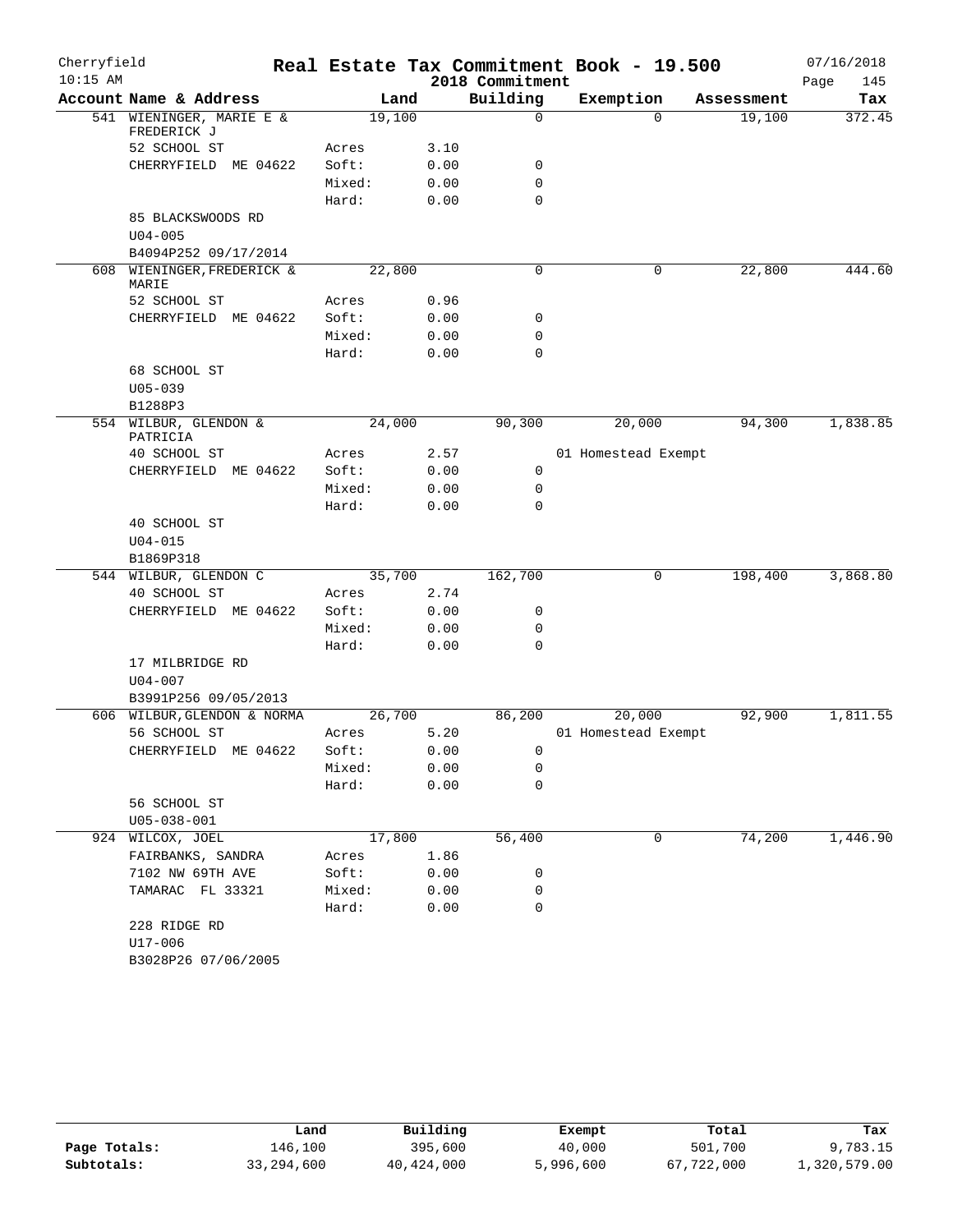# Real Estate Tax Commitment Book - 19.500

Cherryfield
10:15 AM

2018 Commitment

07/16/2018

| Account Name & Address | Land | | Building | Exemption | Assessment | Tax |
|---|---|---|---|---|---|---|
| 541 WIENINGER, MARIE E & FREDERICK J | 19,100 | | 0 | 0 | 19,100 | 372.45 |
| 52 SCHOOL ST | Acres | 3.10 | | | | |
| CHERRYFIELD ME 04622 | Soft: | 0.00 | 0 | | | |
| | Mixed: | 0.00 | 0 | | | |
| | Hard: | 0.00 | 0 | | | |
| 85 BLACKSWOODS RD | | | | | | |
| U04-005 | | | | | | |
| B4094P252 09/17/2014 | | | | | | |
| 608 WIENINGER, FREDERICK & MARIE | 22,800 | | 0 | 0 | 22,800 | 444.60 |
| 52 SCHOOL ST | Acres | 0.96 | | | | |
| CHERRYFIELD ME 04622 | Soft: | 0.00 | 0 | | | |
| | Mixed: | 0.00 | 0 | | | |
| | Hard: | 0.00 | 0 | | | |
| 68 SCHOOL ST | | | | | | |
| U05-039 | | | | | | |
| B1288P3 | | | | | | |
| 554 WILBUR, GLENDON & PATRICIA | 24,000 | | 90,300 | 20,000 | 94,300 | 1,838.85 |
| 40 SCHOOL ST | Acres | 2.57 | | 01 Homestead Exempt | | |
| CHERRYFIELD ME 04622 | Soft: | 0.00 | 0 | | | |
| | Mixed: | 0.00 | 0 | | | |
| | Hard: | 0.00 | 0 | | | |
| 40 SCHOOL ST | | | | | | |
| U04-015 | | | | | | |
| B1869P318 | | | | | | |
| 544 WILBUR, GLENDON C | 35,700 | | 162,700 | 0 | 198,400 | 3,868.80 |
| 40 SCHOOL ST | Acres | 2.74 | | | | |
| CHERRYFIELD ME 04622 | Soft: | 0.00 | 0 | | | |
| | Mixed: | 0.00 | 0 | | | |
| | Hard: | 0.00 | 0 | | | |
| 17 MILBRIDGE RD | | | | | | |
| U04-007 | | | | | | |
| B3991P256 09/05/2013 | | | | | | |
| 606 WILBUR, GLENDON & NORMA | 26,700 | | 86,200 | 20,000 | 92,900 | 1,811.55 |
| 56 SCHOOL ST | Acres | 5.20 | | 01 Homestead Exempt | | |
| CHERRYFIELD ME 04622 | Soft: | 0.00 | 0 | | | |
| | Mixed: | 0.00 | 0 | | | |
| | Hard: | 0.00 | 0 | | | |
| 56 SCHOOL ST | | | | | | |
| U05-038-001 | | | | | | |
| 924 WILCOX, JOEL | 17,800 | | 56,400 | 0 | 74,200 | 1,446.90 |
| FAIRBANKS, SANDRA | Acres | 1.86 | | | | |
| 7102 NW 69TH AVE | Soft: | 0.00 | 0 | | | |
| TAMARAC FL 33321 | Mixed: | 0.00 | 0 | | | |
| | Hard: | 0.00 | 0 | | | |
| 228 RIDGE RD | | | | | | |
| U17-006 | | | | | | |
| B3028P26 07/06/2005 | | | | | | |

| | Land | Building | Exempt | Total | Tax |
|---|---|---|---|---|---|
| Page Totals: | 146,100 | 395,600 | 40,000 | 501,700 | 9,783.15 |
| Subtotals: | 33,294,600 | 40,424,000 | 5,996,600 | 67,722,000 | 1,320,579.00 |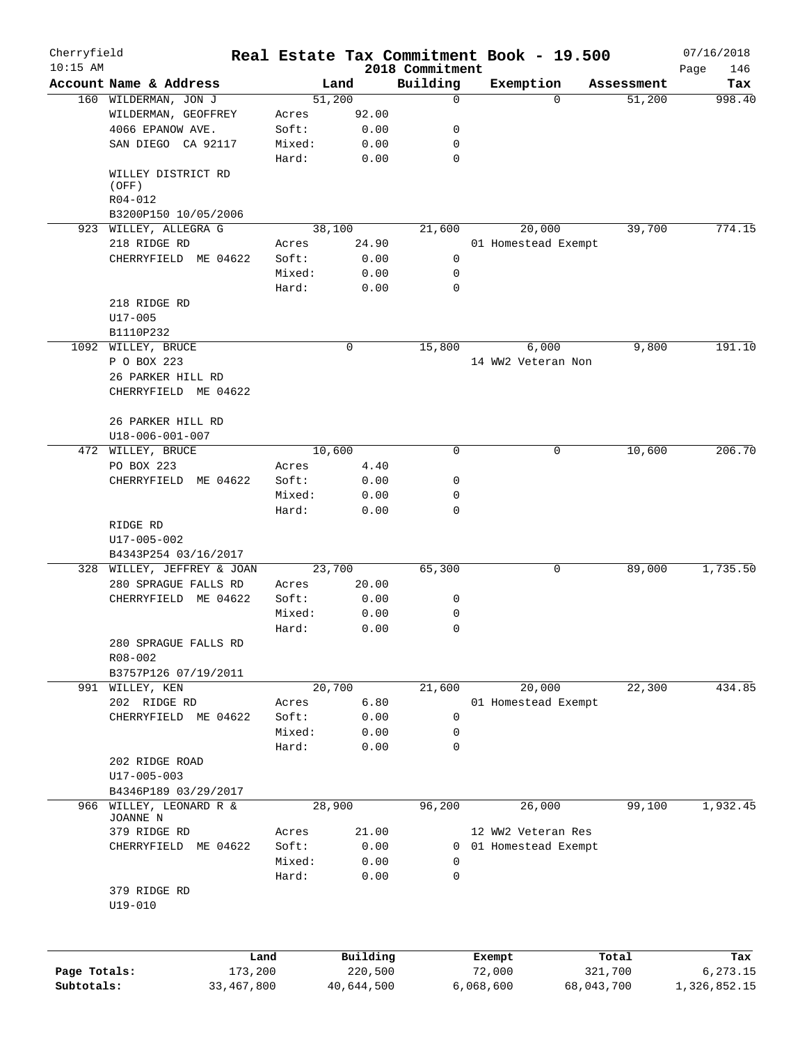Cherryfield 10:15 AM

# Real Estate Tax Commitment Book - 19.500

2018 Commitment

07/16/2018

| Account | Name & Address | | Land | Building | Exemption | Assessment | Tax |
|---|---|---|---|---|---|---|---|
| 160 | WILDERMAN, JON J | | 51,200 | 0 | 0 | 51,200 | 998.40 |
| | WILDERMAN, GEOFFREY | Acres | 92.00 | | | | |
| | 4066 EPANOW AVE. | Soft: | 0.00 | 0 | | | |
| | SAN DIEGO CA 92117 | Mixed: | 0.00 | 0 | | | |
| | | Hard: | 0.00 | 0 | | | |
| | WILLEY DISTRICT RD (OFF) | | | | | | |
| | R04-012 | | | | | | |
| | B3200P150 10/05/2006 | | | | | | |
| 923 | WILLEY, ALLEGRA G | | 38,100 | 21,600 | 20,000 | 39,700 | 774.15 |
| | 218 RIDGE RD | Acres | 24.90 | | 01 Homestead Exempt | | |
| | CHERRYFIELD ME 04622 | Soft: | 0.00 | 0 | | | |
| | | Mixed: | 0.00 | 0 | | | |
| | | Hard: | 0.00 | 0 | | | |
| | 218 RIDGE RD | | | | | | |
| | U17-005 | | | | | | |
| | B1110P232 | | | | | | |
| 1092 | WILLEY, BRUCE | | 0 | 15,800 | 6,000 | 9,800 | 191.10 |
| | P O BOX 223 | | | | 14 WW2 Veteran Non | | |
| | 26 PARKER HILL RD | | | | | | |
| | CHERRYFIELD ME 04622 | | | | | | |
| | 26 PARKER HILL RD | | | | | | |
| | U18-006-001-007 | | | | | | |
| 472 | WILLEY, BRUCE | | 10,600 | 0 | 0 | 10,600 | 206.70 |
| | PO BOX 223 | Acres | 4.40 | | | | |
| | CHERRYFIELD ME 04622 | Soft: | 0.00 | 0 | | | |
| | | Mixed: | 0.00 | 0 | | | |
| | | Hard: | 0.00 | 0 | | | |
| | RIDGE RD | | | | | | |
| | U17-005-002 | | | | | | |
| | B4343P254 03/16/2017 | | | | | | |
| 328 | WILLEY, JEFFREY & JOAN | | 23,700 | 65,300 | 0 | 89,000 | 1,735.50 |
| | 280 SPRAGUE FALLS RD | Acres | 20.00 | | | | |
| | CHERRYFIELD ME 04622 | Soft: | 0.00 | 0 | | | |
| | | Mixed: | 0.00 | 0 | | | |
| | | Hard: | 0.00 | 0 | | | |
| | 280 SPRAGUE FALLS RD | | | | | | |
| | R08-002 | | | | | | |
| | B3757P126 07/19/2011 | | | | | | |
| 991 | WILLEY, KEN | | 20,700 | 21,600 | 20,000 | 22,300 | 434.85 |
| | 202 RIDGE RD | Acres | 6.80 | | 01 Homestead Exempt | | |
| | CHERRYFIELD ME 04622 | Soft: | 0.00 | 0 | | | |
| | | Mixed: | 0.00 | 0 | | | |
| | | Hard: | 0.00 | 0 | | | |
| | 202 RIDGE ROAD | | | | | | |
| | U17-005-003 | | | | | | |
| | B4346P189 03/29/2017 | | | | | | |
| 966 | WILLEY, LEONARD R & JOANNE N | | 28,900 | 96,200 | 26,000 | 99,100 | 1,932.45 |
| | 379 RIDGE RD | Acres | 21.00 | | 12 WW2 Veteran Res | | |
| | CHERRYFIELD ME 04622 | Soft: | 0.00 | 0 | 01 Homestead Exempt | | |
| | | Mixed: | 0.00 | 0 | | | |
| | | Hard: | 0.00 | 0 | | | |
| | 379 RIDGE RD | | | | | | |
| | U19-010 | | | | | | |

| | Land | Building | Exempt | Total | Tax |
|---|---|---|---|---|---|
| Page Totals: | 173,200 | 220,500 | 72,000 | 321,700 | 6,273.15 |
| Subtotals: | 33,467,800 | 40,644,500 | 6,068,600 | 68,043,700 | 1,326,852.15 |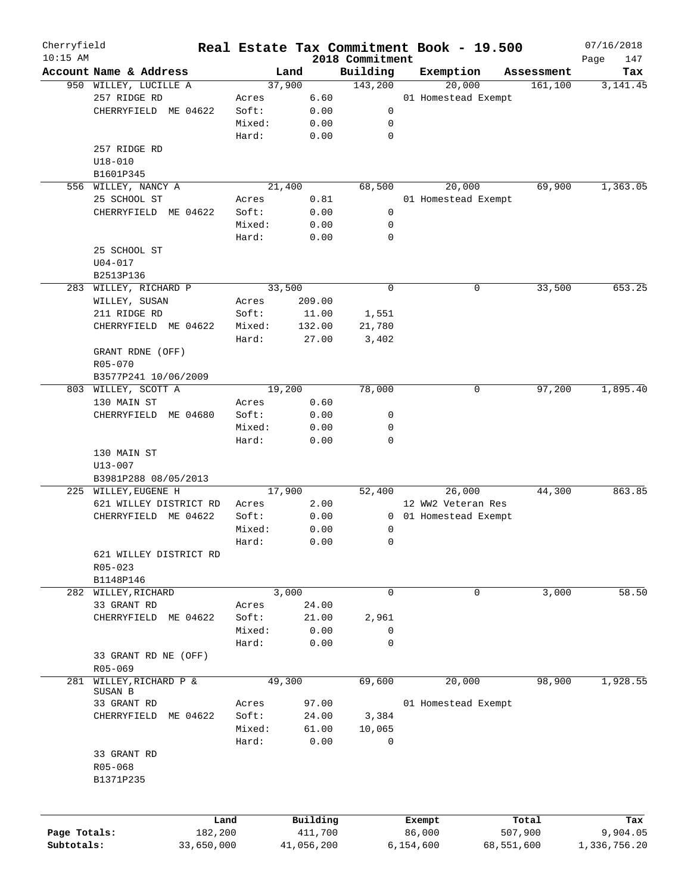# Cherryfield — Real Estate Tax Commitment Book - 19.500

10:15 AM — 2018 Commitment — 07/16/2018

| Account Name & Address | | Land | Building | Exemption | Assessment | Tax |
|---|---|---|---|---|---|---|
| 950 WILLEY, LUCILLE A | | 37,900 | 143,200 | 20,000 | 161,100 | 3,141.45 |
| 257 RIDGE RD | Acres | 6.60 | | 01 Homestead Exempt | | |
| CHERRYFIELD ME 04622 | Soft: | 0.00 | 0 | | | |
| | Mixed: | 0.00 | 0 | | | |
| | Hard: | 0.00 | 0 | | | |
| 257 RIDGE RD | | | | | | |
| U18-010 | | | | | | |
| B1601P345 | | | | | | |
| 556 WILLEY, NANCY A | | 21,400 | 68,500 | 20,000 | 69,900 | 1,363.05 |
| 25 SCHOOL ST | Acres | 0.81 | | 01 Homestead Exempt | | |
| CHERRYFIELD ME 04622 | Soft: | 0.00 | 0 | | | |
| | Mixed: | 0.00 | 0 | | | |
| | Hard: | 0.00 | 0 | | | |
| 25 SCHOOL ST | | | | | | |
| U04-017 | | | | | | |
| B2513P136 | | | | | | |
| 283 WILLEY, RICHARD P | | 33,500 | 0 | 0 | 33,500 | 653.25 |
| WILLEY, SUSAN | Acres | 209.00 | | | | |
| 211 RIDGE RD | Soft: | 11.00 | 1,551 | | | |
| CHERRYFIELD ME 04622 | Mixed: | 132.00 | 21,780 | | | |
| | Hard: | 27.00 | 3,402 | | | |
| GRANT RDNE (OFF) | | | | | | |
| R05-070 | | | | | | |
| B3577P241 10/06/2009 | | | | | | |
| 803 WILLEY, SCOTT A | | 19,200 | 78,000 | 0 | 97,200 | 1,895.40 |
| 130 MAIN ST | Acres | 0.60 | | | | |
| CHERRYFIELD ME 04680 | Soft: | 0.00 | 0 | | | |
| | Mixed: | 0.00 | 0 | | | |
| | Hard: | 0.00 | 0 | | | |
| 130 MAIN ST | | | | | | |
| U13-007 | | | | | | |
| B3981P288 08/05/2013 | | | | | | |
| 225 WILLEY,EUGENE H | | 17,900 | 52,400 | 26,000 | 44,300 | 863.85 |
| 621 WILLEY DISTRICT RD | Acres | 2.00 | | 12 WW2 Veteran Res | | |
| CHERRYFIELD ME 04622 | Soft: | 0.00 | 0 | 01 Homestead Exempt | | |
| | Mixed: | 0.00 | 0 | | | |
| | Hard: | 0.00 | 0 | | | |
| 621 WILLEY DISTRICT RD | | | | | | |
| R05-023 | | | | | | |
| B1148P146 | | | | | | |
| 282 WILLEY,RICHARD | | 3,000 | 0 | 0 | 3,000 | 58.50 |
| 33 GRANT RD | Acres | 24.00 | | | | |
| CHERRYFIELD ME 04622 | Soft: | 21.00 | 2,961 | | | |
| | Mixed: | 0.00 | 0 | | | |
| | Hard: | 0.00 | 0 | | | |
| 33 GRANT RD NE (OFF) | | | | | | |
| R05-069 | | | | | | |
| 281 WILLEY,RICHARD P & SUSAN B | | 49,300 | 69,600 | 20,000 | 98,900 | 1,928.55 |
| 33 GRANT RD | Acres | 97.00 | | 01 Homestead Exempt | | |
| CHERRYFIELD ME 04622 | Soft: | 24.00 | 3,384 | | | |
| | Mixed: | 61.00 | 10,065 | | | |
| | Hard: | 0.00 | 0 | | | |
| 33 GRANT RD | | | | | | |
| R05-068 | | | | | | |
| B1371P235 | | | | | | |

| | Land | Building | Exempt | Total | Tax |
|---|---|---|---|---|---|
| Page Totals: | 182,200 | 411,700 | 86,000 | 507,900 | 9,904.05 |
| Subtotals: | 33,650,000 | 41,056,200 | 6,154,600 | 68,551,600 | 1,336,756.20 |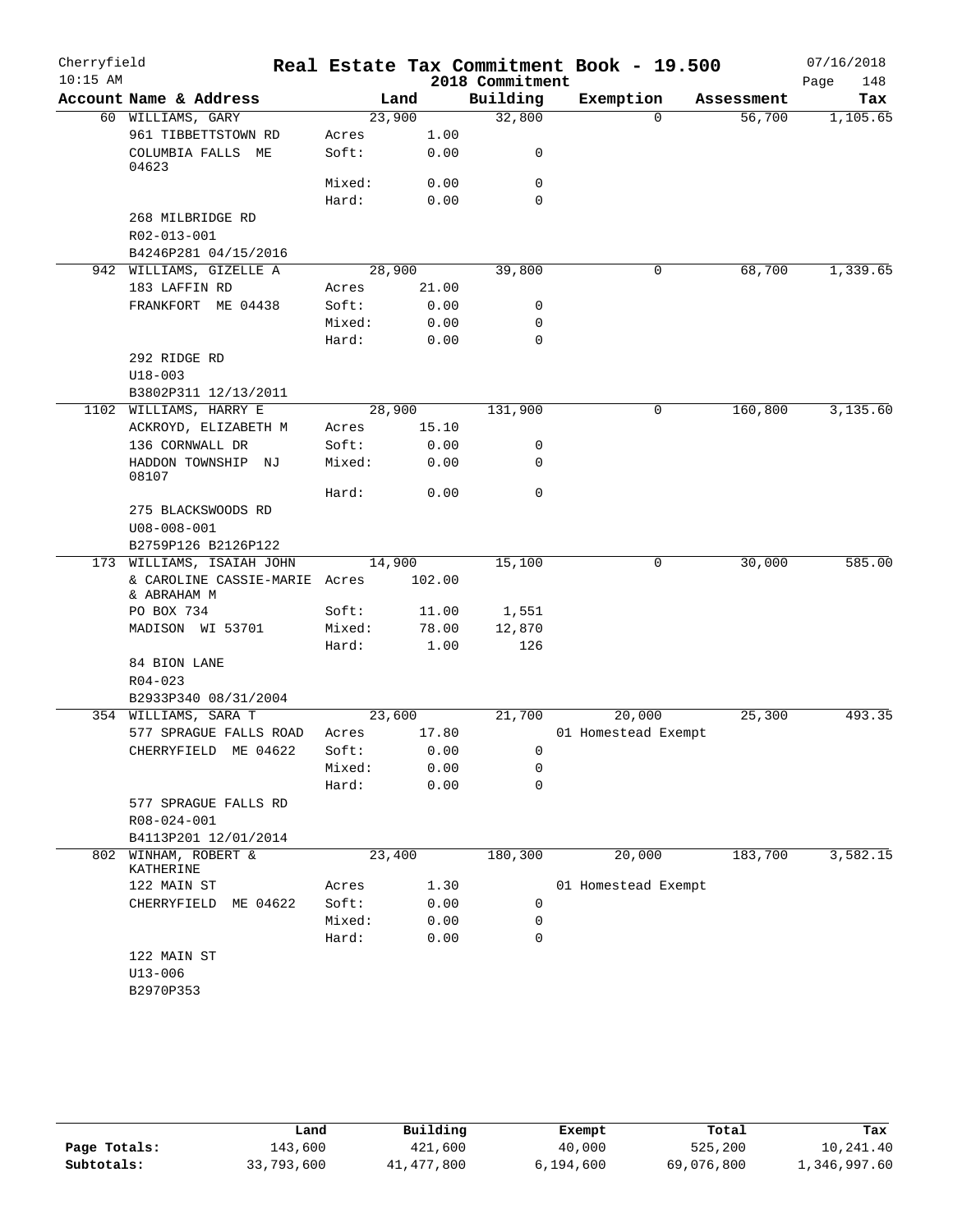Cherryfield 10:15 AM

# Real Estate Tax Commitment Book - 19.500

2018 Commitment

07/16/2018

| Account Name & Address | Land | | Building | Exemption | Assessment | Tax |
|---|---|---|---|---|---|---|
| 60 WILLIAMS, GARY | 23,900 | | 32,800 | 0 | 56,700 | 1,105.65 |
| 961 TIBBETTSTOWN RD | Acres | 1.00 | | | | |
| COLUMBIA FALLS ME 04623 | Soft: | 0.00 | 0 | | | |
| | Mixed: | 0.00 | 0 | | | |
| | Hard: | 0.00 | 0 | | | |
| 268 MILBRIDGE RD | | | | | | |
| R02-013-001 | | | | | | |
| B4246P281 04/15/2016 | | | | | | |
| 942 WILLIAMS, GIZELLE A | 28,900 | | 39,800 | 0 | 68,700 | 1,339.65 |
| 183 LAFFIN RD | Acres | 21.00 | | | | |
| FRANKFORT ME 04438 | Soft: | 0.00 | 0 | | | |
| | Mixed: | 0.00 | 0 | | | |
| | Hard: | 0.00 | 0 | | | |
| 292 RIDGE RD | | | | | | |
| U18-003 | | | | | | |
| B3802P311 12/13/2011 | | | | | | |
| 1102 WILLIAMS, HARRY E | 28,900 | | 131,900 | 0 | 160,800 | 3,135.60 |
| ACKROYD, ELIZABETH M | Acres | 15.10 | | | | |
| 136 CORNWALL DR | Soft: | 0.00 | 0 | | | |
| HADDON TOWNSHIP NJ 08107 | Mixed: | 0.00 | 0 | | | |
| | Hard: | 0.00 | 0 | | | |
| 275 BLACKSWOODS RD | | | | | | |
| U08-008-001 | | | | | | |
| B2759P126 B2126P122 | | | | | | |
| 173 WILLIAMS, ISAIAH JOHN | 14,900 | | 15,100 | 0 | 30,000 | 585.00 |
| & CAROLINE CASSIE-MARIE & ABRAHAM M | Acres | 102.00 | | | | |
| PO BOX 734 | Soft: | 11.00 | 1,551 | | | |
| MADISON WI 53701 | Mixed: | 78.00 | 12,870 | | | |
| | Hard: | 1.00 | 126 | | | |
| 84 BION LANE | | | | | | |
| R04-023 | | | | | | |
| B2933P340 08/31/2004 | | | | | | |
| 354 WILLIAMS, SARA T | 23,600 | | 21,700 | 20,000 | 25,300 | 493.35 |
| 577 SPRAGUE FALLS ROAD | Acres | 17.80 | | 01 Homestead Exempt | | |
| CHERRYFIELD ME 04622 | Soft: | 0.00 | 0 | | | |
| | Mixed: | 0.00 | 0 | | | |
| | Hard: | 0.00 | 0 | | | |
| 577 SPRAGUE FALLS RD | | | | | | |
| R08-024-001 | | | | | | |
| B4113P201 12/01/2014 | | | | | | |
| 802 WINHAM, ROBERT & KATHERINE | 23,400 | | 180,300 | 20,000 | 183,700 | 3,582.15 |
| 122 MAIN ST | Acres | 1.30 | | 01 Homestead Exempt | | |
| CHERRYFIELD ME 04622 | Soft: | 0.00 | 0 | | | |
| | Mixed: | 0.00 | 0 | | | |
| | Hard: | 0.00 | 0 | | | |
| 122 MAIN ST | | | | | | |
| U13-006 | | | | | | |
| B2970P353 | | | | | | |

| | Land | Building | Exempt | Total | Tax |
|---|---|---|---|---|---|
| Page Totals: | 143,600 | 421,600 | 40,000 | 525,200 | 10,241.40 |
| Subtotals: | 33,793,600 | 41,477,800 | 6,194,600 | 69,076,800 | 1,346,997.60 |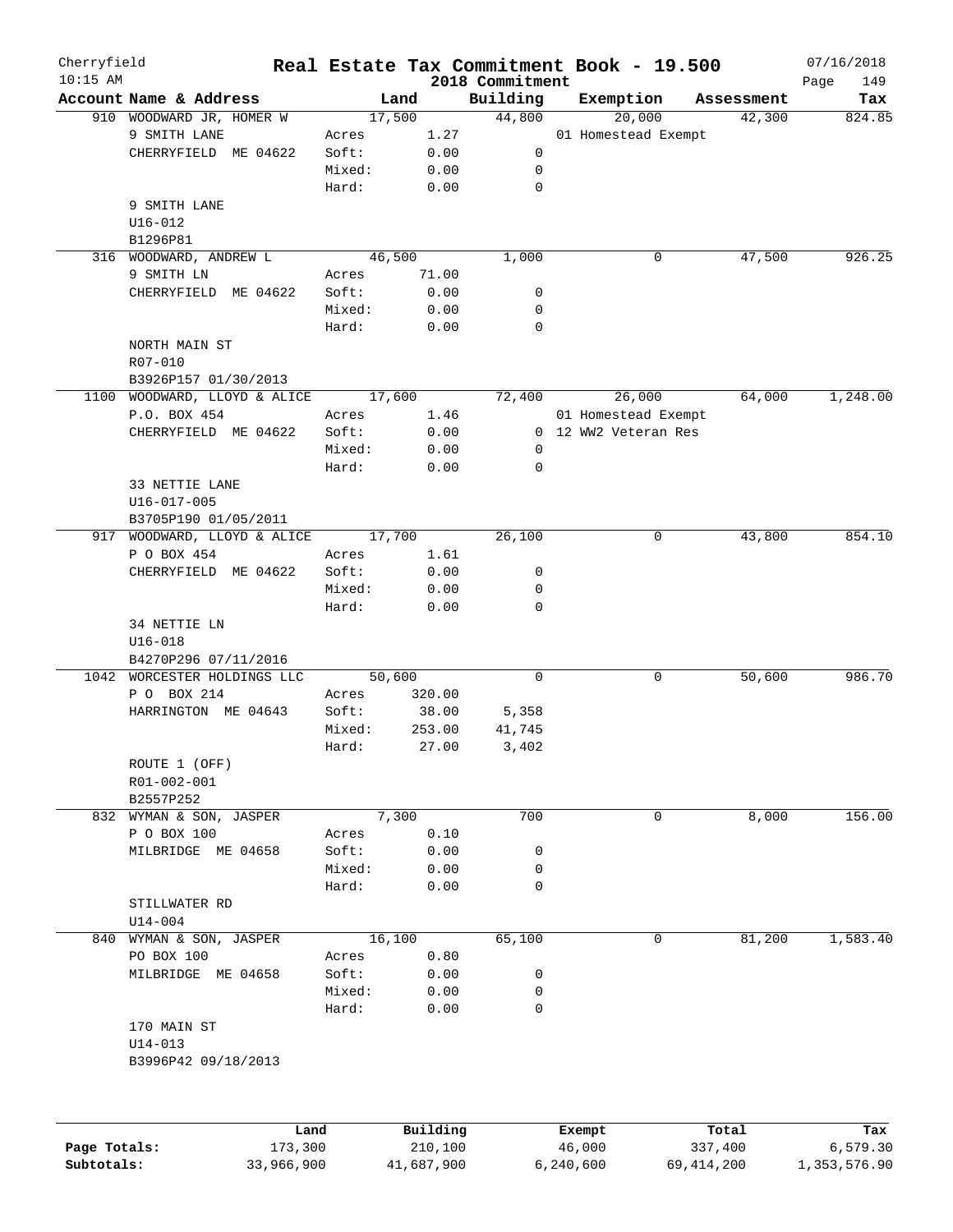Cherryfield 10:15 AM

# Real Estate Tax Commitment Book - 19.500

2018 Commitment

07/16/2018

| Account Name & Address | | Land | Building | Exemption | Assessment | Tax |
|---|---|---|---|---|---|---|
| 910 WOODWARD JR, HOMER W | | 17,500 | 44,800 | 20,000 | 42,300 | 824.85 |
| 9 SMITH LANE | Acres | 1.27 | | 01 Homestead Exempt | | |
| CHERRYFIELD ME 04622 | Soft: | 0.00 | 0 | | | |
| | Mixed: | 0.00 | 0 | | | |
| | Hard: | 0.00 | 0 | | | |
| 9 SMITH LANE | | | | | | |
| U16-012 | | | | | | |
| B1296P81 | | | | | | |
| 316 WOODWARD, ANDREW L | | 46,500 | 1,000 | 0 | 47,500 | 926.25 |
| 9 SMITH LN | Acres | 71.00 | | | | |
| CHERRYFIELD ME 04622 | Soft: | 0.00 | 0 | | | |
| | Mixed: | 0.00 | 0 | | | |
| | Hard: | 0.00 | 0 | | | |
| NORTH MAIN ST | | | | | | |
| R07-010 | | | | | | |
| B3926P157 01/30/2013 | | | | | | |
| 1100 WOODWARD, LLOYD & ALICE | | 17,600 | 72,400 | 26,000 | 64,000 | 1,248.00 |
| P.O. BOX 454 | Acres | 1.46 | | 01 Homestead Exempt | | |
| CHERRYFIELD ME 04622 | Soft: | 0.00 | 0 | 12 WW2 Veteran Res | | |
| | Mixed: | 0.00 | 0 | | | |
| | Hard: | 0.00 | 0 | | | |
| 33 NETTIE LANE | | | | | | |
| U16-017-005 | | | | | | |
| B3705P190 01/05/2011 | | | | | | |
| 917 WOODWARD, LLOYD & ALICE | | 17,700 | 26,100 | 0 | 43,800 | 854.10 |
| P O BOX 454 | Acres | 1.61 | | | | |
| CHERRYFIELD ME 04622 | Soft: | 0.00 | 0 | | | |
| | Mixed: | 0.00 | 0 | | | |
| | Hard: | 0.00 | 0 | | | |
| 34 NETTIE LN | | | | | | |
| U16-018 | | | | | | |
| B4270P296 07/11/2016 | | | | | | |
| 1042 WORCESTER HOLDINGS LLC | | 50,600 | 0 | 0 | 50,600 | 986.70 |
| P O BOX 214 | Acres | 320.00 | | | | |
| HARRINGTON ME 04643 | Soft: | 38.00 | 5,358 | | | |
| | Mixed: | 253.00 | 41,745 | | | |
| | Hard: | 27.00 | 3,402 | | | |
| ROUTE 1 (OFF) | | | | | | |
| R01-002-001 | | | | | | |
| B2557P252 | | | | | | |
| 832 WYMAN & SON, JASPER | | 7,300 | 700 | 0 | 8,000 | 156.00 |
| P O BOX 100 | Acres | 0.10 | | | | |
| MILBRIDGE ME 04658 | Soft: | 0.00 | 0 | | | |
| | Mixed: | 0.00 | 0 | | | |
| | Hard: | 0.00 | 0 | | | |
| STILLWATER RD | | | | | | |
| U14-004 | | | | | | |
| 840 WYMAN & SON, JASPER | | 16,100 | 65,100 | 0 | 81,200 | 1,583.40 |
| PO BOX 100 | Acres | 0.80 | | | | |
| MILBRIDGE ME 04658 | Soft: | 0.00 | 0 | | | |
| | Mixed: | 0.00 | 0 | | | |
| | Hard: | 0.00 | 0 | | | |
| 170 MAIN ST | | | | | | |
| U14-013 | | | | | | |
| B3996P42 09/18/2013 | | | | | | |

| | Land | Building | Exempt | Total | Tax |
|---|---|---|---|---|---|
| Page Totals: | 173,300 | 210,100 | 46,000 | 337,400 | 6,579.30 |
| Subtotals: | 33,966,900 | 41,687,900 | 6,240,600 | 69,414,200 | 1,353,576.90 |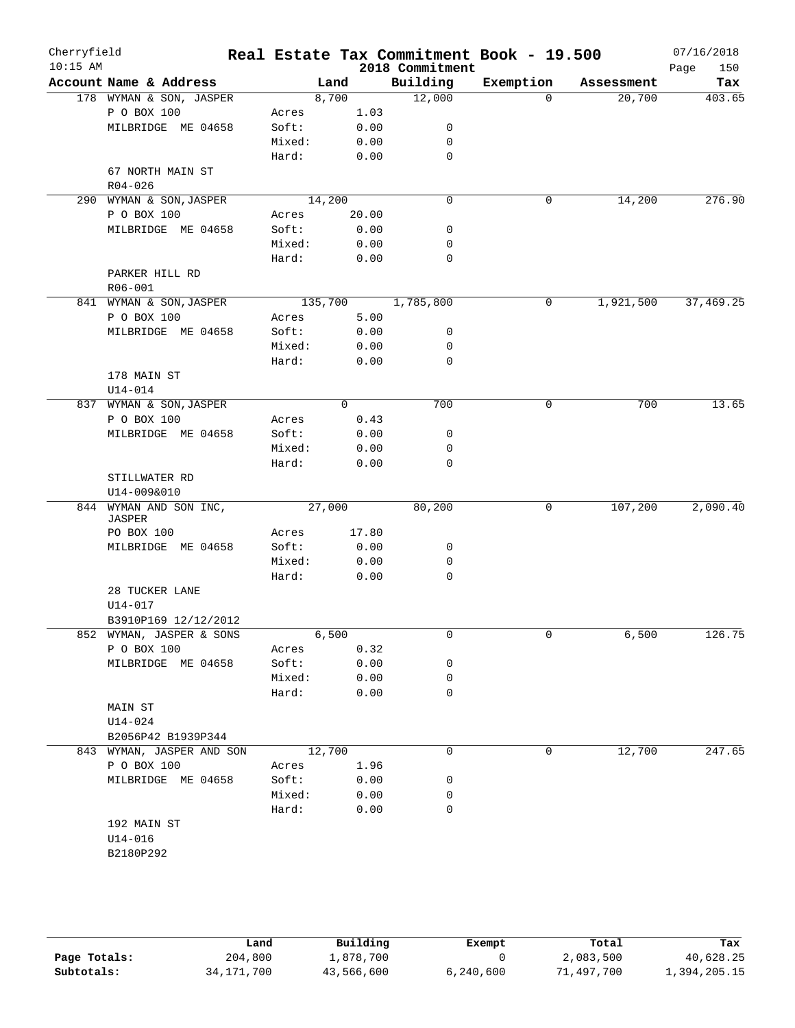Cherryfield 10:15 AM

# Real Estate Tax Commitment Book - 19.500

2018 Commitment

07/16/2018

| Account Name & Address | Land | | Building | Exemption | Assessment | Tax |
|---|---|---|---|---|---|---|
| 178 WYMAN & SON, JASPER | 8,700 | | 12,000 | 0 | 20,700 | 403.65 |
| P O BOX 100 | Acres | 1.03 | | | | |
| MILBRIDGE ME 04658 | Soft: | 0.00 | 0 | | | |
| | Mixed: | 0.00 | 0 | | | |
| | Hard: | 0.00 | 0 | | | |
| 67 NORTH MAIN ST | | | | | | |
| R04-026 | | | | | | |
| 290 WYMAN & SON,JASPER | 14,200 | | 0 | 0 | 14,200 | 276.90 |
| P O BOX 100 | Acres | 20.00 | | | | |
| MILBRIDGE ME 04658 | Soft: | 0.00 | 0 | | | |
| | Mixed: | 0.00 | 0 | | | |
| | Hard: | 0.00 | 0 | | | |
| PARKER HILL RD | | | | | | |
| R06-001 | | | | | | |
| 841 WYMAN & SON,JASPER | 135,700 | | 1,785,800 | 0 | 1,921,500 | 37,469.25 |
| P O BOX 100 | Acres | 5.00 | | | | |
| MILBRIDGE ME 04658 | Soft: | 0.00 | 0 | | | |
| | Mixed: | 0.00 | 0 | | | |
| | Hard: | 0.00 | 0 | | | |
| 178 MAIN ST | | | | | | |
| U14-014 | | | | | | |
| 837 WYMAN & SON,JASPER | 0 | | 700 | 0 | 700 | 13.65 |
| P O BOX 100 | Acres | 0.43 | | | | |
| MILBRIDGE ME 04658 | Soft: | 0.00 | 0 | | | |
| | Mixed: | 0.00 | 0 | | | |
| | Hard: | 0.00 | 0 | | | |
| STILLWATER RD | | | | | | |
| U14-009&010 | | | | | | |
| 844 WYMAN AND SON INC, JASPER | 27,000 | | 80,200 | 0 | 107,200 | 2,090.40 |
| PO BOX 100 | Acres | 17.80 | | | | |
| MILBRIDGE ME 04658 | Soft: | 0.00 | 0 | | | |
| | Mixed: | 0.00 | 0 | | | |
| | Hard: | 0.00 | 0 | | | |
| 28 TUCKER LANE | | | | | | |
| U14-017 | | | | | | |
| B3910P169 12/12/2012 | | | | | | |
| 852 WYMAN, JASPER & SONS | 6,500 | | 0 | 0 | 6,500 | 126.75 |
| P O BOX 100 | Acres | 0.32 | | | | |
| MILBRIDGE ME 04658 | Soft: | 0.00 | 0 | | | |
| | Mixed: | 0.00 | 0 | | | |
| | Hard: | 0.00 | 0 | | | |
| MAIN ST | | | | | | |
| U14-024 | | | | | | |
| B2056P42 B1939P344 | | | | | | |
| 843 WYMAN, JASPER AND SON | 12,700 | | 0 | 0 | 12,700 | 247.65 |
| P O BOX 100 | Acres | 1.96 | | | | |
| MILBRIDGE ME 04658 | Soft: | 0.00 | 0 | | | |
| | Mixed: | 0.00 | 0 | | | |
| | Hard: | 0.00 | 0 | | | |
| 192 MAIN ST | | | | | | |
| U14-016 | | | | | | |
| B2180P292 | | | | | | |

| | Land | Building | Exempt | Total | Tax |
|---|---|---|---|---|---|
| **Page Totals:** | 204,800 | 1,878,700 | 0 | 2,083,500 | 40,628.25 |
| **Subtotals:** | 34,171,700 | 43,566,600 | 6,240,600 | 71,497,700 | 1,394,205.15 |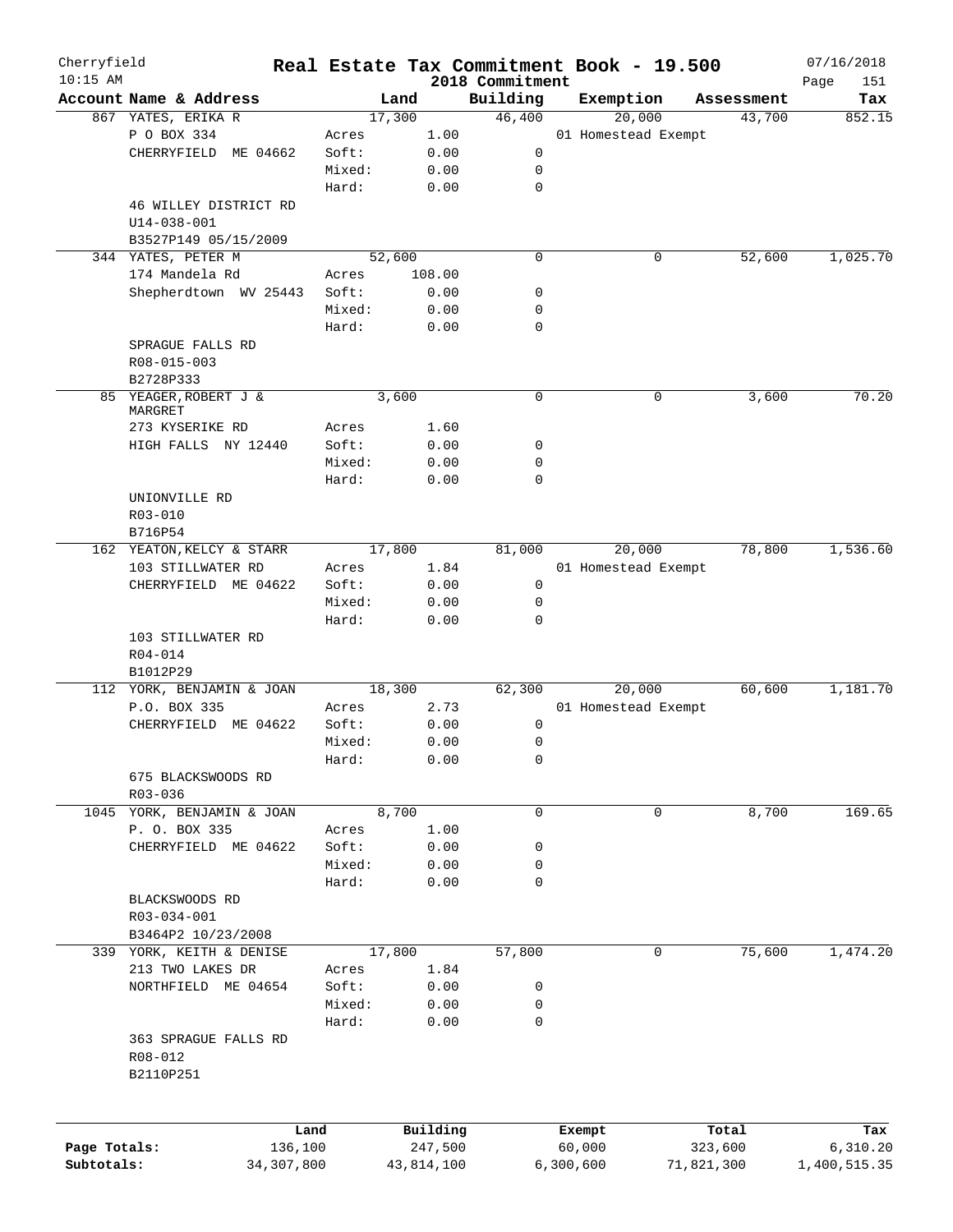Cherryfield 10:15 AM

# Real Estate Tax Commitment Book - 19.500

2018 Commitment

07/16/2018

| Account Name & Address | | Land | Building | Exemption | Assessment | Tax |
|---|---|---|---|---|---|---|
| 867 YATES, ERIKA R | | 17,300 | 46,400 | 20,000 | 43,700 | 852.15 |
| P O BOX 334 | Acres | 1.00 | | 01 Homestead Exempt | | |
| CHERRYFIELD ME 04662 | Soft: | 0.00 | 0 | | | |
| | Mixed: | 0.00 | 0 | | | |
| | Hard: | 0.00 | 0 | | | |
| 46 WILLEY DISTRICT RD | | | | | | |
| U14-038-001 | | | | | | |
| B3527P149 05/15/2009 | | | | | | |
| 344 YATES, PETER M | | 52,600 | 0 | 0 | 52,600 | 1,025.70 |
| 174 Mandela Rd | Acres | 108.00 | | | | |
| Shepherdtown WV 25443 | Soft: | 0.00 | 0 | | | |
| | Mixed: | 0.00 | 0 | | | |
| | Hard: | 0.00 | 0 | | | |
| SPRAGUE FALLS RD | | | | | | |
| R08-015-003 | | | | | | |
| B2728P333 | | | | | | |
| 85 YEAGER,ROBERT J & MARGRET | | 3,600 | 0 | 0 | 3,600 | 70.20 |
| 273 KYSERIKE RD | Acres | 1.60 | | | | |
| HIGH FALLS NY 12440 | Soft: | 0.00 | 0 | | | |
| | Mixed: | 0.00 | 0 | | | |
| | Hard: | 0.00 | 0 | | | |
| UNIONVILLE RD | | | | | | |
| R03-010 | | | | | | |
| B716P54 | | | | | | |
| 162 YEATON,KELCY & STARR | | 17,800 | 81,000 | 20,000 | 78,800 | 1,536.60 |
| 103 STILLWATER RD | Acres | 1.84 | | 01 Homestead Exempt | | |
| CHERRYFIELD ME 04622 | Soft: | 0.00 | 0 | | | |
| | Mixed: | 0.00 | 0 | | | |
| | Hard: | 0.00 | 0 | | | |
| 103 STILLWATER RD | | | | | | |
| R04-014 | | | | | | |
| B1012P29 | | | | | | |
| 112 YORK, BENJAMIN & JOAN | | 18,300 | 62,300 | 20,000 | 60,600 | 1,181.70 |
| P.O. BOX 335 | Acres | 2.73 | | 01 Homestead Exempt | | |
| CHERRYFIELD ME 04622 | Soft: | 0.00 | 0 | | | |
| | Mixed: | 0.00 | 0 | | | |
| | Hard: | 0.00 | 0 | | | |
| 675 BLACKSWOODS RD | | | | | | |
| R03-036 | | | | | | |
| 1045 YORK, BENJAMIN & JOAN | | 8,700 | 0 | 0 | 8,700 | 169.65 |
| P. O. BOX 335 | Acres | 1.00 | | | | |
| CHERRYFIELD ME 04622 | Soft: | 0.00 | 0 | | | |
| | Mixed: | 0.00 | 0 | | | |
| | Hard: | 0.00 | 0 | | | |
| BLACKSWOODS RD | | | | | | |
| R03-034-001 | | | | | | |
| B3464P2 10/23/2008 | | | | | | |
| 339 YORK, KEITH & DENISE | | 17,800 | 57,800 | 0 | 75,600 | 1,474.20 |
| 213 TWO LAKES DR | Acres | 1.84 | | | | |
| NORTHFIELD ME 04654 | Soft: | 0.00 | 0 | | | |
| | Mixed: | 0.00 | 0 | | | |
| | Hard: | 0.00 | 0 | | | |
| 363 SPRAGUE FALLS RD | | | | | | |
| R08-012 | | | | | | |
| B2110P251 | | | | | | |

| | Land | Building | Exempt | Total | Tax |
|---|---|---|---|---|---|
| Page Totals: | 136,100 | 247,500 | 60,000 | 323,600 | 6,310.20 |
| Subtotals: | 34,307,800 | 43,814,100 | 6,300,600 | 71,821,300 | 1,400,515.35 |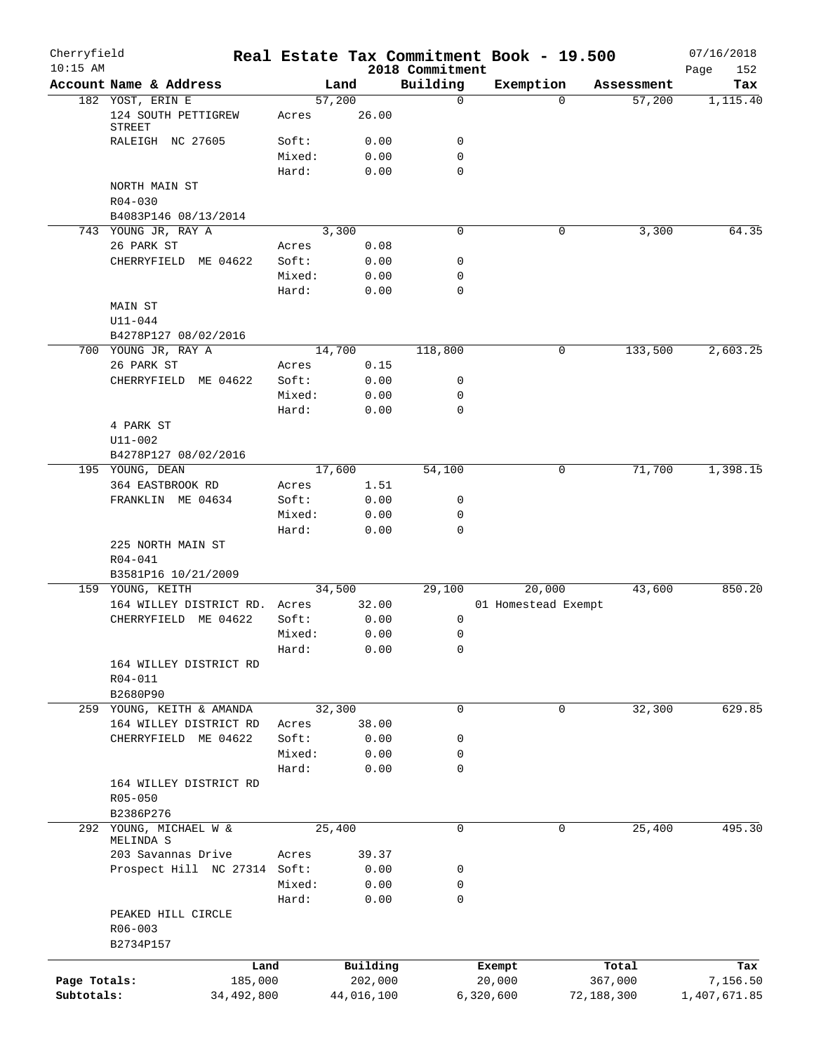# Real Estate Tax Commitment Book - 19.500

Cherryfield — 2018 Commitment — 07/16/2018, 10:15 AM

| Account Name & Address | Land | | Building | Exemption | Assessment | Tax |
|---|---|---|---|---|---|---|
| 182 YOST, ERIN E | 57,200 | | 0 | 0 | 57,200 | 1,115.40 |
| 124 SOUTH PETTIGREW STREET | Acres | 26.00 | | | | |
| RALEIGH NC 27605 | Soft: | 0.00 | 0 | | | |
| | Mixed: | 0.00 | 0 | | | |
| | Hard: | 0.00 | 0 | | | |
| NORTH MAIN ST | | | | | | |
| R04-030 | | | | | | |
| B4083P146 08/13/2014 | | | | | | |
| 743 YOUNG JR, RAY A | 3,300 | | 0 | 0 | 3,300 | 64.35 |
| 26 PARK ST | Acres | 0.08 | | | | |
| CHERRYFIELD ME 04622 | Soft: | 0.00 | 0 | | | |
| | Mixed: | 0.00 | 0 | | | |
| | Hard: | 0.00 | 0 | | | |
| MAIN ST | | | | | | |
| U11-044 | | | | | | |
| B4278P127 08/02/2016 | | | | | | |
| 700 YOUNG JR, RAY A | 14,700 | | 118,800 | 0 | 133,500 | 2,603.25 |
| 26 PARK ST | Acres | 0.15 | | | | |
| CHERRYFIELD ME 04622 | Soft: | 0.00 | 0 | | | |
| | Mixed: | 0.00 | 0 | | | |
| | Hard: | 0.00 | 0 | | | |
| 4 PARK ST | | | | | | |
| U11-002 | | | | | | |
| B4278P127 08/02/2016 | | | | | | |
| 195 YOUNG, DEAN | 17,600 | | 54,100 | 0 | 71,700 | 1,398.15 |
| 364 EASTBROOK RD | Acres | 1.51 | | | | |
| FRANKLIN ME 04634 | Soft: | 0.00 | 0 | | | |
| | Mixed: | 0.00 | 0 | | | |
| | Hard: | 0.00 | 0 | | | |
| 225 NORTH MAIN ST | | | | | | |
| R04-041 | | | | | | |
| B3581P16 10/21/2009 | | | | | | |
| 159 YOUNG, KEITH | 34,500 | | 29,100 | 20,000 | 43,600 | 850.20 |
| 164 WILLEY DISTRICT RD. | Acres | 32.00 | | 01 Homestead Exempt | | |
| CHERRYFIELD ME 04622 | Soft: | 0.00 | 0 | | | |
| | Mixed: | 0.00 | 0 | | | |
| | Hard: | 0.00 | 0 | | | |
| 164 WILLEY DISTRICT RD | | | | | | |
| R04-011 | | | | | | |
| B2680P90 | | | | | | |
| 259 YOUNG, KEITH & AMANDA | 32,300 | | 0 | 0 | 32,300 | 629.85 |
| 164 WILLEY DISTRICT RD | Acres | 38.00 | | | | |
| CHERRYFIELD ME 04622 | Soft: | 0.00 | 0 | | | |
| | Mixed: | 0.00 | 0 | | | |
| | Hard: | 0.00 | 0 | | | |
| 164 WILLEY DISTRICT RD | | | | | | |
| R05-050 | | | | | | |
| B2386P276 | | | | | | |
| 292 YOUNG, MICHAEL W & MELINDA S | 25,400 | | 0 | 0 | 25,400 | 495.30 |
| 203 Savannas Drive | Acres | 39.37 | | | | |
| Prospect Hill NC 27314 | Soft: | 0.00 | 0 | | | |
| | Mixed: | 0.00 | 0 | | | |
| | Hard: | 0.00 | 0 | | | |
| PEAKED HILL CIRCLE | | | | | | |
| R06-003 | | | | | | |
| B2734P157 | | | | | | |

| | Land | Building | Exempt | Total | Tax |
|---|---|---|---|---|---|
| Page Totals: | 185,000 | 202,000 | 20,000 | 367,000 | 7,156.50 |
| Subtotals: | 34,492,800 | 44,016,100 | 6,320,600 | 72,188,300 | 1,407,671.85 |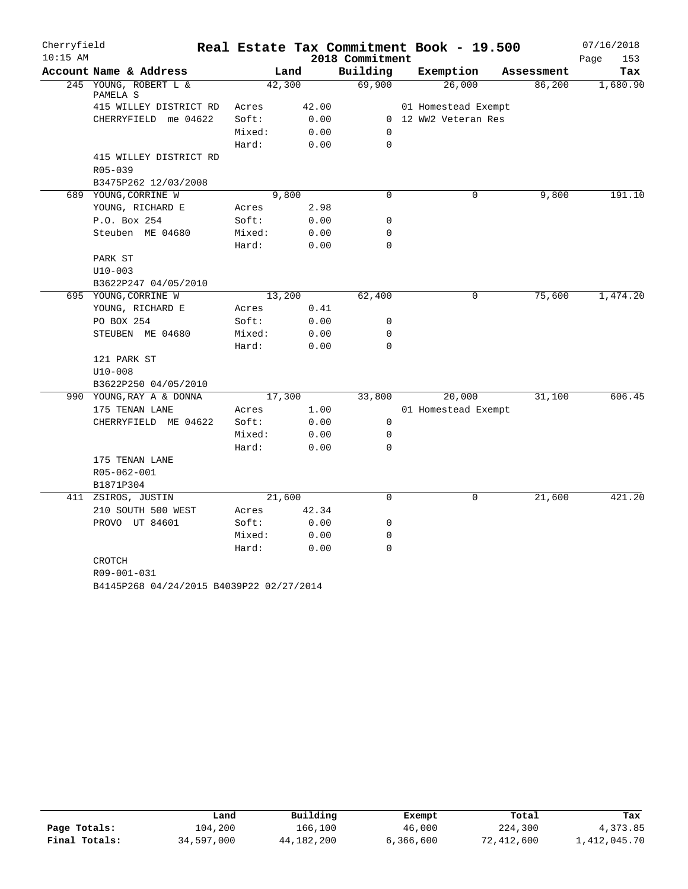# Real Estate Tax Commitment Book - 19.500

Cherryfield
10:15 AM

2018 Commitment

07/16/2018

| Account Name & Address | | Land | Building | Exemption | Assessment | Tax |
|---|---|---|---|---|---|---|
| 245 YOUNG, ROBERT L & PAMELA S | | 42,300 | 69,900 | 26,000 | 86,200 | 1,680.90 |
| 415 WILLEY DISTRICT RD | Acres | 42.00 | | 01 Homestead Exempt | | |
| CHERRYFIELD me 04622 | Soft: | 0.00 | 0 | 12 WW2 Veteran Res | | |
| | Mixed: | 0.00 | 0 | | | |
| | Hard: | 0.00 | 0 | | | |
| 415 WILLEY DISTRICT RD | | | | | | |
| R05-039 | | | | | | |
| B3475P262 12/03/2008 | | | | | | |
| 689 YOUNG, CORRINE W | | 9,800 | 0 | 0 | 9,800 | 191.10 |
| YOUNG, RICHARD E | Acres | 2.98 | | | | |
| P.O. Box 254 | Soft: | 0.00 | 0 | | | |
| Steuben ME 04680 | Mixed: | 0.00 | 0 | | | |
| | Hard: | 0.00 | 0 | | | |
| PARK ST | | | | | | |
| U10-003 | | | | | | |
| B3622P247 04/05/2010 | | | | | | |
| 695 YOUNG, CORRINE W | | 13,200 | 62,400 | 0 | 75,600 | 1,474.20 |
| YOUNG, RICHARD E | Acres | 0.41 | | | | |
| PO BOX 254 | Soft: | 0.00 | 0 | | | |
| STEUBEN ME 04680 | Mixed: | 0.00 | 0 | | | |
| | Hard: | 0.00 | 0 | | | |
| 121 PARK ST | | | | | | |
| U10-008 | | | | | | |
| B3622P250 04/05/2010 | | | | | | |
| 990 YOUNG, RAY A & DONNA | | 17,300 | 33,800 | 20,000 | 31,100 | 606.45 |
| 175 TENAN LANE | Acres | 1.00 | | 01 Homestead Exempt | | |
| CHERRYFIELD ME 04622 | Soft: | 0.00 | 0 | | | |
| | Mixed: | 0.00 | 0 | | | |
| | Hard: | 0.00 | 0 | | | |
| 175 TENAN LANE | | | | | | |
| R05-062-001 | | | | | | |
| B1871P304 | | | | | | |
| 411 ZSIROS, JUSTIN | | 21,600 | 0 | 0 | 21,600 | 421.20 |
| 210 SOUTH 500 WEST | Acres | 42.34 | | | | |
| PROVO UT 84601 | Soft: | 0.00 | 0 | | | |
| | Mixed: | 0.00 | 0 | | | |
| | Hard: | 0.00 | 0 | | | |
| CROTCH | | | | | | |
| R09-001-031 | | | | | | |
| B4145P268 04/24/2015 B4039P22 02/27/2014 | | | | | | |

| | Land | Building | Exempt | Total | Tax |
|---|---|---|---|---|---|
| Page Totals: | 104,200 | 166,100 | 46,000 | 224,300 | 4,373.85 |
| Final Totals: | 34,597,000 | 44,182,200 | 6,366,600 | 72,412,600 | 1,412,045.70 |